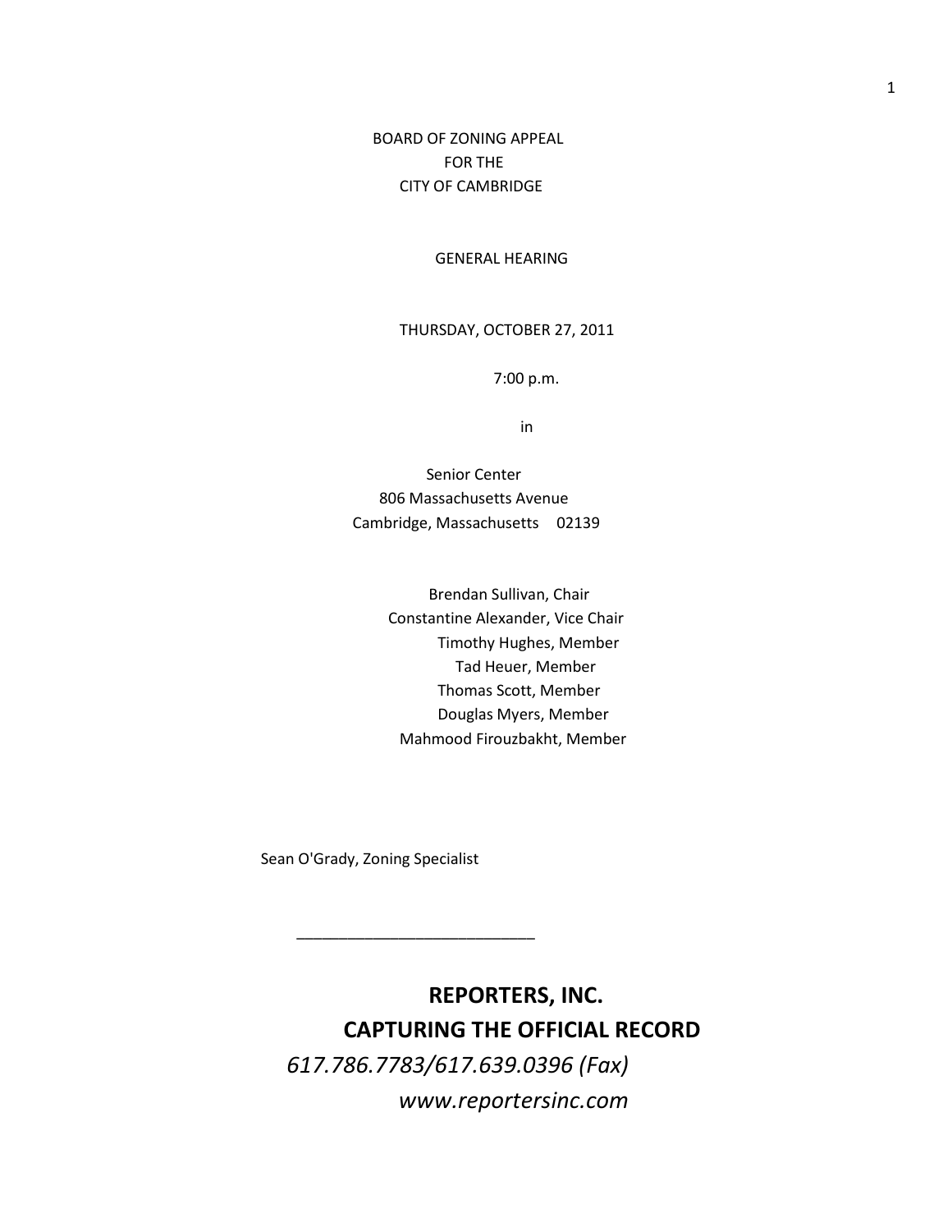BOARD OF ZONING APPEAL
FOR THE
CITY OF CAMBRIDGE

GENERAL HEARING

THURSDAY, OCTOBER 27, 2011

7:00 p.m.

in

Senior Center
806 Massachusetts Avenue
Cambridge, Massachusetts 02139

Brendan Sullivan, Chair
Constantine Alexander, Vice Chair
Timothy Hughes, Member
Tad Heuer, Member
Thomas Scott, Member
Douglas Myers, Member
Mahmood Firouzbakht, Member

Sean O'Grady, Zoning Specialist

___________________________

**REPORTERS, INC.**
**CAPTURING THE OFFICIAL RECORD**
*617.786.7783/617.639.0396 (Fax)*
*www.reportersinc.com*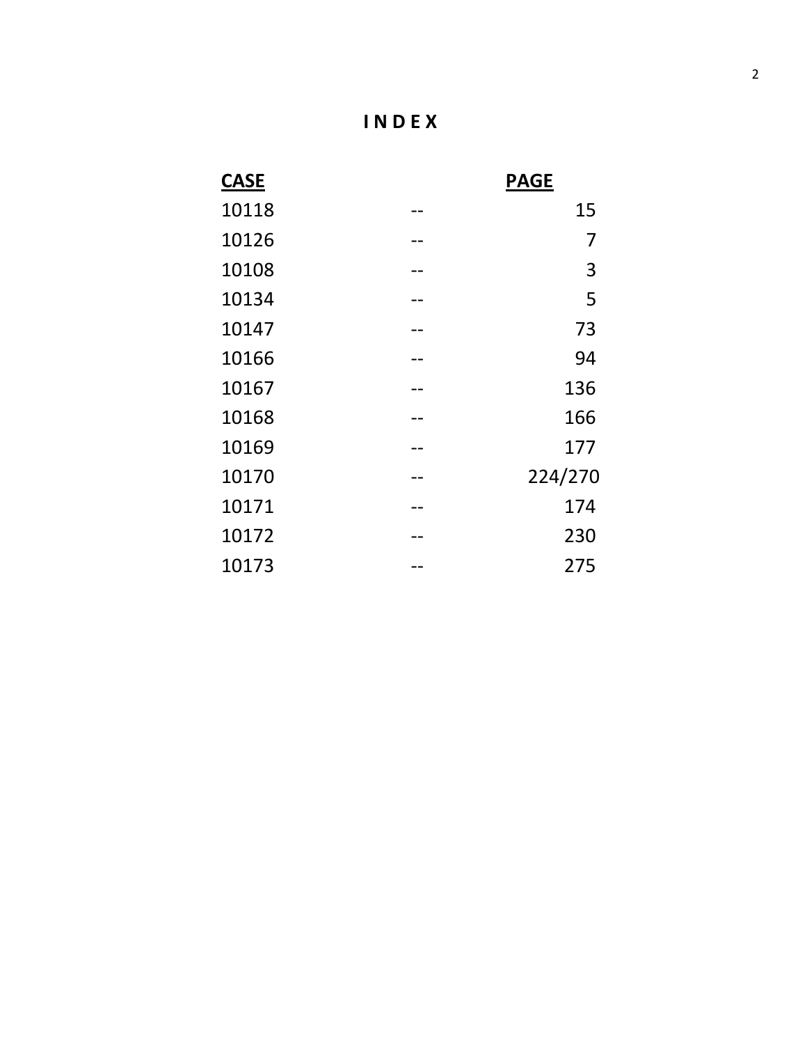# I N D E X

| CASE | | PAGE |
|---|---|---|
| 10118 | -- | 15 |
| 10126 | -- | 7 |
| 10108 | -- | 3 |
| 10134 | -- | 5 |
| 10147 | -- | 73 |
| 10166 | -- | 94 |
| 10167 | -- | 136 |
| 10168 | -- | 166 |
| 10169 | -- | 177 |
| 10170 | -- | 224/270 |
| 10171 | -- | 174 |
| 10172 | -- | 230 |
| 10173 | -- | 275 |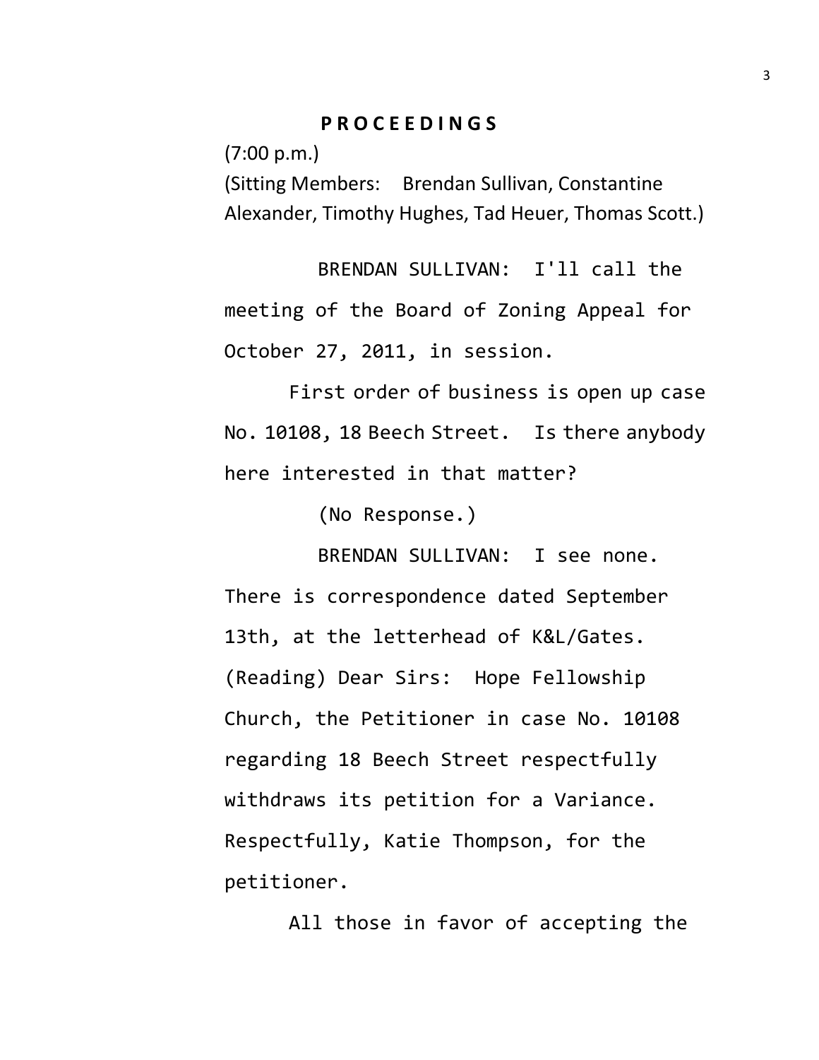**P R O C E E D I N G S**

(7:00 p.m.)

(Sitting Members: Brendan Sullivan, Constantine Alexander, Timothy Hughes, Tad Heuer, Thomas Scott.)

BRENDAN SULLIVAN: I'll call the meeting of the Board of Zoning Appeal for October 27, 2011, in session.

First order of business is open up case No. 10108, 18 Beech Street. Is there anybody here interested in that matter?

(No Response.)

BRENDAN SULLIVAN: I see none. There is correspondence dated September 13th, at the letterhead of K&L/Gates. (Reading) Dear Sirs: Hope Fellowship Church, the Petitioner in case No. 10108 regarding 18 Beech Street respectfully withdraws its petition for a Variance. Respectfully, Katie Thompson, for the petitioner.

All those in favor of accepting the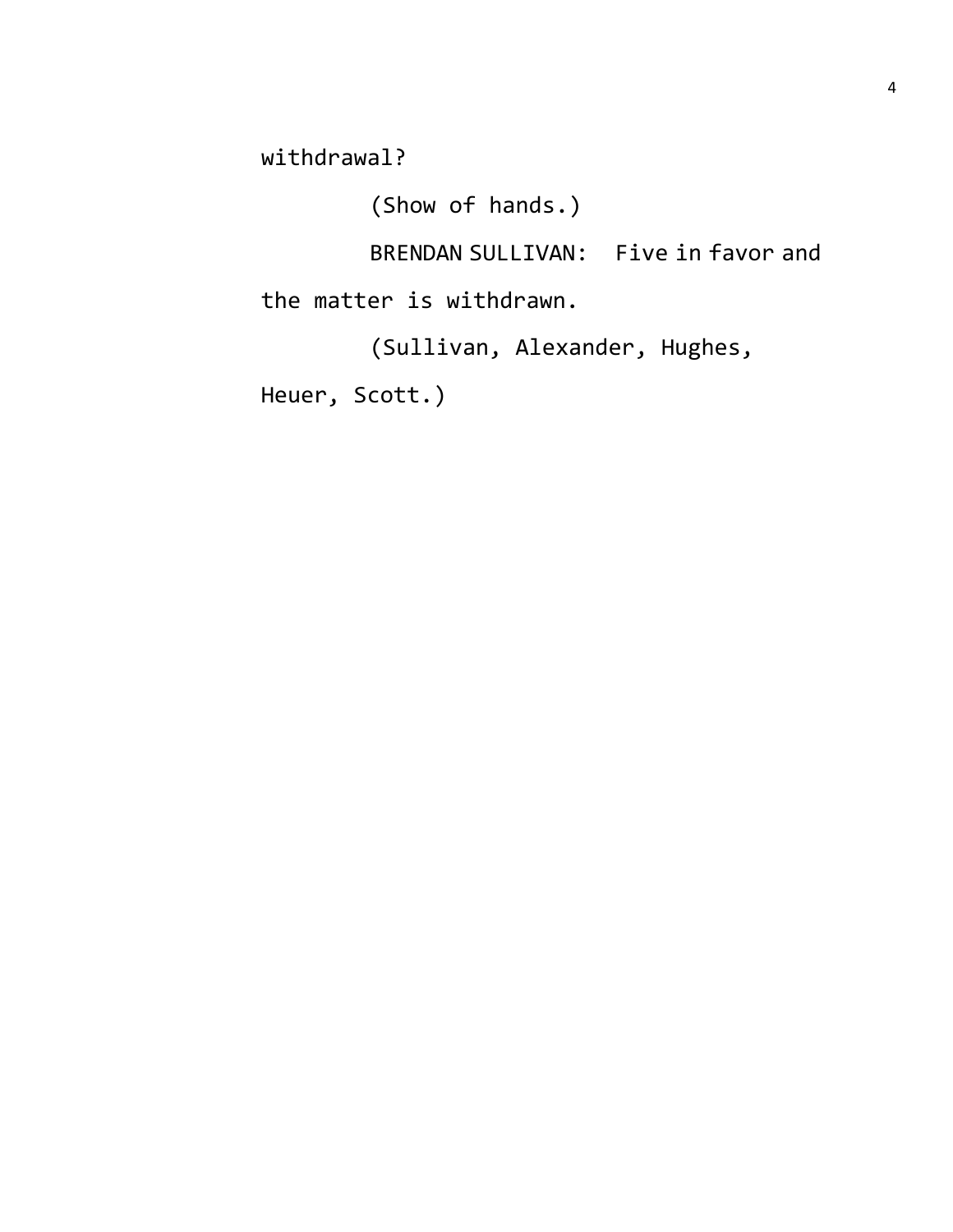withdrawal?

(Show of hands.)

BRENDAN SULLIVAN: Five in favor and the matter is withdrawn.

(Sullivan, Alexander, Hughes, Heuer, Scott.)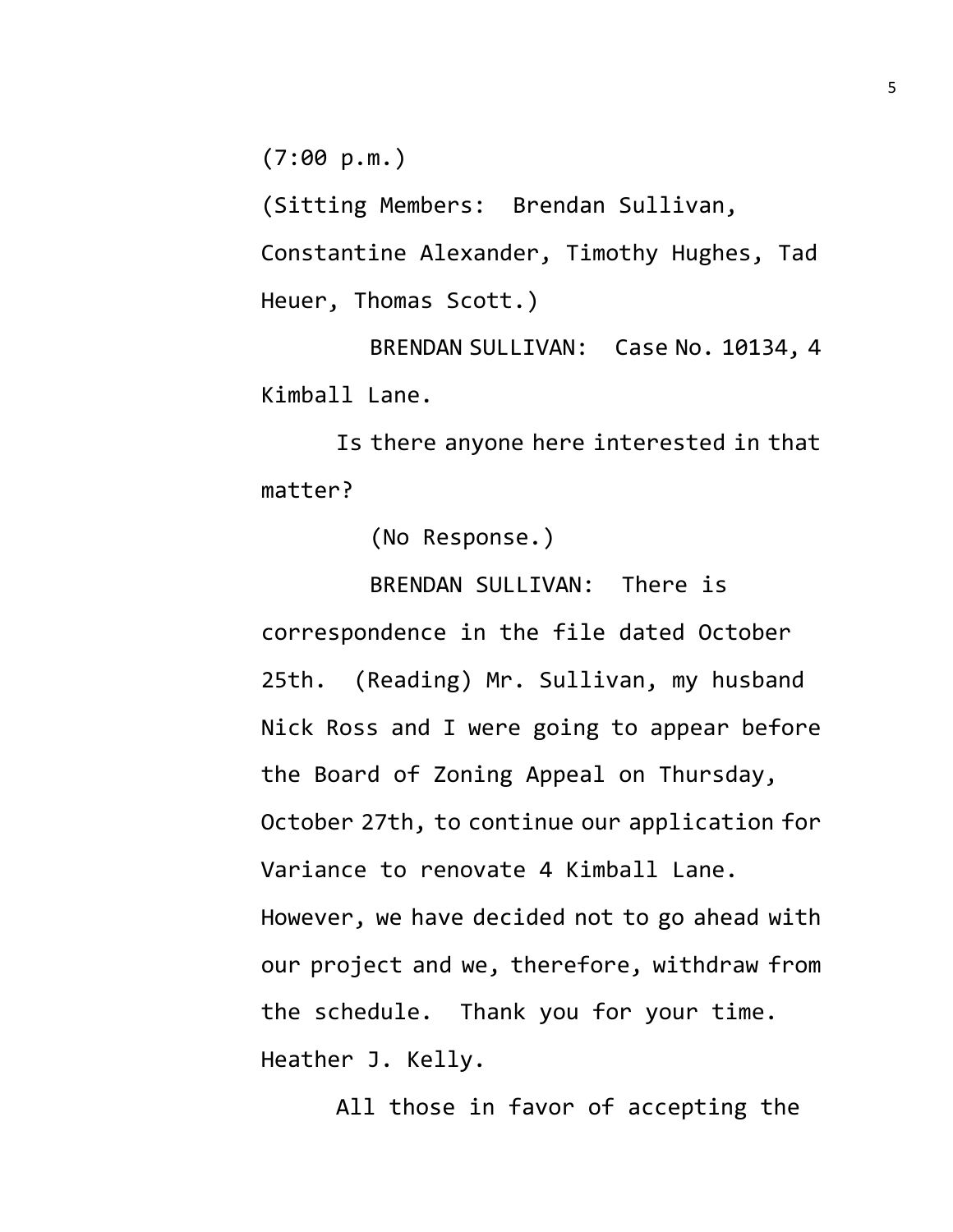(7:00 p.m.)

(Sitting Members: Brendan Sullivan, Constantine Alexander, Timothy Hughes, Tad Heuer, Thomas Scott.)

BRENDAN SULLIVAN: Case No. 10134, 4 Kimball Lane.

Is there anyone here interested in that matter?

(No Response.)

BRENDAN SULLIVAN: There is correspondence in the file dated October 25th. (Reading) Mr. Sullivan, my husband Nick Ross and I were going to appear before the Board of Zoning Appeal on Thursday, October 27th, to continue our application for Variance to renovate 4 Kimball Lane. However, we have decided not to go ahead with our project and we, therefore, withdraw from the schedule. Thank you for your time. Heather J. Kelly.

All those in favor of accepting the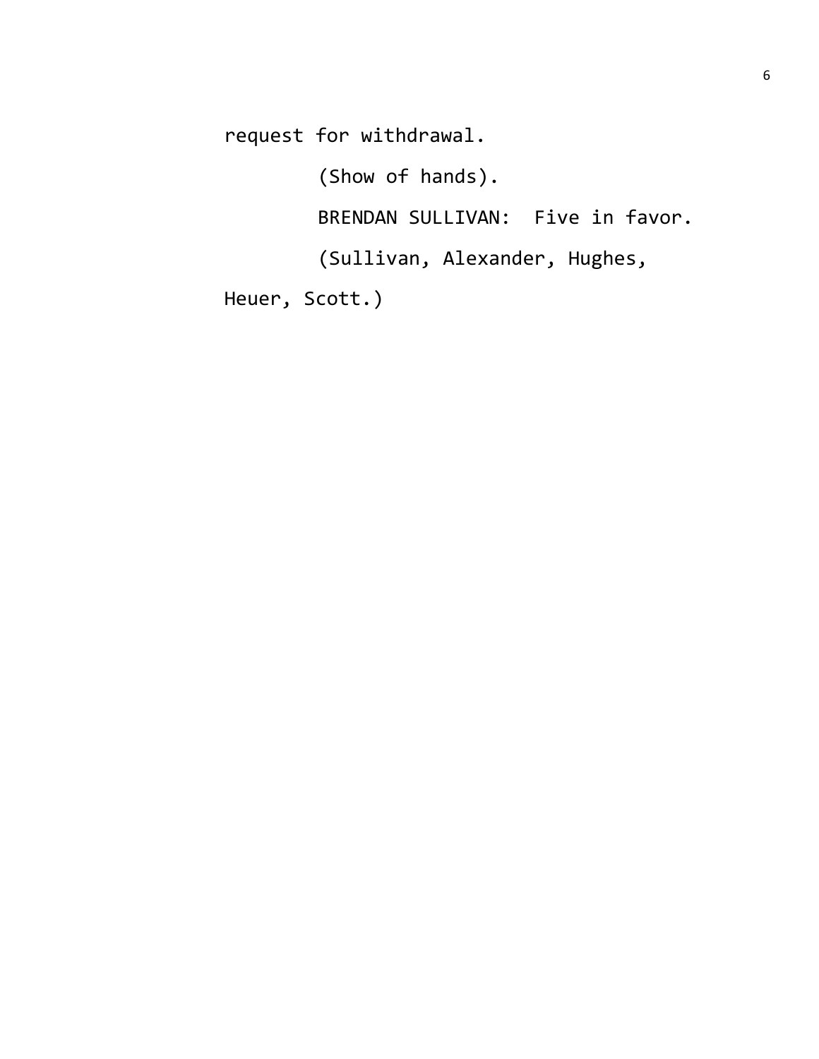request for withdrawal.

(Show of hands).

BRENDAN SULLIVAN: Five in favor.

(Sullivan, Alexander, Hughes, Heuer, Scott.)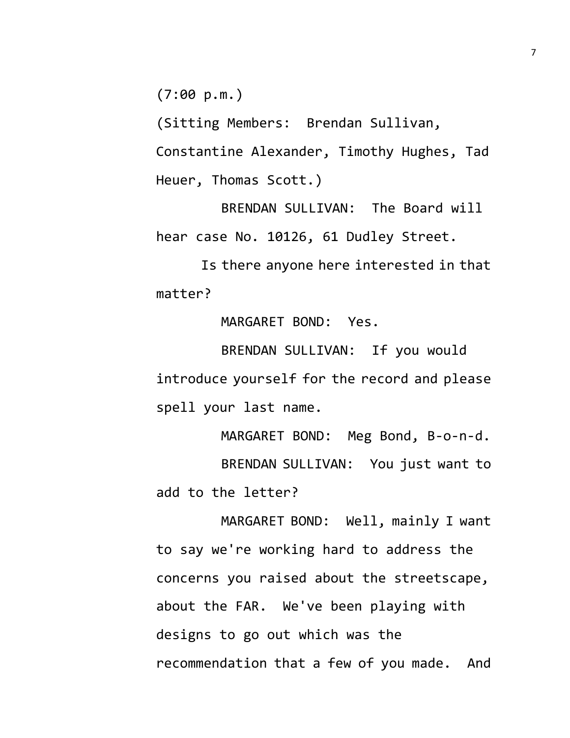(7:00 p.m.)

(Sitting Members: Brendan Sullivan, Constantine Alexander, Timothy Hughes, Tad Heuer, Thomas Scott.)

BRENDAN SULLIVAN: The Board will hear case No. 10126, 61 Dudley Street.

Is there anyone here interested in that matter?

MARGARET BOND: Yes.

BRENDAN SULLIVAN: If you would introduce yourself for the record and please spell your last name.

MARGARET BOND: Meg Bond, B-o-n-d.

BRENDAN SULLIVAN: You just want to add to the letter?

MARGARET BOND: Well, mainly I want to say we're working hard to address the concerns you raised about the streetscape, about the FAR. We've been playing with designs to go out which was the recommendation that a few of you made. And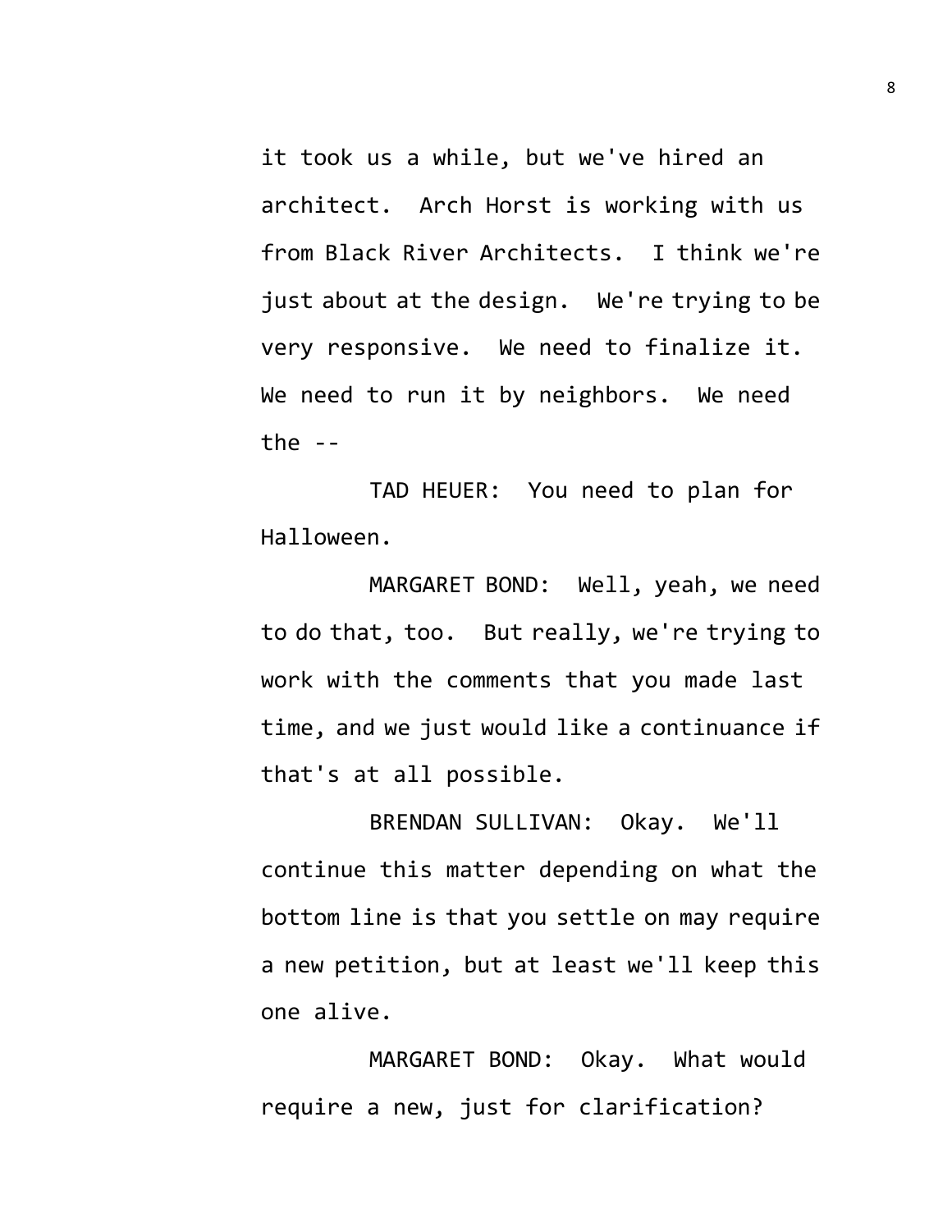it took us a while, but we've hired an architect. Arch Horst is working with us from Black River Architects. I think we're just about at the design. We're trying to be very responsive. We need to finalize it. We need to run it by neighbors. We need the --

TAD HEUER: You need to plan for Halloween.

MARGARET BOND: Well, yeah, we need to do that, too. But really, we're trying to work with the comments that you made last time, and we just would like a continuance if that's at all possible.

BRENDAN SULLIVAN: Okay. We'll continue this matter depending on what the bottom line is that you settle on may require a new petition, but at least we'll keep this one alive.

MARGARET BOND: Okay. What would require a new, just for clarification?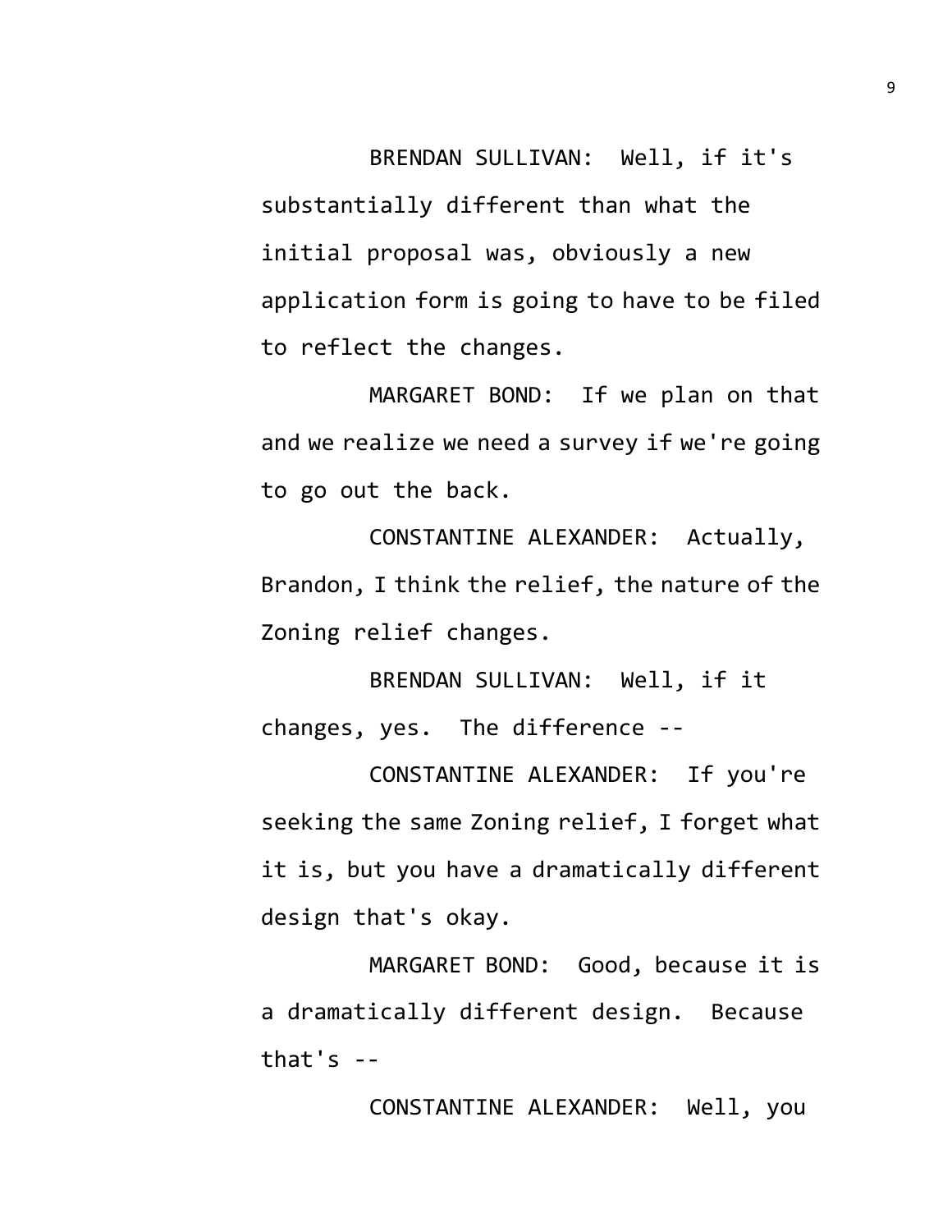BRENDAN SULLIVAN: Well, if it's substantially different than what the initial proposal was, obviously a new application form is going to have to be filed to reflect the changes.

MARGARET BOND: If we plan on that and we realize we need a survey if we're going to go out the back.

CONSTANTINE ALEXANDER: Actually, Brandon, I think the relief, the nature of the Zoning relief changes.

BRENDAN SULLIVAN: Well, if it changes, yes. The difference --

CONSTANTINE ALEXANDER: If you're seeking the same Zoning relief, I forget what it is, but you have a dramatically different design that's okay.

MARGARET BOND: Good, because it is a dramatically different design. Because that's --

CONSTANTINE ALEXANDER: Well, you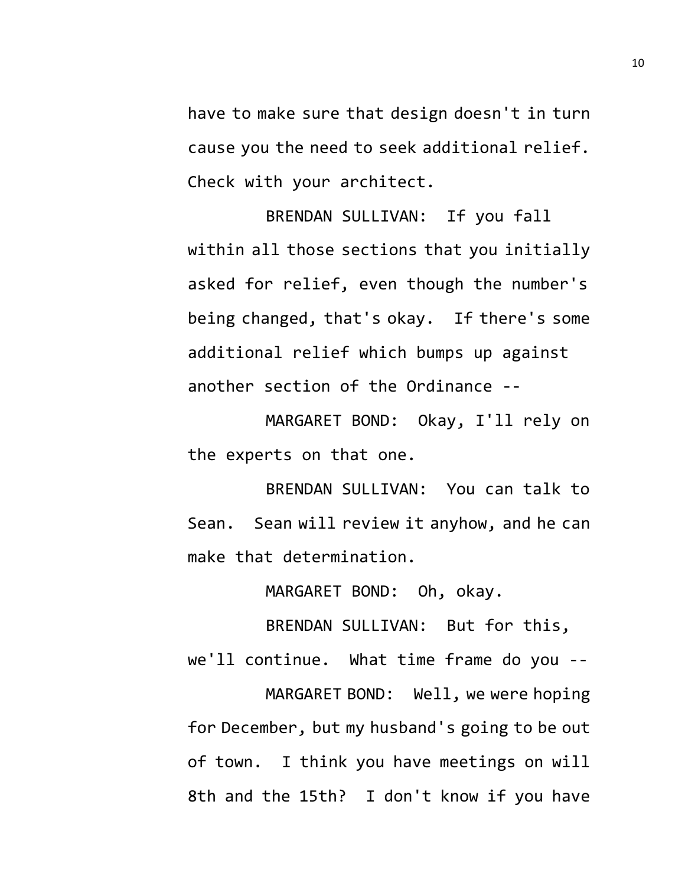have to make sure that design doesn't in turn cause you the need to seek additional relief. Check with your architect.

BRENDAN SULLIVAN: If you fall within all those sections that you initially asked for relief, even though the number's being changed, that's okay. If there's some additional relief which bumps up against another section of the Ordinance --

MARGARET BOND: Okay, I'll rely on the experts on that one.

BRENDAN SULLIVAN: You can talk to Sean. Sean will review it anyhow, and he can make that determination.

MARGARET BOND: Oh, okay.

BRENDAN SULLIVAN: But for this, we'll continue. What time frame do you --

MARGARET BOND: Well, we were hoping for December, but my husband's going to be out of town. I think you have meetings on will 8th and the 15th? I don't know if you have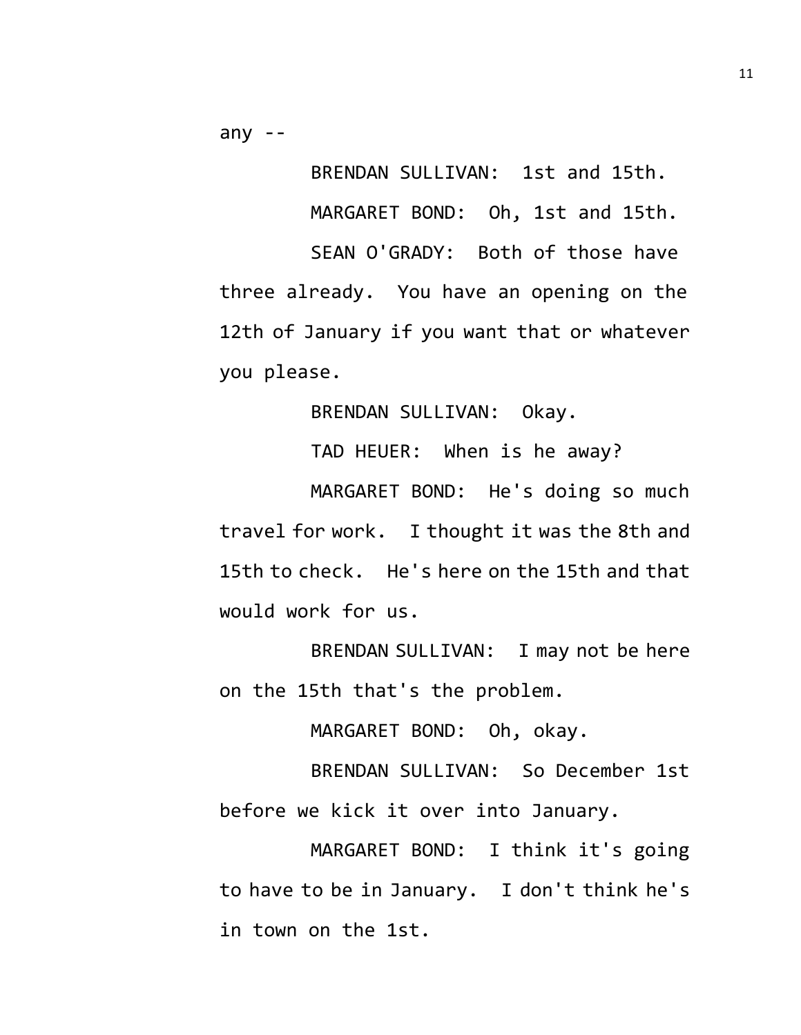any --

BRENDAN SULLIVAN: 1st and 15th.

MARGARET BOND: Oh, 1st and 15th.

SEAN O'GRADY: Both of those have three already. You have an opening on the 12th of January if you want that or whatever you please.

BRENDAN SULLIVAN: Okay.

TAD HEUER: When is he away?

MARGARET BOND: He's doing so much travel for work. I thought it was the 8th and 15th to check. He's here on the 15th and that would work for us.

BRENDAN SULLIVAN: I may not be here on the 15th that's the problem.

MARGARET BOND: Oh, okay.

BRENDAN SULLIVAN: So December 1st before we kick it over into January.

MARGARET BOND: I think it's going to have to be in January. I don't think he's in town on the 1st.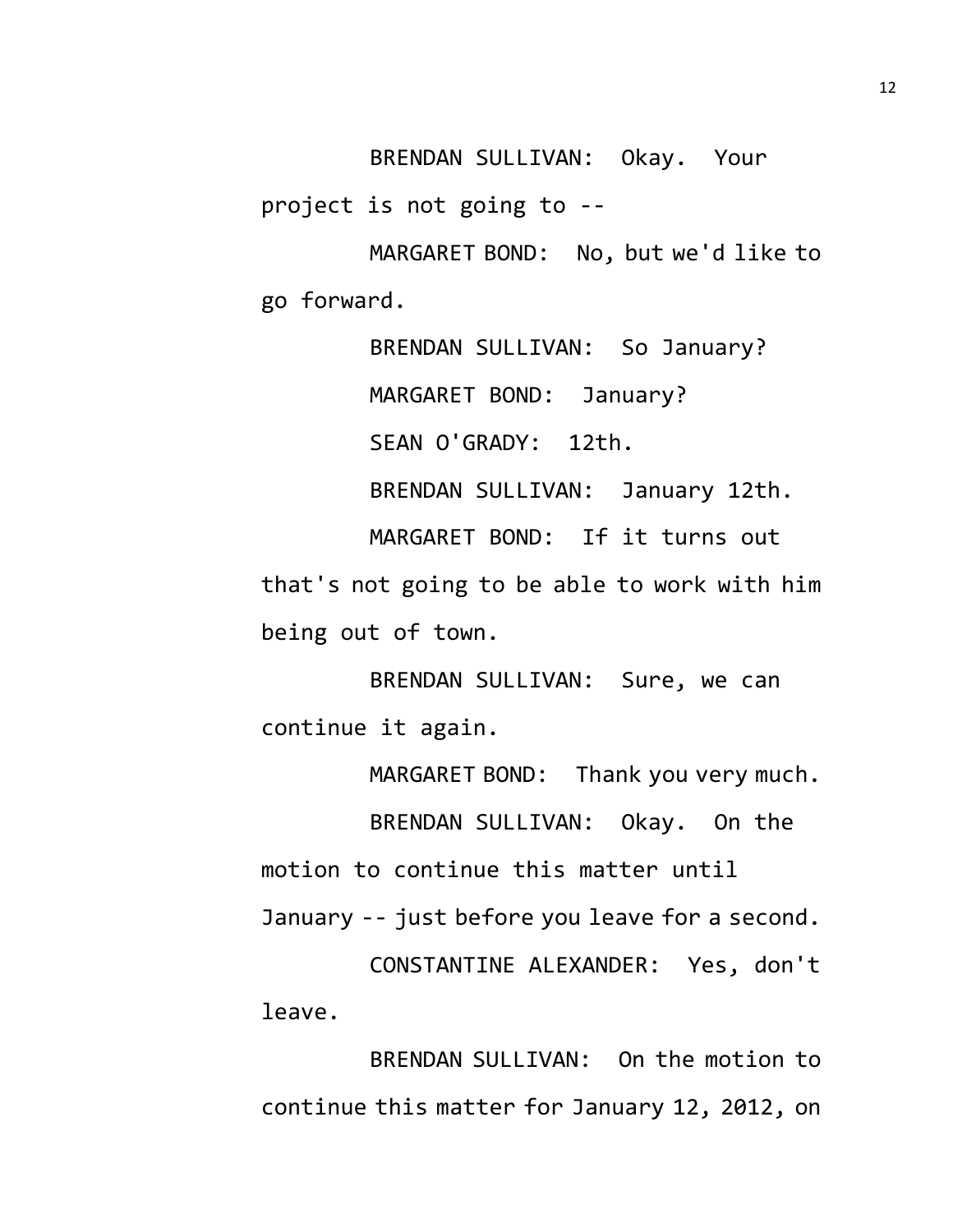BRENDAN SULLIVAN: Okay. Your project is not going to --

MARGARET BOND: No, but we'd like to go forward.

BRENDAN SULLIVAN: So January?

MARGARET BOND: January?

SEAN O'GRADY: 12th.

BRENDAN SULLIVAN: January 12th.

MARGARET BOND: If it turns out that's not going to be able to work with him being out of town.

BRENDAN SULLIVAN: Sure, we can continue it again.

MARGARET BOND: Thank you very much.

BRENDAN SULLIVAN: Okay. On the motion to continue this matter until January -- just before you leave for a second.

CONSTANTINE ALEXANDER: Yes, don't leave.

BRENDAN SULLIVAN: On the motion to continue this matter for January 12, 2012, on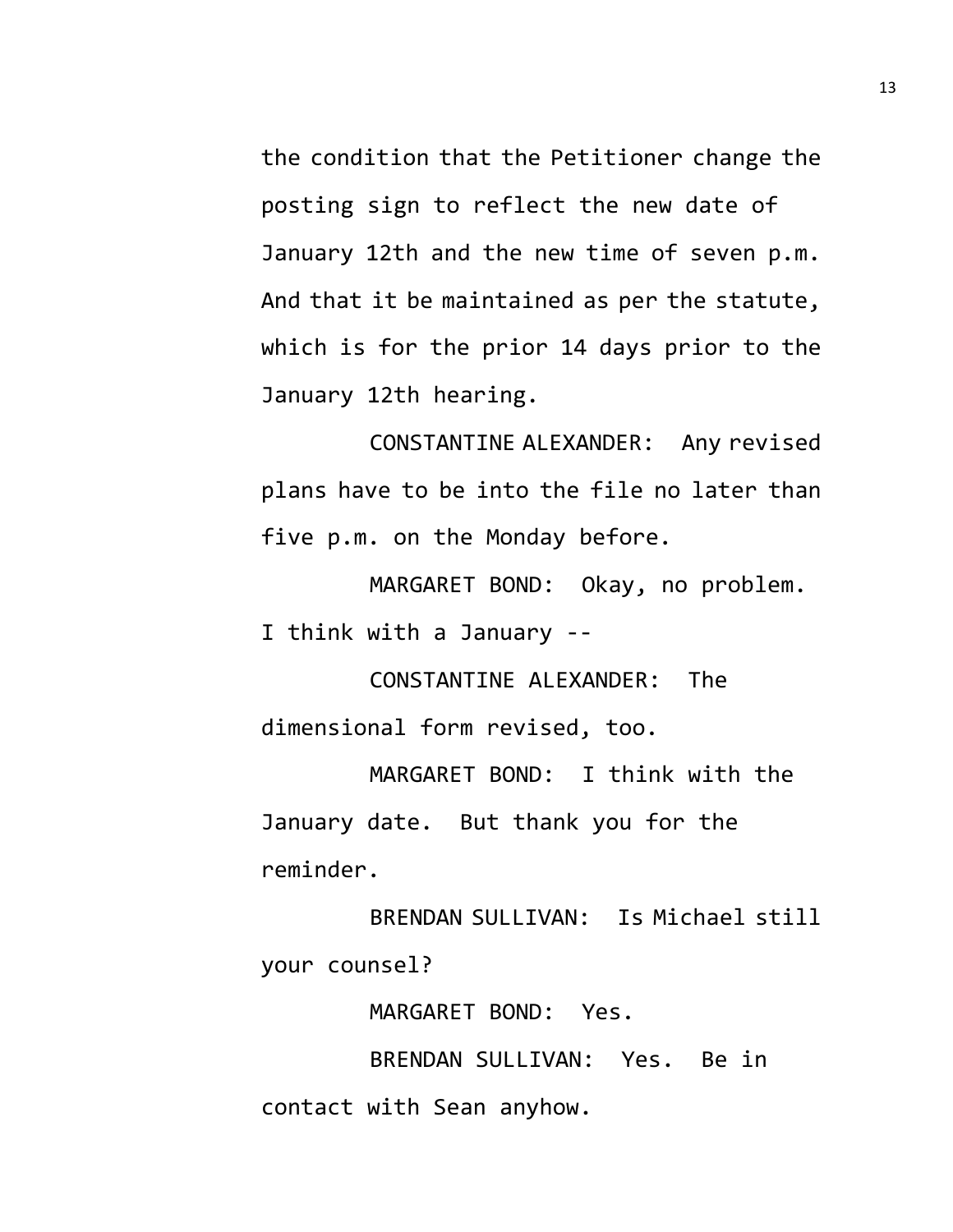the condition that the Petitioner change the posting sign to reflect the new date of January 12th and the new time of seven p.m. And that it be maintained as per the statute, which is for the prior 14 days prior to the January 12th hearing.

CONSTANTINE ALEXANDER: Any revised plans have to be into the file no later than five p.m. on the Monday before.

MARGARET BOND: Okay, no problem. I think with a January --

CONSTANTINE ALEXANDER: The dimensional form revised, too.

MARGARET BOND: I think with the January date. But thank you for the reminder.

BRENDAN SULLIVAN: Is Michael still your counsel?

MARGARET BOND: Yes.

BRENDAN SULLIVAN: Yes. Be in contact with Sean anyhow.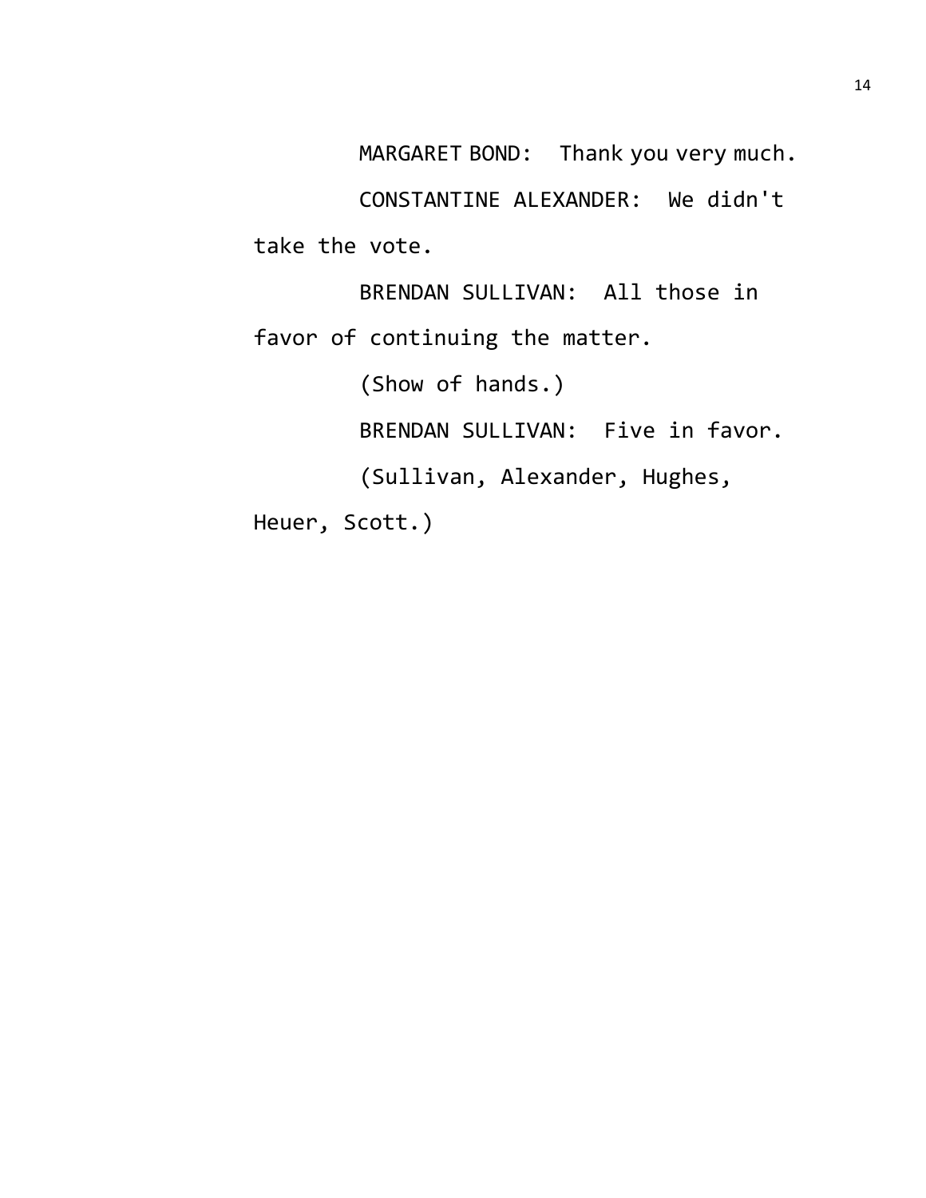MARGARET BOND: Thank you very much.

CONSTANTINE ALEXANDER: We didn't take the vote.

BRENDAN SULLIVAN: All those in favor of continuing the matter.

(Show of hands.)

BRENDAN SULLIVAN: Five in favor.

(Sullivan, Alexander, Hughes, Heuer, Scott.)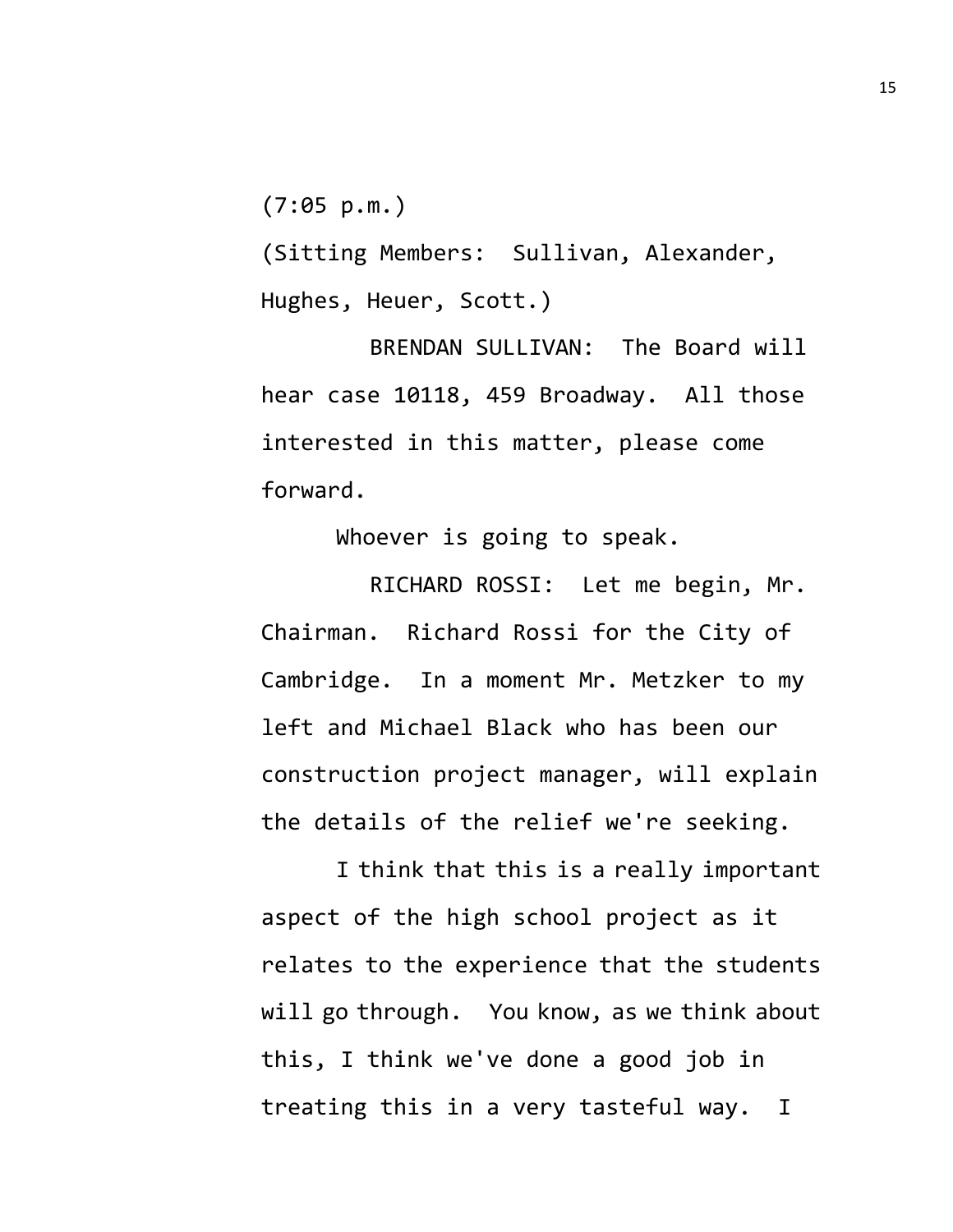(7:05 p.m.)

(Sitting Members: Sullivan, Alexander, Hughes, Heuer, Scott.)

BRENDAN SULLIVAN: The Board will hear case 10118, 459 Broadway. All those interested in this matter, please come forward.

Whoever is going to speak.

RICHARD ROSSI: Let me begin, Mr. Chairman. Richard Rossi for the City of Cambridge. In a moment Mr. Metzker to my left and Michael Black who has been our construction project manager, will explain the details of the relief we're seeking.

I think that this is a really important aspect of the high school project as it relates to the experience that the students will go through. You know, as we think about this, I think we've done a good job in treating this in a very tasteful way. I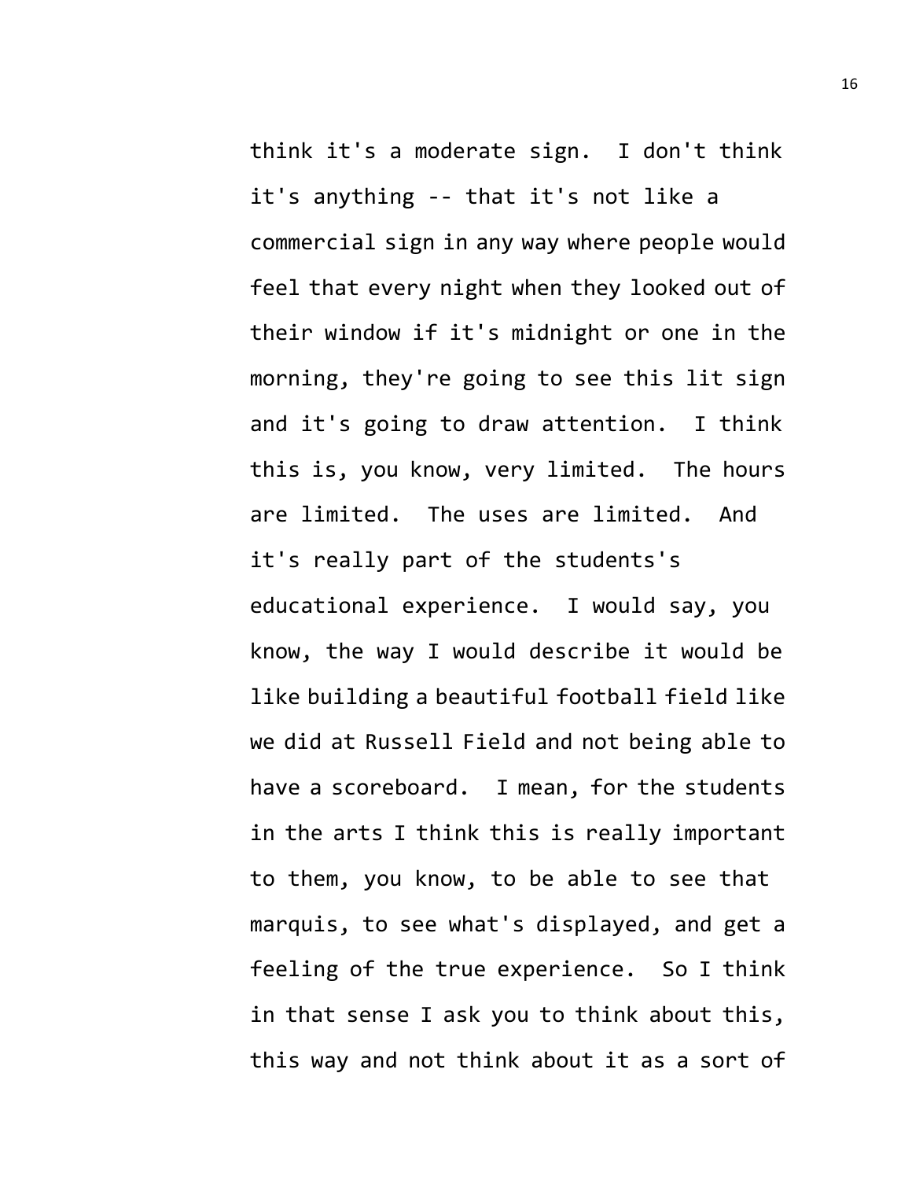think it's a moderate sign. I don't think it's anything -- that it's not like a commercial sign in any way where people would feel that every night when they looked out of their window if it's midnight or one in the morning, they're going to see this lit sign and it's going to draw attention. I think this is, you know, very limited. The hours are limited. The uses are limited. And it's really part of the students's educational experience. I would say, you know, the way I would describe it would be like building a beautiful football field like we did at Russell Field and not being able to have a scoreboard. I mean, for the students in the arts I think this is really important to them, you know, to be able to see that marquis, to see what's displayed, and get a feeling of the true experience. So I think in that sense I ask you to think about this, this way and not think about it as a sort of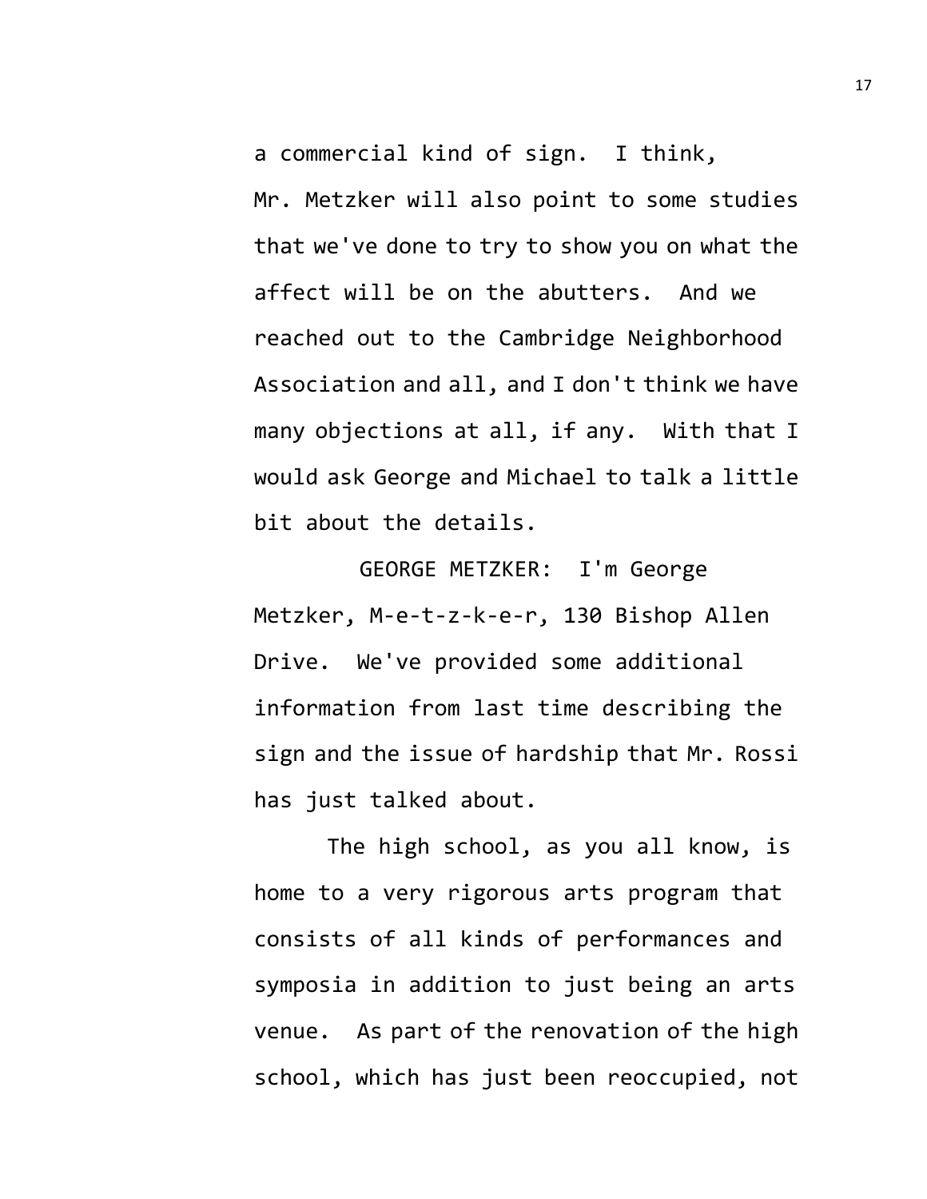a commercial kind of sign. I think, Mr. Metzker will also point to some studies that we've done to try to show you on what the affect will be on the abutters. And we reached out to the Cambridge Neighborhood Association and all, and I don't think we have many objections at all, if any. With that I would ask George and Michael to talk a little bit about the details.

GEORGE METZKER: I'm George Metzker, M-e-t-z-k-e-r, 130 Bishop Allen Drive. We've provided some additional information from last time describing the sign and the issue of hardship that Mr. Rossi has just talked about.

The high school, as you all know, is home to a very rigorous arts program that consists of all kinds of performances and symposia in addition to just being an arts venue. As part of the renovation of the high school, which has just been reoccupied, not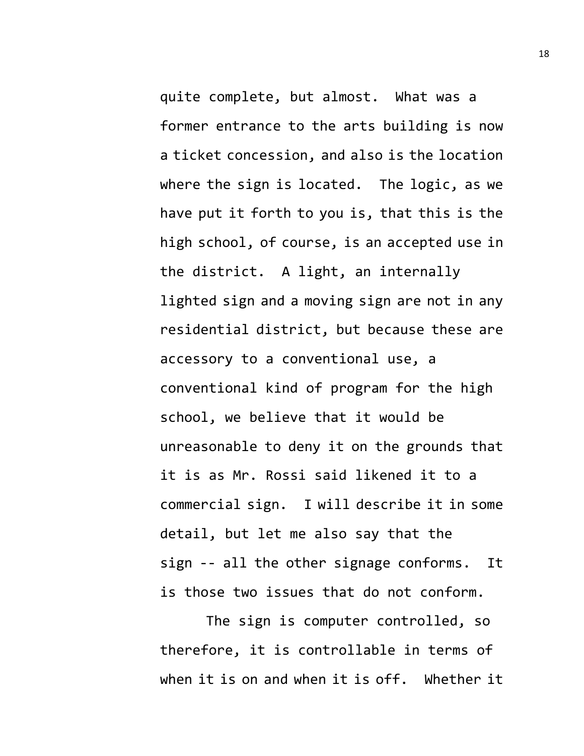quite complete, but almost. What was a former entrance to the arts building is now a ticket concession, and also is the location where the sign is located. The logic, as we have put it forth to you is, that this is the high school, of course, is an accepted use in the district. A light, an internally lighted sign and a moving sign are not in any residential district, but because these are accessory to a conventional use, a conventional kind of program for the high school, we believe that it would be unreasonable to deny it on the grounds that it is as Mr. Rossi said likened it to a commercial sign. I will describe it in some detail, but let me also say that the sign -- all the other signage conforms. It is those two issues that do not conform.

The sign is computer controlled, so therefore, it is controllable in terms of when it is on and when it is off. Whether it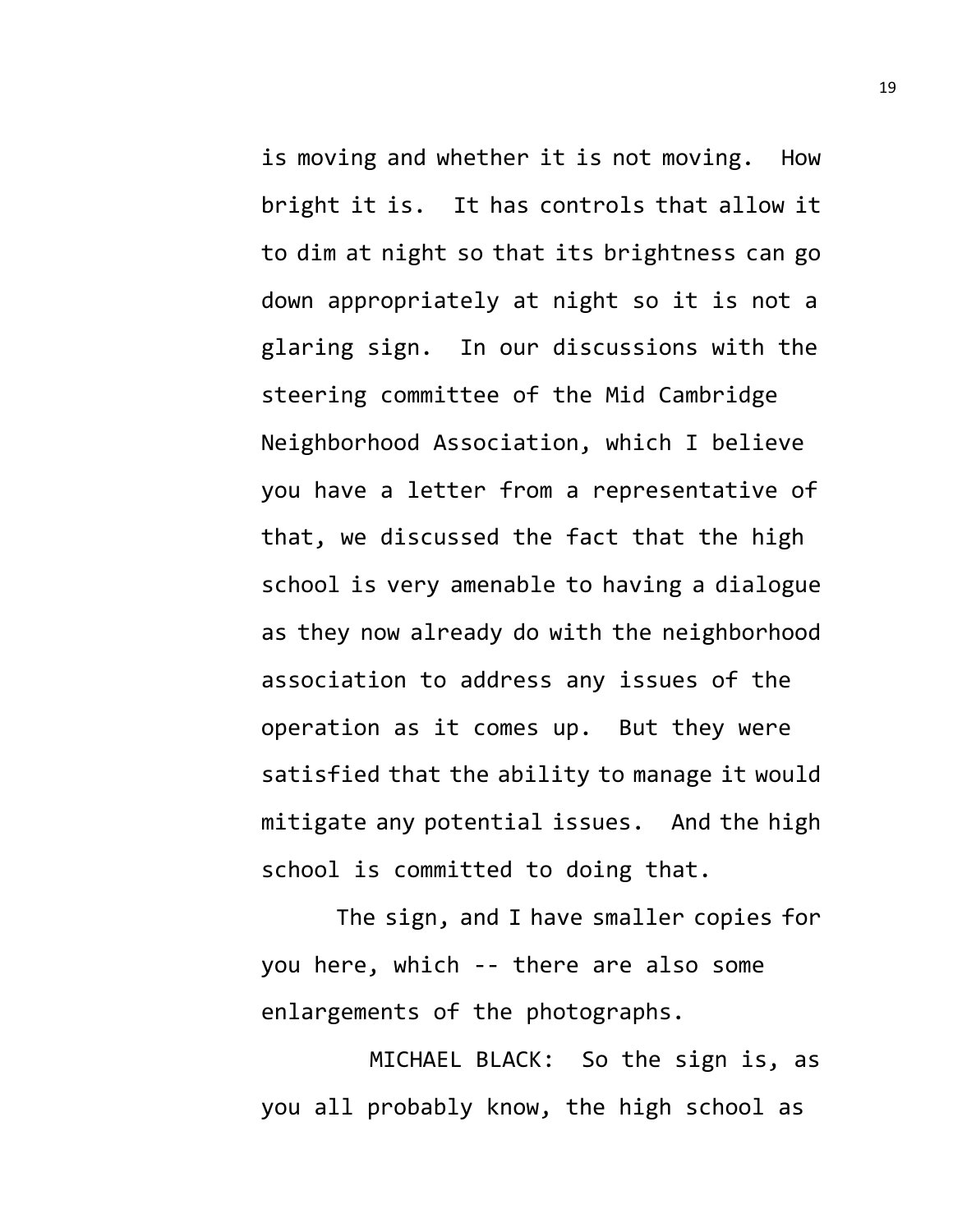is moving and whether it is not moving. How bright it is. It has controls that allow it to dim at night so that its brightness can go down appropriately at night so it is not a glaring sign. In our discussions with the steering committee of the Mid Cambridge Neighborhood Association, which I believe you have a letter from a representative of that, we discussed the fact that the high school is very amenable to having a dialogue as they now already do with the neighborhood association to address any issues of the operation as it comes up. But they were satisfied that the ability to manage it would mitigate any potential issues. And the high school is committed to doing that.

The sign, and I have smaller copies for you here, which -- there are also some enlargements of the photographs.

MICHAEL BLACK: So the sign is, as you all probably know, the high school as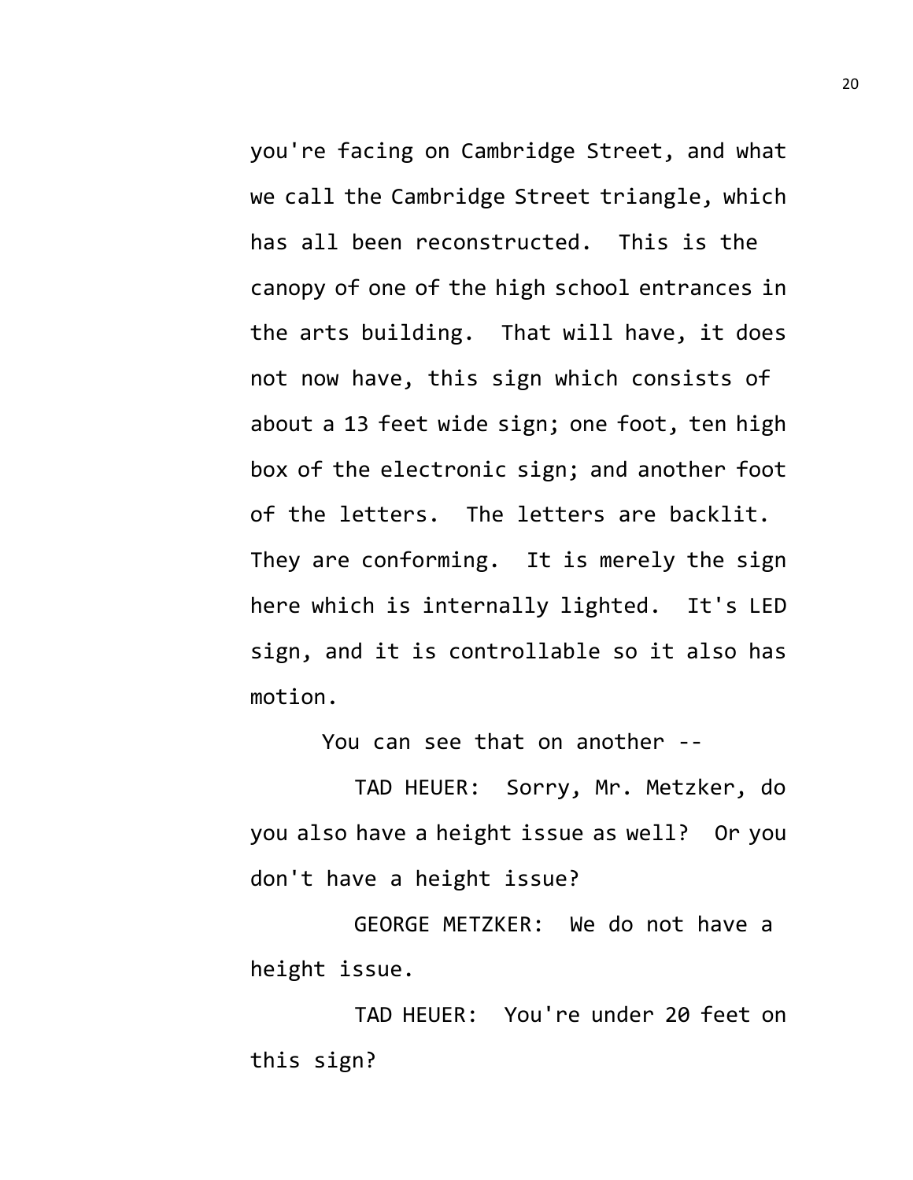you're facing on Cambridge Street, and what we call the Cambridge Street triangle, which has all been reconstructed. This is the canopy of one of the high school entrances in the arts building. That will have, it does not now have, this sign which consists of about a 13 feet wide sign; one foot, ten high box of the electronic sign; and another foot of the letters. The letters are backlit. They are conforming. It is merely the sign here which is internally lighted. It's LED sign, and it is controllable so it also has motion.

You can see that on another --

TAD HEUER: Sorry, Mr. Metzker, do you also have a height issue as well? Or you don't have a height issue?

GEORGE METZKER: We do not have a height issue.

TAD HEUER: You're under 20 feet on this sign?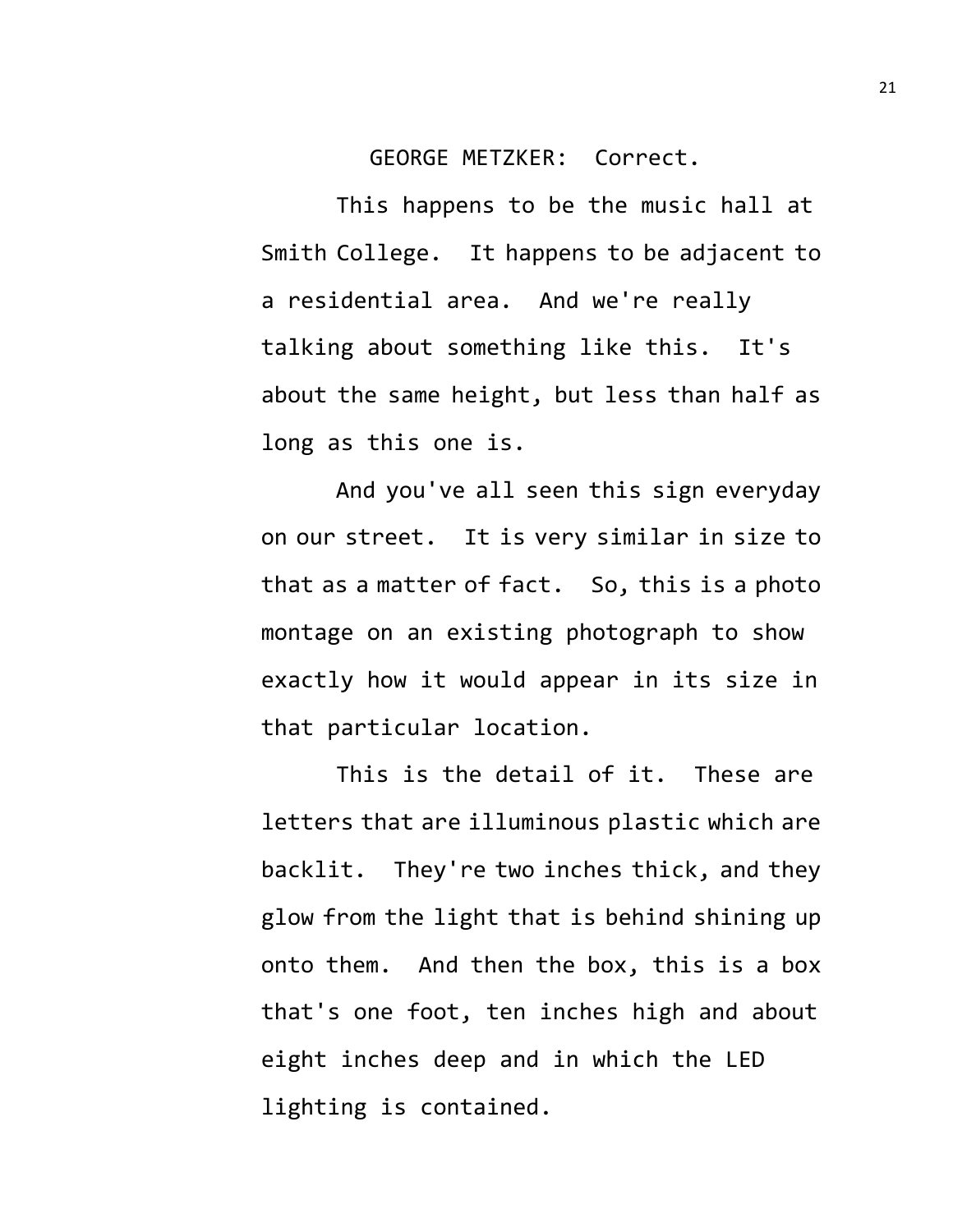GEORGE METZKER: Correct.

This happens to be the music hall at Smith College. It happens to be adjacent to a residential area. And we're really talking about something like this. It's about the same height, but less than half as long as this one is.

And you've all seen this sign everyday on our street. It is very similar in size to that as a matter of fact. So, this is a photo montage on an existing photograph to show exactly how it would appear in its size in that particular location.

This is the detail of it. These are letters that are illuminous plastic which are backlit. They're two inches thick, and they glow from the light that is behind shining up onto them. And then the box, this is a box that's one foot, ten inches high and about eight inches deep and in which the LED lighting is contained.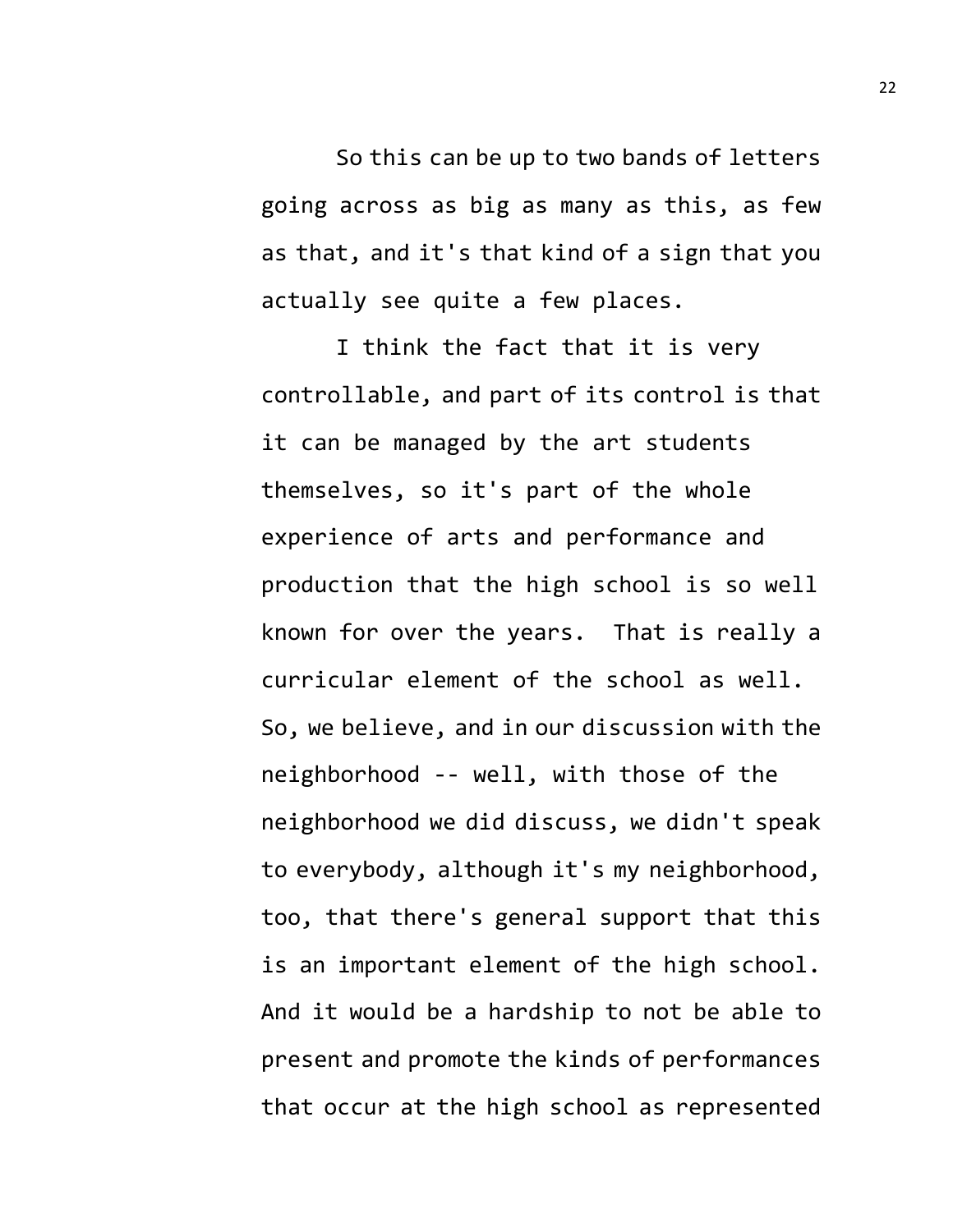So this can be up to two bands of letters going across as big as many as this, as few as that, and it's that kind of a sign that you actually see quite a few places.

I think the fact that it is very controllable, and part of its control is that it can be managed by the art students themselves, so it's part of the whole experience of arts and performance and production that the high school is so well known for over the years. That is really a curricular element of the school as well. So, we believe, and in our discussion with the neighborhood -- well, with those of the neighborhood we did discuss, we didn't speak to everybody, although it's my neighborhood, too, that there's general support that this is an important element of the high school. And it would be a hardship to not be able to present and promote the kinds of performances that occur at the high school as represented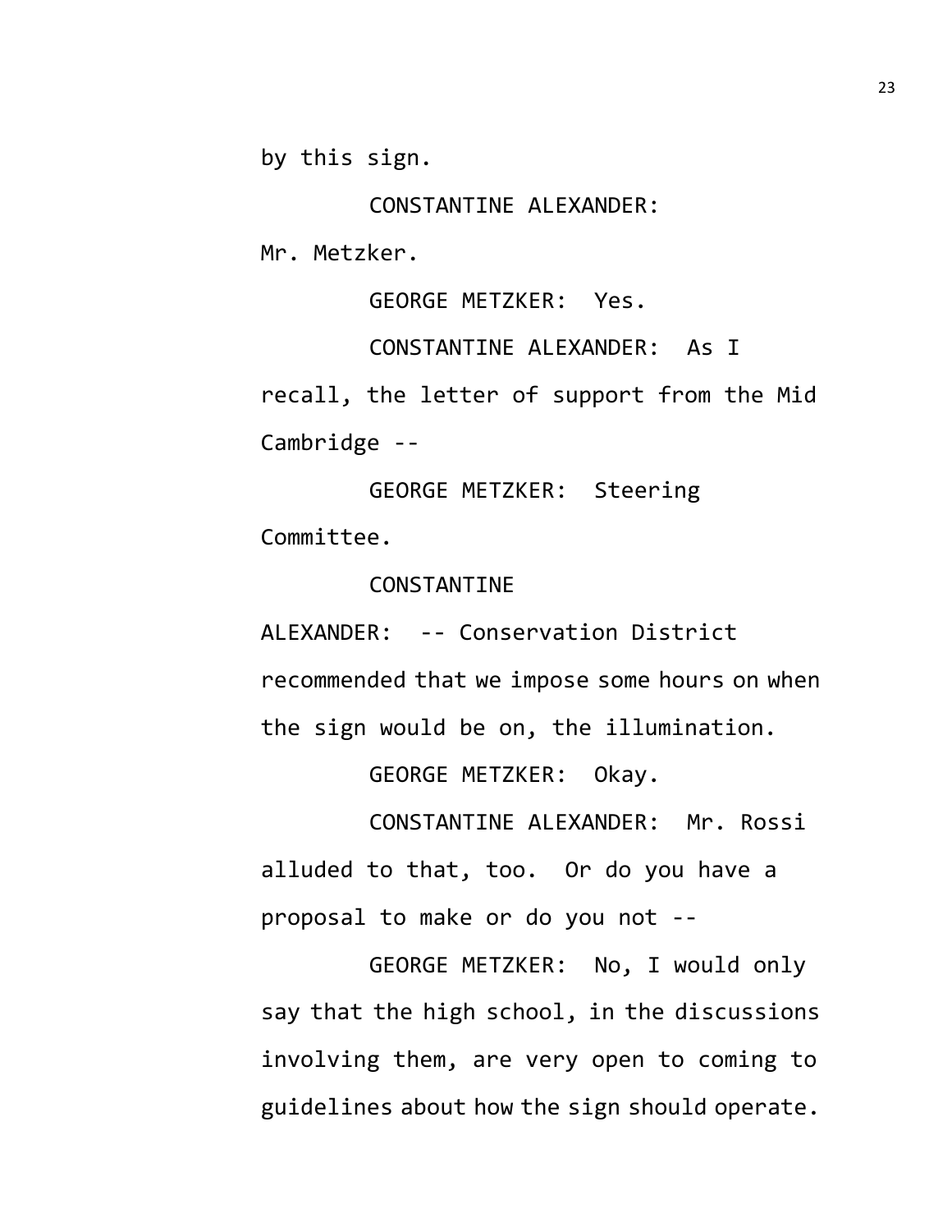by this sign.

CONSTANTINE ALEXANDER: Mr. Metzker.

GEORGE METZKER: Yes.

CONSTANTINE ALEXANDER: As I recall, the letter of support from the Mid Cambridge --

GEORGE METZKER: Steering Committee.

CONSTANTINE ALEXANDER: -- Conservation District recommended that we impose some hours on when the sign would be on, the illumination.

GEORGE METZKER: Okay.

CONSTANTINE ALEXANDER: Mr. Rossi alluded to that, too. Or do you have a proposal to make or do you not --

GEORGE METZKER: No, I would only say that the high school, in the discussions involving them, are very open to coming to guidelines about how the sign should operate.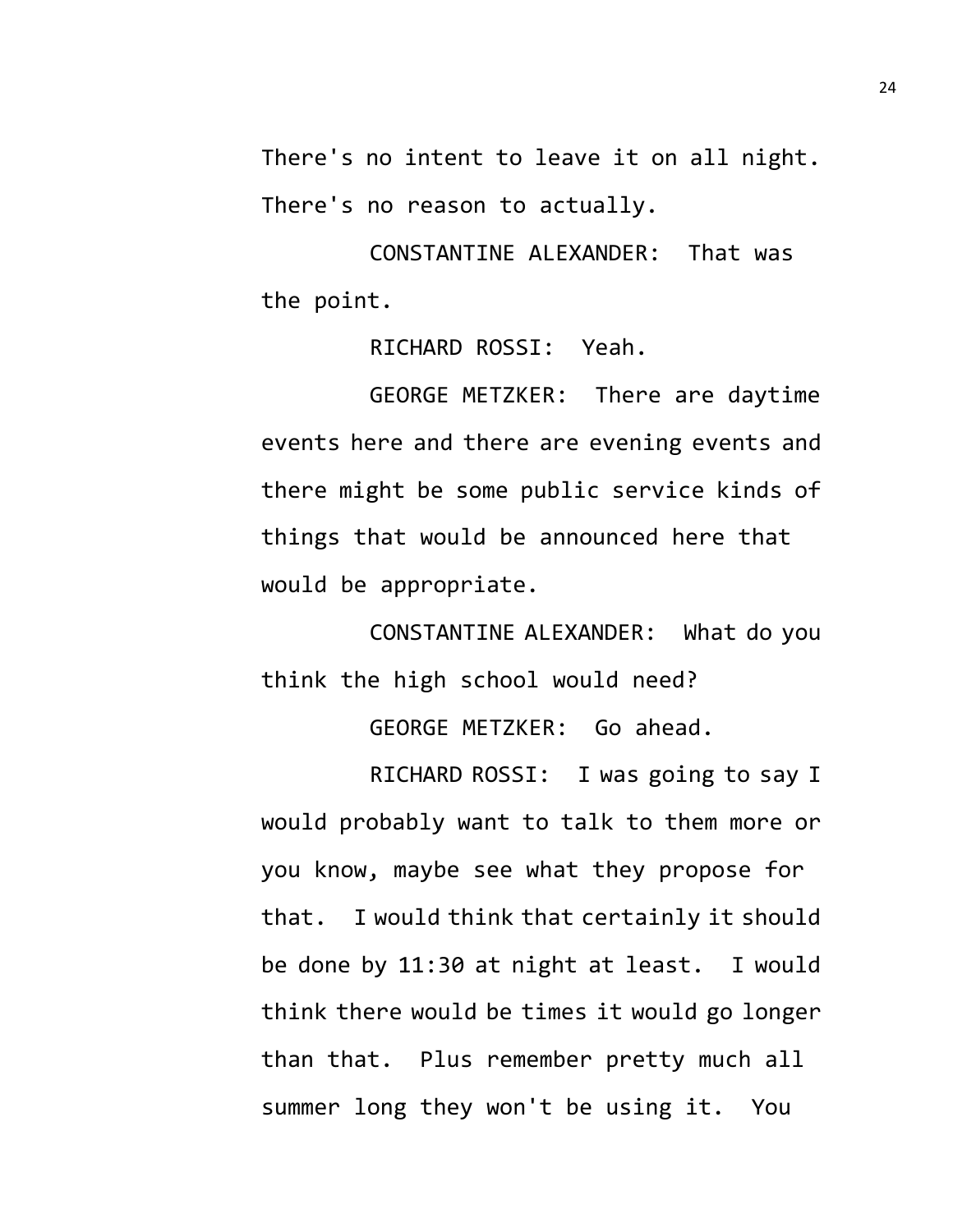There's no intent to leave it on all night. There's no reason to actually.

CONSTANTINE ALEXANDER: That was the point.

RICHARD ROSSI: Yeah.

GEORGE METZKER: There are daytime events here and there are evening events and there might be some public service kinds of things that would be announced here that would be appropriate.

CONSTANTINE ALEXANDER: What do you think the high school would need?

GEORGE METZKER: Go ahead.

RICHARD ROSSI: I was going to say I would probably want to talk to them more or you know, maybe see what they propose for that. I would think that certainly it should be done by 11:30 at night at least. I would think there would be times it would go longer than that. Plus remember pretty much all summer long they won't be using it. You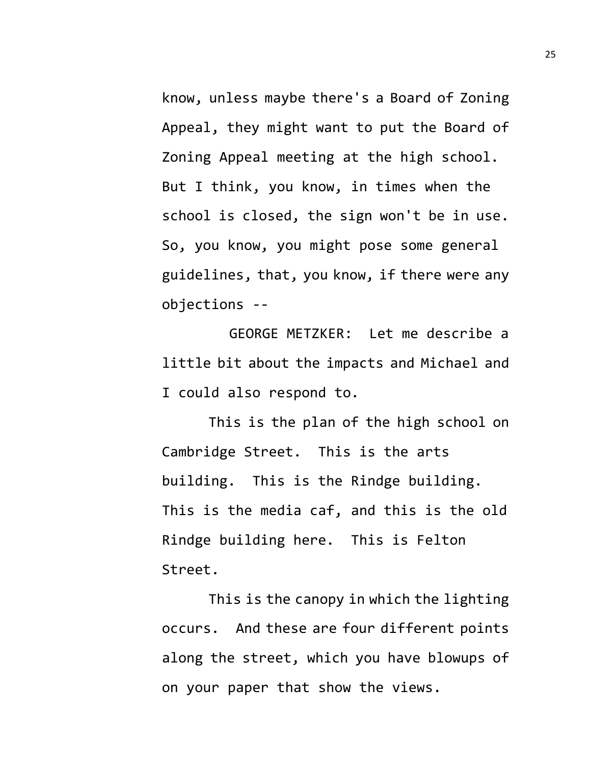know, unless maybe there's a Board of Zoning Appeal, they might want to put the Board of Zoning Appeal meeting at the high school. But I think, you know, in times when the school is closed, the sign won't be in use. So, you know, you might pose some general guidelines, that, you know, if there were any objections --

GEORGE METZKER: Let me describe a little bit about the impacts and Michael and I could also respond to.

This is the plan of the high school on Cambridge Street. This is the arts building. This is the Rindge building. This is the media caf, and this is the old Rindge building here. This is Felton Street.

This is the canopy in which the lighting occurs. And these are four different points along the street, which you have blowups of on your paper that show the views.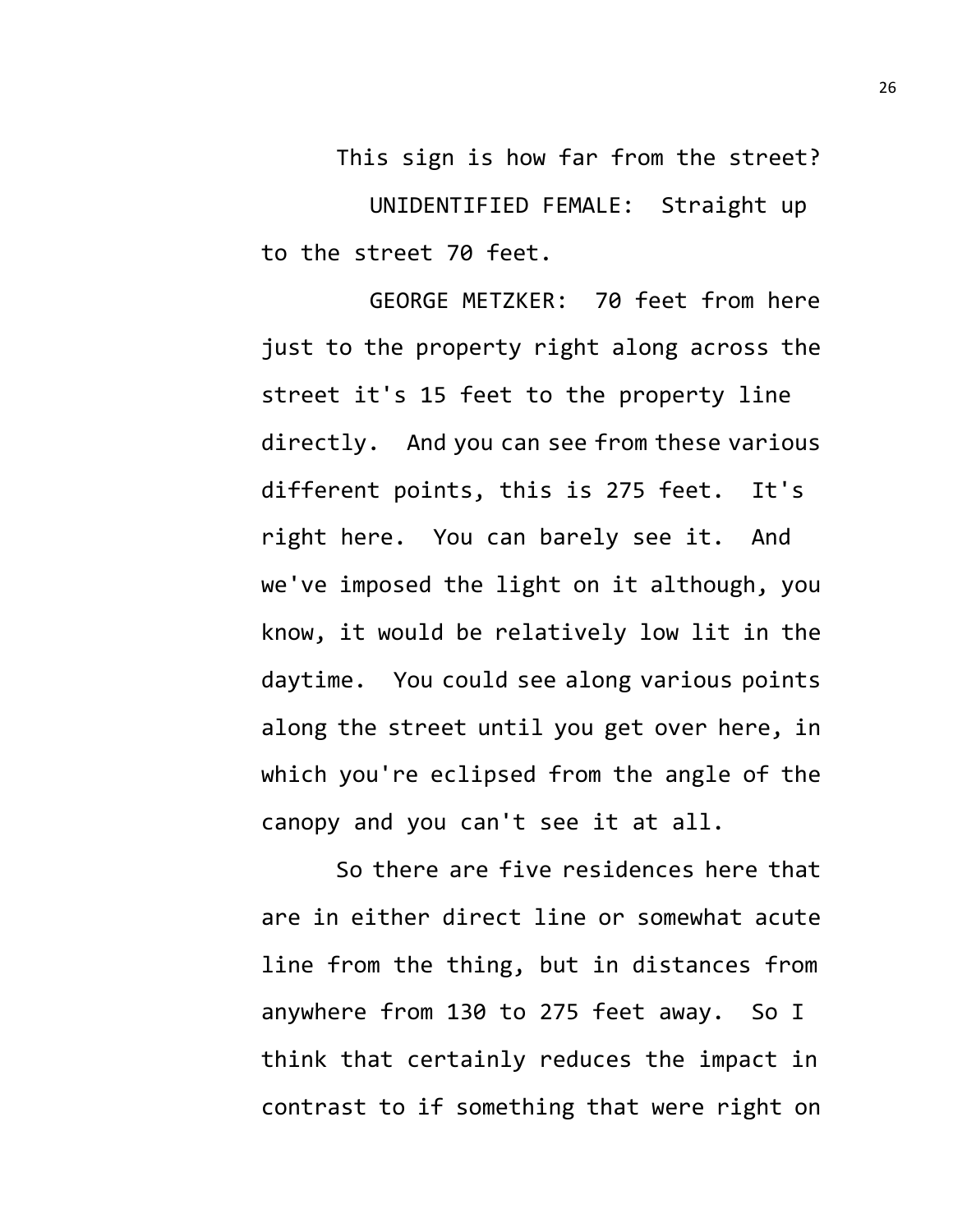This sign is how far from the street?

UNIDENTIFIED FEMALE: Straight up to the street 70 feet.

GEORGE METZKER: 70 feet from here just to the property right along across the street it's 15 feet to the property line directly. And you can see from these various different points, this is 275 feet. It's right here. You can barely see it. And we've imposed the light on it although, you know, it would be relatively low lit in the daytime. You could see along various points along the street until you get over here, in which you're eclipsed from the angle of the canopy and you can't see it at all.

So there are five residences here that are in either direct line or somewhat acute line from the thing, but in distances from anywhere from 130 to 275 feet away. So I think that certainly reduces the impact in contrast to if something that were right on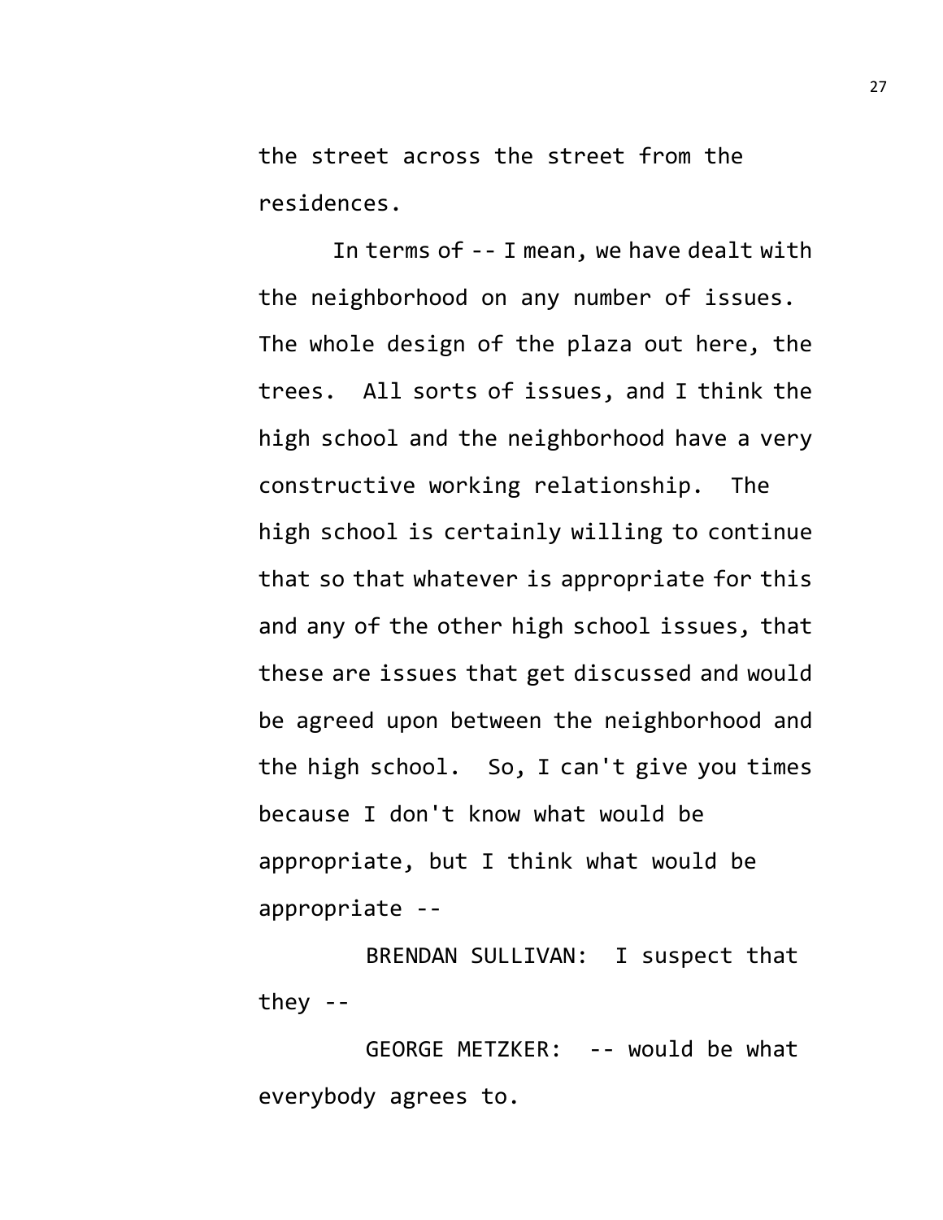the street across the street from the residences.

In terms of -- I mean, we have dealt with the neighborhood on any number of issues. The whole design of the plaza out here, the trees. All sorts of issues, and I think the high school and the neighborhood have a very constructive working relationship. The high school is certainly willing to continue that so that whatever is appropriate for this and any of the other high school issues, that these are issues that get discussed and would be agreed upon between the neighborhood and the high school. So, I can't give you times because I don't know what would be appropriate, but I think what would be appropriate --

BRENDAN SULLIVAN: I suspect that they --

GEORGE METZKER: -- would be what everybody agrees to.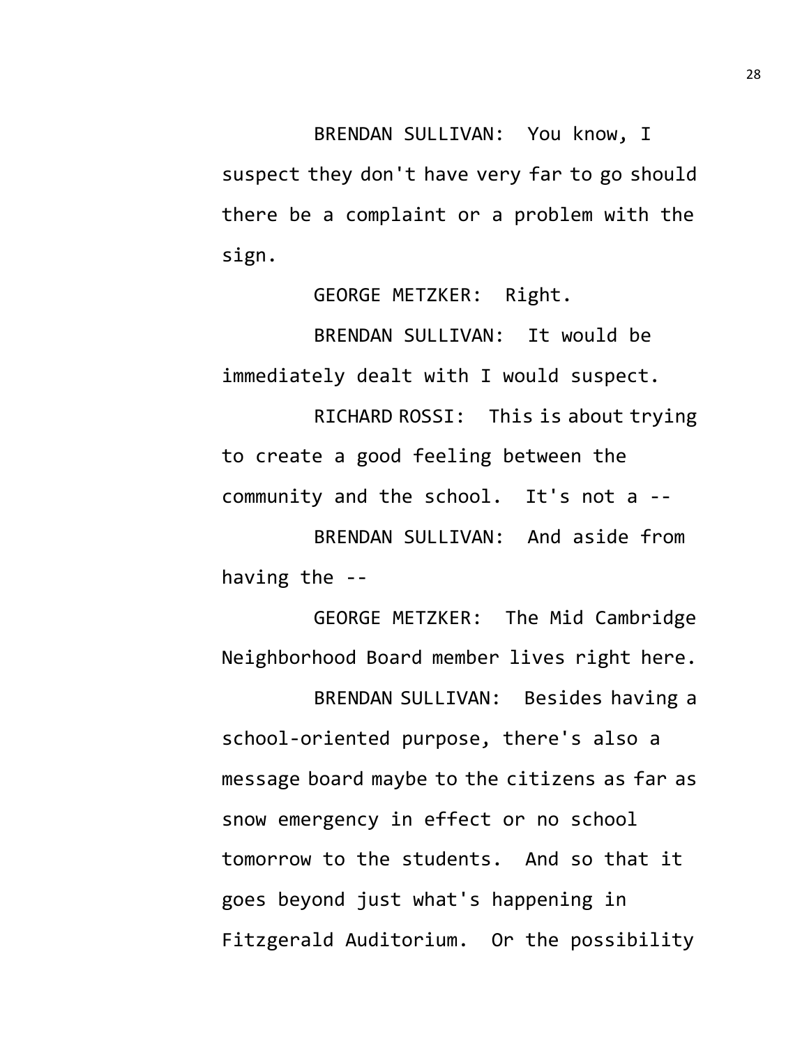BRENDAN SULLIVAN: You know, I suspect they don't have very far to go should there be a complaint or a problem with the sign.

GEORGE METZKER: Right.

BRENDAN SULLIVAN: It would be immediately dealt with I would suspect.

RICHARD ROSSI: This is about trying to create a good feeling between the community and the school. It's not a --

BRENDAN SULLIVAN: And aside from having the --

GEORGE METZKER: The Mid Cambridge Neighborhood Board member lives right here.

BRENDAN SULLIVAN: Besides having a school-oriented purpose, there's also a message board maybe to the citizens as far as snow emergency in effect or no school tomorrow to the students. And so that it goes beyond just what's happening in Fitzgerald Auditorium. Or the possibility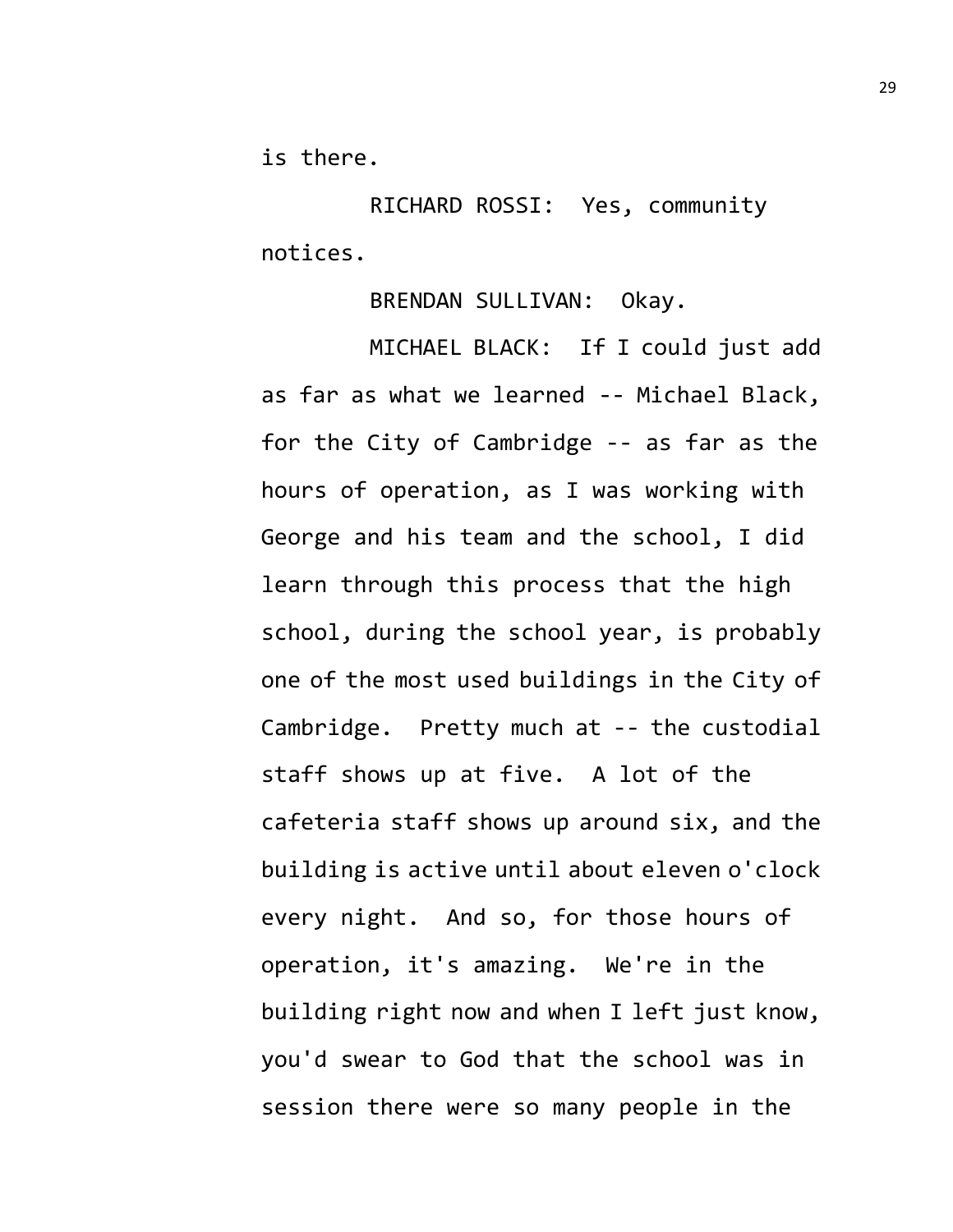is there.

RICHARD ROSSI: Yes, community notices.

BRENDAN SULLIVAN: Okay.

MICHAEL BLACK: If I could just add as far as what we learned -- Michael Black, for the City of Cambridge -- as far as the hours of operation, as I was working with George and his team and the school, I did learn through this process that the high school, during the school year, is probably one of the most used buildings in the City of Cambridge. Pretty much at -- the custodial staff shows up at five. A lot of the cafeteria staff shows up around six, and the building is active until about eleven o'clock every night. And so, for those hours of operation, it's amazing. We're in the building right now and when I left just know, you'd swear to God that the school was in session there were so many people in the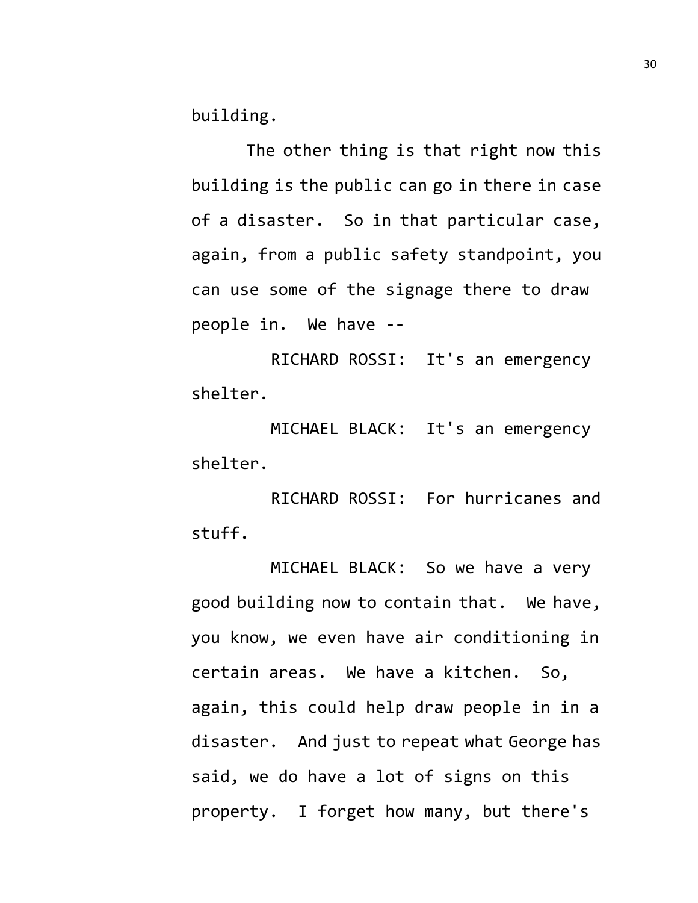building.

The other thing is that right now this building is the public can go in there in case of a disaster. So in that particular case, again, from a public safety standpoint, you can use some of the signage there to draw people in. We have --

RICHARD ROSSI: It's an emergency shelter.

MICHAEL BLACK: It's an emergency shelter.

RICHARD ROSSI: For hurricanes and stuff.

MICHAEL BLACK: So we have a very good building now to contain that. We have, you know, we even have air conditioning in certain areas. We have a kitchen. So, again, this could help draw people in in a disaster. And just to repeat what George has said, we do have a lot of signs on this property. I forget how many, but there's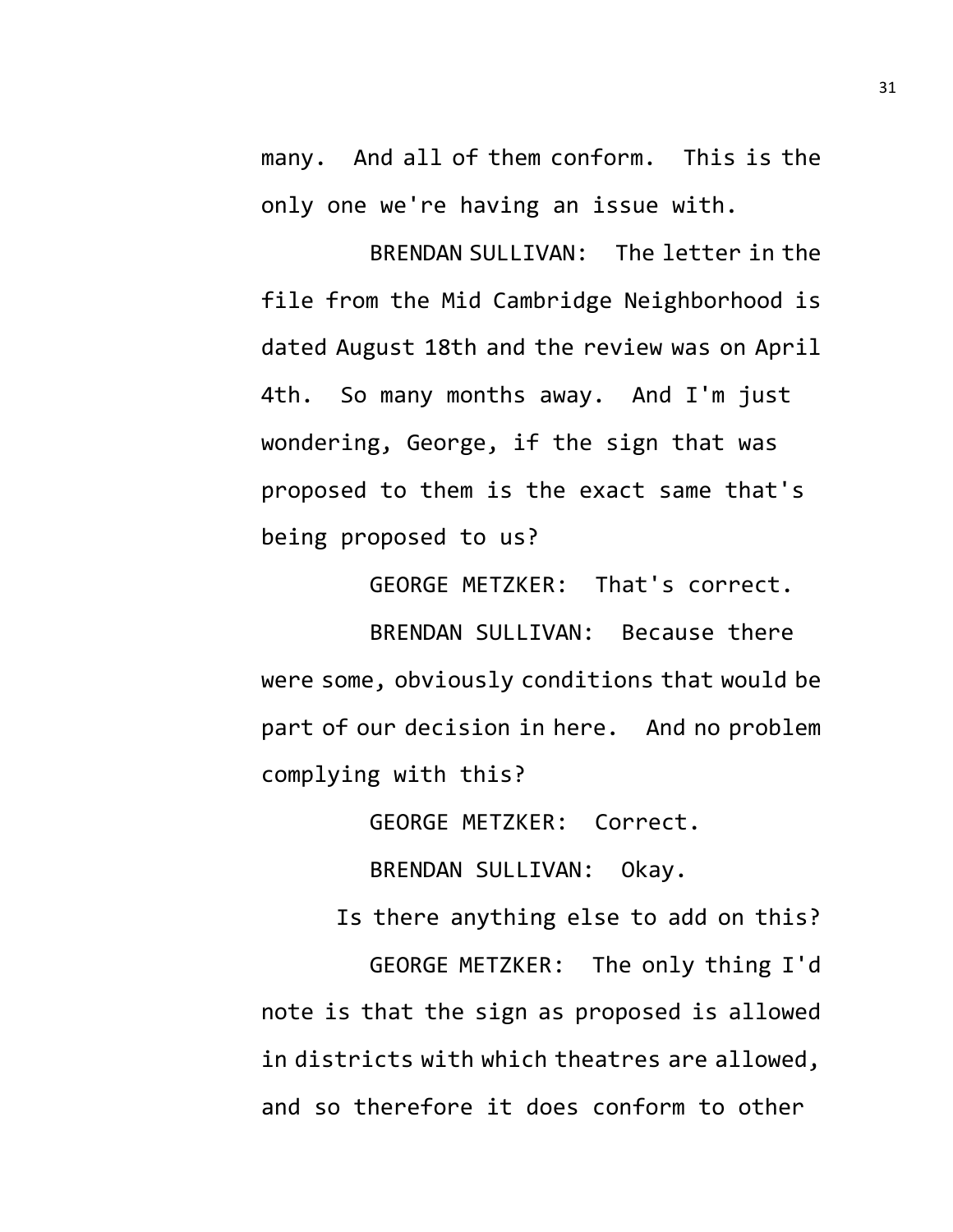many. And all of them conform. This is the only one we're having an issue with.

BRENDAN SULLIVAN: The letter in the file from the Mid Cambridge Neighborhood is dated August 18th and the review was on April 4th. So many months away. And I'm just wondering, George, if the sign that was proposed to them is the exact same that's being proposed to us?

GEORGE METZKER: That's correct.

BRENDAN SULLIVAN: Because there were some, obviously conditions that would be part of our decision in here. And no problem complying with this?

GEORGE METZKER: Correct.

BRENDAN SULLIVAN: Okay.

Is there anything else to add on this?

GEORGE METZKER: The only thing I'd note is that the sign as proposed is allowed in districts with which theatres are allowed, and so therefore it does conform to other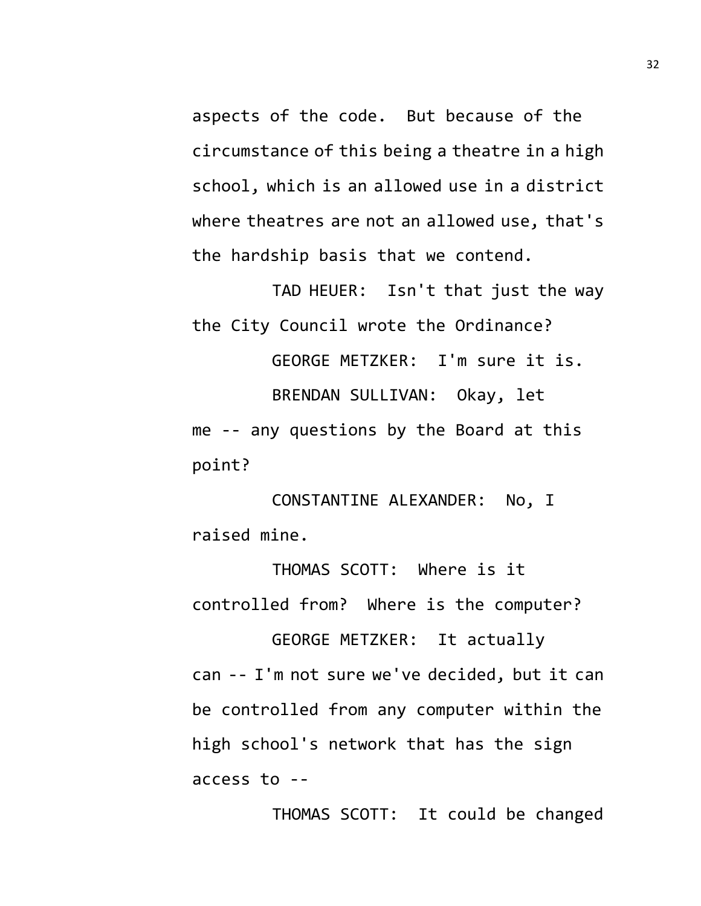aspects of the code. But because of the circumstance of this being a theatre in a high school, which is an allowed use in a district where theatres are not an allowed use, that's the hardship basis that we contend.

TAD HEUER: Isn't that just the way the City Council wrote the Ordinance?

GEORGE METZKER: I'm sure it is.

BRENDAN SULLIVAN: Okay, let me -- any questions by the Board at this point?

CONSTANTINE ALEXANDER: No, I raised mine.

THOMAS SCOTT: Where is it controlled from? Where is the computer?

GEORGE METZKER: It actually can -- I'm not sure we've decided, but it can be controlled from any computer within the high school's network that has the sign access to --

THOMAS SCOTT: It could be changed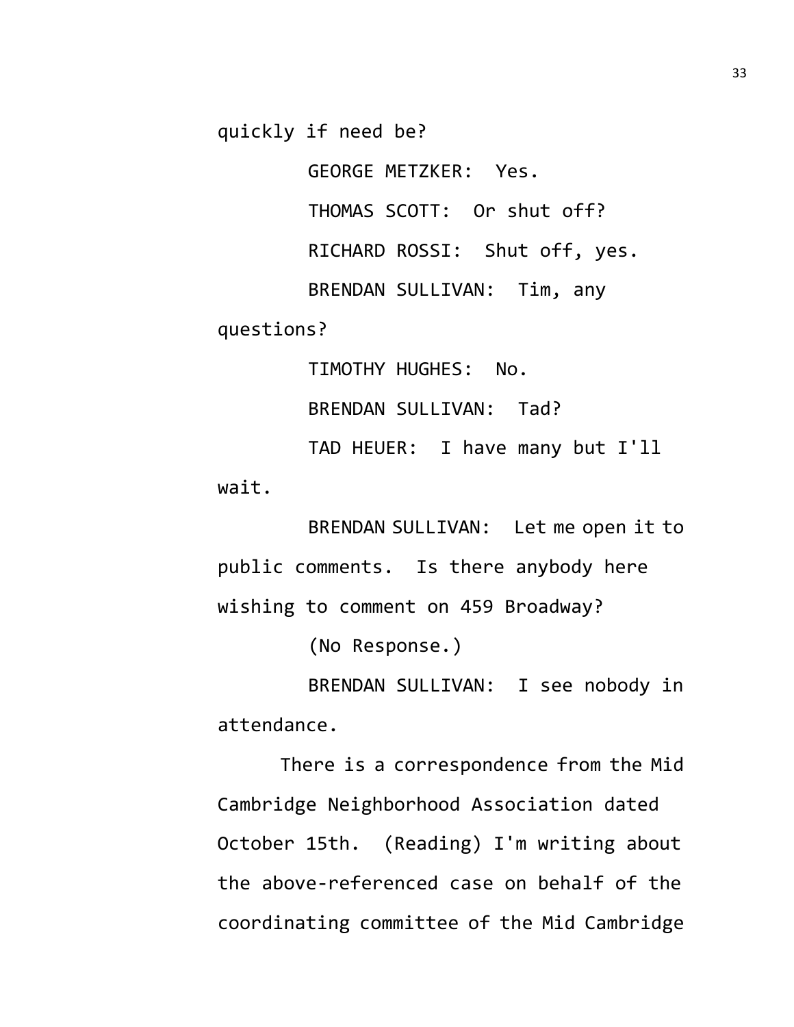quickly if need be?

GEORGE METZKER: Yes.

THOMAS SCOTT: Or shut off?

RICHARD ROSSI: Shut off, yes.

BRENDAN SULLIVAN: Tim, any questions?

TIMOTHY HUGHES: No.

BRENDAN SULLIVAN: Tad?

TAD HEUER: I have many but I'll wait.

BRENDAN SULLIVAN: Let me open it to public comments. Is there anybody here wishing to comment on 459 Broadway?

(No Response.)

BRENDAN SULLIVAN: I see nobody in attendance.

There is a correspondence from the Mid Cambridge Neighborhood Association dated October 15th. (Reading) I'm writing about the above-referenced case on behalf of the coordinating committee of the Mid Cambridge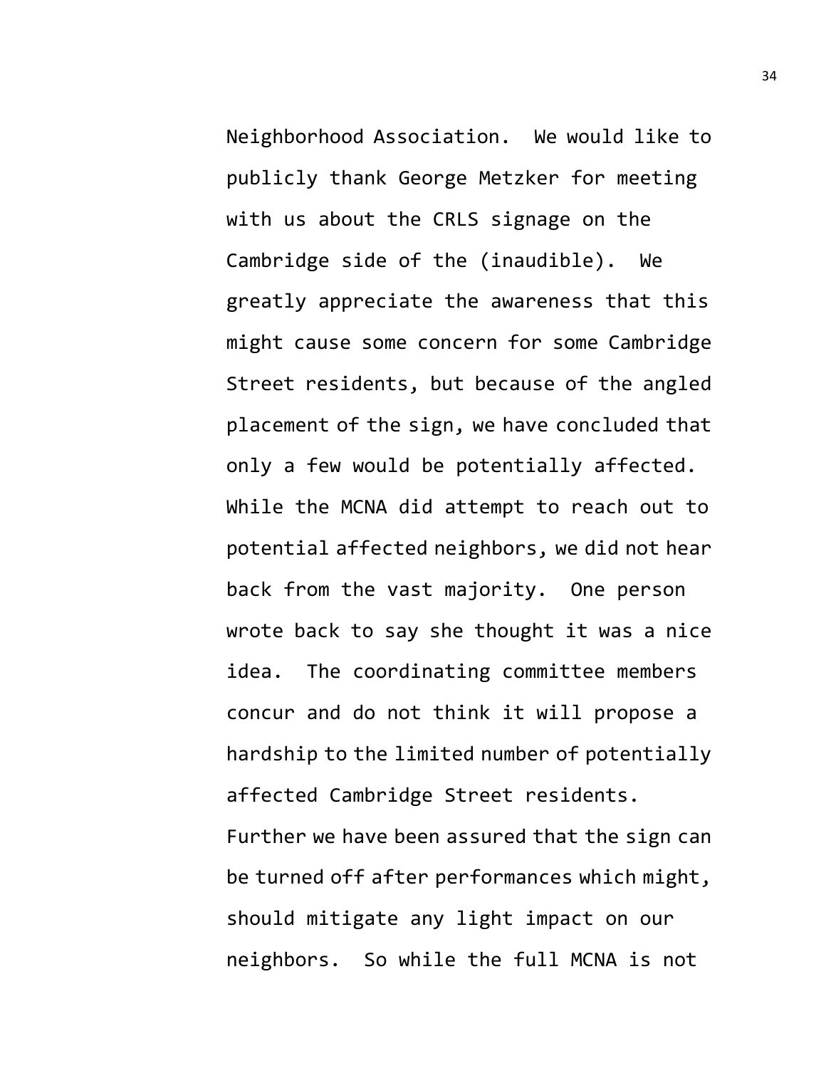Neighborhood Association. We would like to publicly thank George Metzker for meeting with us about the CRLS signage on the Cambridge side of the (inaudible). We greatly appreciate the awareness that this might cause some concern for some Cambridge Street residents, but because of the angled placement of the sign, we have concluded that only a few would be potentially affected. While the MCNA did attempt to reach out to potential affected neighbors, we did not hear back from the vast majority. One person wrote back to say she thought it was a nice idea. The coordinating committee members concur and do not think it will propose a hardship to the limited number of potentially affected Cambridge Street residents. Further we have been assured that the sign can be turned off after performances which might, should mitigate any light impact on our neighbors. So while the full MCNA is not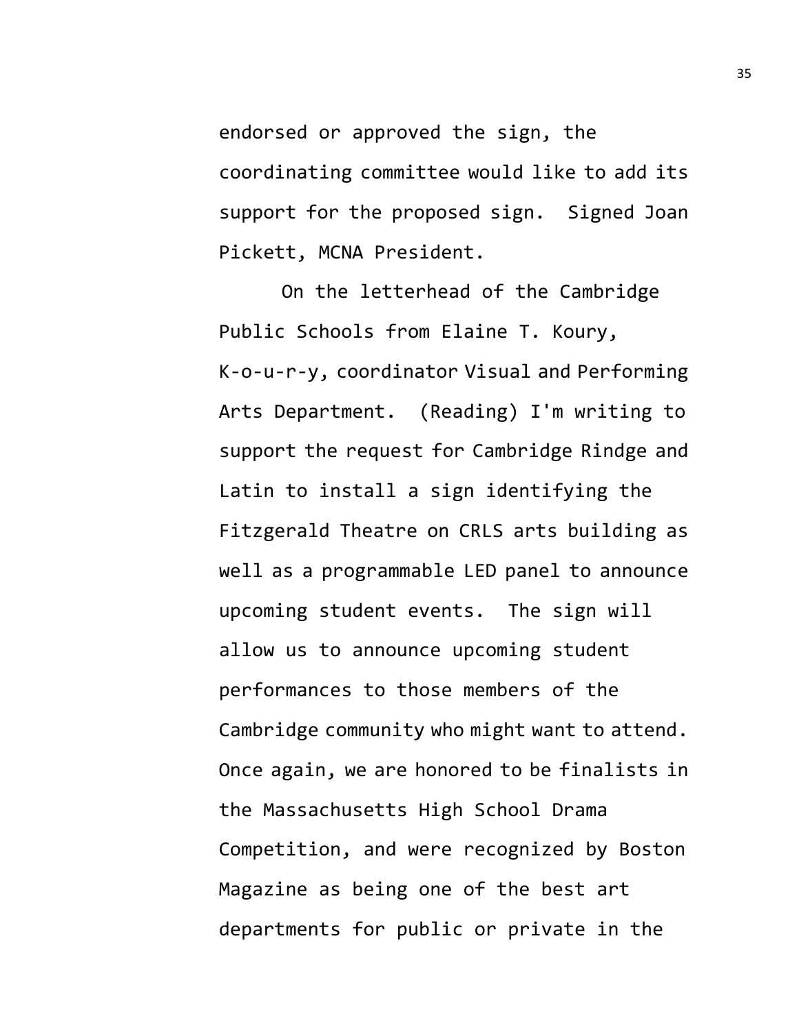endorsed or approved the sign, the coordinating committee would like to add its support for the proposed sign. Signed Joan Pickett, MCNA President.

On the letterhead of the Cambridge Public Schools from Elaine T. Koury, K-o-u-r-y, coordinator Visual and Performing Arts Department. (Reading) I'm writing to support the request for Cambridge Rindge and Latin to install a sign identifying the Fitzgerald Theatre on CRLS arts building as well as a programmable LED panel to announce upcoming student events. The sign will allow us to announce upcoming student performances to those members of the Cambridge community who might want to attend. Once again, we are honored to be finalists in the Massachusetts High School Drama Competition, and were recognized by Boston Magazine as being one of the best art departments for public or private in the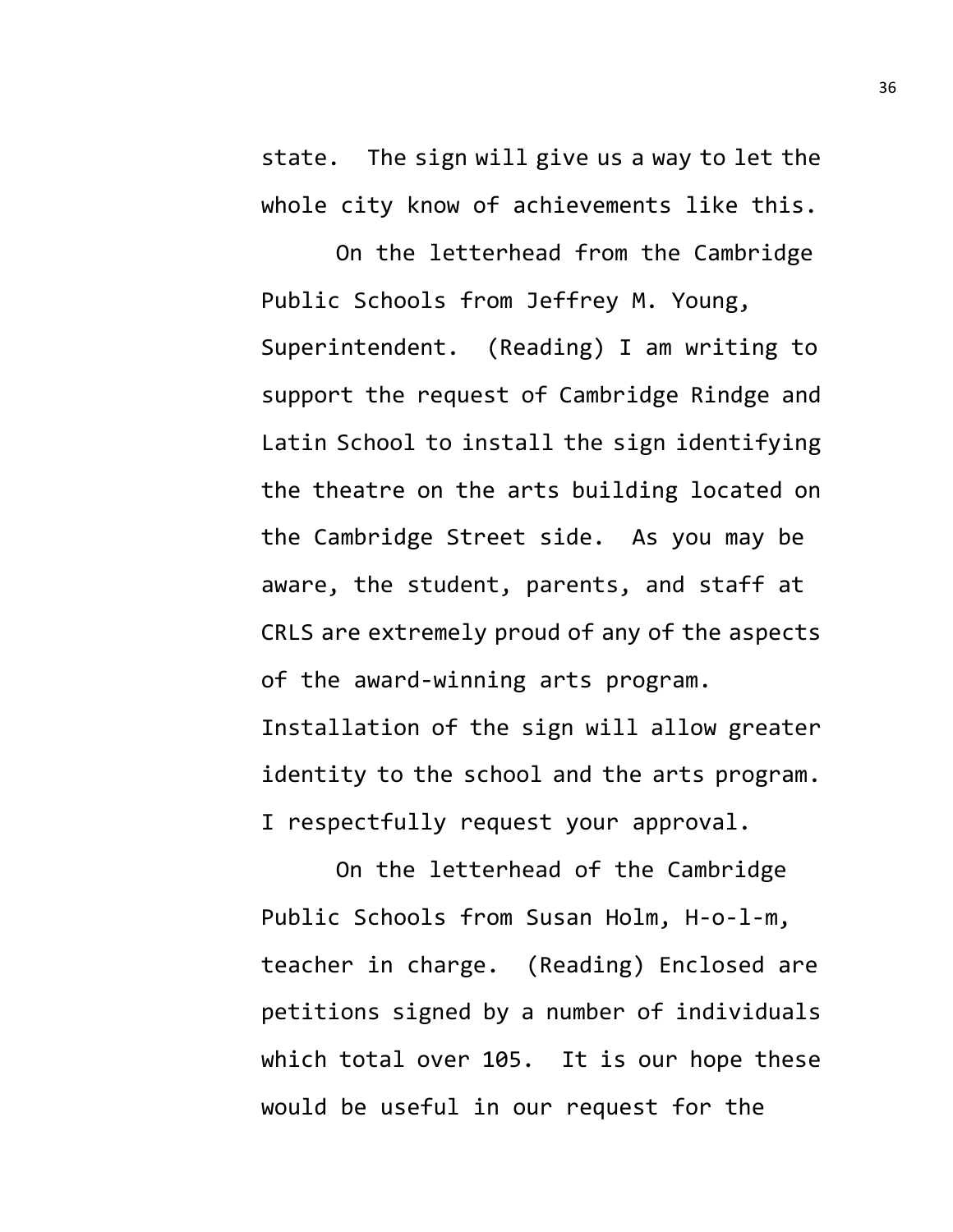state. The sign will give us a way to let the whole city know of achievements like this.

On the letterhead from the Cambridge Public Schools from Jeffrey M. Young, Superintendent. (Reading) I am writing to support the request of Cambridge Rindge and Latin School to install the sign identifying the theatre on the arts building located on the Cambridge Street side. As you may be aware, the student, parents, and staff at CRLS are extremely proud of any of the aspects of the award-winning arts program. Installation of the sign will allow greater identity to the school and the arts program. I respectfully request your approval.

On the letterhead of the Cambridge Public Schools from Susan Holm, H-o-l-m, teacher in charge. (Reading) Enclosed are petitions signed by a number of individuals which total over 105. It is our hope these would be useful in our request for the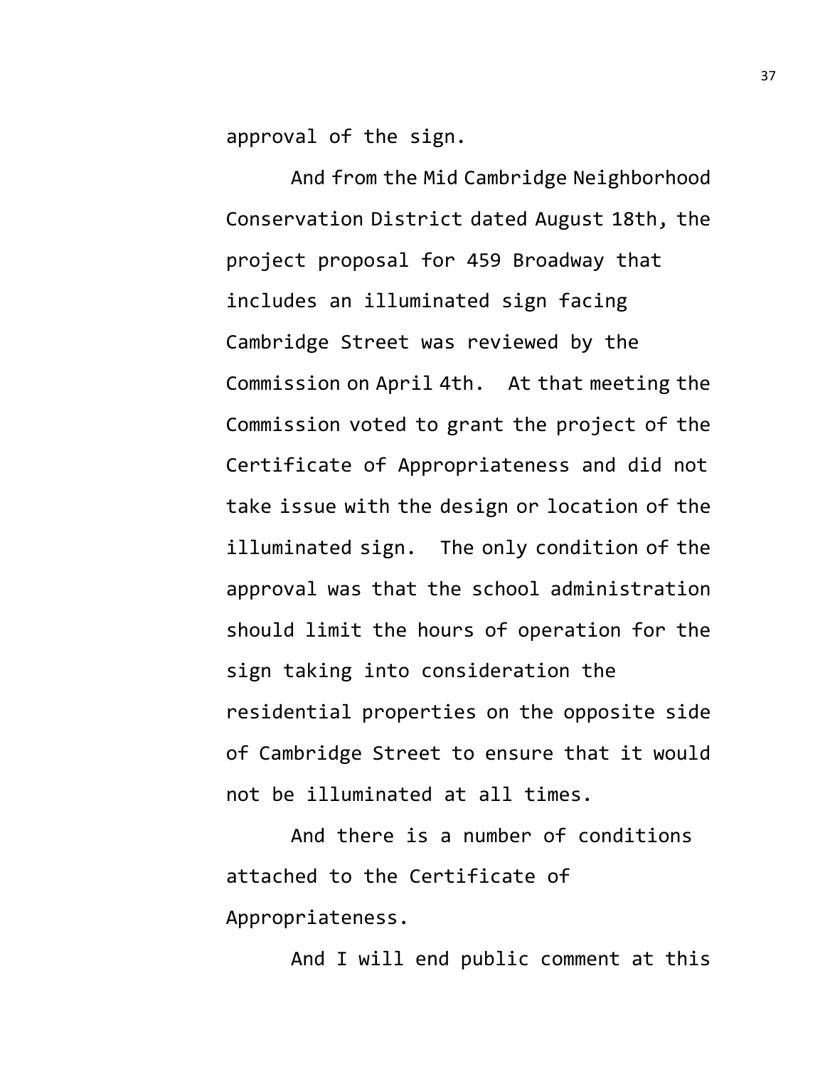approval of the sign.

And from the Mid Cambridge Neighborhood Conservation District dated August 18th, the project proposal for 459 Broadway that includes an illuminated sign facing Cambridge Street was reviewed by the Commission on April 4th. At that meeting the Commission voted to grant the project of the Certificate of Appropriateness and did not take issue with the design or location of the illuminated sign. The only condition of the approval was that the school administration should limit the hours of operation for the sign taking into consideration the residential properties on the opposite side of Cambridge Street to ensure that it would not be illuminated at all times.

And there is a number of conditions attached to the Certificate of Appropriateness.

And I will end public comment at this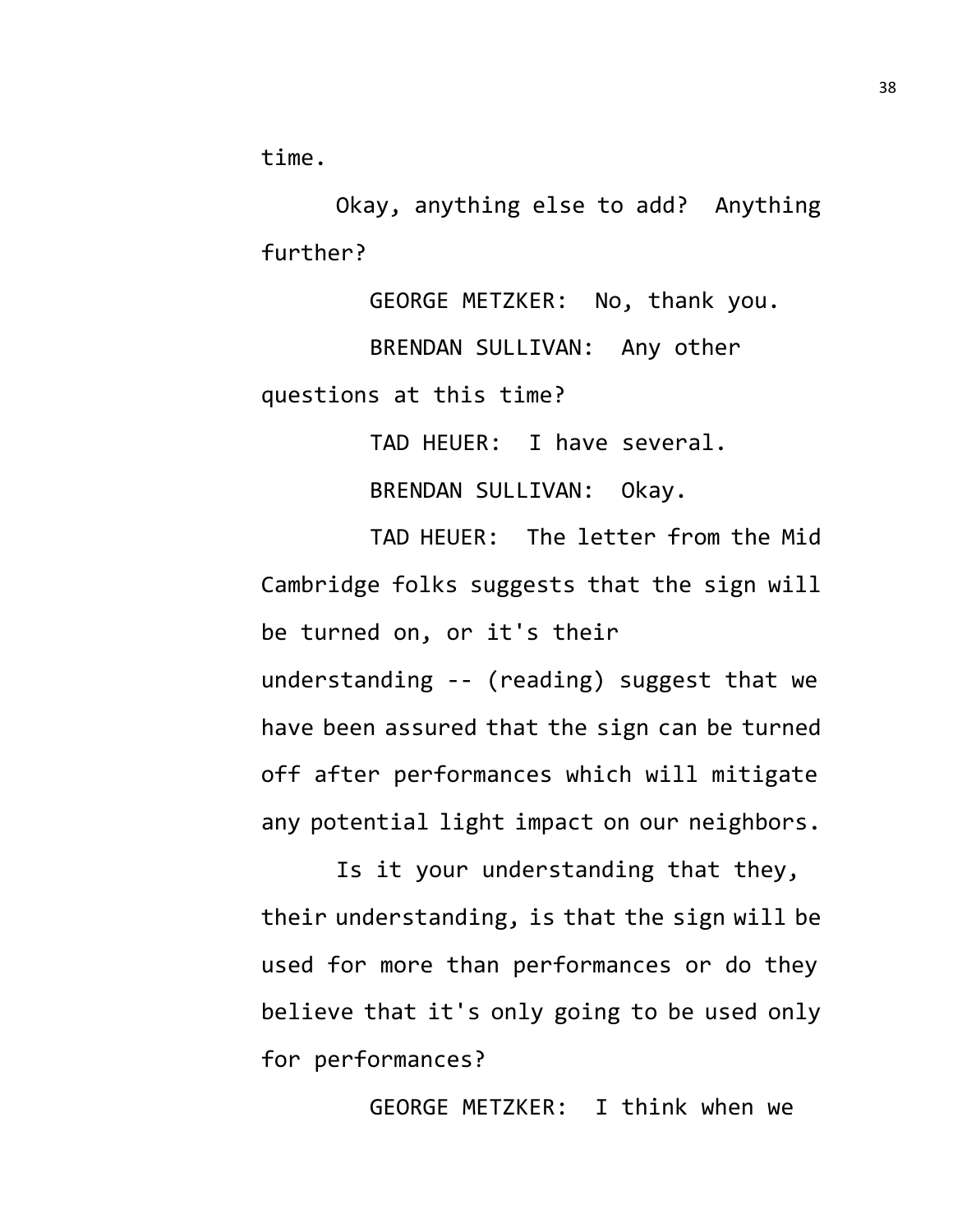time.

Okay, anything else to add? Anything further?

GEORGE METZKER: No, thank you.

BRENDAN SULLIVAN: Any other questions at this time?

TAD HEUER: I have several.

BRENDAN SULLIVAN: Okay.

TAD HEUER: The letter from the Mid Cambridge folks suggests that the sign will be turned on, or it's their understanding -- (reading) suggest that we have been assured that the sign can be turned off after performances which will mitigate any potential light impact on our neighbors.

Is it your understanding that they, their understanding, is that the sign will be used for more than performances or do they believe that it's only going to be used only for performances?

GEORGE METZKER: I think when we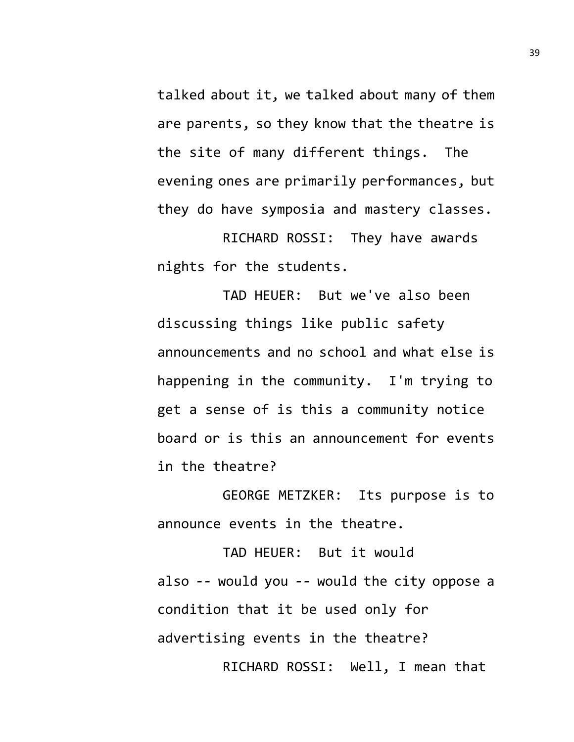talked about it, we talked about many of them are parents, so they know that the theatre is the site of many different things. The evening ones are primarily performances, but they do have symposia and mastery classes.

RICHARD ROSSI: They have awards nights for the students.

TAD HEUER: But we've also been discussing things like public safety announcements and no school and what else is happening in the community. I'm trying to get a sense of is this a community notice board or is this an announcement for events in the theatre?

GEORGE METZKER: Its purpose is to announce events in the theatre.

TAD HEUER: But it would also -- would you -- would the city oppose a condition that it be used only for advertising events in the theatre?

RICHARD ROSSI: Well, I mean that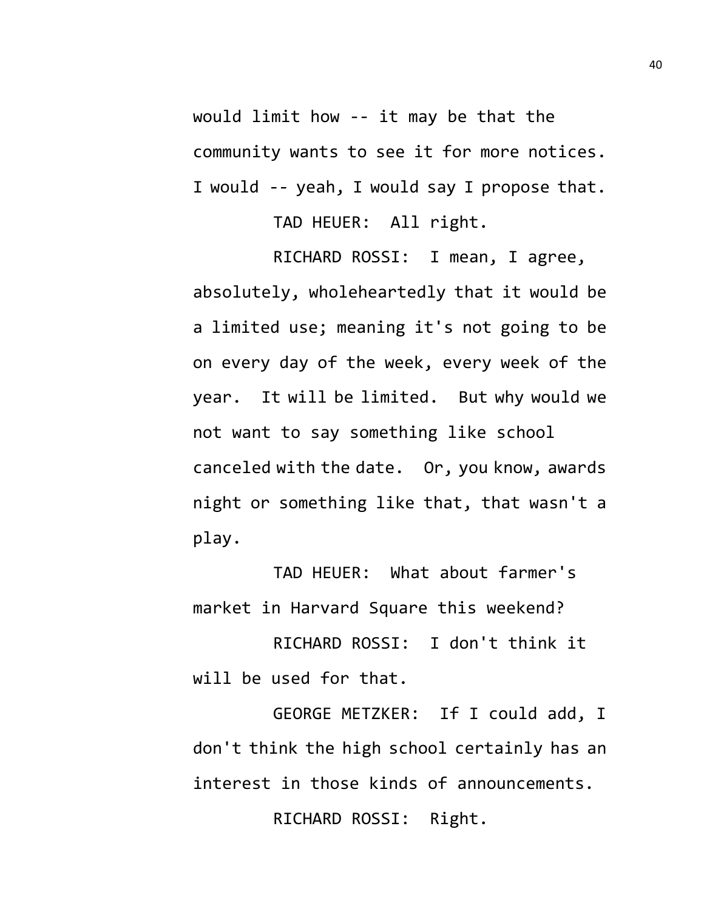would limit how -- it may be that the community wants to see it for more notices. I would -- yeah, I would say I propose that.

TAD HEUER: All right.

RICHARD ROSSI: I mean, I agree, absolutely, wholeheartedly that it would be a limited use; meaning it's not going to be on every day of the week, every week of the year. It will be limited. But why would we not want to say something like school canceled with the date. Or, you know, awards night or something like that, that wasn't a play.

TAD HEUER: What about farmer's market in Harvard Square this weekend?

RICHARD ROSSI: I don't think it will be used for that.

GEORGE METZKER: If I could add, I don't think the high school certainly has an interest in those kinds of announcements.

RICHARD ROSSI: Right.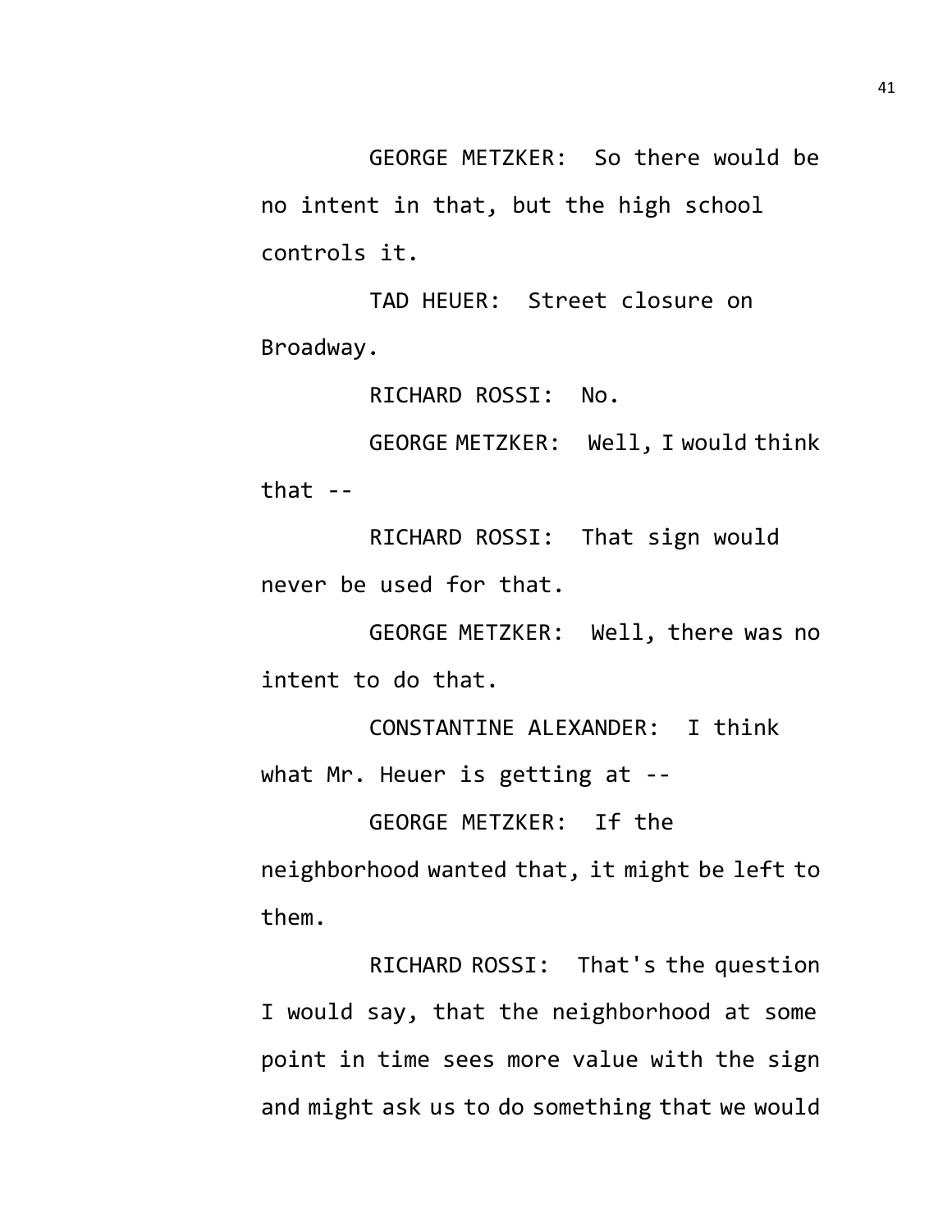GEORGE METZKER: So there would be no intent in that, but the high school controls it.

TAD HEUER: Street closure on Broadway.

RICHARD ROSSI: No.

GEORGE METZKER: Well, I would think that --

RICHARD ROSSI: That sign would never be used for that.

GEORGE METZKER: Well, there was no intent to do that.

CONSTANTINE ALEXANDER: I think what Mr. Heuer is getting at --

GEORGE METZKER: If the neighborhood wanted that, it might be left to them.

RICHARD ROSSI: That's the question I would say, that the neighborhood at some point in time sees more value with the sign and might ask us to do something that we would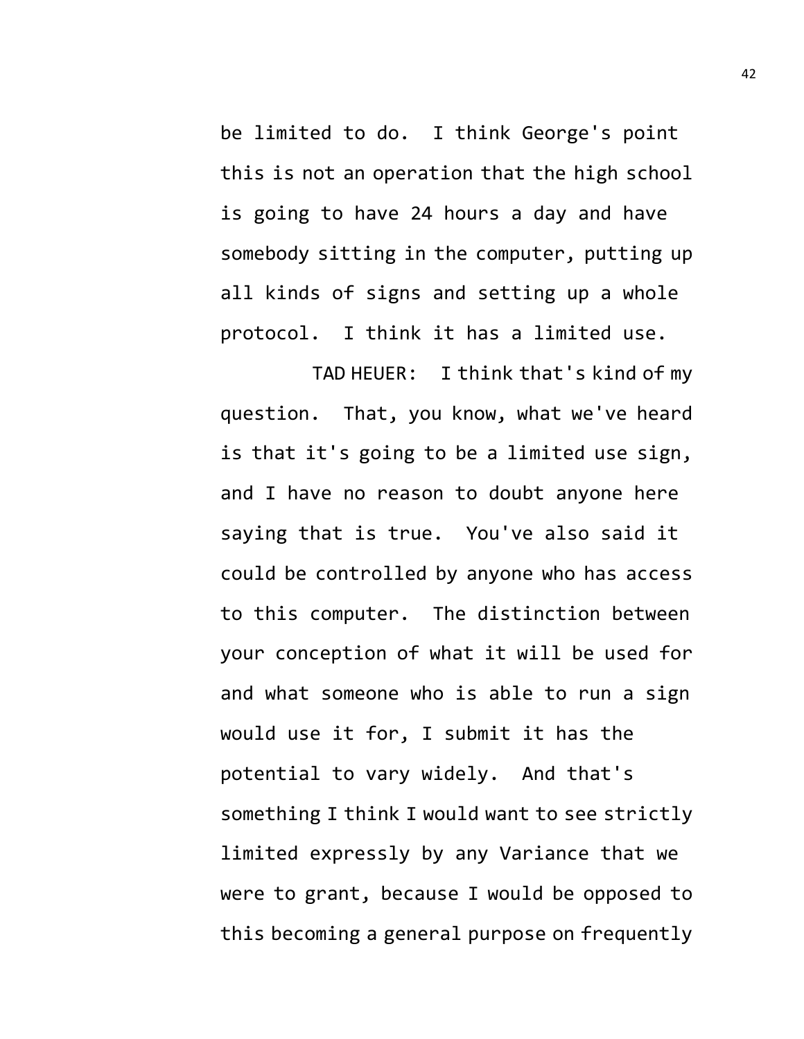be limited to do. I think George's point this is not an operation that the high school is going to have 24 hours a day and have somebody sitting in the computer, putting up all kinds of signs and setting up a whole protocol. I think it has a limited use.

TAD HEUER: I think that's kind of my question. That, you know, what we've heard is that it's going to be a limited use sign, and I have no reason to doubt anyone here saying that is true. You've also said it could be controlled by anyone who has access to this computer. The distinction between your conception of what it will be used for and what someone who is able to run a sign would use it for, I submit it has the potential to vary widely. And that's something I think I would want to see strictly limited expressly by any Variance that we were to grant, because I would be opposed to this becoming a general purpose on frequently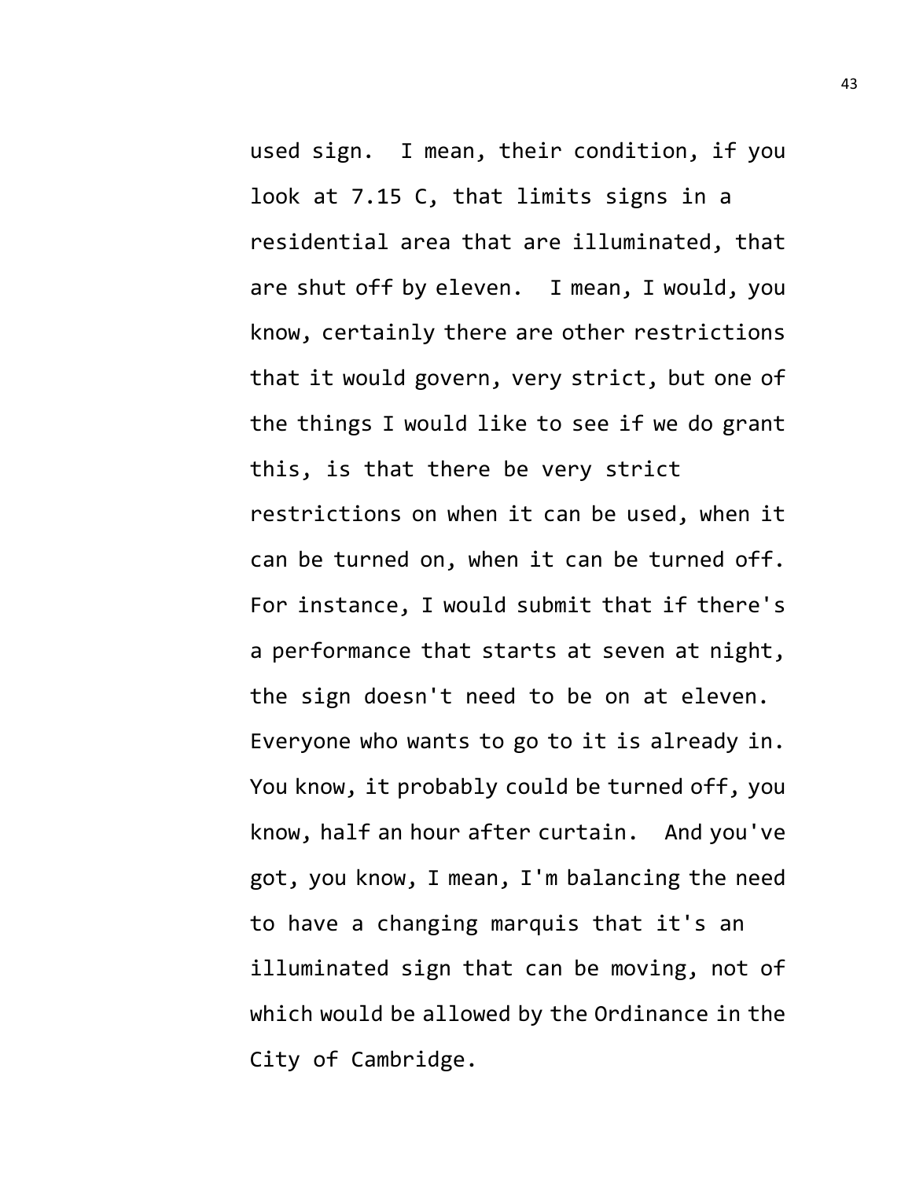used sign. I mean, their condition, if you look at 7.15 C, that limits signs in a residential area that are illuminated, that are shut off by eleven. I mean, I would, you know, certainly there are other restrictions that it would govern, very strict, but one of the things I would like to see if we do grant this, is that there be very strict restrictions on when it can be used, when it can be turned on, when it can be turned off. For instance, I would submit that if there's a performance that starts at seven at night, the sign doesn't need to be on at eleven. Everyone who wants to go to it is already in. You know, it probably could be turned off, you know, half an hour after curtain. And you've got, you know, I mean, I'm balancing the need to have a changing marquis that it's an illuminated sign that can be moving, not of which would be allowed by the Ordinance in the City of Cambridge.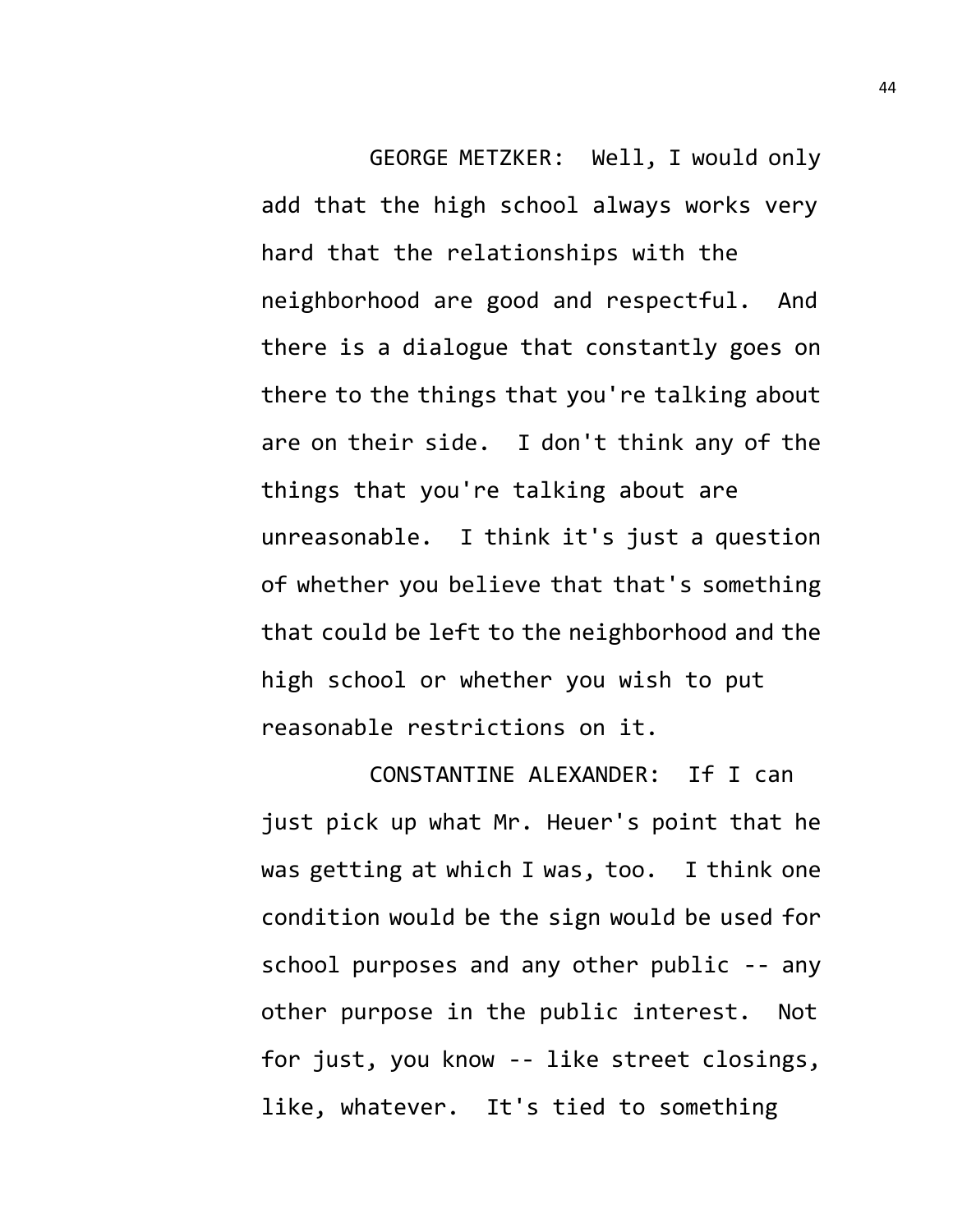GEORGE METZKER: Well, I would only add that the high school always works very hard that the relationships with the neighborhood are good and respectful. And there is a dialogue that constantly goes on there to the things that you're talking about are on their side. I don't think any of the things that you're talking about are unreasonable. I think it's just a question of whether you believe that that's something that could be left to the neighborhood and the high school or whether you wish to put reasonable restrictions on it.

CONSTANTINE ALEXANDER: If I can just pick up what Mr. Heuer's point that he was getting at which I was, too. I think one condition would be the sign would be used for school purposes and any other public -- any other purpose in the public interest. Not for just, you know -- like street closings, like, whatever. It's tied to something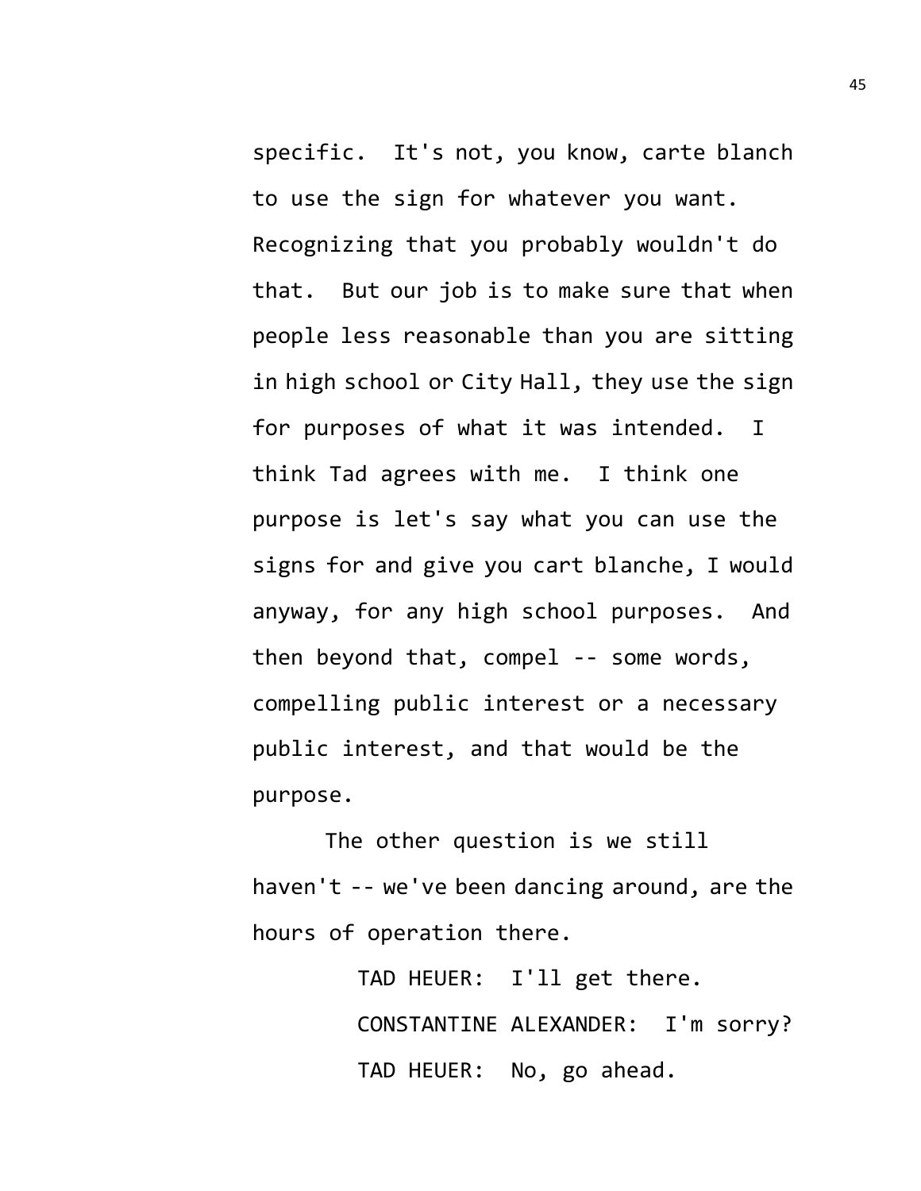specific. It's not, you know, carte blanch to use the sign for whatever you want. Recognizing that you probably wouldn't do that. But our job is to make sure that when people less reasonable than you are sitting in high school or City Hall, they use the sign for purposes of what it was intended. I think Tad agrees with me. I think one purpose is let's say what you can use the signs for and give you cart blanche, I would anyway, for any high school purposes. And then beyond that, compel -- some words, compelling public interest or a necessary public interest, and that would be the purpose.

The other question is we still haven't -- we've been dancing around, are the hours of operation there.

TAD HEUER: I'll get there.

CONSTANTINE ALEXANDER: I'm sorry?

TAD HEUER: No, go ahead.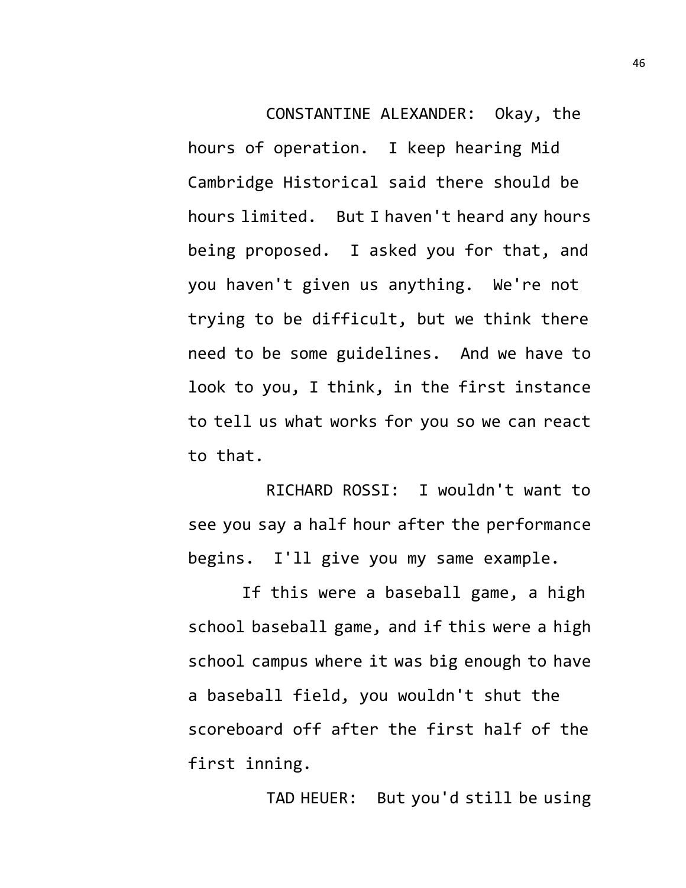CONSTANTINE ALEXANDER: Okay, the hours of operation. I keep hearing Mid Cambridge Historical said there should be hours limited. But I haven't heard any hours being proposed. I asked you for that, and you haven't given us anything. We're not trying to be difficult, but we think there need to be some guidelines. And we have to look to you, I think, in the first instance to tell us what works for you so we can react to that.

RICHARD ROSSI: I wouldn't want to see you say a half hour after the performance begins. I'll give you my same example.

If this were a baseball game, a high school baseball game, and if this were a high school campus where it was big enough to have a baseball field, you wouldn't shut the scoreboard off after the first half of the first inning.

TAD HEUER: But you'd still be using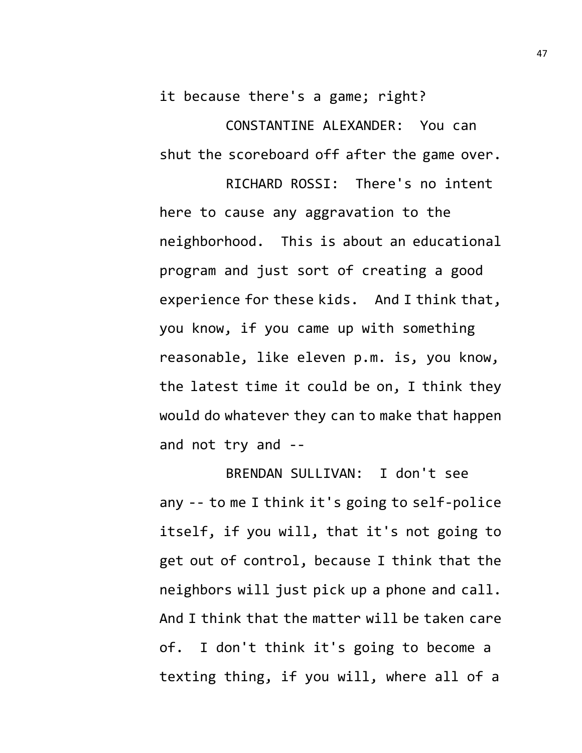it because there's a game; right?

CONSTANTINE ALEXANDER: You can shut the scoreboard off after the game over.

RICHARD ROSSI: There's no intent here to cause any aggravation to the neighborhood. This is about an educational program and just sort of creating a good experience for these kids. And I think that, you know, if you came up with something reasonable, like eleven p.m. is, you know, the latest time it could be on, I think they would do whatever they can to make that happen and not try and --

BRENDAN SULLIVAN: I don't see any -- to me I think it's going to self-police itself, if you will, that it's not going to get out of control, because I think that the neighbors will just pick up a phone and call. And I think that the matter will be taken care of. I don't think it's going to become a texting thing, if you will, where all of a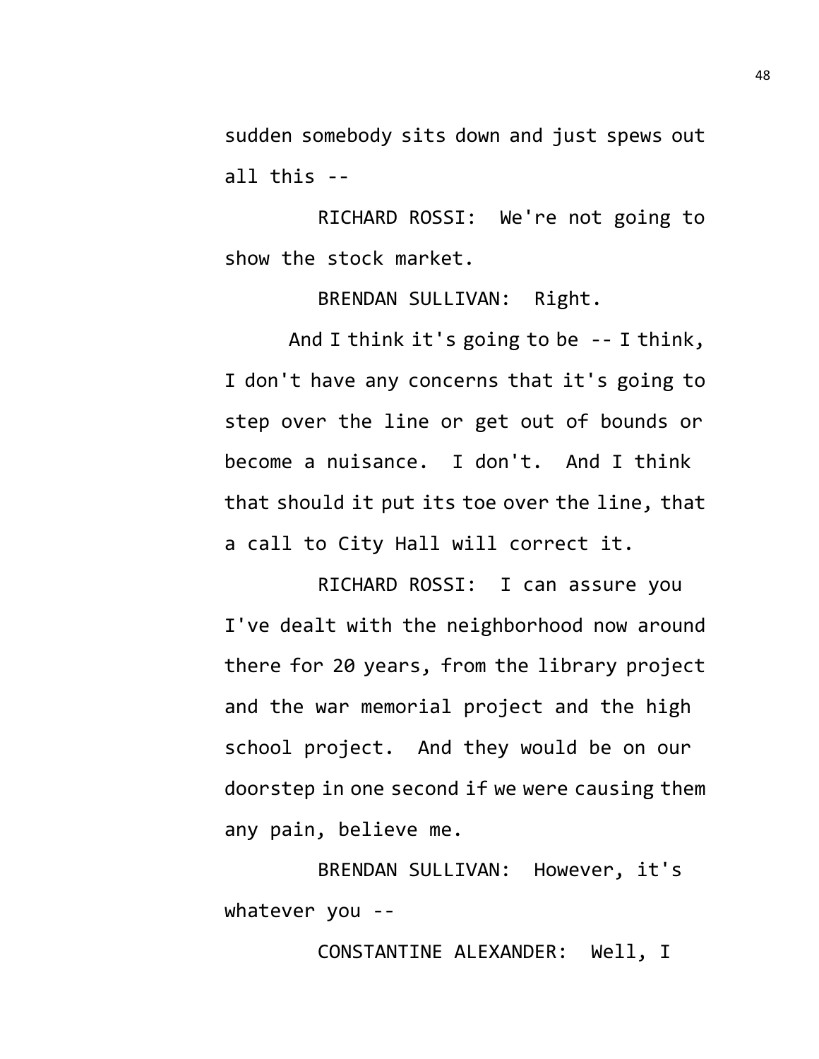sudden somebody sits down and just spews out all this --

RICHARD ROSSI: We're not going to show the stock market.

BRENDAN SULLIVAN: Right.

And I think it's going to be -- I think, I don't have any concerns that it's going to step over the line or get out of bounds or become a nuisance. I don't. And I think that should it put its toe over the line, that a call to City Hall will correct it.

RICHARD ROSSI: I can assure you I've dealt with the neighborhood now around there for 20 years, from the library project and the war memorial project and the high school project. And they would be on our doorstep in one second if we were causing them any pain, believe me.

BRENDAN SULLIVAN: However, it's whatever you --

CONSTANTINE ALEXANDER: Well, I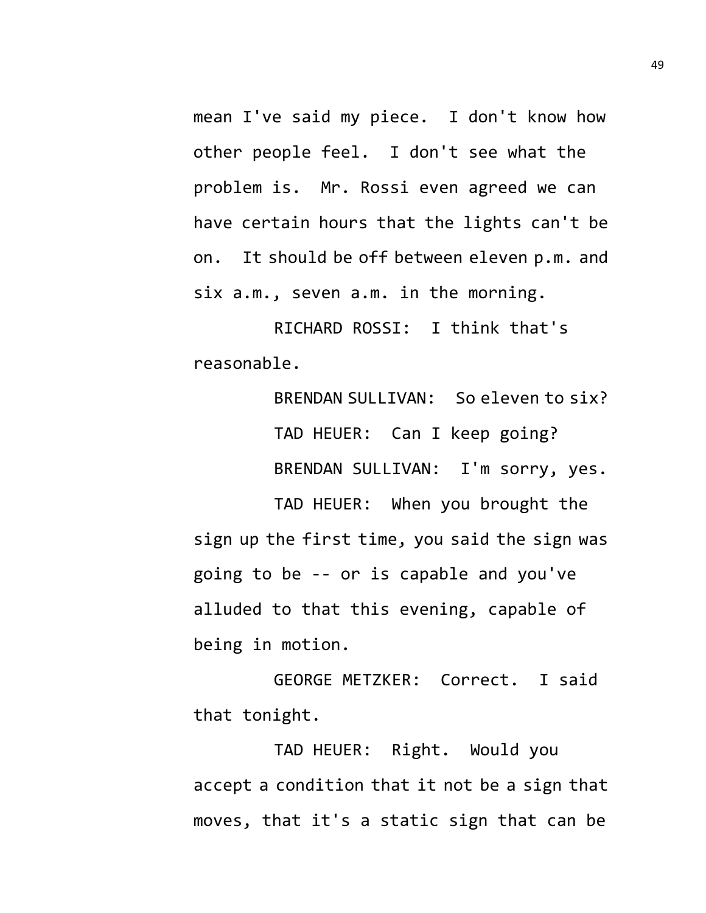mean I've said my piece. I don't know how other people feel. I don't see what the problem is. Mr. Rossi even agreed we can have certain hours that the lights can't be on. It should be off between eleven p.m. and six a.m., seven a.m. in the morning.

RICHARD ROSSI: I think that's reasonable.

BRENDAN SULLIVAN: So eleven to six?

TAD HEUER: Can I keep going?

BRENDAN SULLIVAN: I'm sorry, yes.

TAD HEUER: When you brought the sign up the first time, you said the sign was going to be -- or is capable and you've alluded to that this evening, capable of being in motion.

GEORGE METZKER: Correct. I said that tonight.

TAD HEUER: Right. Would you accept a condition that it not be a sign that moves, that it's a static sign that can be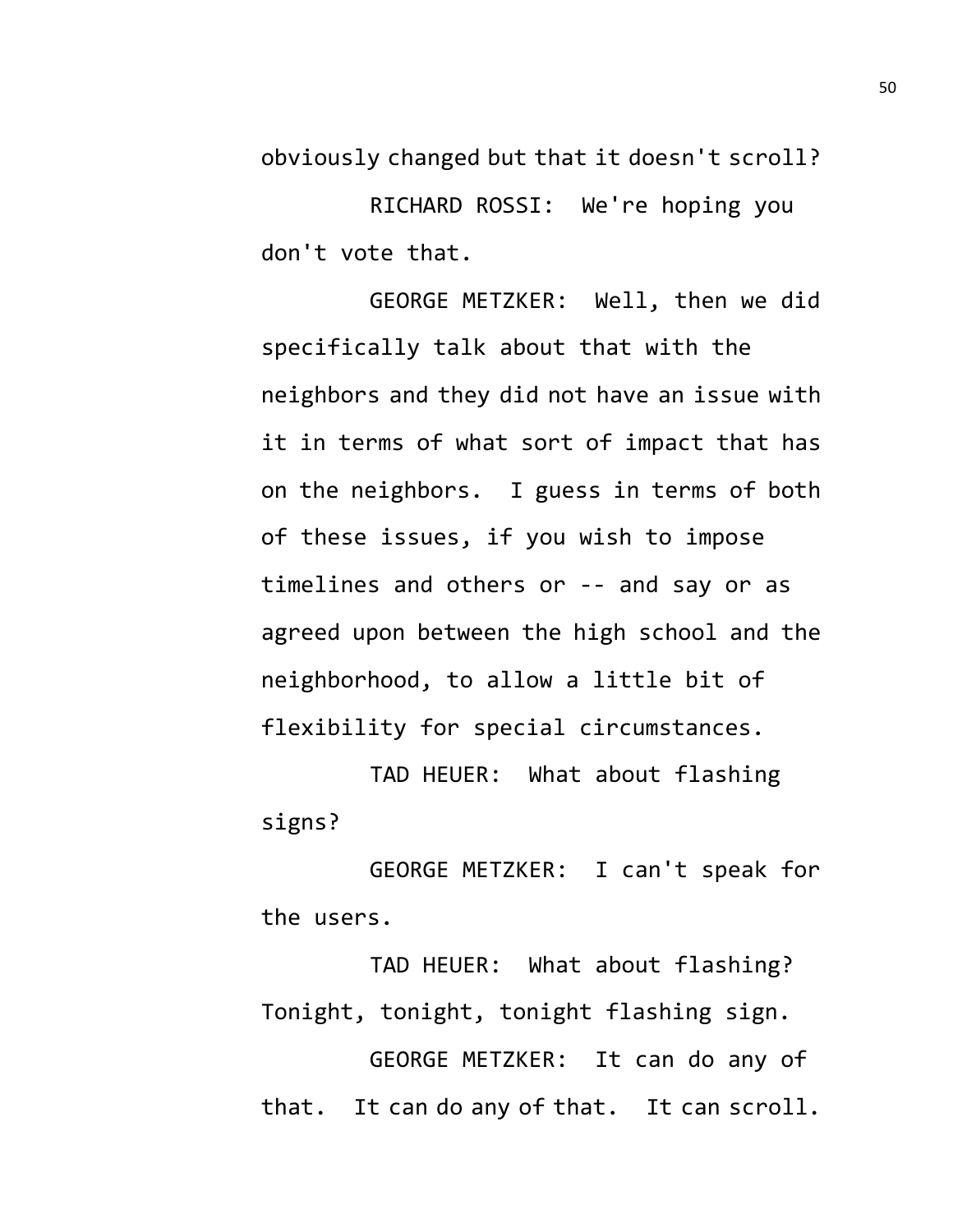obviously changed but that it doesn't scroll?

RICHARD ROSSI: We're hoping you don't vote that.

GEORGE METZKER: Well, then we did specifically talk about that with the neighbors and they did not have an issue with it in terms of what sort of impact that has on the neighbors. I guess in terms of both of these issues, if you wish to impose timelines and others or -- and say or as agreed upon between the high school and the neighborhood, to allow a little bit of flexibility for special circumstances.

TAD HEUER: What about flashing signs?

GEORGE METZKER: I can't speak for the users.

TAD HEUER: What about flashing? Tonight, tonight, tonight flashing sign.

GEORGE METZKER: It can do any of that. It can do any of that. It can scroll.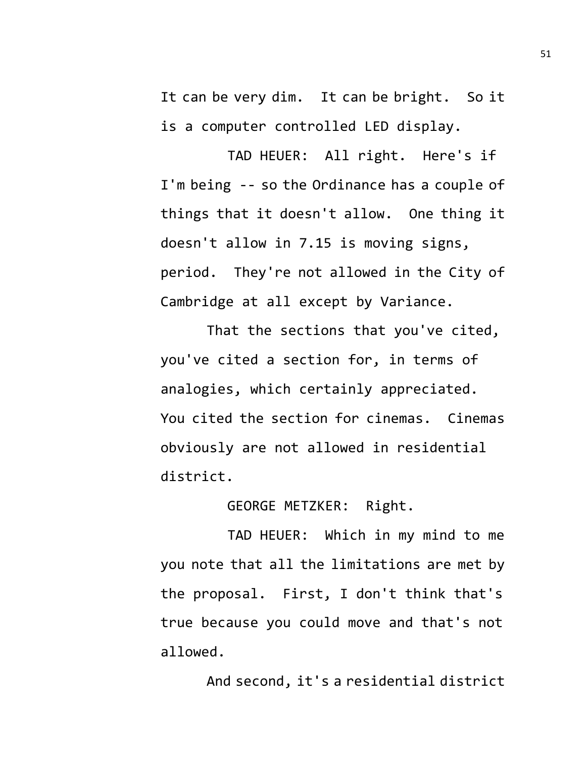It can be very dim. It can be bright. So it is a computer controlled LED display.

TAD HEUER: All right. Here's if I'm being -- so the Ordinance has a couple of things that it doesn't allow. One thing it doesn't allow in 7.15 is moving signs, period. They're not allowed in the City of Cambridge at all except by Variance.

That the sections that you've cited, you've cited a section for, in terms of analogies, which certainly appreciated. You cited the section for cinemas. Cinemas obviously are not allowed in residential district.

GEORGE METZKER: Right.

TAD HEUER: Which in my mind to me you note that all the limitations are met by the proposal. First, I don't think that's true because you could move and that's not allowed.

And second, it's a residential district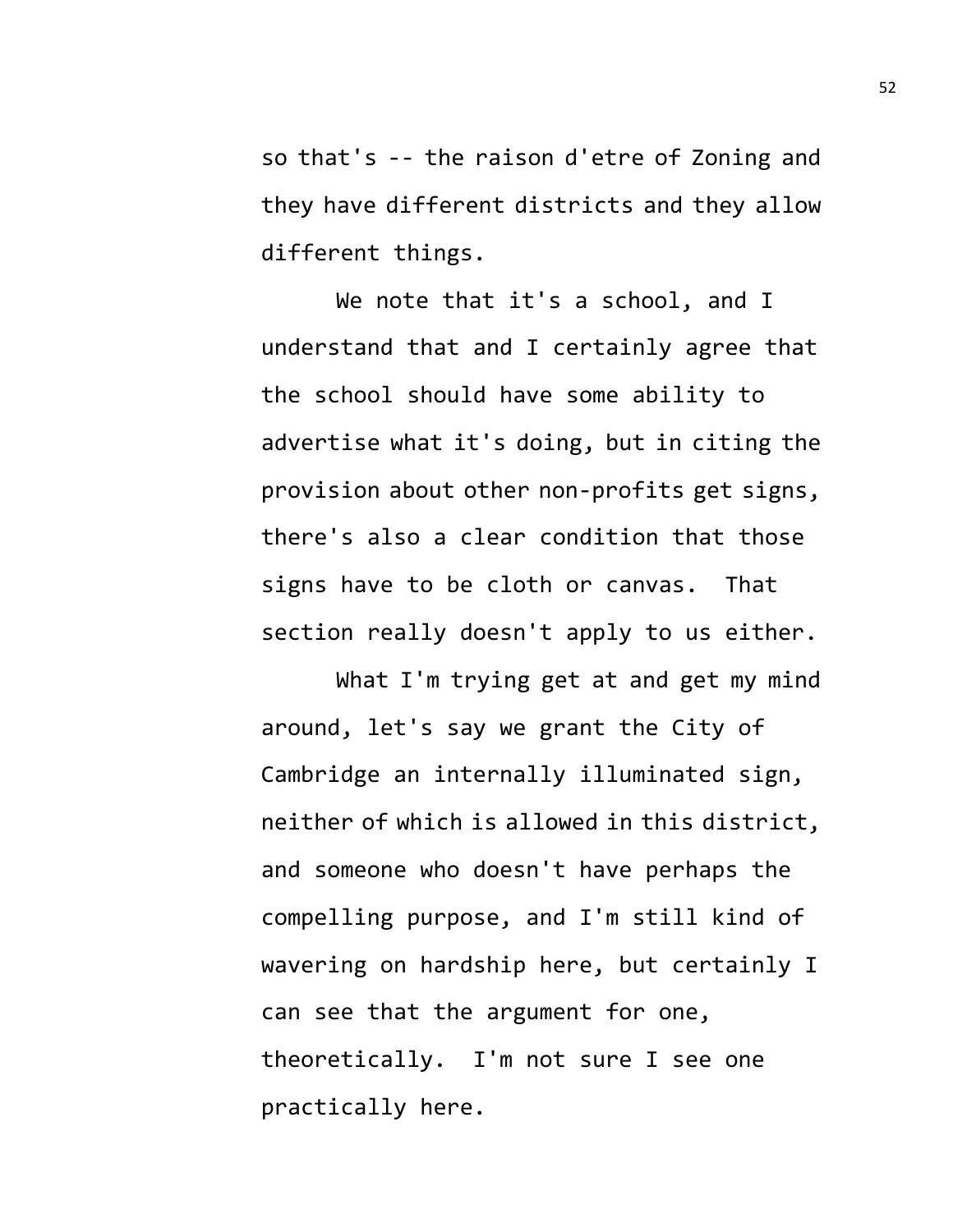so that's -- the raison d'etre of Zoning and they have different districts and they allow different things.

We note that it's a school, and I understand that and I certainly agree that the school should have some ability to advertise what it's doing, but in citing the provision about other non-profits get signs, there's also a clear condition that those signs have to be cloth or canvas. That section really doesn't apply to us either.

What I'm trying get at and get my mind around, let's say we grant the City of Cambridge an internally illuminated sign, neither of which is allowed in this district, and someone who doesn't have perhaps the compelling purpose, and I'm still kind of wavering on hardship here, but certainly I can see that the argument for one, theoretically. I'm not sure I see one practically here.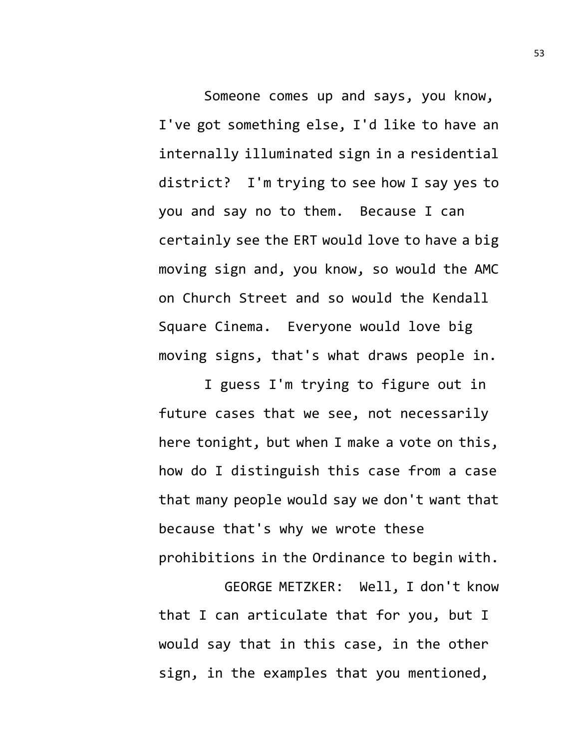Someone comes up and says, you know, I've got something else, I'd like to have an internally illuminated sign in a residential district? I'm trying to see how I say yes to you and say no to them. Because I can certainly see the ERT would love to have a big moving sign and, you know, so would the AMC on Church Street and so would the Kendall Square Cinema. Everyone would love big moving signs, that's what draws people in.

I guess I'm trying to figure out in future cases that we see, not necessarily here tonight, but when I make a vote on this, how do I distinguish this case from a case that many people would say we don't want that because that's why we wrote these prohibitions in the Ordinance to begin with.

GEORGE METZKER: Well, I don't know that I can articulate that for you, but I would say that in this case, in the other sign, in the examples that you mentioned,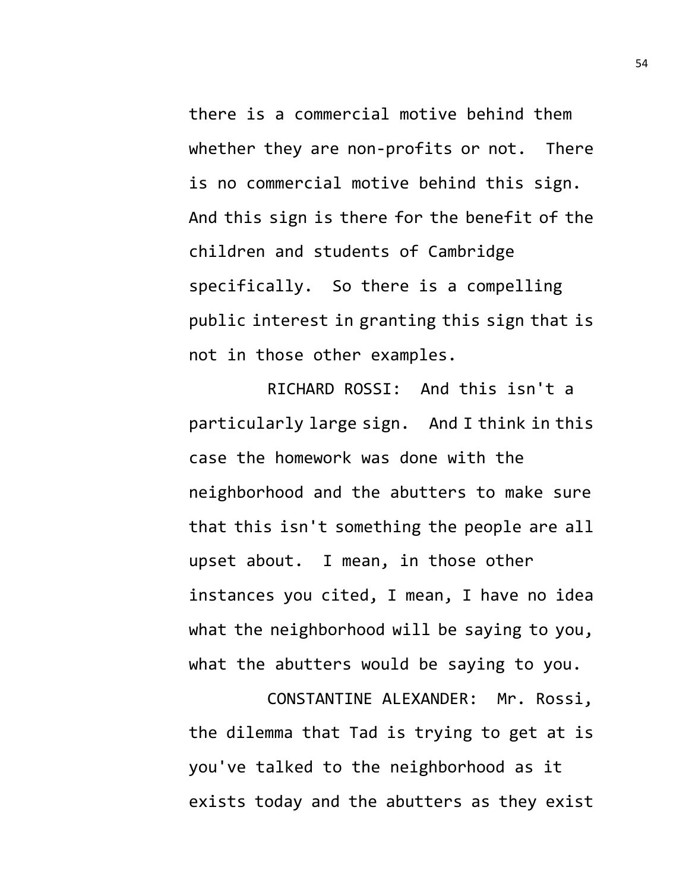there is a commercial motive behind them whether they are non-profits or not. There is no commercial motive behind this sign. And this sign is there for the benefit of the children and students of Cambridge specifically. So there is a compelling public interest in granting this sign that is not in those other examples.

RICHARD ROSSI: And this isn't a particularly large sign. And I think in this case the homework was done with the neighborhood and the abutters to make sure that this isn't something the people are all upset about. I mean, in those other instances you cited, I mean, I have no idea what the neighborhood will be saying to you, what the abutters would be saying to you.

CONSTANTINE ALEXANDER: Mr. Rossi, the dilemma that Tad is trying to get at is you've talked to the neighborhood as it exists today and the abutters as they exist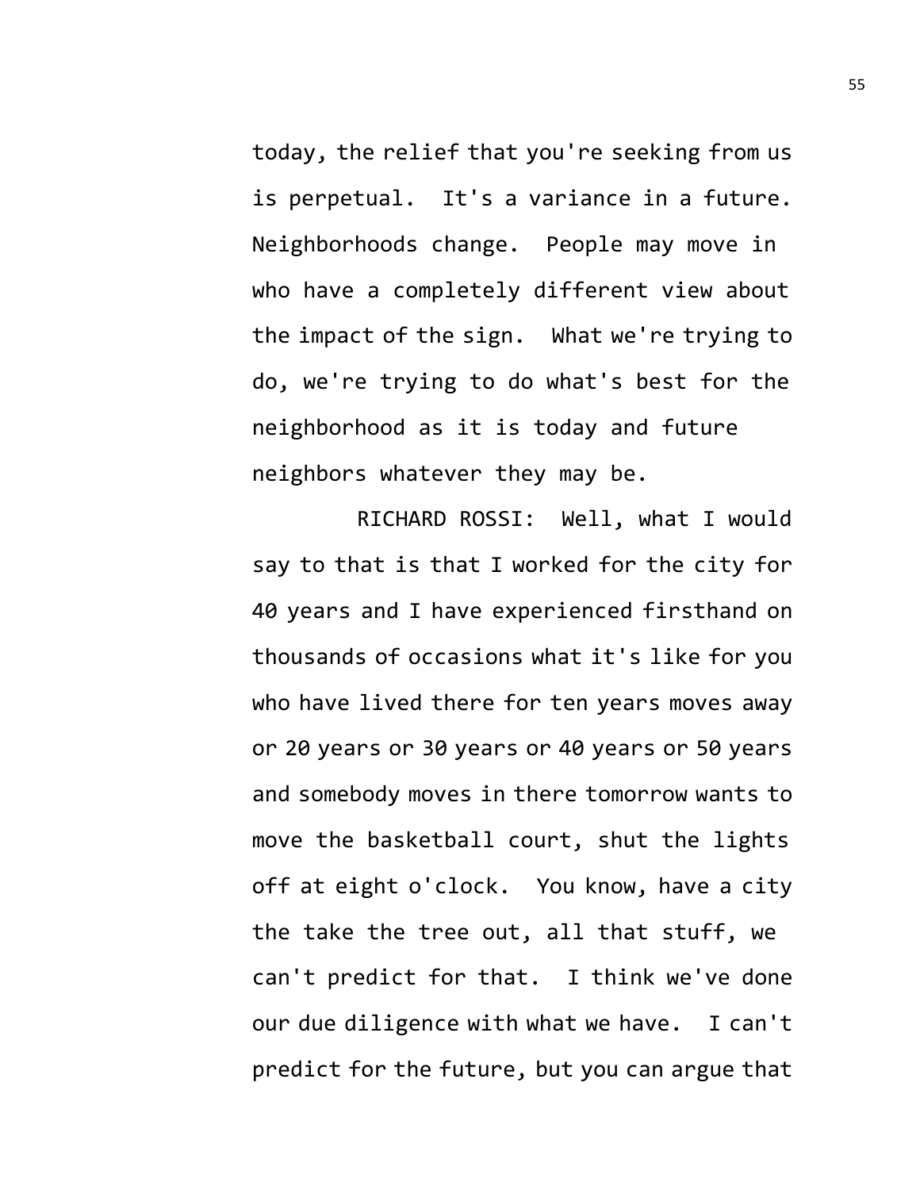today, the relief that you're seeking from us is perpetual. It's a variance in a future. Neighborhoods change. People may move in who have a completely different view about the impact of the sign. What we're trying to do, we're trying to do what's best for the neighborhood as it is today and future neighbors whatever they may be.

RICHARD ROSSI: Well, what I would say to that is that I worked for the city for 40 years and I have experienced firsthand on thousands of occasions what it's like for you who have lived there for ten years moves away or 20 years or 30 years or 40 years or 50 years and somebody moves in there tomorrow wants to move the basketball court, shut the lights off at eight o'clock. You know, have a city the take the tree out, all that stuff, we can't predict for that. I think we've done our due diligence with what we have. I can't predict for the future, but you can argue that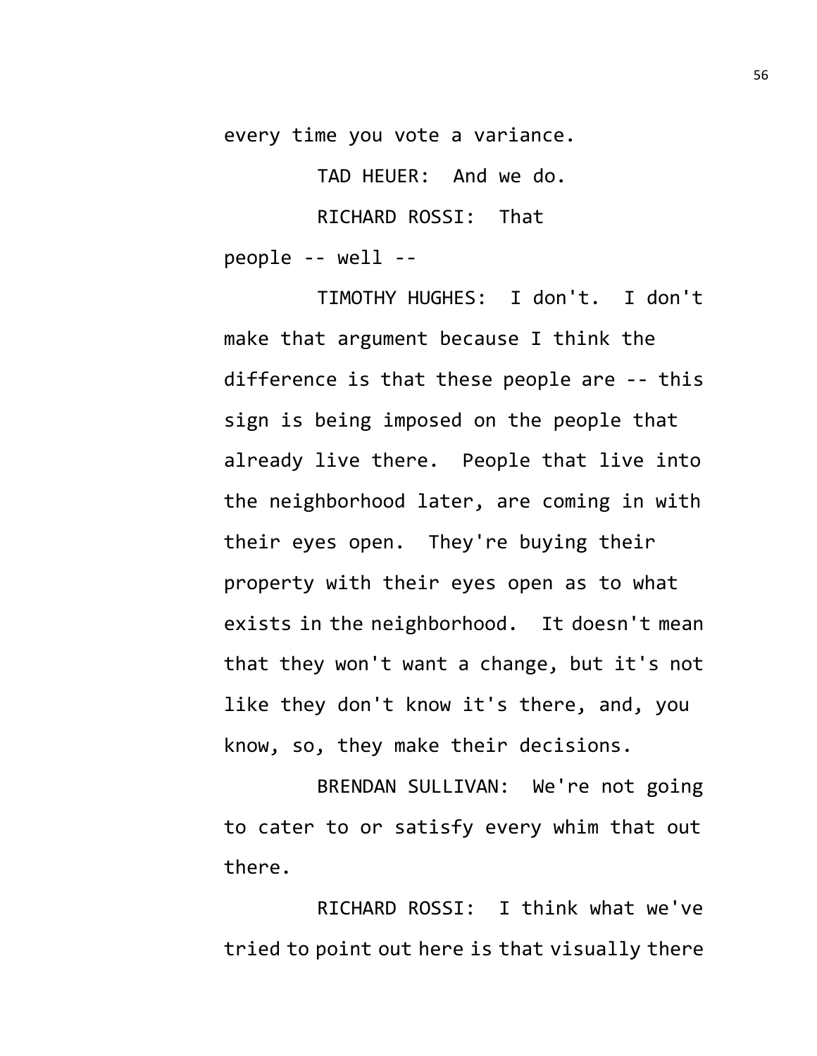every time you vote a variance.

TAD HEUER: And we do.

RICHARD ROSSI: That people -- well --

TIMOTHY HUGHES: I don't. I don't make that argument because I think the difference is that these people are -- this sign is being imposed on the people that already live there. People that live into the neighborhood later, are coming in with their eyes open. They're buying their property with their eyes open as to what exists in the neighborhood. It doesn't mean that they won't want a change, but it's not like they don't know it's there, and, you know, so, they make their decisions.

BRENDAN SULLIVAN: We're not going to cater to or satisfy every whim that out there.

RICHARD ROSSI: I think what we've tried to point out here is that visually there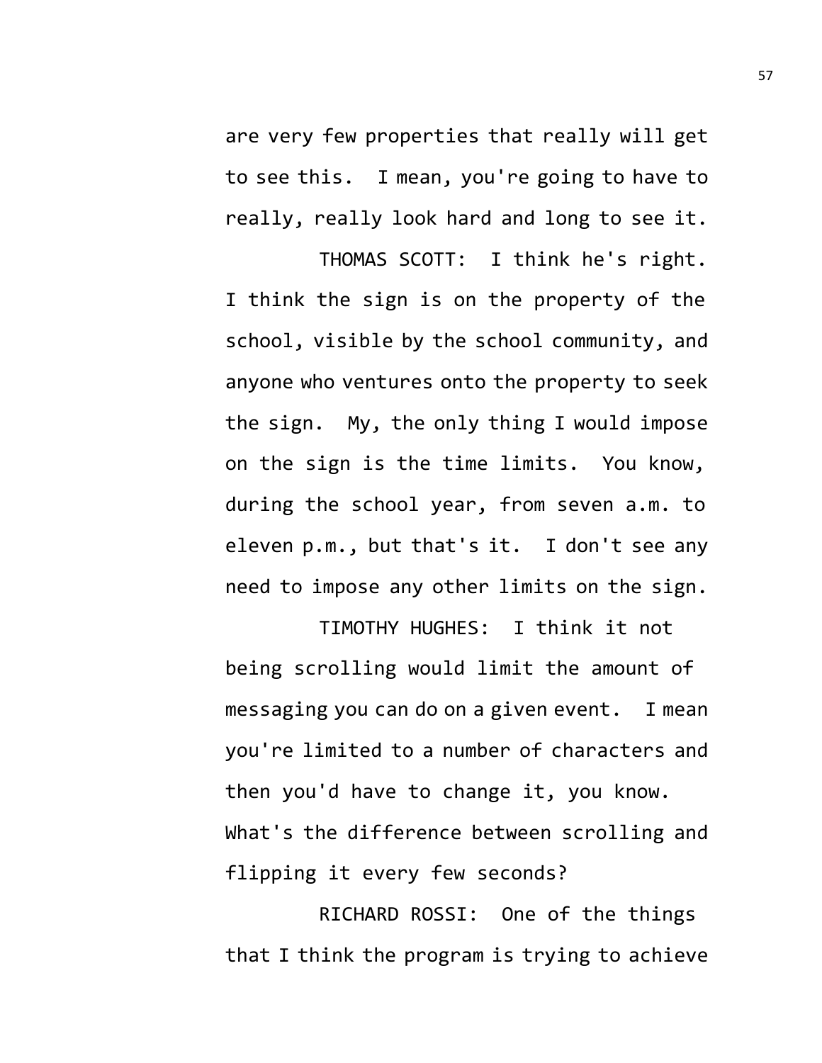are very few properties that really will get to see this. I mean, you're going to have to really, really look hard and long to see it.

THOMAS SCOTT: I think he's right. I think the sign is on the property of the school, visible by the school community, and anyone who ventures onto the property to seek the sign. My, the only thing I would impose on the sign is the time limits. You know, during the school year, from seven a.m. to eleven p.m., but that's it. I don't see any need to impose any other limits on the sign.

TIMOTHY HUGHES: I think it not being scrolling would limit the amount of messaging you can do on a given event. I mean you're limited to a number of characters and then you'd have to change it, you know. What's the difference between scrolling and flipping it every few seconds?

RICHARD ROSSI: One of the things that I think the program is trying to achieve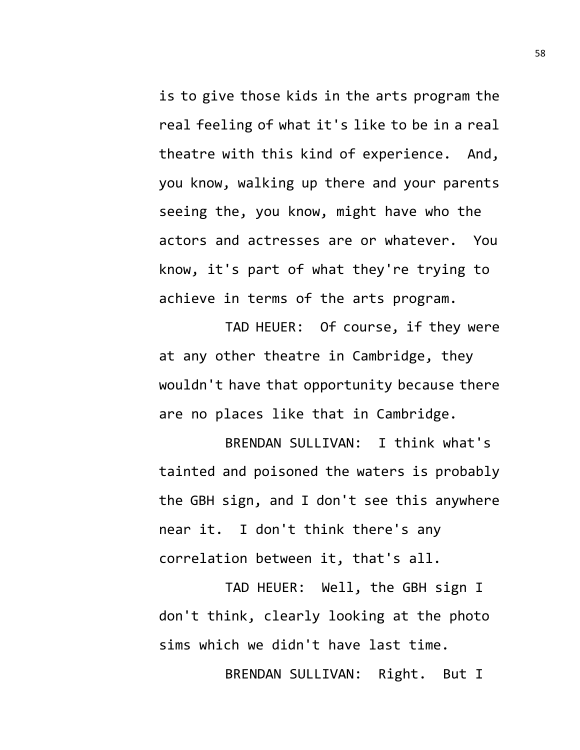is to give those kids in the arts program the real feeling of what it's like to be in a real theatre with this kind of experience. And, you know, walking up there and your parents seeing the, you know, might have who the actors and actresses are or whatever. You know, it's part of what they're trying to achieve in terms of the arts program.

TAD HEUER: Of course, if they were at any other theatre in Cambridge, they wouldn't have that opportunity because there are no places like that in Cambridge.

BRENDAN SULLIVAN: I think what's tainted and poisoned the waters is probably the GBH sign, and I don't see this anywhere near it. I don't think there's any correlation between it, that's all.

TAD HEUER: Well, the GBH sign I don't think, clearly looking at the photo sims which we didn't have last time.

BRENDAN SULLIVAN: Right. But I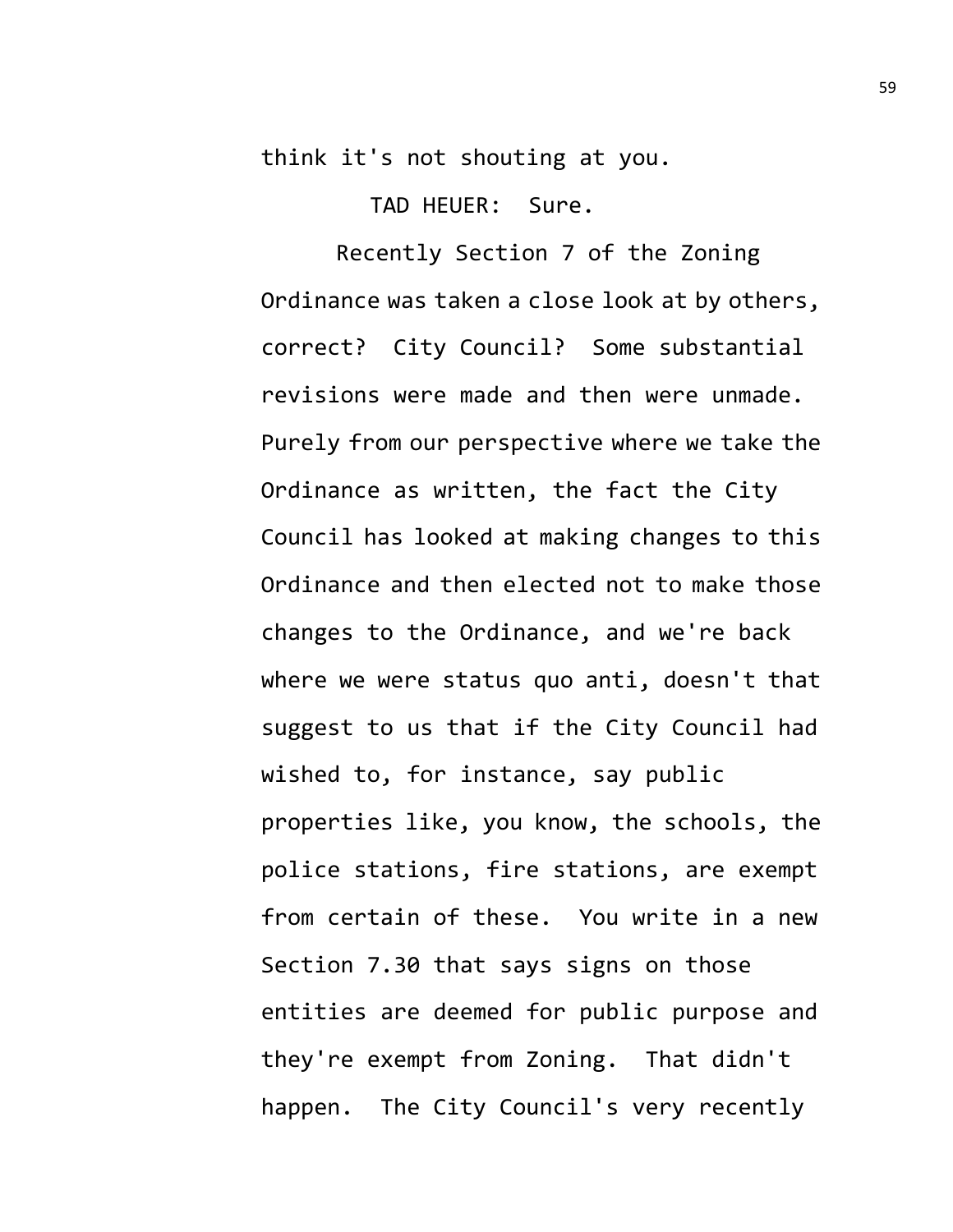think it's not shouting at you.

TAD HEUER: Sure.

Recently Section 7 of the Zoning Ordinance was taken a close look at by others, correct? City Council? Some substantial revisions were made and then were unmade. Purely from our perspective where we take the Ordinance as written, the fact the City Council has looked at making changes to this Ordinance and then elected not to make those changes to the Ordinance, and we're back where we were status quo anti, doesn't that suggest to us that if the City Council had wished to, for instance, say public properties like, you know, the schools, the police stations, fire stations, are exempt from certain of these. You write in a new Section 7.30 that says signs on those entities are deemed for public purpose and they're exempt from Zoning. That didn't happen. The City Council's very recently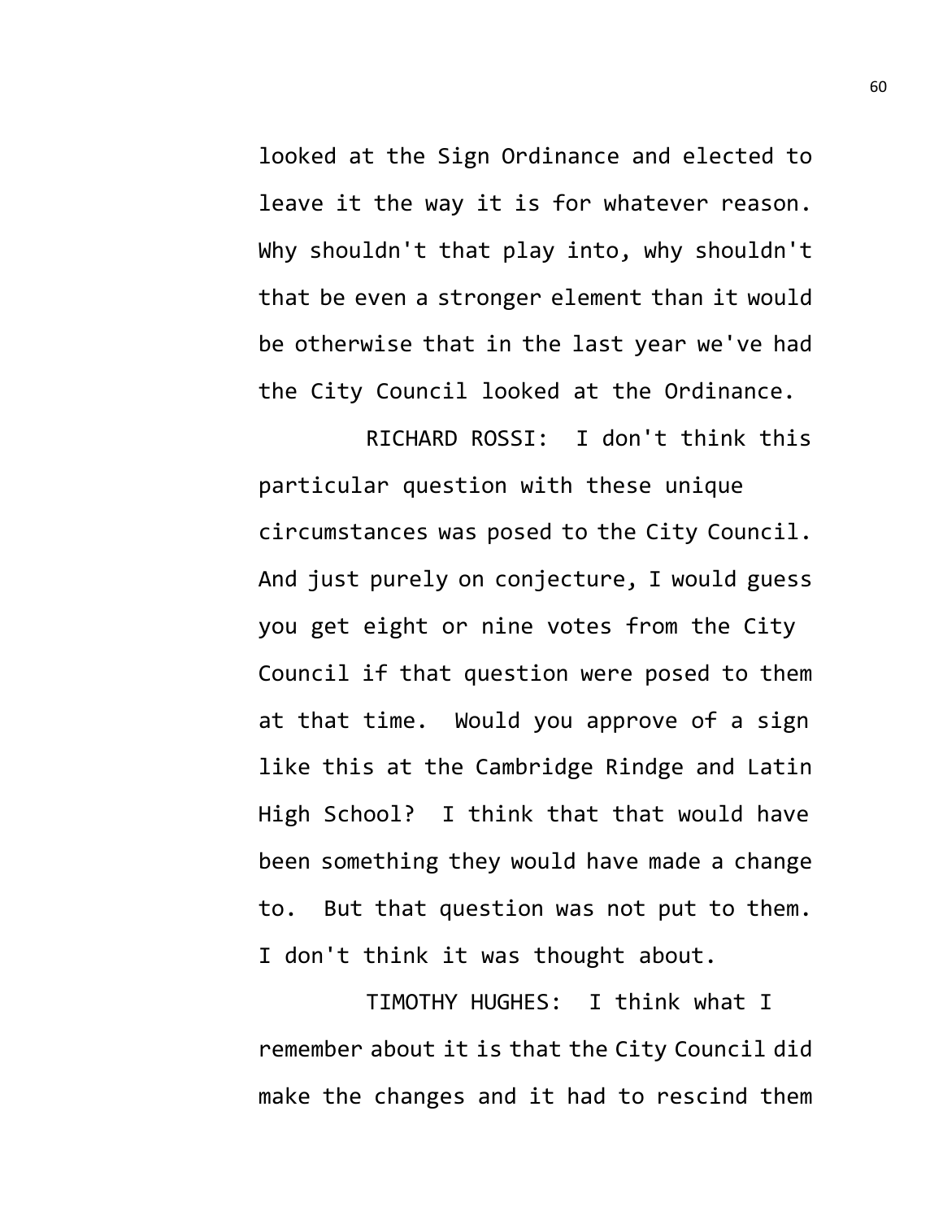looked at the Sign Ordinance and elected to leave it the way it is for whatever reason. Why shouldn't that play into, why shouldn't that be even a stronger element than it would be otherwise that in the last year we've had the City Council looked at the Ordinance.

RICHARD ROSSI: I don't think this particular question with these unique circumstances was posed to the City Council. And just purely on conjecture, I would guess you get eight or nine votes from the City Council if that question were posed to them at that time. Would you approve of a sign like this at the Cambridge Rindge and Latin High School? I think that that would have been something they would have made a change to. But that question was not put to them. I don't think it was thought about.

TIMOTHY HUGHES: I think what I remember about it is that the City Council did make the changes and it had to rescind them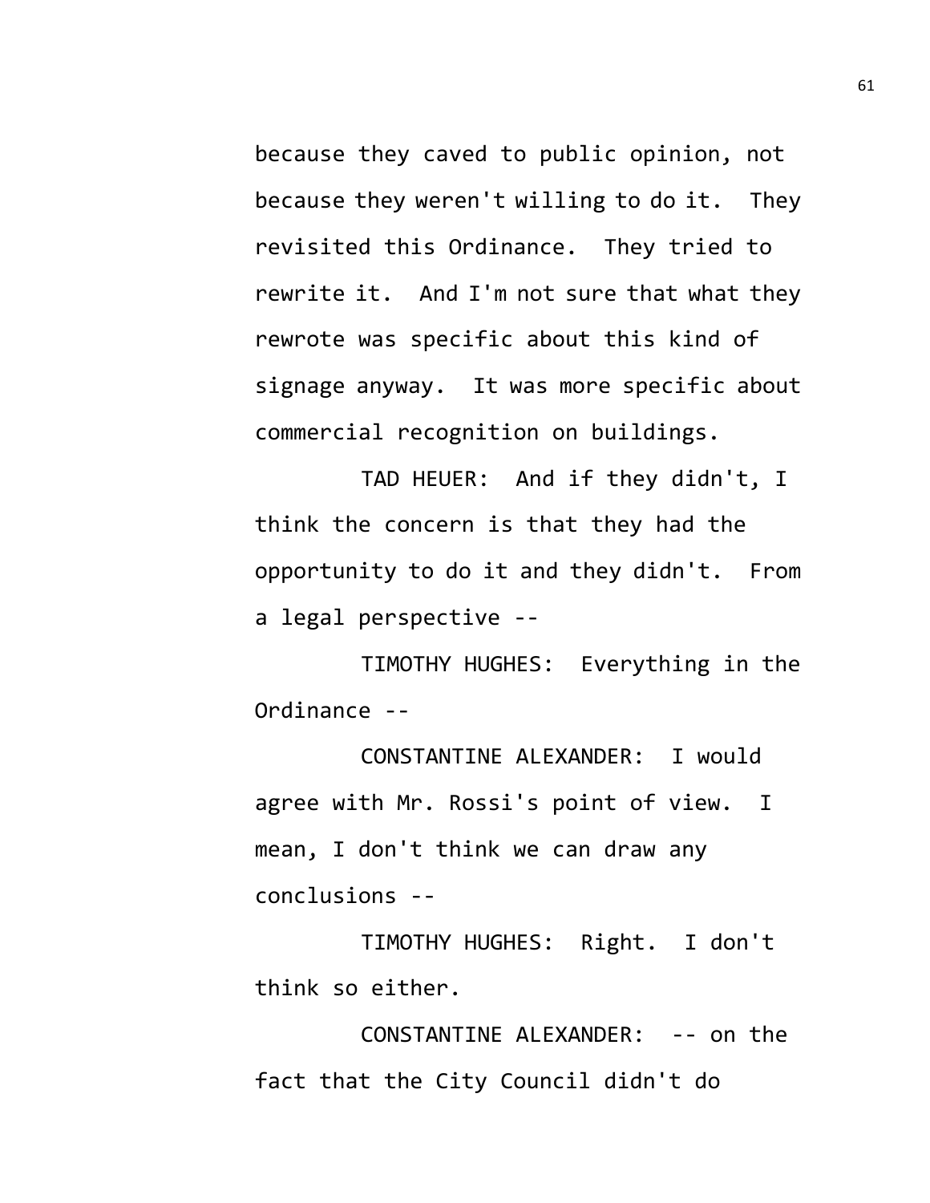because they caved to public opinion, not because they weren't willing to do it. They revisited this Ordinance. They tried to rewrite it. And I'm not sure that what they rewrote was specific about this kind of signage anyway. It was more specific about commercial recognition on buildings.

TAD HEUER: And if they didn't, I think the concern is that they had the opportunity to do it and they didn't. From a legal perspective --

TIMOTHY HUGHES: Everything in the Ordinance --

CONSTANTINE ALEXANDER: I would agree with Mr. Rossi's point of view. I mean, I don't think we can draw any conclusions --

TIMOTHY HUGHES: Right. I don't think so either.

CONSTANTINE ALEXANDER: -- on the fact that the City Council didn't do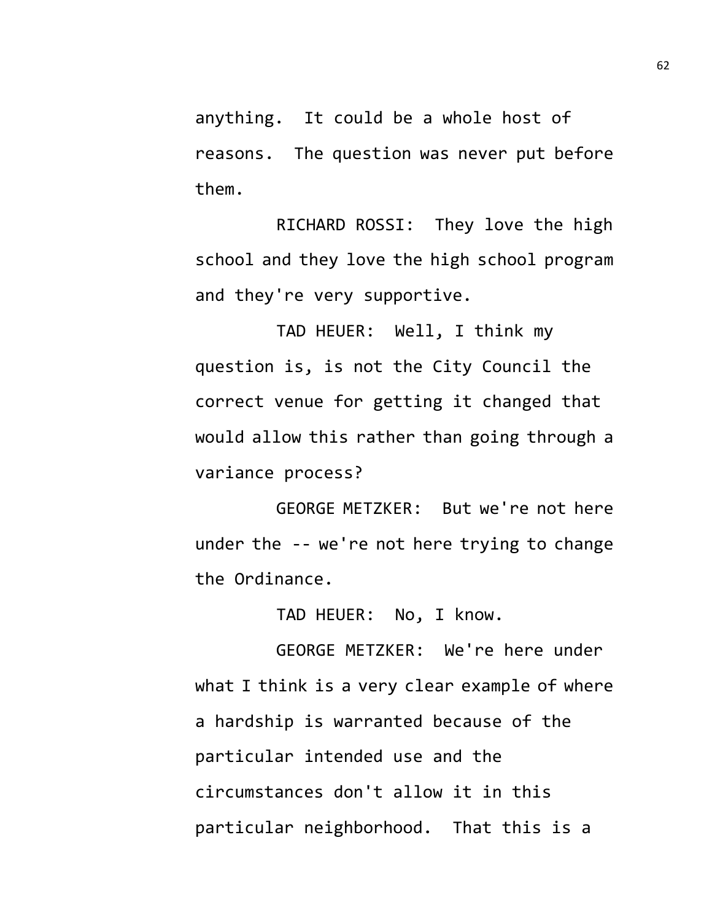anything. It could be a whole host of reasons. The question was never put before them.

RICHARD ROSSI: They love the high school and they love the high school program and they're very supportive.

TAD HEUER: Well, I think my question is, is not the City Council the correct venue for getting it changed that would allow this rather than going through a variance process?

GEORGE METZKER: But we're not here under the -- we're not here trying to change the Ordinance.

TAD HEUER: No, I know.

GEORGE METZKER: We're here under what I think is a very clear example of where a hardship is warranted because of the particular intended use and the circumstances don't allow it in this particular neighborhood. That this is a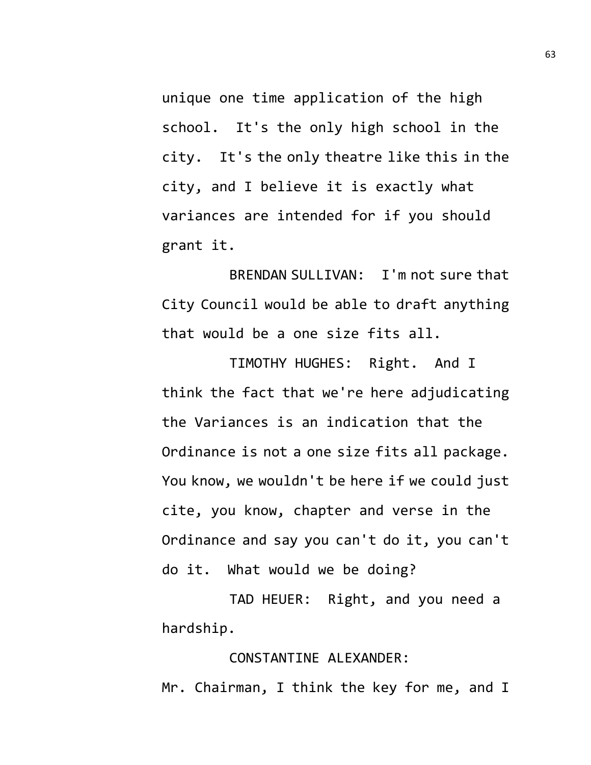unique one time application of the high school. It's the only high school in the city. It's the only theatre like this in the city, and I believe it is exactly what variances are intended for if you should grant it.

BRENDAN SULLIVAN: I'm not sure that City Council would be able to draft anything that would be a one size fits all.

TIMOTHY HUGHES: Right. And I think the fact that we're here adjudicating the Variances is an indication that the Ordinance is not a one size fits all package. You know, we wouldn't be here if we could just cite, you know, chapter and verse in the Ordinance and say you can't do it, you can't do it. What would we be doing?

TAD HEUER: Right, and you need a hardship.

CONSTANTINE ALEXANDER: Mr. Chairman, I think the key for me, and I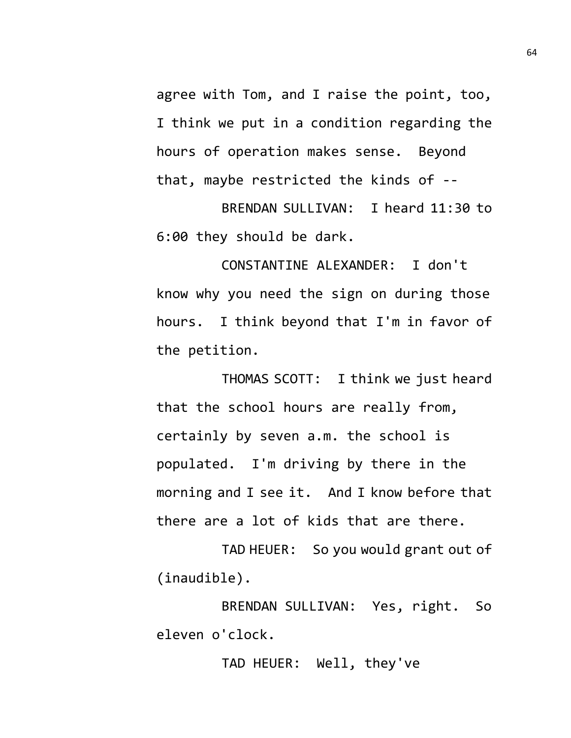agree with Tom, and I raise the point, too, I think we put in a condition regarding the hours of operation makes sense. Beyond that, maybe restricted the kinds of --

BRENDAN SULLIVAN: I heard 11:30 to 6:00 they should be dark.

CONSTANTINE ALEXANDER: I don't know why you need the sign on during those hours. I think beyond that I'm in favor of the petition.

THOMAS SCOTT: I think we just heard that the school hours are really from, certainly by seven a.m. the school is populated. I'm driving by there in the morning and I see it. And I know before that there are a lot of kids that are there.

TAD HEUER: So you would grant out of (inaudible).

BRENDAN SULLIVAN: Yes, right. So eleven o'clock.

TAD HEUER: Well, they've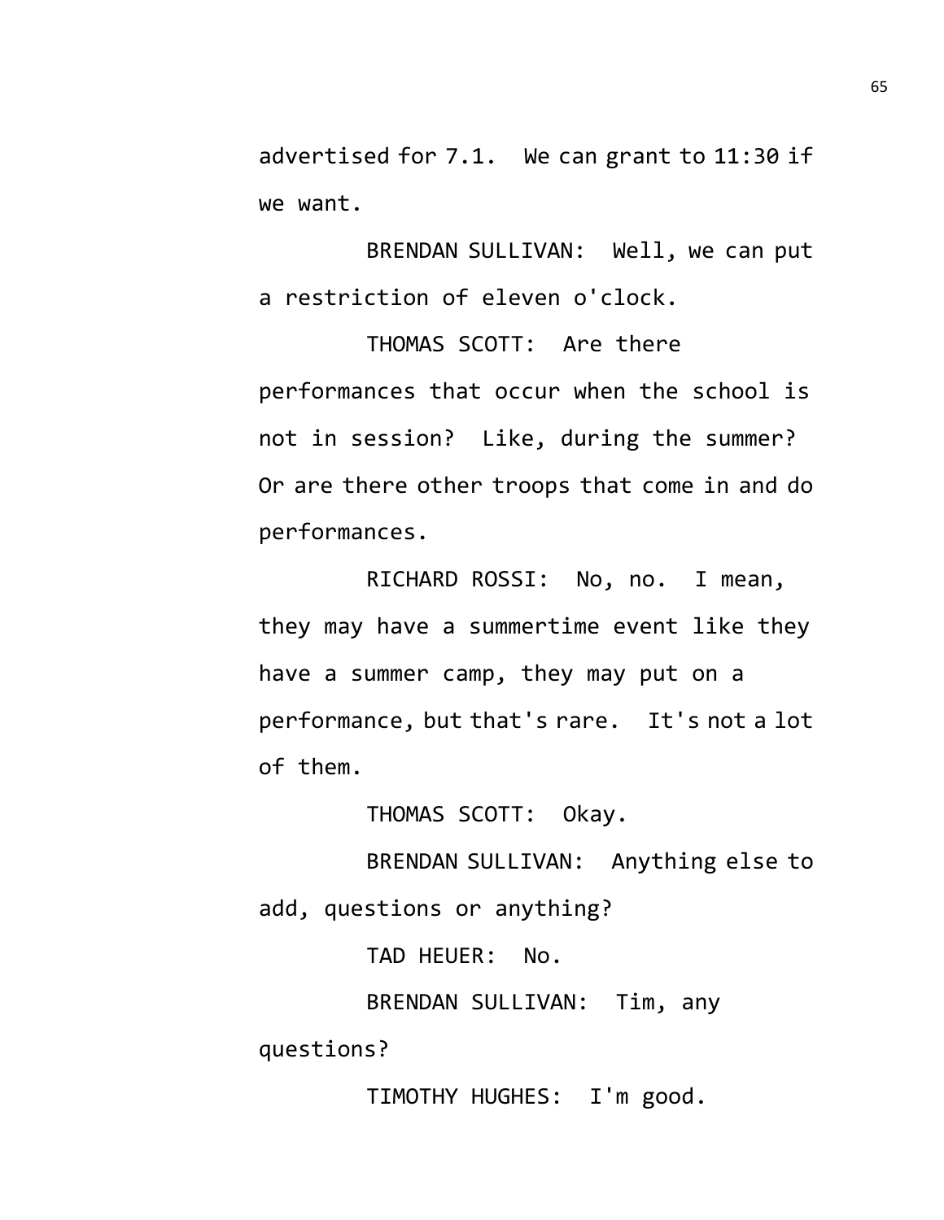advertised for 7.1. We can grant to 11:30 if we want.

BRENDAN SULLIVAN: Well, we can put a restriction of eleven o'clock.

THOMAS SCOTT: Are there performances that occur when the school is not in session? Like, during the summer? Or are there other troops that come in and do performances.

RICHARD ROSSI: No, no. I mean, they may have a summertime event like they have a summer camp, they may put on a performance, but that's rare. It's not a lot of them.

THOMAS SCOTT: Okay.

BRENDAN SULLIVAN: Anything else to add, questions or anything?

TAD HEUER: No.

BRENDAN SULLIVAN: Tim, any questions?

TIMOTHY HUGHES: I'm good.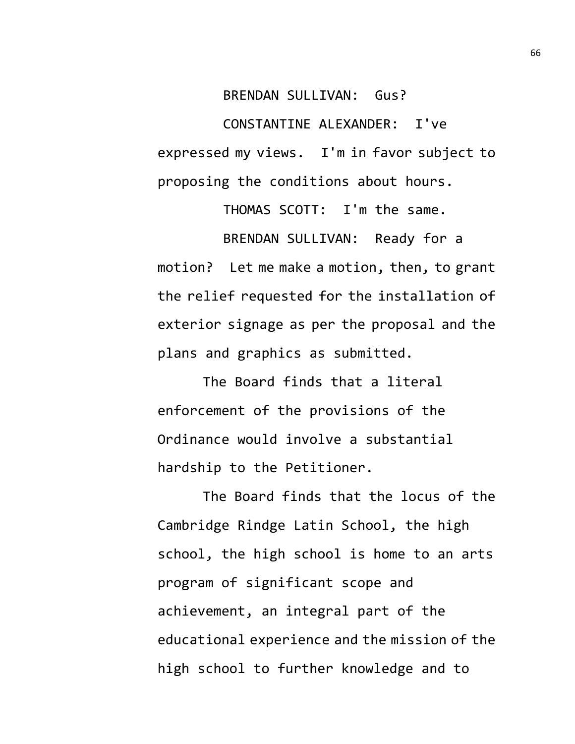BRENDAN SULLIVAN: Gus?

CONSTANTINE ALEXANDER: I've expressed my views. I'm in favor subject to proposing the conditions about hours.

THOMAS SCOTT: I'm the same.

BRENDAN SULLIVAN: Ready for a motion? Let me make a motion, then, to grant the relief requested for the installation of exterior signage as per the proposal and the plans and graphics as submitted.

The Board finds that a literal enforcement of the provisions of the Ordinance would involve a substantial hardship to the Petitioner.

The Board finds that the locus of the Cambridge Rindge Latin School, the high school, the high school is home to an arts program of significant scope and achievement, an integral part of the educational experience and the mission of the high school to further knowledge and to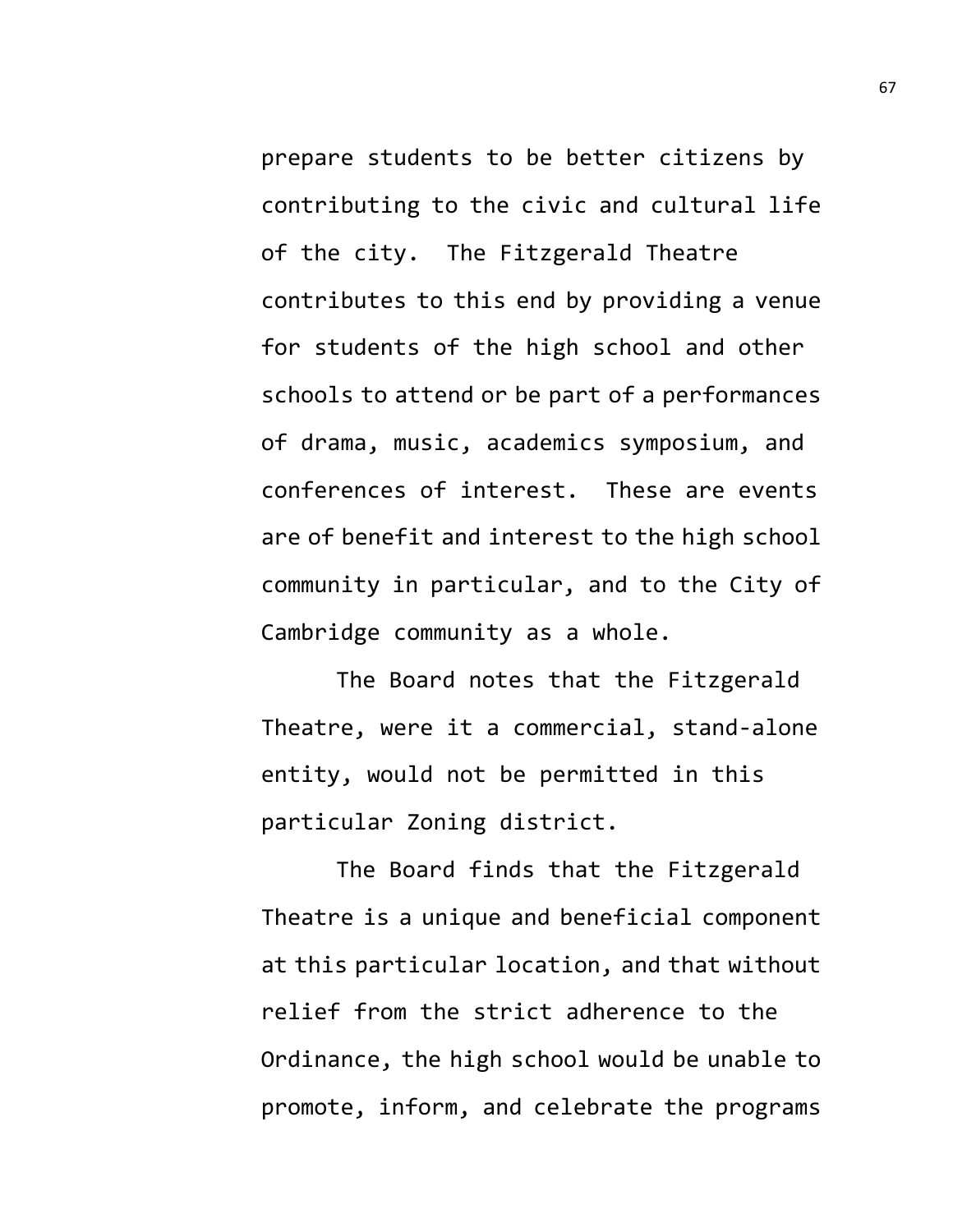prepare students to be better citizens by contributing to the civic and cultural life of the city. The Fitzgerald Theatre contributes to this end by providing a venue for students of the high school and other schools to attend or be part of a performances of drama, music, academics symposium, and conferences of interest. These are events are of benefit and interest to the high school community in particular, and to the City of Cambridge community as a whole.

The Board notes that the Fitzgerald Theatre, were it a commercial, stand-alone entity, would not be permitted in this particular Zoning district.

The Board finds that the Fitzgerald Theatre is a unique and beneficial component at this particular location, and that without relief from the strict adherence to the Ordinance, the high school would be unable to promote, inform, and celebrate the programs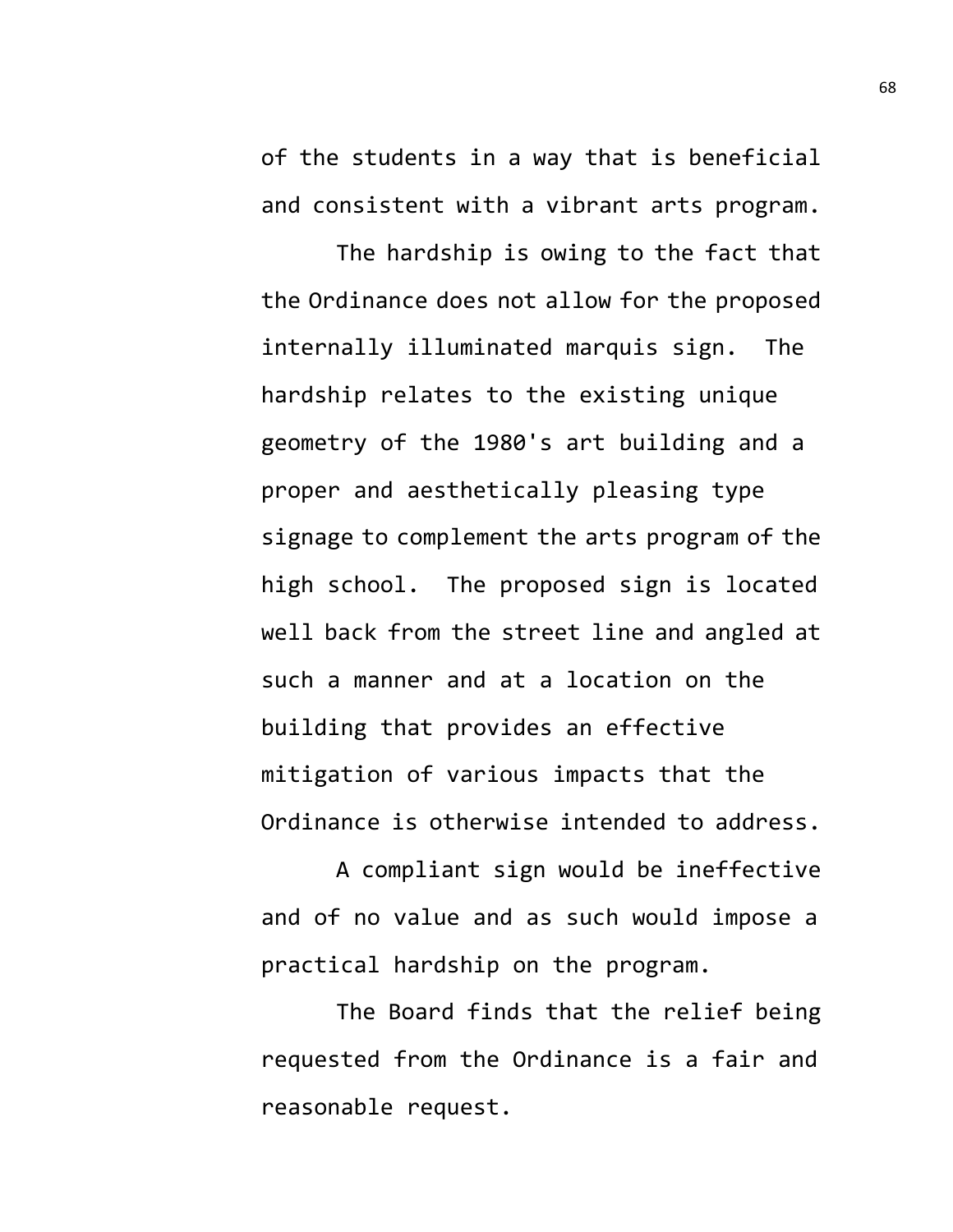of the students in a way that is beneficial and consistent with a vibrant arts program.

The hardship is owing to the fact that the Ordinance does not allow for the proposed internally illuminated marquis sign. The hardship relates to the existing unique geometry of the 1980's art building and a proper and aesthetically pleasing type signage to complement the arts program of the high school. The proposed sign is located well back from the street line and angled at such a manner and at a location on the building that provides an effective mitigation of various impacts that the Ordinance is otherwise intended to address.

A compliant sign would be ineffective and of no value and as such would impose a practical hardship on the program.

The Board finds that the relief being requested from the Ordinance is a fair and reasonable request.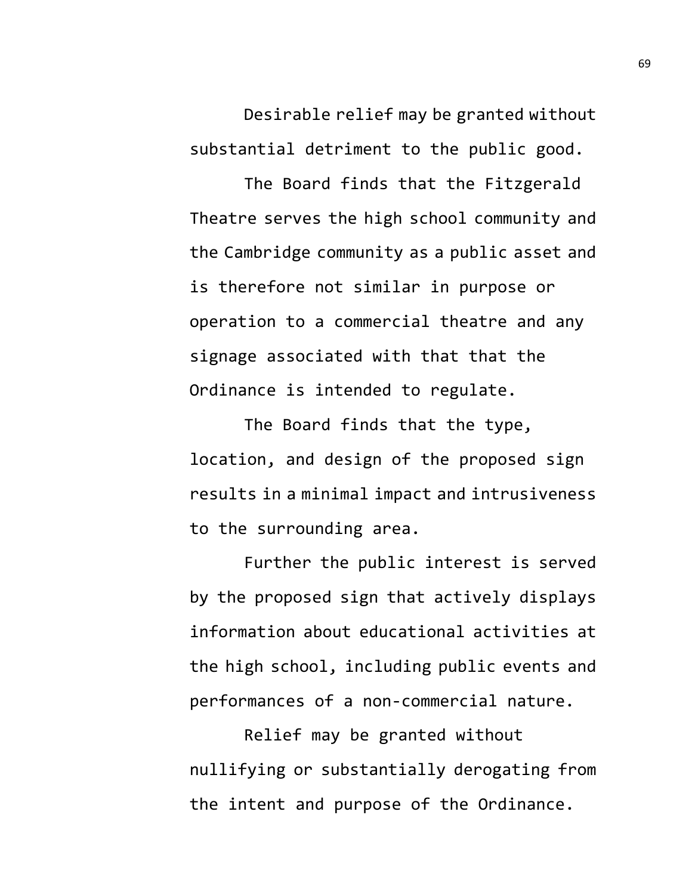Desirable relief may be granted without substantial detriment to the public good.

The Board finds that the Fitzgerald Theatre serves the high school community and the Cambridge community as a public asset and is therefore not similar in purpose or operation to a commercial theatre and any signage associated with that that the Ordinance is intended to regulate.

The Board finds that the type, location, and design of the proposed sign results in a minimal impact and intrusiveness to the surrounding area.

Further the public interest is served by the proposed sign that actively displays information about educational activities at the high school, including public events and performances of a non-commercial nature.

Relief may be granted without nullifying or substantially derogating from the intent and purpose of the Ordinance.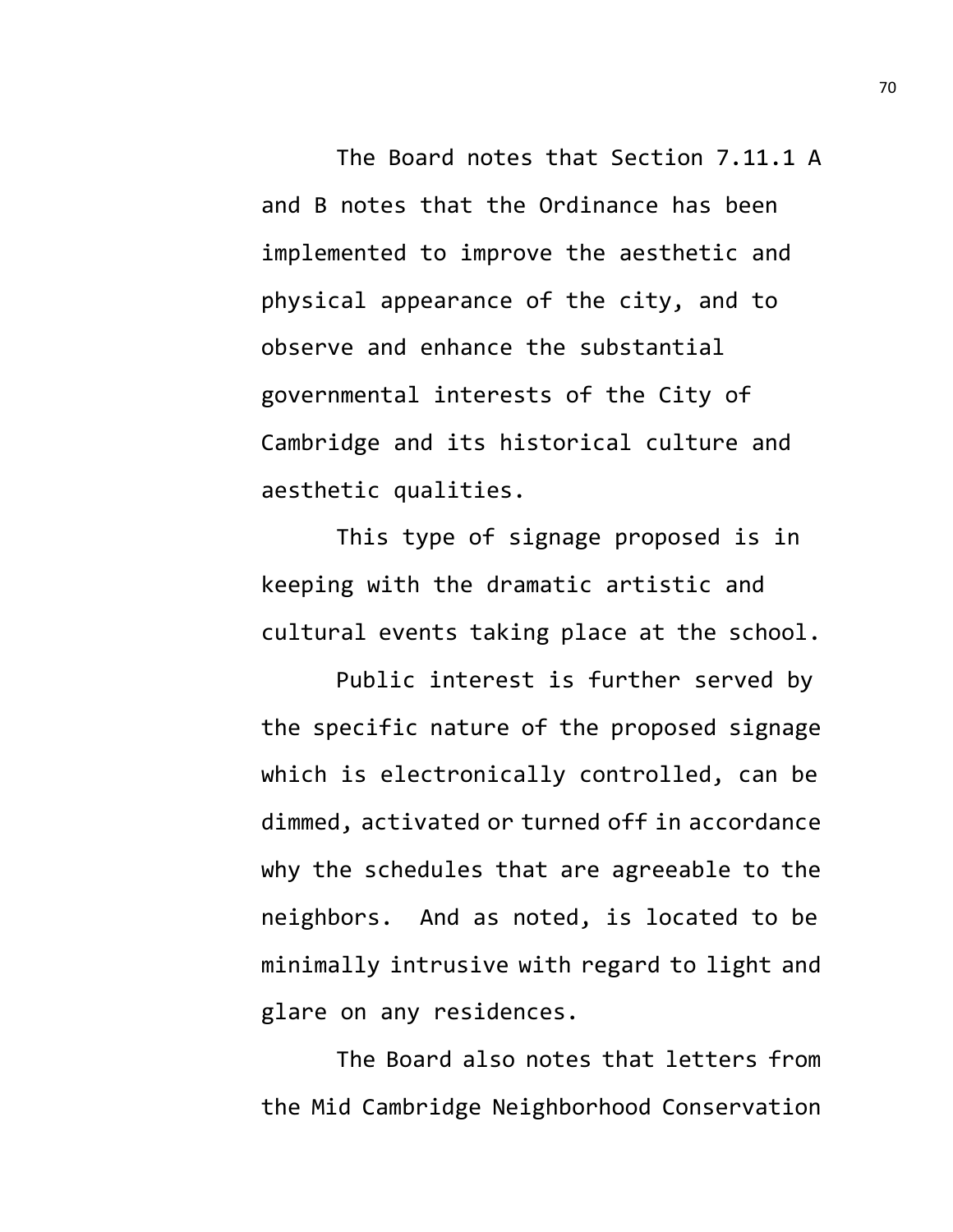The Board notes that Section 7.11.1 A and B notes that the Ordinance has been implemented to improve the aesthetic and physical appearance of the city, and to observe and enhance the substantial governmental interests of the City of Cambridge and its historical culture and aesthetic qualities.

This type of signage proposed is in keeping with the dramatic artistic and cultural events taking place at the school.

Public interest is further served by the specific nature of the proposed signage which is electronically controlled, can be dimmed, activated or turned off in accordance why the schedules that are agreeable to the neighbors. And as noted, is located to be minimally intrusive with regard to light and glare on any residences.

The Board also notes that letters from the Mid Cambridge Neighborhood Conservation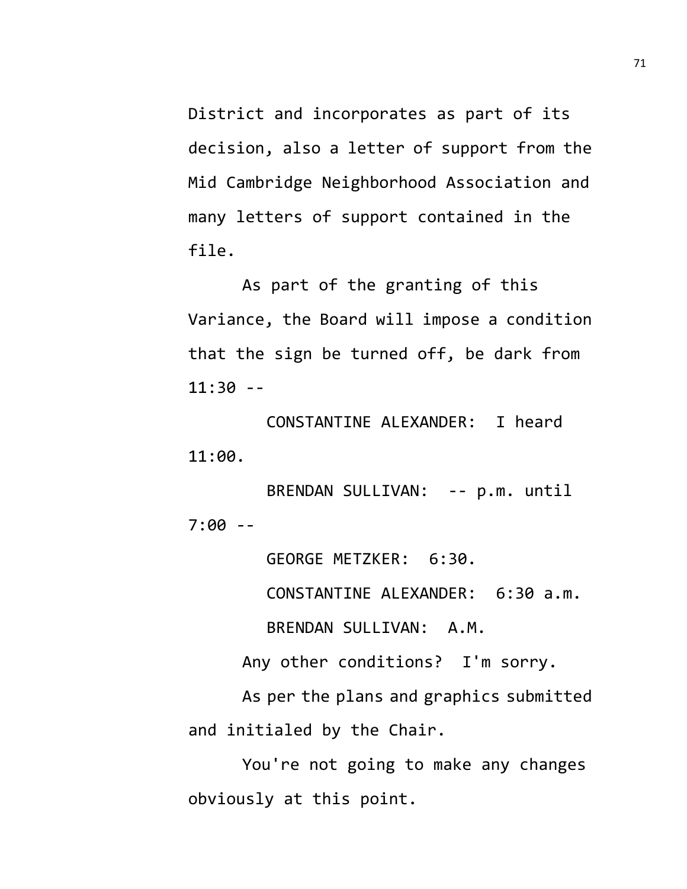District and incorporates as part of its decision, also a letter of support from the Mid Cambridge Neighborhood Association and many letters of support contained in the file.

As part of the granting of this Variance, the Board will impose a condition that the sign be turned off, be dark from 11:30 --

CONSTANTINE ALEXANDER: I heard 11:00.

BRENDAN SULLIVAN: -- p.m. until 7:00 --

GEORGE METZKER: 6:30.

CONSTANTINE ALEXANDER: 6:30 a.m.

BRENDAN SULLIVAN: A.M.

Any other conditions? I'm sorry.

As per the plans and graphics submitted and initialed by the Chair.

You're not going to make any changes obviously at this point.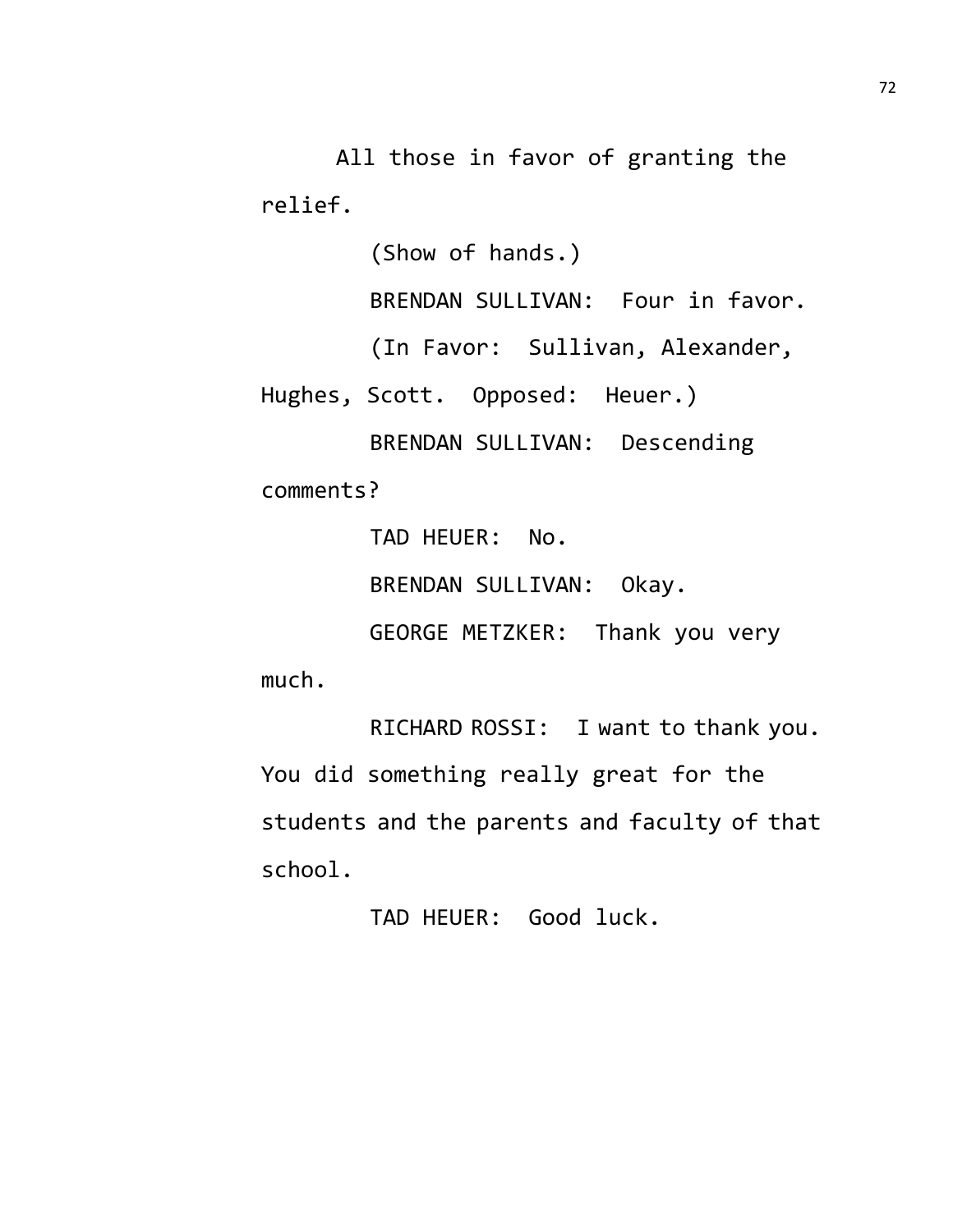All those in favor of granting the relief.

(Show of hands.)

BRENDAN SULLIVAN: Four in favor.

(In Favor: Sullivan, Alexander, Hughes, Scott. Opposed: Heuer.)

BRENDAN SULLIVAN: Descending comments?

TAD HEUER: No.

BRENDAN SULLIVAN: Okay.

GEORGE METZKER: Thank you very much.

RICHARD ROSSI: I want to thank you. You did something really great for the students and the parents and faculty of that school.

TAD HEUER: Good luck.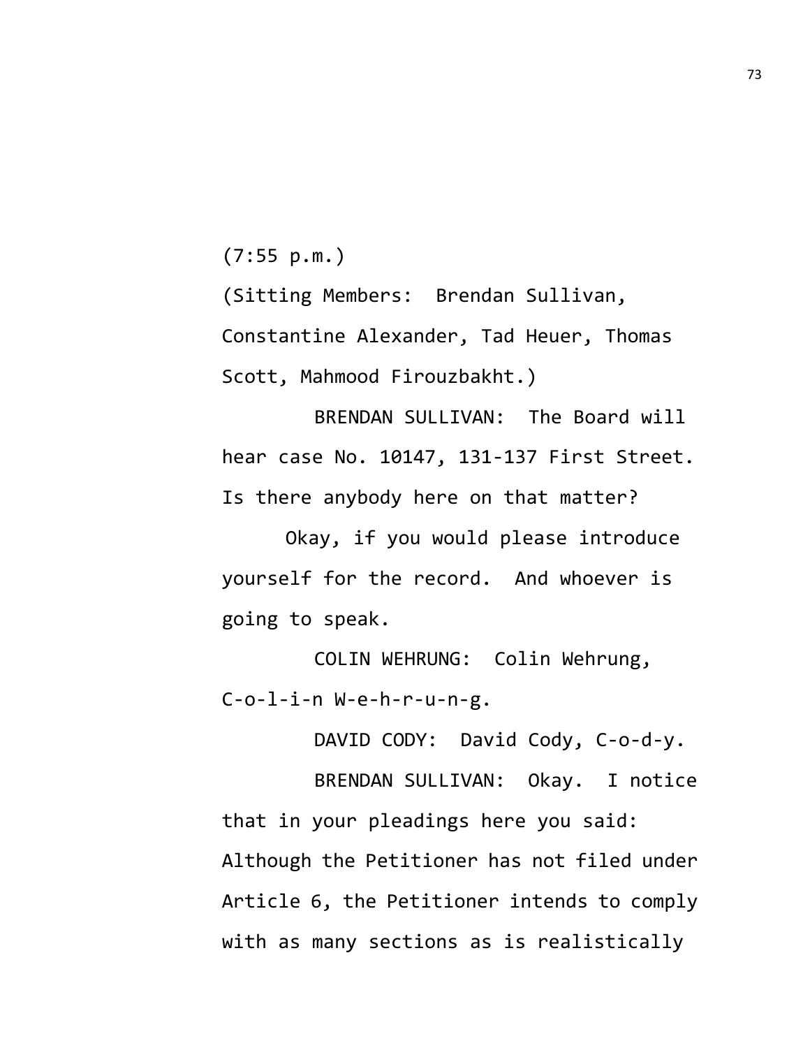(7:55 p.m.)

(Sitting Members: Brendan Sullivan, Constantine Alexander, Tad Heuer, Thomas Scott, Mahmood Firouzbakht.)

BRENDAN SULLIVAN: The Board will hear case No. 10147, 131-137 First Street. Is there anybody here on that matter?

Okay, if you would please introduce yourself for the record. And whoever is going to speak.

COLIN WEHRUNG: Colin Wehrung, C-o-l-i-n W-e-h-r-u-n-g.

DAVID CODY: David Cody, C-o-d-y.

BRENDAN SULLIVAN: Okay. I notice that in your pleadings here you said: Although the Petitioner has not filed under Article 6, the Petitioner intends to comply with as many sections as is realistically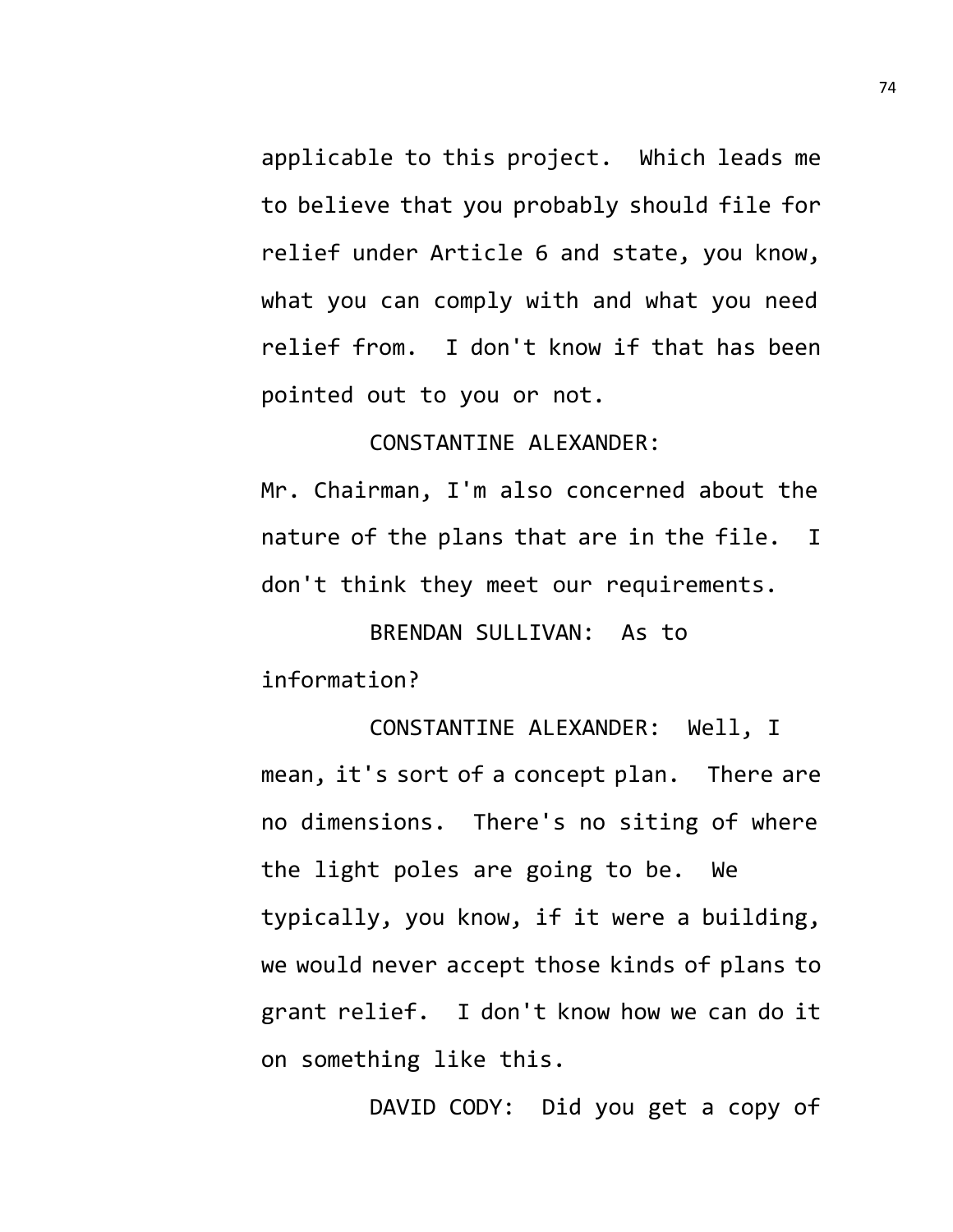applicable to this project. Which leads me to believe that you probably should file for relief under Article 6 and state, you know, what you can comply with and what you need relief from. I don't know if that has been pointed out to you or not.

CONSTANTINE ALEXANDER: Mr. Chairman, I'm also concerned about the nature of the plans that are in the file. I don't think they meet our requirements.

BRENDAN SULLIVAN: As to information?

CONSTANTINE ALEXANDER: Well, I mean, it's sort of a concept plan. There are no dimensions. There's no siting of where the light poles are going to be. We typically, you know, if it were a building, we would never accept those kinds of plans to grant relief. I don't know how we can do it on something like this.

DAVID CODY: Did you get a copy of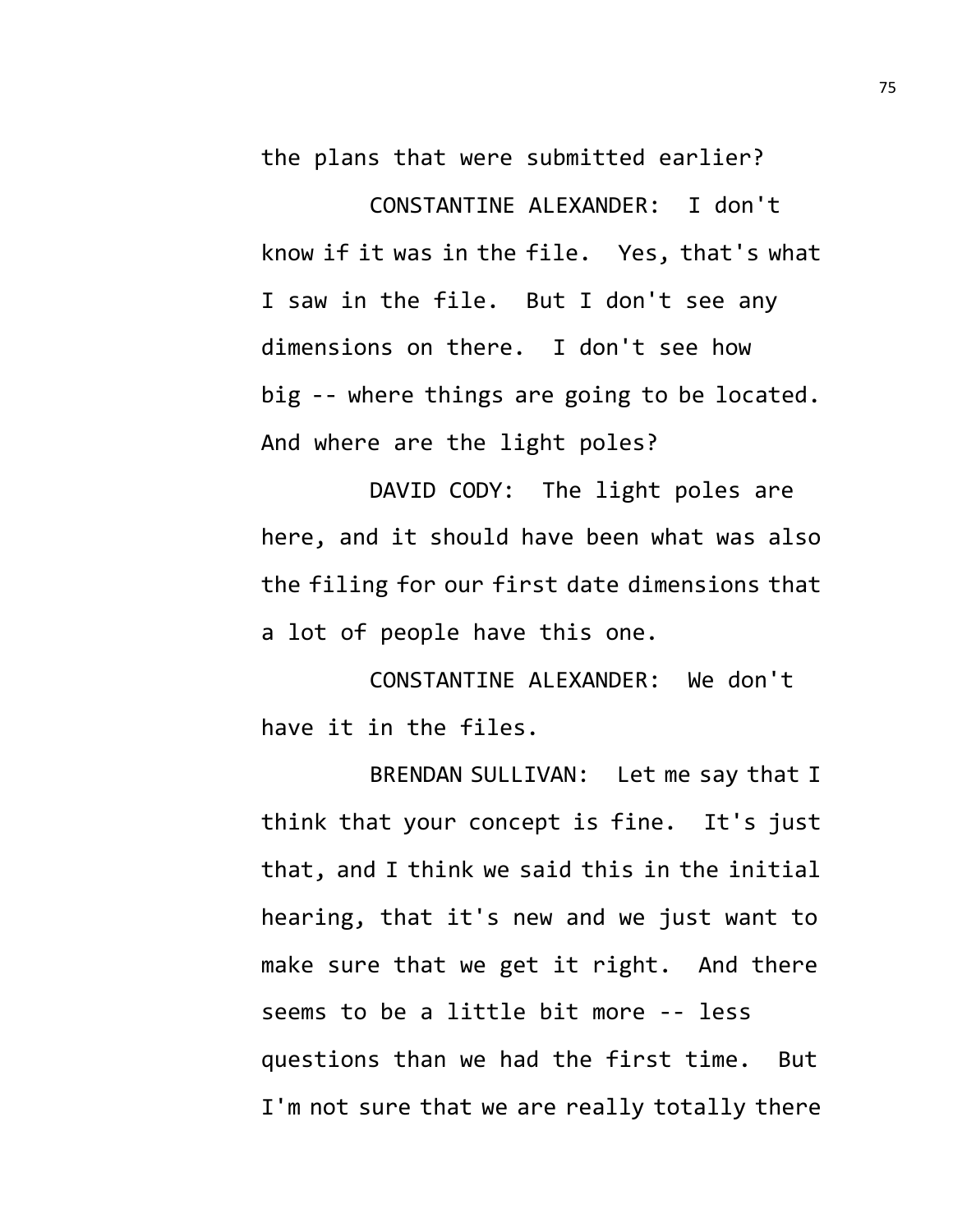the plans that were submitted earlier?

CONSTANTINE ALEXANDER: I don't know if it was in the file. Yes, that's what I saw in the file. But I don't see any dimensions on there. I don't see how big -- where things are going to be located. And where are the light poles?

DAVID CODY: The light poles are here, and it should have been what was also the filing for our first date dimensions that a lot of people have this one.

CONSTANTINE ALEXANDER: We don't have it in the files.

BRENDAN SULLIVAN: Let me say that I think that your concept is fine. It's just that, and I think we said this in the initial hearing, that it's new and we just want to make sure that we get it right. And there seems to be a little bit more -- less questions than we had the first time. But I'm not sure that we are really totally there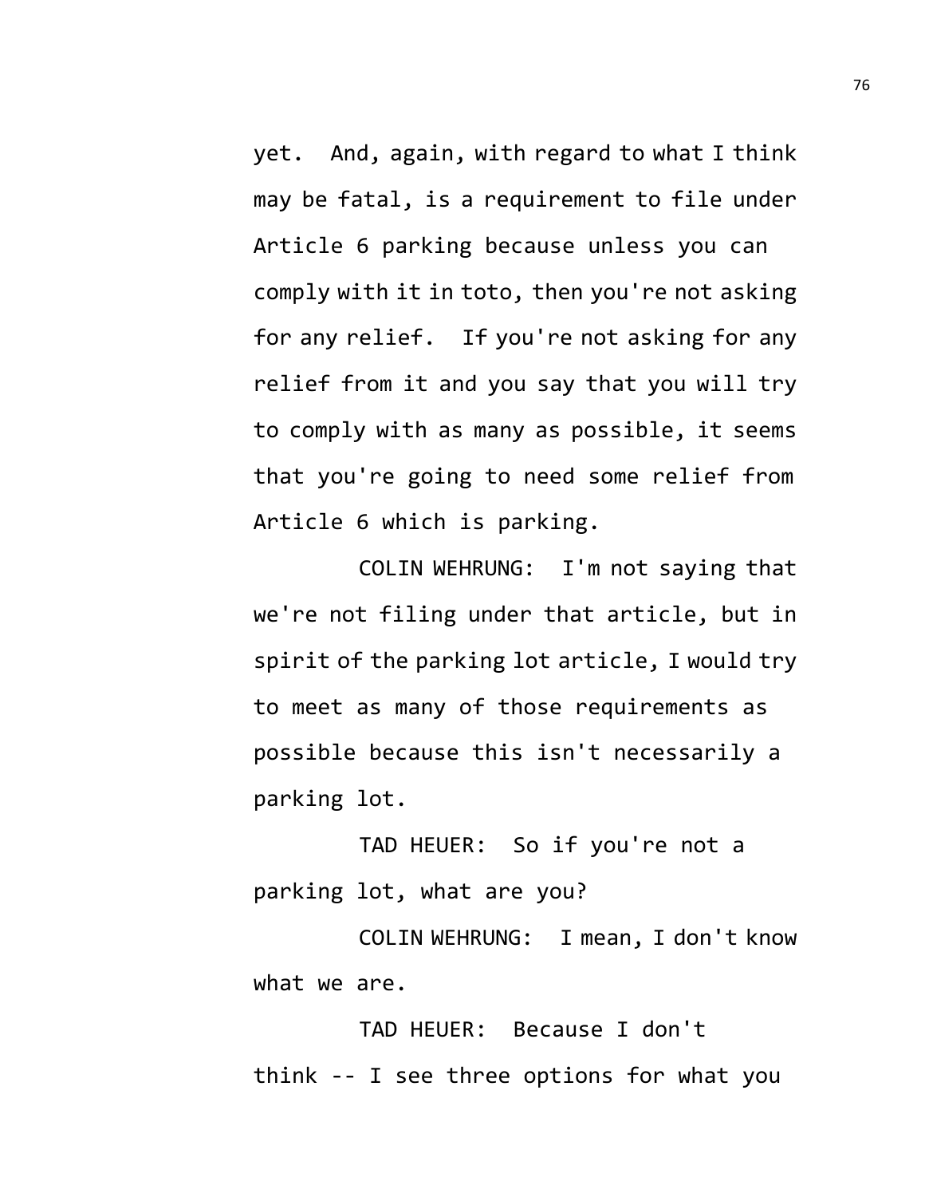yet. And, again, with regard to what I think may be fatal, is a requirement to file under Article 6 parking because unless you can comply with it in toto, then you're not asking for any relief. If you're not asking for any relief from it and you say that you will try to comply with as many as possible, it seems that you're going to need some relief from Article 6 which is parking.

COLIN WEHRUNG: I'm not saying that we're not filing under that article, but in spirit of the parking lot article, I would try to meet as many of those requirements as possible because this isn't necessarily a parking lot.

TAD HEUER: So if you're not a parking lot, what are you?

COLIN WEHRUNG: I mean, I don't know what we are.

TAD HEUER: Because I don't think -- I see three options for what you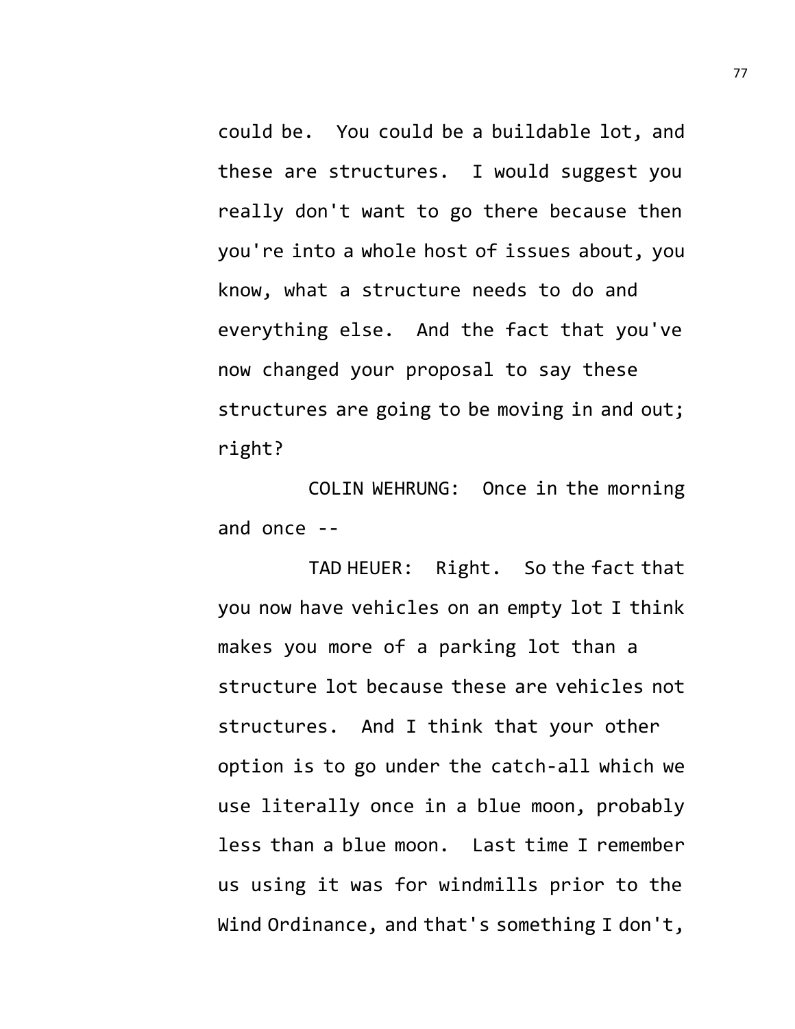could be. You could be a buildable lot, and these are structures. I would suggest you really don't want to go there because then you're into a whole host of issues about, you know, what a structure needs to do and everything else. And the fact that you've now changed your proposal to say these structures are going to be moving in and out; right?

COLIN WEHRUNG: Once in the morning and once --

TAD HEUER: Right. So the fact that you now have vehicles on an empty lot I think makes you more of a parking lot than a structure lot because these are vehicles not structures. And I think that your other option is to go under the catch-all which we use literally once in a blue moon, probably less than a blue moon. Last time I remember us using it was for windmills prior to the Wind Ordinance, and that's something I don't,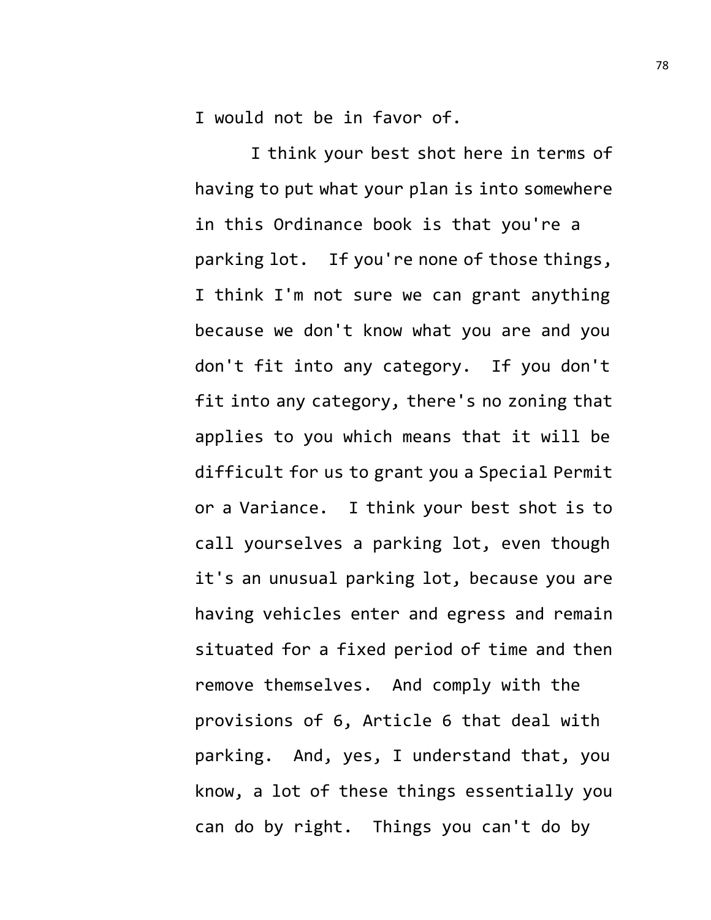I would not be in favor of.

I think your best shot here in terms of having to put what your plan is into somewhere in this Ordinance book is that you're a parking lot. If you're none of those things, I think I'm not sure we can grant anything because we don't know what you are and you don't fit into any category. If you don't fit into any category, there's no zoning that applies to you which means that it will be difficult for us to grant you a Special Permit or a Variance. I think your best shot is to call yourselves a parking lot, even though it's an unusual parking lot, because you are having vehicles enter and egress and remain situated for a fixed period of time and then remove themselves. And comply with the provisions of 6, Article 6 that deal with parking. And, yes, I understand that, you know, a lot of these things essentially you can do by right. Things you can't do by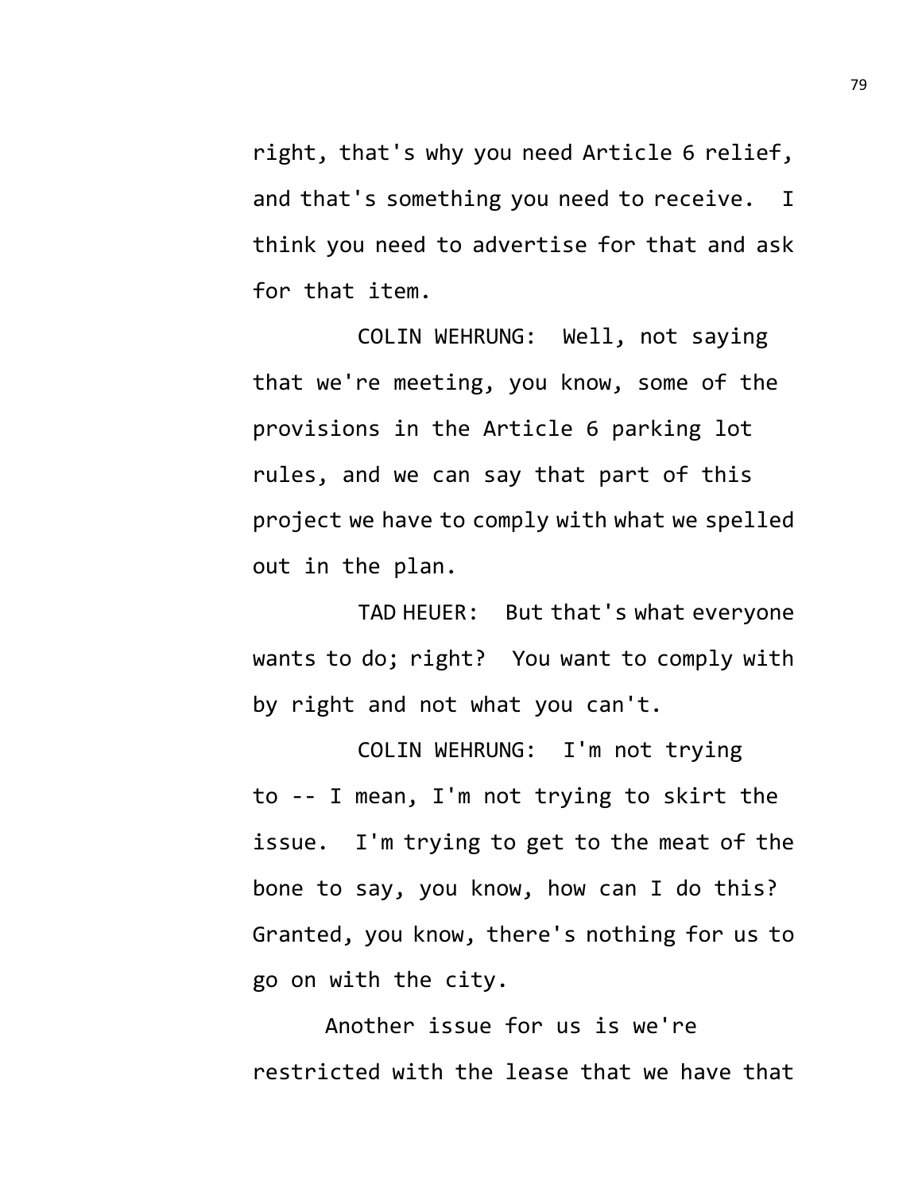right, that's why you need Article 6 relief, and that's something you need to receive. I think you need to advertise for that and ask for that item.

COLIN WEHRUNG: Well, not saying that we're meeting, you know, some of the provisions in the Article 6 parking lot rules, and we can say that part of this project we have to comply with what we spelled out in the plan.

TAD HEUER: But that's what everyone wants to do; right? You want to comply with by right and not what you can't.

COLIN WEHRUNG: I'm not trying to -- I mean, I'm not trying to skirt the issue. I'm trying to get to the meat of the bone to say, you know, how can I do this? Granted, you know, there's nothing for us to go on with the city.

Another issue for us is we're restricted with the lease that we have that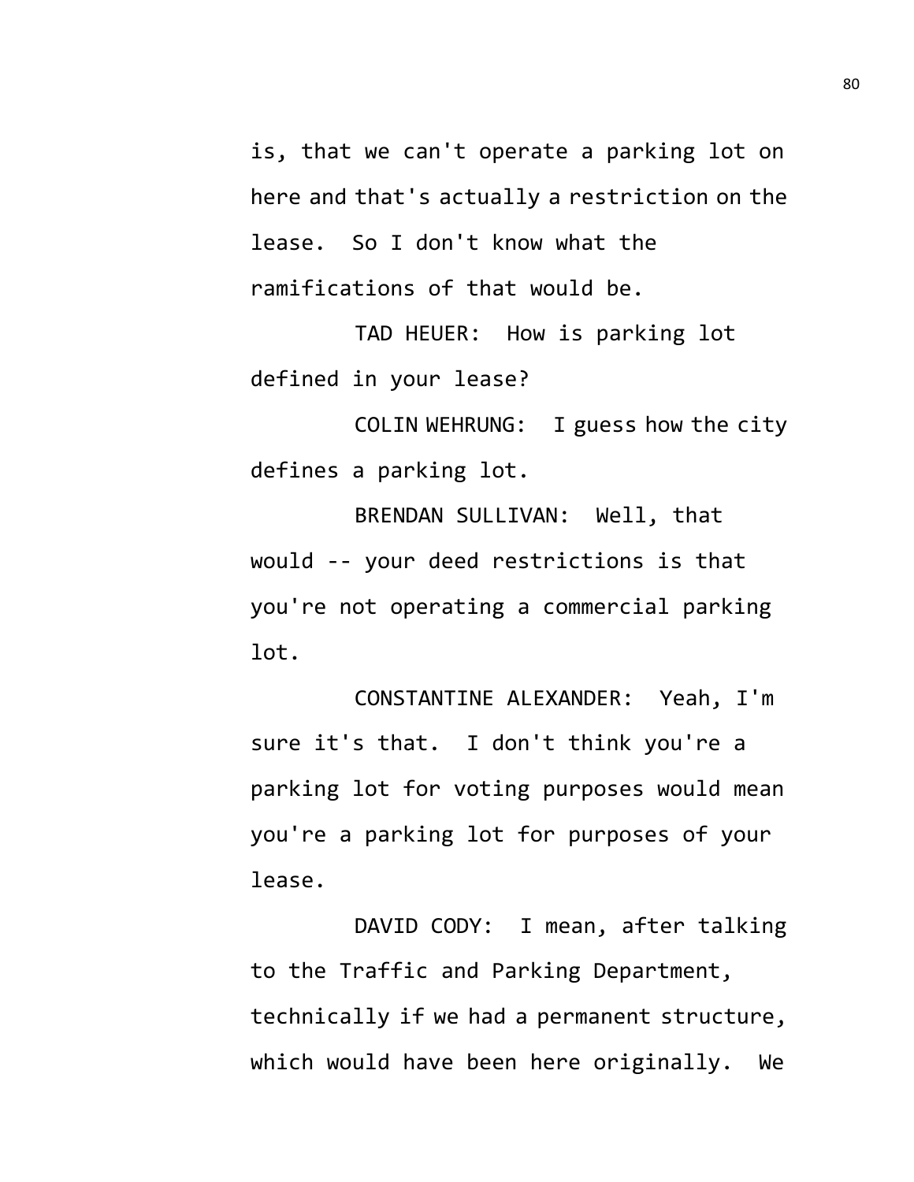is, that we can't operate a parking lot on here and that's actually a restriction on the lease. So I don't know what the ramifications of that would be.

TAD HEUER: How is parking lot defined in your lease?

COLIN WEHRUNG: I guess how the city defines a parking lot.

BRENDAN SULLIVAN: Well, that would -- your deed restrictions is that you're not operating a commercial parking lot.

CONSTANTINE ALEXANDER: Yeah, I'm sure it's that. I don't think you're a parking lot for voting purposes would mean you're a parking lot for purposes of your lease.

DAVID CODY: I mean, after talking to the Traffic and Parking Department, technically if we had a permanent structure, which would have been here originally. We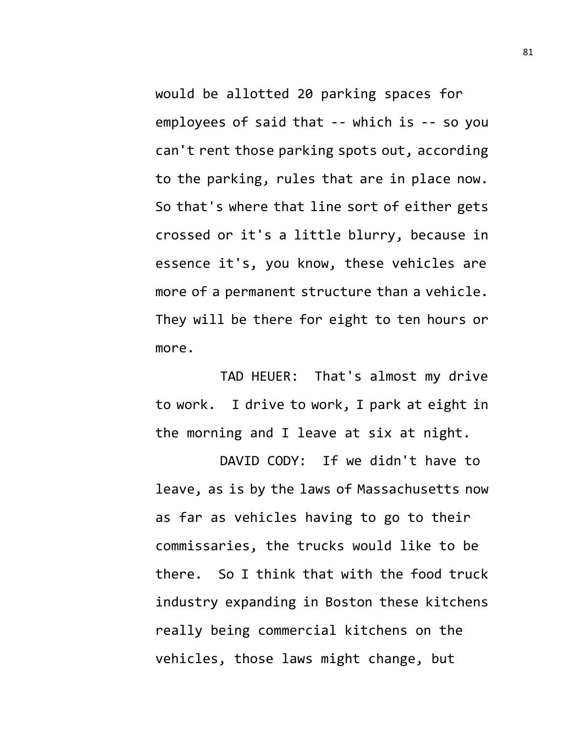would be allotted 20 parking spaces for employees of said that -- which is -- so you can't rent those parking spots out, according to the parking, rules that are in place now. So that's where that line sort of either gets crossed or it's a little blurry, because in essence it's, you know, these vehicles are more of a permanent structure than a vehicle. They will be there for eight to ten hours or more.

TAD HEUER: That's almost my drive to work. I drive to work, I park at eight in the morning and I leave at six at night.

DAVID CODY: If we didn't have to leave, as is by the laws of Massachusetts now as far as vehicles having to go to their commissaries, the trucks would like to be there. So I think that with the food truck industry expanding in Boston these kitchens really being commercial kitchens on the vehicles, those laws might change, but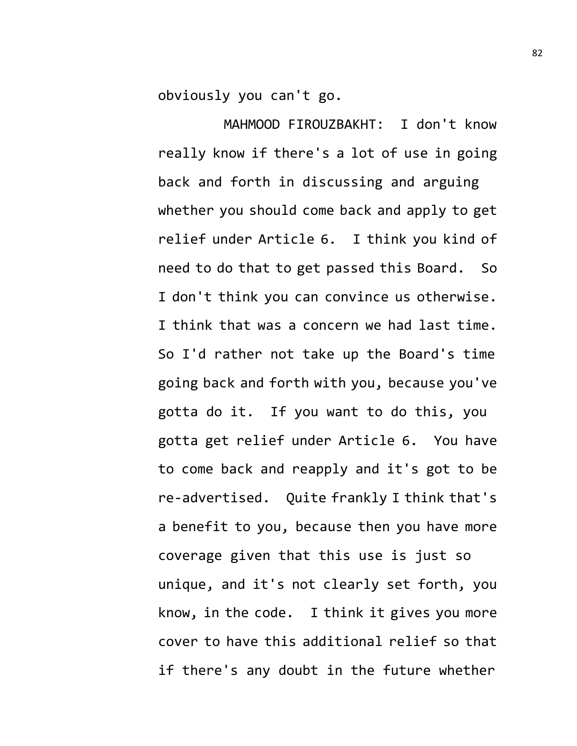obviously you can't go.

MAHMOOD FIROUZBAKHT: I don't know really know if there's a lot of use in going back and forth in discussing and arguing whether you should come back and apply to get relief under Article 6. I think you kind of need to do that to get passed this Board. So I don't think you can convince us otherwise. I think that was a concern we had last time. So I'd rather not take up the Board's time going back and forth with you, because you've gotta do it. If you want to do this, you gotta get relief under Article 6. You have to come back and reapply and it's got to be re-advertised. Quite frankly I think that's a benefit to you, because then you have more coverage given that this use is just so unique, and it's not clearly set forth, you know, in the code. I think it gives you more cover to have this additional relief so that if there's any doubt in the future whether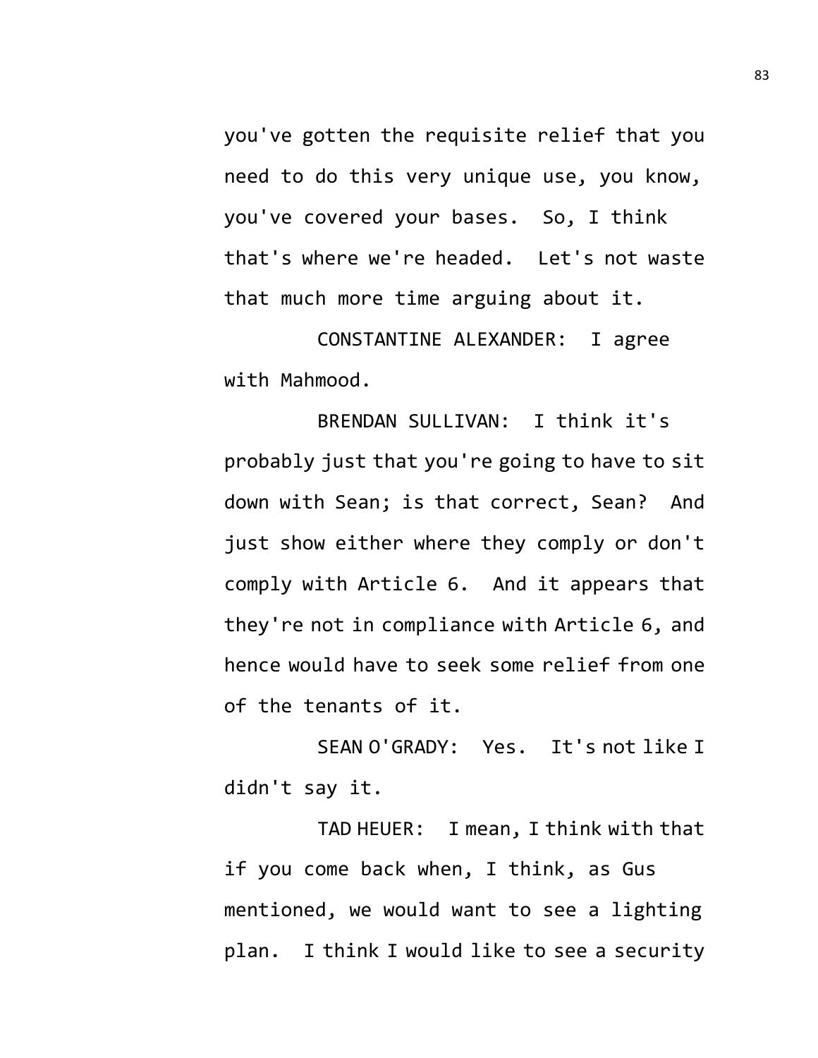you've gotten the requisite relief that you need to do this very unique use, you know, you've covered your bases. So, I think that's where we're headed. Let's not waste that much more time arguing about it.

CONSTANTINE ALEXANDER: I agree with Mahmood.

BRENDAN SULLIVAN: I think it's probably just that you're going to have to sit down with Sean; is that correct, Sean? And just show either where they comply or don't comply with Article 6. And it appears that they're not in compliance with Article 6, and hence would have to seek some relief from one of the tenants of it.

SEAN O'GRADY: Yes. It's not like I didn't say it.

TAD HEUER: I mean, I think with that if you come back when, I think, as Gus mentioned, we would want to see a lighting plan. I think I would like to see a security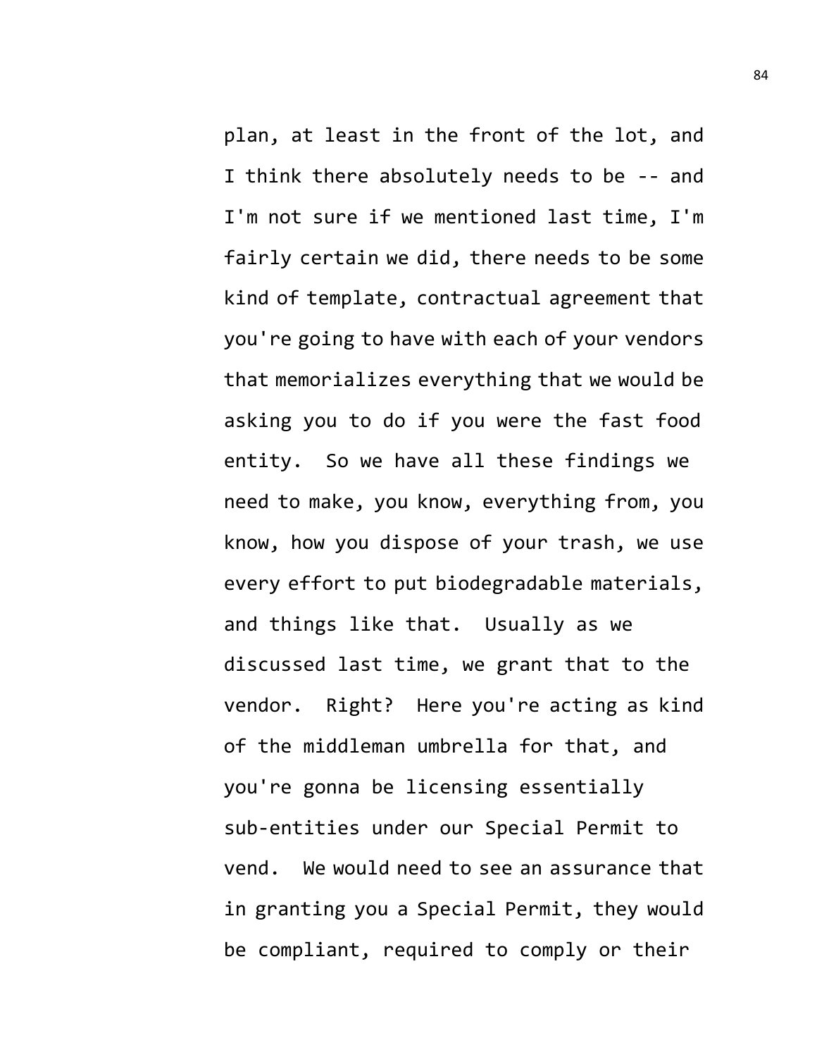plan, at least in the front of the lot, and I think there absolutely needs to be -- and I'm not sure if we mentioned last time, I'm fairly certain we did, there needs to be some kind of template, contractual agreement that you're going to have with each of your vendors that memorializes everything that we would be asking you to do if you were the fast food entity. So we have all these findings we need to make, you know, everything from, you know, how you dispose of your trash, we use every effort to put biodegradable materials, and things like that. Usually as we discussed last time, we grant that to the vendor. Right? Here you're acting as kind of the middleman umbrella for that, and you're gonna be licensing essentially sub-entities under our Special Permit to vend. We would need to see an assurance that in granting you a Special Permit, they would be compliant, required to comply or their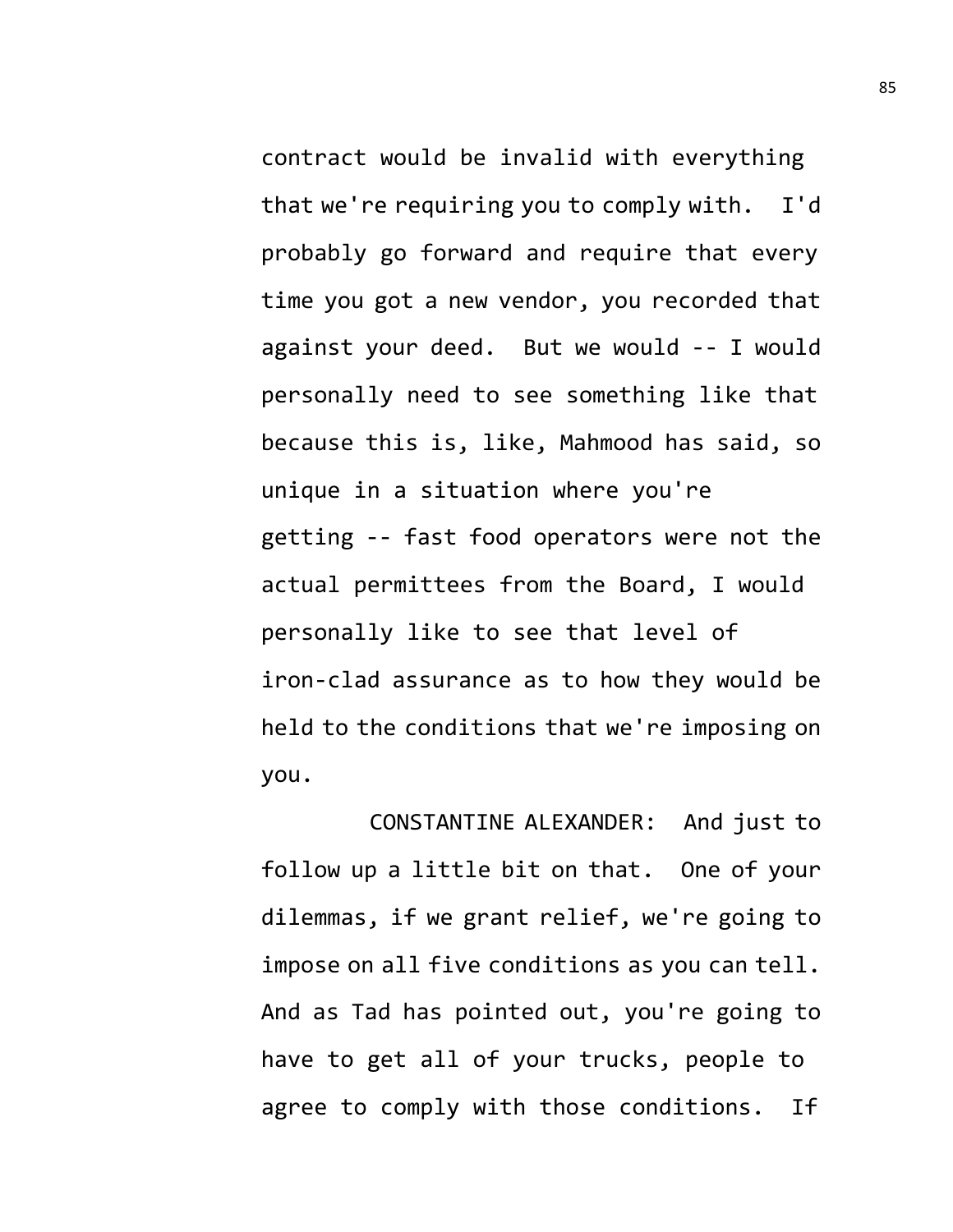contract would be invalid with everything that we're requiring you to comply with. I'd probably go forward and require that every time you got a new vendor, you recorded that against your deed. But we would -- I would personally need to see something like that because this is, like, Mahmood has said, so unique in a situation where you're getting -- fast food operators were not the actual permittees from the Board, I would personally like to see that level of iron-clad assurance as to how they would be held to the conditions that we're imposing on you.

CONSTANTINE ALEXANDER: And just to follow up a little bit on that. One of your dilemmas, if we grant relief, we're going to impose on all five conditions as you can tell. And as Tad has pointed out, you're going to have to get all of your trucks, people to agree to comply with those conditions. If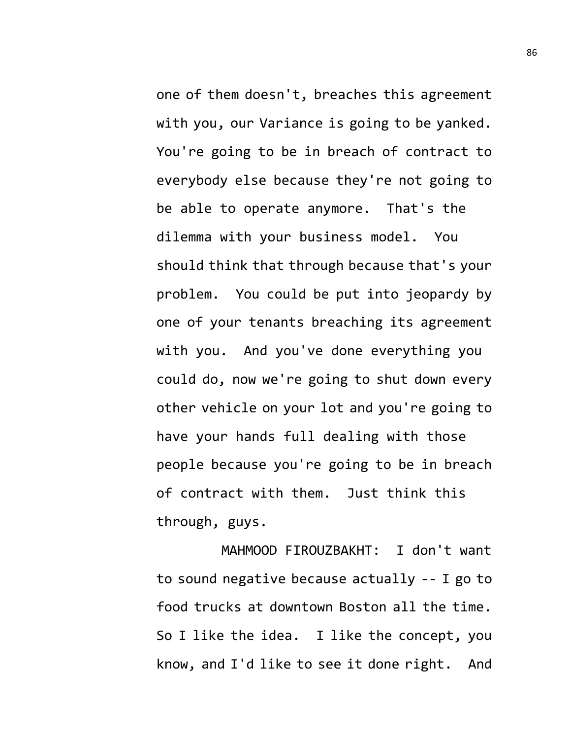one of them doesn't, breaches this agreement with you, our Variance is going to be yanked. You're going to be in breach of contract to everybody else because they're not going to be able to operate anymore. That's the dilemma with your business model. You should think that through because that's your problem. You could be put into jeopardy by one of your tenants breaching its agreement with you. And you've done everything you could do, now we're going to shut down every other vehicle on your lot and you're going to have your hands full dealing with those people because you're going to be in breach of contract with them. Just think this through, guys.

MAHMOOD FIROUZBAKHT: I don't want to sound negative because actually -- I go to food trucks at downtown Boston all the time. So I like the idea. I like the concept, you know, and I'd like to see it done right. And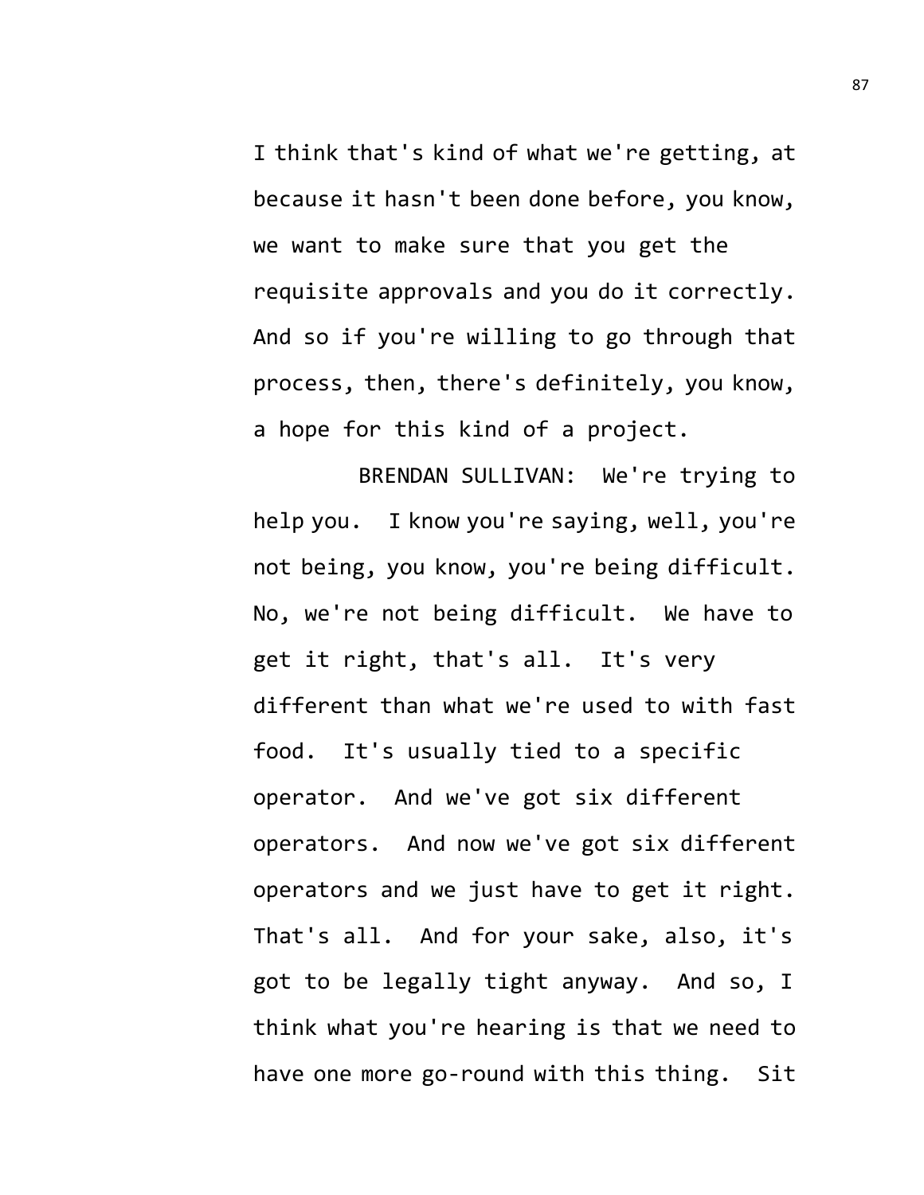I think that's kind of what we're getting, at because it hasn't been done before, you know, we want to make sure that you get the requisite approvals and you do it correctly. And so if you're willing to go through that process, then, there's definitely, you know, a hope for this kind of a project.

BRENDAN SULLIVAN: We're trying to help you. I know you're saying, well, you're not being, you know, you're being difficult. No, we're not being difficult. We have to get it right, that's all. It's very different than what we're used to with fast food. It's usually tied to a specific operator. And we've got six different operators. And now we've got six different operators and we just have to get it right. That's all. And for your sake, also, it's got to be legally tight anyway. And so, I think what you're hearing is that we need to have one more go-round with this thing. Sit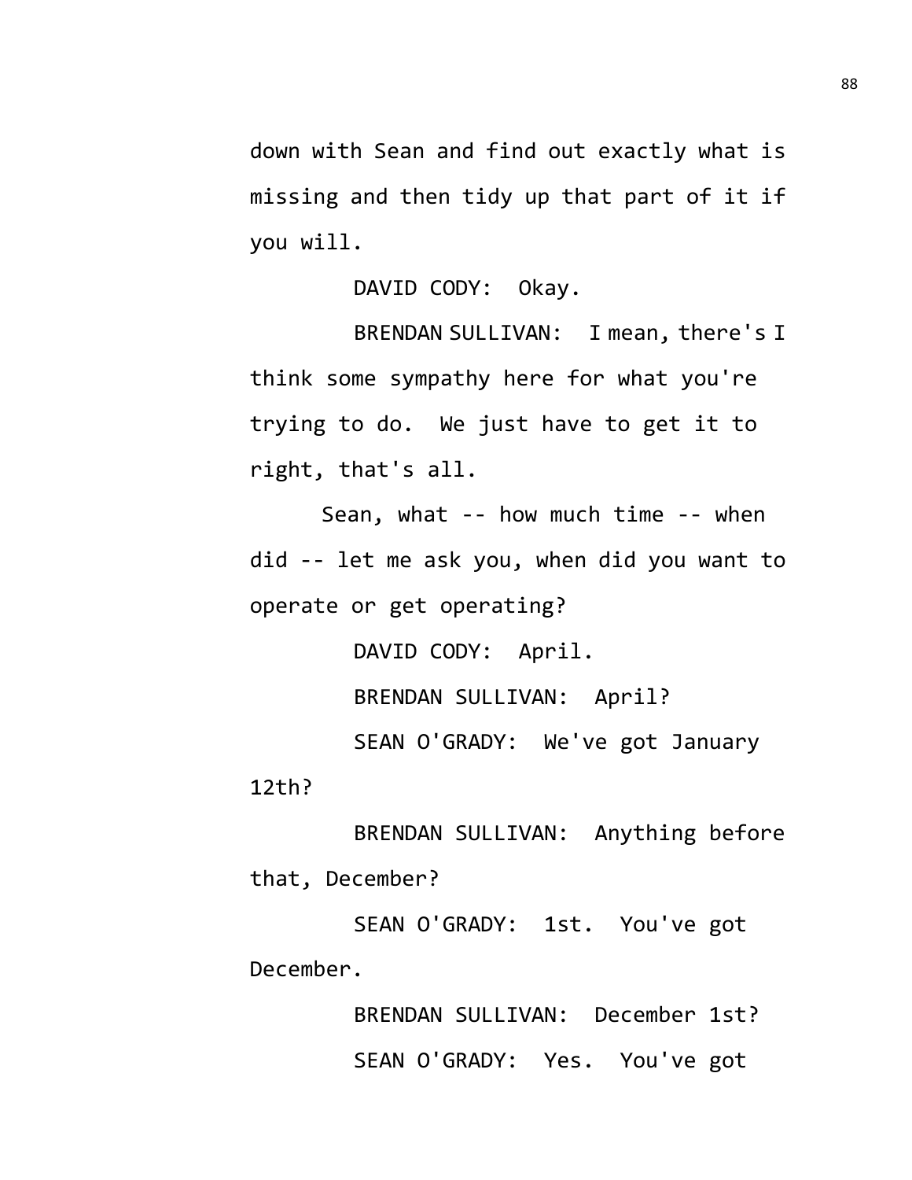down with Sean and find out exactly what is missing and then tidy up that part of it if you will.

DAVID CODY: Okay.

BRENDAN SULLIVAN: I mean, there's I think some sympathy here for what you're trying to do. We just have to get it to right, that's all.

Sean, what -- how much time -- when did -- let me ask you, when did you want to operate or get operating?

DAVID CODY: April.

BRENDAN SULLIVAN: April?

SEAN O'GRADY: We've got January 12th?

BRENDAN SULLIVAN: Anything before that, December?

SEAN O'GRADY: 1st. You've got December.

BRENDAN SULLIVAN: December 1st?

SEAN O'GRADY: Yes. You've got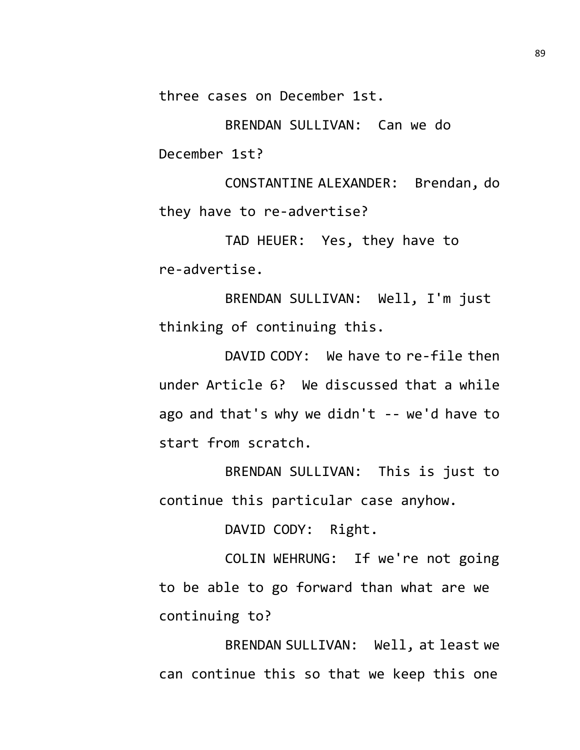three cases on December 1st.

BRENDAN SULLIVAN: Can we do December 1st?

CONSTANTINE ALEXANDER: Brendan, do they have to re-advertise?

TAD HEUER: Yes, they have to re-advertise.

BRENDAN SULLIVAN: Well, I'm just thinking of continuing this.

DAVID CODY: We have to re-file then under Article 6? We discussed that a while ago and that's why we didn't -- we'd have to start from scratch.

BRENDAN SULLIVAN: This is just to continue this particular case anyhow.

DAVID CODY: Right.

COLIN WEHRUNG: If we're not going to be able to go forward than what are we continuing to?

BRENDAN SULLIVAN: Well, at least we can continue this so that we keep this one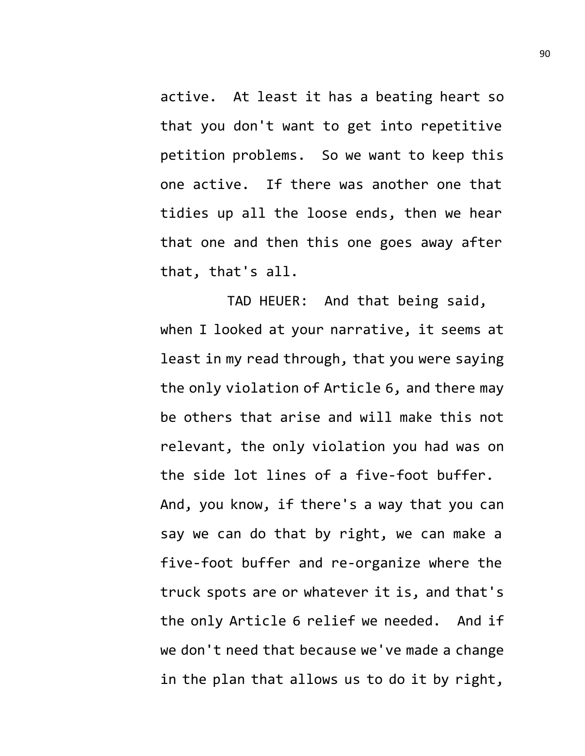active. At least it has a beating heart so that you don't want to get into repetitive petition problems. So we want to keep this one active. If there was another one that tidies up all the loose ends, then we hear that one and then this one goes away after that, that's all.

TAD HEUER: And that being said, when I looked at your narrative, it seems at least in my read through, that you were saying the only violation of Article 6, and there may be others that arise and will make this not relevant, the only violation you had was on the side lot lines of a five-foot buffer. And, you know, if there's a way that you can say we can do that by right, we can make a five-foot buffer and re-organize where the truck spots are or whatever it is, and that's the only Article 6 relief we needed. And if we don't need that because we've made a change in the plan that allows us to do it by right,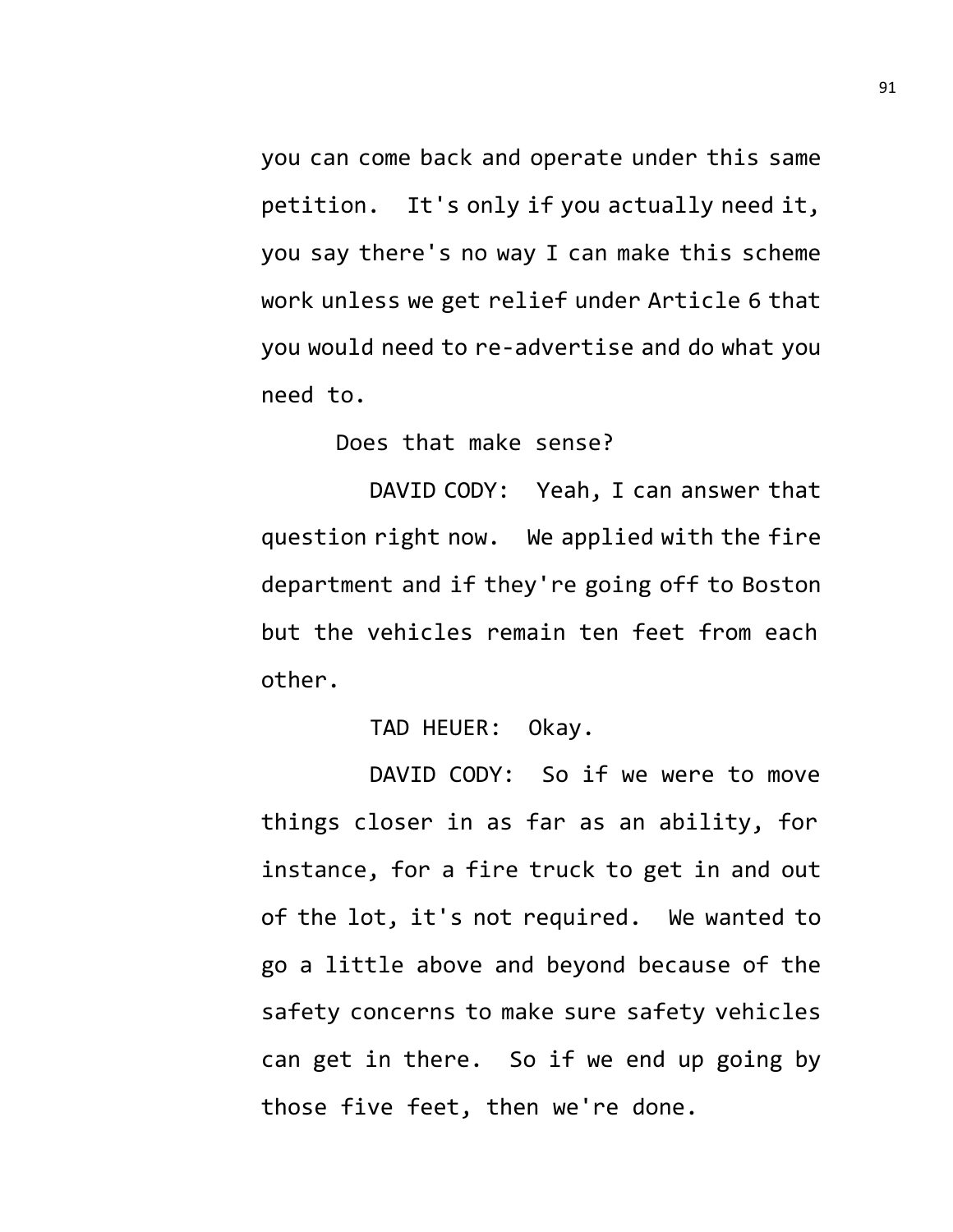you can come back and operate under this same petition. It's only if you actually need it, you say there's no way I can make this scheme work unless we get relief under Article 6 that you would need to re-advertise and do what you need to.

Does that make sense?

DAVID CODY: Yeah, I can answer that question right now. We applied with the fire department and if they're going off to Boston but the vehicles remain ten feet from each other.

TAD HEUER: Okay.

DAVID CODY: So if we were to move things closer in as far as an ability, for instance, for a fire truck to get in and out of the lot, it's not required. We wanted to go a little above and beyond because of the safety concerns to make sure safety vehicles can get in there. So if we end up going by those five feet, then we're done.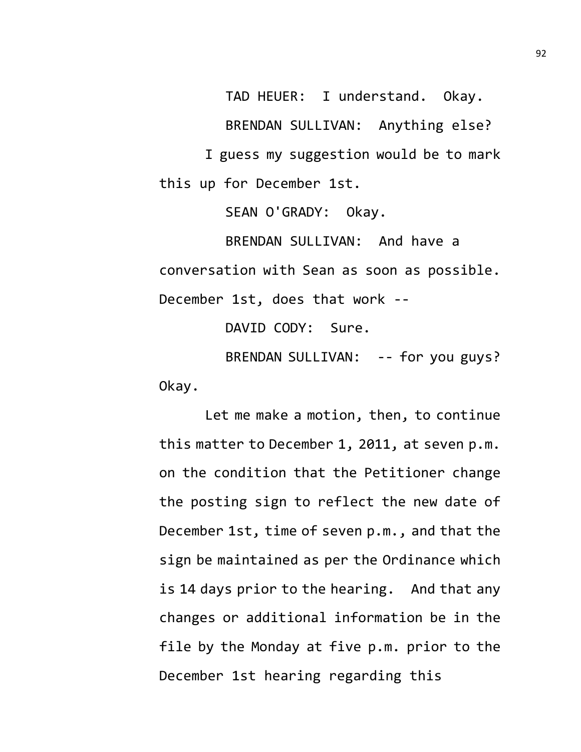TAD HEUER: I understand. Okay.

BRENDAN SULLIVAN: Anything else?

I guess my suggestion would be to mark this up for December 1st.

SEAN O'GRADY: Okay.

BRENDAN SULLIVAN: And have a conversation with Sean as soon as possible. December 1st, does that work --

DAVID CODY: Sure.

BRENDAN SULLIVAN: -- for you guys? Okay.

Let me make a motion, then, to continue this matter to December 1, 2011, at seven p.m. on the condition that the Petitioner change the posting sign to reflect the new date of December 1st, time of seven p.m., and that the sign be maintained as per the Ordinance which is 14 days prior to the hearing. And that any changes or additional information be in the file by the Monday at five p.m. prior to the December 1st hearing regarding this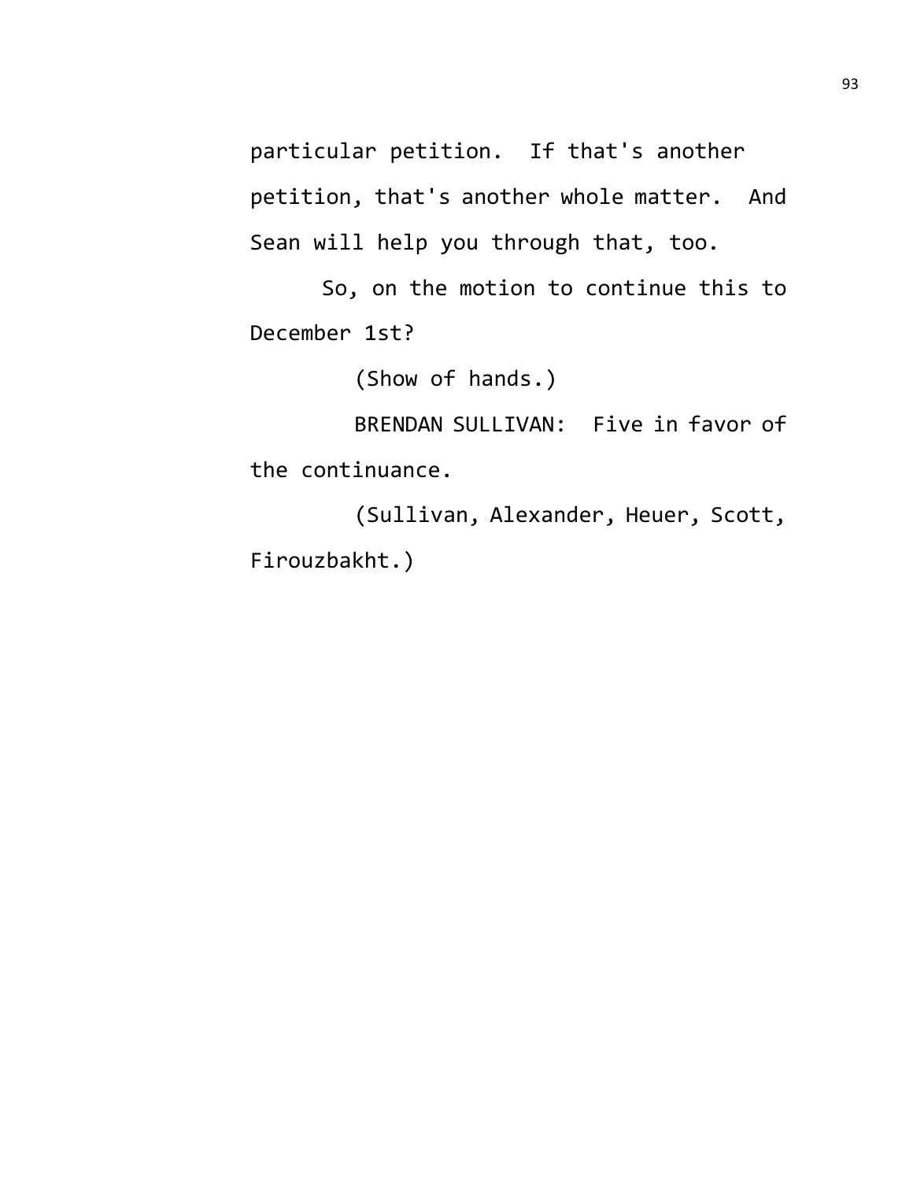particular petition. If that's another petition, that's another whole matter. And Sean will help you through that, too.

So, on the motion to continue this to December 1st?

(Show of hands.)

BRENDAN SULLIVAN: Five in favor of the continuance.

(Sullivan, Alexander, Heuer, Scott, Firouzbakht.)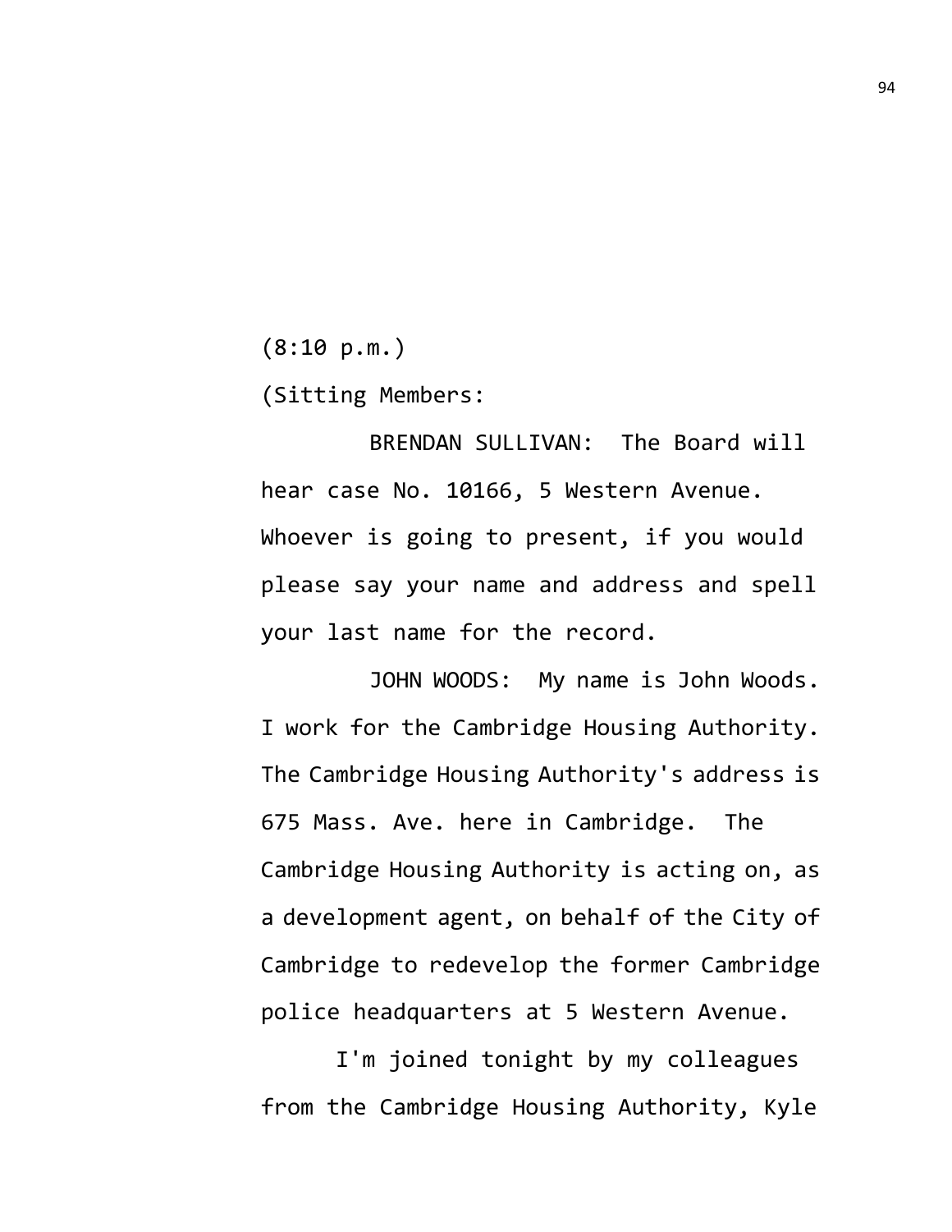(8:10 p.m.)

(Sitting Members:

BRENDAN SULLIVAN: The Board will hear case No. 10166, 5 Western Avenue. Whoever is going to present, if you would please say your name and address and spell your last name for the record.

JOHN WOODS: My name is John Woods. I work for the Cambridge Housing Authority. The Cambridge Housing Authority's address is 675 Mass. Ave. here in Cambridge. The Cambridge Housing Authority is acting on, as a development agent, on behalf of the City of Cambridge to redevelop the former Cambridge police headquarters at 5 Western Avenue.

I'm joined tonight by my colleagues from the Cambridge Housing Authority, Kyle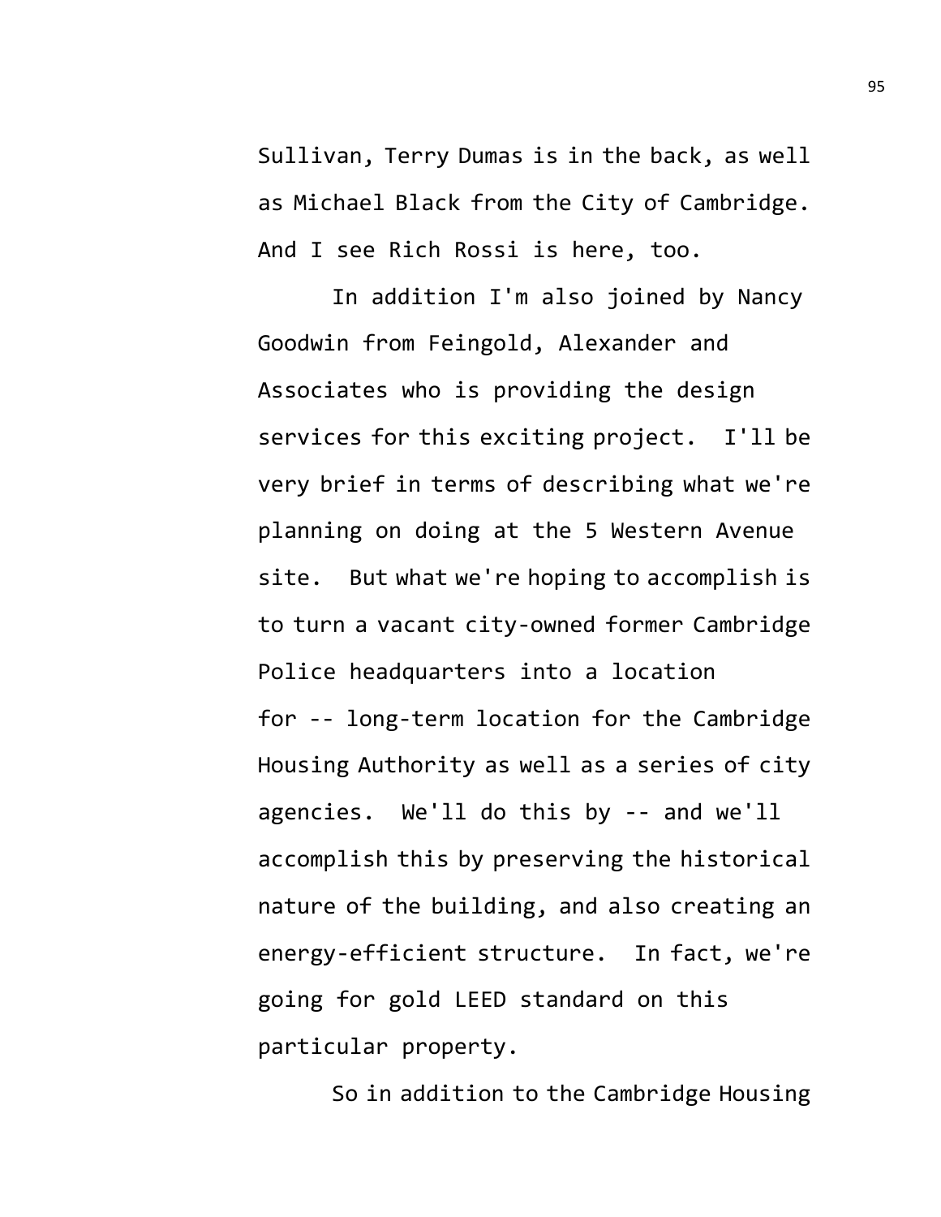Sullivan, Terry Dumas is in the back, as well as Michael Black from the City of Cambridge. And I see Rich Rossi is here, too.

In addition I'm also joined by Nancy Goodwin from Feingold, Alexander and Associates who is providing the design services for this exciting project. I'll be very brief in terms of describing what we're planning on doing at the 5 Western Avenue site. But what we're hoping to accomplish is to turn a vacant city-owned former Cambridge Police headquarters into a location for -- long-term location for the Cambridge Housing Authority as well as a series of city agencies. We'll do this by -- and we'll accomplish this by preserving the historical nature of the building, and also creating an energy-efficient structure. In fact, we're going for gold LEED standard on this particular property.

So in addition to the Cambridge Housing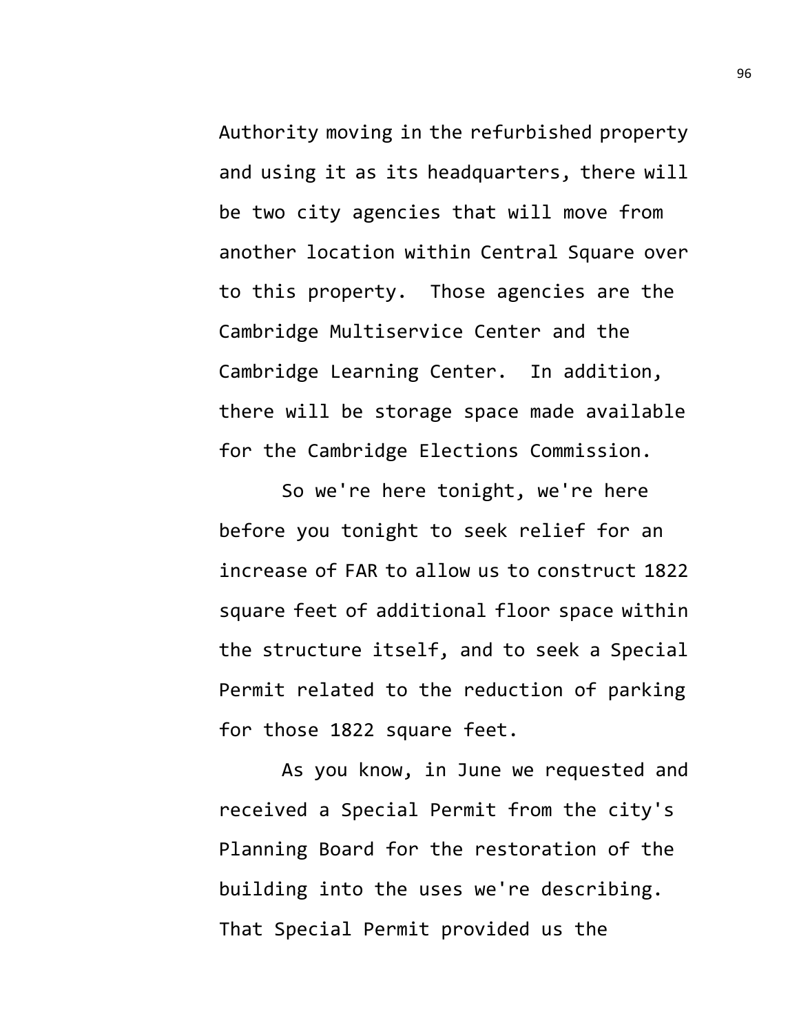Authority moving in the refurbished property and using it as its headquarters, there will be two city agencies that will move from another location within Central Square over to this property. Those agencies are the Cambridge Multiservice Center and the Cambridge Learning Center. In addition, there will be storage space made available for the Cambridge Elections Commission.

So we're here tonight, we're here before you tonight to seek relief for an increase of FAR to allow us to construct 1822 square feet of additional floor space within the structure itself, and to seek a Special Permit related to the reduction of parking for those 1822 square feet.

As you know, in June we requested and received a Special Permit from the city's Planning Board for the restoration of the building into the uses we're describing. That Special Permit provided us the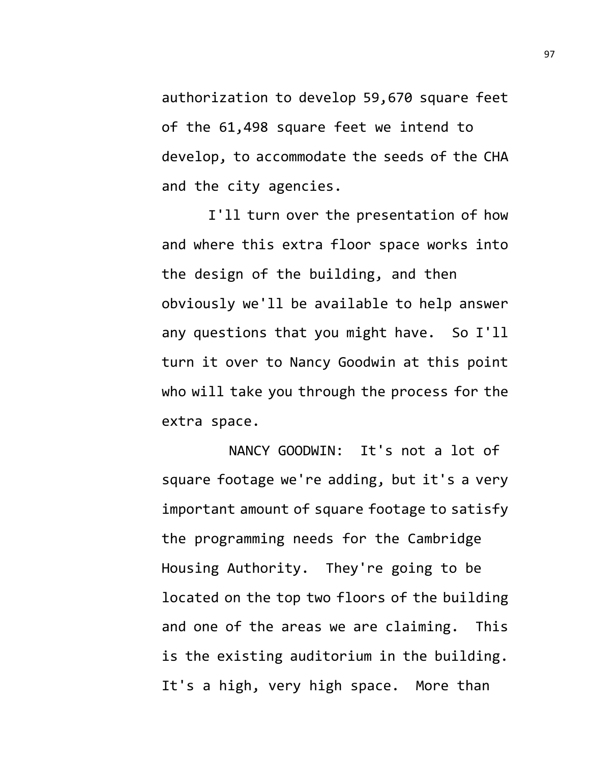authorization to develop 59,670 square feet of the 61,498 square feet we intend to develop, to accommodate the seeds of the CHA and the city agencies.

I'll turn over the presentation of how and where this extra floor space works into the design of the building, and then obviously we'll be available to help answer any questions that you might have. So I'll turn it over to Nancy Goodwin at this point who will take you through the process for the extra space.

NANCY GOODWIN: It's not a lot of square footage we're adding, but it's a very important amount of square footage to satisfy the programming needs for the Cambridge Housing Authority. They're going to be located on the top two floors of the building and one of the areas we are claiming. This is the existing auditorium in the building. It's a high, very high space. More than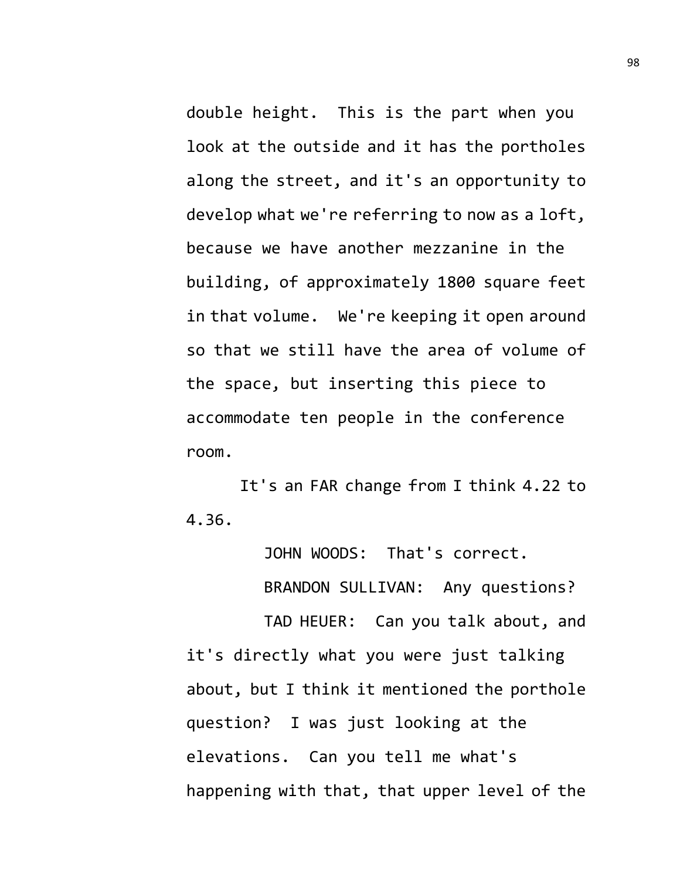double height. This is the part when you look at the outside and it has the portholes along the street, and it's an opportunity to develop what we're referring to now as a loft, because we have another mezzanine in the building, of approximately 1800 square feet in that volume. We're keeping it open around so that we still have the area of volume of the space, but inserting this piece to accommodate ten people in the conference room.

It's an FAR change from I think 4.22 to 4.36.

JOHN WOODS: That's correct.

BRANDON SULLIVAN: Any questions?

TAD HEUER: Can you talk about, and it's directly what you were just talking about, but I think it mentioned the porthole question? I was just looking at the elevations. Can you tell me what's happening with that, that upper level of the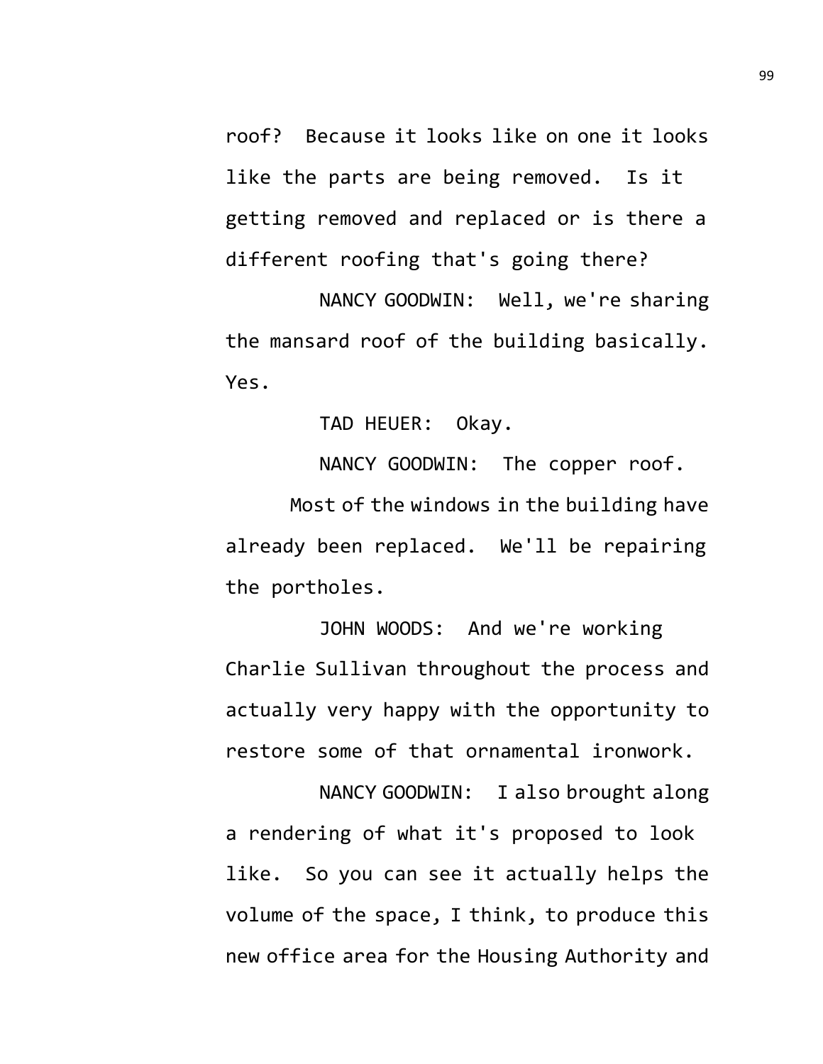roof? Because it looks like on one it looks like the parts are being removed. Is it getting removed and replaced or is there a different roofing that's going there?

NANCY GOODWIN: Well, we're sharing the mansard roof of the building basically. Yes.

TAD HEUER: Okay.

NANCY GOODWIN: The copper roof.

Most of the windows in the building have already been replaced. We'll be repairing the portholes.

JOHN WOODS: And we're working Charlie Sullivan throughout the process and actually very happy with the opportunity to restore some of that ornamental ironwork.

NANCY GOODWIN: I also brought along a rendering of what it's proposed to look like. So you can see it actually helps the volume of the space, I think, to produce this new office area for the Housing Authority and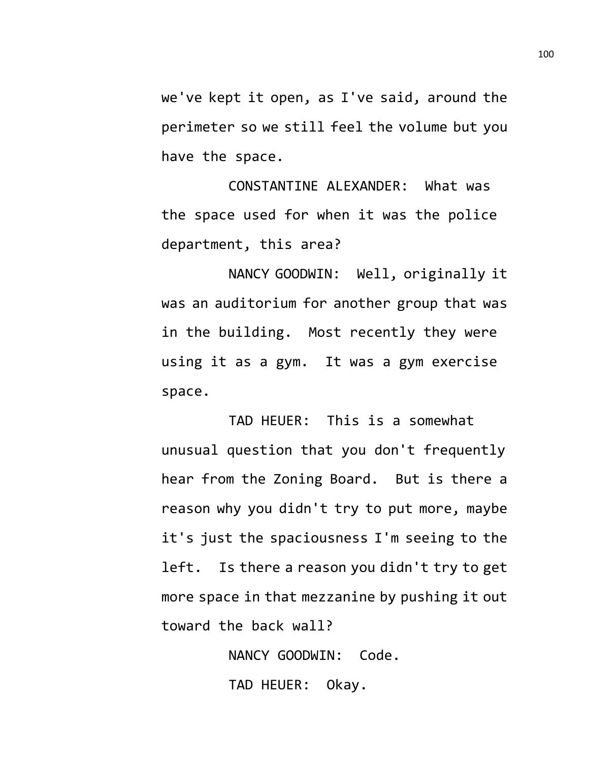we've kept it open, as I've said, around the perimeter so we still feel the volume but you have the space.

CONSTANTINE ALEXANDER: What was the space used for when it was the police department, this area?

NANCY GOODWIN: Well, originally it was an auditorium for another group that was in the building. Most recently they were using it as a gym. It was a gym exercise space.

TAD HEUER: This is a somewhat unusual question that you don't frequently hear from the Zoning Board. But is there a reason why you didn't try to put more, maybe it's just the spaciousness I'm seeing to the left. Is there a reason you didn't try to get more space in that mezzanine by pushing it out toward the back wall?

NANCY GOODWIN: Code.

TAD HEUER: Okay.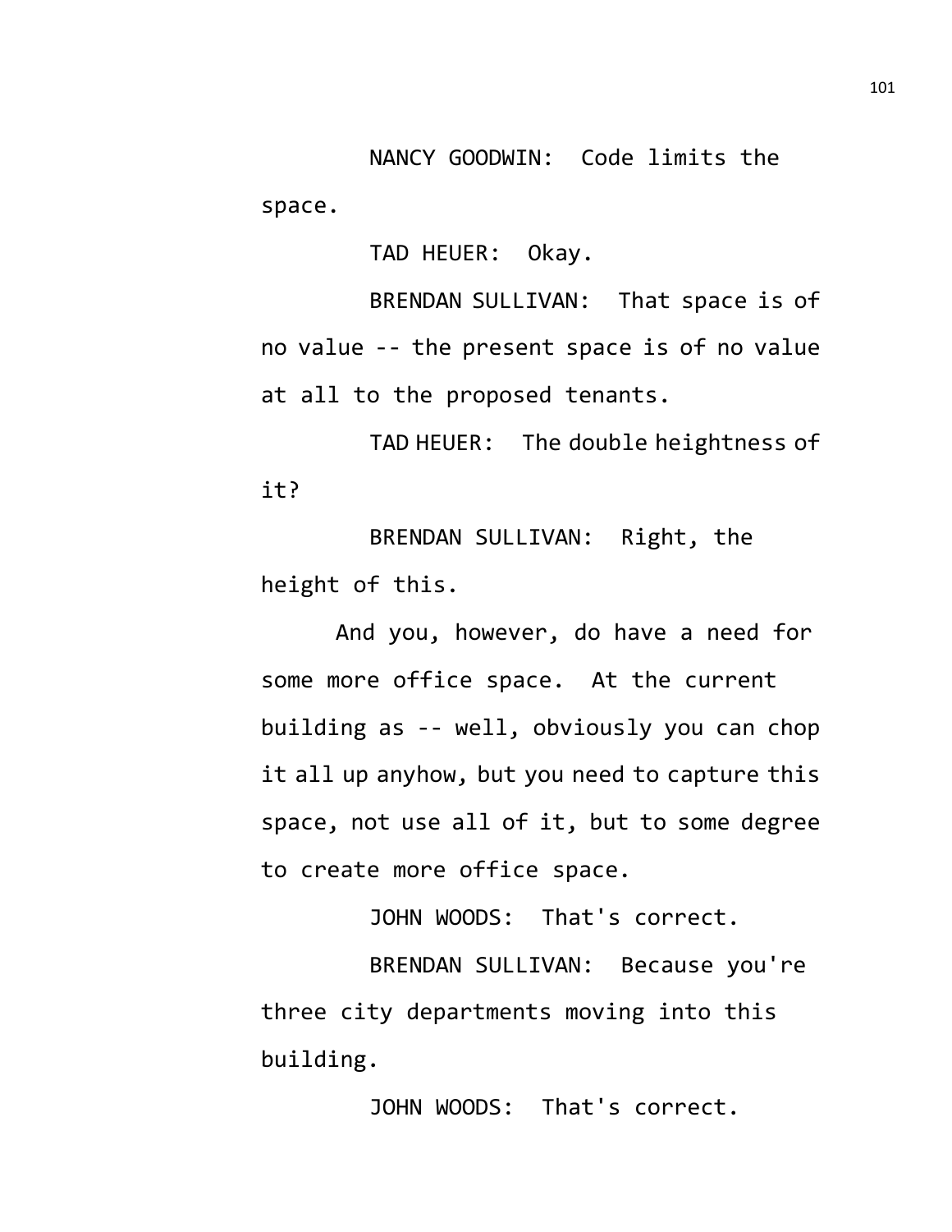NANCY GOODWIN: Code limits the space.

TAD HEUER: Okay.

BRENDAN SULLIVAN: That space is of no value -- the present space is of no value at all to the proposed tenants.

TAD HEUER: The double heightness of it?

BRENDAN SULLIVAN: Right, the height of this.

And you, however, do have a need for some more office space. At the current building as -- well, obviously you can chop it all up anyhow, but you need to capture this space, not use all of it, but to some degree to create more office space.

JOHN WOODS: That's correct.

BRENDAN SULLIVAN: Because you're three city departments moving into this building.

JOHN WOODS: That's correct.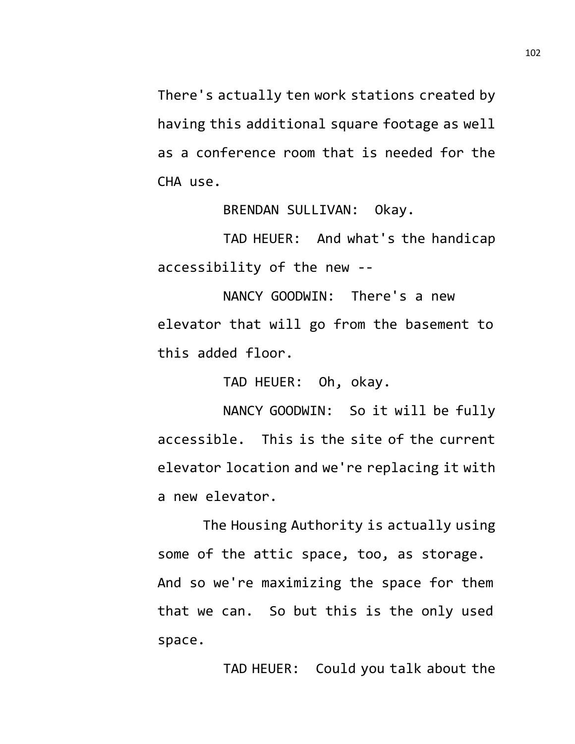There's actually ten work stations created by having this additional square footage as well as a conference room that is needed for the CHA use.

BRENDAN SULLIVAN: Okay.

TAD HEUER: And what's the handicap accessibility of the new --

NANCY GOODWIN: There's a new elevator that will go from the basement to this added floor.

TAD HEUER: Oh, okay.

NANCY GOODWIN: So it will be fully accessible. This is the site of the current elevator location and we're replacing it with a new elevator.

The Housing Authority is actually using some of the attic space, too, as storage. And so we're maximizing the space for them that we can. So but this is the only used space.

TAD HEUER: Could you talk about the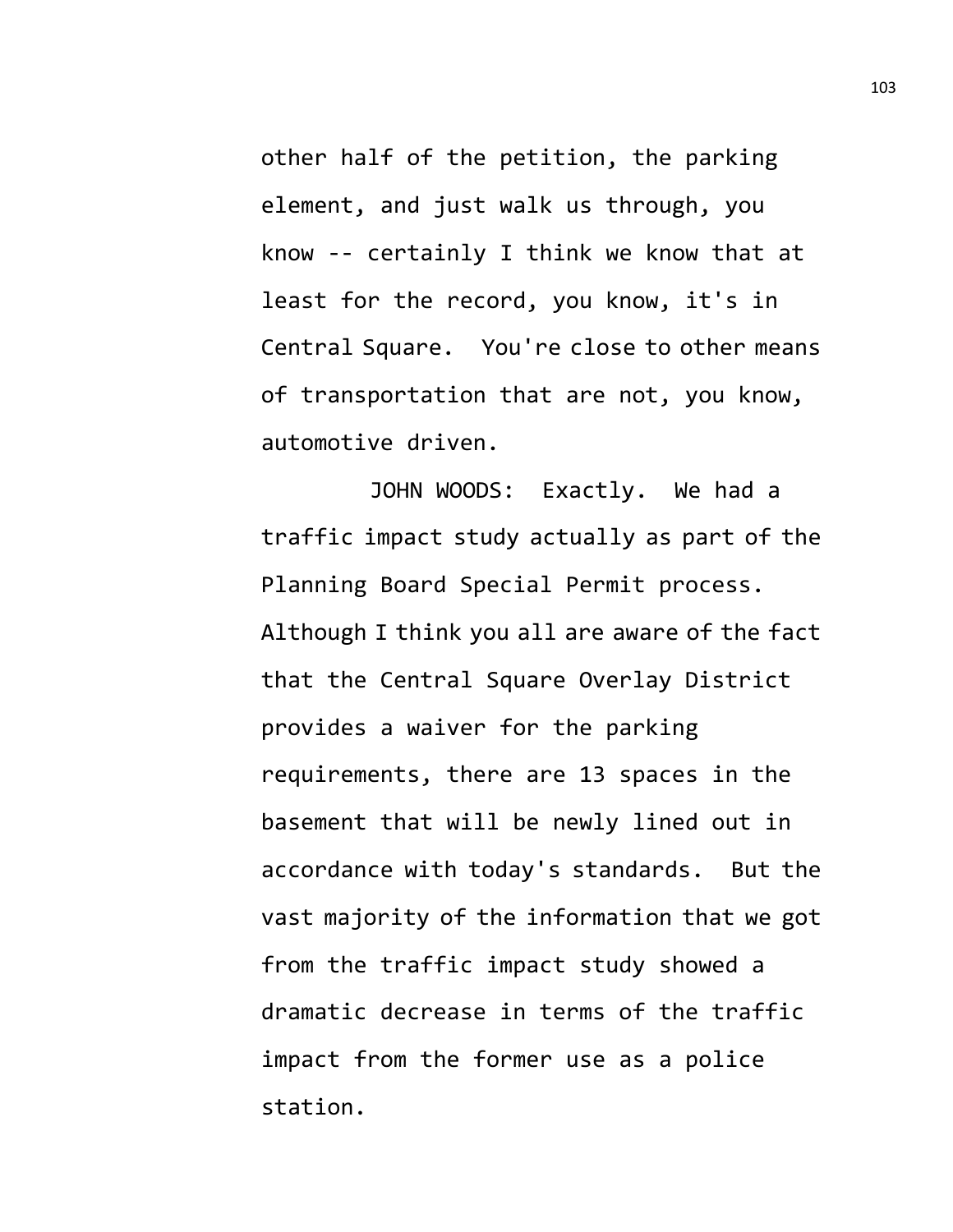other half of the petition, the parking element, and just walk us through, you know -- certainly I think we know that at least for the record, you know, it's in Central Square. You're close to other means of transportation that are not, you know, automotive driven.

JOHN WOODS: Exactly. We had a traffic impact study actually as part of the Planning Board Special Permit process. Although I think you all are aware of the fact that the Central Square Overlay District provides a waiver for the parking requirements, there are 13 spaces in the basement that will be newly lined out in accordance with today's standards. But the vast majority of the information that we got from the traffic impact study showed a dramatic decrease in terms of the traffic impact from the former use as a police station.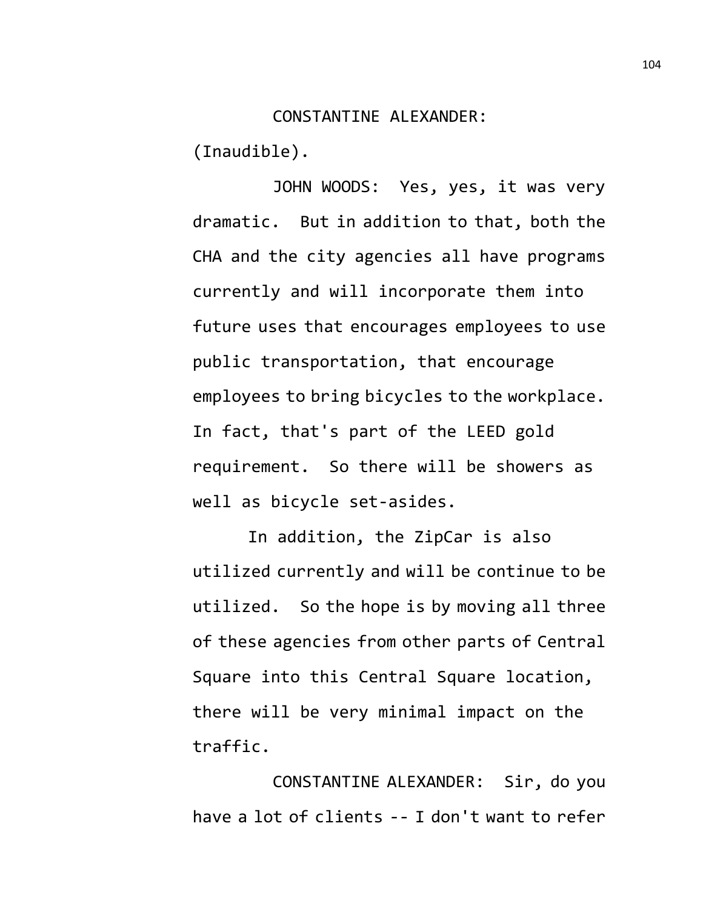CONSTANTINE ALEXANDER: (Inaudible).

JOHN WOODS: Yes, yes, it was very dramatic. But in addition to that, both the CHA and the city agencies all have programs currently and will incorporate them into future uses that encourages employees to use public transportation, that encourage employees to bring bicycles to the workplace. In fact, that's part of the LEED gold requirement. So there will be showers as well as bicycle set-asides.

In addition, the ZipCar is also utilized currently and will be continue to be utilized. So the hope is by moving all three of these agencies from other parts of Central Square into this Central Square location, there will be very minimal impact on the traffic.

CONSTANTINE ALEXANDER: Sir, do you have a lot of clients -- I don't want to refer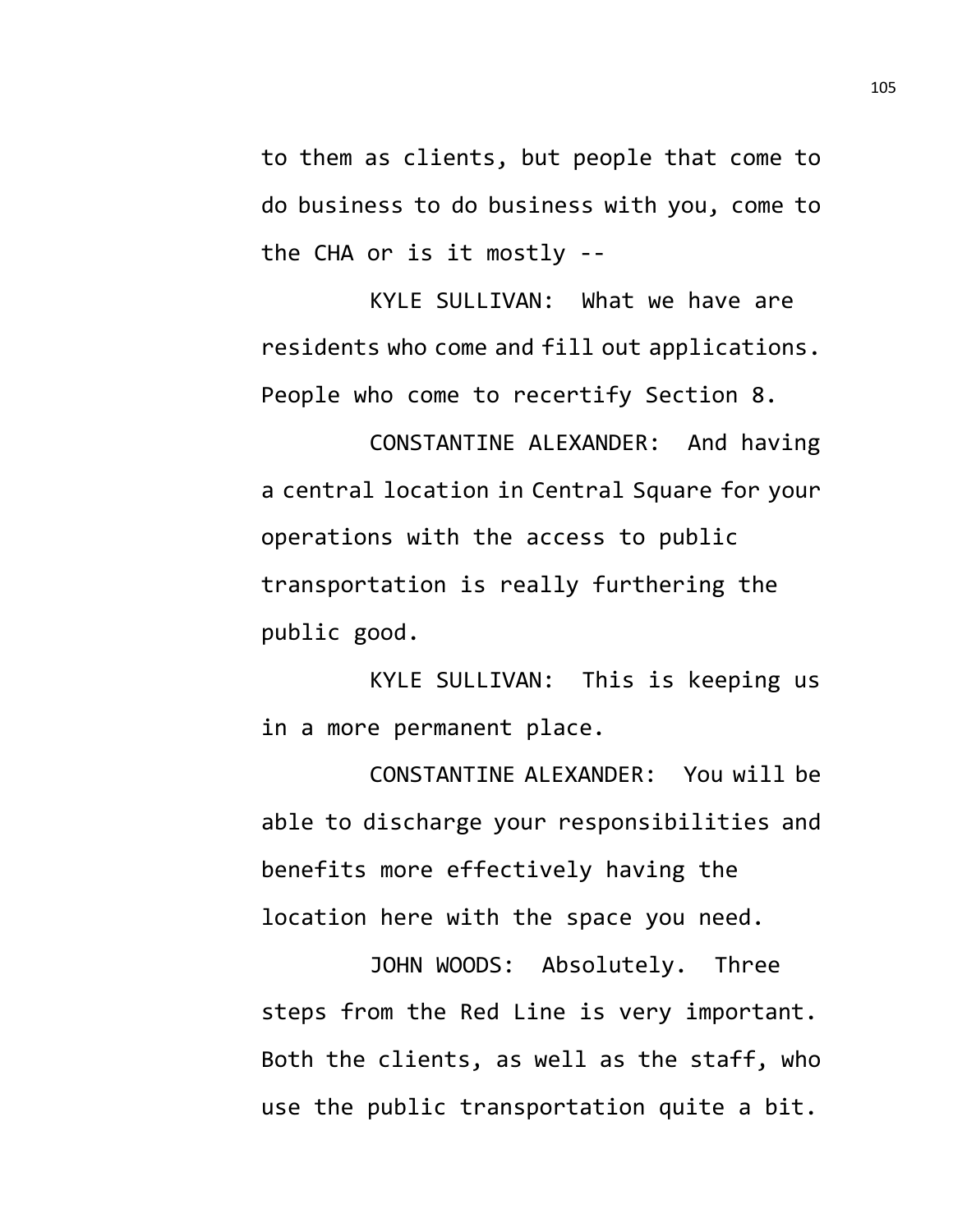to them as clients, but people that come to do business to do business with you, come to the CHA or is it mostly --

KYLE SULLIVAN: What we have are residents who come and fill out applications. People who come to recertify Section 8.

CONSTANTINE ALEXANDER: And having a central location in Central Square for your operations with the access to public transportation is really furthering the public good.

KYLE SULLIVAN: This is keeping us in a more permanent place.

CONSTANTINE ALEXANDER: You will be able to discharge your responsibilities and benefits more effectively having the location here with the space you need.

JOHN WOODS: Absolutely. Three steps from the Red Line is very important. Both the clients, as well as the staff, who use the public transportation quite a bit.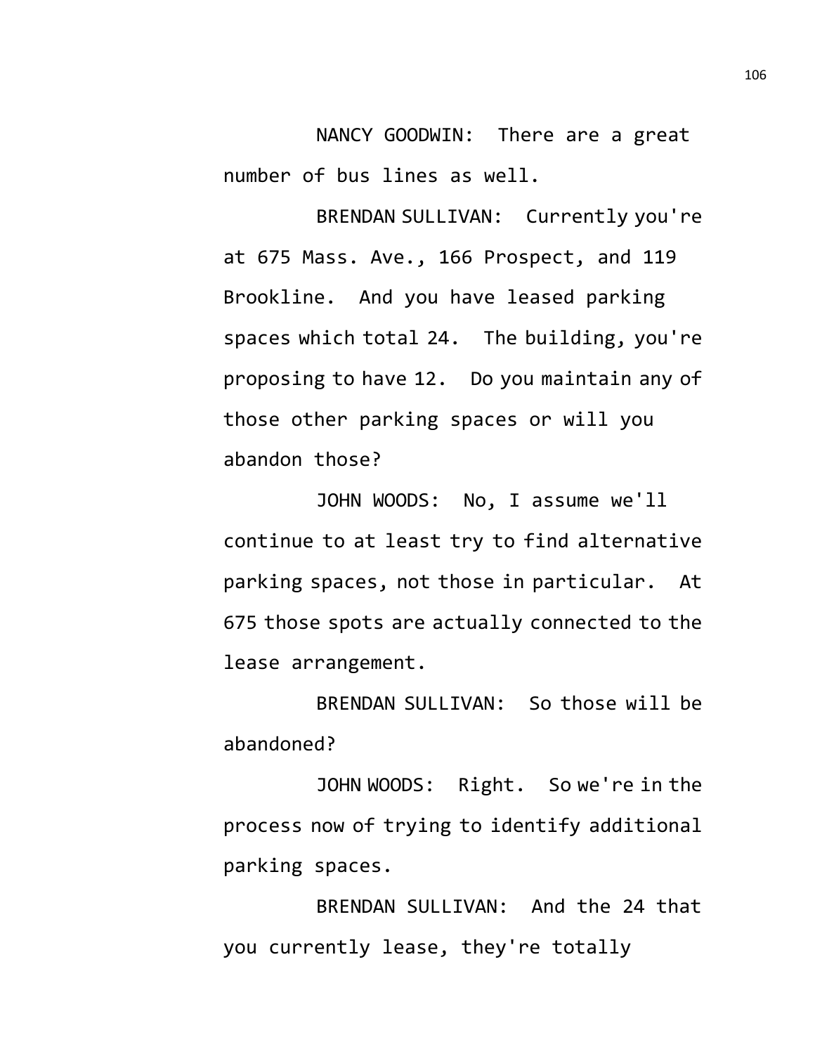NANCY GOODWIN: There are a great number of bus lines as well.

BRENDAN SULLIVAN: Currently you're at 675 Mass. Ave., 166 Prospect, and 119 Brookline. And you have leased parking spaces which total 24. The building, you're proposing to have 12. Do you maintain any of those other parking spaces or will you abandon those?

JOHN WOODS: No, I assume we'll continue to at least try to find alternative parking spaces, not those in particular. At 675 those spots are actually connected to the lease arrangement.

BRENDAN SULLIVAN: So those will be abandoned?

JOHN WOODS: Right. So we're in the process now of trying to identify additional parking spaces.

BRENDAN SULLIVAN: And the 24 that you currently lease, they're totally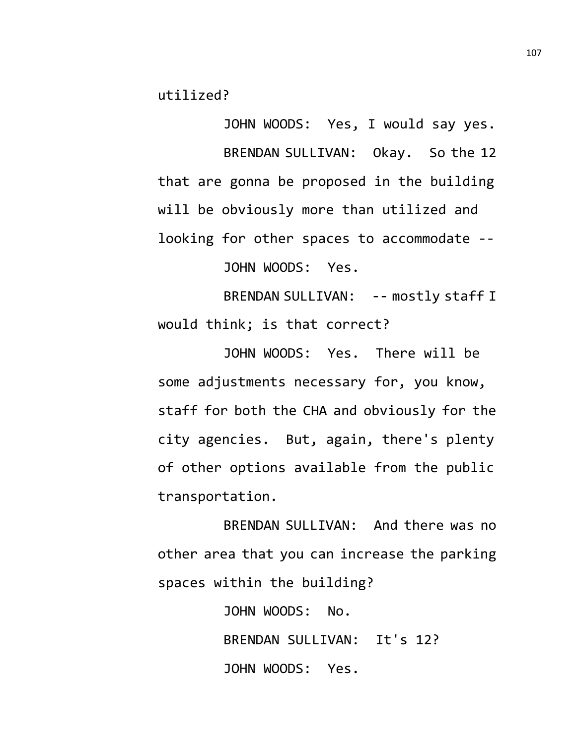utilized?

JOHN WOODS: Yes, I would say yes.

BRENDAN SULLIVAN: Okay. So the 12 that are gonna be proposed in the building will be obviously more than utilized and looking for other spaces to accommodate --

JOHN WOODS: Yes.

BRENDAN SULLIVAN: -- mostly staff I would think; is that correct?

JOHN WOODS: Yes. There will be some adjustments necessary for, you know, staff for both the CHA and obviously for the city agencies. But, again, there's plenty of other options available from the public transportation.

BRENDAN SULLIVAN: And there was no other area that you can increase the parking spaces within the building?

JOHN WOODS: No.

BRENDAN SULLIVAN: It's 12?

JOHN WOODS: Yes.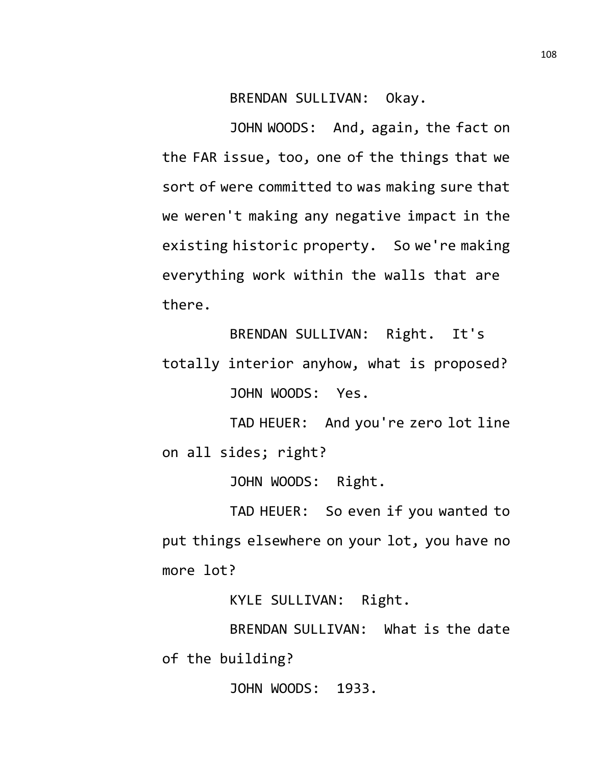BRENDAN SULLIVAN: Okay.

JOHN WOODS: And, again, the fact on the FAR issue, too, one of the things that we sort of were committed to was making sure that we weren't making any negative impact in the existing historic property. So we're making everything work within the walls that are there.

BRENDAN SULLIVAN: Right. It's totally interior anyhow, what is proposed?

JOHN WOODS: Yes.

TAD HEUER: And you're zero lot line on all sides; right?

JOHN WOODS: Right.

TAD HEUER: So even if you wanted to put things elsewhere on your lot, you have no more lot?

KYLE SULLIVAN: Right.

BRENDAN SULLIVAN: What is the date of the building?

JOHN WOODS: 1933.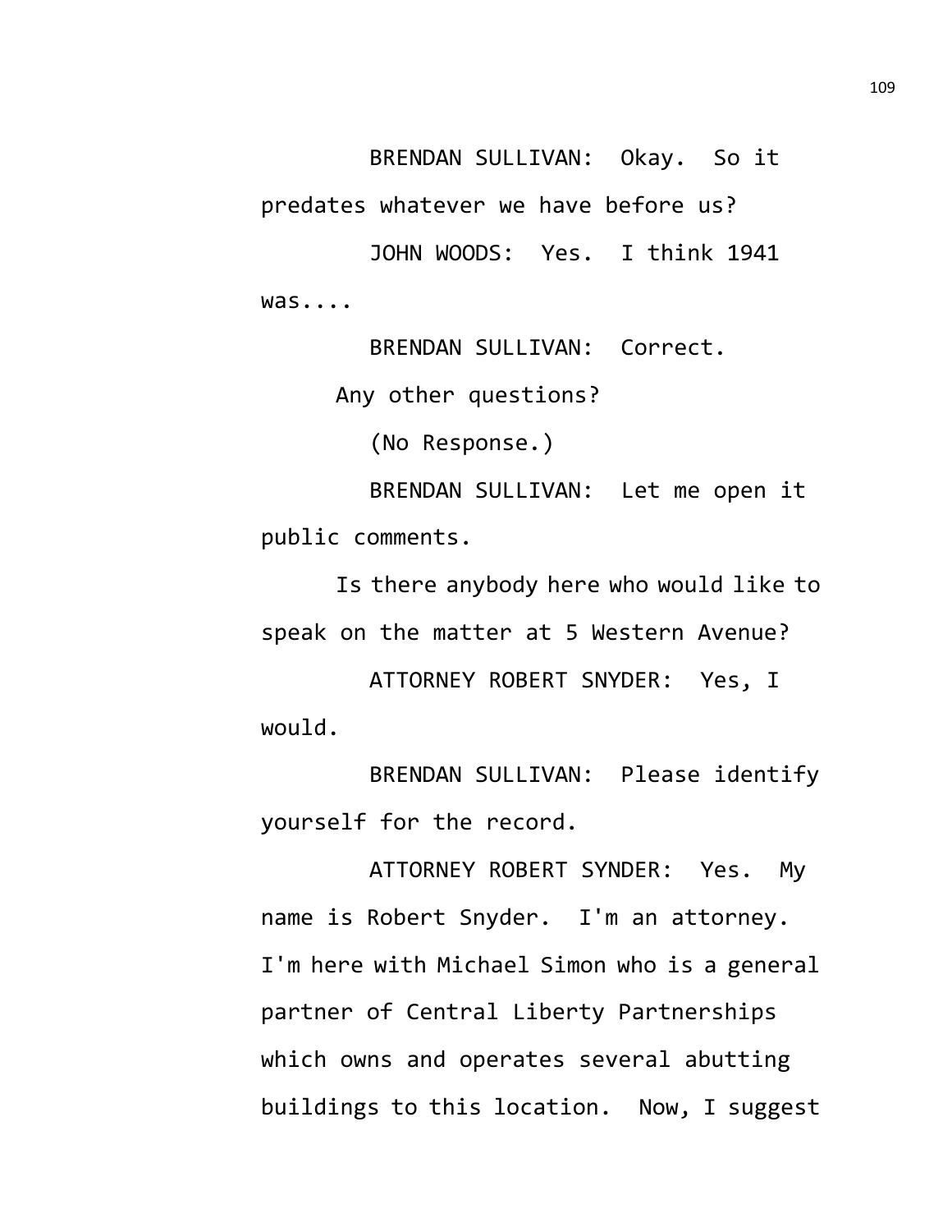BRENDAN SULLIVAN: Okay. So it predates whatever we have before us?

JOHN WOODS: Yes. I think 1941 was....

BRENDAN SULLIVAN: Correct.

Any other questions?

(No Response.)

BRENDAN SULLIVAN: Let me open it public comments.

Is there anybody here who would like to speak on the matter at 5 Western Avenue?

ATTORNEY ROBERT SNYDER: Yes, I would.

BRENDAN SULLIVAN: Please identify yourself for the record.

ATTORNEY ROBERT SYNDER: Yes. My name is Robert Snyder. I'm an attorney. I'm here with Michael Simon who is a general partner of Central Liberty Partnerships which owns and operates several abutting buildings to this location. Now, I suggest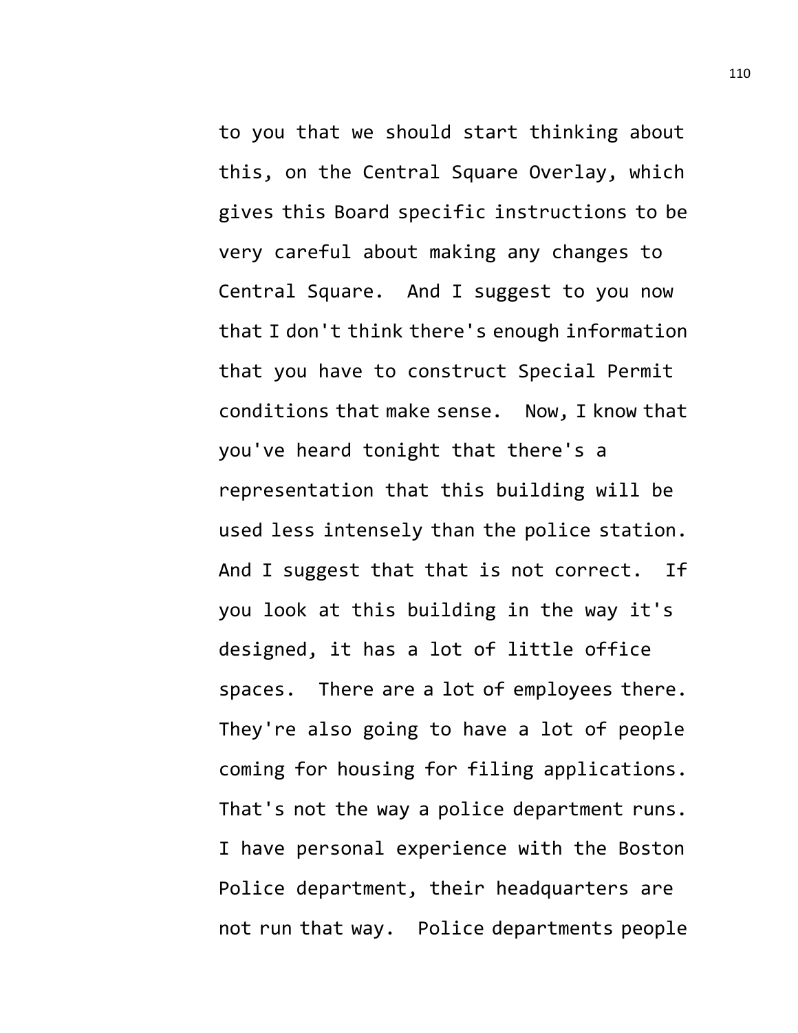to you that we should start thinking about this, on the Central Square Overlay, which gives this Board specific instructions to be very careful about making any changes to Central Square. And I suggest to you now that I don't think there's enough information that you have to construct Special Permit conditions that make sense. Now, I know that you've heard tonight that there's a representation that this building will be used less intensely than the police station. And I suggest that that is not correct. If you look at this building in the way it's designed, it has a lot of little office spaces. There are a lot of employees there. They're also going to have a lot of people coming for housing for filing applications. That's not the way a police department runs. I have personal experience with the Boston Police department, their headquarters are not run that way. Police departments people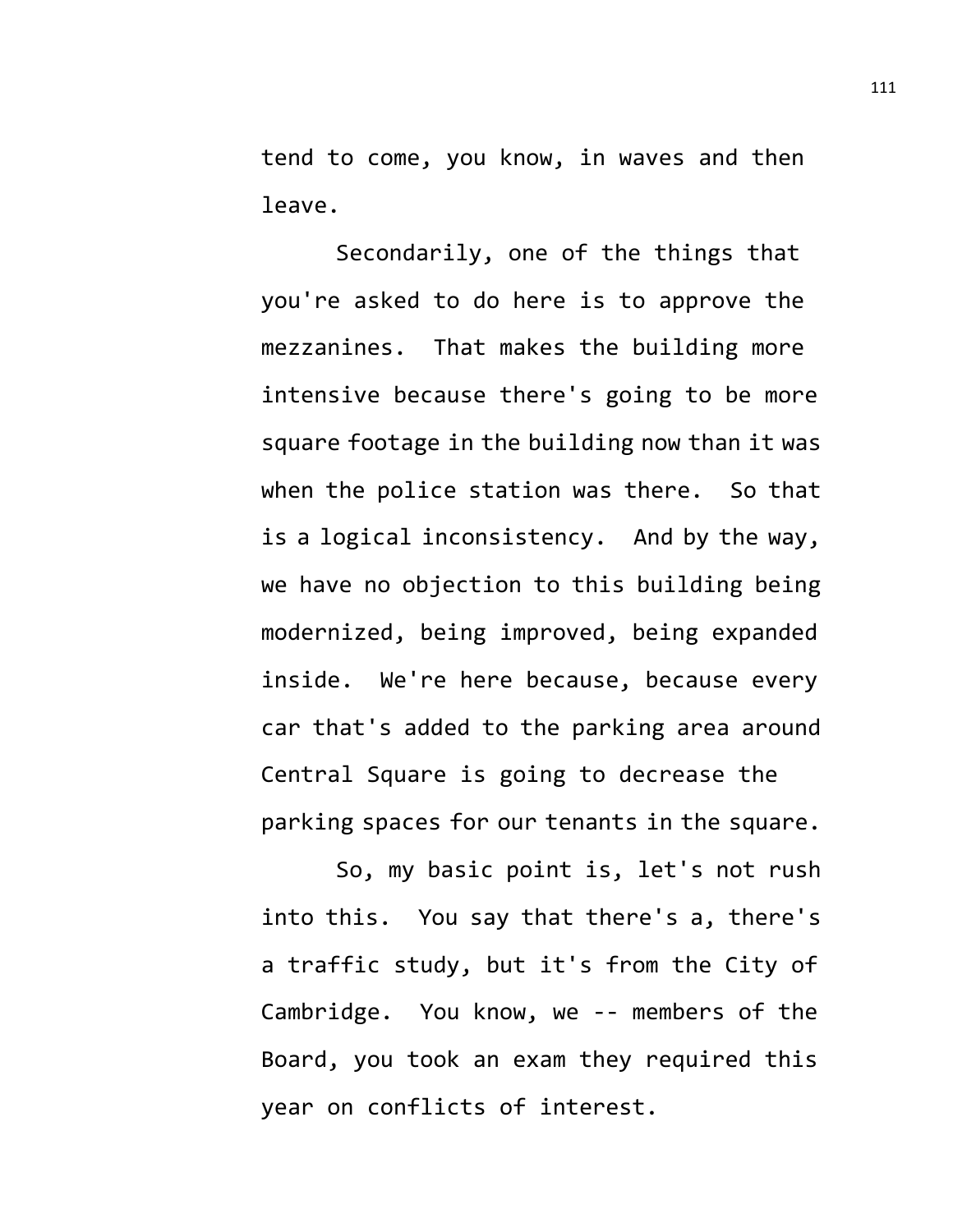tend to come, you know, in waves and then leave.

Secondarily, one of the things that you're asked to do here is to approve the mezzanines. That makes the building more intensive because there's going to be more square footage in the building now than it was when the police station was there. So that is a logical inconsistency. And by the way, we have no objection to this building being modernized, being improved, being expanded inside. We're here because, because every car that's added to the parking area around Central Square is going to decrease the parking spaces for our tenants in the square.

So, my basic point is, let's not rush into this. You say that there's a, there's a traffic study, but it's from the City of Cambridge. You know, we -- members of the Board, you took an exam they required this year on conflicts of interest.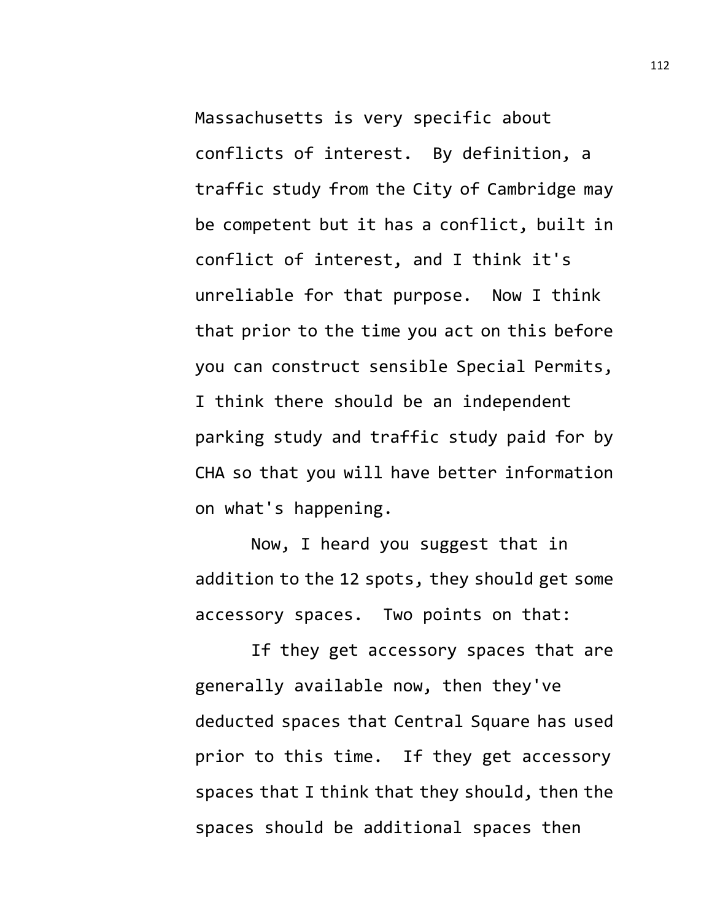Massachusetts is very specific about conflicts of interest. By definition, a traffic study from the City of Cambridge may be competent but it has a conflict, built in conflict of interest, and I think it's unreliable for that purpose. Now I think that prior to the time you act on this before you can construct sensible Special Permits, I think there should be an independent parking study and traffic study paid for by CHA so that you will have better information on what's happening.

Now, I heard you suggest that in addition to the 12 spots, they should get some accessory spaces. Two points on that:

If they get accessory spaces that are generally available now, then they've deducted spaces that Central Square has used prior to this time. If they get accessory spaces that I think that they should, then the spaces should be additional spaces then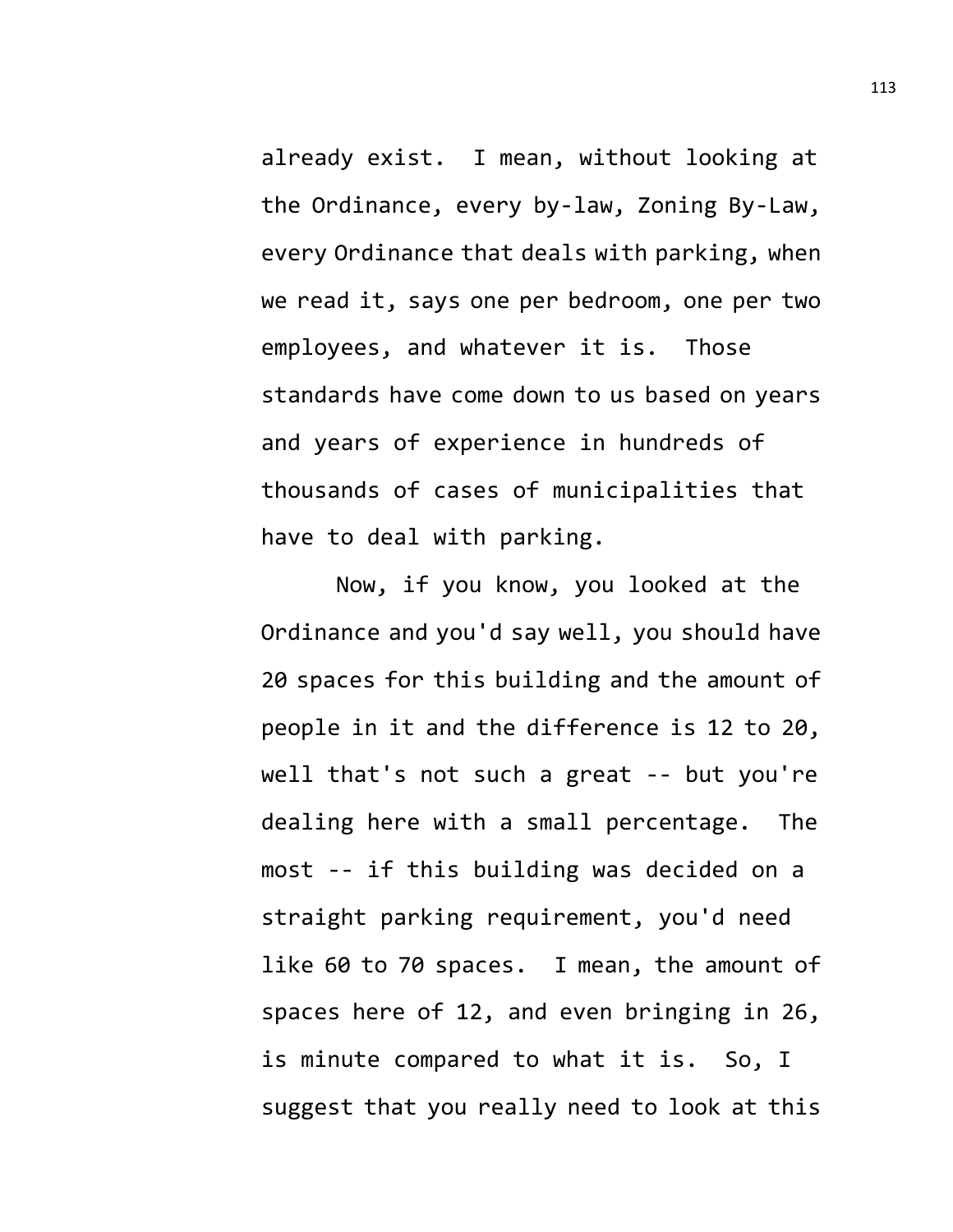already exist. I mean, without looking at the Ordinance, every by-law, Zoning By-Law, every Ordinance that deals with parking, when we read it, says one per bedroom, one per two employees, and whatever it is. Those standards have come down to us based on years and years of experience in hundreds of thousands of cases of municipalities that have to deal with parking.

Now, if you know, you looked at the Ordinance and you'd say well, you should have 20 spaces for this building and the amount of people in it and the difference is 12 to 20, well that's not such a great -- but you're dealing here with a small percentage. The most -- if this building was decided on a straight parking requirement, you'd need like 60 to 70 spaces. I mean, the amount of spaces here of 12, and even bringing in 26, is minute compared to what it is. So, I suggest that you really need to look at this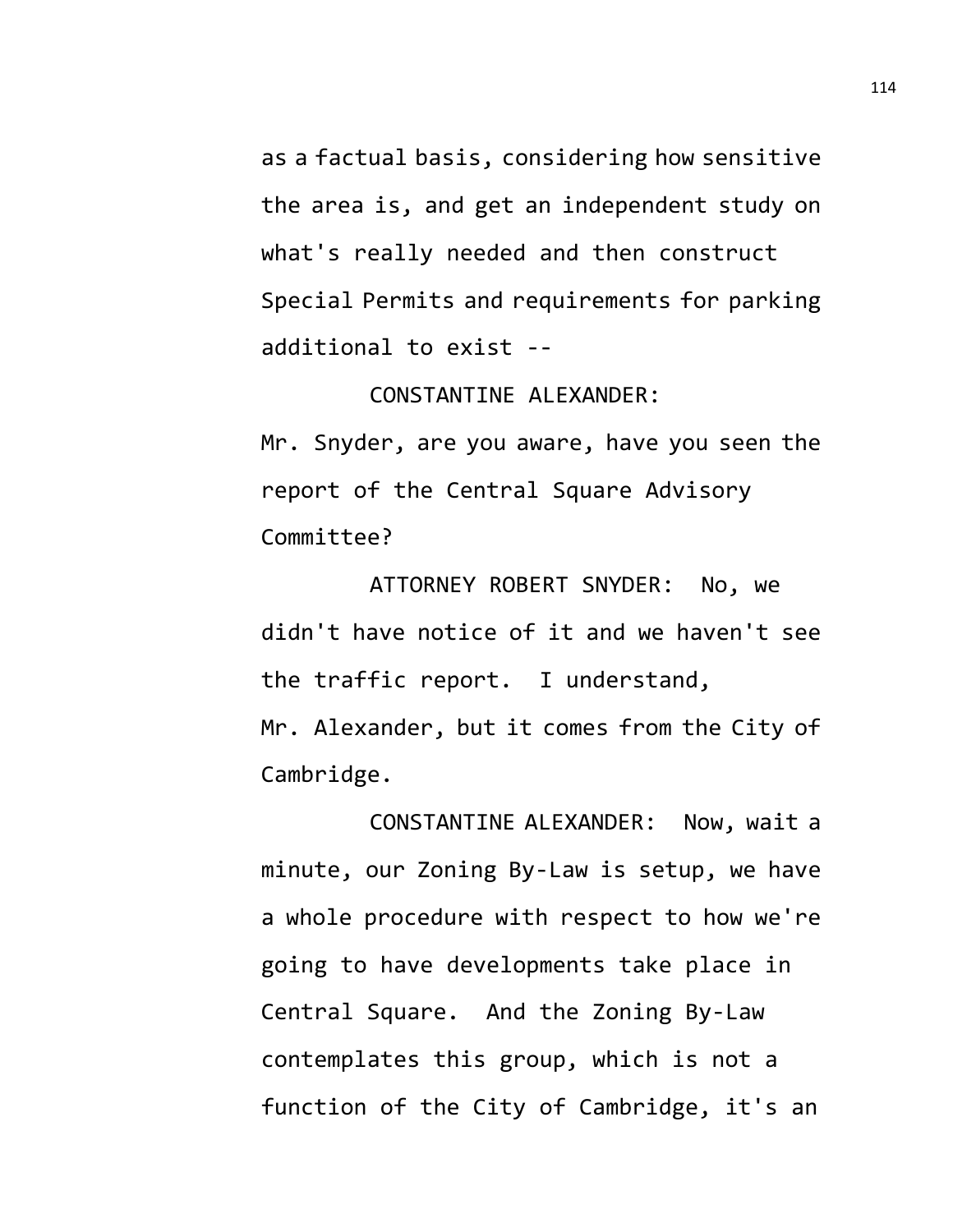as a factual basis, considering how sensitive the area is, and get an independent study on what's really needed and then construct Special Permits and requirements for parking additional to exist --

CONSTANTINE ALEXANDER: Mr. Snyder, are you aware, have you seen the report of the Central Square Advisory Committee?

ATTORNEY ROBERT SNYDER: No, we didn't have notice of it and we haven't see the traffic report. I understand, Mr. Alexander, but it comes from the City of Cambridge.

CONSTANTINE ALEXANDER: Now, wait a minute, our Zoning By-Law is setup, we have a whole procedure with respect to how we're going to have developments take place in Central Square. And the Zoning By-Law contemplates this group, which is not a function of the City of Cambridge, it's an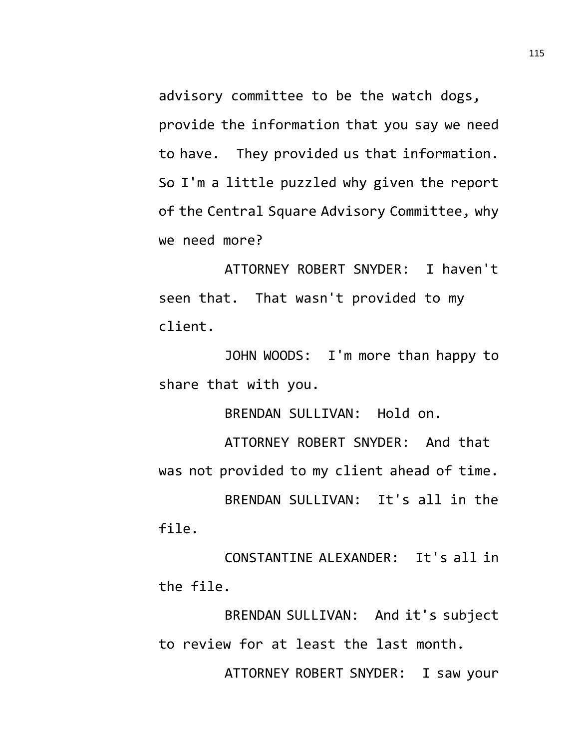advisory committee to be the watch dogs, provide the information that you say we need to have. They provided us that information. So I'm a little puzzled why given the report of the Central Square Advisory Committee, why we need more?

ATTORNEY ROBERT SNYDER: I haven't seen that. That wasn't provided to my client.

JOHN WOODS: I'm more than happy to share that with you.

BRENDAN SULLIVAN: Hold on.

ATTORNEY ROBERT SNYDER: And that was not provided to my client ahead of time.

BRENDAN SULLIVAN: It's all in the file.

CONSTANTINE ALEXANDER: It's all in the file.

BRENDAN SULLIVAN: And it's subject to review for at least the last month.

ATTORNEY ROBERT SNYDER: I saw your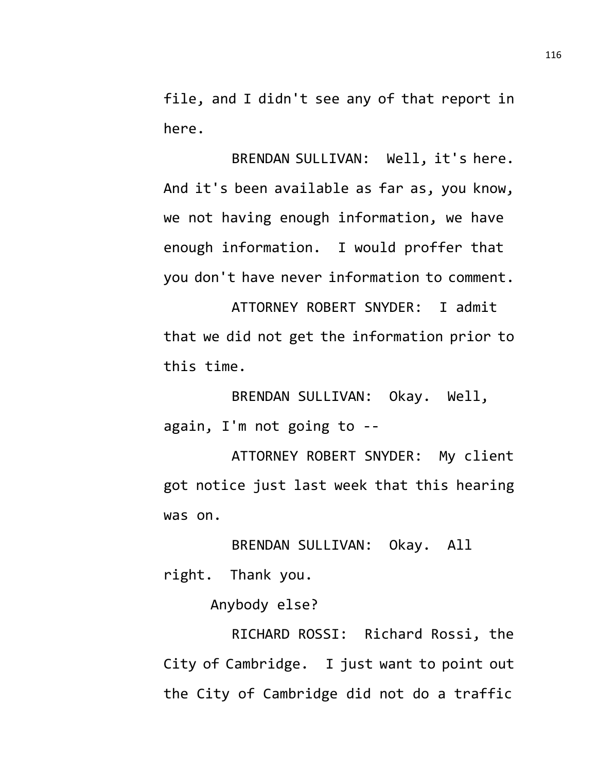file, and I didn't see any of that report in here.

BRENDAN SULLIVAN: Well, it's here. And it's been available as far as, you know, we not having enough information, we have enough information. I would proffer that you don't have never information to comment.

ATTORNEY ROBERT SNYDER: I admit that we did not get the information prior to this time.

BRENDAN SULLIVAN: Okay. Well, again, I'm not going to --

ATTORNEY ROBERT SNYDER: My client got notice just last week that this hearing was on.

BRENDAN SULLIVAN: Okay. All right. Thank you.

Anybody else?

RICHARD ROSSI: Richard Rossi, the City of Cambridge. I just want to point out the City of Cambridge did not do a traffic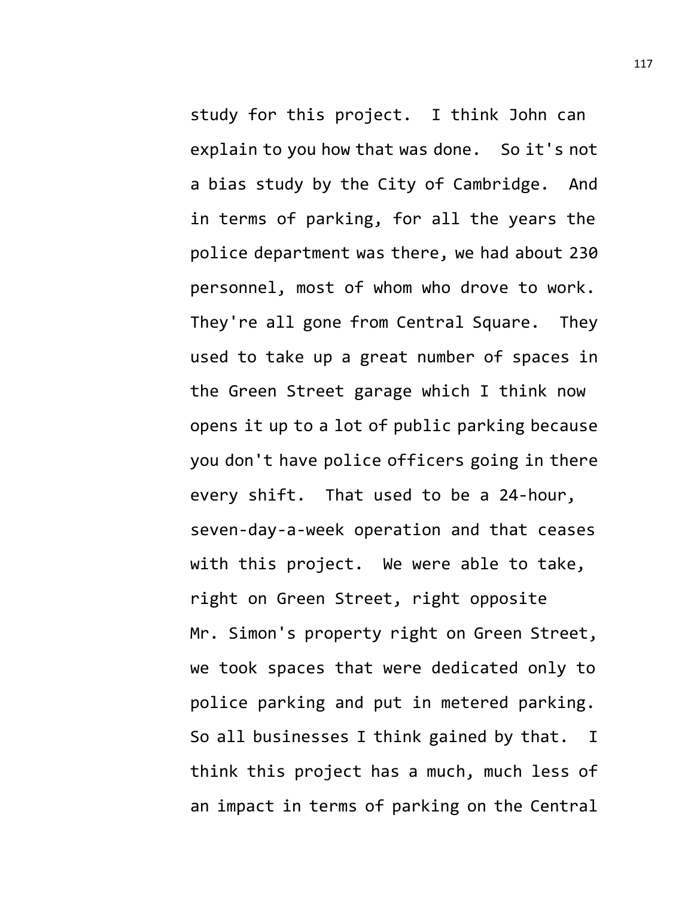study for this project. I think John can explain to you how that was done. So it's not a bias study by the City of Cambridge. And in terms of parking, for all the years the police department was there, we had about 230 personnel, most of whom who drove to work. They're all gone from Central Square. They used to take up a great number of spaces in the Green Street garage which I think now opens it up to a lot of public parking because you don't have police officers going in there every shift. That used to be a 24-hour, seven-day-a-week operation and that ceases with this project. We were able to take, right on Green Street, right opposite Mr. Simon's property right on Green Street, we took spaces that were dedicated only to police parking and put in metered parking. So all businesses I think gained by that. I think this project has a much, much less of an impact in terms of parking on the Central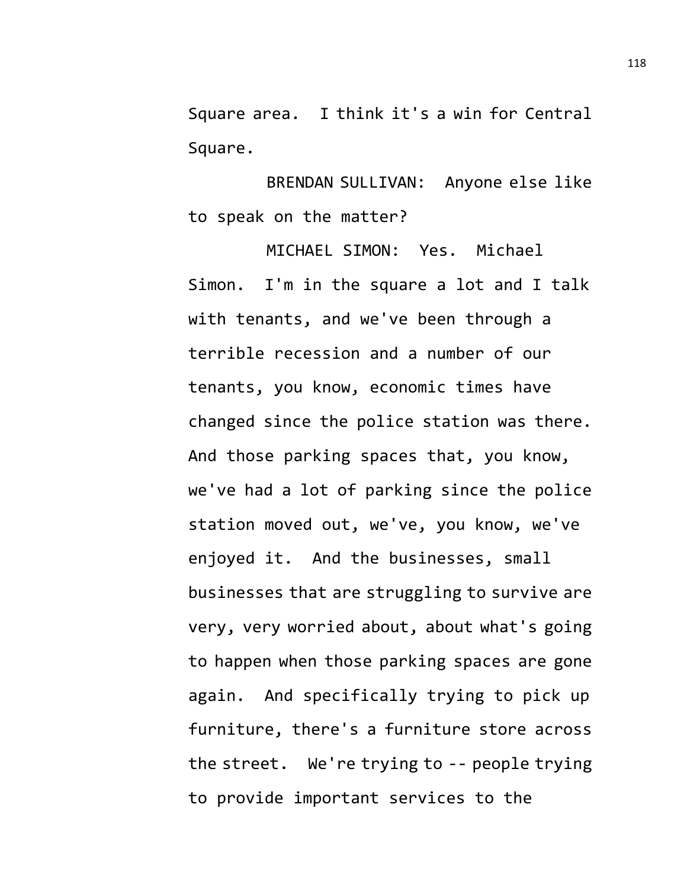Square area. I think it's a win for Central Square.

BRENDAN SULLIVAN: Anyone else like to speak on the matter?

MICHAEL SIMON: Yes. Michael Simon. I'm in the square a lot and I talk with tenants, and we've been through a terrible recession and a number of our tenants, you know, economic times have changed since the police station was there. And those parking spaces that, you know, we've had a lot of parking since the police station moved out, we've, you know, we've enjoyed it. And the businesses, small businesses that are struggling to survive are very, very worried about, about what's going to happen when those parking spaces are gone again. And specifically trying to pick up furniture, there's a furniture store across the street. We're trying to -- people trying to provide important services to the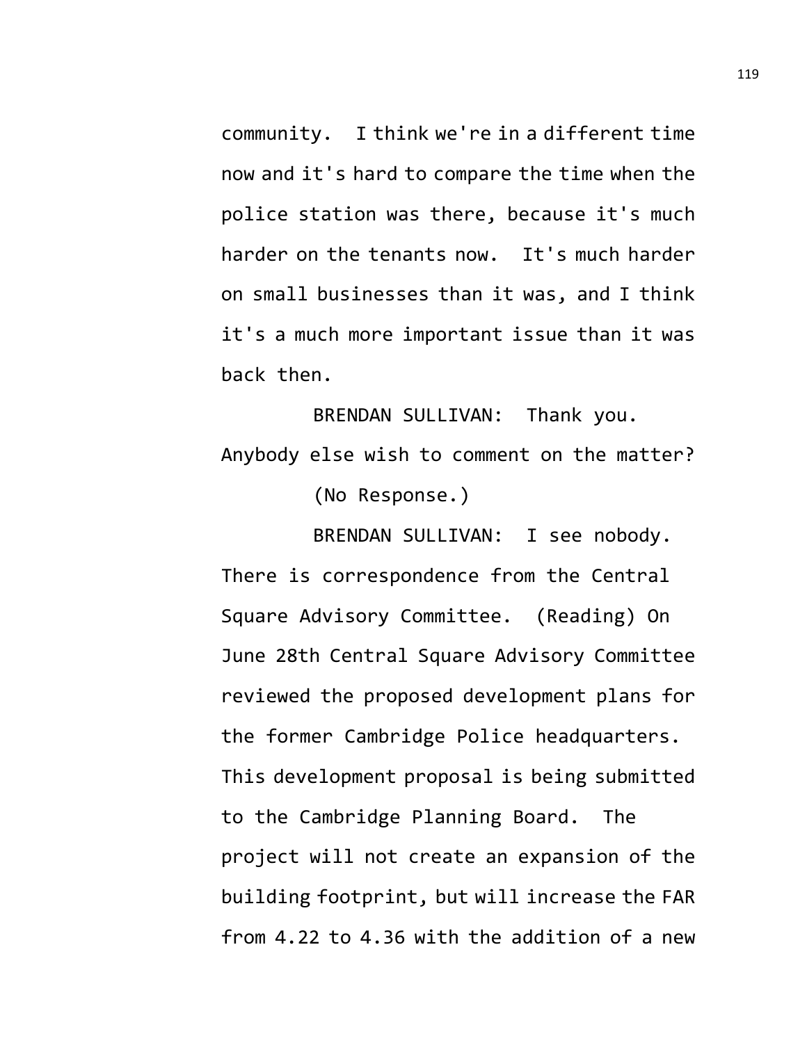community. I think we're in a different time now and it's hard to compare the time when the police station was there, because it's much harder on the tenants now. It's much harder on small businesses than it was, and I think it's a much more important issue than it was back then.

BRENDAN SULLIVAN: Thank you. Anybody else wish to comment on the matter?

(No Response.)

BRENDAN SULLIVAN: I see nobody. There is correspondence from the Central Square Advisory Committee. (Reading) On June 28th Central Square Advisory Committee reviewed the proposed development plans for the former Cambridge Police headquarters. This development proposal is being submitted to the Cambridge Planning Board. The project will not create an expansion of the building footprint, but will increase the FAR from 4.22 to 4.36 with the addition of a new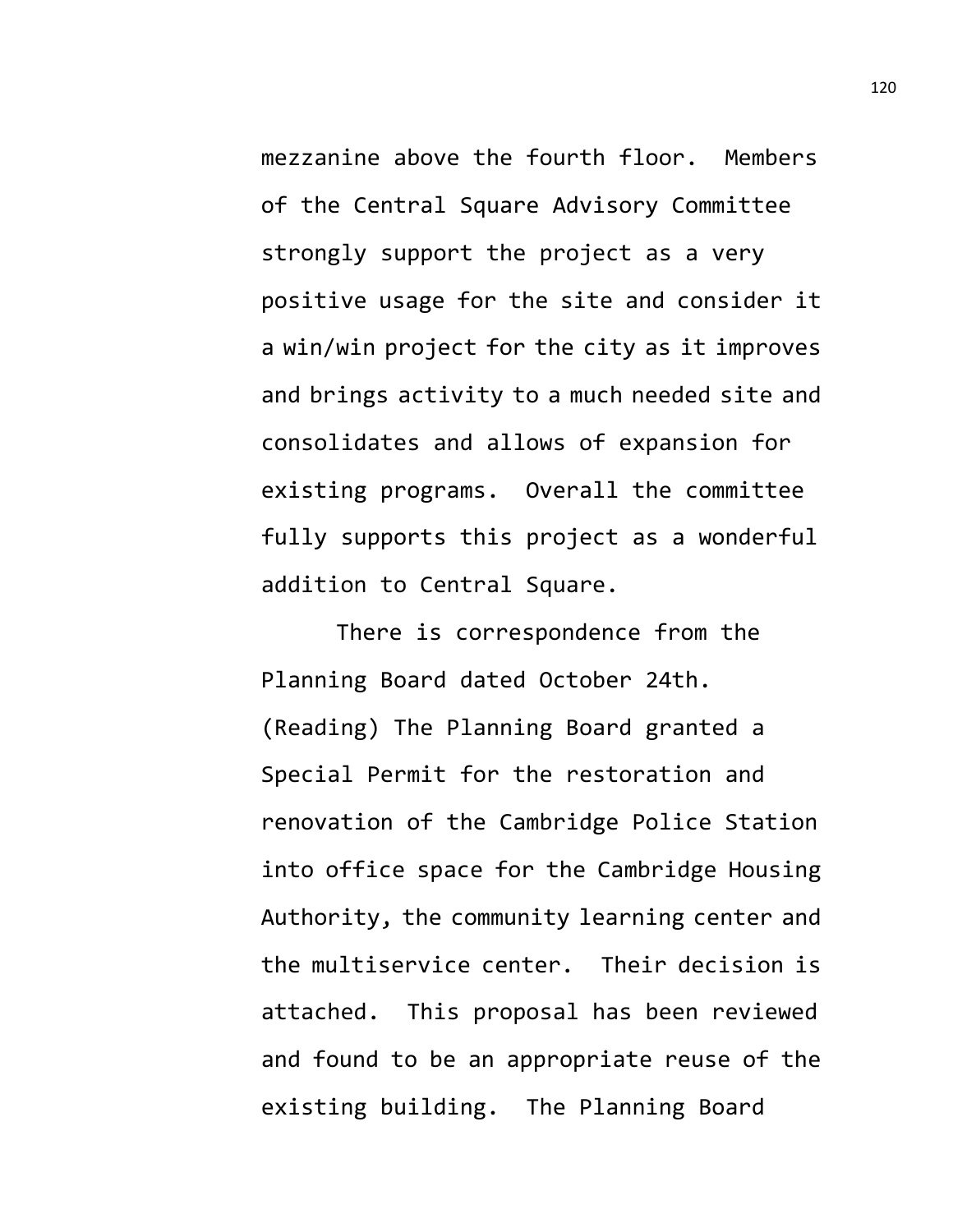mezzanine above the fourth floor. Members of the Central Square Advisory Committee strongly support the project as a very positive usage for the site and consider it a win/win project for the city as it improves and brings activity to a much needed site and consolidates and allows of expansion for existing programs. Overall the committee fully supports this project as a wonderful addition to Central Square.

There is correspondence from the Planning Board dated October 24th. (Reading) The Planning Board granted a Special Permit for the restoration and renovation of the Cambridge Police Station into office space for the Cambridge Housing Authority, the community learning center and the multiservice center. Their decision is attached. This proposal has been reviewed and found to be an appropriate reuse of the existing building. The Planning Board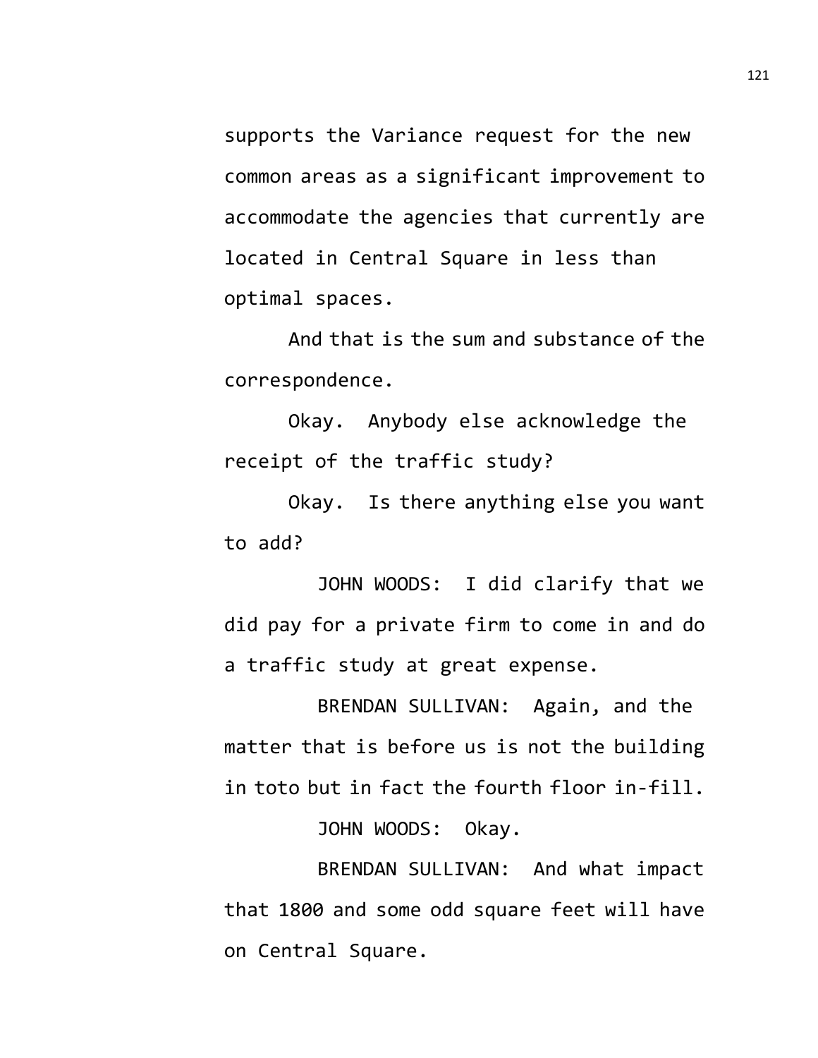supports the Variance request for the new common areas as a significant improvement to accommodate the agencies that currently are located in Central Square in less than optimal spaces.

And that is the sum and substance of the correspondence.

Okay. Anybody else acknowledge the receipt of the traffic study?

Okay. Is there anything else you want to add?

JOHN WOODS: I did clarify that we did pay for a private firm to come in and do a traffic study at great expense.

BRENDAN SULLIVAN: Again, and the matter that is before us is not the building in toto but in fact the fourth floor in-fill.

JOHN WOODS: Okay.

BRENDAN SULLIVAN: And what impact that 1800 and some odd square feet will have on Central Square.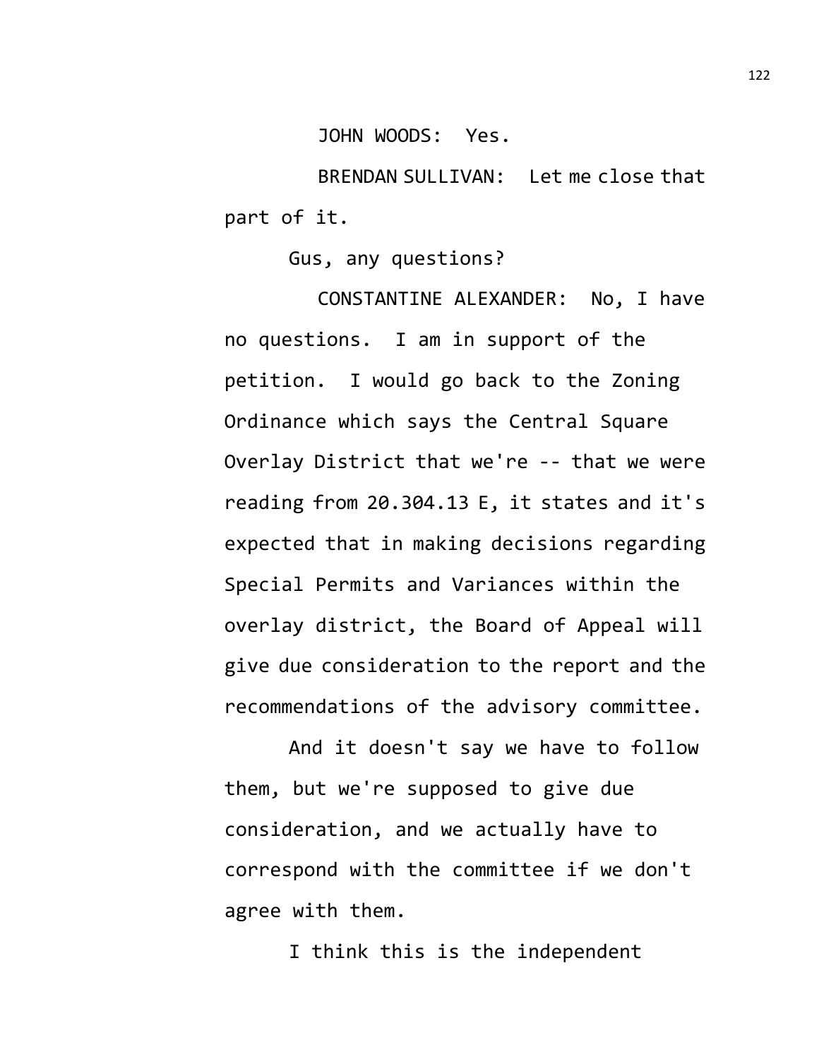JOHN WOODS: Yes.

BRENDAN SULLIVAN: Let me close that part of it.

Gus, any questions?

CONSTANTINE ALEXANDER: No, I have no questions. I am in support of the petition. I would go back to the Zoning Ordinance which says the Central Square Overlay District that we're -- that we were reading from 20.304.13 E, it states and it's expected that in making decisions regarding Special Permits and Variances within the overlay district, the Board of Appeal will give due consideration to the report and the recommendations of the advisory committee.

And it doesn't say we have to follow them, but we're supposed to give due consideration, and we actually have to correspond with the committee if we don't agree with them.

I think this is the independent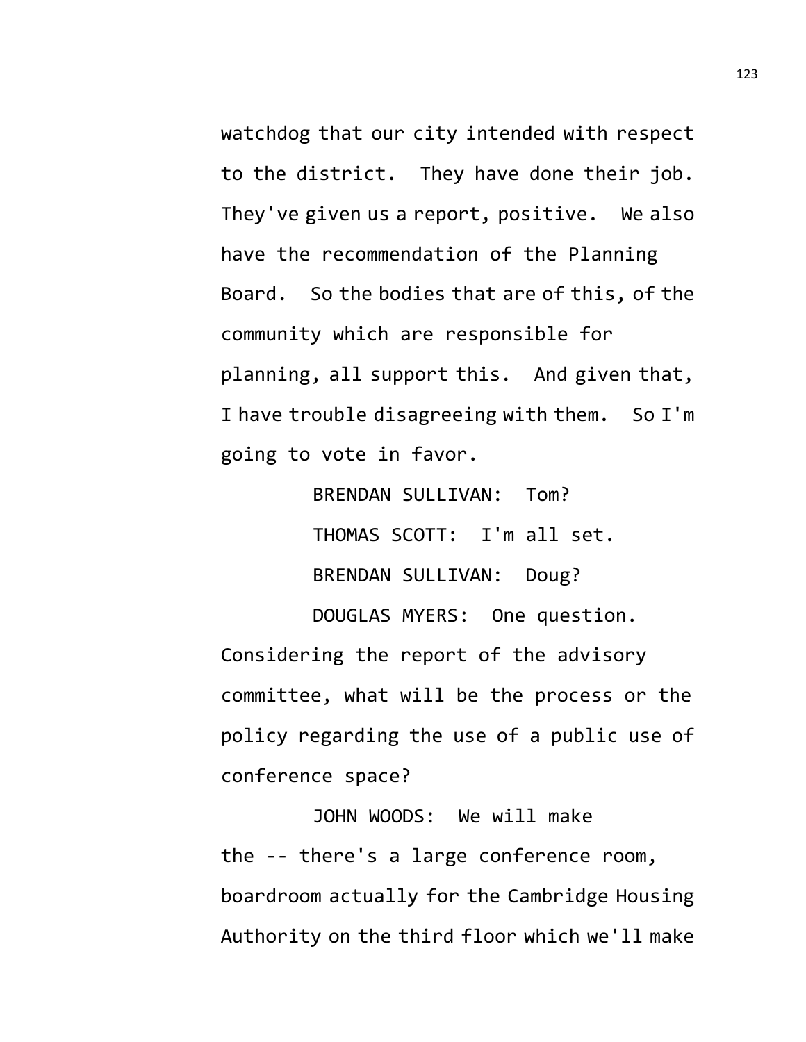watchdog that our city intended with respect to the district. They have done their job. They've given us a report, positive. We also have the recommendation of the Planning Board. So the bodies that are of this, of the community which are responsible for planning, all support this. And given that, I have trouble disagreeing with them. So I'm going to vote in favor.

BRENDAN SULLIVAN: Tom?

THOMAS SCOTT: I'm all set.

BRENDAN SULLIVAN: Doug?

DOUGLAS MYERS: One question. Considering the report of the advisory committee, what will be the process or the policy regarding the use of a public use of conference space?

JOHN WOODS: We will make the -- there's a large conference room, boardroom actually for the Cambridge Housing Authority on the third floor which we'll make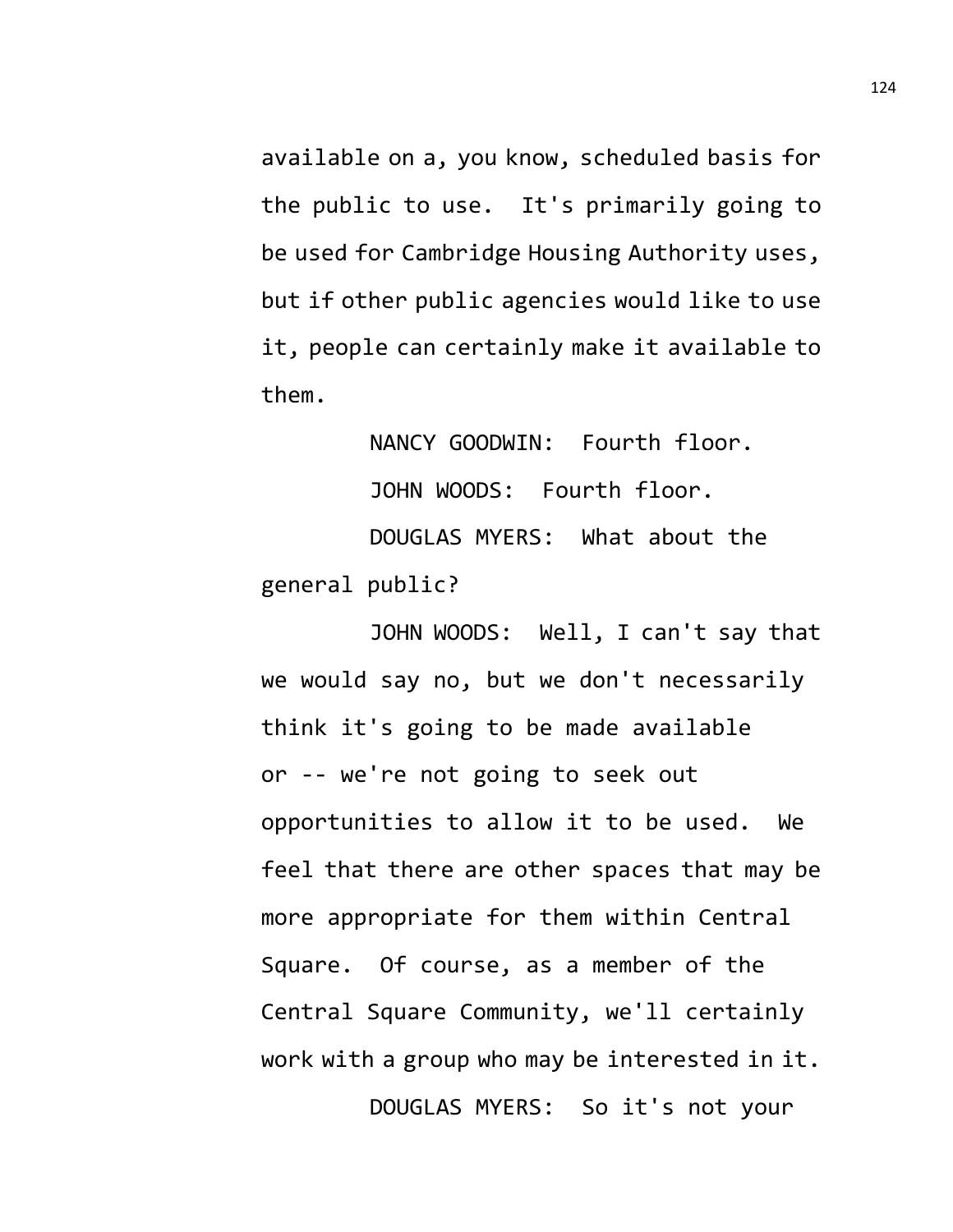available on a, you know, scheduled basis for the public to use. It's primarily going to be used for Cambridge Housing Authority uses, but if other public agencies would like to use it, people can certainly make it available to them.

NANCY GOODWIN: Fourth floor.

JOHN WOODS: Fourth floor.

DOUGLAS MYERS: What about the general public?

JOHN WOODS: Well, I can't say that we would say no, but we don't necessarily think it's going to be made available or -- we're not going to seek out opportunities to allow it to be used. We feel that there are other spaces that may be more appropriate for them within Central Square. Of course, as a member of the Central Square Community, we'll certainly work with a group who may be interested in it.

DOUGLAS MYERS: So it's not your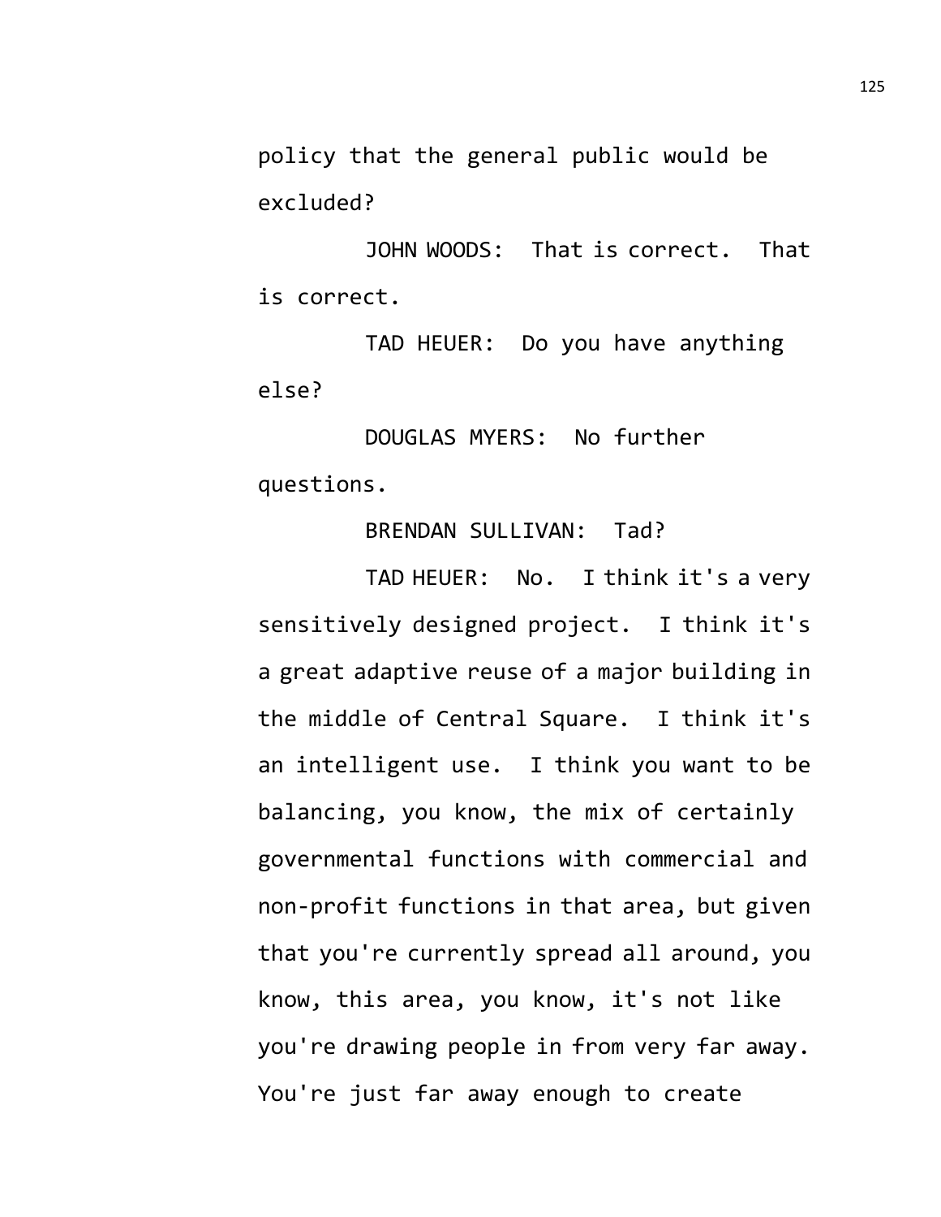policy that the general public would be excluded?

JOHN WOODS: That is correct. That is correct.

TAD HEUER: Do you have anything else?

DOUGLAS MYERS: No further questions.

BRENDAN SULLIVAN: Tad?

TAD HEUER: No. I think it's a very sensitively designed project. I think it's a great adaptive reuse of a major building in the middle of Central Square. I think it's an intelligent use. I think you want to be balancing, you know, the mix of certainly governmental functions with commercial and non-profit functions in that area, but given that you're currently spread all around, you know, this area, you know, it's not like you're drawing people in from very far away. You're just far away enough to create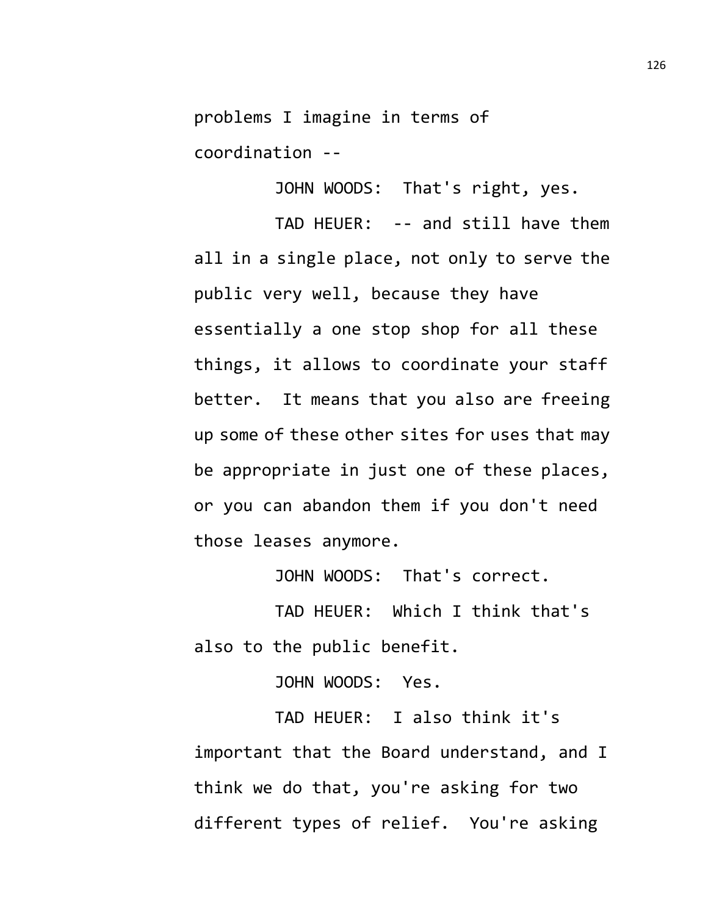problems I imagine in terms of coordination --

JOHN WOODS: That's right, yes.

TAD HEUER: -- and still have them all in a single place, not only to serve the public very well, because they have essentially a one stop shop for all these things, it allows to coordinate your staff better. It means that you also are freeing up some of these other sites for uses that may be appropriate in just one of these places, or you can abandon them if you don't need those leases anymore.

JOHN WOODS: That's correct.

TAD HEUER: Which I think that's also to the public benefit.

JOHN WOODS: Yes.

TAD HEUER: I also think it's important that the Board understand, and I think we do that, you're asking for two different types of relief. You're asking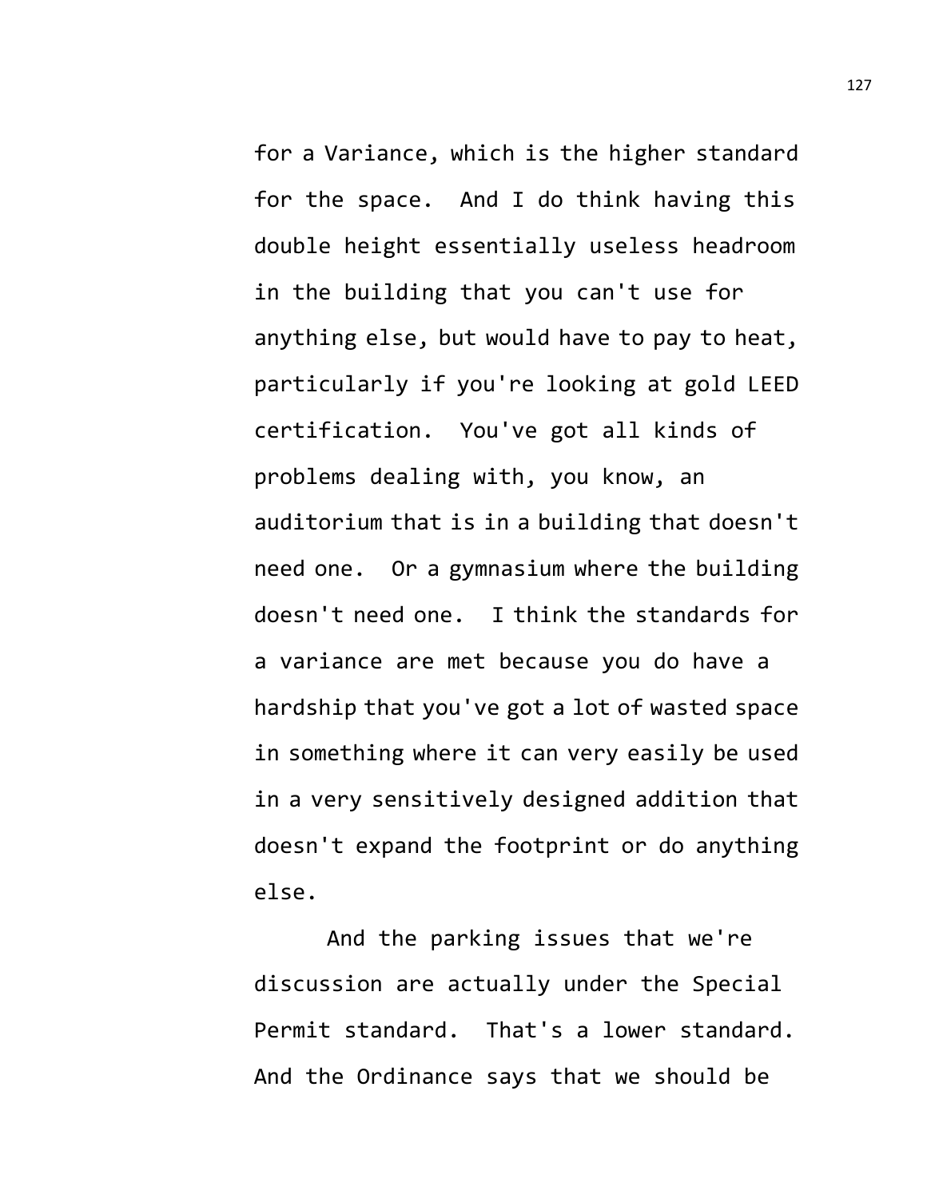for a Variance, which is the higher standard for the space. And I do think having this double height essentially useless headroom in the building that you can't use for anything else, but would have to pay to heat, particularly if you're looking at gold LEED certification. You've got all kinds of problems dealing with, you know, an auditorium that is in a building that doesn't need one. Or a gymnasium where the building doesn't need one. I think the standards for a variance are met because you do have a hardship that you've got a lot of wasted space in something where it can very easily be used in a very sensitively designed addition that doesn't expand the footprint or do anything else.

And the parking issues that we're discussion are actually under the Special Permit standard. That's a lower standard. And the Ordinance says that we should be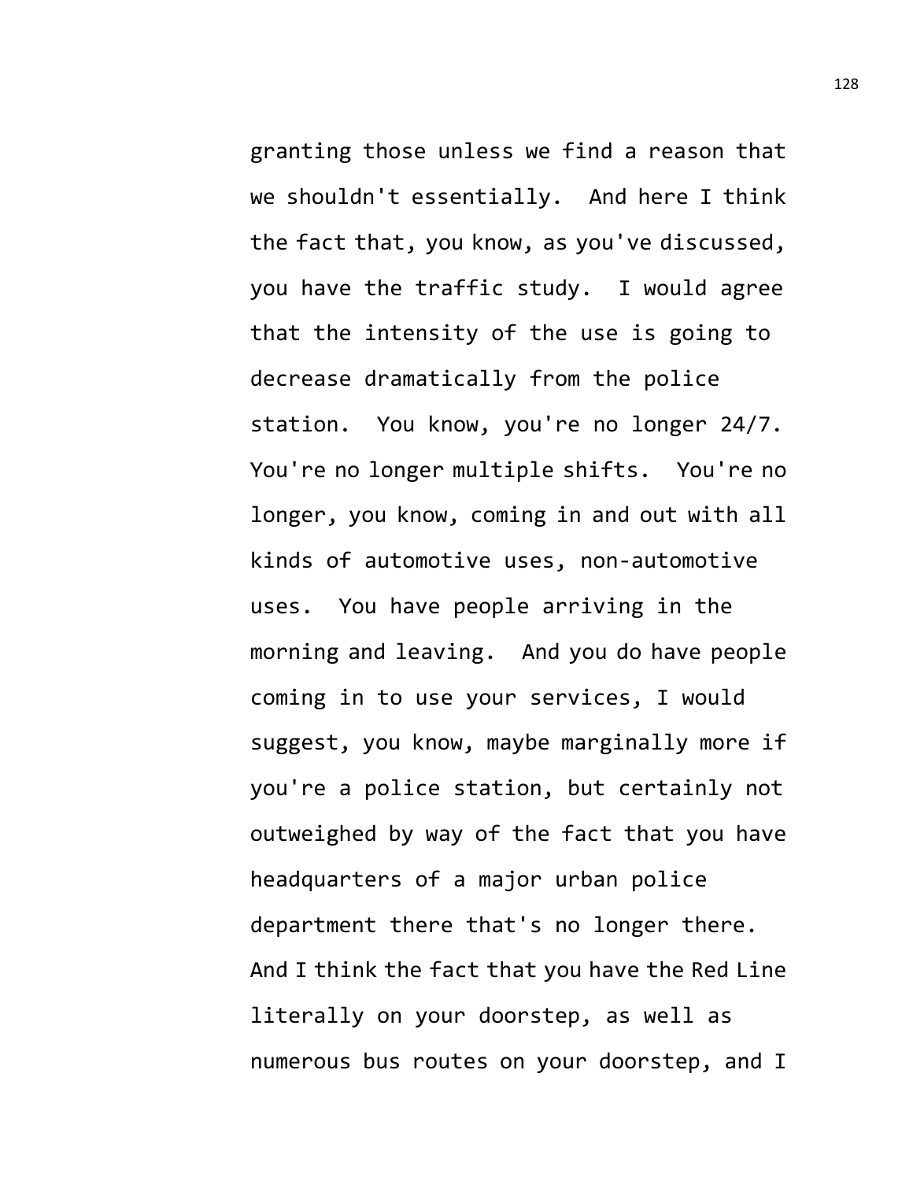granting those unless we find a reason that we shouldn't essentially. And here I think the fact that, you know, as you've discussed, you have the traffic study. I would agree that the intensity of the use is going to decrease dramatically from the police station. You know, you're no longer 24/7. You're no longer multiple shifts. You're no longer, you know, coming in and out with all kinds of automotive uses, non-automotive uses. You have people arriving in the morning and leaving. And you do have people coming in to use your services, I would suggest, you know, maybe marginally more if you're a police station, but certainly not outweighed by way of the fact that you have headquarters of a major urban police department there that's no longer there. And I think the fact that you have the Red Line literally on your doorstep, as well as numerous bus routes on your doorstep, and I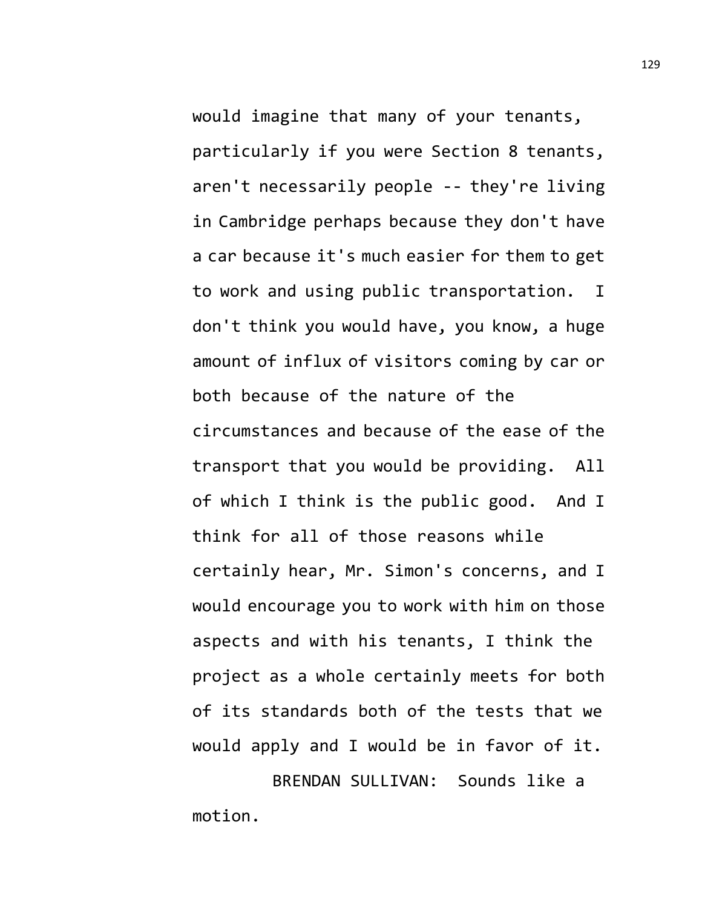would imagine that many of your tenants, particularly if you were Section 8 tenants, aren't necessarily people -- they're living in Cambridge perhaps because they don't have a car because it's much easier for them to get to work and using public transportation. I don't think you would have, you know, a huge amount of influx of visitors coming by car or both because of the nature of the circumstances and because of the ease of the transport that you would be providing. All of which I think is the public good. And I think for all of those reasons while certainly hear, Mr. Simon's concerns, and I would encourage you to work with him on those aspects and with his tenants, I think the project as a whole certainly meets for both of its standards both of the tests that we would apply and I would be in favor of it.

BRENDAN SULLIVAN: Sounds like a motion.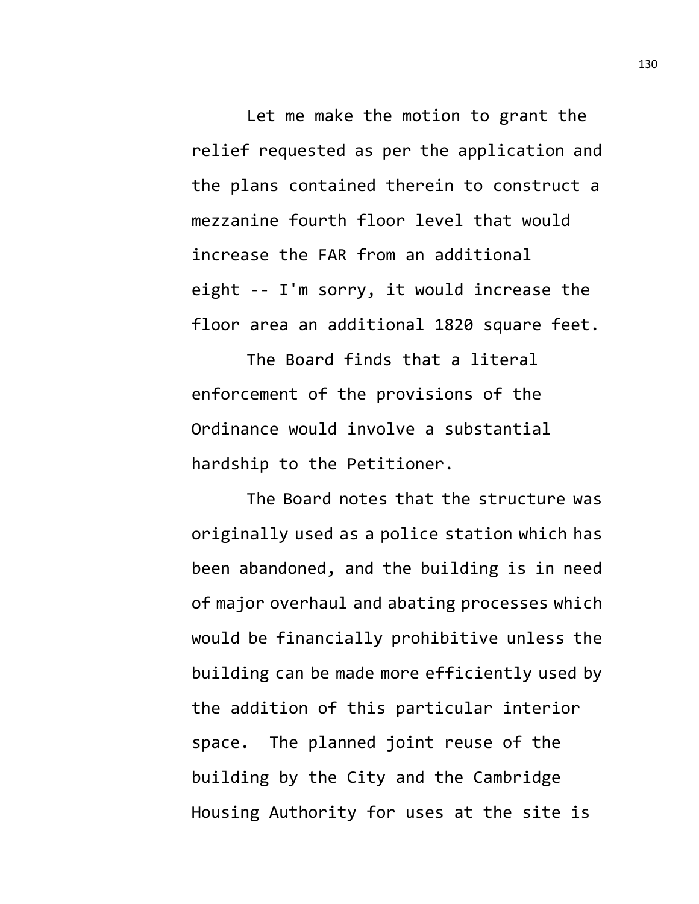Let me make the motion to grant the relief requested as per the application and the plans contained therein to construct a mezzanine fourth floor level that would increase the FAR from an additional eight -- I'm sorry, it would increase the floor area an additional 1820 square feet.

The Board finds that a literal enforcement of the provisions of the Ordinance would involve a substantial hardship to the Petitioner.

The Board notes that the structure was originally used as a police station which has been abandoned, and the building is in need of major overhaul and abating processes which would be financially prohibitive unless the building can be made more efficiently used by the addition of this particular interior space. The planned joint reuse of the building by the City and the Cambridge Housing Authority for uses at the site is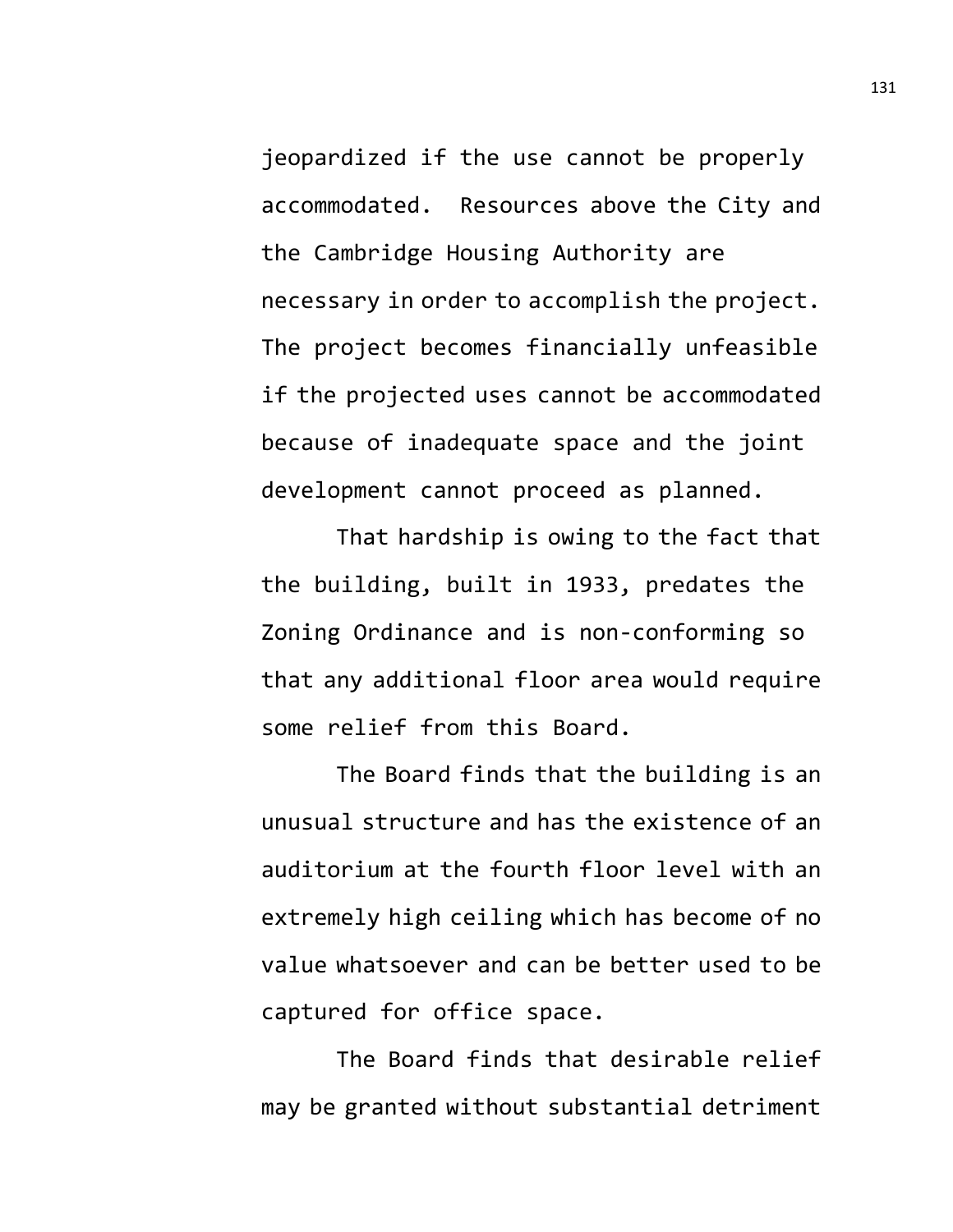jeopardized if the use cannot be properly accommodated. Resources above the City and the Cambridge Housing Authority are necessary in order to accomplish the project. The project becomes financially unfeasible if the projected uses cannot be accommodated because of inadequate space and the joint development cannot proceed as planned.

That hardship is owing to the fact that the building, built in 1933, predates the Zoning Ordinance and is non-conforming so that any additional floor area would require some relief from this Board.

The Board finds that the building is an unusual structure and has the existence of an auditorium at the fourth floor level with an extremely high ceiling which has become of no value whatsoever and can be better used to be captured for office space.

The Board finds that desirable relief may be granted without substantial detriment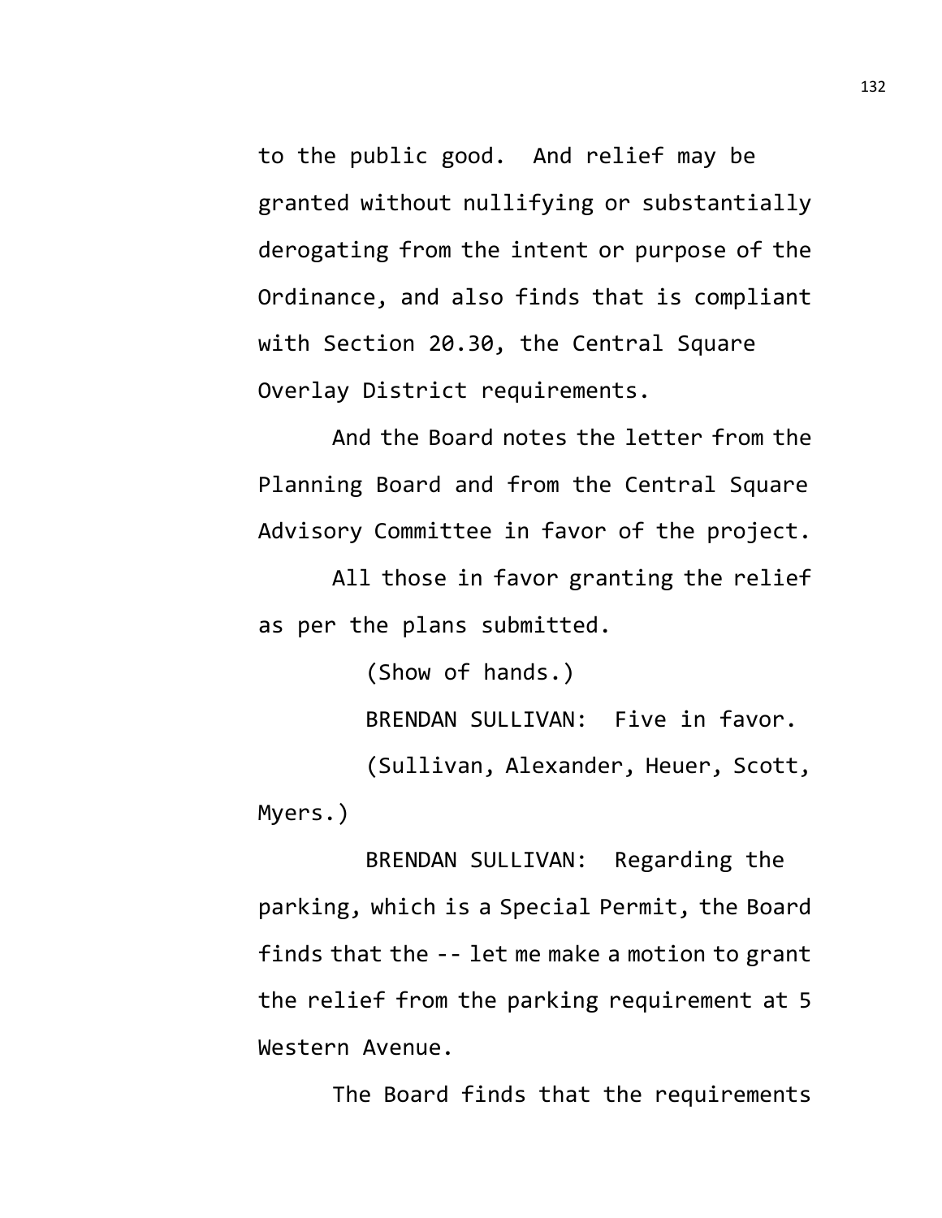to the public good. And relief may be granted without nullifying or substantially derogating from the intent or purpose of the Ordinance, and also finds that is compliant with Section 20.30, the Central Square Overlay District requirements.

And the Board notes the letter from the Planning Board and from the Central Square Advisory Committee in favor of the project.

All those in favor granting the relief as per the plans submitted.

(Show of hands.)

BRENDAN SULLIVAN: Five in favor.

(Sullivan, Alexander, Heuer, Scott, Myers.)

BRENDAN SULLIVAN: Regarding the parking, which is a Special Permit, the Board finds that the -- let me make a motion to grant the relief from the parking requirement at 5 Western Avenue.

The Board finds that the requirements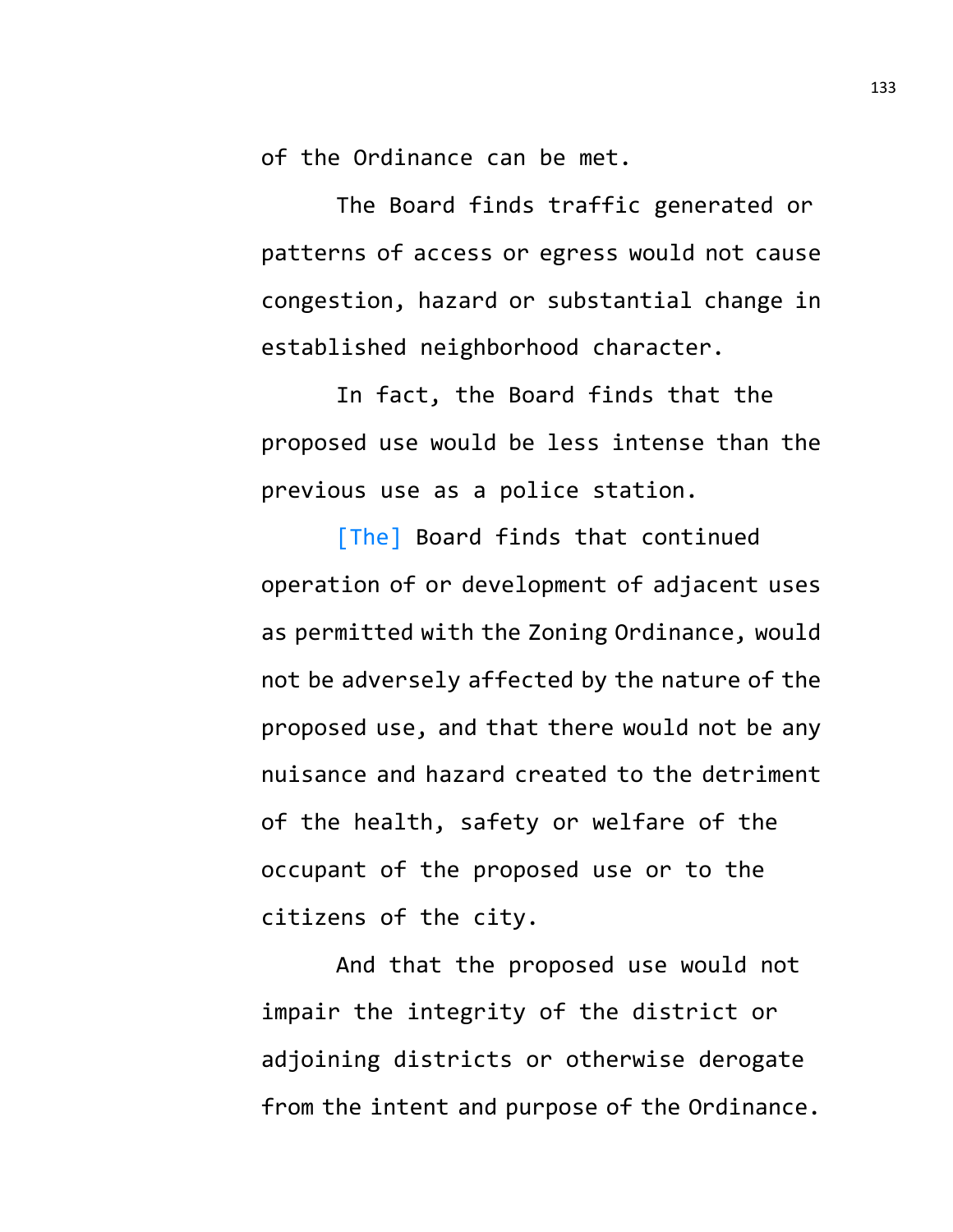of the Ordinance can be met.

The Board finds traffic generated or patterns of access or egress would not cause congestion, hazard or substantial change in established neighborhood character.

In fact, the Board finds that the proposed use would be less intense than the previous use as a police station.

[The] Board finds that continued operation of or development of adjacent uses as permitted with the Zoning Ordinance, would not be adversely affected by the nature of the proposed use, and that there would not be any nuisance and hazard created to the detriment of the health, safety or welfare of the occupant of the proposed use or to the citizens of the city.

And that the proposed use would not impair the integrity of the district or adjoining districts or otherwise derogate from the intent and purpose of the Ordinance.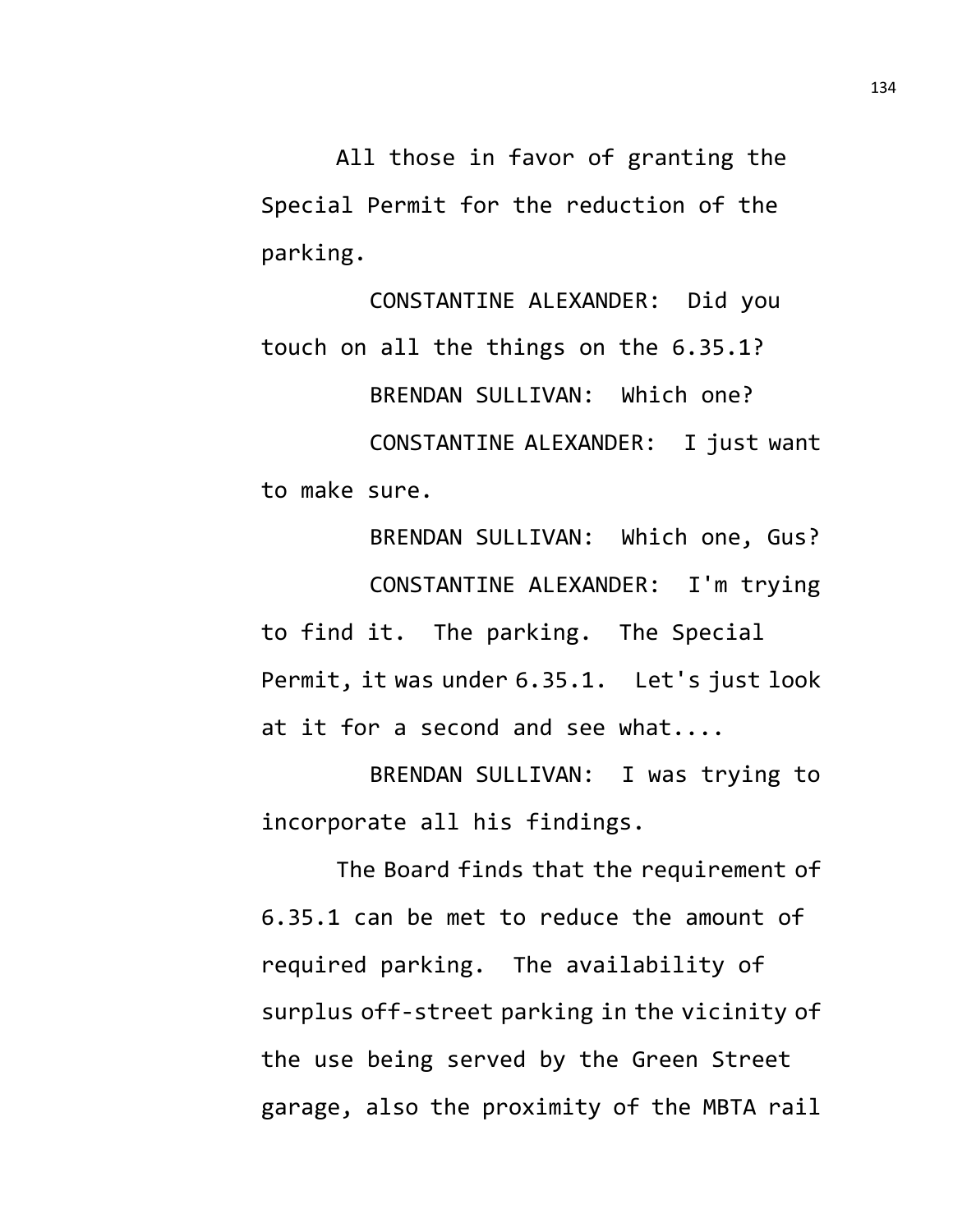All those in favor of granting the Special Permit for the reduction of the parking.

CONSTANTINE ALEXANDER: Did you touch on all the things on the 6.35.1?

BRENDAN SULLIVAN: Which one?

CONSTANTINE ALEXANDER: I just want to make sure.

BRENDAN SULLIVAN: Which one, Gus?

CONSTANTINE ALEXANDER: I'm trying to find it. The parking. The Special Permit, it was under 6.35.1. Let's just look at it for a second and see what....

BRENDAN SULLIVAN: I was trying to incorporate all his findings.

The Board finds that the requirement of 6.35.1 can be met to reduce the amount of required parking. The availability of surplus off-street parking in the vicinity of the use being served by the Green Street garage, also the proximity of the MBTA rail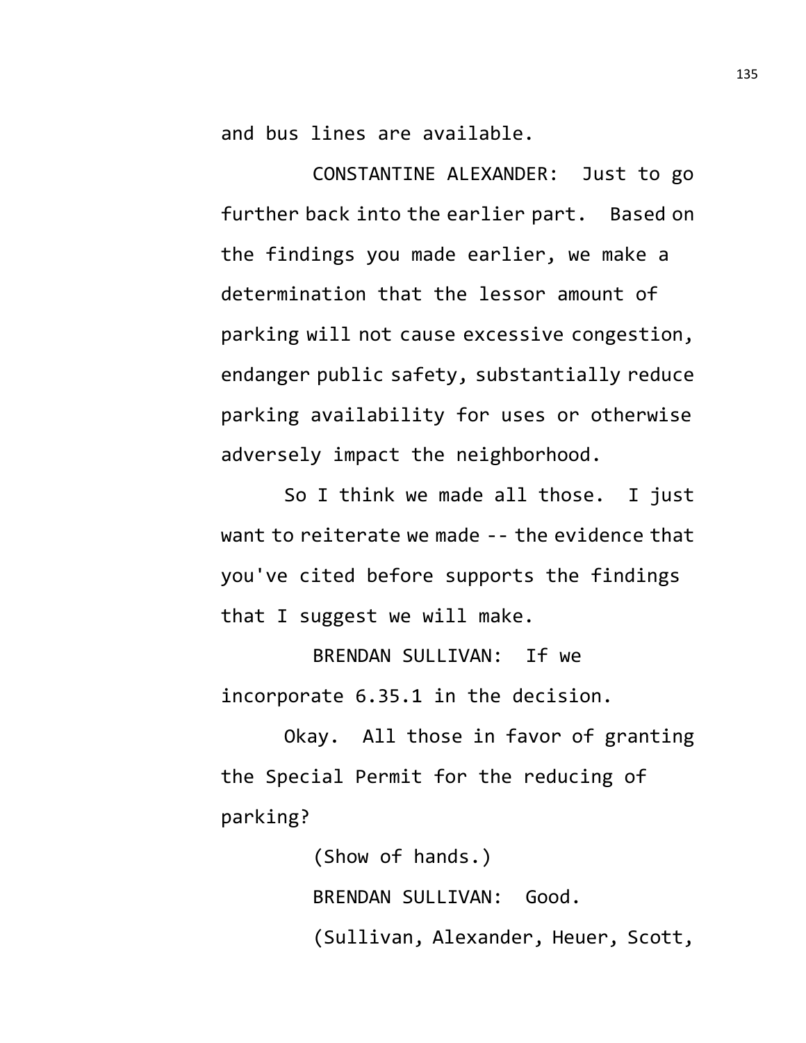and bus lines are available.

CONSTANTINE ALEXANDER: Just to go further back into the earlier part. Based on the findings you made earlier, we make a determination that the lessor amount of parking will not cause excessive congestion, endanger public safety, substantially reduce parking availability for uses or otherwise adversely impact the neighborhood.

So I think we made all those. I just want to reiterate we made -- the evidence that you've cited before supports the findings that I suggest we will make.

BRENDAN SULLIVAN: If we incorporate 6.35.1 in the decision.

Okay. All those in favor of granting the Special Permit for the reducing of parking?

(Show of hands.)

BRENDAN SULLIVAN: Good.

(Sullivan, Alexander, Heuer, Scott,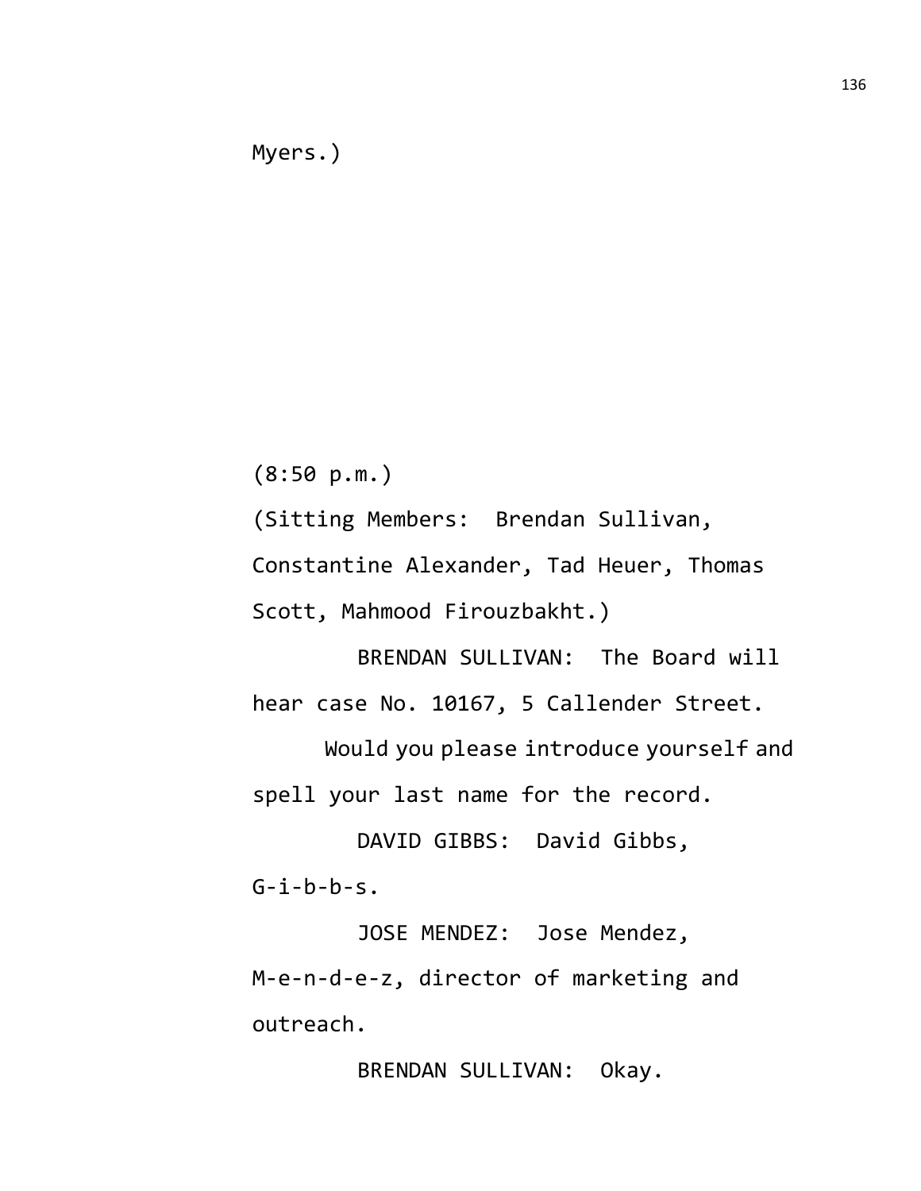Myers.)

(8:50 p.m.)

(Sitting Members: Brendan Sullivan, Constantine Alexander, Tad Heuer, Thomas Scott, Mahmood Firouzbakht.)

BRENDAN SULLIVAN: The Board will hear case No. 10167, 5 Callender Street.

Would you please introduce yourself and spell your last name for the record.

DAVID GIBBS: David Gibbs, G-i-b-b-s.

JOSE MENDEZ: Jose Mendez, M-e-n-d-e-z, director of marketing and outreach.

BRENDAN SULLIVAN: Okay.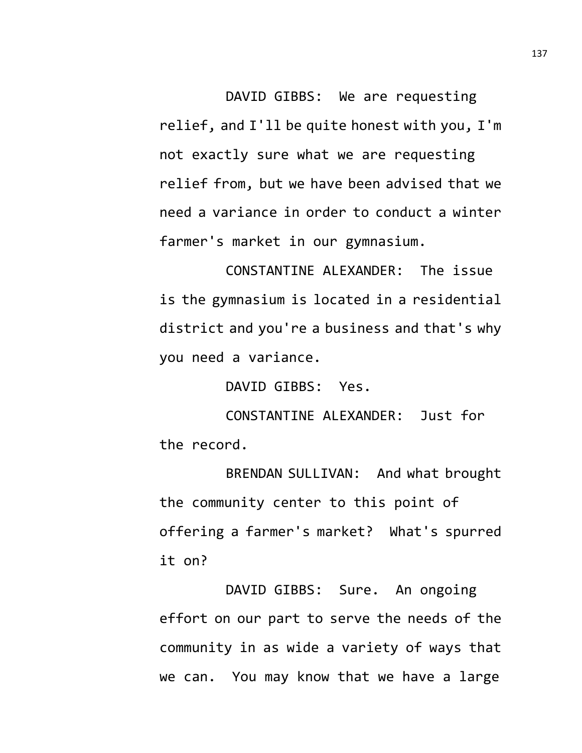DAVID GIBBS: We are requesting relief, and I'll be quite honest with you, I'm not exactly sure what we are requesting relief from, but we have been advised that we need a variance in order to conduct a winter farmer's market in our gymnasium.

CONSTANTINE ALEXANDER: The issue is the gymnasium is located in a residential district and you're a business and that's why you need a variance.

DAVID GIBBS: Yes.

CONSTANTINE ALEXANDER: Just for the record.

BRENDAN SULLIVAN: And what brought the community center to this point of offering a farmer's market? What's spurred it on?

DAVID GIBBS: Sure. An ongoing effort on our part to serve the needs of the community in as wide a variety of ways that we can. You may know that we have a large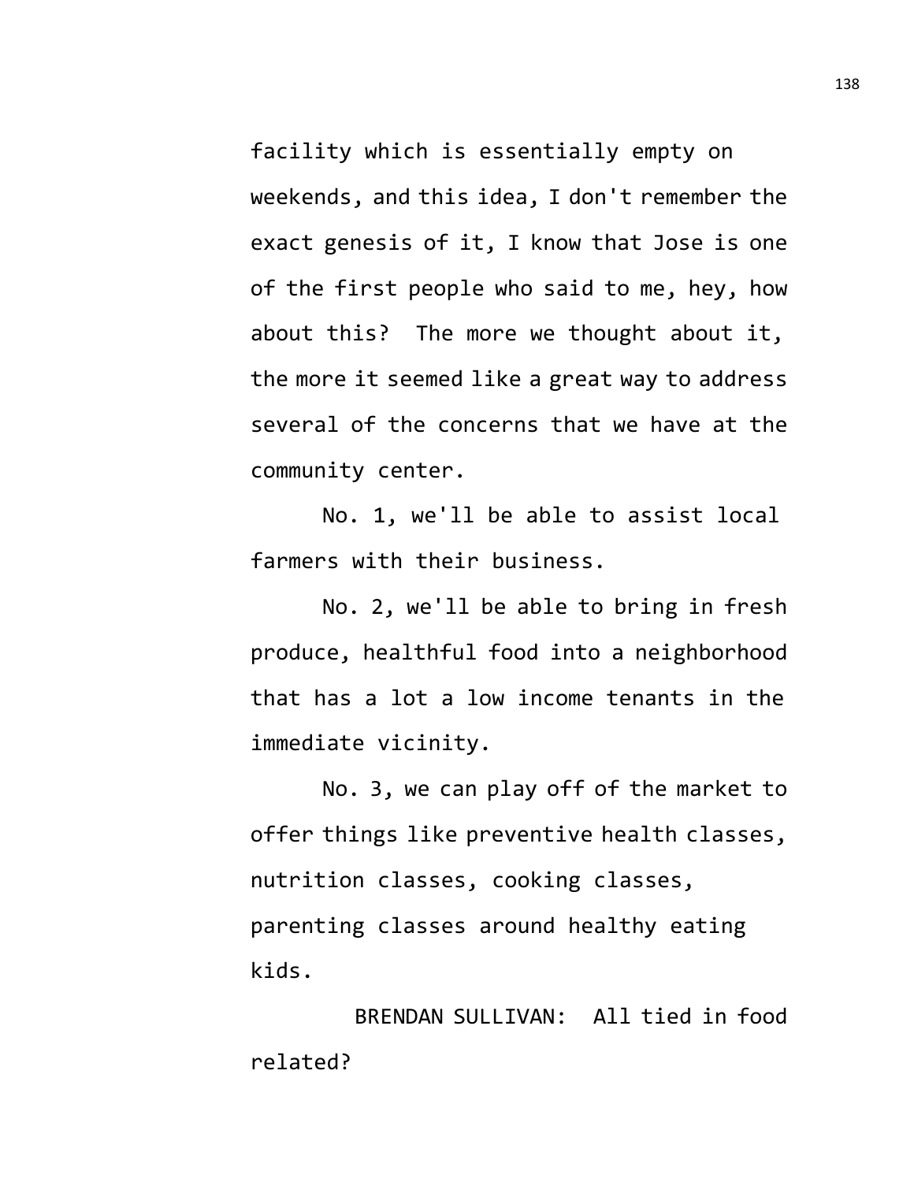facility which is essentially empty on weekends, and this idea, I don't remember the exact genesis of it, I know that Jose is one of the first people who said to me, hey, how about this? The more we thought about it, the more it seemed like a great way to address several of the concerns that we have at the community center.

No. 1, we'll be able to assist local farmers with their business.

No. 2, we'll be able to bring in fresh produce, healthful food into a neighborhood that has a lot a low income tenants in the immediate vicinity.

No. 3, we can play off of the market to offer things like preventive health classes, nutrition classes, cooking classes, parenting classes around healthy eating kids.

BRENDAN SULLIVAN: All tied in food related?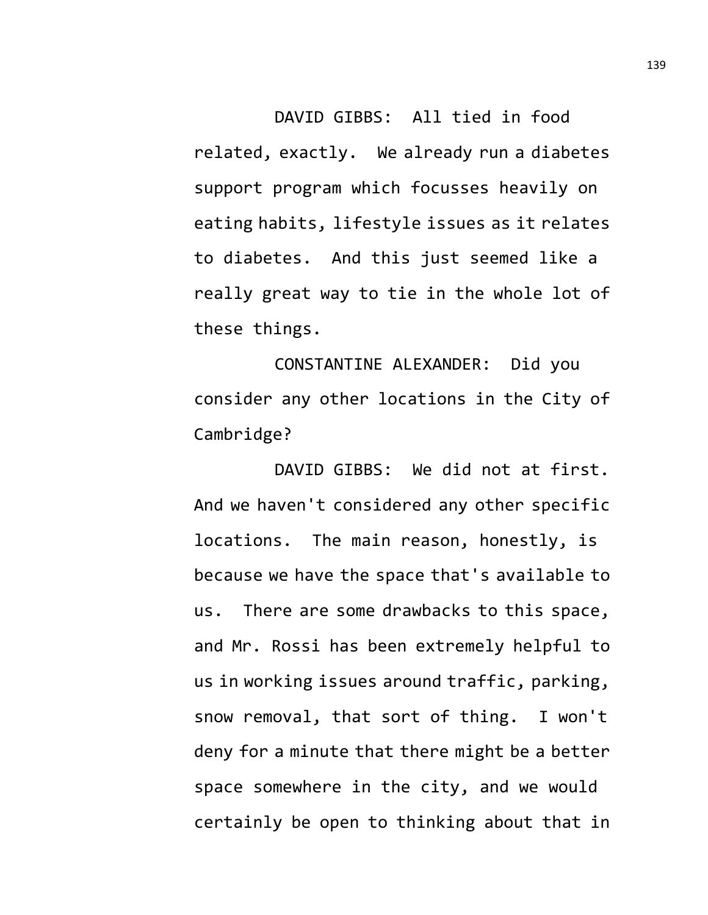DAVID GIBBS: All tied in food related, exactly. We already run a diabetes support program which focusses heavily on eating habits, lifestyle issues as it relates to diabetes. And this just seemed like a really great way to tie in the whole lot of these things.

CONSTANTINE ALEXANDER: Did you consider any other locations in the City of Cambridge?

DAVID GIBBS: We did not at first. And we haven't considered any other specific locations. The main reason, honestly, is because we have the space that's available to us. There are some drawbacks to this space, and Mr. Rossi has been extremely helpful to us in working issues around traffic, parking, snow removal, that sort of thing. I won't deny for a minute that there might be a better space somewhere in the city, and we would certainly be open to thinking about that in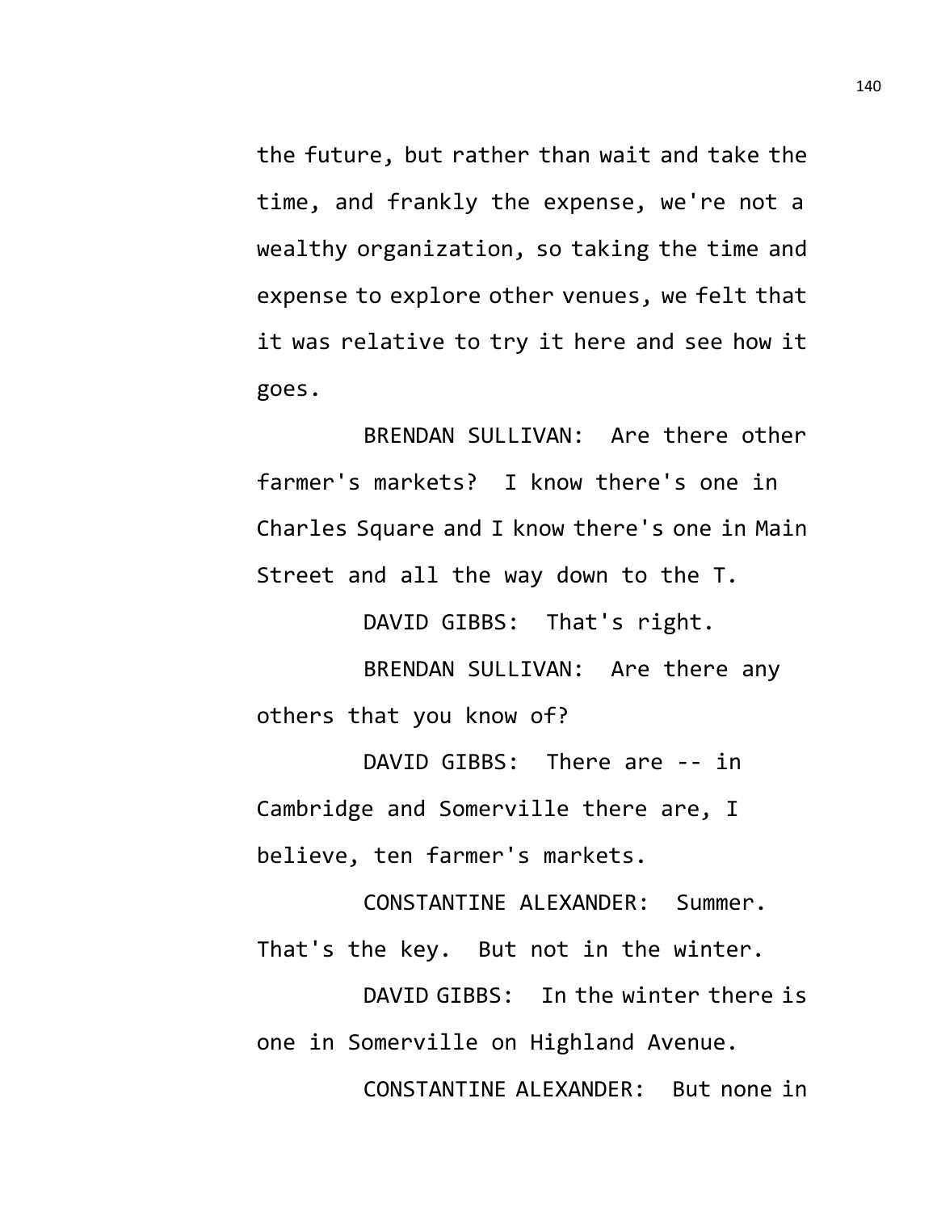the future, but rather than wait and take the time, and frankly the expense, we're not a wealthy organization, so taking the time and expense to explore other venues, we felt that it was relative to try it here and see how it goes.

BRENDAN SULLIVAN: Are there other farmer's markets? I know there's one in Charles Square and I know there's one in Main Street and all the way down to the T.

DAVID GIBBS: That's right.

BRENDAN SULLIVAN: Are there any others that you know of?

DAVID GIBBS: There are -- in Cambridge and Somerville there are, I believe, ten farmer's markets.

CONSTANTINE ALEXANDER: Summer. That's the key. But not in the winter.

DAVID GIBBS: In the winter there is one in Somerville on Highland Avenue.

CONSTANTINE ALEXANDER: But none in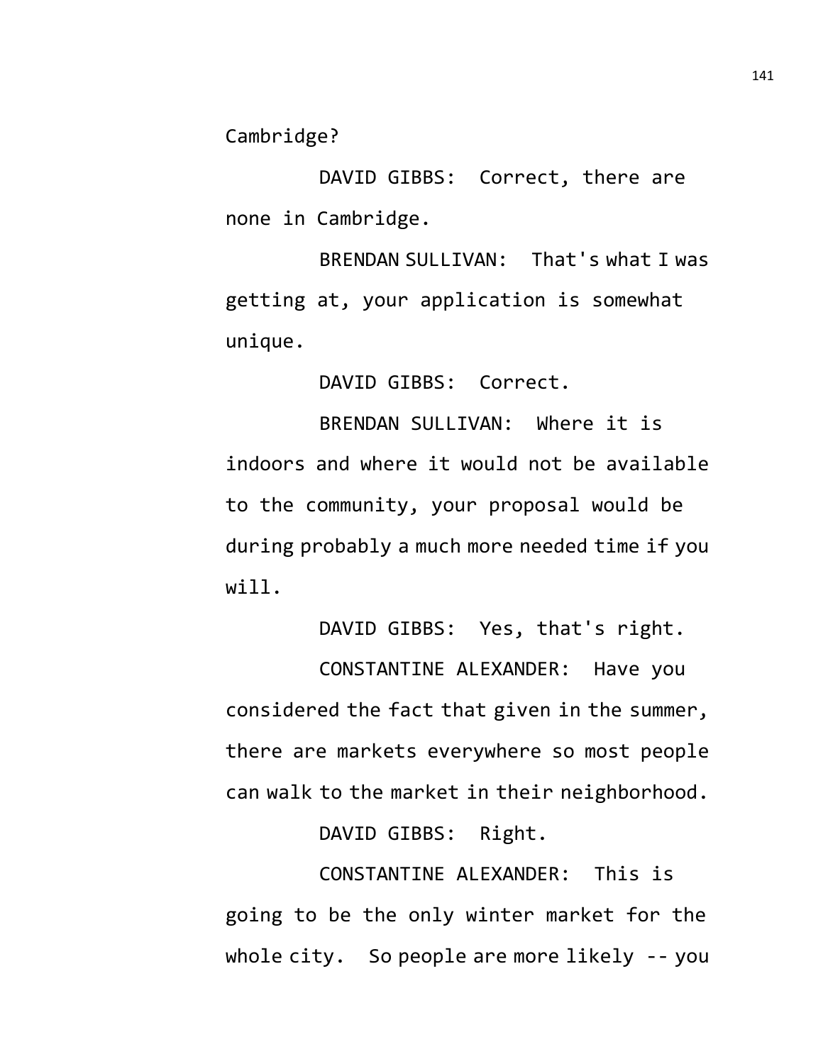Cambridge?

DAVID GIBBS: Correct, there are none in Cambridge.

BRENDAN SULLIVAN: That's what I was getting at, your application is somewhat unique.

DAVID GIBBS: Correct.

BRENDAN SULLIVAN: Where it is indoors and where it would not be available to the community, your proposal would be during probably a much more needed time if you will.

DAVID GIBBS: Yes, that's right.

CONSTANTINE ALEXANDER: Have you considered the fact that given in the summer, there are markets everywhere so most people can walk to the market in their neighborhood.

DAVID GIBBS: Right.

CONSTANTINE ALEXANDER: This is going to be the only winter market for the whole city. So people are more likely -- you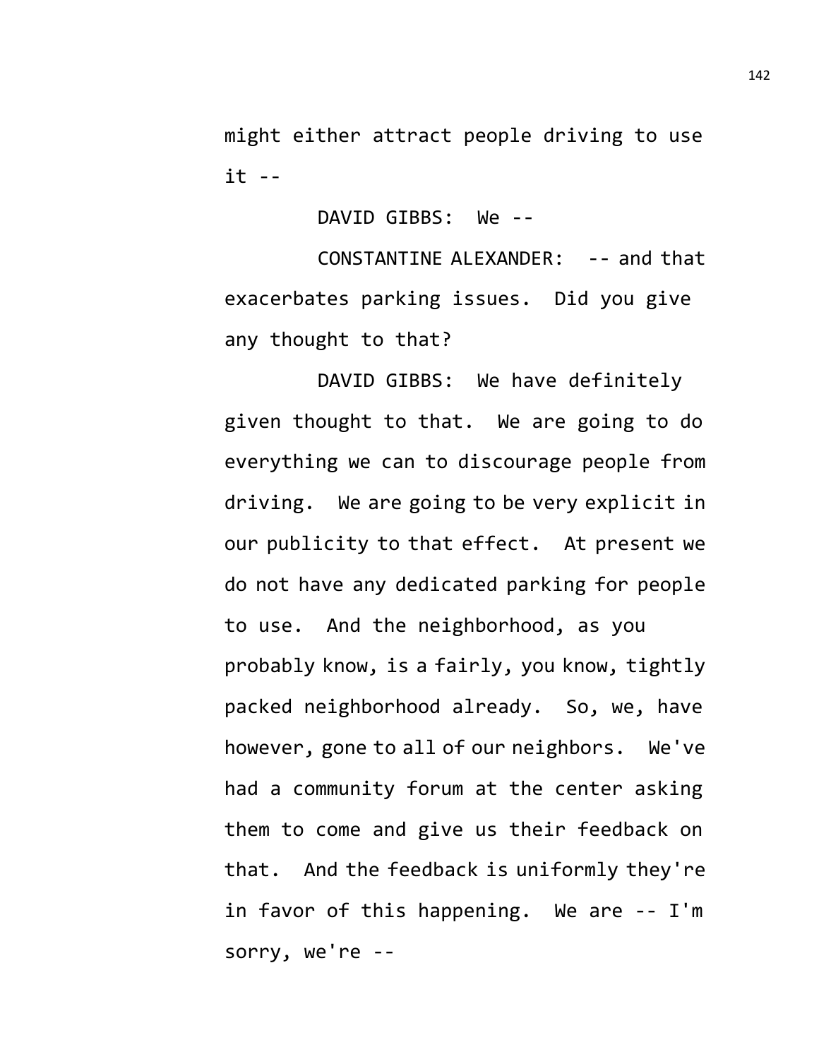might either attract people driving to use it --

DAVID GIBBS: We --

CONSTANTINE ALEXANDER: -- and that exacerbates parking issues. Did you give any thought to that?

DAVID GIBBS: We have definitely given thought to that. We are going to do everything we can to discourage people from driving. We are going to be very explicit in our publicity to that effect. At present we do not have any dedicated parking for people to use. And the neighborhood, as you probably know, is a fairly, you know, tightly packed neighborhood already. So, we, have however, gone to all of our neighbors. We've had a community forum at the center asking them to come and give us their feedback on that. And the feedback is uniformly they're in favor of this happening. We are -- I'm sorry, we're --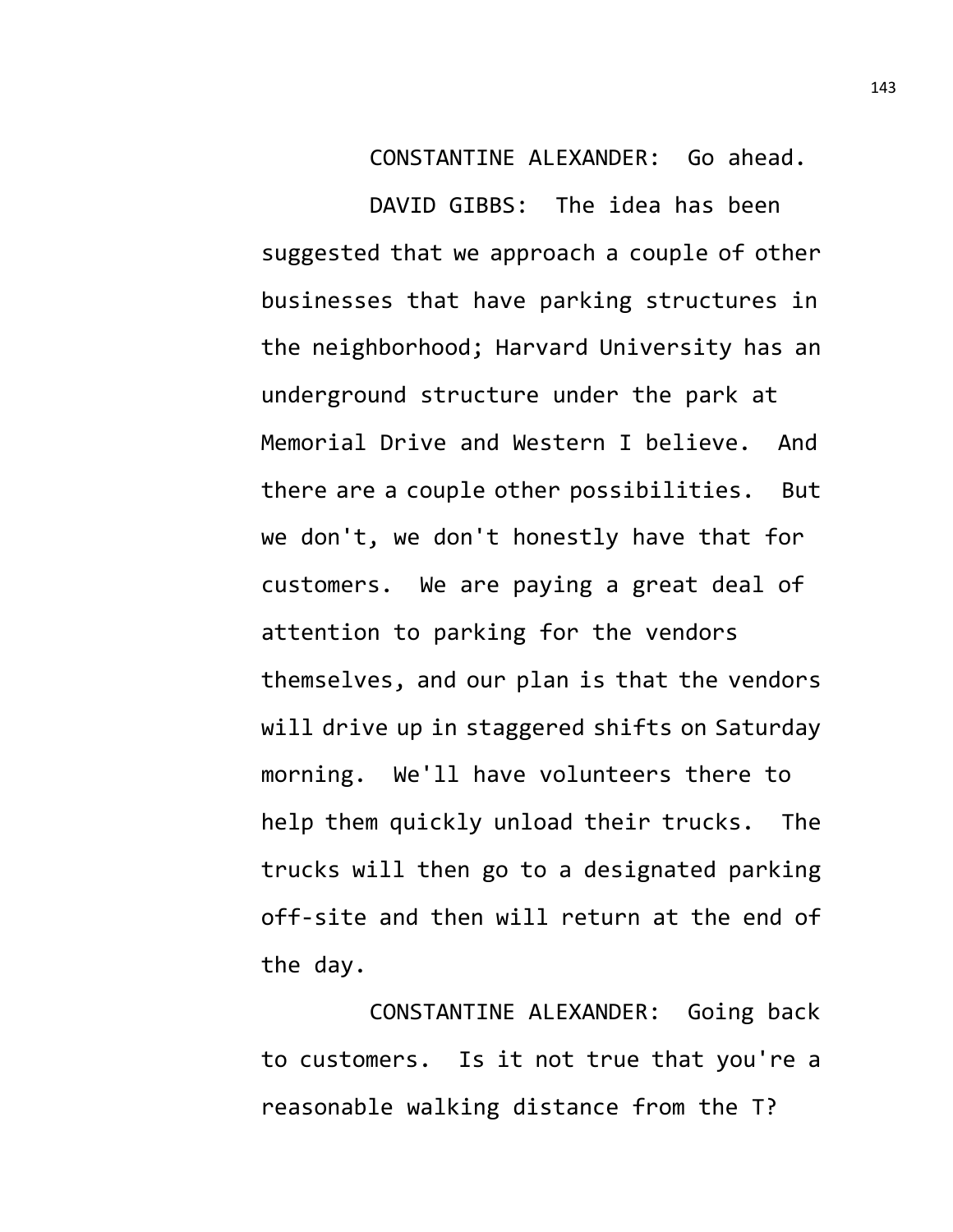CONSTANTINE ALEXANDER: Go ahead.

DAVID GIBBS: The idea has been suggested that we approach a couple of other businesses that have parking structures in the neighborhood; Harvard University has an underground structure under the park at Memorial Drive and Western I believe. And there are a couple other possibilities. But we don't, we don't honestly have that for customers. We are paying a great deal of attention to parking for the vendors themselves, and our plan is that the vendors will drive up in staggered shifts on Saturday morning. We'll have volunteers there to help them quickly unload their trucks. The trucks will then go to a designated parking off-site and then will return at the end of the day.

CONSTANTINE ALEXANDER: Going back to customers. Is it not true that you're a reasonable walking distance from the T?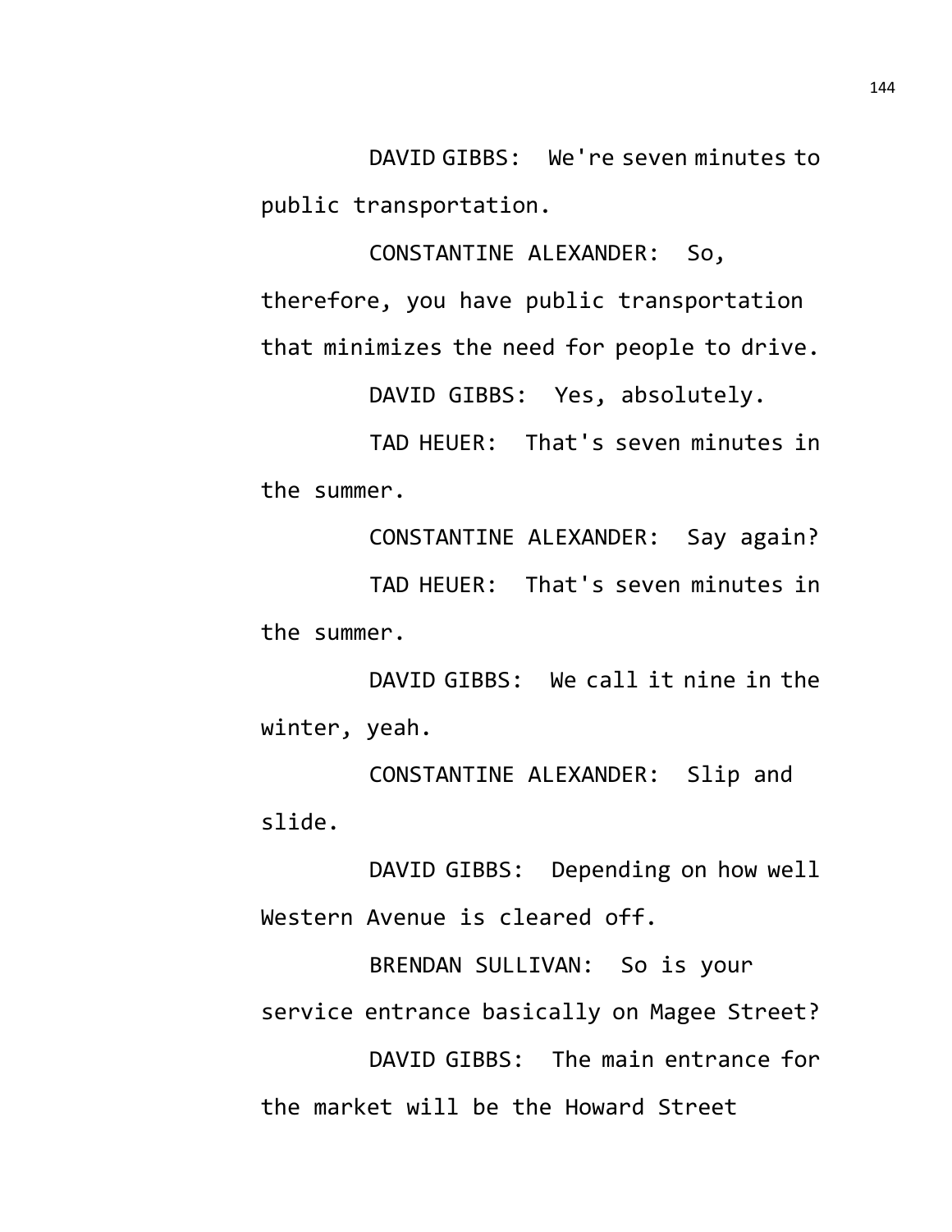DAVID GIBBS: We're seven minutes to public transportation.

CONSTANTINE ALEXANDER: So, therefore, you have public transportation that minimizes the need for people to drive.

DAVID GIBBS: Yes, absolutely.

TAD HEUER: That's seven minutes in the summer.

CONSTANTINE ALEXANDER: Say again?

TAD HEUER: That's seven minutes in the summer.

DAVID GIBBS: We call it nine in the winter, yeah.

CONSTANTINE ALEXANDER: Slip and slide.

DAVID GIBBS: Depending on how well Western Avenue is cleared off.

BRENDAN SULLIVAN: So is your service entrance basically on Magee Street?

DAVID GIBBS: The main entrance for the market will be the Howard Street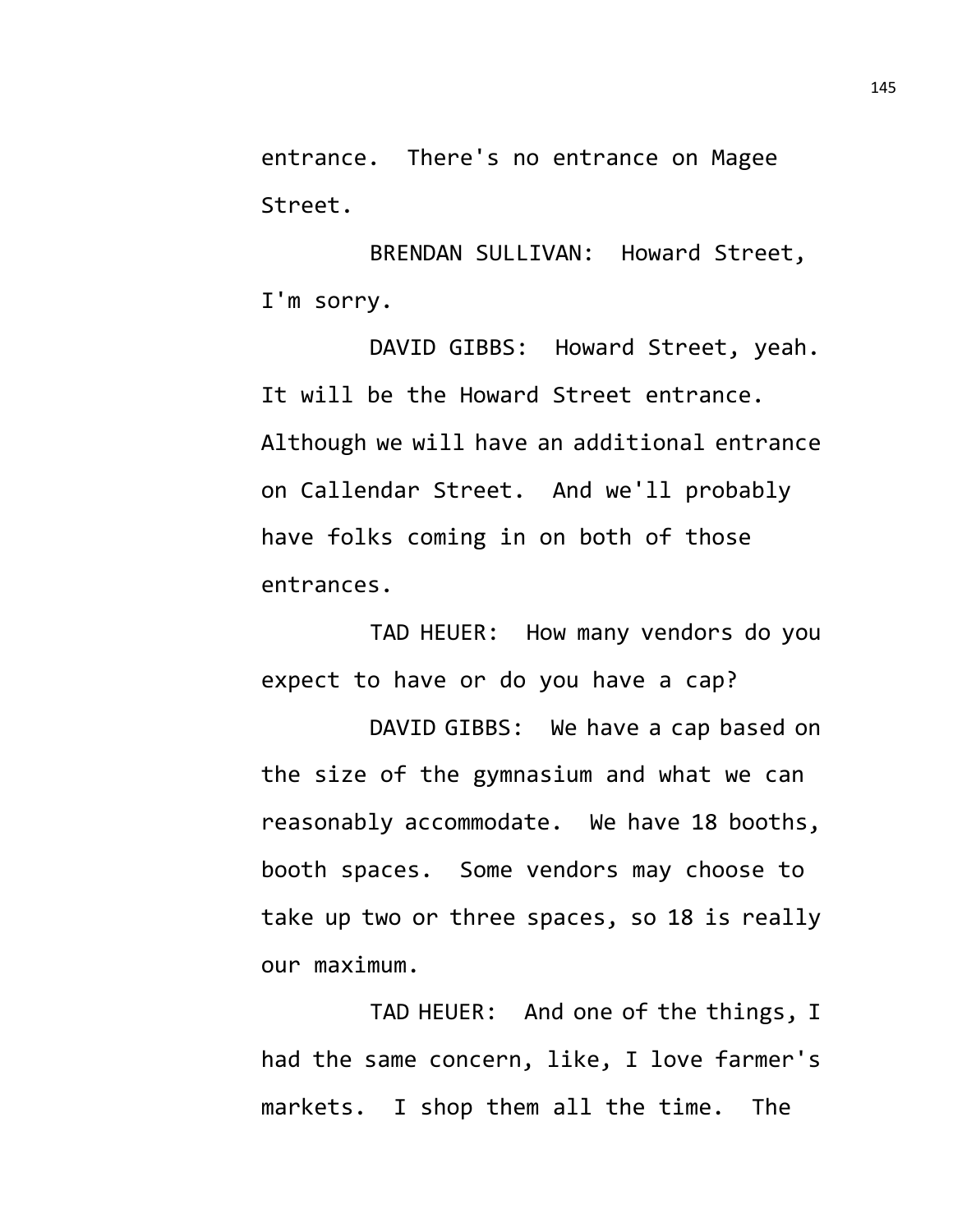entrance. There's no entrance on Magee Street.

BRENDAN SULLIVAN: Howard Street, I'm sorry.

DAVID GIBBS: Howard Street, yeah. It will be the Howard Street entrance. Although we will have an additional entrance on Callendar Street. And we'll probably have folks coming in on both of those entrances.

TAD HEUER: How many vendors do you expect to have or do you have a cap?

DAVID GIBBS: We have a cap based on the size of the gymnasium and what we can reasonably accommodate. We have 18 booths, booth spaces. Some vendors may choose to take up two or three spaces, so 18 is really our maximum.

TAD HEUER: And one of the things, I had the same concern, like, I love farmer's markets. I shop them all the time. The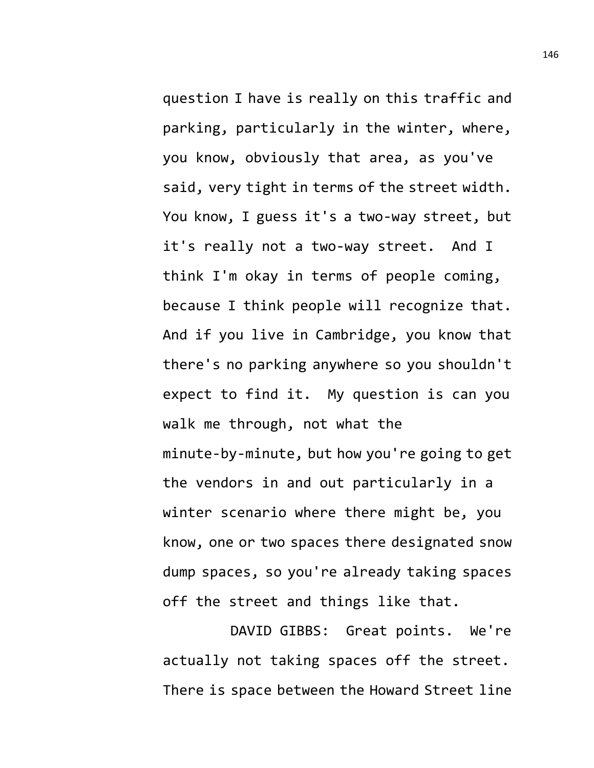question I have is really on this traffic and parking, particularly in the winter, where, you know, obviously that area, as you've said, very tight in terms of the street width. You know, I guess it's a two-way street, but it's really not a two-way street. And I think I'm okay in terms of people coming, because I think people will recognize that. And if you live in Cambridge, you know that there's no parking anywhere so you shouldn't expect to find it. My question is can you walk me through, not what the minute-by-minute, but how you're going to get the vendors in and out particularly in a winter scenario where there might be, you know, one or two spaces there designated snow dump spaces, so you're already taking spaces off the street and things like that.

DAVID GIBBS: Great points. We're actually not taking spaces off the street. There is space between the Howard Street line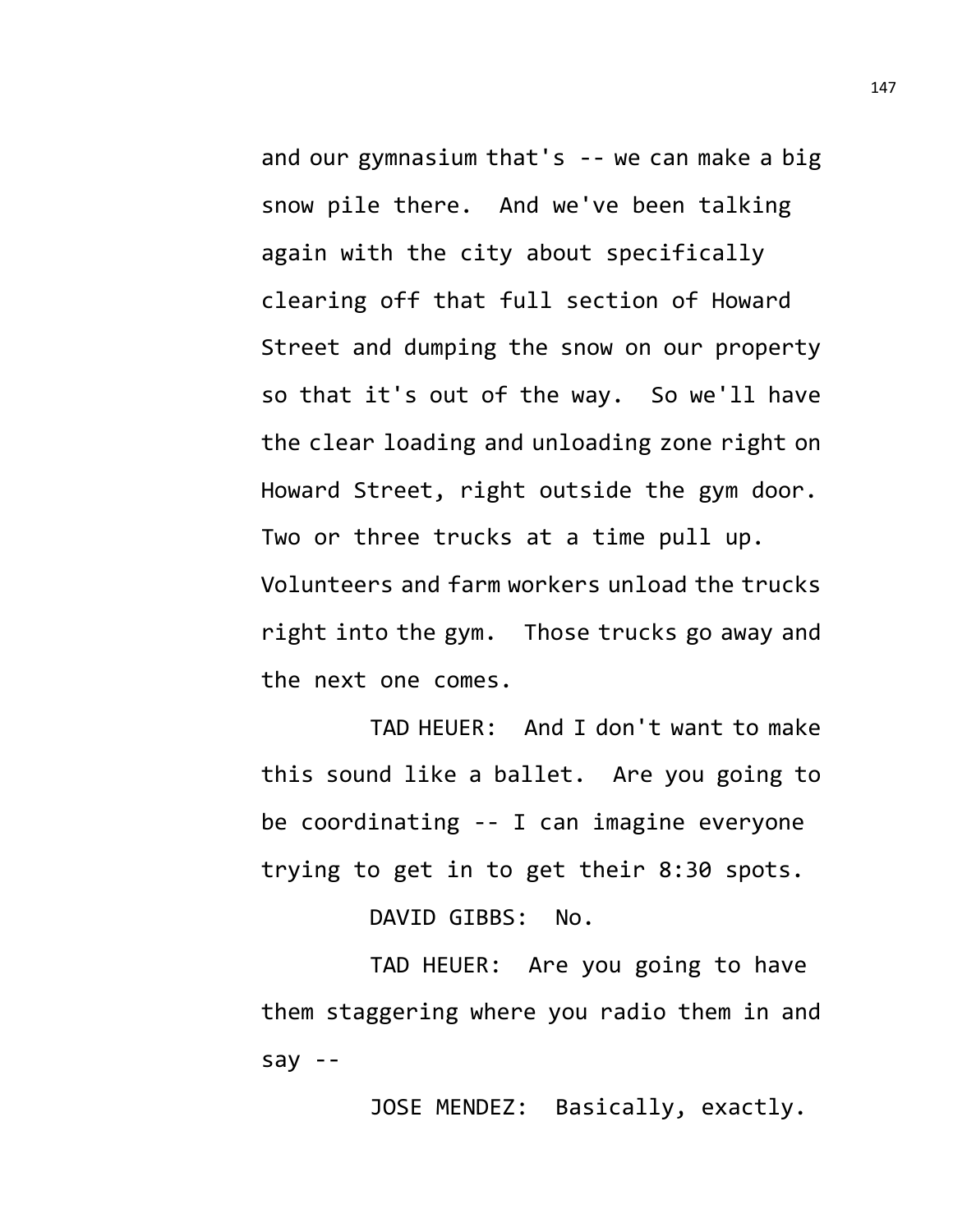and our gymnasium that's -- we can make a big snow pile there. And we've been talking again with the city about specifically clearing off that full section of Howard Street and dumping the snow on our property so that it's out of the way. So we'll have the clear loading and unloading zone right on Howard Street, right outside the gym door. Two or three trucks at a time pull up. Volunteers and farm workers unload the trucks right into the gym. Those trucks go away and the next one comes.

TAD HEUER: And I don't want to make this sound like a ballet. Are you going to be coordinating -- I can imagine everyone trying to get in to get their 8:30 spots.

DAVID GIBBS: No.

TAD HEUER: Are you going to have them staggering where you radio them in and say --

JOSE MENDEZ: Basically, exactly.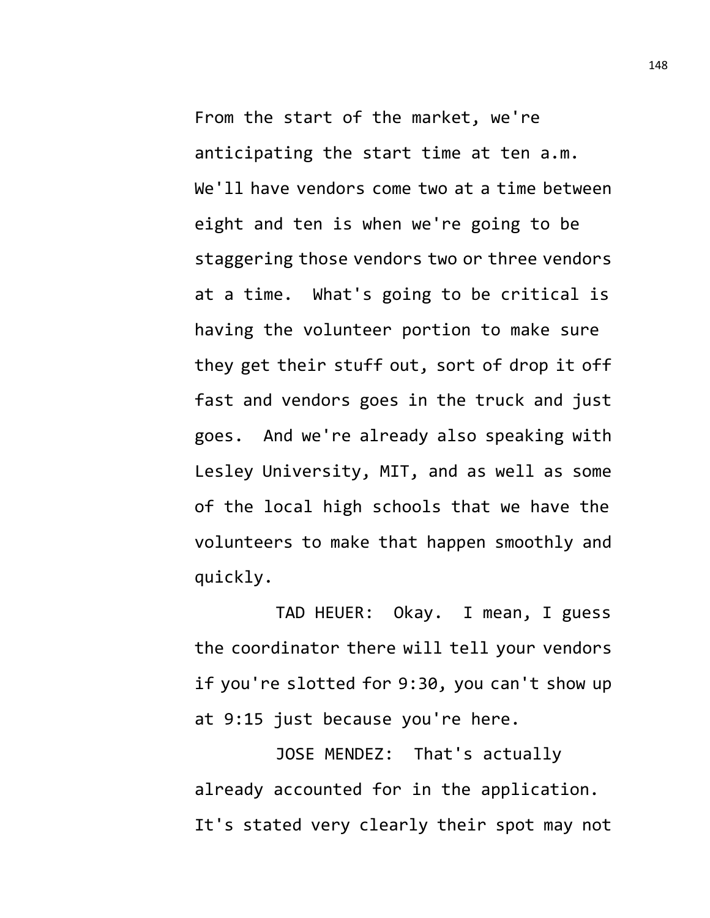From the start of the market, we're anticipating the start time at ten a.m. We'll have vendors come two at a time between eight and ten is when we're going to be staggering those vendors two or three vendors at a time. What's going to be critical is having the volunteer portion to make sure they get their stuff out, sort of drop it off fast and vendors goes in the truck and just goes. And we're already also speaking with Lesley University, MIT, and as well as some of the local high schools that we have the volunteers to make that happen smoothly and quickly.

TAD HEUER: Okay. I mean, I guess the coordinator there will tell your vendors if you're slotted for 9:30, you can't show up at 9:15 just because you're here.

JOSE MENDEZ: That's actually already accounted for in the application. It's stated very clearly their spot may not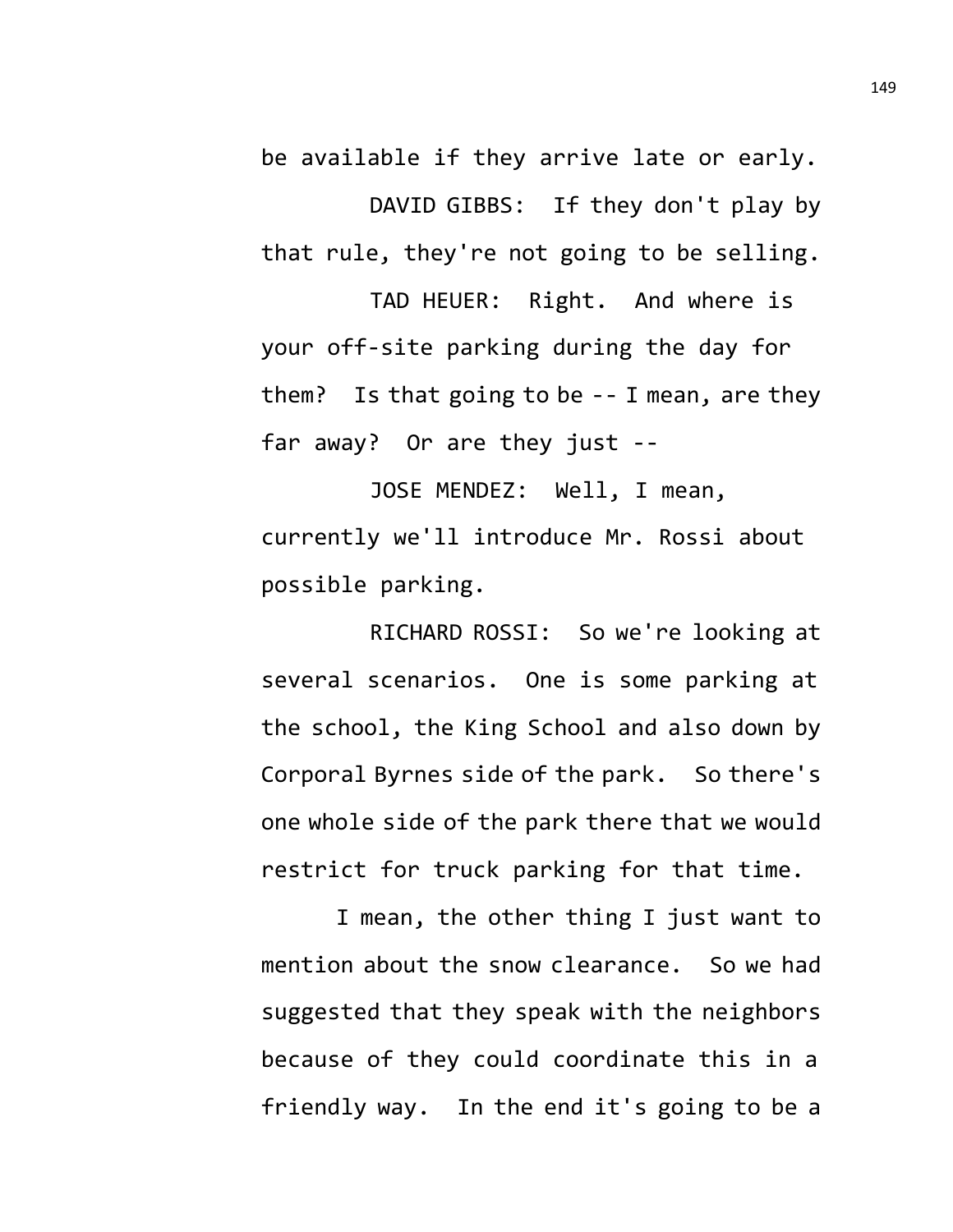be available if they arrive late or early.

DAVID GIBBS: If they don't play by that rule, they're not going to be selling.

TAD HEUER: Right. And where is your off-site parking during the day for them? Is that going to be -- I mean, are they far away? Or are they just --

JOSE MENDEZ: Well, I mean, currently we'll introduce Mr. Rossi about possible parking.

RICHARD ROSSI: So we're looking at several scenarios. One is some parking at the school, the King School and also down by Corporal Byrnes side of the park. So there's one whole side of the park there that we would restrict for truck parking for that time.

I mean, the other thing I just want to mention about the snow clearance. So we had suggested that they speak with the neighbors because of they could coordinate this in a friendly way. In the end it's going to be a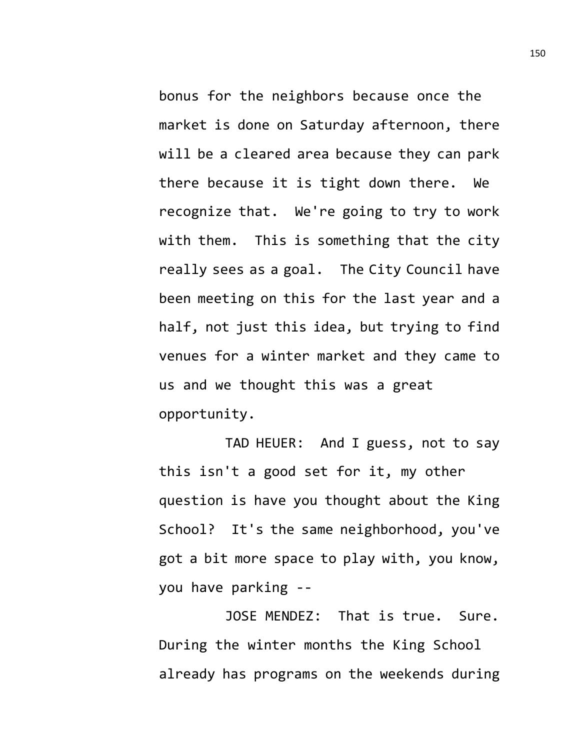bonus for the neighbors because once the market is done on Saturday afternoon, there will be a cleared area because they can park there because it is tight down there. We recognize that. We're going to try to work with them. This is something that the city really sees as a goal. The City Council have been meeting on this for the last year and a half, not just this idea, but trying to find venues for a winter market and they came to us and we thought this was a great opportunity.

TAD HEUER: And I guess, not to say this isn't a good set for it, my other question is have you thought about the King School? It's the same neighborhood, you've got a bit more space to play with, you know, you have parking --

JOSE MENDEZ: That is true. Sure. During the winter months the King School already has programs on the weekends during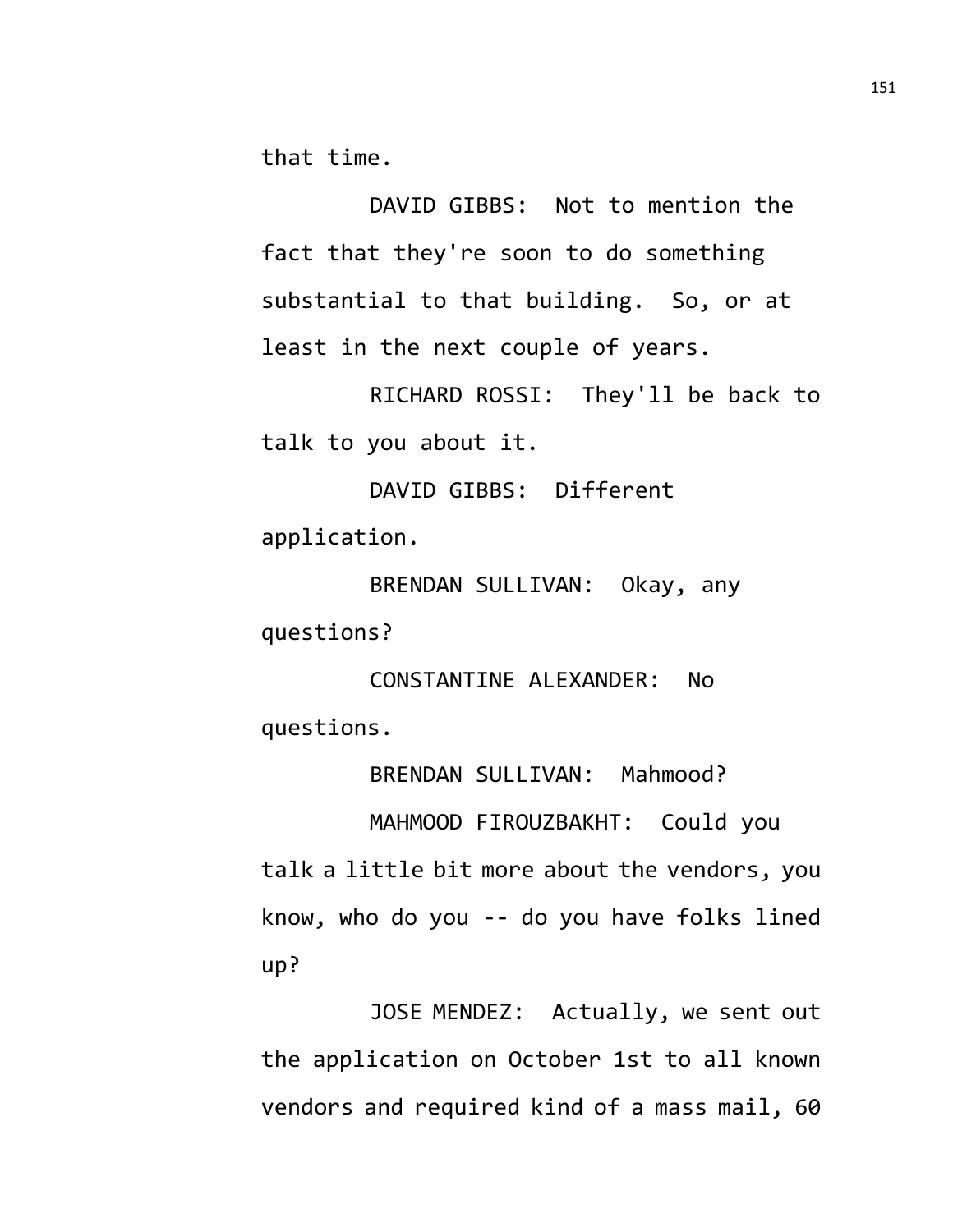that time.

DAVID GIBBS: Not to mention the fact that they're soon to do something substantial to that building. So, or at least in the next couple of years.

RICHARD ROSSI: They'll be back to talk to you about it.

DAVID GIBBS: Different application.

BRENDAN SULLIVAN: Okay, any questions?

CONSTANTINE ALEXANDER: No questions.

BRENDAN SULLIVAN: Mahmood?

MAHMOOD FIROUZBAKHT: Could you talk a little bit more about the vendors, you know, who do you -- do you have folks lined up?

JOSE MENDEZ: Actually, we sent out the application on October 1st to all known vendors and required kind of a mass mail, 60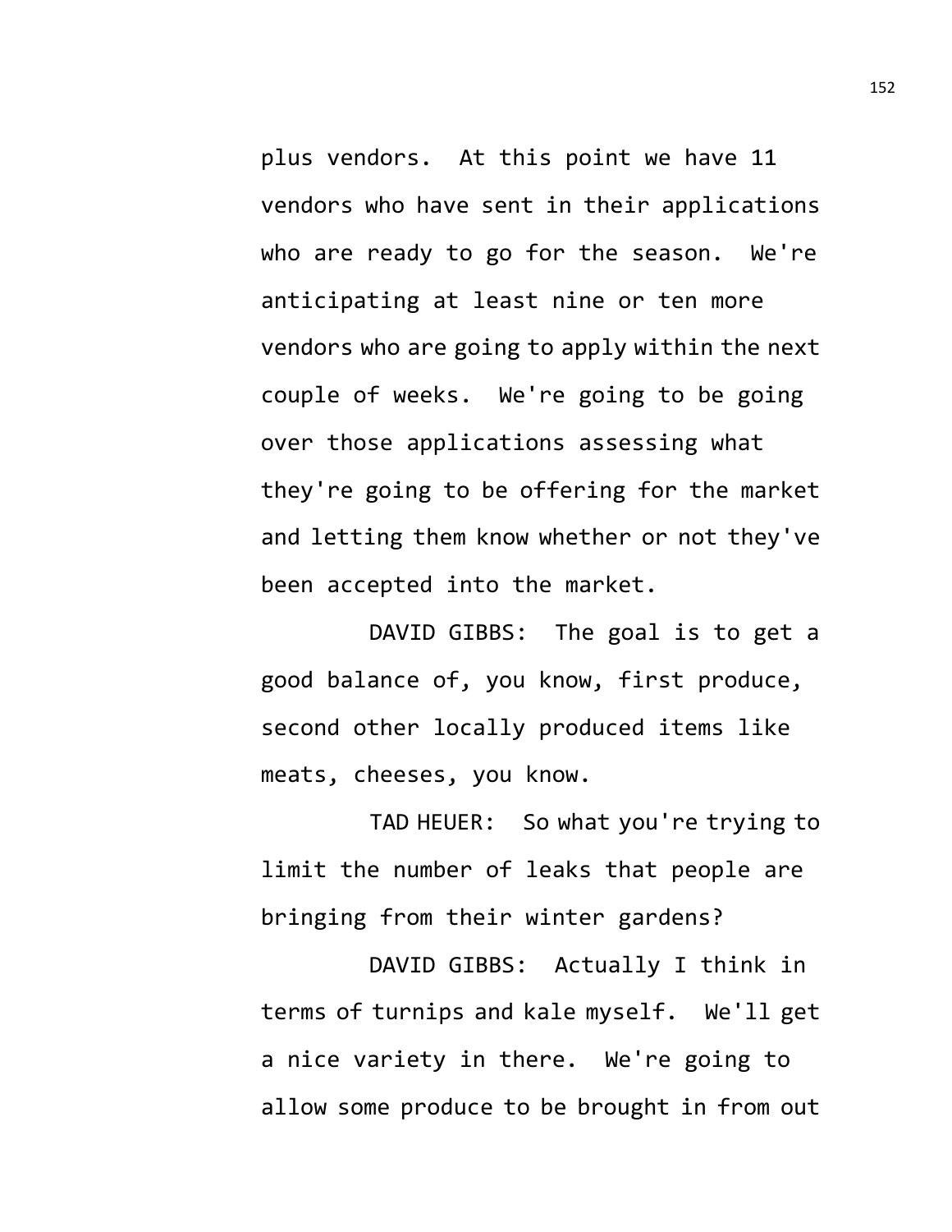plus vendors. At this point we have 11 vendors who have sent in their applications who are ready to go for the season. We're anticipating at least nine or ten more vendors who are going to apply within the next couple of weeks. We're going to be going over those applications assessing what they're going to be offering for the market and letting them know whether or not they've been accepted into the market.

DAVID GIBBS: The goal is to get a good balance of, you know, first produce, second other locally produced items like meats, cheeses, you know.

TAD HEUER: So what you're trying to limit the number of leaks that people are bringing from their winter gardens?

DAVID GIBBS: Actually I think in terms of turnips and kale myself. We'll get a nice variety in there. We're going to allow some produce to be brought in from out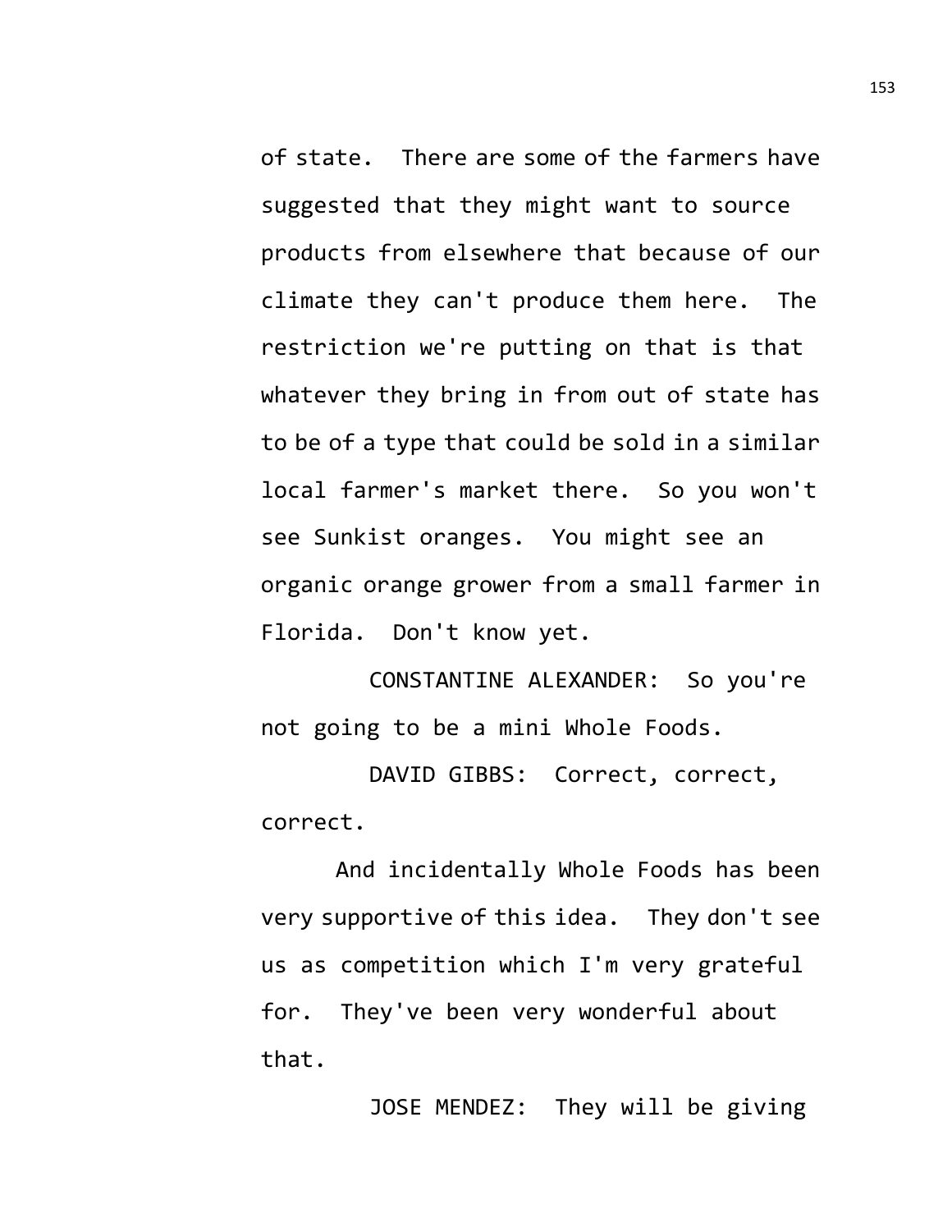of state. There are some of the farmers have suggested that they might want to source products from elsewhere that because of our climate they can't produce them here. The restriction we're putting on that is that whatever they bring in from out of state has to be of a type that could be sold in a similar local farmer's market there. So you won't see Sunkist oranges. You might see an organic orange grower from a small farmer in Florida. Don't know yet.

CONSTANTINE ALEXANDER: So you're not going to be a mini Whole Foods.

DAVID GIBBS: Correct, correct, correct.

And incidentally Whole Foods has been very supportive of this idea. They don't see us as competition which I'm very grateful for. They've been very wonderful about that.

JOSE MENDEZ: They will be giving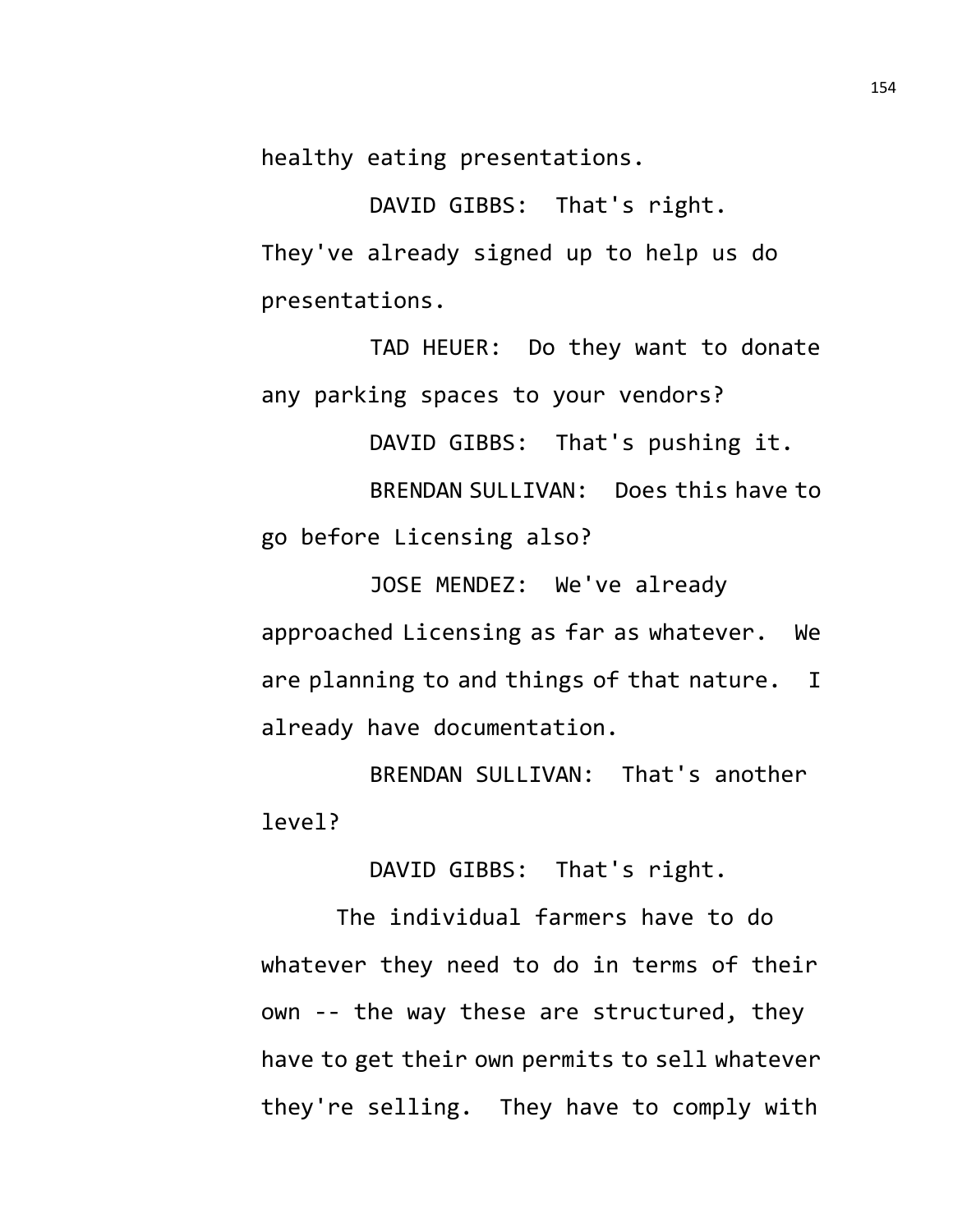healthy eating presentations.

DAVID GIBBS: That's right. They've already signed up to help us do presentations.

TAD HEUER: Do they want to donate any parking spaces to your vendors?

DAVID GIBBS: That's pushing it.

BRENDAN SULLIVAN: Does this have to go before Licensing also?

JOSE MENDEZ: We've already approached Licensing as far as whatever. We are planning to and things of that nature. I already have documentation.

BRENDAN SULLIVAN: That's another level?

DAVID GIBBS: That's right.

The individual farmers have to do whatever they need to do in terms of their own -- the way these are structured, they have to get their own permits to sell whatever they're selling. They have to comply with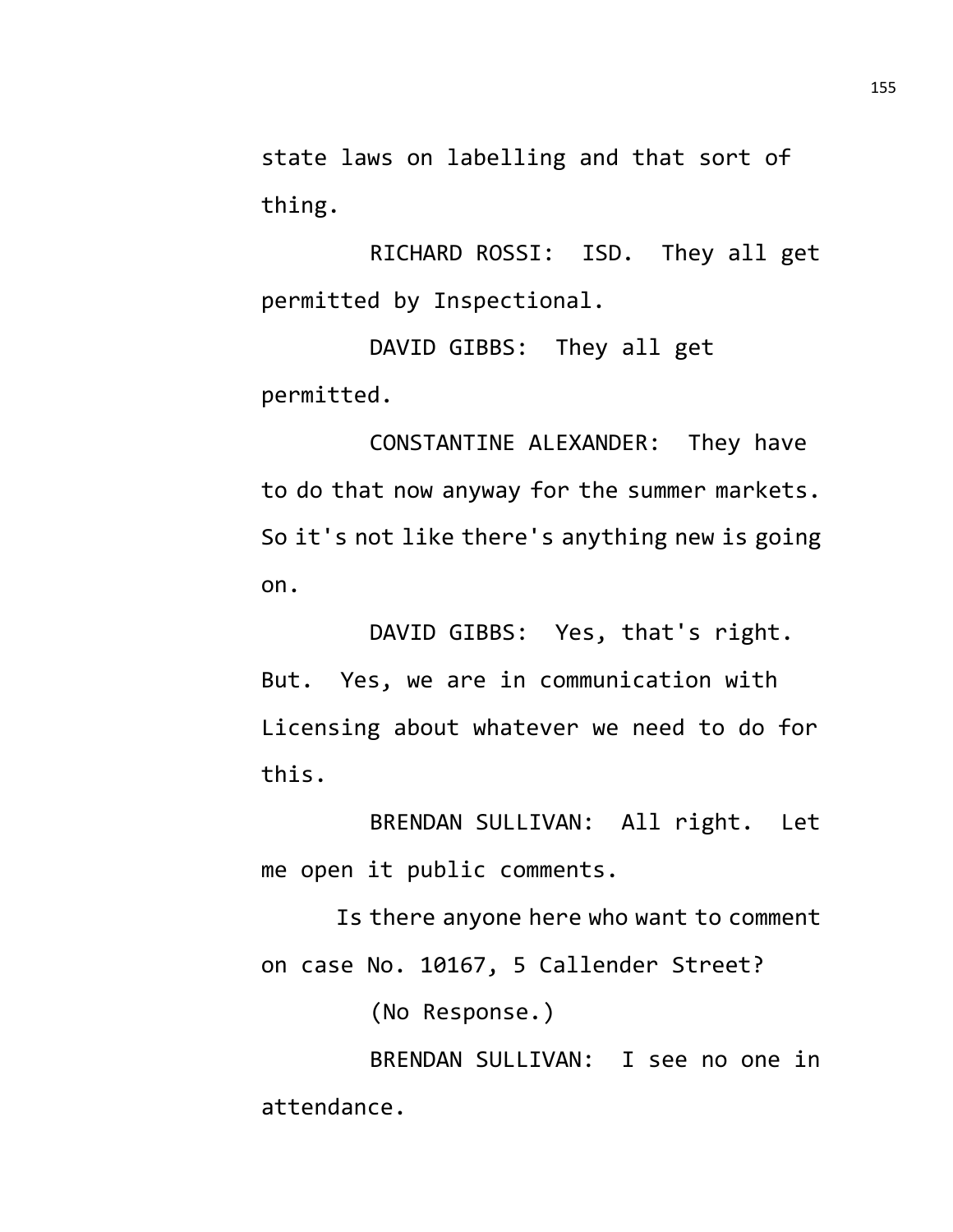state laws on labelling and that sort of thing.

RICHARD ROSSI: ISD. They all get permitted by Inspectional.

DAVID GIBBS: They all get permitted.

CONSTANTINE ALEXANDER: They have to do that now anyway for the summer markets. So it's not like there's anything new is going on.

DAVID GIBBS: Yes, that's right. But. Yes, we are in communication with Licensing about whatever we need to do for this.

BRENDAN SULLIVAN: All right. Let me open it public comments.

Is there anyone here who want to comment on case No. 10167, 5 Callender Street?

(No Response.)

BRENDAN SULLIVAN: I see no one in attendance.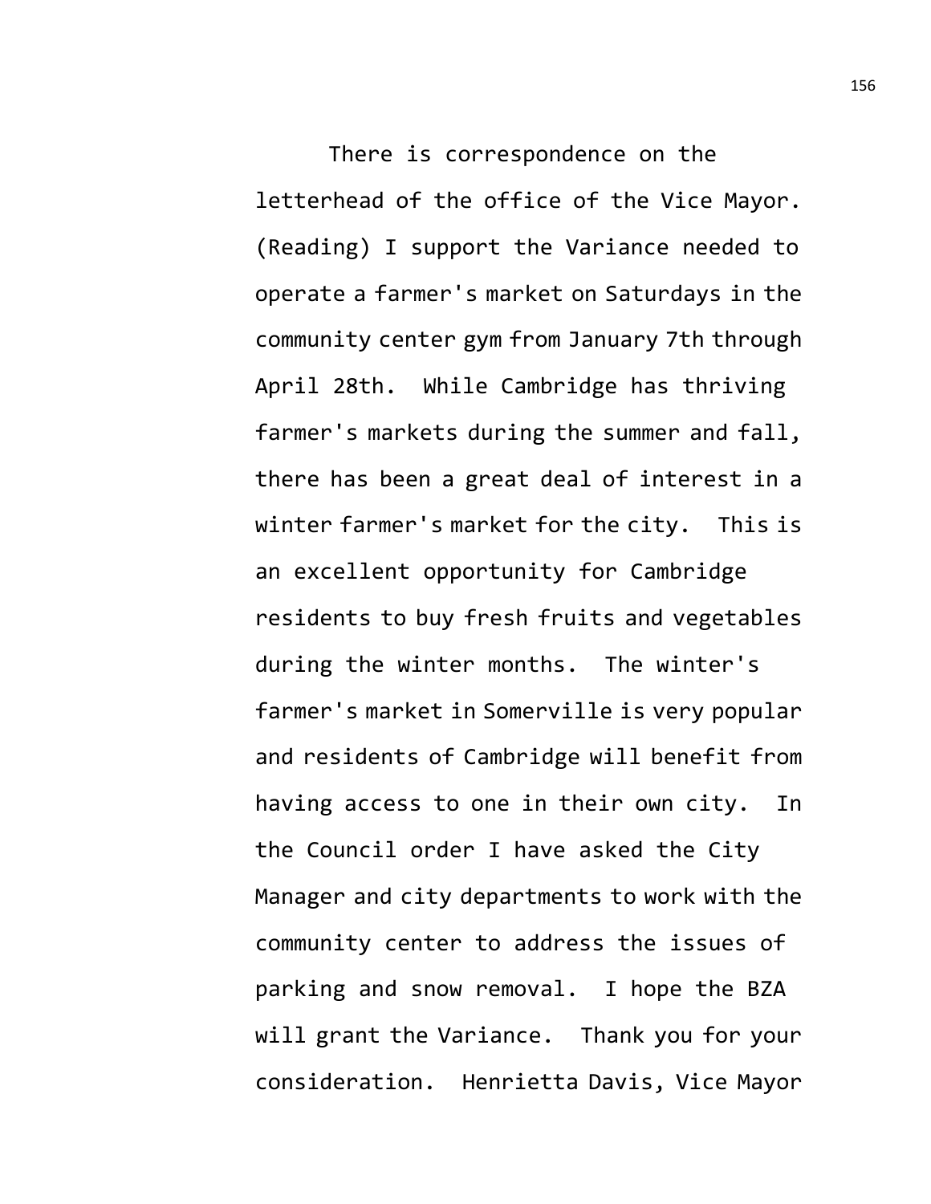There is correspondence on the letterhead of the office of the Vice Mayor. (Reading) I support the Variance needed to operate a farmer's market on Saturdays in the community center gym from January 7th through April 28th. While Cambridge has thriving farmer's markets during the summer and fall, there has been a great deal of interest in a winter farmer's market for the city. This is an excellent opportunity for Cambridge residents to buy fresh fruits and vegetables during the winter months. The winter's farmer's market in Somerville is very popular and residents of Cambridge will benefit from having access to one in their own city. In the Council order I have asked the City Manager and city departments to work with the community center to address the issues of parking and snow removal. I hope the BZA will grant the Variance. Thank you for your consideration. Henrietta Davis, Vice Mayor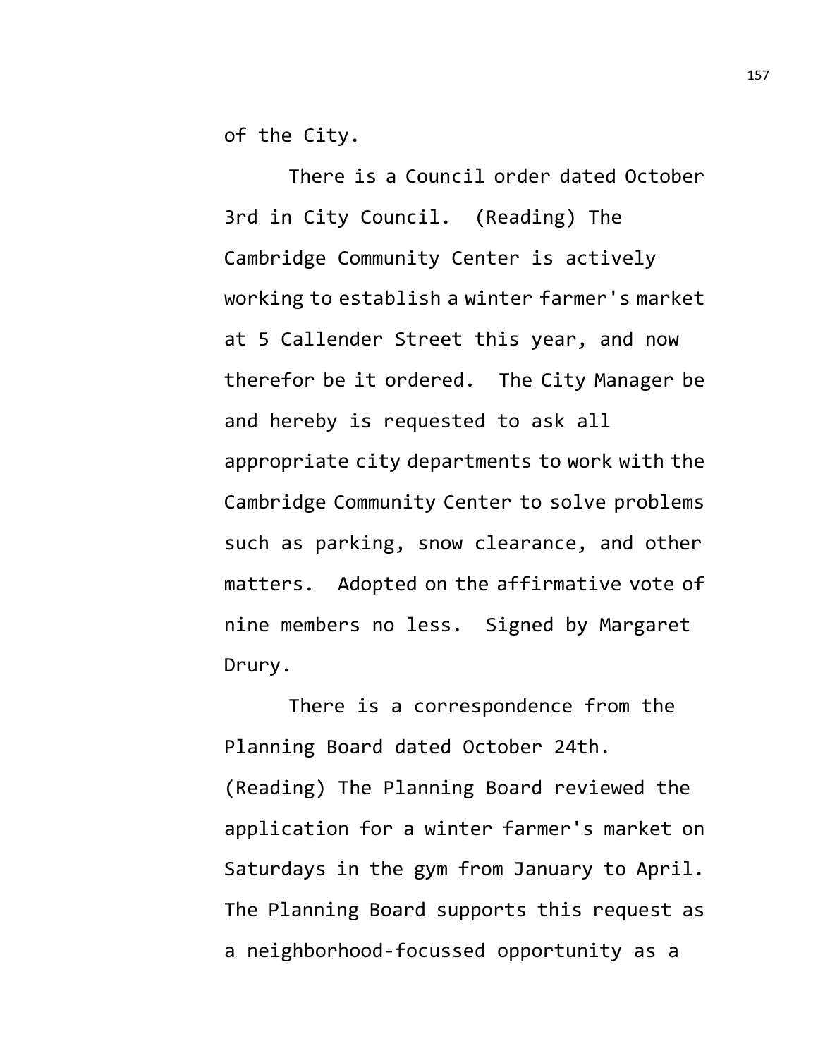of the City.

There is a Council order dated October 3rd in City Council. (Reading) The Cambridge Community Center is actively working to establish a winter farmer's market at 5 Callender Street this year, and now therefor be it ordered. The City Manager be and hereby is requested to ask all appropriate city departments to work with the Cambridge Community Center to solve problems such as parking, snow clearance, and other matters. Adopted on the affirmative vote of nine members no less. Signed by Margaret Drury.

There is a correspondence from the Planning Board dated October 24th. (Reading) The Planning Board reviewed the application for a winter farmer's market on Saturdays in the gym from January to April. The Planning Board supports this request as a neighborhood-focussed opportunity as a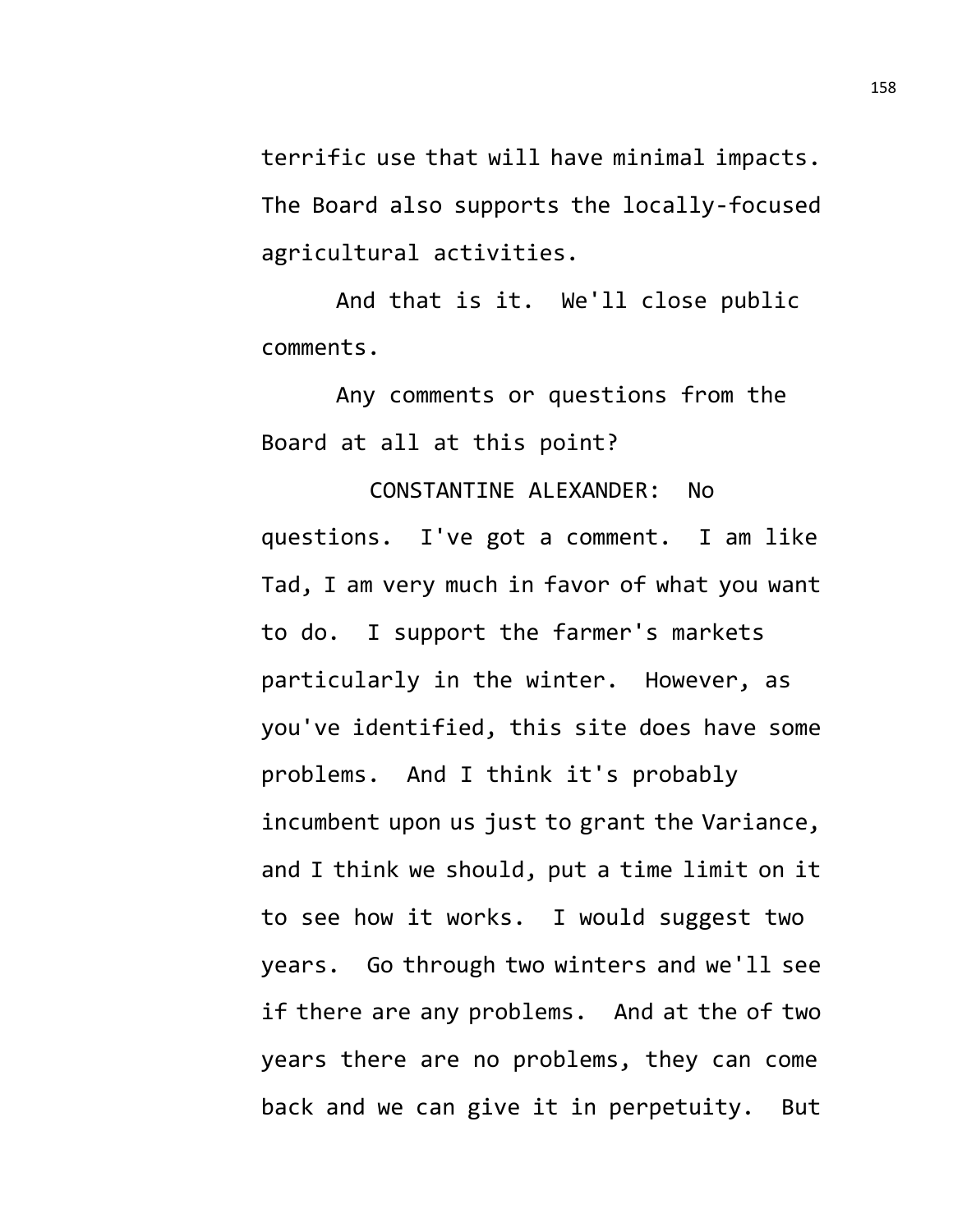terrific use that will have minimal impacts. The Board also supports the locally-focused agricultural activities.

And that is it. We'll close public comments.

Any comments or questions from the Board at all at this point?

CONSTANTINE ALEXANDER: No questions. I've got a comment. I am like Tad, I am very much in favor of what you want to do. I support the farmer's markets particularly in the winter. However, as you've identified, this site does have some problems. And I think it's probably incumbent upon us just to grant the Variance, and I think we should, put a time limit on it to see how it works. I would suggest two years. Go through two winters and we'll see if there are any problems. And at the of two years there are no problems, they can come back and we can give it in perpetuity. But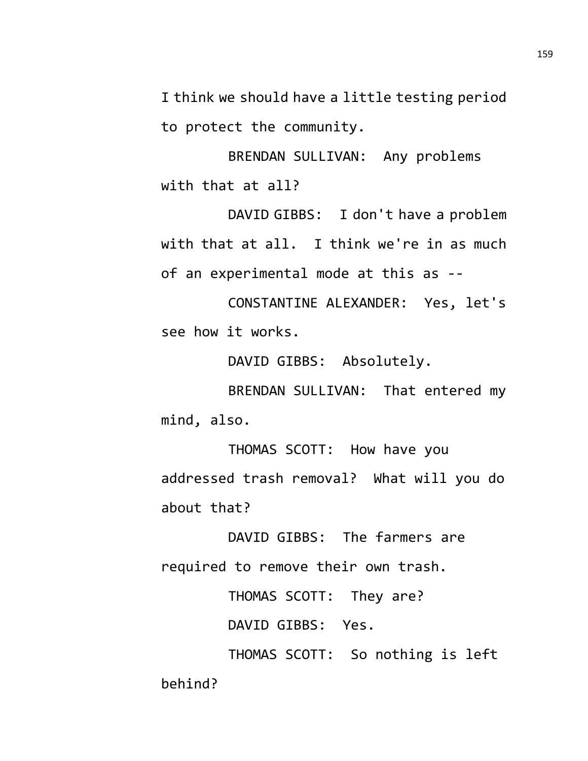I think we should have a little testing period to protect the community.

BRENDAN SULLIVAN: Any problems with that at all?

DAVID GIBBS: I don't have a problem with that at all. I think we're in as much of an experimental mode at this as --

CONSTANTINE ALEXANDER: Yes, let's see how it works.

DAVID GIBBS: Absolutely.

BRENDAN SULLIVAN: That entered my mind, also.

THOMAS SCOTT: How have you addressed trash removal? What will you do about that?

DAVID GIBBS: The farmers are required to remove their own trash.

THOMAS SCOTT: They are?

DAVID GIBBS: Yes.

THOMAS SCOTT: So nothing is left behind?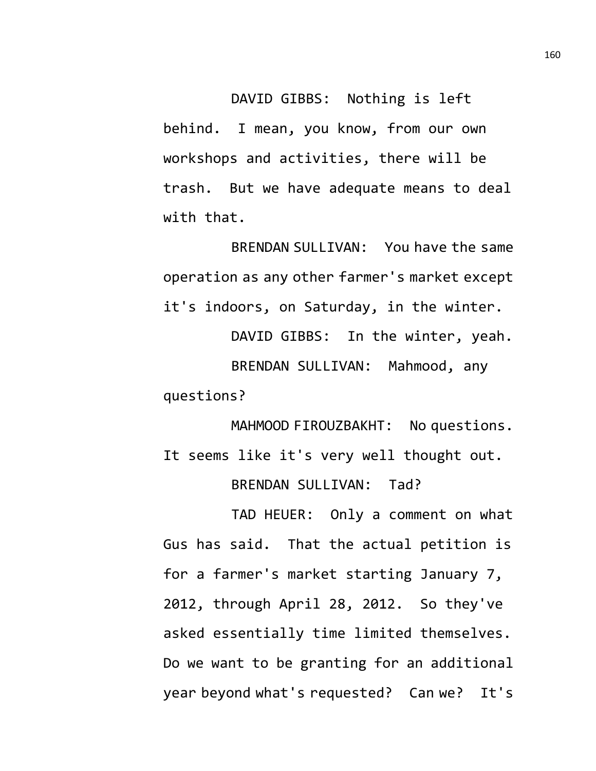DAVID GIBBS: Nothing is left behind. I mean, you know, from our own workshops and activities, there will be trash. But we have adequate means to deal with that.

BRENDAN SULLIVAN: You have the same operation as any other farmer's market except it's indoors, on Saturday, in the winter.

DAVID GIBBS: In the winter, yeah.

BRENDAN SULLIVAN: Mahmood, any questions?

MAHMOOD FIROUZBAKHT: No questions. It seems like it's very well thought out.

BRENDAN SULLIVAN: Tad?

TAD HEUER: Only a comment on what Gus has said. That the actual petition is for a farmer's market starting January 7, 2012, through April 28, 2012. So they've asked essentially time limited themselves. Do we want to be granting for an additional year beyond what's requested? Can we? It's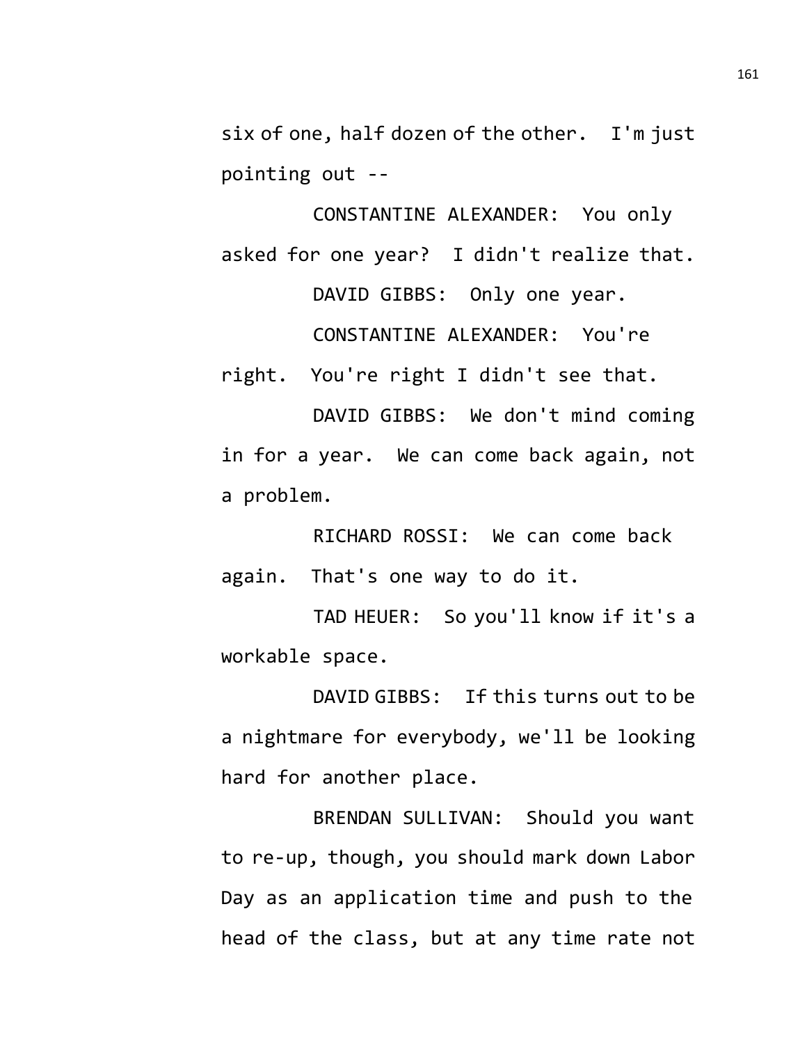six of one, half dozen of the other. I'm just pointing out --

CONSTANTINE ALEXANDER: You only asked for one year? I didn't realize that.

DAVID GIBBS: Only one year.

CONSTANTINE ALEXANDER: You're right. You're right I didn't see that.

DAVID GIBBS: We don't mind coming in for a year. We can come back again, not a problem.

RICHARD ROSSI: We can come back again. That's one way to do it.

TAD HEUER: So you'll know if it's a workable space.

DAVID GIBBS: If this turns out to be a nightmare for everybody, we'll be looking hard for another place.

BRENDAN SULLIVAN: Should you want to re-up, though, you should mark down Labor Day as an application time and push to the head of the class, but at any time rate not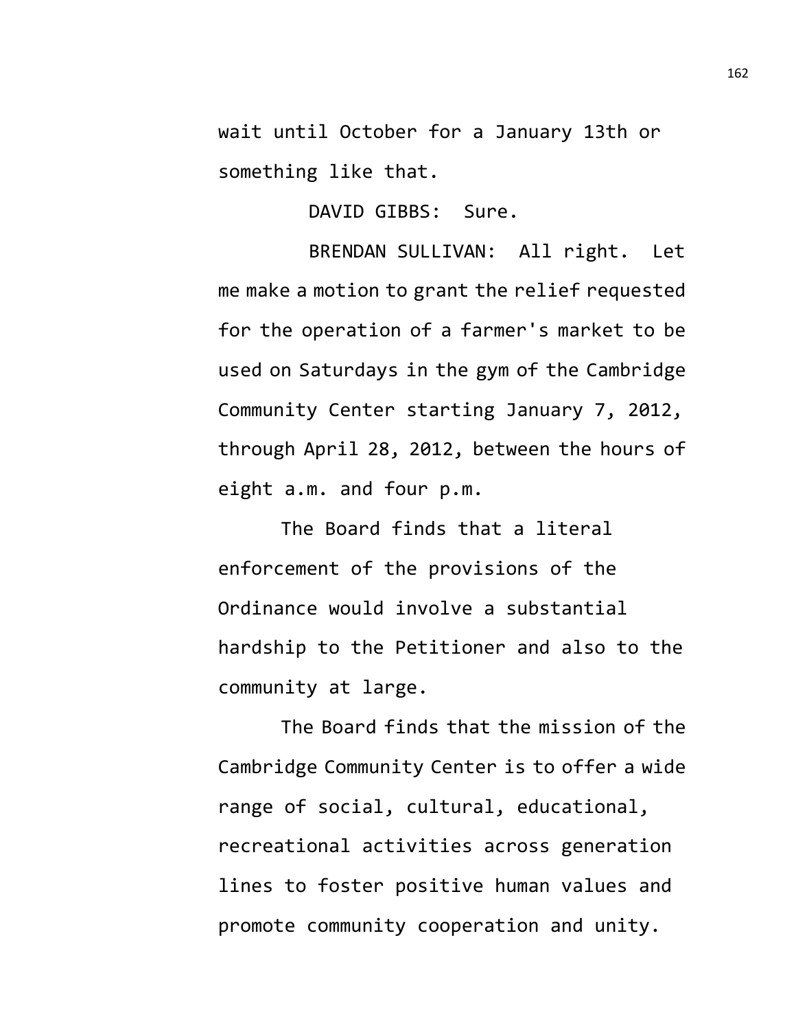wait until October for a January 13th or something like that.

DAVID GIBBS: Sure.

BRENDAN SULLIVAN: All right. Let me make a motion to grant the relief requested for the operation of a farmer's market to be used on Saturdays in the gym of the Cambridge Community Center starting January 7, 2012, through April 28, 2012, between the hours of eight a.m. and four p.m.

The Board finds that a literal enforcement of the provisions of the Ordinance would involve a substantial hardship to the Petitioner and also to the community at large.

The Board finds that the mission of the Cambridge Community Center is to offer a wide range of social, cultural, educational, recreational activities across generation lines to foster positive human values and promote community cooperation and unity.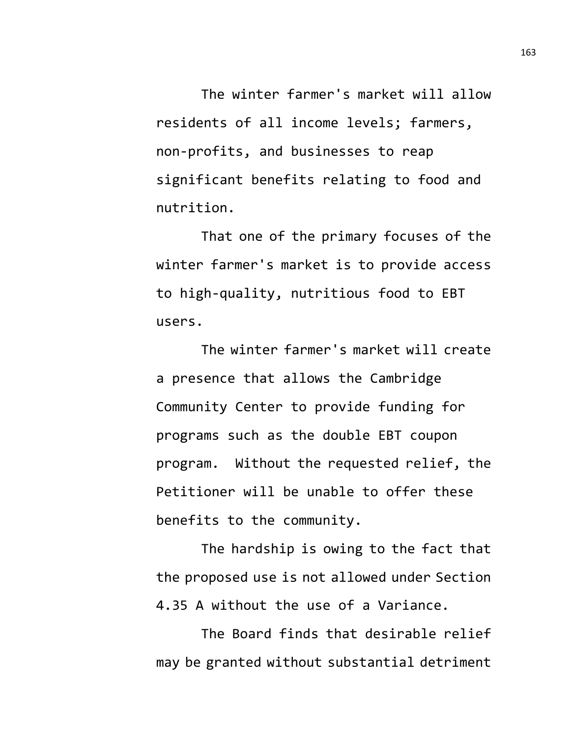The winter farmer's market will allow residents of all income levels; farmers, non-profits, and businesses to reap significant benefits relating to food and nutrition.

That one of the primary focuses of the winter farmer's market is to provide access to high-quality, nutritious food to EBT users.

The winter farmer's market will create a presence that allows the Cambridge Community Center to provide funding for programs such as the double EBT coupon program. Without the requested relief, the Petitioner will be unable to offer these benefits to the community.

The hardship is owing to the fact that the proposed use is not allowed under Section 4.35 A without the use of a Variance.

The Board finds that desirable relief may be granted without substantial detriment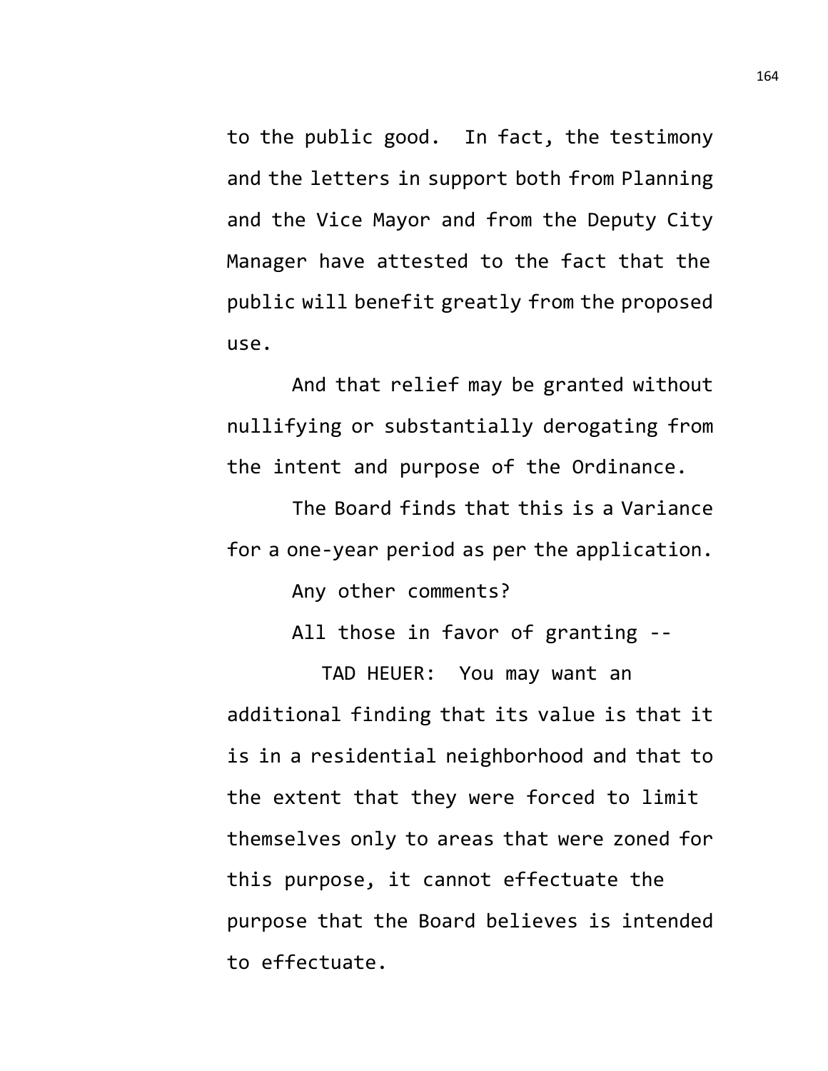to the public good. In fact, the testimony and the letters in support both from Planning and the Vice Mayor and from the Deputy City Manager have attested to the fact that the public will benefit greatly from the proposed use.

And that relief may be granted without nullifying or substantially derogating from the intent and purpose of the Ordinance.

The Board finds that this is a Variance for a one-year period as per the application.

Any other comments?

All those in favor of granting --

TAD HEUER: You may want an additional finding that its value is that it is in a residential neighborhood and that to the extent that they were forced to limit themselves only to areas that were zoned for this purpose, it cannot effectuate the purpose that the Board believes is intended to effectuate.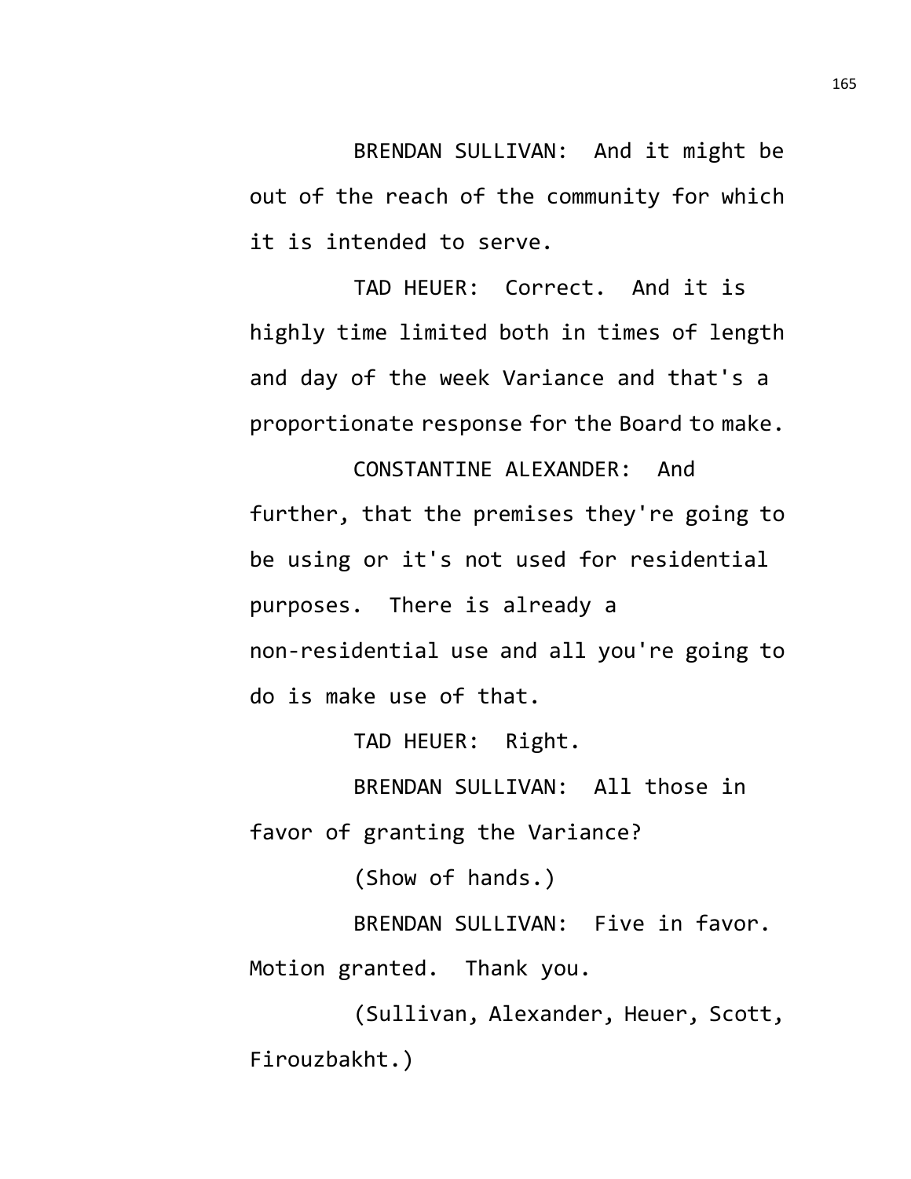BRENDAN SULLIVAN: And it might be out of the reach of the community for which it is intended to serve.

TAD HEUER: Correct. And it is highly time limited both in times of length and day of the week Variance and that's a proportionate response for the Board to make.

CONSTANTINE ALEXANDER: And further, that the premises they're going to be using or it's not used for residential purposes. There is already a non-residential use and all you're going to do is make use of that.

TAD HEUER: Right.

BRENDAN SULLIVAN: All those in favor of granting the Variance?

(Show of hands.)

BRENDAN SULLIVAN: Five in favor. Motion granted. Thank you.

(Sullivan, Alexander, Heuer, Scott, Firouzbakht.)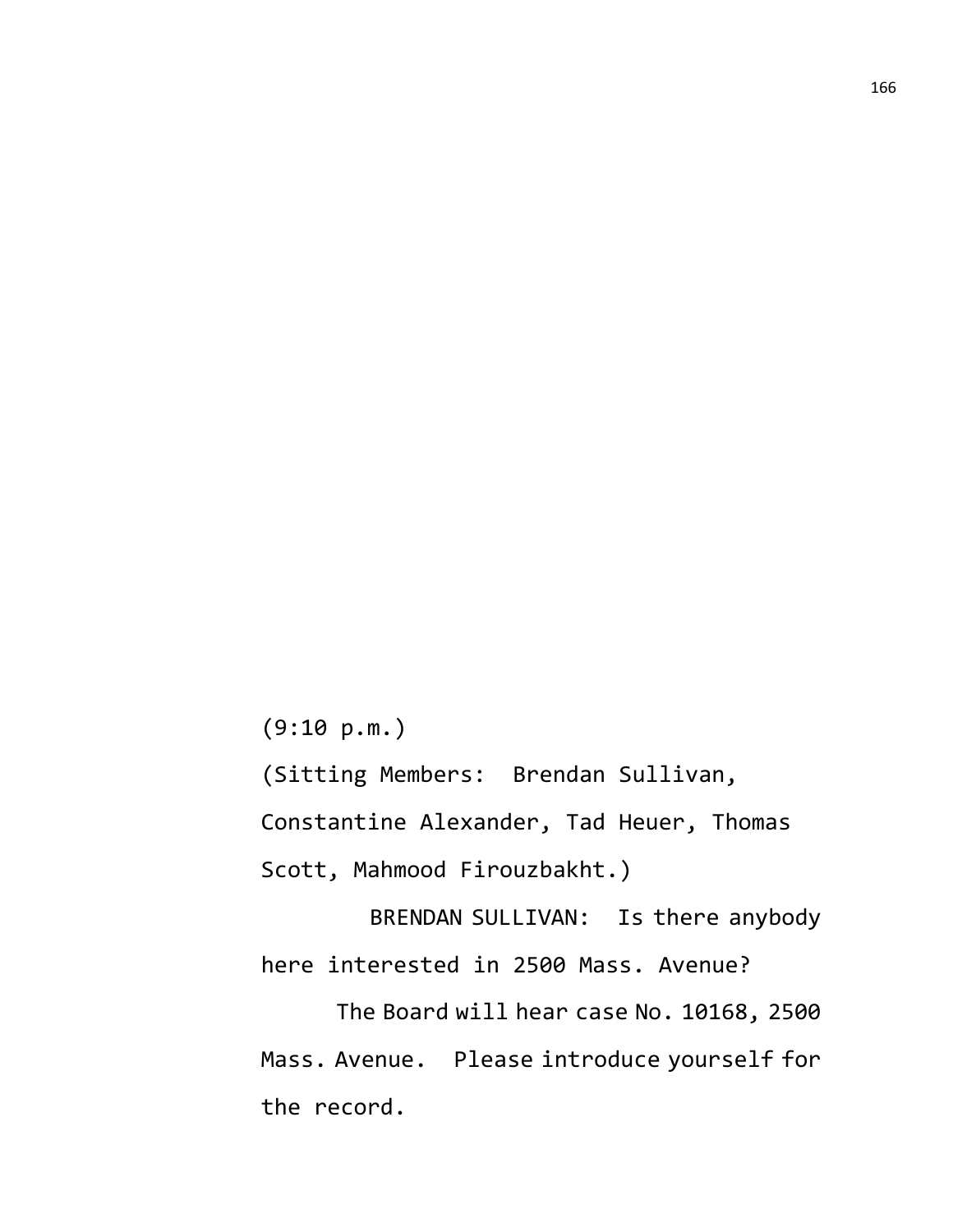(9:10 p.m.)

(Sitting Members: Brendan Sullivan, Constantine Alexander, Tad Heuer, Thomas Scott, Mahmood Firouzbakht.)

BRENDAN SULLIVAN: Is there anybody here interested in 2500 Mass. Avenue?

The Board will hear case No. 10168, 2500 Mass. Avenue. Please introduce yourself for the record.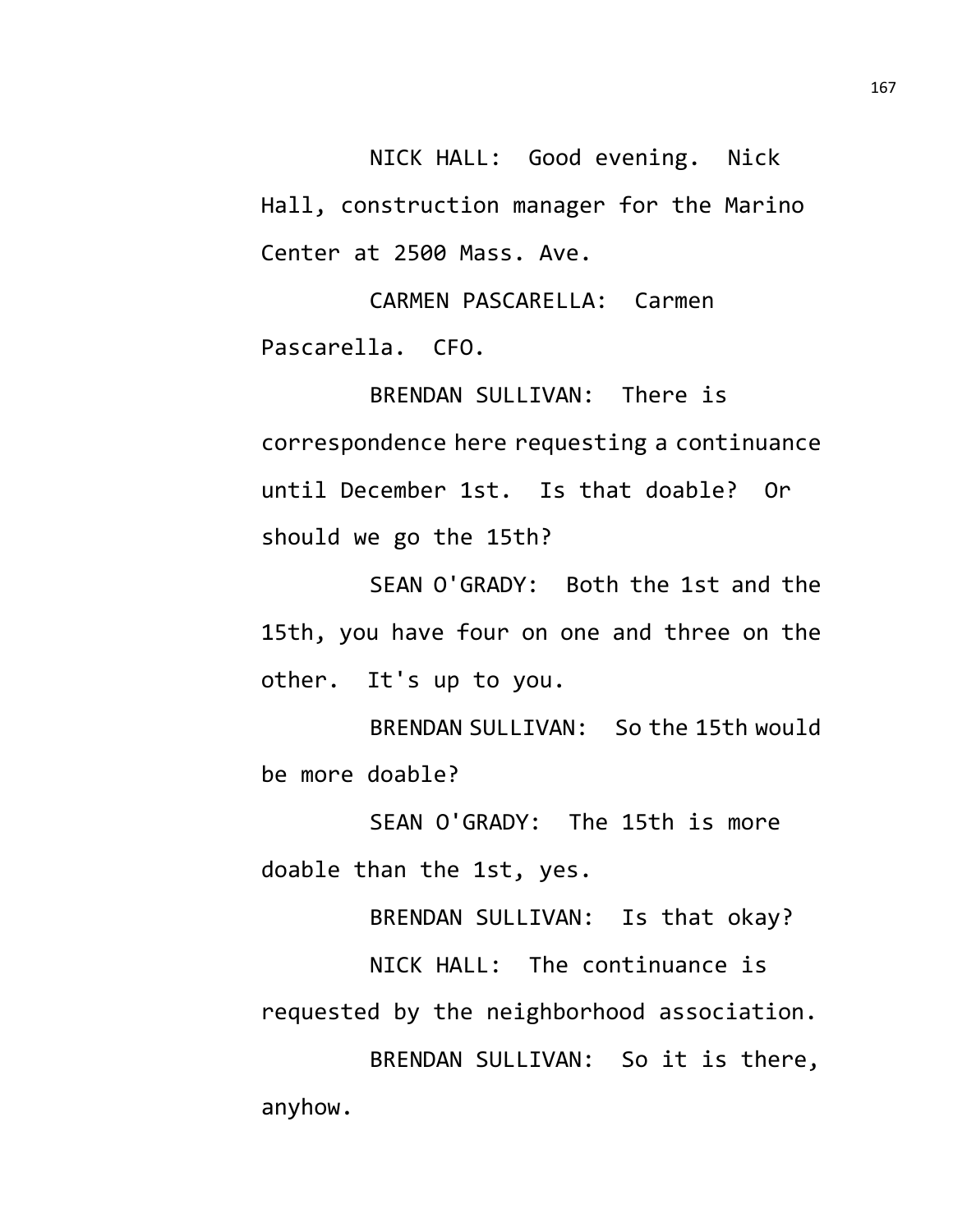NICK HALL: Good evening. Nick Hall, construction manager for the Marino Center at 2500 Mass. Ave.

CARMEN PASCARELLA: Carmen Pascarella. CFO.

BRENDAN SULLIVAN: There is correspondence here requesting a continuance until December 1st. Is that doable? Or should we go the 15th?

SEAN O'GRADY: Both the 1st and the 15th, you have four on one and three on the other. It's up to you.

BRENDAN SULLIVAN: So the 15th would be more doable?

SEAN O'GRADY: The 15th is more doable than the 1st, yes.

BRENDAN SULLIVAN: Is that okay?

NICK HALL: The continuance is requested by the neighborhood association.

BRENDAN SULLIVAN: So it is there, anyhow.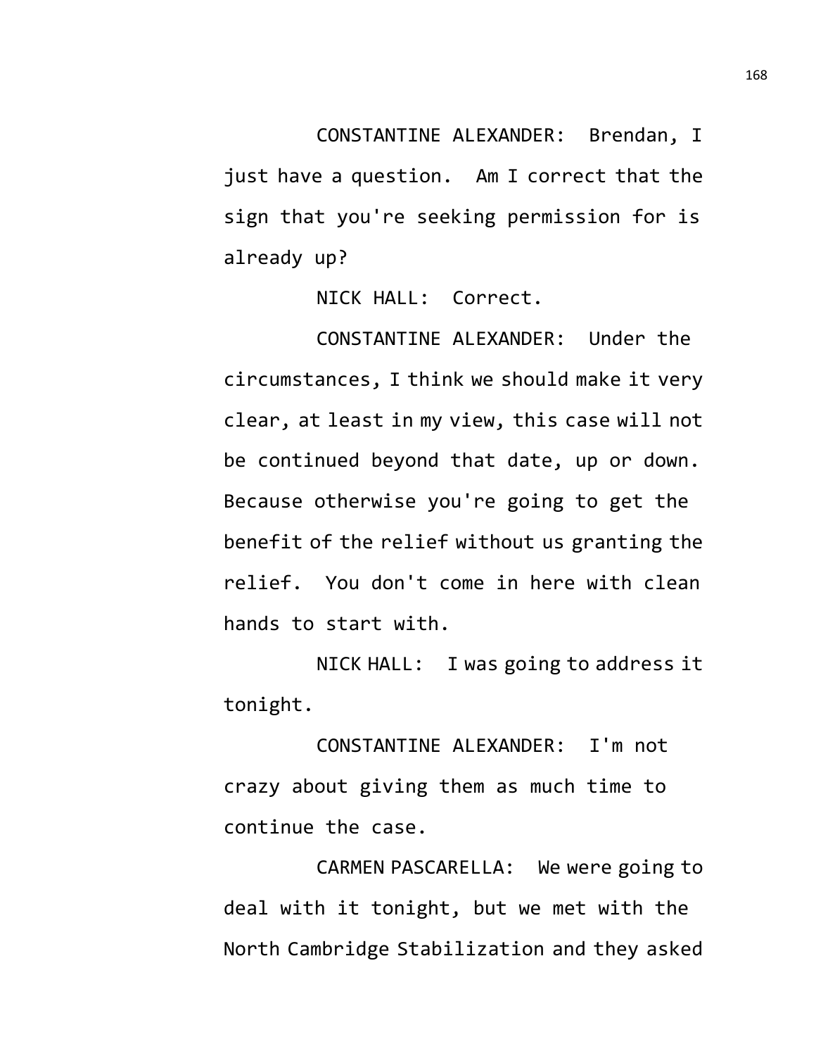CONSTANTINE ALEXANDER: Brendan, I just have a question. Am I correct that the sign that you're seeking permission for is already up?

NICK HALL: Correct.

CONSTANTINE ALEXANDER: Under the circumstances, I think we should make it very clear, at least in my view, this case will not be continued beyond that date, up or down. Because otherwise you're going to get the benefit of the relief without us granting the relief. You don't come in here with clean hands to start with.

NICK HALL: I was going to address it tonight.

CONSTANTINE ALEXANDER: I'm not crazy about giving them as much time to continue the case.

CARMEN PASCARELLA: We were going to deal with it tonight, but we met with the North Cambridge Stabilization and they asked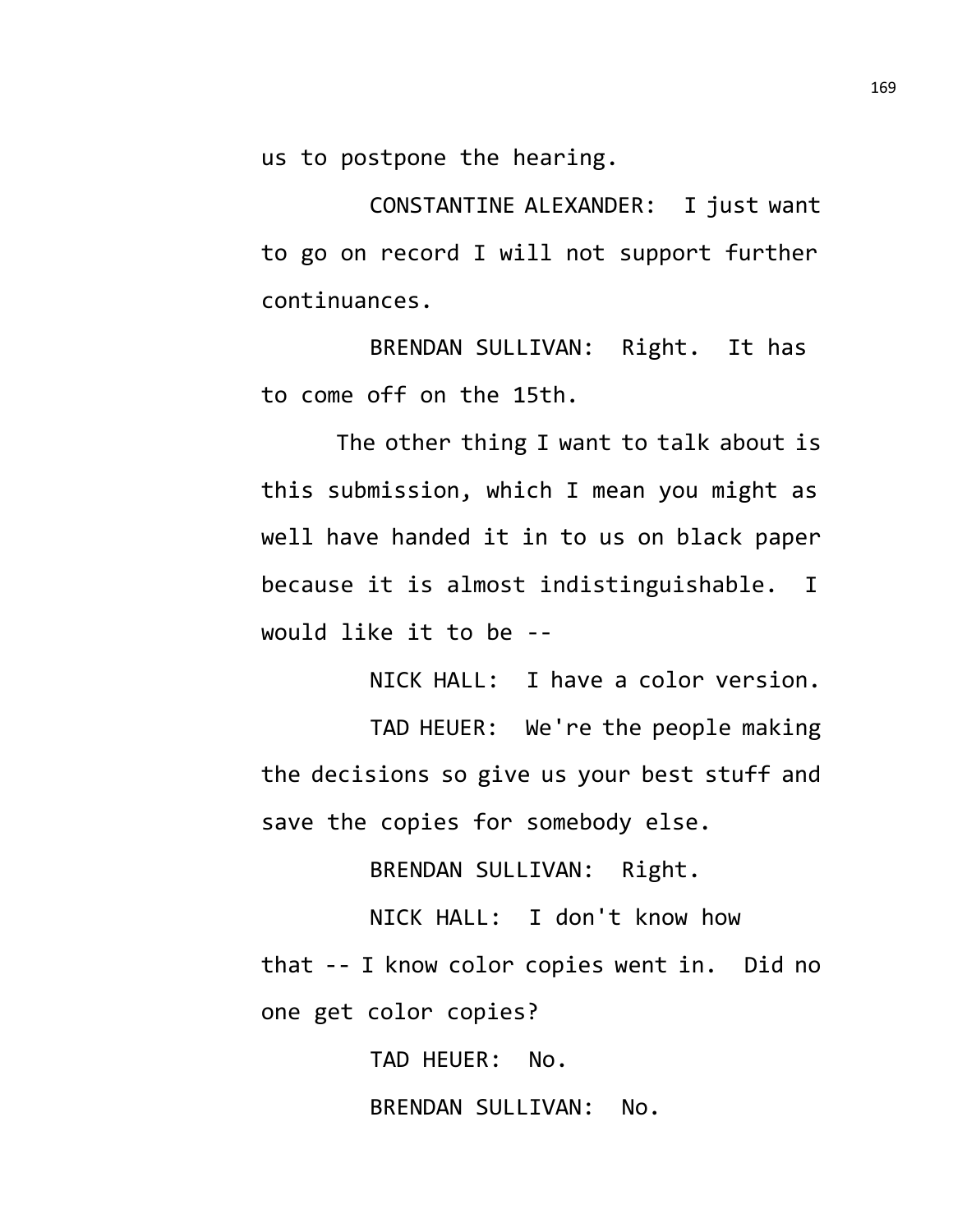us to postpone the hearing.

CONSTANTINE ALEXANDER: I just want to go on record I will not support further continuances.

BRENDAN SULLIVAN: Right. It has to come off on the 15th.

The other thing I want to talk about is this submission, which I mean you might as well have handed it in to us on black paper because it is almost indistinguishable. I would like it to be --

NICK HALL: I have a color version.

TAD HEUER: We're the people making the decisions so give us your best stuff and save the copies for somebody else.

BRENDAN SULLIVAN: Right.

NICK HALL: I don't know how that -- I know color copies went in. Did no one get color copies?

TAD HEUER: No.

BRENDAN SULLIVAN: No.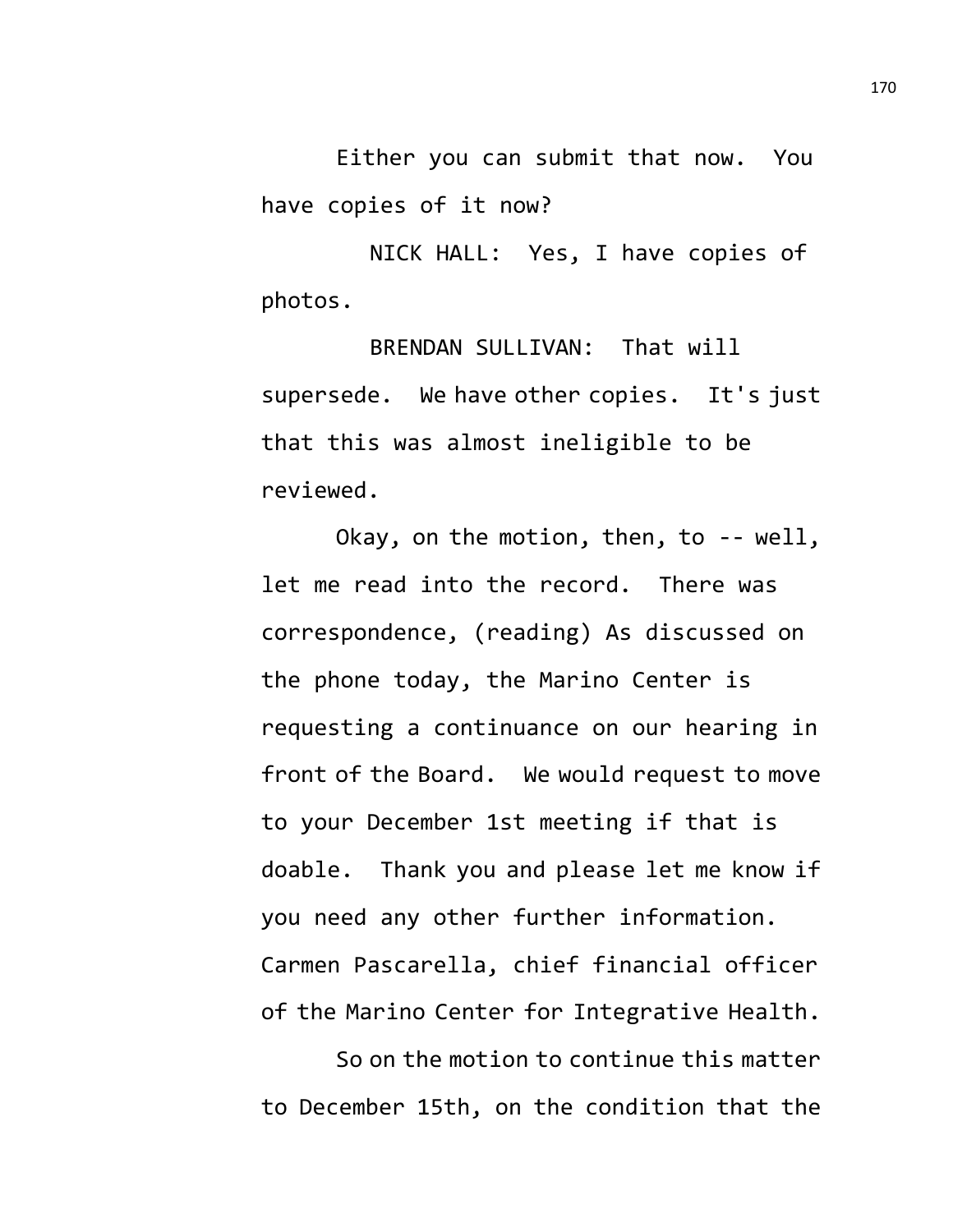Either you can submit that now. You have copies of it now?

NICK HALL: Yes, I have copies of photos.

BRENDAN SULLIVAN: That will supersede. We have other copies. It's just that this was almost ineligible to be reviewed.

Okay, on the motion, then, to -- well, let me read into the record. There was correspondence, (reading) As discussed on the phone today, the Marino Center is requesting a continuance on our hearing in front of the Board. We would request to move to your December 1st meeting if that is doable. Thank you and please let me know if you need any other further information. Carmen Pascarella, chief financial officer of the Marino Center for Integrative Health.

So on the motion to continue this matter to December 15th, on the condition that the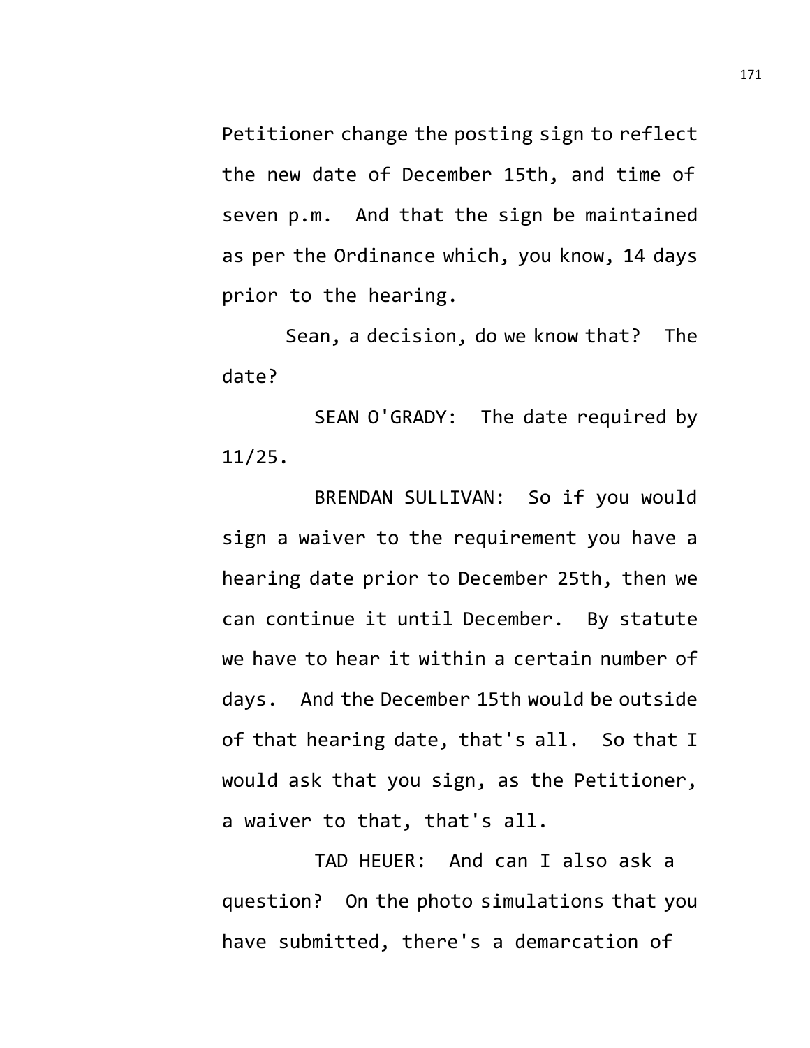Petitioner change the posting sign to reflect the new date of December 15th, and time of seven p.m. And that the sign be maintained as per the Ordinance which, you know, 14 days prior to the hearing.

Sean, a decision, do we know that? The date?

SEAN O'GRADY: The date required by 11/25.

BRENDAN SULLIVAN: So if you would sign a waiver to the requirement you have a hearing date prior to December 25th, then we can continue it until December. By statute we have to hear it within a certain number of days. And the December 15th would be outside of that hearing date, that's all. So that I would ask that you sign, as the Petitioner, a waiver to that, that's all.

TAD HEUER: And can I also ask a question? On the photo simulations that you have submitted, there's a demarcation of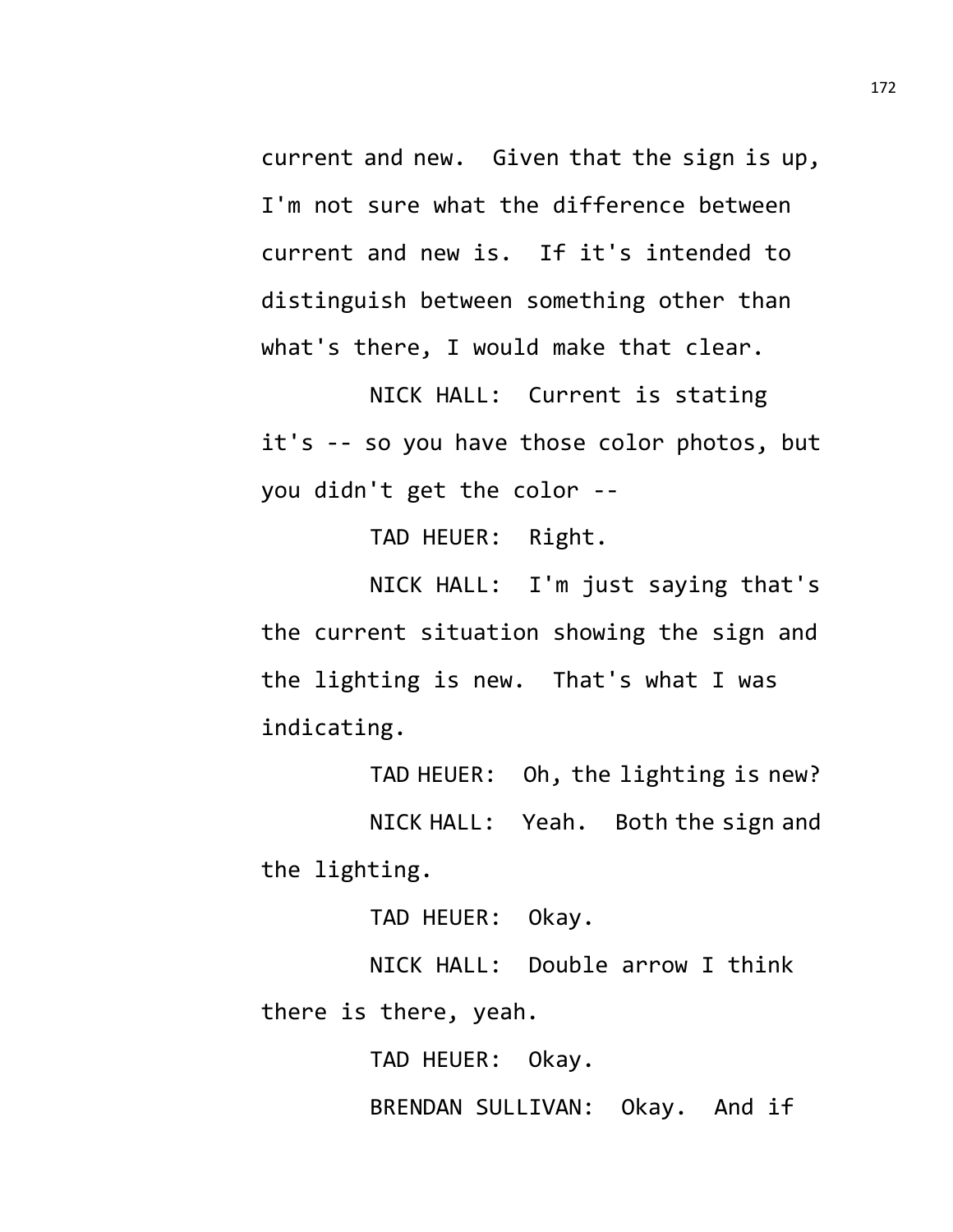current and new. Given that the sign is up, I'm not sure what the difference between current and new is. If it's intended to distinguish between something other than what's there, I would make that clear.

NICK HALL: Current is stating it's -- so you have those color photos, but you didn't get the color --

TAD HEUER: Right.

NICK HALL: I'm just saying that's the current situation showing the sign and the lighting is new. That's what I was indicating.

TAD HEUER: Oh, the lighting is new?

NICK HALL: Yeah. Both the sign and the lighting.

TAD HEUER: Okay.

NICK HALL: Double arrow I think there is there, yeah.

TAD HEUER: Okay.

BRENDAN SULLIVAN: Okay. And if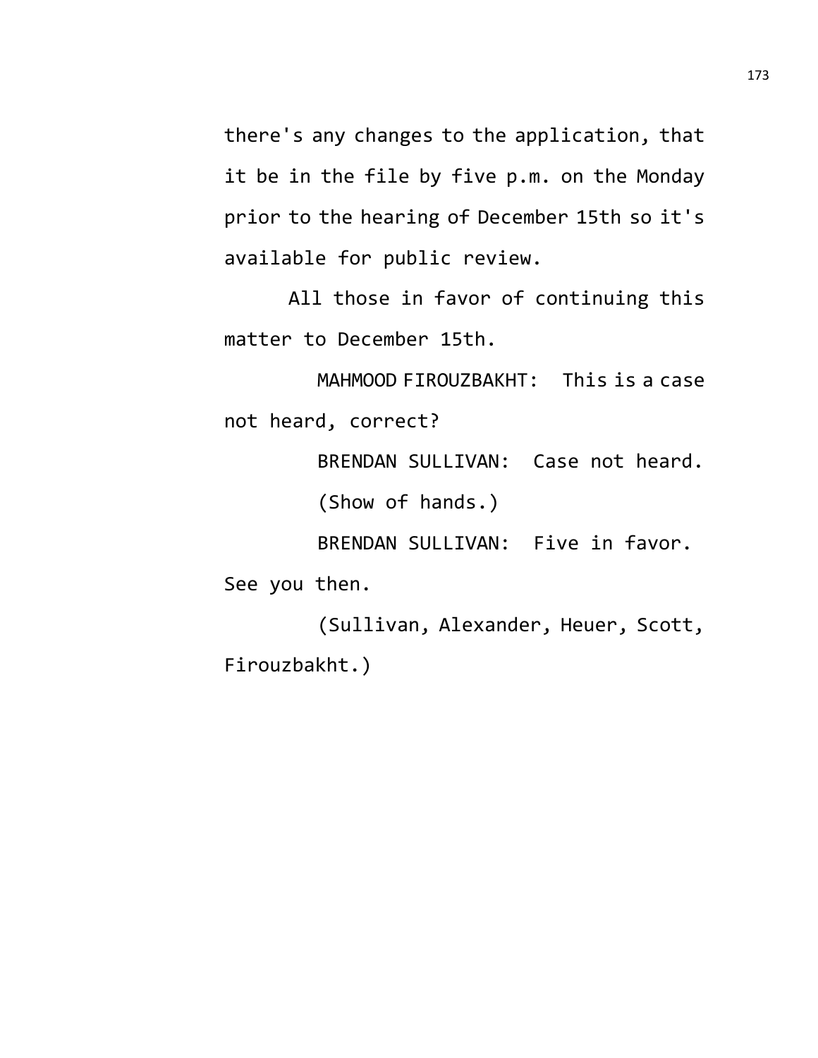there's any changes to the application, that it be in the file by five p.m. on the Monday prior to the hearing of December 15th so it's available for public review.

All those in favor of continuing this matter to December 15th.

MAHMOOD FIROUZBAKHT: This is a case not heard, correct?

BRENDAN SULLIVAN: Case not heard.

(Show of hands.)

BRENDAN SULLIVAN: Five in favor. See you then.

(Sullivan, Alexander, Heuer, Scott, Firouzbakht.)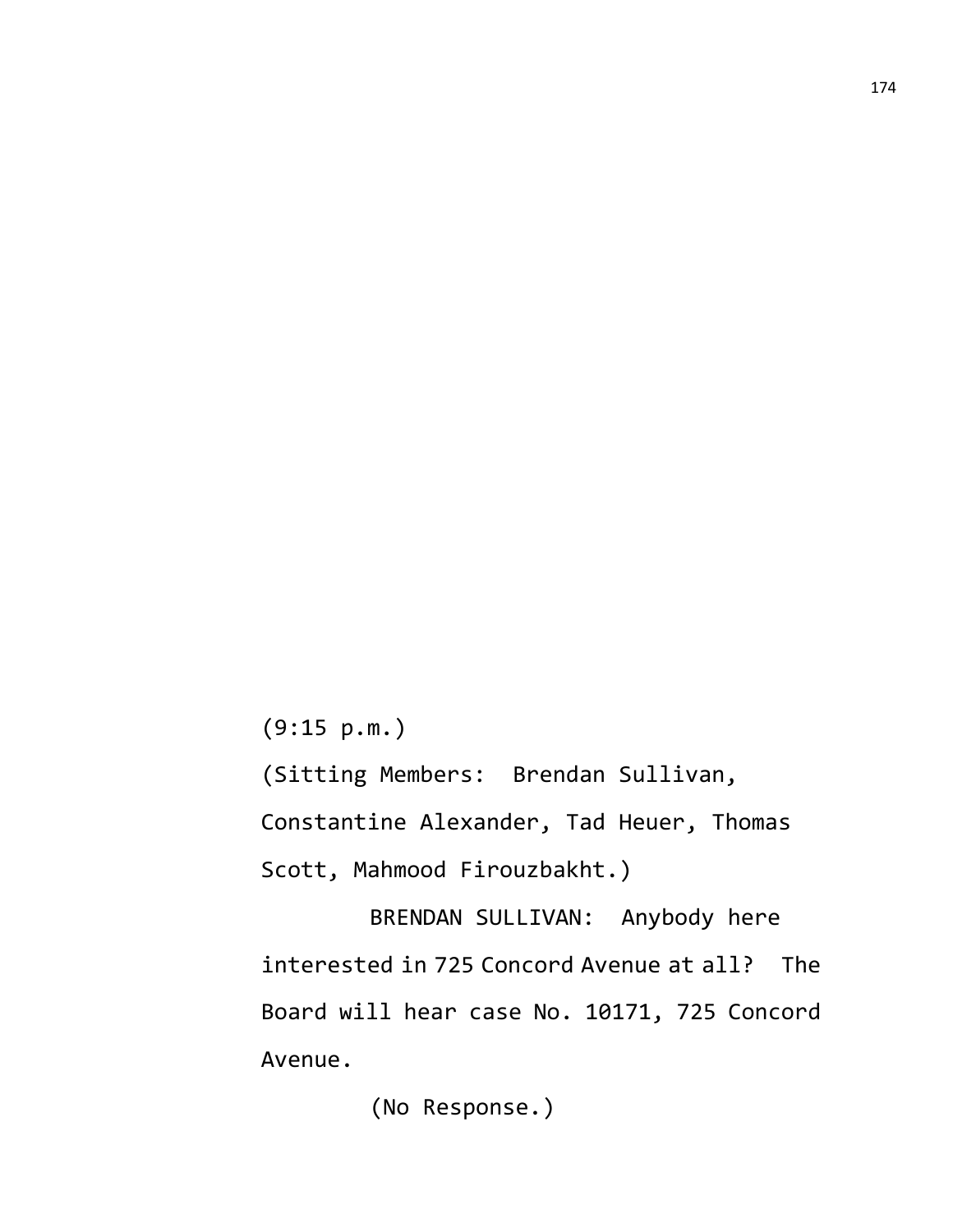(9:15 p.m.)

(Sitting Members: Brendan Sullivan, Constantine Alexander, Tad Heuer, Thomas Scott, Mahmood Firouzbakht.)

BRENDAN SULLIVAN: Anybody here interested in 725 Concord Avenue at all? The Board will hear case No. 10171, 725 Concord Avenue.

(No Response.)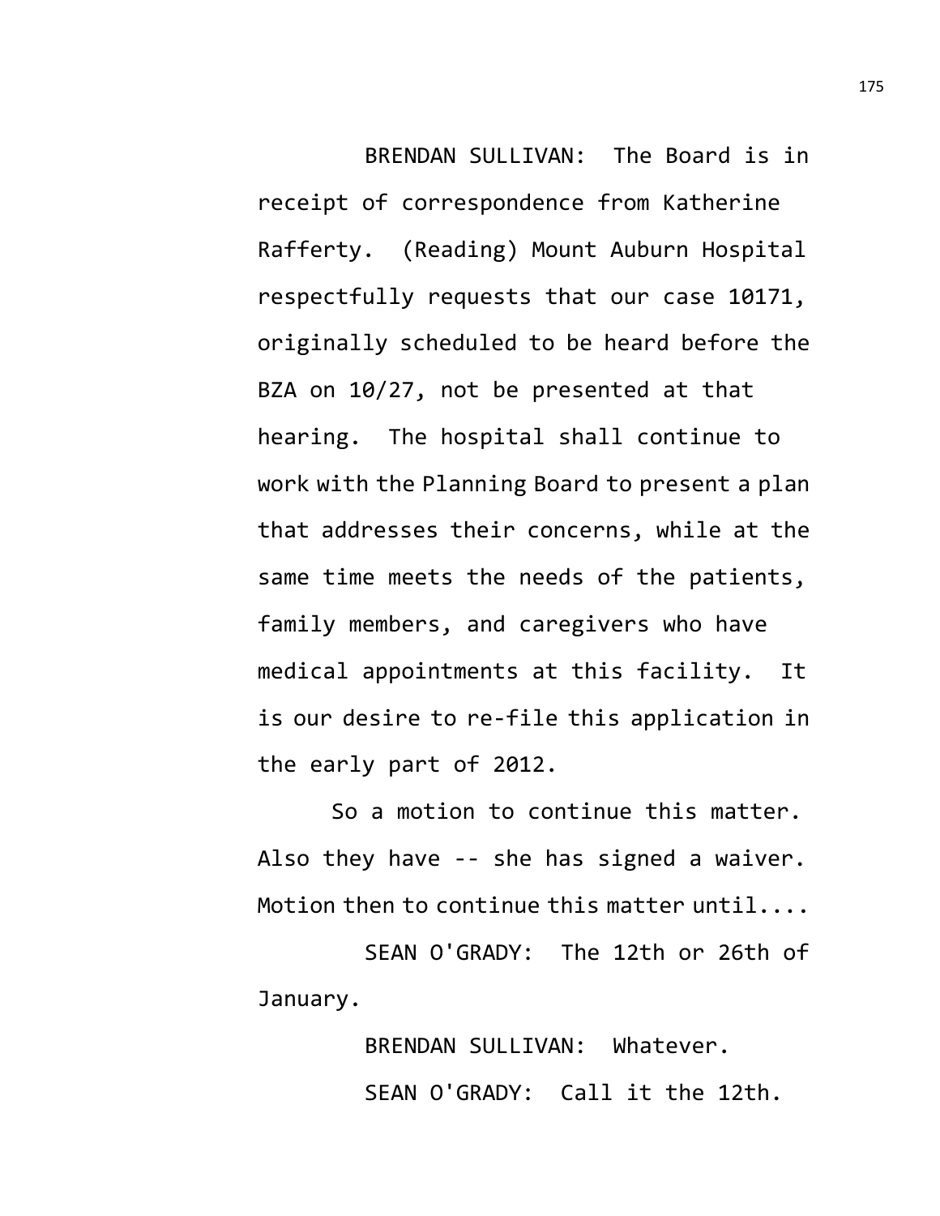BRENDAN SULLIVAN: The Board is in receipt of correspondence from Katherine Rafferty. (Reading) Mount Auburn Hospital respectfully requests that our case 10171, originally scheduled to be heard before the BZA on 10/27, not be presented at that hearing. The hospital shall continue to work with the Planning Board to present a plan that addresses their concerns, while at the same time meets the needs of the patients, family members, and caregivers who have medical appointments at this facility. It is our desire to re-file this application in the early part of 2012.

So a motion to continue this matter. Also they have -- she has signed a waiver. Motion then to continue this matter until....

SEAN O'GRADY: The 12th or 26th of January.

BRENDAN SULLIVAN: Whatever.

SEAN O'GRADY: Call it the 12th.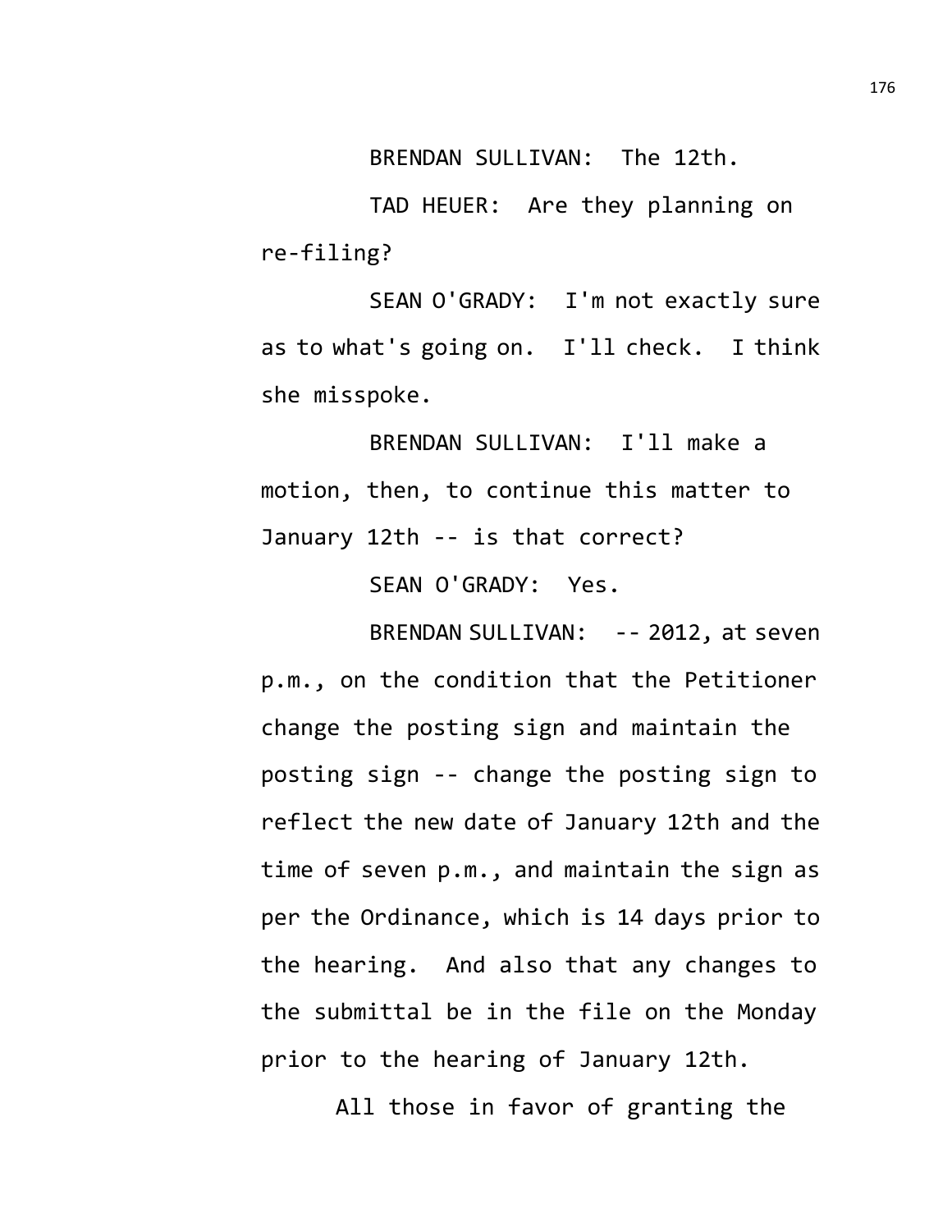BRENDAN SULLIVAN: The 12th.

TAD HEUER: Are they planning on re-filing?

SEAN O'GRADY: I'm not exactly sure as to what's going on. I'll check. I think she misspoke.

BRENDAN SULLIVAN: I'll make a motion, then, to continue this matter to January 12th -- is that correct?

SEAN O'GRADY: Yes.

BRENDAN SULLIVAN: -- 2012, at seven p.m., on the condition that the Petitioner change the posting sign and maintain the posting sign -- change the posting sign to reflect the new date of January 12th and the time of seven p.m., and maintain the sign as per the Ordinance, which is 14 days prior to the hearing. And also that any changes to the submittal be in the file on the Monday prior to the hearing of January 12th.

All those in favor of granting the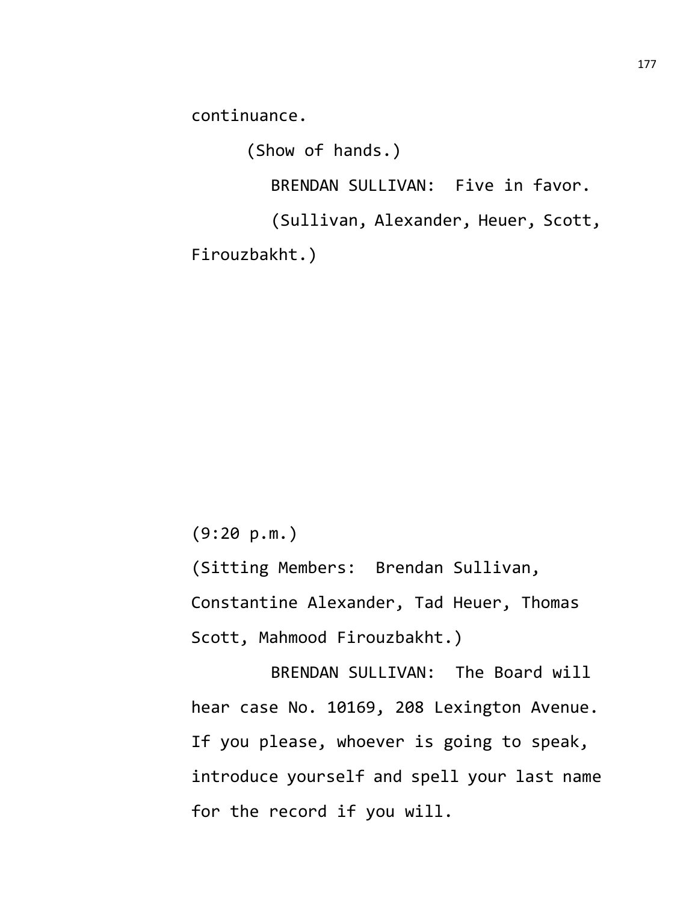continuance.

(Show of hands.)

BRENDAN SULLIVAN: Five in favor.

(Sullivan, Alexander, Heuer, Scott, Firouzbakht.)

(9:20 p.m.)

(Sitting Members: Brendan Sullivan, Constantine Alexander, Tad Heuer, Thomas Scott, Mahmood Firouzbakht.)

BRENDAN SULLIVAN: The Board will hear case No. 10169, 208 Lexington Avenue. If you please, whoever is going to speak, introduce yourself and spell your last name for the record if you will.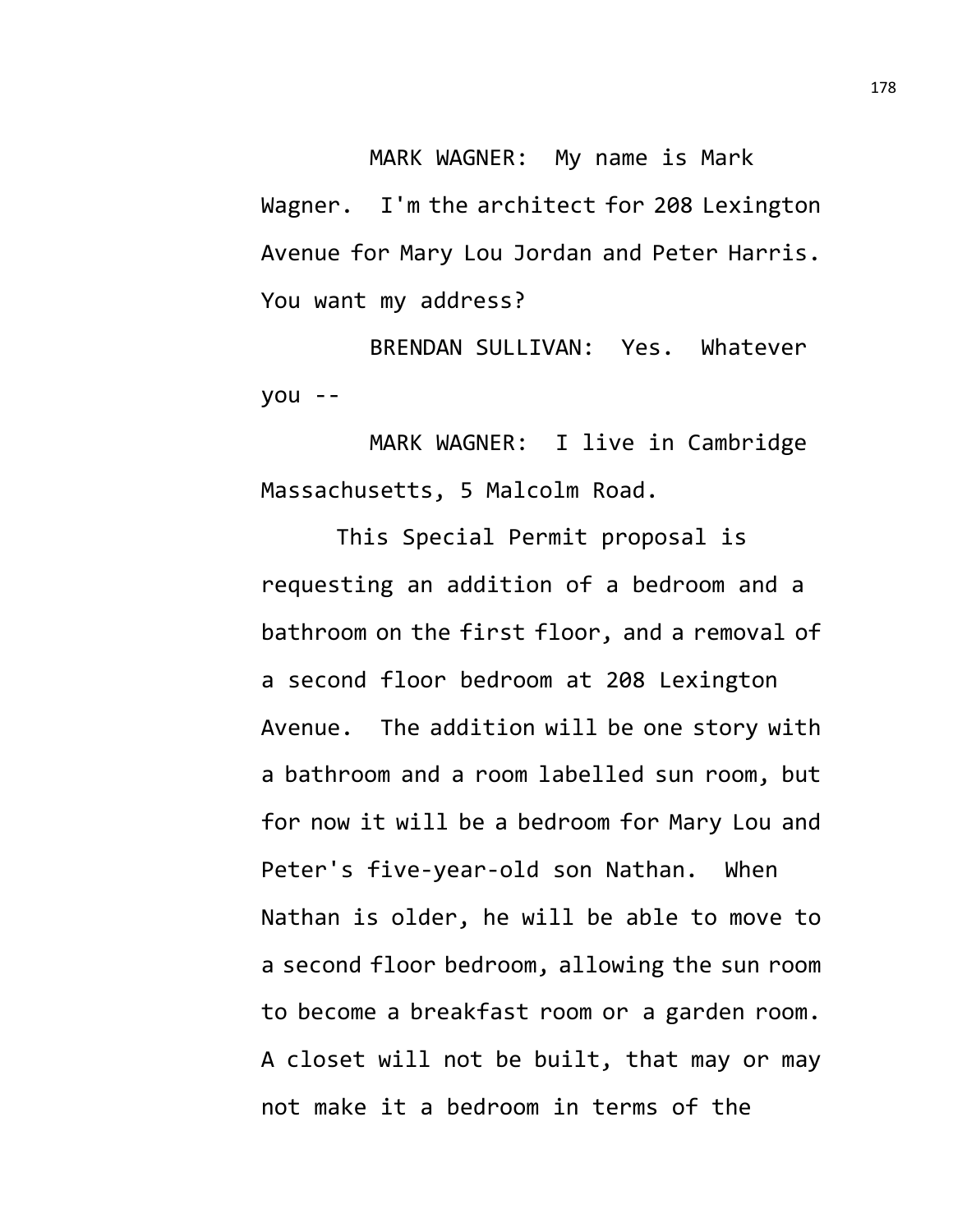MARK WAGNER: My name is Mark Wagner. I'm the architect for 208 Lexington Avenue for Mary Lou Jordan and Peter Harris. You want my address?

BRENDAN SULLIVAN: Yes. Whatever you --

MARK WAGNER: I live in Cambridge Massachusetts, 5 Malcolm Road.

This Special Permit proposal is requesting an addition of a bedroom and a bathroom on the first floor, and a removal of a second floor bedroom at 208 Lexington Avenue. The addition will be one story with a bathroom and a room labelled sun room, but for now it will be a bedroom for Mary Lou and Peter's five-year-old son Nathan. When Nathan is older, he will be able to move to a second floor bedroom, allowing the sun room to become a breakfast room or a garden room. A closet will not be built, that may or may not make it a bedroom in terms of the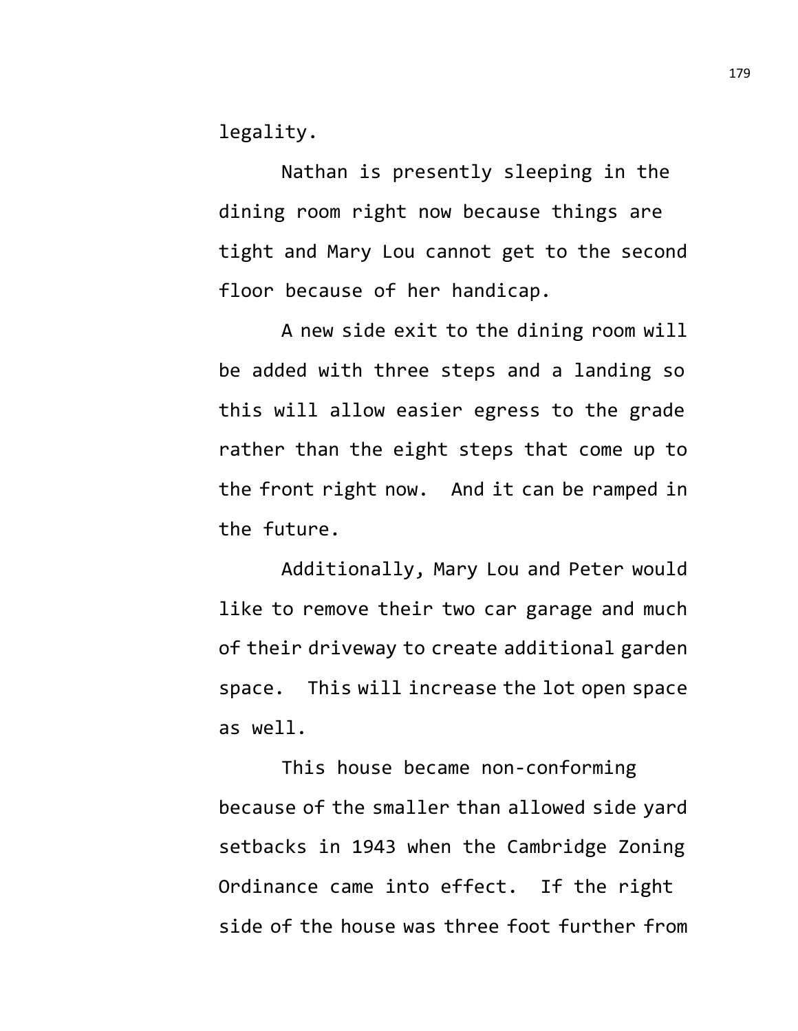legality.

Nathan is presently sleeping in the dining room right now because things are tight and Mary Lou cannot get to the second floor because of her handicap.

A new side exit to the dining room will be added with three steps and a landing so this will allow easier egress to the grade rather than the eight steps that come up to the front right now. And it can be ramped in the future.

Additionally, Mary Lou and Peter would like to remove their two car garage and much of their driveway to create additional garden space. This will increase the lot open space as well.

This house became non-conforming because of the smaller than allowed side yard setbacks in 1943 when the Cambridge Zoning Ordinance came into effect. If the right side of the house was three foot further from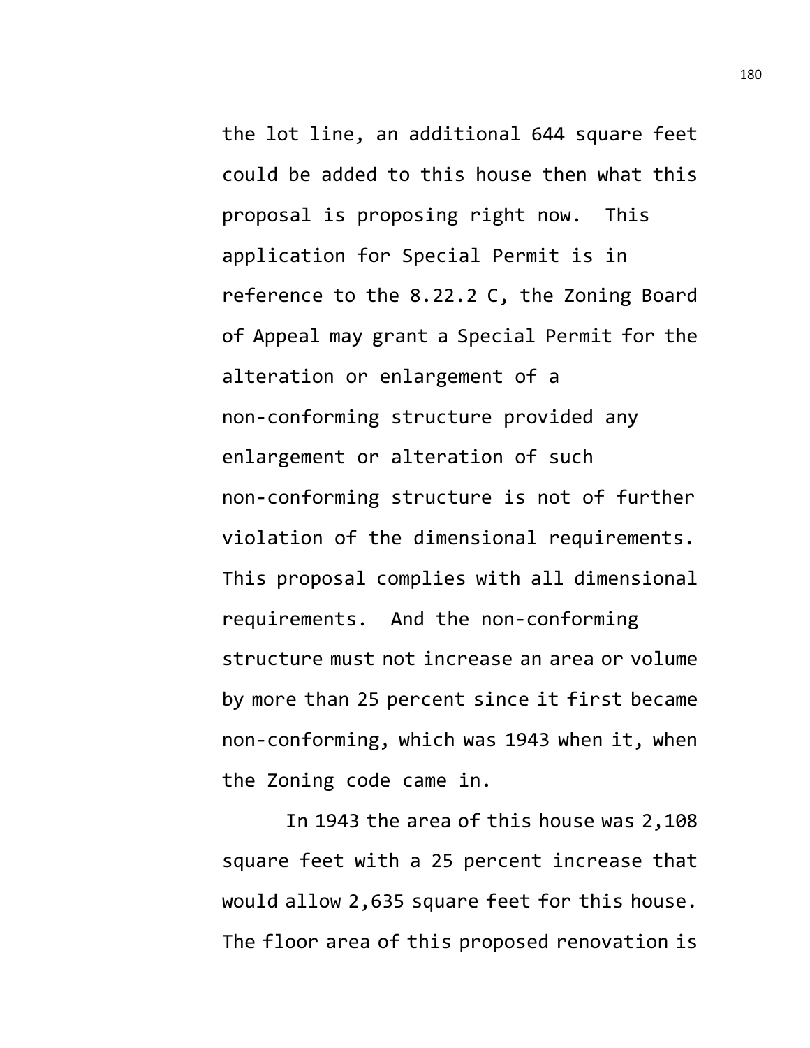the lot line, an additional 644 square feet could be added to this house then what this proposal is proposing right now. This application for Special Permit is in reference to the 8.22.2 C, the Zoning Board of Appeal may grant a Special Permit for the alteration or enlargement of a non-conforming structure provided any enlargement or alteration of such non-conforming structure is not of further violation of the dimensional requirements. This proposal complies with all dimensional requirements. And the non-conforming structure must not increase an area or volume by more than 25 percent since it first became non-conforming, which was 1943 when it, when the Zoning code came in.

In 1943 the area of this house was 2,108 square feet with a 25 percent increase that would allow 2,635 square feet for this house. The floor area of this proposed renovation is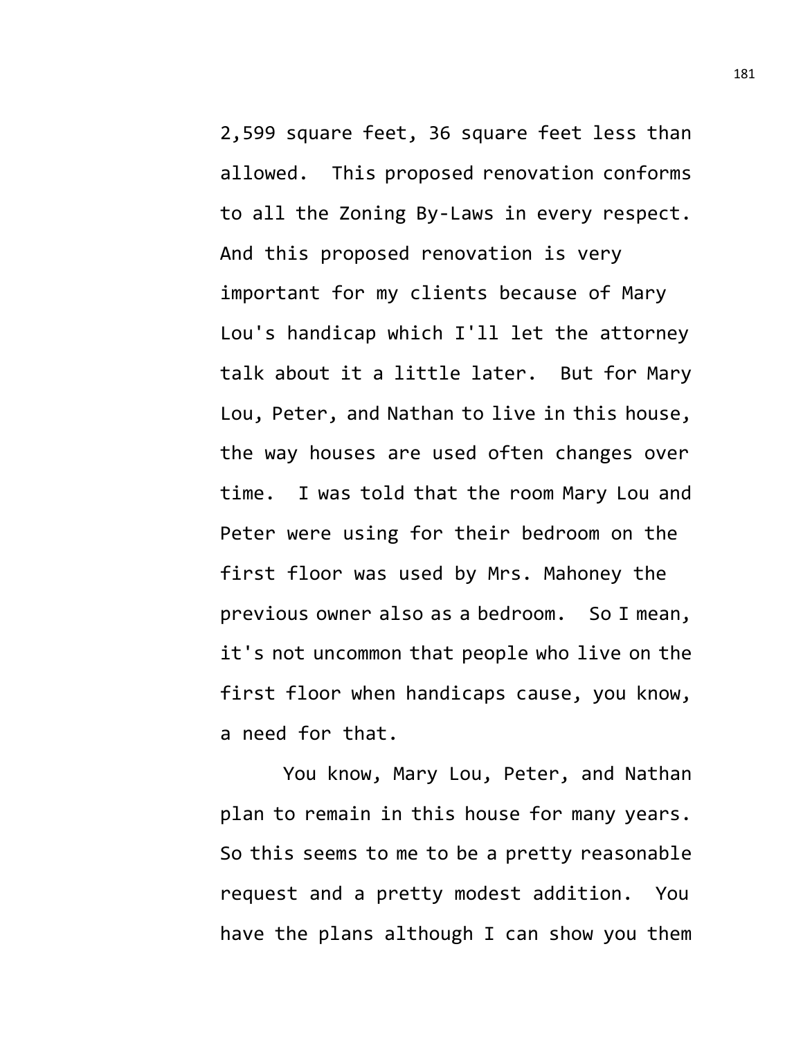2,599 square feet, 36 square feet less than allowed. This proposed renovation conforms to all the Zoning By-Laws in every respect. And this proposed renovation is very important for my clients because of Mary Lou's handicap which I'll let the attorney talk about it a little later. But for Mary Lou, Peter, and Nathan to live in this house, the way houses are used often changes over time. I was told that the room Mary Lou and Peter were using for their bedroom on the first floor was used by Mrs. Mahoney the previous owner also as a bedroom. So I mean, it's not uncommon that people who live on the first floor when handicaps cause, you know, a need for that.

You know, Mary Lou, Peter, and Nathan plan to remain in this house for many years. So this seems to me to be a pretty reasonable request and a pretty modest addition. You have the plans although I can show you them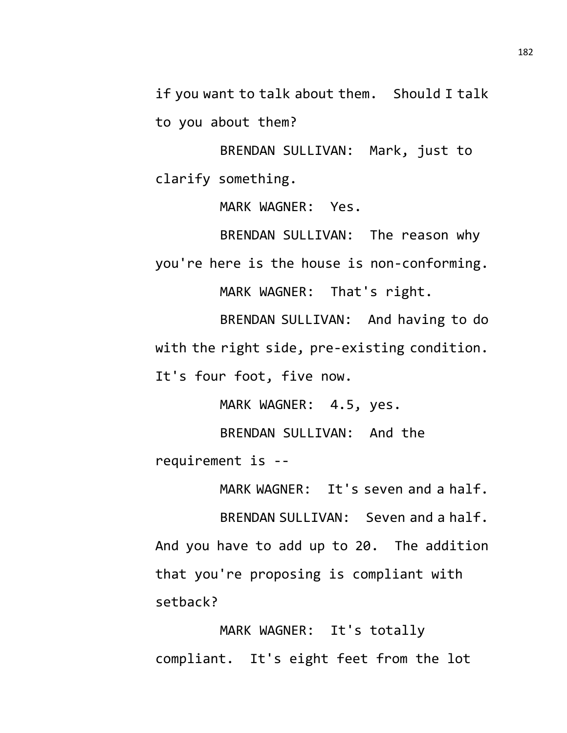if you want to talk about them. Should I talk to you about them?

BRENDAN SULLIVAN: Mark, just to clarify something.

MARK WAGNER: Yes.

BRENDAN SULLIVAN: The reason why you're here is the house is non-conforming.

MARK WAGNER: That's right.

BRENDAN SULLIVAN: And having to do with the right side, pre-existing condition. It's four foot, five now.

MARK WAGNER: 4.5, yes.

BRENDAN SULLIVAN: And the requirement is --

MARK WAGNER: It's seven and a half.

BRENDAN SULLIVAN: Seven and a half. And you have to add up to 20. The addition that you're proposing is compliant with setback?

MARK WAGNER: It's totally compliant. It's eight feet from the lot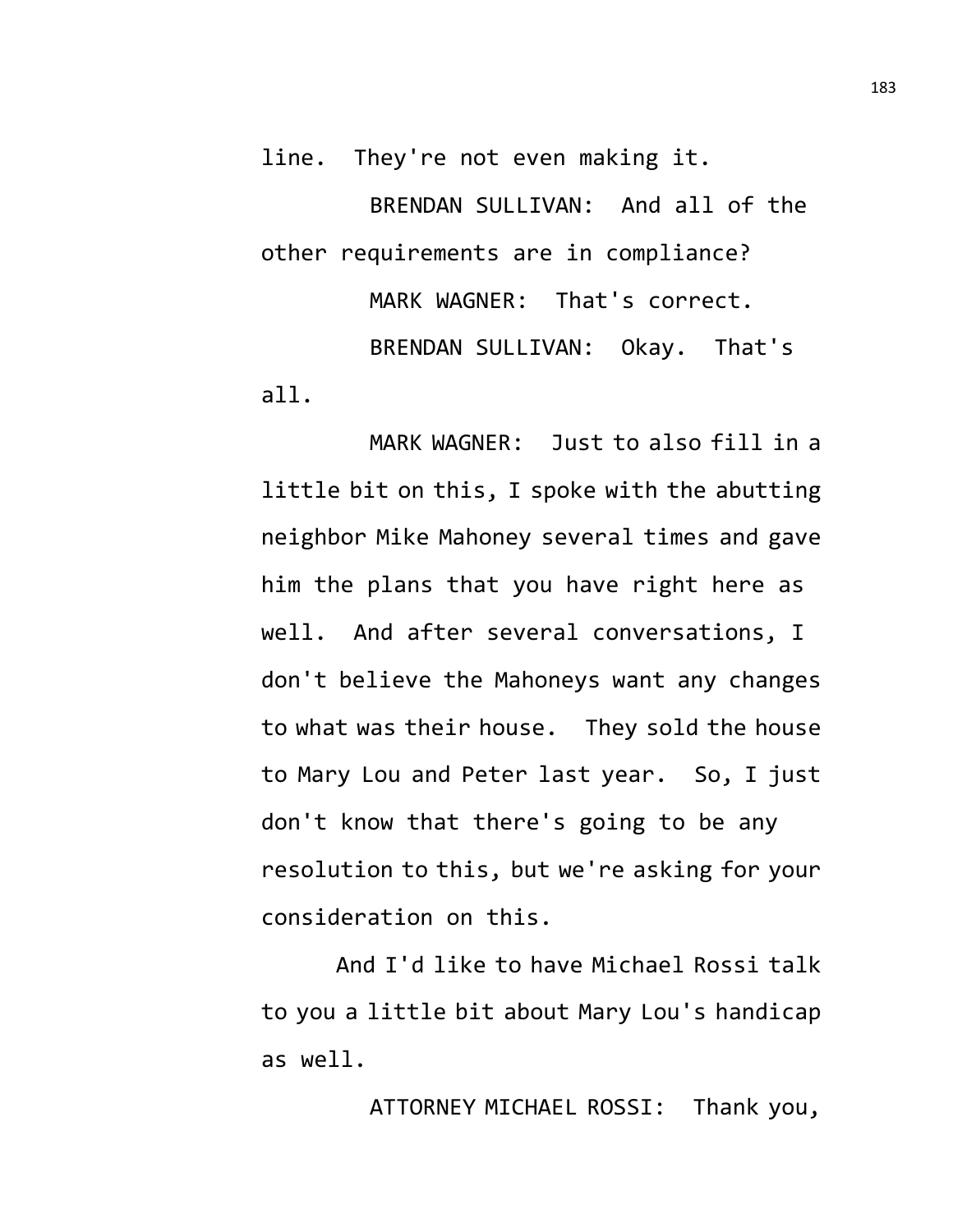line. They're not even making it.

BRENDAN SULLIVAN: And all of the other requirements are in compliance?

MARK WAGNER: That's correct.

BRENDAN SULLIVAN: Okay. That's all.

MARK WAGNER: Just to also fill in a little bit on this, I spoke with the abutting neighbor Mike Mahoney several times and gave him the plans that you have right here as well. And after several conversations, I don't believe the Mahoneys want any changes to what was their house. They sold the house to Mary Lou and Peter last year. So, I just don't know that there's going to be any resolution to this, but we're asking for your consideration on this.

And I'd like to have Michael Rossi talk to you a little bit about Mary Lou's handicap as well.

ATTORNEY MICHAEL ROSSI: Thank you,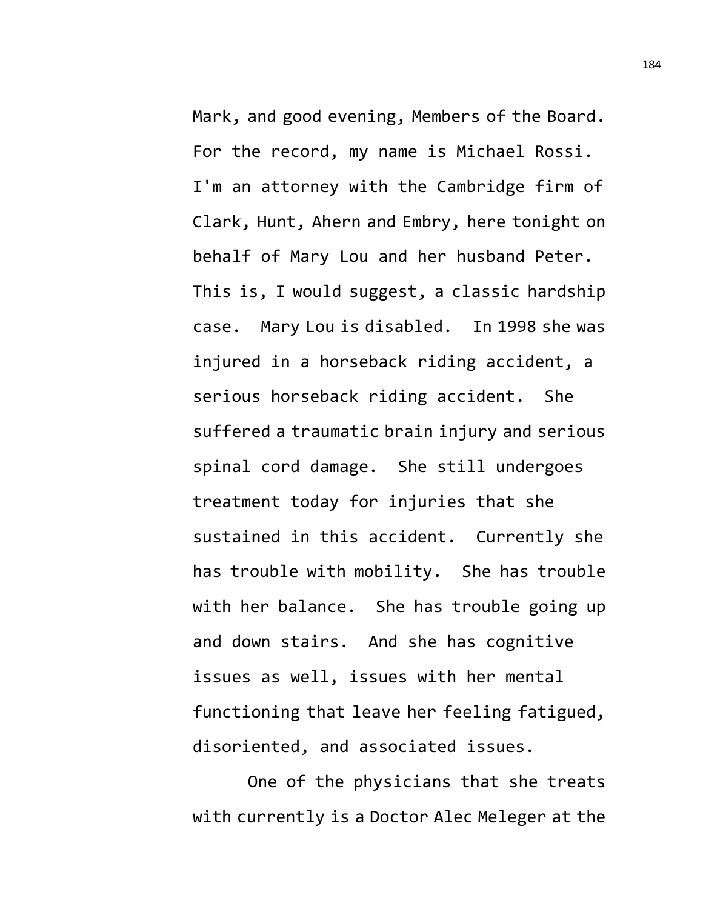Mark, and good evening, Members of the Board. For the record, my name is Michael Rossi. I'm an attorney with the Cambridge firm of Clark, Hunt, Ahern and Embry, here tonight on behalf of Mary Lou and her husband Peter. This is, I would suggest, a classic hardship case. Mary Lou is disabled. In 1998 she was injured in a horseback riding accident, a serious horseback riding accident. She suffered a traumatic brain injury and serious spinal cord damage. She still undergoes treatment today for injuries that she sustained in this accident. Currently she has trouble with mobility. She has trouble with her balance. She has trouble going up and down stairs. And she has cognitive issues as well, issues with her mental functioning that leave her feeling fatigued, disoriented, and associated issues.

One of the physicians that she treats with currently is a Doctor Alec Meleger at the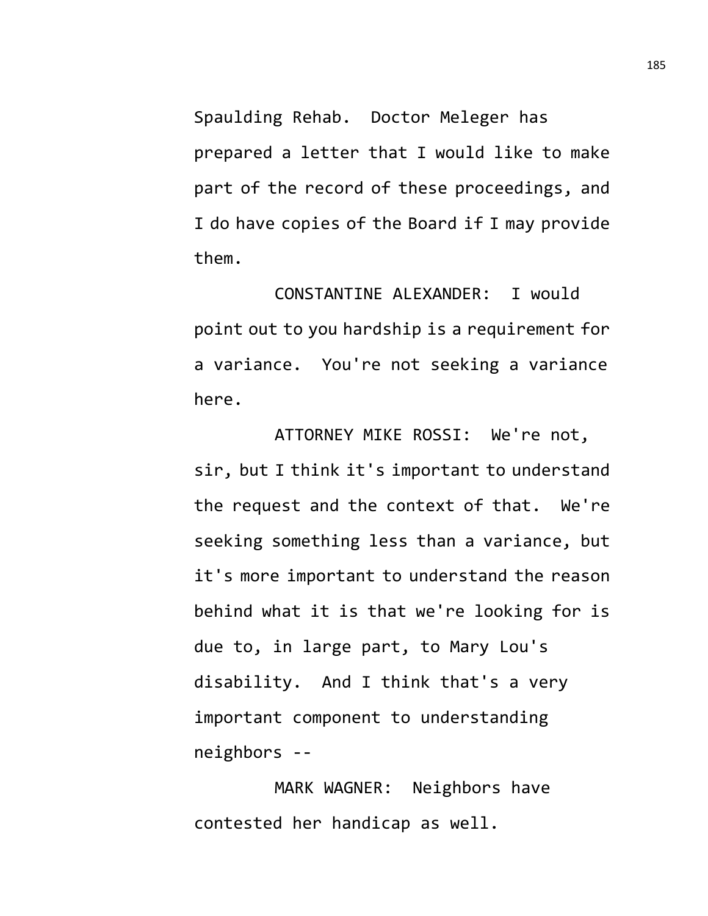Spaulding Rehab. Doctor Meleger has prepared a letter that I would like to make part of the record of these proceedings, and I do have copies of the Board if I may provide them.

CONSTANTINE ALEXANDER: I would point out to you hardship is a requirement for a variance. You're not seeking a variance here.

ATTORNEY MIKE ROSSI: We're not, sir, but I think it's important to understand the request and the context of that. We're seeking something less than a variance, but it's more important to understand the reason behind what it is that we're looking for is due to, in large part, to Mary Lou's disability. And I think that's a very important component to understanding neighbors --

MARK WAGNER: Neighbors have contested her handicap as well.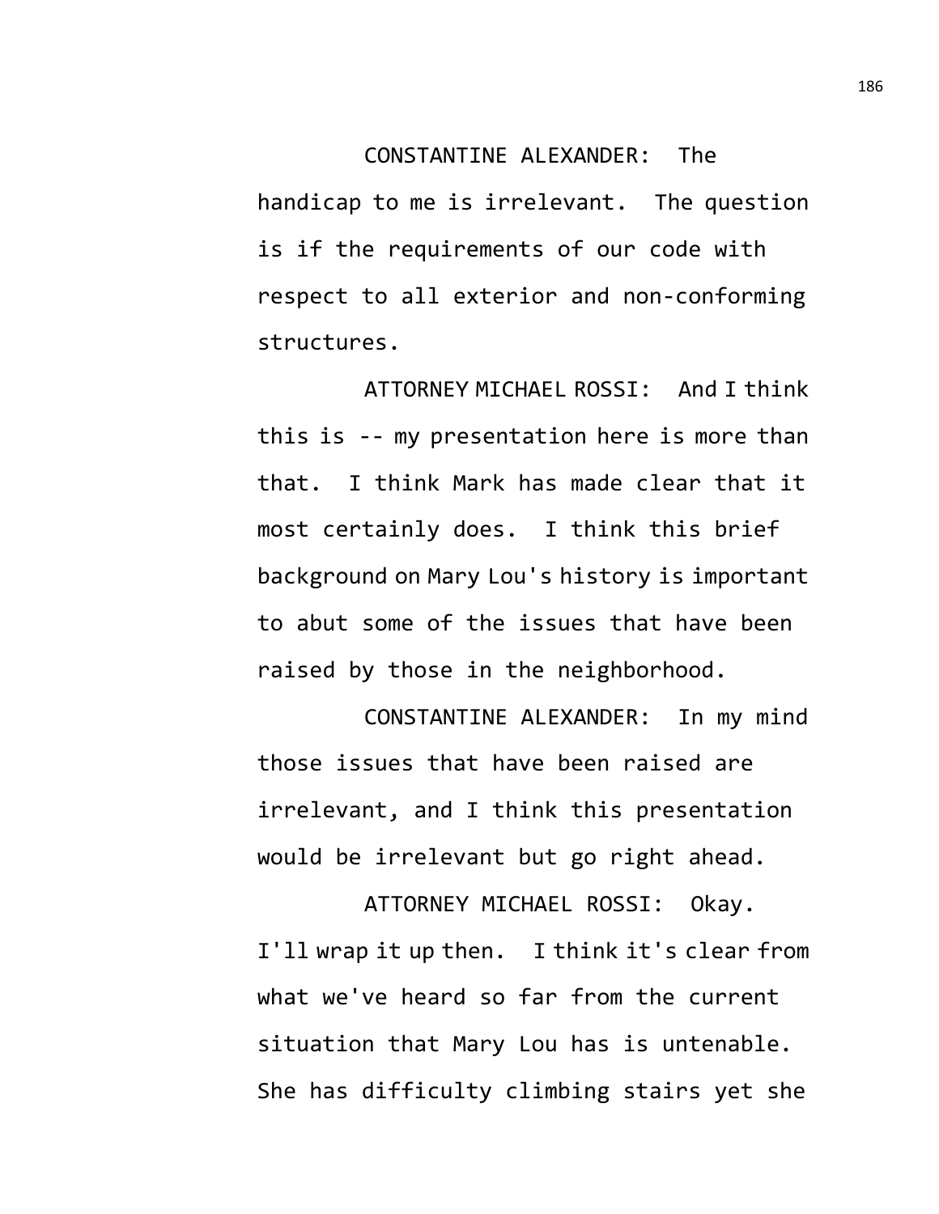CONSTANTINE ALEXANDER: The handicap to me is irrelevant. The question is if the requirements of our code with respect to all exterior and non-conforming structures.

ATTORNEY MICHAEL ROSSI: And I think this is -- my presentation here is more than that. I think Mark has made clear that it most certainly does. I think this brief background on Mary Lou's history is important to abut some of the issues that have been raised by those in the neighborhood.

CONSTANTINE ALEXANDER: In my mind those issues that have been raised are irrelevant, and I think this presentation would be irrelevant but go right ahead.

ATTORNEY MICHAEL ROSSI: Okay. I'll wrap it up then. I think it's clear from what we've heard so far from the current situation that Mary Lou has is untenable. She has difficulty climbing stairs yet she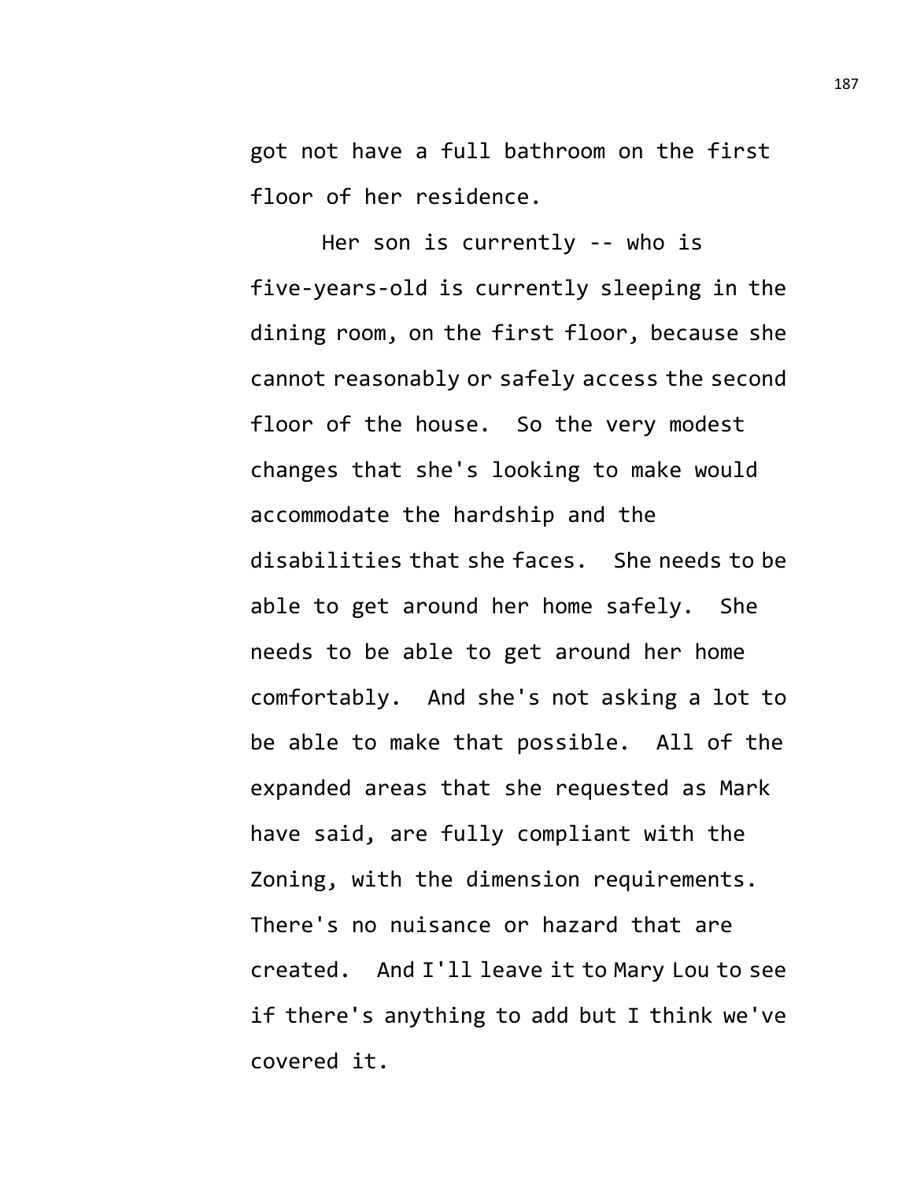got not have a full bathroom on the first floor of her residence.

Her son is currently -- who is five-years-old is currently sleeping in the dining room, on the first floor, because she cannot reasonably or safely access the second floor of the house. So the very modest changes that she's looking to make would accommodate the hardship and the disabilities that she faces. She needs to be able to get around her home safely. She needs to be able to get around her home comfortably. And she's not asking a lot to be able to make that possible. All of the expanded areas that she requested as Mark have said, are fully compliant with the Zoning, with the dimension requirements. There's no nuisance or hazard that are created. And I'll leave it to Mary Lou to see if there's anything to add but I think we've covered it.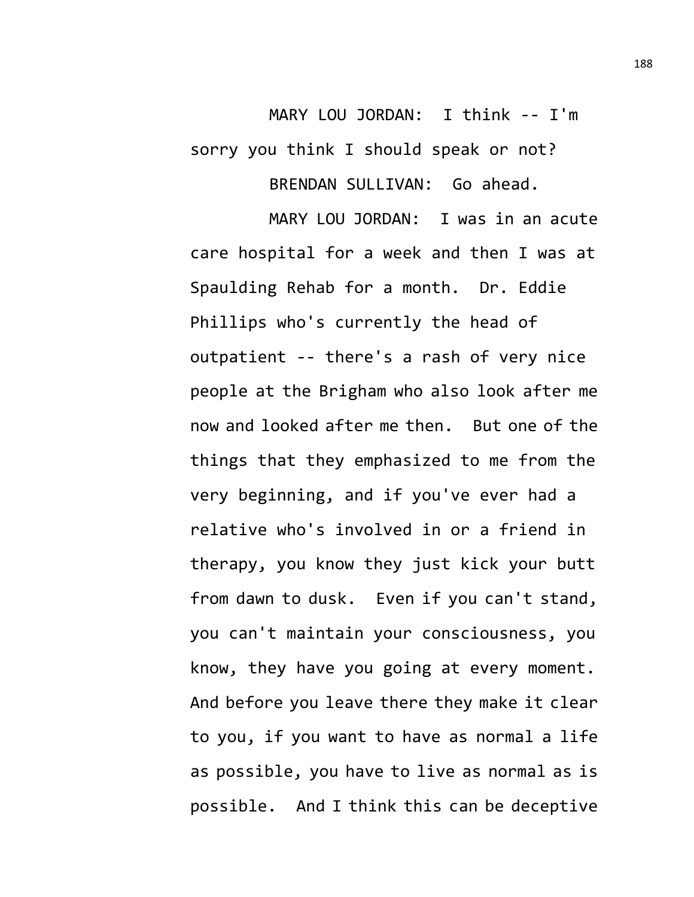MARY LOU JORDAN: I think -- I'm sorry you think I should speak or not?

BRENDAN SULLIVAN: Go ahead.

MARY LOU JORDAN: I was in an acute care hospital for a week and then I was at Spaulding Rehab for a month. Dr. Eddie Phillips who's currently the head of outpatient -- there's a rash of very nice people at the Brigham who also look after me now and looked after me then. But one of the things that they emphasized to me from the very beginning, and if you've ever had a relative who's involved in or a friend in therapy, you know they just kick your butt from dawn to dusk. Even if you can't stand, you can't maintain your consciousness, you know, they have you going at every moment. And before you leave there they make it clear to you, if you want to have as normal a life as possible, you have to live as normal as is possible. And I think this can be deceptive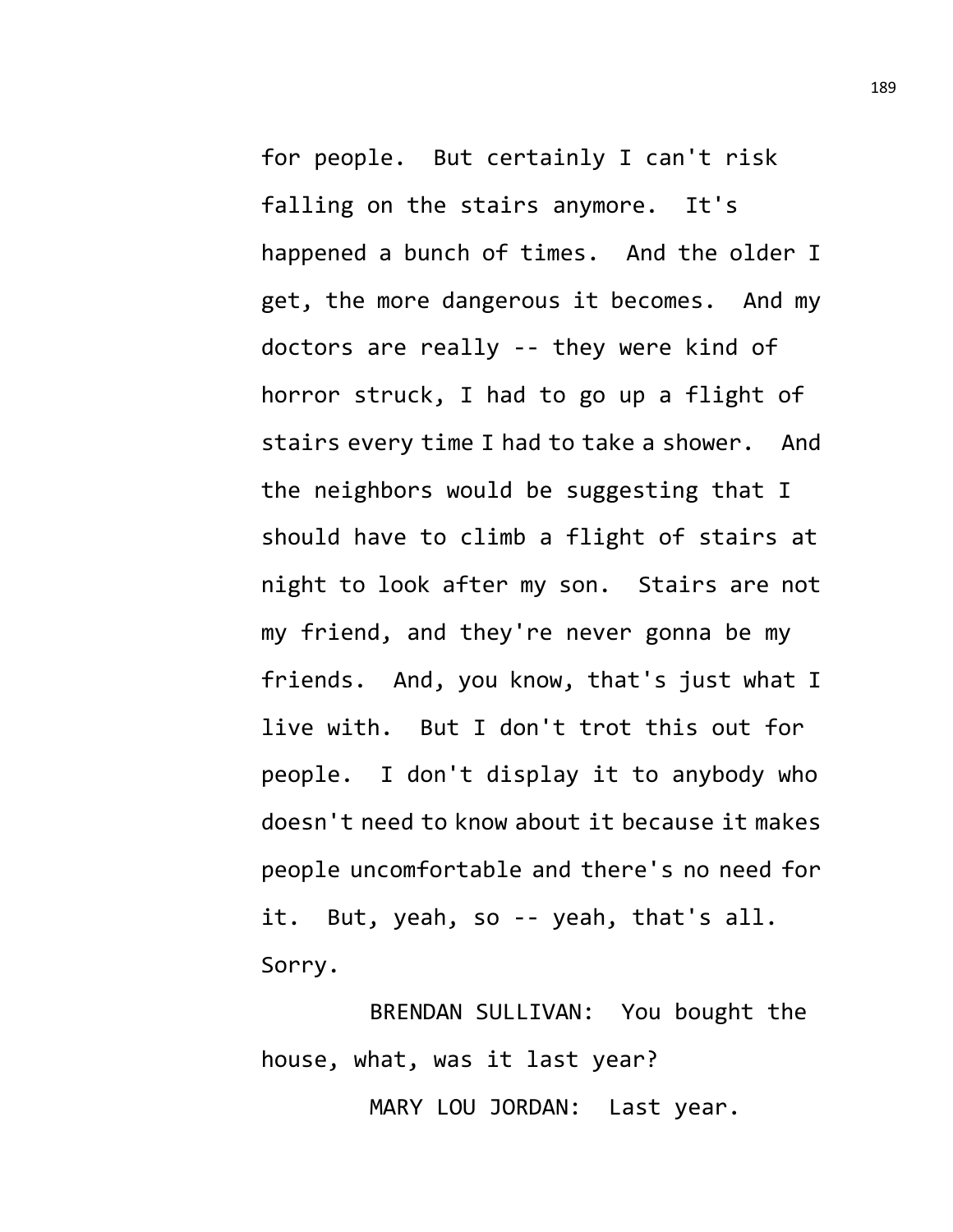for people. But certainly I can't risk falling on the stairs anymore. It's happened a bunch of times. And the older I get, the more dangerous it becomes. And my doctors are really -- they were kind of horror struck, I had to go up a flight of stairs every time I had to take a shower. And the neighbors would be suggesting that I should have to climb a flight of stairs at night to look after my son. Stairs are not my friend, and they're never gonna be my friends. And, you know, that's just what I live with. But I don't trot this out for people. I don't display it to anybody who doesn't need to know about it because it makes people uncomfortable and there's no need for it. But, yeah, so -- yeah, that's all. Sorry.

BRENDAN SULLIVAN: You bought the house, what, was it last year?

MARY LOU JORDAN: Last year.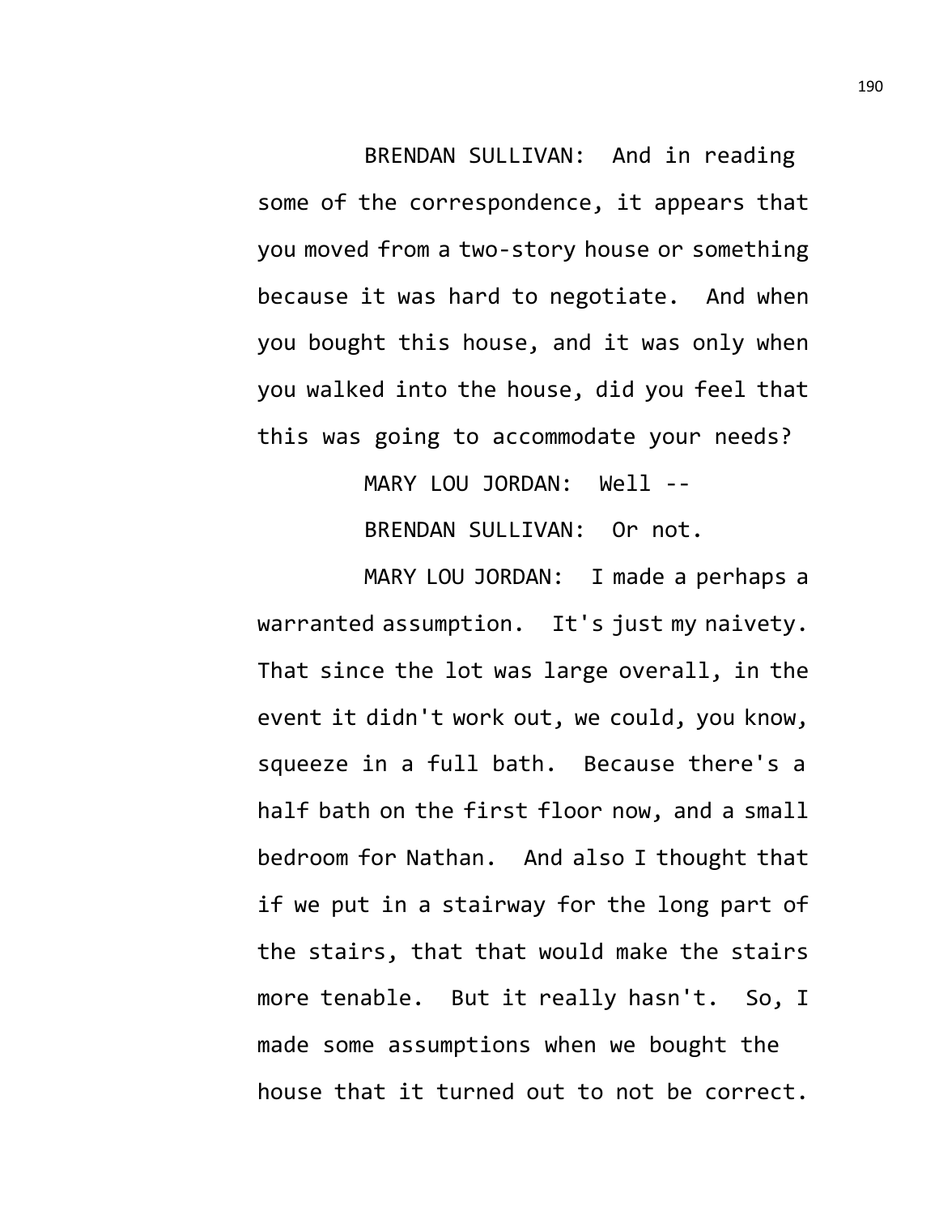BRENDAN SULLIVAN: And in reading some of the correspondence, it appears that you moved from a two-story house or something because it was hard to negotiate. And when you bought this house, and it was only when you walked into the house, did you feel that this was going to accommodate your needs?

MARY LOU JORDAN: Well --

BRENDAN SULLIVAN: Or not.

MARY LOU JORDAN: I made a perhaps a warranted assumption. It's just my naivety. That since the lot was large overall, in the event it didn't work out, we could, you know, squeeze in a full bath. Because there's a half bath on the first floor now, and a small bedroom for Nathan. And also I thought that if we put in a stairway for the long part of the stairs, that that would make the stairs more tenable. But it really hasn't. So, I made some assumptions when we bought the house that it turned out to not be correct.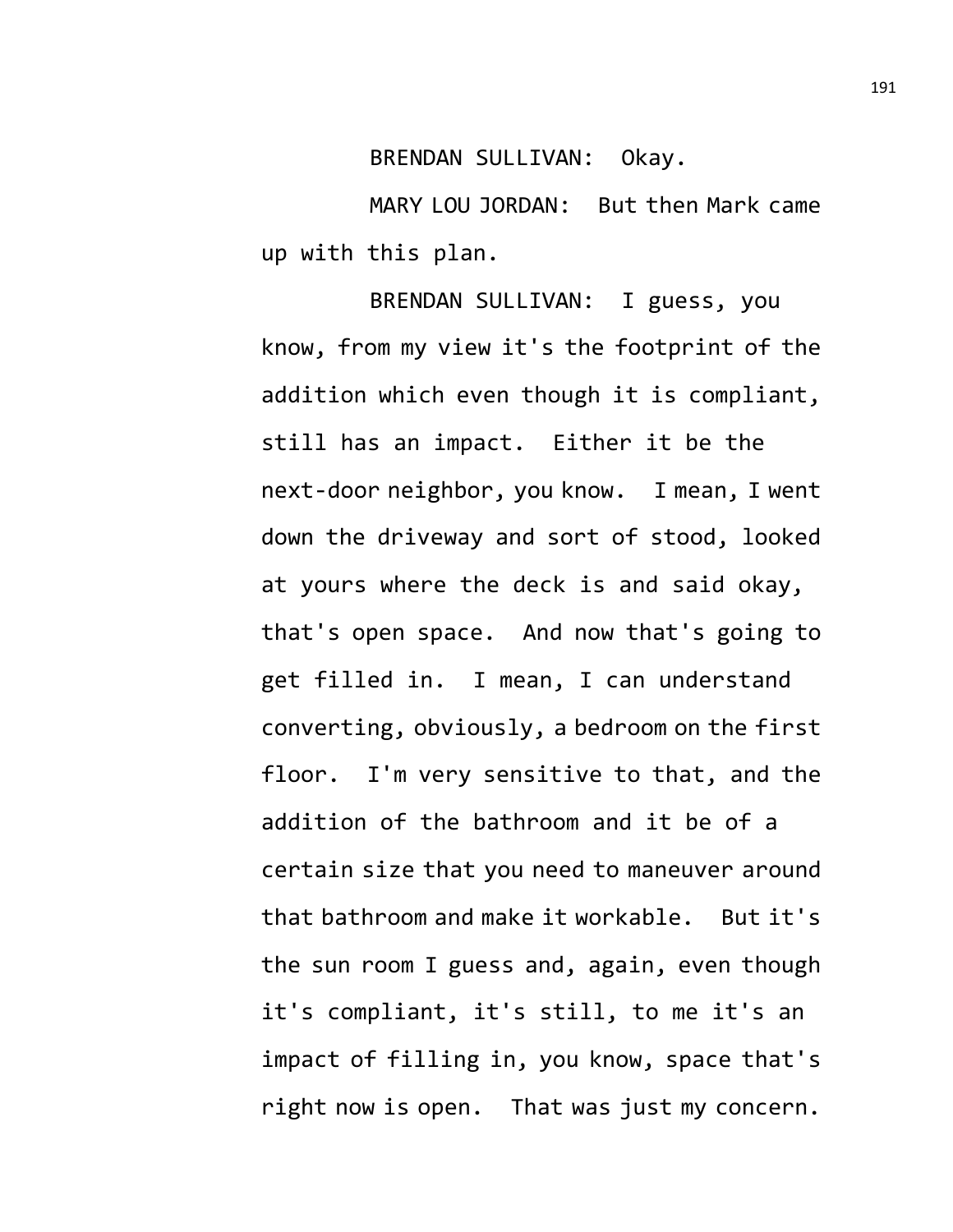BRENDAN SULLIVAN: Okay.

MARY LOU JORDAN: But then Mark came up with this plan.

BRENDAN SULLIVAN: I guess, you know, from my view it's the footprint of the addition which even though it is compliant, still has an impact. Either it be the next-door neighbor, you know. I mean, I went down the driveway and sort of stood, looked at yours where the deck is and said okay, that's open space. And now that's going to get filled in. I mean, I can understand converting, obviously, a bedroom on the first floor. I'm very sensitive to that, and the addition of the bathroom and it be of a certain size that you need to maneuver around that bathroom and make it workable. But it's the sun room I guess and, again, even though it's compliant, it's still, to me it's an impact of filling in, you know, space that's right now is open. That was just my concern.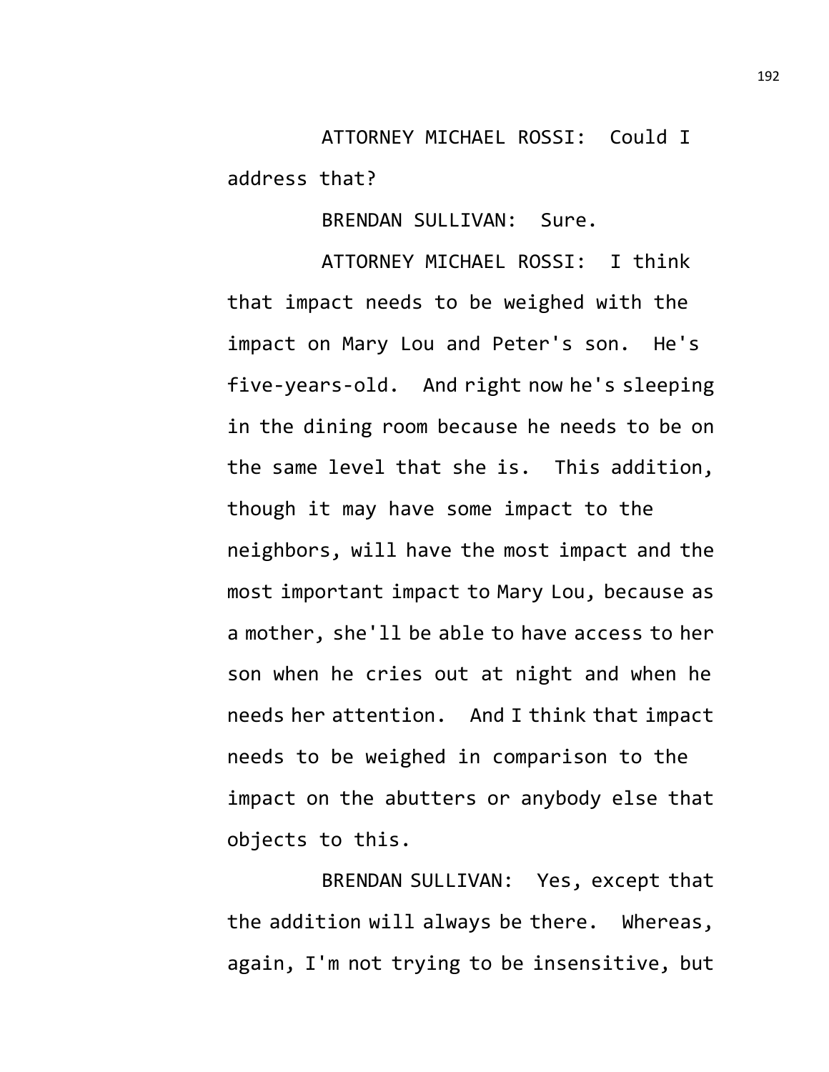ATTORNEY MICHAEL ROSSI: Could I address that?

BRENDAN SULLIVAN: Sure.

ATTORNEY MICHAEL ROSSI: I think that impact needs to be weighed with the impact on Mary Lou and Peter's son. He's five-years-old. And right now he's sleeping in the dining room because he needs to be on the same level that she is. This addition, though it may have some impact to the neighbors, will have the most impact and the most important impact to Mary Lou, because as a mother, she'll be able to have access to her son when he cries out at night and when he needs her attention. And I think that impact needs to be weighed in comparison to the impact on the abutters or anybody else that objects to this.

BRENDAN SULLIVAN: Yes, except that the addition will always be there. Whereas, again, I'm not trying to be insensitive, but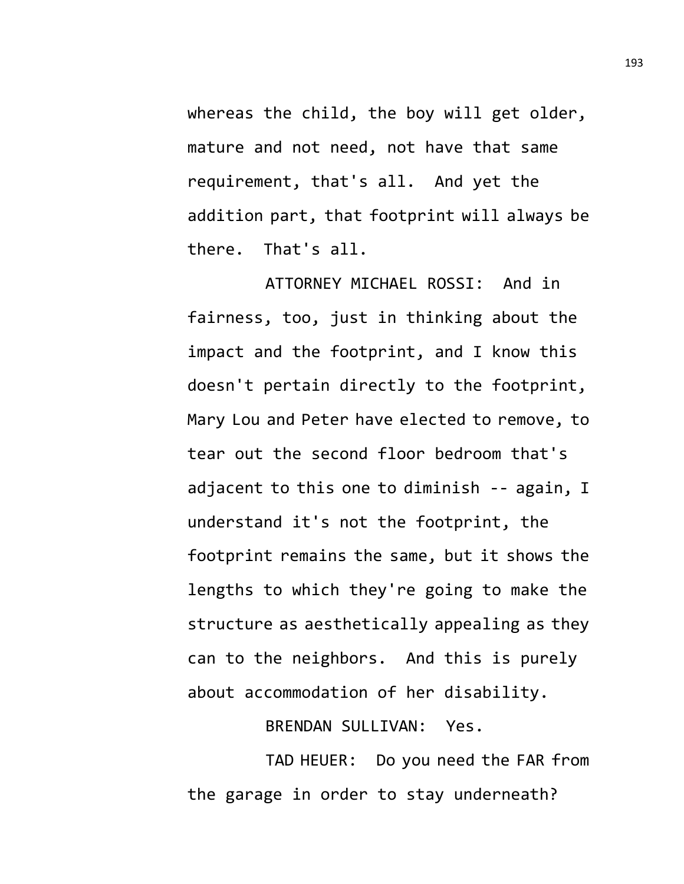whereas the child, the boy will get older, mature and not need, not have that same requirement, that's all. And yet the addition part, that footprint will always be there. That's all.

ATTORNEY MICHAEL ROSSI: And in fairness, too, just in thinking about the impact and the footprint, and I know this doesn't pertain directly to the footprint, Mary Lou and Peter have elected to remove, to tear out the second floor bedroom that's adjacent to this one to diminish -- again, I understand it's not the footprint, the footprint remains the same, but it shows the lengths to which they're going to make the structure as aesthetically appealing as they can to the neighbors. And this is purely about accommodation of her disability.

BRENDAN SULLIVAN: Yes.

TAD HEUER: Do you need the FAR from the garage in order to stay underneath?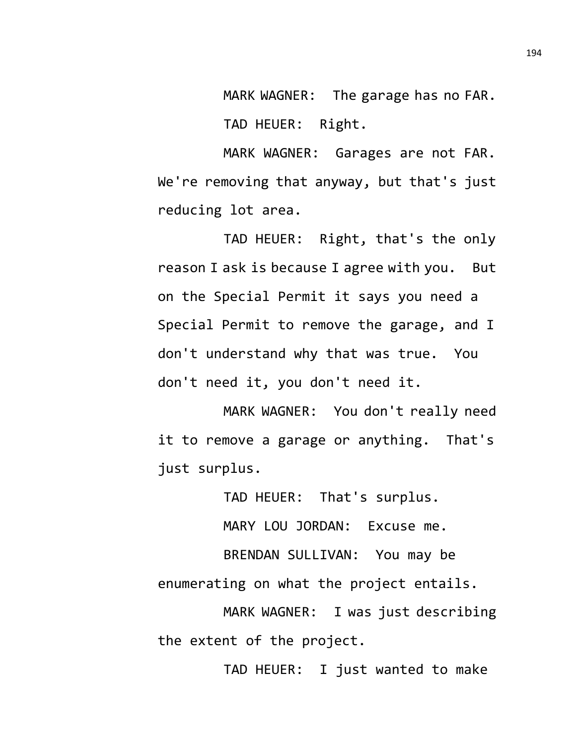MARK WAGNER: The garage has no FAR.

TAD HEUER: Right.

MARK WAGNER: Garages are not FAR. We're removing that anyway, but that's just reducing lot area.

TAD HEUER: Right, that's the only reason I ask is because I agree with you. But on the Special Permit it says you need a Special Permit to remove the garage, and I don't understand why that was true. You don't need it, you don't need it.

MARK WAGNER: You don't really need it to remove a garage or anything. That's just surplus.

TAD HEUER: That's surplus.

MARY LOU JORDAN: Excuse me.

BRENDAN SULLIVAN: You may be enumerating on what the project entails.

MARK WAGNER: I was just describing the extent of the project.

TAD HEUER: I just wanted to make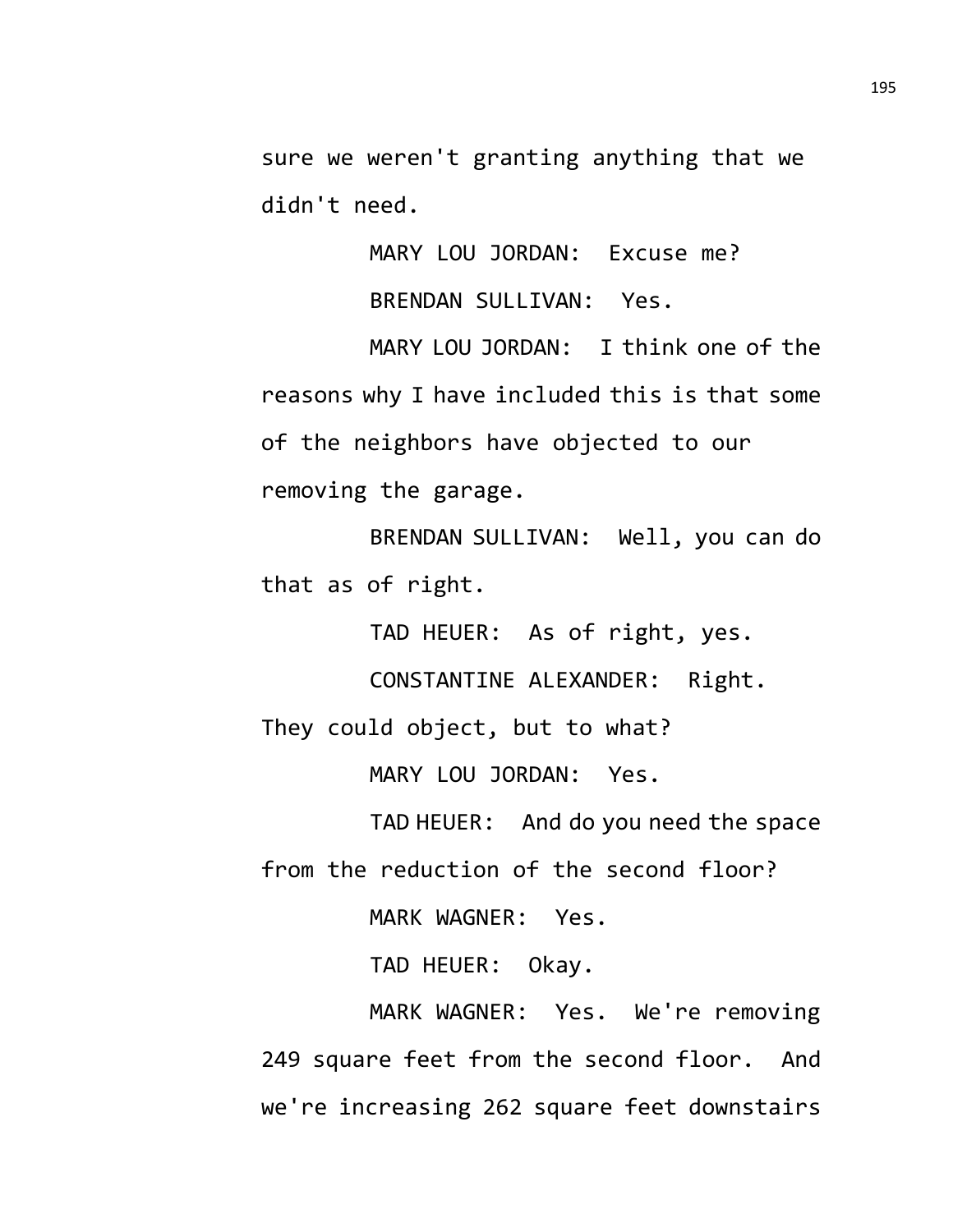sure we weren't granting anything that we didn't need.

MARY LOU JORDAN: Excuse me?

BRENDAN SULLIVAN: Yes.

MARY LOU JORDAN: I think one of the reasons why I have included this is that some of the neighbors have objected to our removing the garage.

BRENDAN SULLIVAN: Well, you can do that as of right.

TAD HEUER: As of right, yes.

CONSTANTINE ALEXANDER: Right. They could object, but to what?

MARY LOU JORDAN: Yes.

TAD HEUER: And do you need the space from the reduction of the second floor?

MARK WAGNER: Yes.

TAD HEUER: Okay.

MARK WAGNER: Yes. We're removing 249 square feet from the second floor. And we're increasing 262 square feet downstairs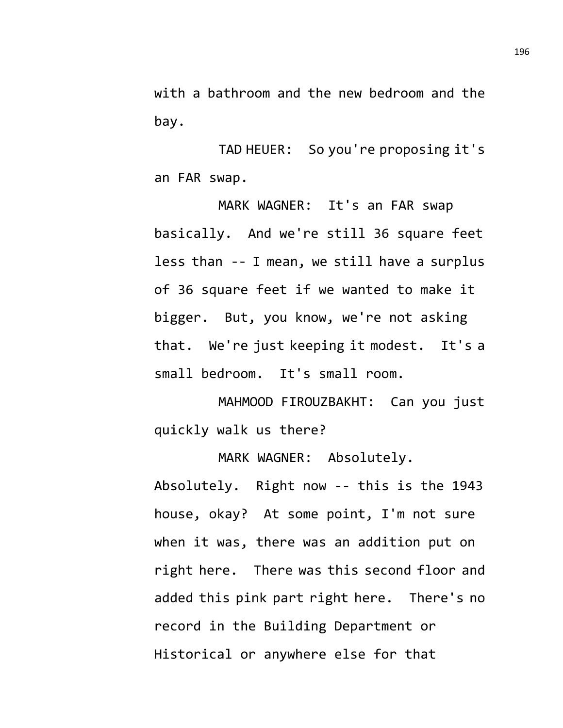with a bathroom and the new bedroom and the bay.

TAD HEUER: So you're proposing it's an FAR swap.

MARK WAGNER: It's an FAR swap basically. And we're still 36 square feet less than -- I mean, we still have a surplus of 36 square feet if we wanted to make it bigger. But, you know, we're not asking that. We're just keeping it modest. It's a small bedroom. It's small room.

MAHMOOD FIROUZBAKHT: Can you just quickly walk us there?

MARK WAGNER: Absolutely. Absolutely. Right now -- this is the 1943 house, okay? At some point, I'm not sure when it was, there was an addition put on right here. There was this second floor and added this pink part right here. There's no record in the Building Department or Historical or anywhere else for that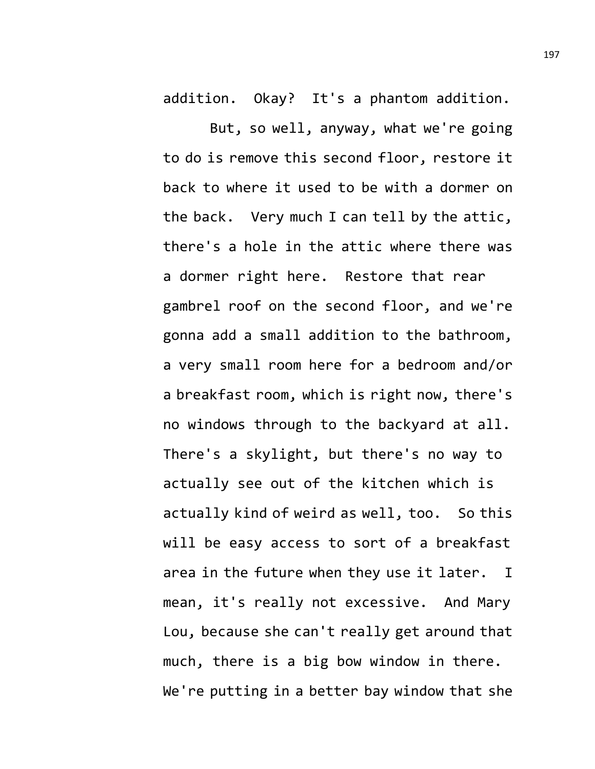addition. Okay? It's a phantom addition.

But, so well, anyway, what we're going to do is remove this second floor, restore it back to where it used to be with a dormer on the back. Very much I can tell by the attic, there's a hole in the attic where there was a dormer right here. Restore that rear gambrel roof on the second floor, and we're gonna add a small addition to the bathroom, a very small room here for a bedroom and/or a breakfast room, which is right now, there's no windows through to the backyard at all. There's a skylight, but there's no way to actually see out of the kitchen which is actually kind of weird as well, too. So this will be easy access to sort of a breakfast area in the future when they use it later. I mean, it's really not excessive. And Mary Lou, because she can't really get around that much, there is a big bow window in there. We're putting in a better bay window that she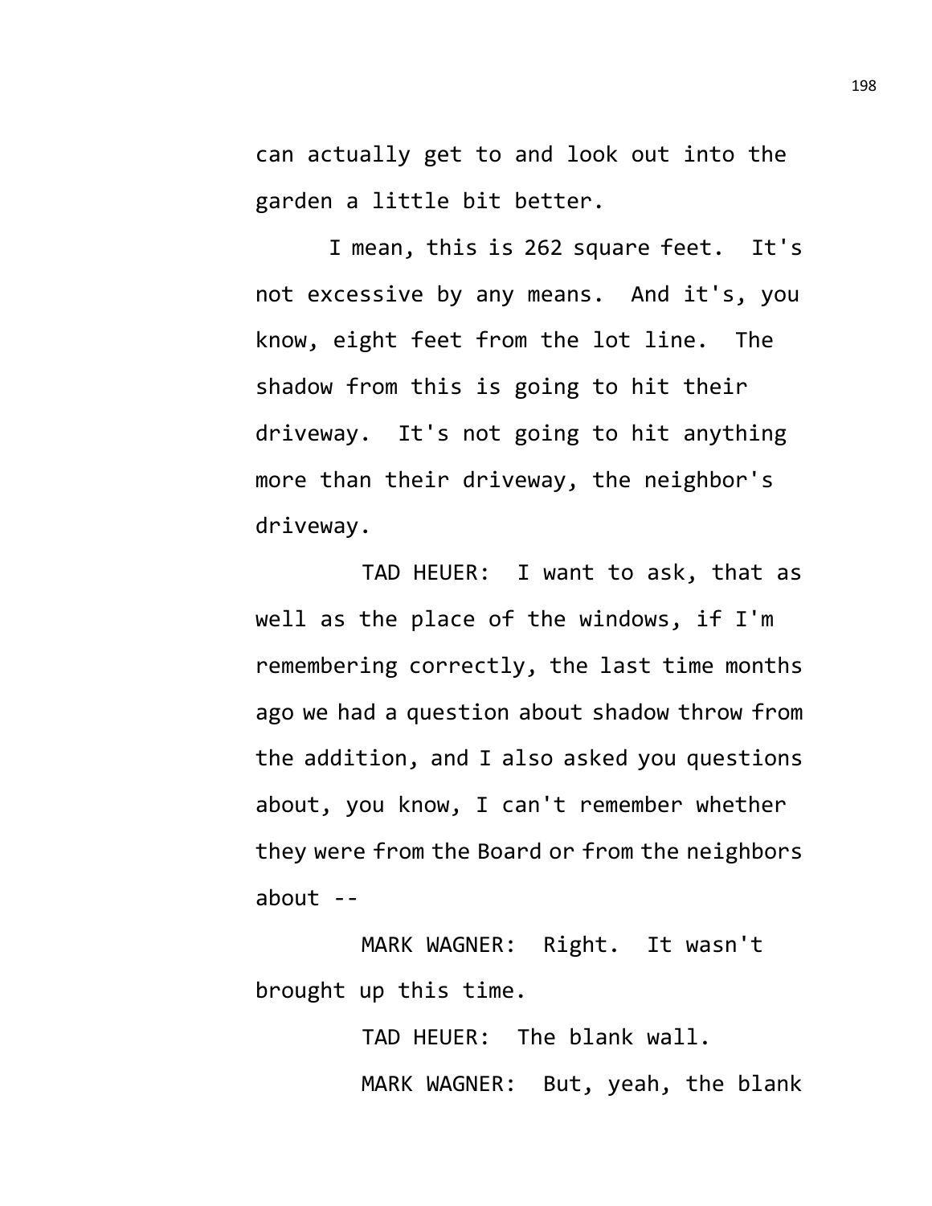can actually get to and look out into the garden a little bit better.

I mean, this is 262 square feet. It's not excessive by any means. And it's, you know, eight feet from the lot line. The shadow from this is going to hit their driveway. It's not going to hit anything more than their driveway, the neighbor's driveway.

TAD HEUER: I want to ask, that as well as the place of the windows, if I'm remembering correctly, the last time months ago we had a question about shadow throw from the addition, and I also asked you questions about, you know, I can't remember whether they were from the Board or from the neighbors about --

MARK WAGNER: Right. It wasn't brought up this time.

TAD HEUER: The blank wall.

MARK WAGNER: But, yeah, the blank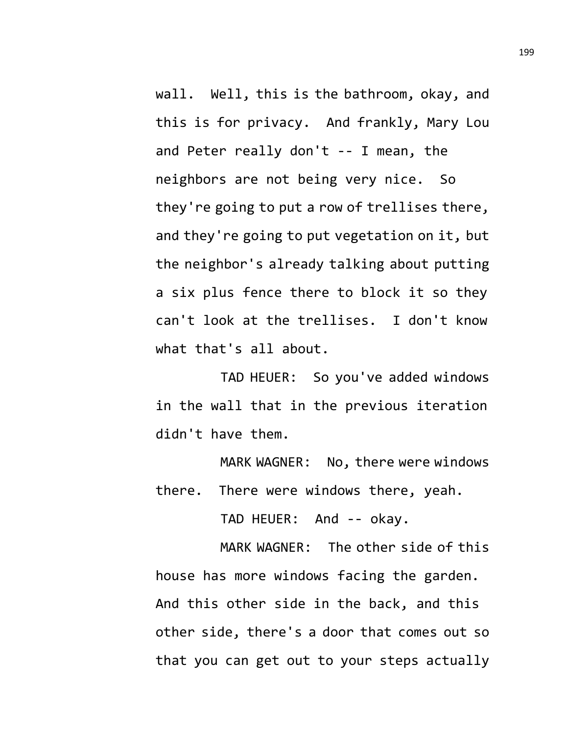wall. Well, this is the bathroom, okay, and this is for privacy. And frankly, Mary Lou and Peter really don't -- I mean, the neighbors are not being very nice. So they're going to put a row of trellises there, and they're going to put vegetation on it, but the neighbor's already talking about putting a six plus fence there to block it so they can't look at the trellises. I don't know what that's all about.

TAD HEUER: So you've added windows in the wall that in the previous iteration didn't have them.

MARK WAGNER: No, there were windows there. There were windows there, yeah.

TAD HEUER: And -- okay.

MARK WAGNER: The other side of this house has more windows facing the garden. And this other side in the back, and this other side, there's a door that comes out so that you can get out to your steps actually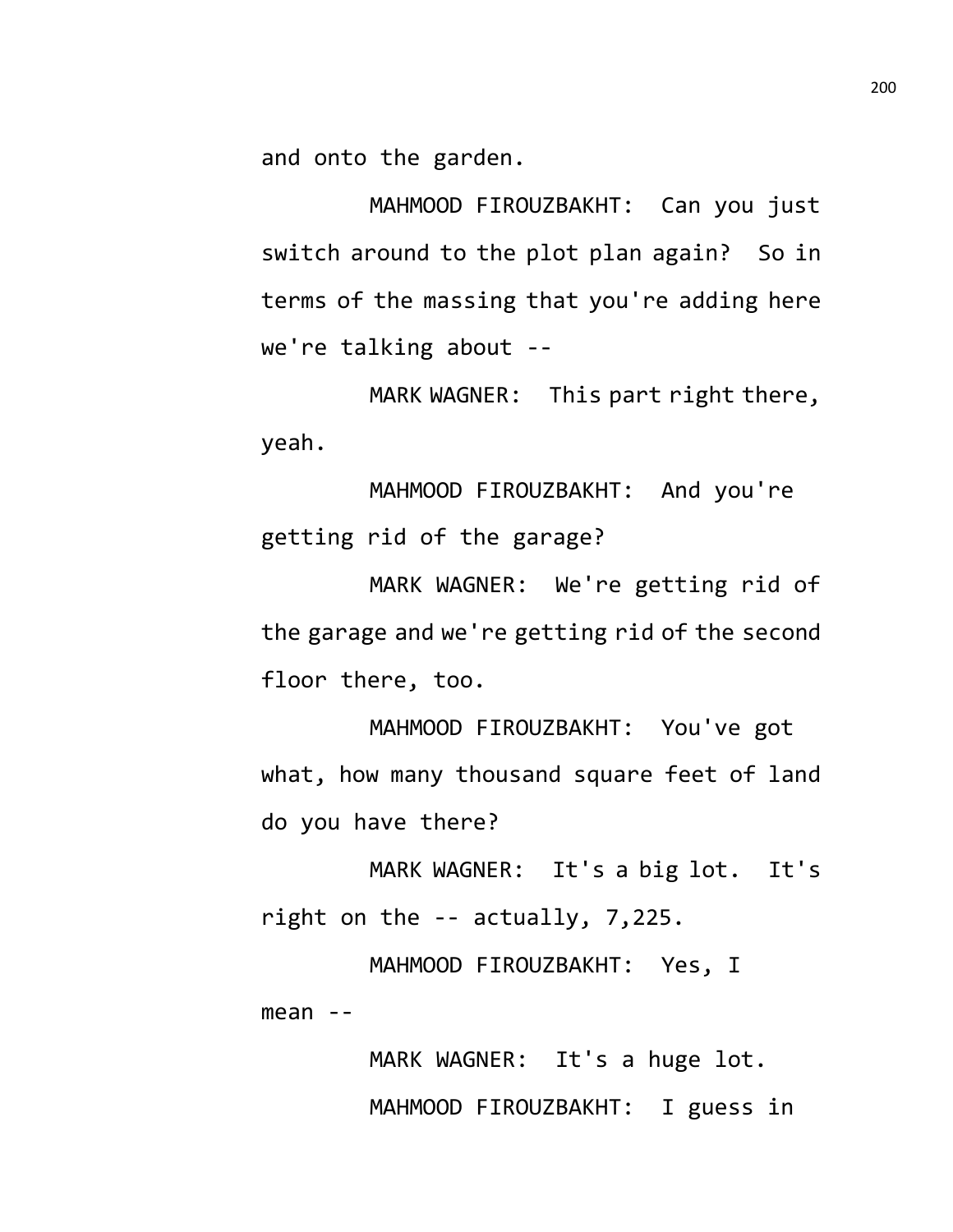and onto the garden.

MAHMOOD FIROUZBAKHT: Can you just switch around to the plot plan again? So in terms of the massing that you're adding here we're talking about --

MARK WAGNER: This part right there, yeah.

MAHMOOD FIROUZBAKHT: And you're getting rid of the garage?

MARK WAGNER: We're getting rid of the garage and we're getting rid of the second floor there, too.

MAHMOOD FIROUZBAKHT: You've got what, how many thousand square feet of land do you have there?

MARK WAGNER: It's a big lot. It's right on the -- actually, 7,225.

MAHMOOD FIROUZBAKHT: Yes, I mean --

MARK WAGNER: It's a huge lot.

MAHMOOD FIROUZBAKHT: I guess in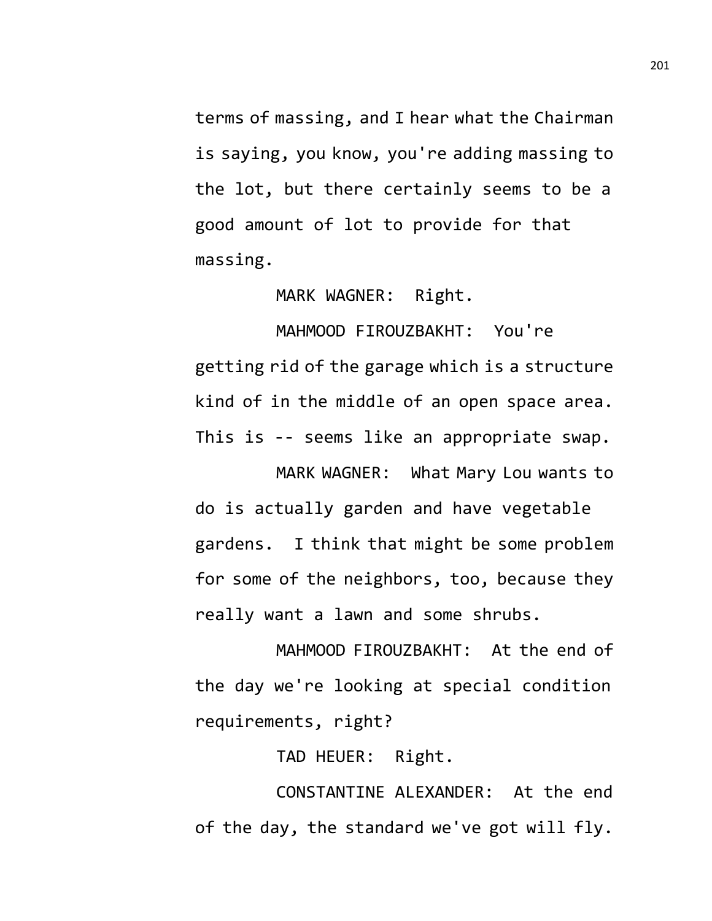terms of massing, and I hear what the Chairman is saying, you know, you're adding massing to the lot, but there certainly seems to be a good amount of lot to provide for that massing.

MARK WAGNER: Right.

MAHMOOD FIROUZBAKHT: You're getting rid of the garage which is a structure kind of in the middle of an open space area. This is -- seems like an appropriate swap.

MARK WAGNER: What Mary Lou wants to do is actually garden and have vegetable gardens. I think that might be some problem for some of the neighbors, too, because they really want a lawn and some shrubs.

MAHMOOD FIROUZBAKHT: At the end of the day we're looking at special condition requirements, right?

TAD HEUER: Right.

CONSTANTINE ALEXANDER: At the end of the day, the standard we've got will fly.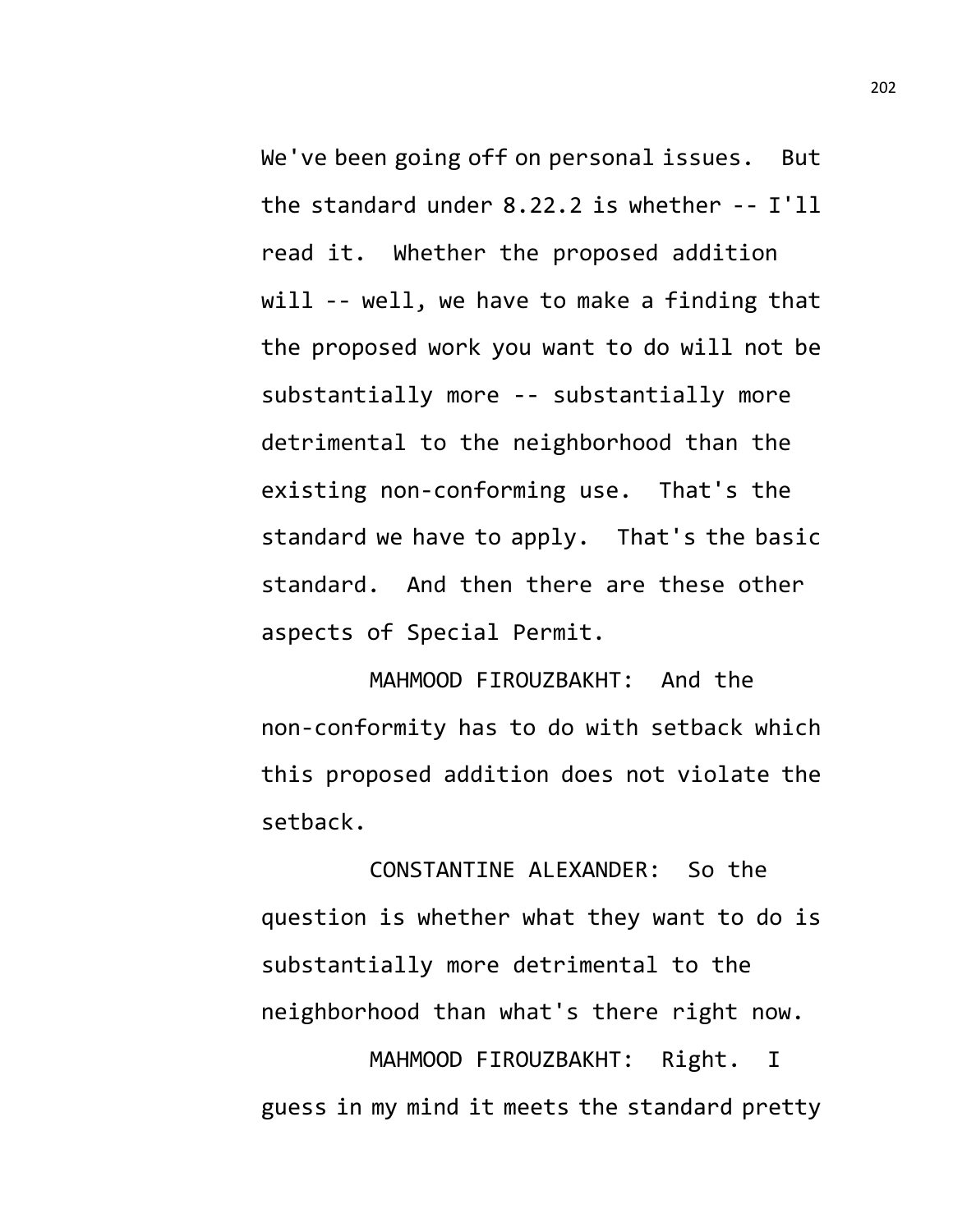We've been going off on personal issues. But the standard under 8.22.2 is whether -- I'll read it. Whether the proposed addition will -- well, we have to make a finding that the proposed work you want to do will not be substantially more -- substantially more detrimental to the neighborhood than the existing non-conforming use. That's the standard we have to apply. That's the basic standard. And then there are these other aspects of Special Permit.

MAHMOOD FIROUZBAKHT: And the non-conformity has to do with setback which this proposed addition does not violate the setback.

CONSTANTINE ALEXANDER: So the question is whether what they want to do is substantially more detrimental to the neighborhood than what's there right now.

MAHMOOD FIROUZBAKHT: Right. I guess in my mind it meets the standard pretty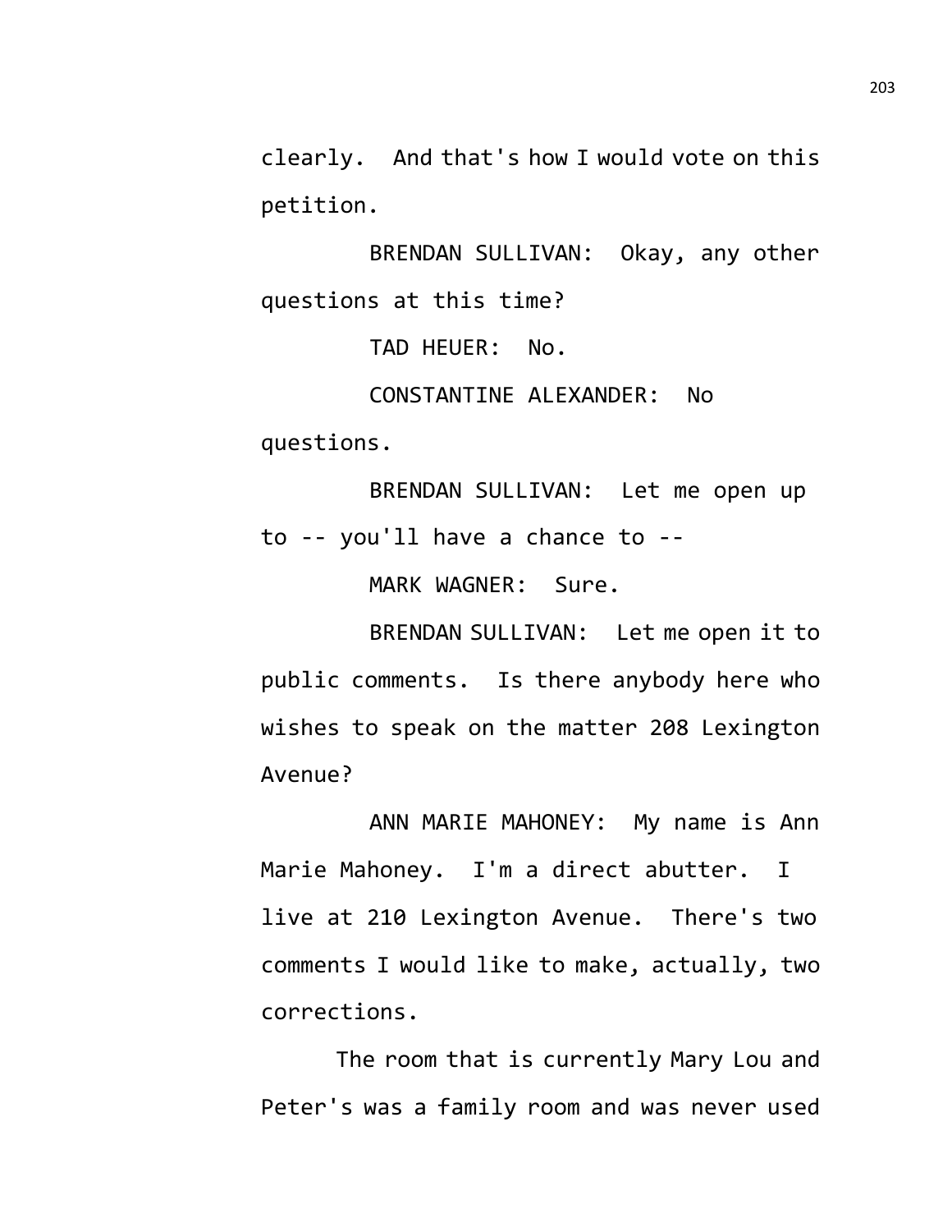clearly. And that's how I would vote on this petition.

BRENDAN SULLIVAN: Okay, any other questions at this time?

TAD HEUER: No.

CONSTANTINE ALEXANDER: No questions.

BRENDAN SULLIVAN: Let me open up to -- you'll have a chance to --

MARK WAGNER: Sure.

BRENDAN SULLIVAN: Let me open it to public comments. Is there anybody here who wishes to speak on the matter 208 Lexington Avenue?

ANN MARIE MAHONEY: My name is Ann Marie Mahoney. I'm a direct abutter. I live at 210 Lexington Avenue. There's two comments I would like to make, actually, two corrections.

The room that is currently Mary Lou and Peter's was a family room and was never used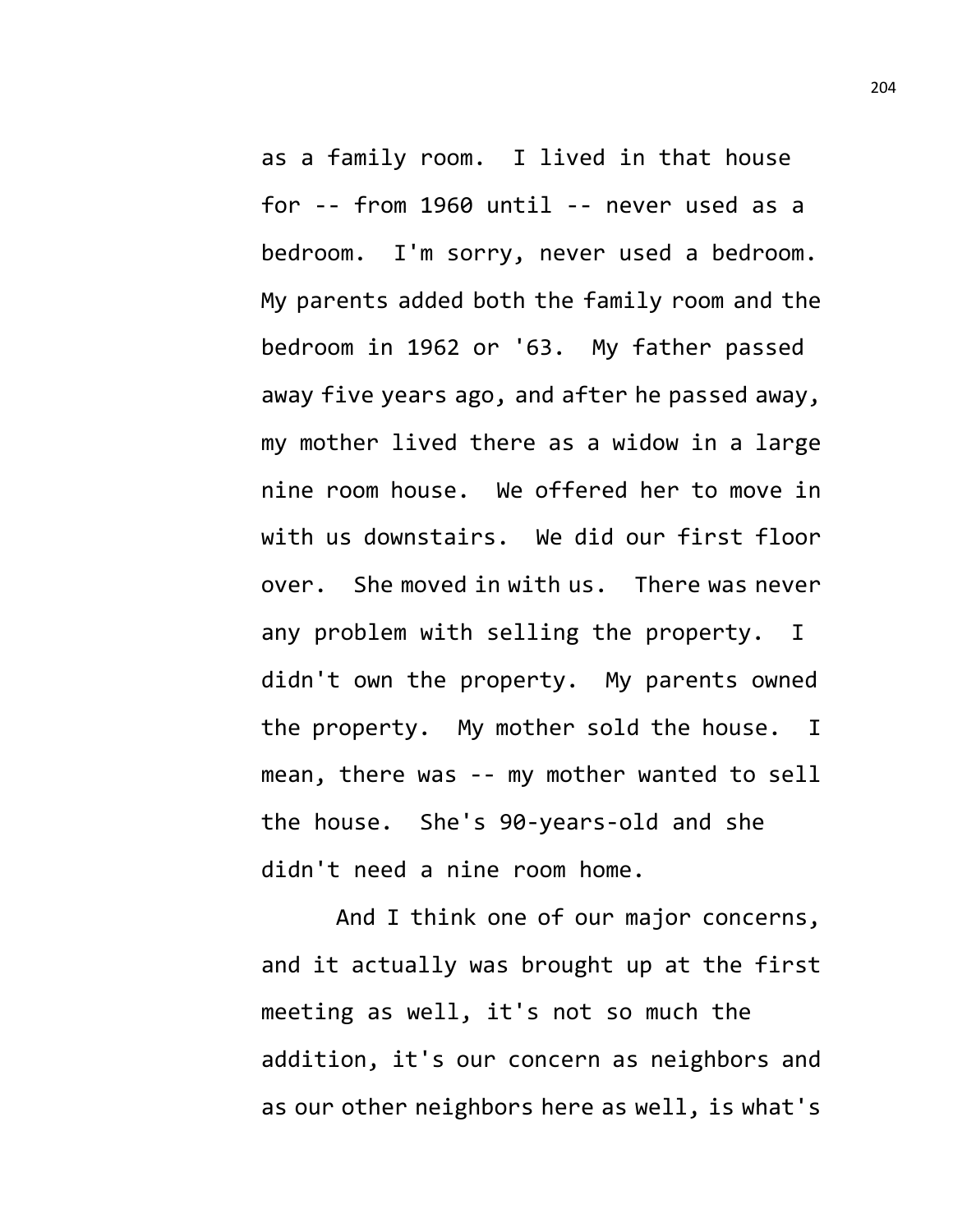as a family room. I lived in that house for -- from 1960 until -- never used as a bedroom. I'm sorry, never used a bedroom. My parents added both the family room and the bedroom in 1962 or '63. My father passed away five years ago, and after he passed away, my mother lived there as a widow in a large nine room house. We offered her to move in with us downstairs. We did our first floor over. She moved in with us. There was never any problem with selling the property. I didn't own the property. My parents owned the property. My mother sold the house. I mean, there was -- my mother wanted to sell the house. She's 90-years-old and she didn't need a nine room home.

And I think one of our major concerns, and it actually was brought up at the first meeting as well, it's not so much the addition, it's our concern as neighbors and as our other neighbors here as well, is what's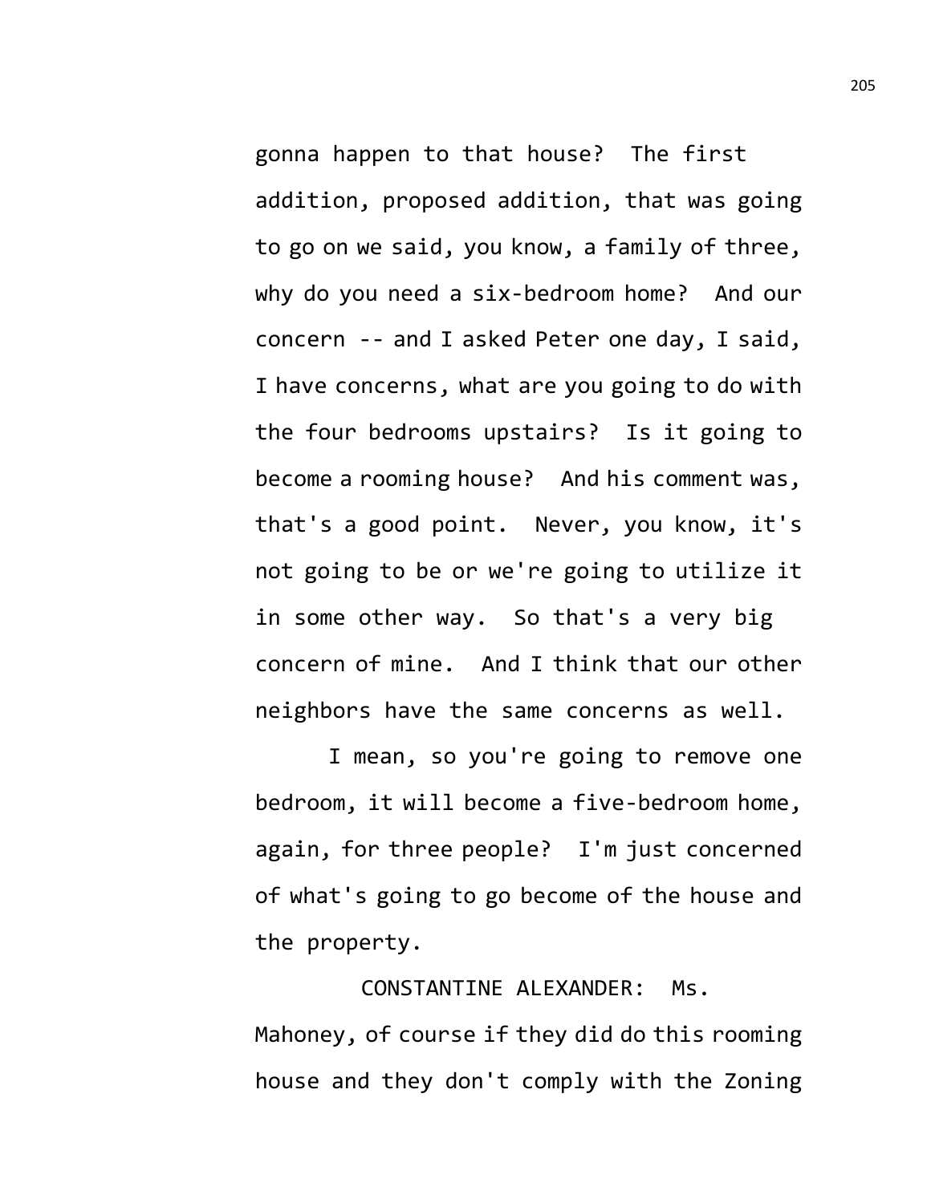gonna happen to that house? The first addition, proposed addition, that was going to go on we said, you know, a family of three, why do you need a six-bedroom home? And our concern -- and I asked Peter one day, I said, I have concerns, what are you going to do with the four bedrooms upstairs? Is it going to become a rooming house? And his comment was, that's a good point. Never, you know, it's not going to be or we're going to utilize it in some other way. So that's a very big concern of mine. And I think that our other neighbors have the same concerns as well.

I mean, so you're going to remove one bedroom, it will become a five-bedroom home, again, for three people? I'm just concerned of what's going to go become of the house and the property.

CONSTANTINE ALEXANDER: Ms. Mahoney, of course if they did do this rooming house and they don't comply with the Zoning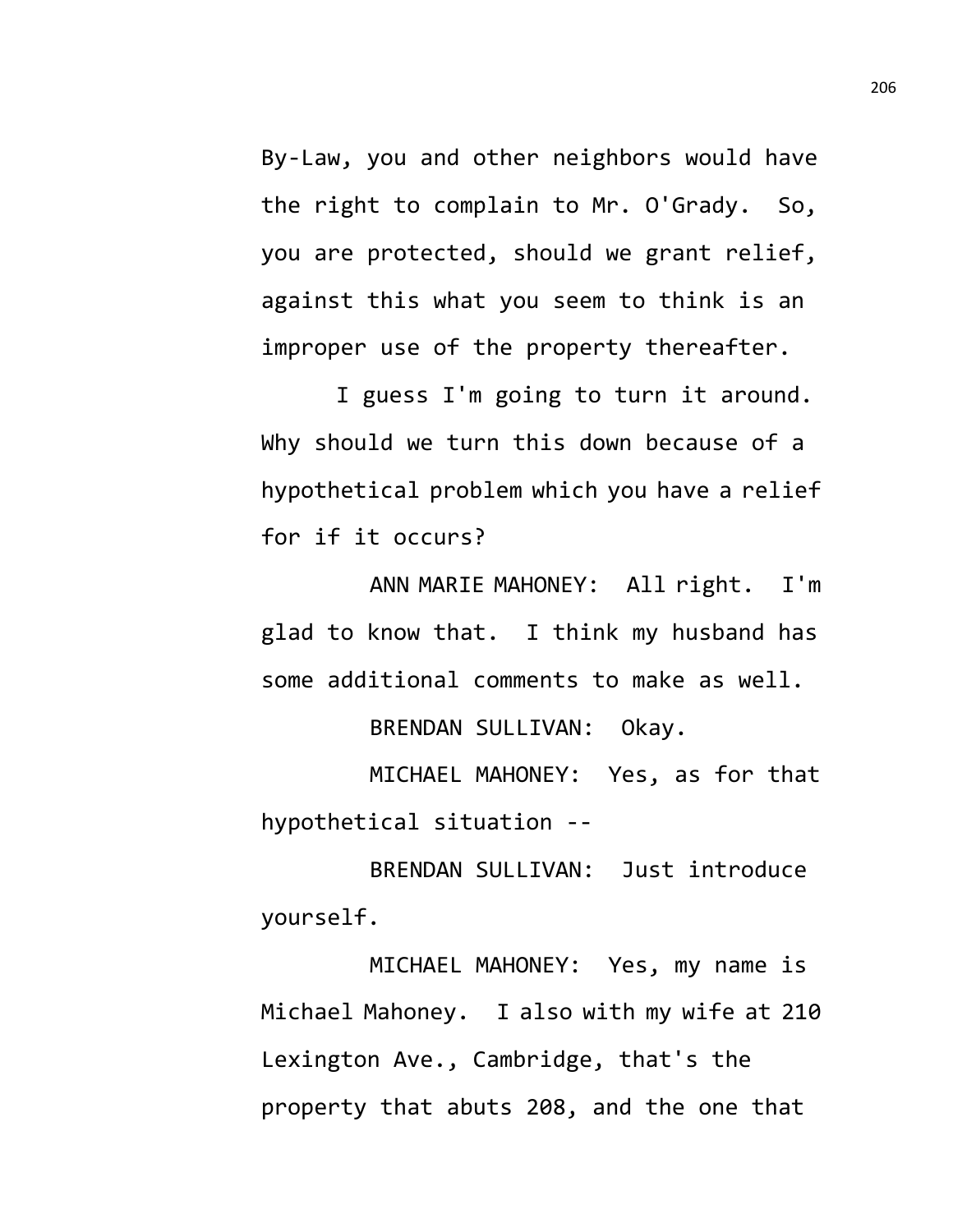By-Law, you and other neighbors would have the right to complain to Mr. O'Grady. So, you are protected, should we grant relief, against this what you seem to think is an improper use of the property thereafter.

I guess I'm going to turn it around. Why should we turn this down because of a hypothetical problem which you have a relief for if it occurs?

ANN MARIE MAHONEY: All right. I'm glad to know that. I think my husband has some additional comments to make as well.

BRENDAN SULLIVAN: Okay.

MICHAEL MAHONEY: Yes, as for that hypothetical situation --

BRENDAN SULLIVAN: Just introduce yourself.

MICHAEL MAHONEY: Yes, my name is Michael Mahoney. I also with my wife at 210 Lexington Ave., Cambridge, that's the property that abuts 208, and the one that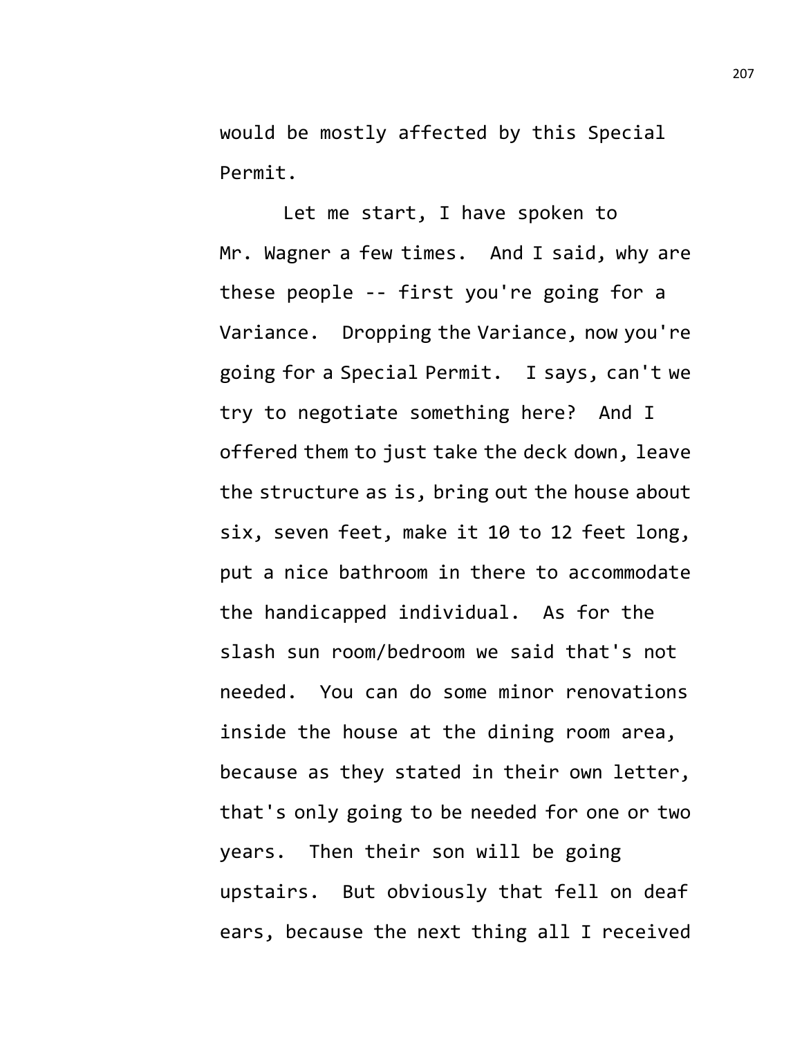would be mostly affected by this Special Permit.

Let me start, I have spoken to Mr. Wagner a few times. And I said, why are these people -- first you're going for a Variance. Dropping the Variance, now you're going for a Special Permit. I says, can't we try to negotiate something here? And I offered them to just take the deck down, leave the structure as is, bring out the house about six, seven feet, make it 10 to 12 feet long, put a nice bathroom in there to accommodate the handicapped individual. As for the slash sun room/bedroom we said that's not needed. You can do some minor renovations inside the house at the dining room area, because as they stated in their own letter, that's only going to be needed for one or two years. Then their son will be going upstairs. But obviously that fell on deaf ears, because the next thing all I received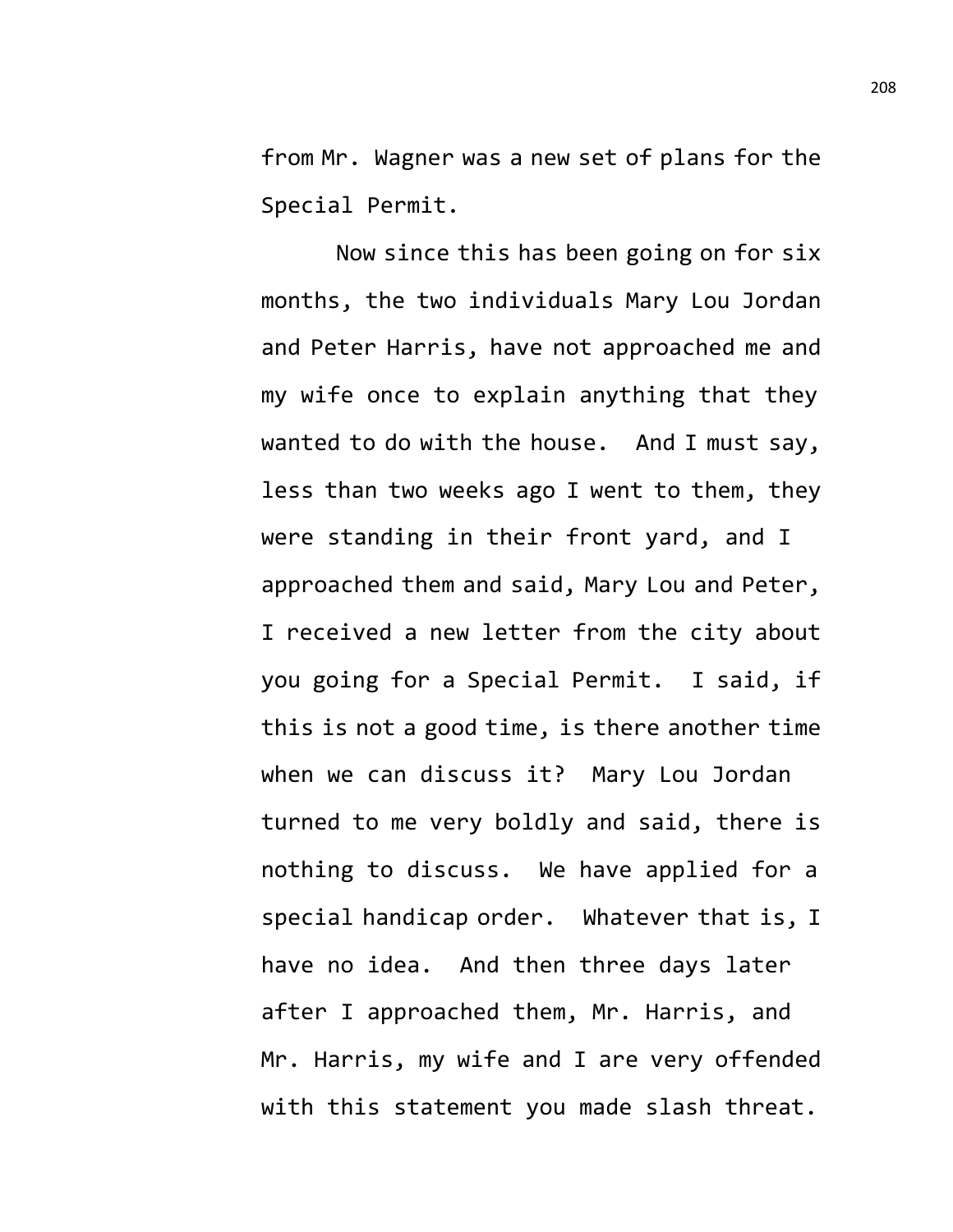from Mr. Wagner was a new set of plans for the Special Permit.

Now since this has been going on for six months, the two individuals Mary Lou Jordan and Peter Harris, have not approached me and my wife once to explain anything that they wanted to do with the house. And I must say, less than two weeks ago I went to them, they were standing in their front yard, and I approached them and said, Mary Lou and Peter, I received a new letter from the city about you going for a Special Permit. I said, if this is not a good time, is there another time when we can discuss it? Mary Lou Jordan turned to me very boldly and said, there is nothing to discuss. We have applied for a special handicap order. Whatever that is, I have no idea. And then three days later after I approached them, Mr. Harris, and Mr. Harris, my wife and I are very offended with this statement you made slash threat.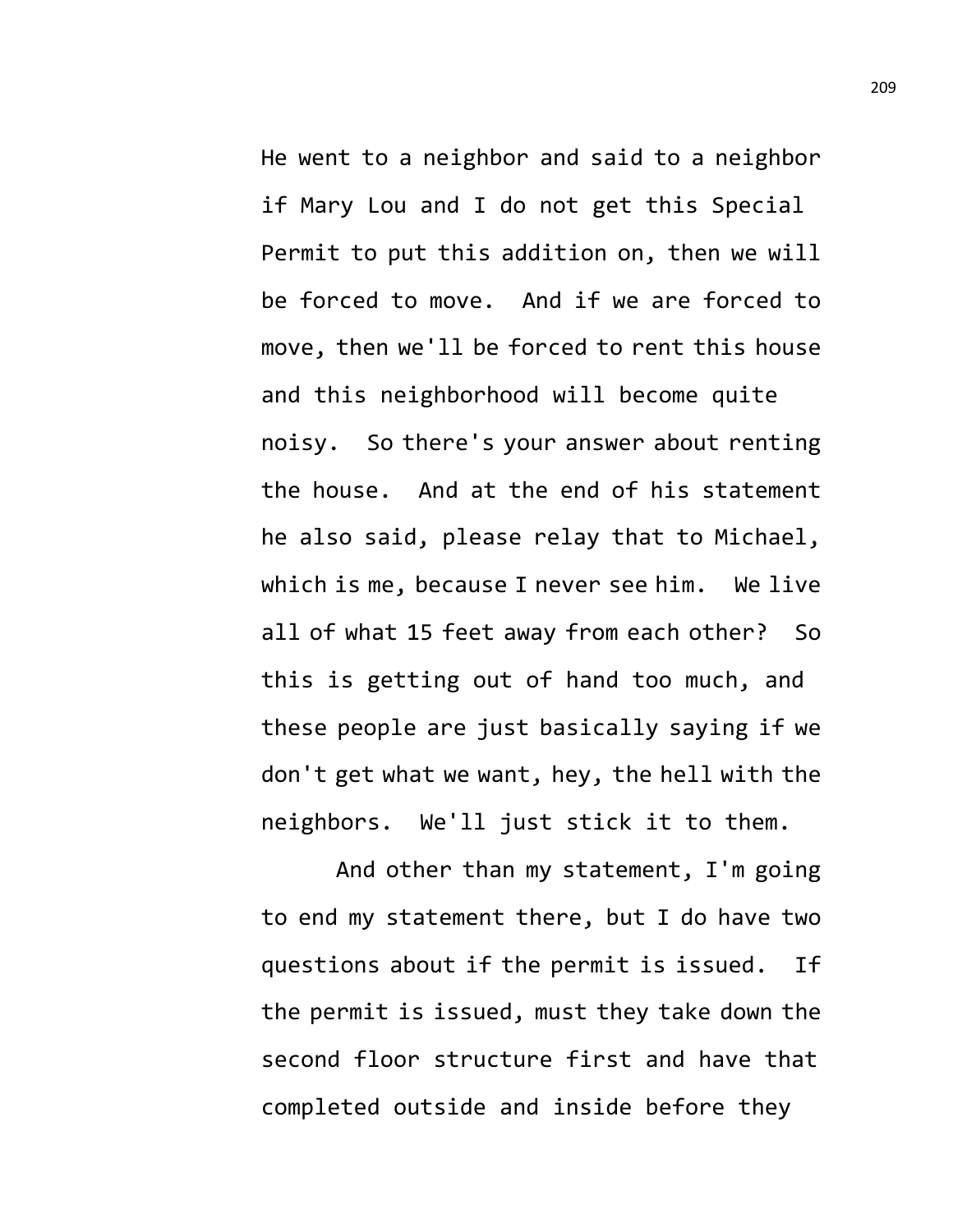He went to a neighbor and said to a neighbor if Mary Lou and I do not get this Special Permit to put this addition on, then we will be forced to move. And if we are forced to move, then we'll be forced to rent this house and this neighborhood will become quite noisy. So there's your answer about renting the house. And at the end of his statement he also said, please relay that to Michael, which is me, because I never see him. We live all of what 15 feet away from each other? So this is getting out of hand too much, and these people are just basically saying if we don't get what we want, hey, the hell with the neighbors. We'll just stick it to them.

And other than my statement, I'm going to end my statement there, but I do have two questions about if the permit is issued. If the permit is issued, must they take down the second floor structure first and have that completed outside and inside before they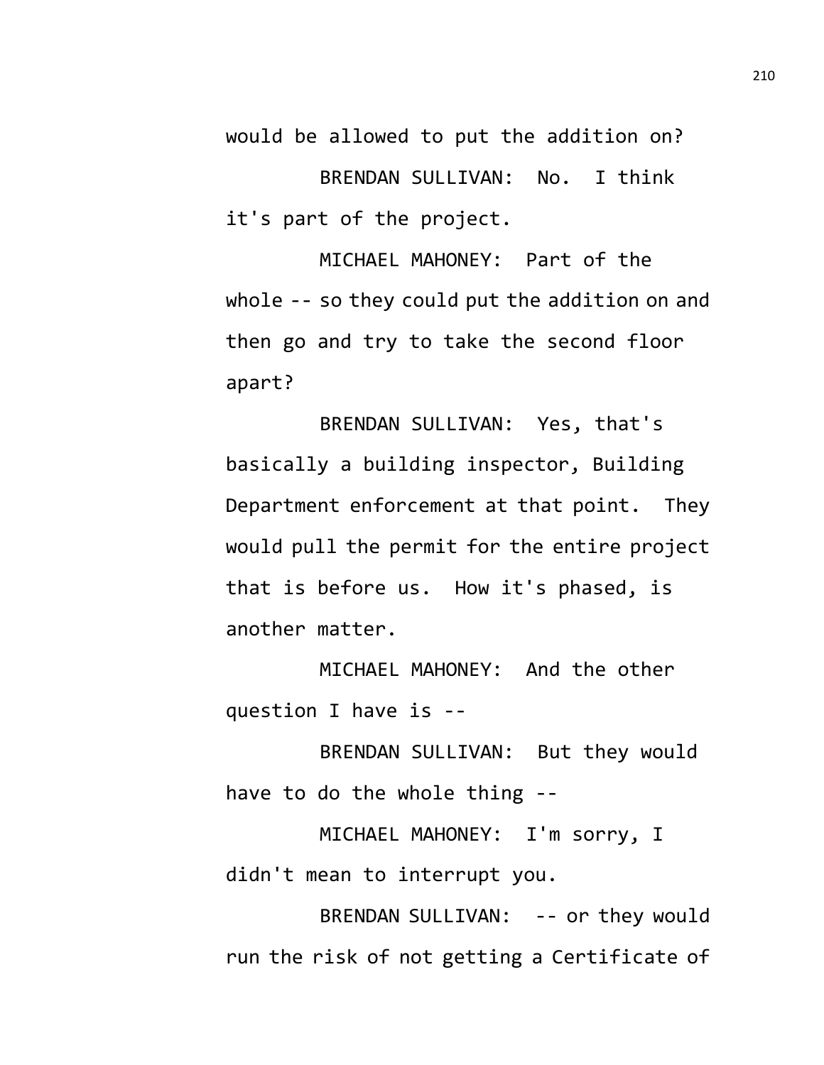would be allowed to put the addition on?

BRENDAN SULLIVAN: No. I think it's part of the project.

MICHAEL MAHONEY: Part of the whole -- so they could put the addition on and then go and try to take the second floor apart?

BRENDAN SULLIVAN: Yes, that's basically a building inspector, Building Department enforcement at that point. They would pull the permit for the entire project that is before us. How it's phased, is another matter.

MICHAEL MAHONEY: And the other question I have is --

BRENDAN SULLIVAN: But they would have to do the whole thing --

MICHAEL MAHONEY: I'm sorry, I didn't mean to interrupt you.

BRENDAN SULLIVAN: -- or they would run the risk of not getting a Certificate of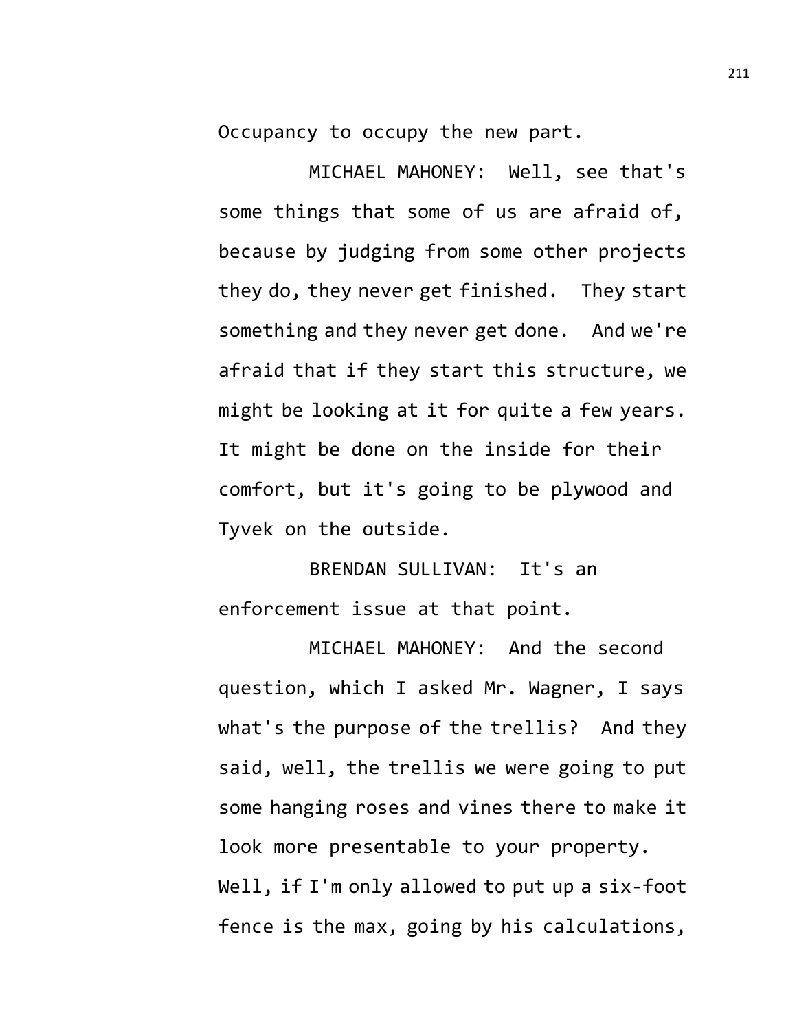Occupancy to occupy the new part.

MICHAEL MAHONEY: Well, see that's some things that some of us are afraid of, because by judging from some other projects they do, they never get finished. They start something and they never get done. And we're afraid that if they start this structure, we might be looking at it for quite a few years. It might be done on the inside for their comfort, but it's going to be plywood and Tyvek on the outside.

BRENDAN SULLIVAN: It's an enforcement issue at that point.

MICHAEL MAHONEY: And the second question, which I asked Mr. Wagner, I says what's the purpose of the trellis? And they said, well, the trellis we were going to put some hanging roses and vines there to make it look more presentable to your property. Well, if I'm only allowed to put up a six-foot fence is the max, going by his calculations,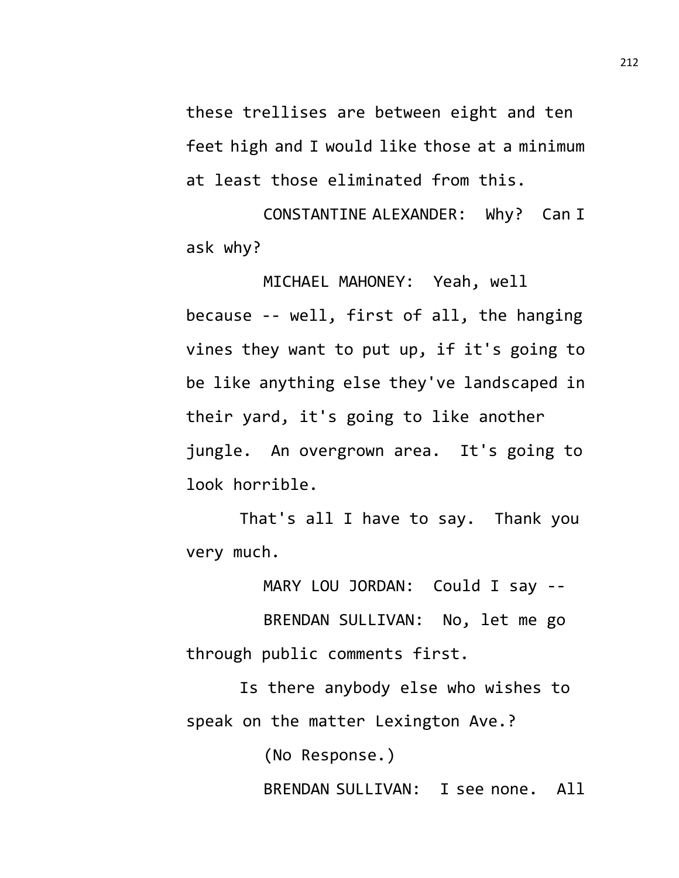these trellises are between eight and ten feet high and I would like those at a minimum at least those eliminated from this.

CONSTANTINE ALEXANDER: Why? Can I ask why?

MICHAEL MAHONEY: Yeah, well because -- well, first of all, the hanging vines they want to put up, if it's going to be like anything else they've landscaped in their yard, it's going to like another jungle. An overgrown area. It's going to look horrible.

That's all I have to say. Thank you very much.

MARY LOU JORDAN: Could I say --

BRENDAN SULLIVAN: No, let me go through public comments first.

Is there anybody else who wishes to speak on the matter Lexington Ave.?

(No Response.)

BRENDAN SULLIVAN: I see none. All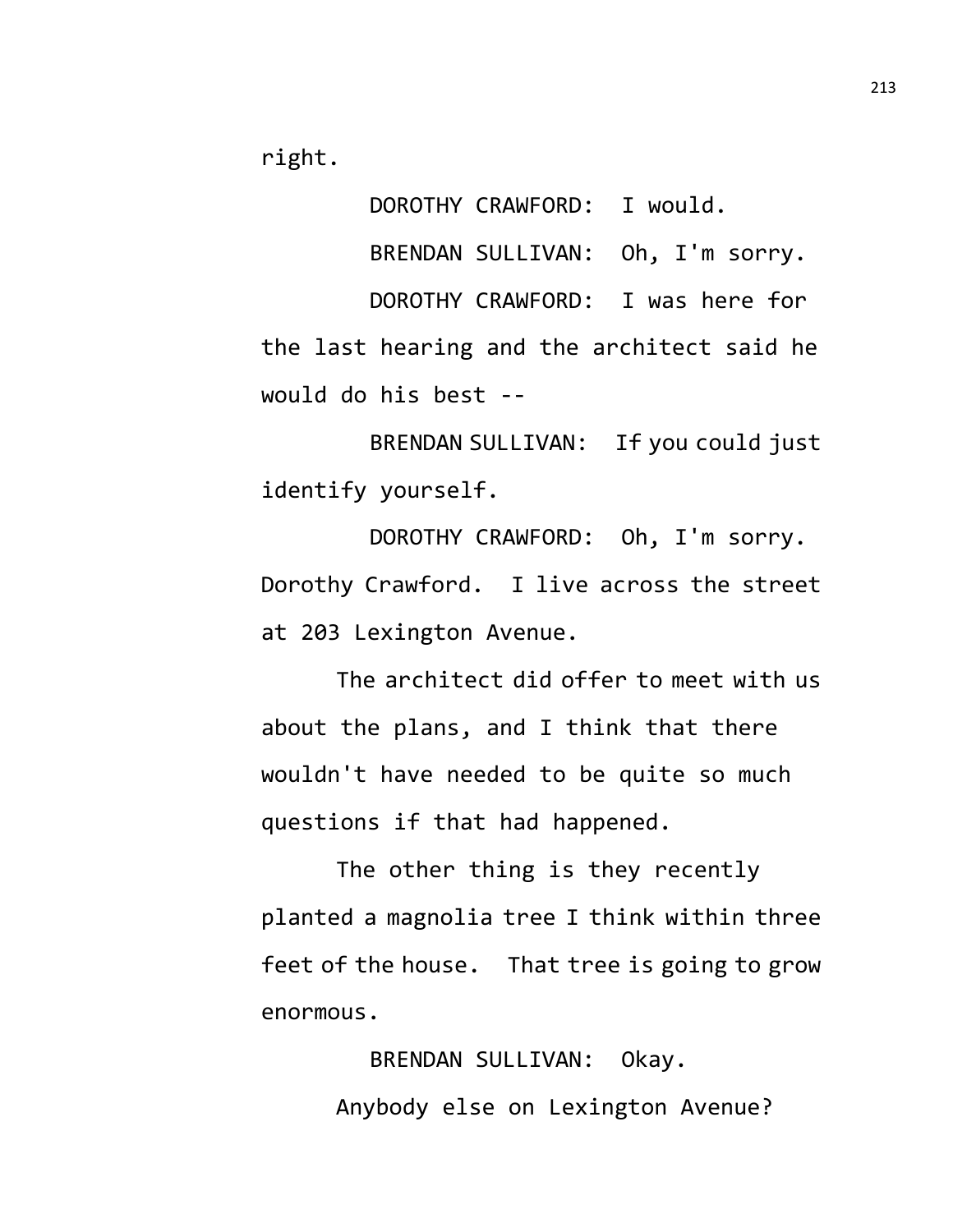right.

DOROTHY CRAWFORD: I would.

BRENDAN SULLIVAN: Oh, I'm sorry.

DOROTHY CRAWFORD: I was here for the last hearing and the architect said he would do his best --

BRENDAN SULLIVAN: If you could just identify yourself.

DOROTHY CRAWFORD: Oh, I'm sorry. Dorothy Crawford. I live across the street at 203 Lexington Avenue.

The architect did offer to meet with us about the plans, and I think that there wouldn't have needed to be quite so much questions if that had happened.

The other thing is they recently planted a magnolia tree I think within three feet of the house. That tree is going to grow enormous.

BRENDAN SULLIVAN: Okay.

Anybody else on Lexington Avenue?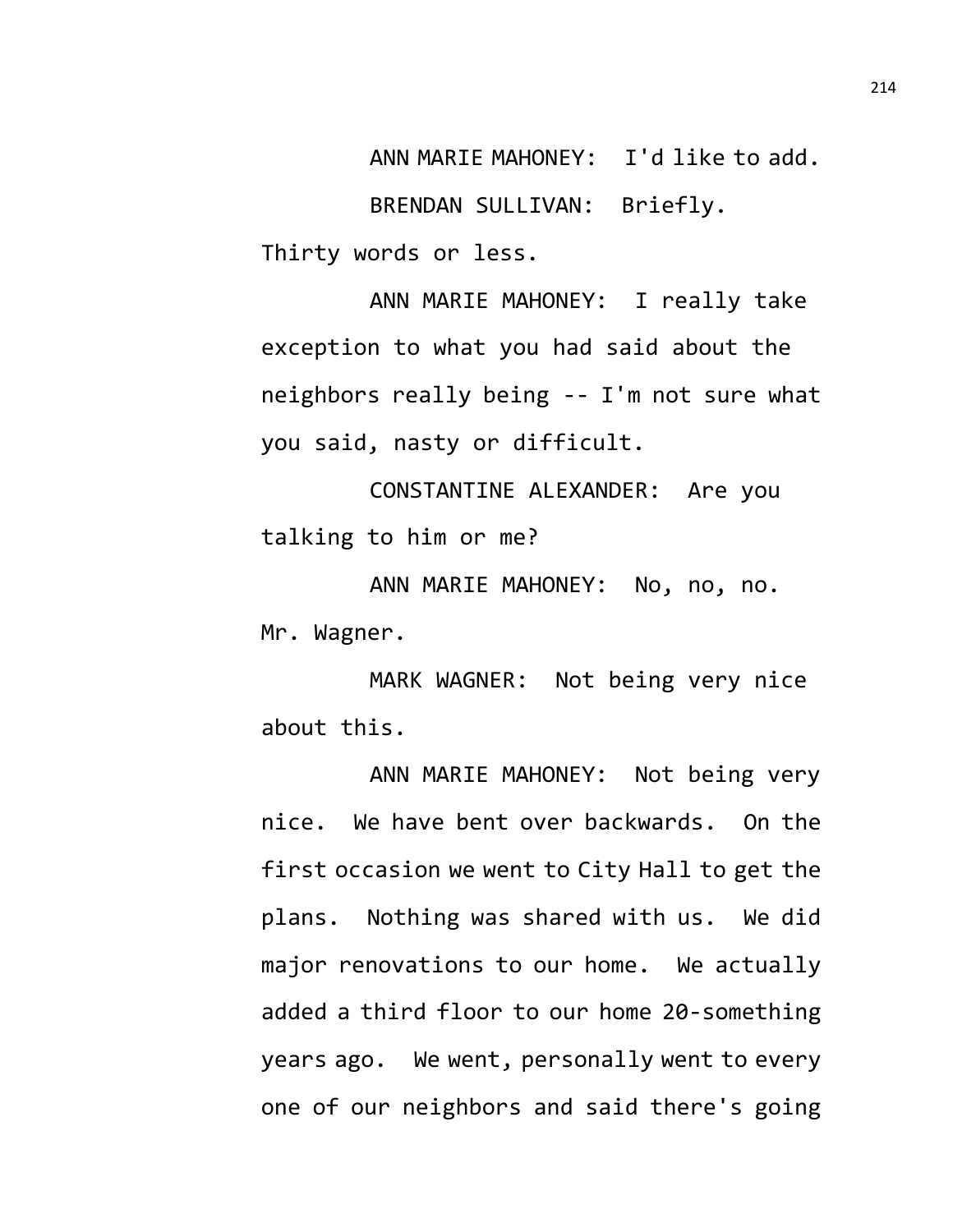ANN MARIE MAHONEY: I'd like to add.

BRENDAN SULLIVAN: Briefly. Thirty words or less.

ANN MARIE MAHONEY: I really take exception to what you had said about the neighbors really being -- I'm not sure what you said, nasty or difficult.

CONSTANTINE ALEXANDER: Are you talking to him or me?

ANN MARIE MAHONEY: No, no, no. Mr. Wagner.

MARK WAGNER: Not being very nice about this.

ANN MARIE MAHONEY: Not being very nice. We have bent over backwards. On the first occasion we went to City Hall to get the plans. Nothing was shared with us. We did major renovations to our home. We actually added a third floor to our home 20-something years ago. We went, personally went to every one of our neighbors and said there's going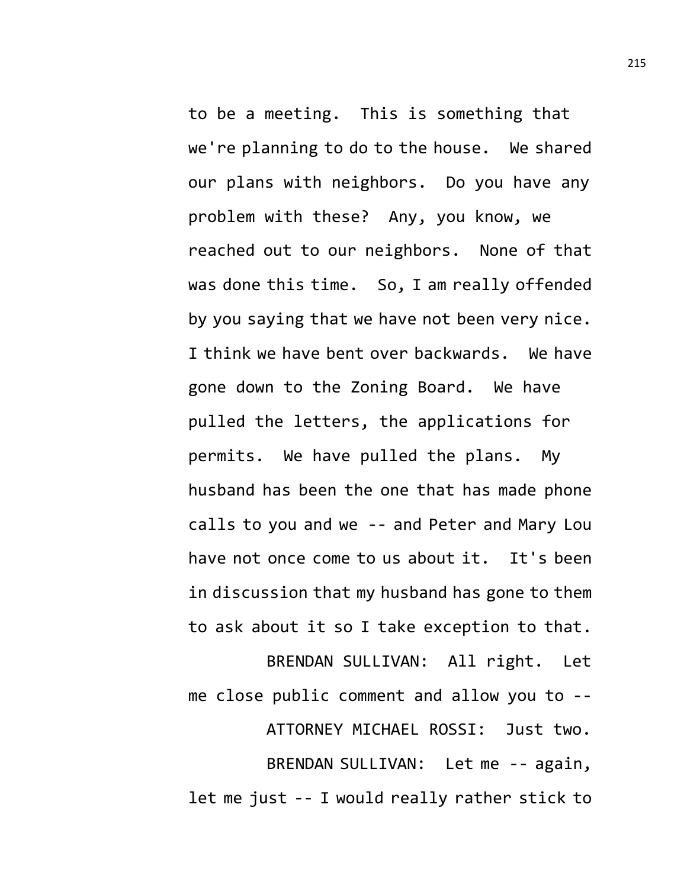to be a meeting. This is something that we're planning to do to the house. We shared our plans with neighbors. Do you have any problem with these? Any, you know, we reached out to our neighbors. None of that was done this time. So, I am really offended by you saying that we have not been very nice. I think we have bent over backwards. We have gone down to the Zoning Board. We have pulled the letters, the applications for permits. We have pulled the plans. My husband has been the one that has made phone calls to you and we -- and Peter and Mary Lou have not once come to us about it. It's been in discussion that my husband has gone to them to ask about it so I take exception to that.

BRENDAN SULLIVAN: All right. Let me close public comment and allow you to --

ATTORNEY MICHAEL ROSSI: Just two.

BRENDAN SULLIVAN: Let me -- again, let me just -- I would really rather stick to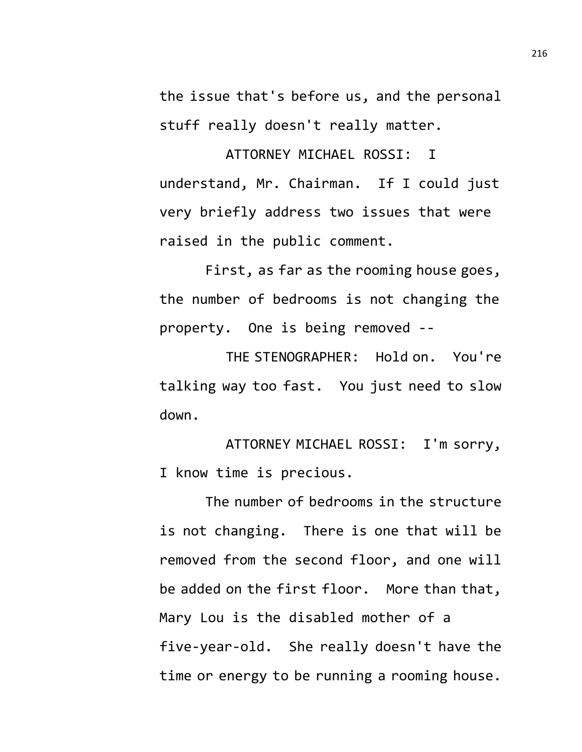the issue that's before us, and the personal stuff really doesn't really matter.

ATTORNEY MICHAEL ROSSI: I understand, Mr. Chairman. If I could just very briefly address two issues that were raised in the public comment.

First, as far as the rooming house goes, the number of bedrooms is not changing the property. One is being removed --

THE STENOGRAPHER: Hold on. You're talking way too fast. You just need to slow down.

ATTORNEY MICHAEL ROSSI: I'm sorry, I know time is precious.

The number of bedrooms in the structure is not changing. There is one that will be removed from the second floor, and one will be added on the first floor. More than that, Mary Lou is the disabled mother of a five-year-old. She really doesn't have the time or energy to be running a rooming house.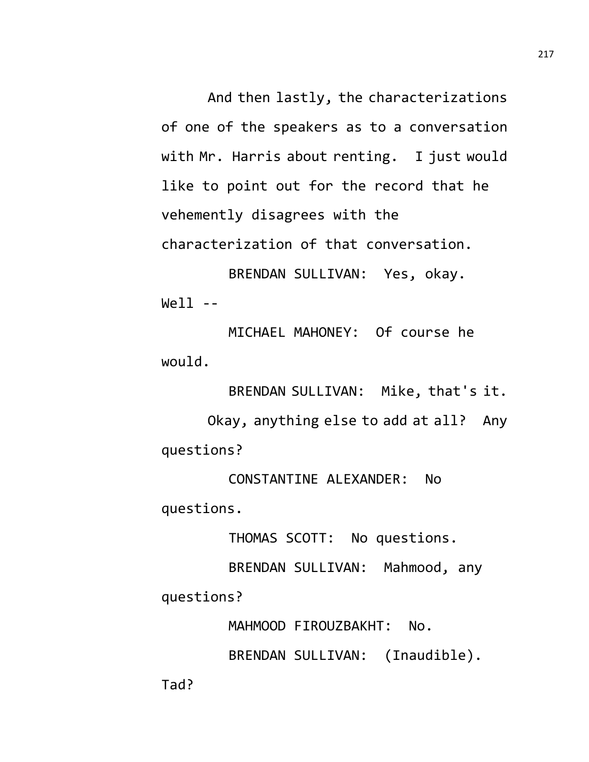And then lastly, the characterizations of one of the speakers as to a conversation with Mr. Harris about renting. I just would like to point out for the record that he vehemently disagrees with the characterization of that conversation.

BRENDAN SULLIVAN: Yes, okay. Well --

MICHAEL MAHONEY: Of course he would.

BRENDAN SULLIVAN: Mike, that's it.

Okay, anything else to add at all? Any questions?

CONSTANTINE ALEXANDER: No questions.

THOMAS SCOTT: No questions.

BRENDAN SULLIVAN: Mahmood, any questions?

MAHMOOD FIROUZBAKHT: No.

BRENDAN SULLIVAN: (Inaudible). Tad?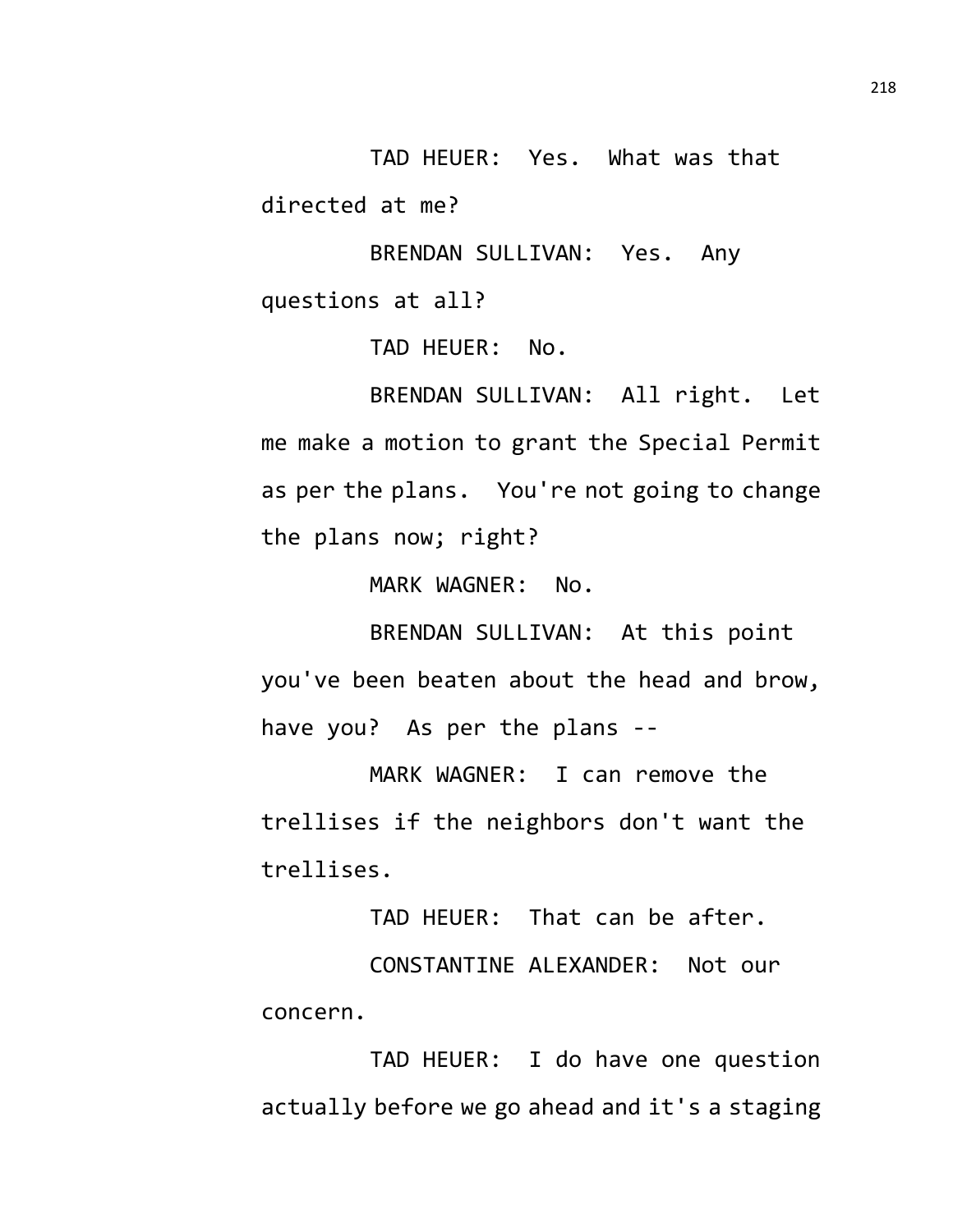TAD HEUER: Yes. What was that directed at me?

BRENDAN SULLIVAN: Yes. Any questions at all?

TAD HEUER: No.

BRENDAN SULLIVAN: All right. Let me make a motion to grant the Special Permit as per the plans. You're not going to change the plans now; right?

MARK WAGNER: No.

BRENDAN SULLIVAN: At this point you've been beaten about the head and brow, have you? As per the plans --

MARK WAGNER: I can remove the trellises if the neighbors don't want the trellises.

TAD HEUER: That can be after.

CONSTANTINE ALEXANDER: Not our concern.

TAD HEUER: I do have one question actually before we go ahead and it's a staging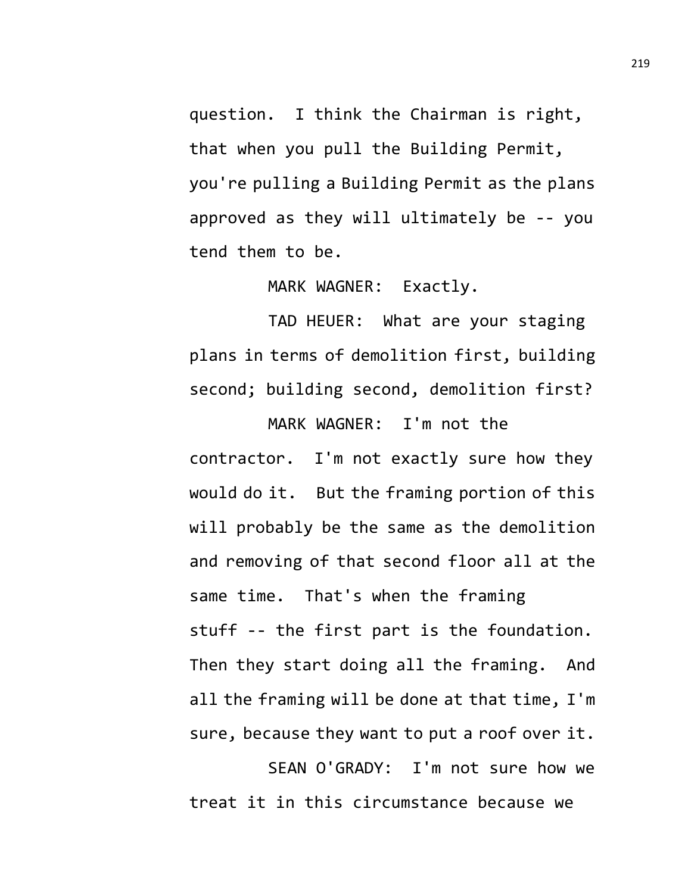question. I think the Chairman is right, that when you pull the Building Permit, you're pulling a Building Permit as the plans approved as they will ultimately be -- you tend them to be.

MARK WAGNER: Exactly.

TAD HEUER: What are your staging plans in terms of demolition first, building second; building second, demolition first?

MARK WAGNER: I'm not the contractor. I'm not exactly sure how they would do it. But the framing portion of this will probably be the same as the demolition and removing of that second floor all at the same time. That's when the framing stuff -- the first part is the foundation. Then they start doing all the framing. And all the framing will be done at that time, I'm sure, because they want to put a roof over it.

SEAN O'GRADY: I'm not sure how we treat it in this circumstance because we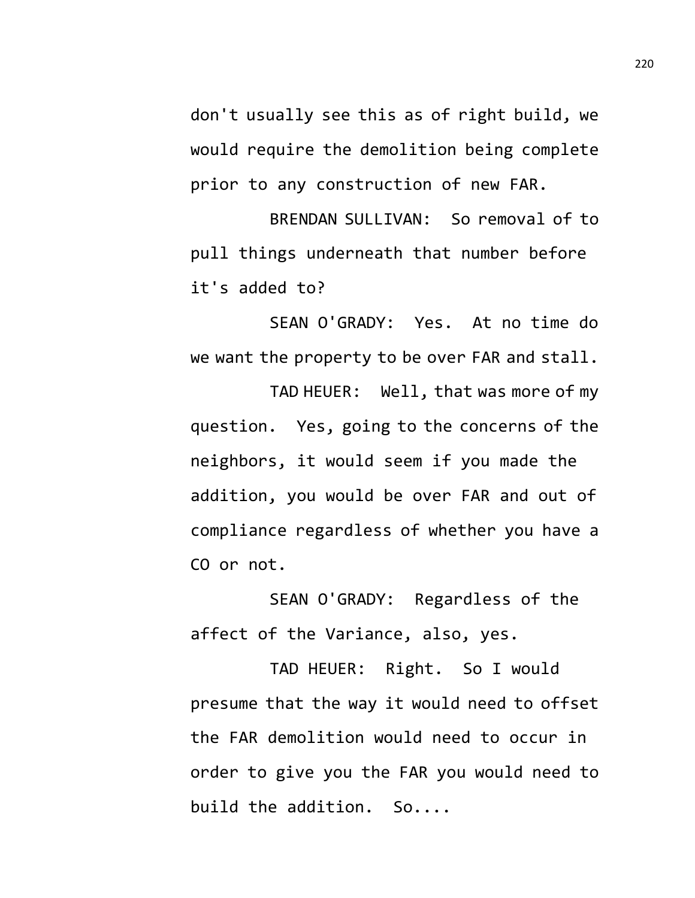don't usually see this as of right build, we would require the demolition being complete prior to any construction of new FAR.

BRENDAN SULLIVAN: So removal of to pull things underneath that number before it's added to?

SEAN O'GRADY: Yes. At no time do we want the property to be over FAR and stall.

TAD HEUER: Well, that was more of my question. Yes, going to the concerns of the neighbors, it would seem if you made the addition, you would be over FAR and out of compliance regardless of whether you have a CO or not.

SEAN O'GRADY: Regardless of the affect of the Variance, also, yes.

TAD HEUER: Right. So I would presume that the way it would need to offset the FAR demolition would need to occur in order to give you the FAR you would need to build the addition. So....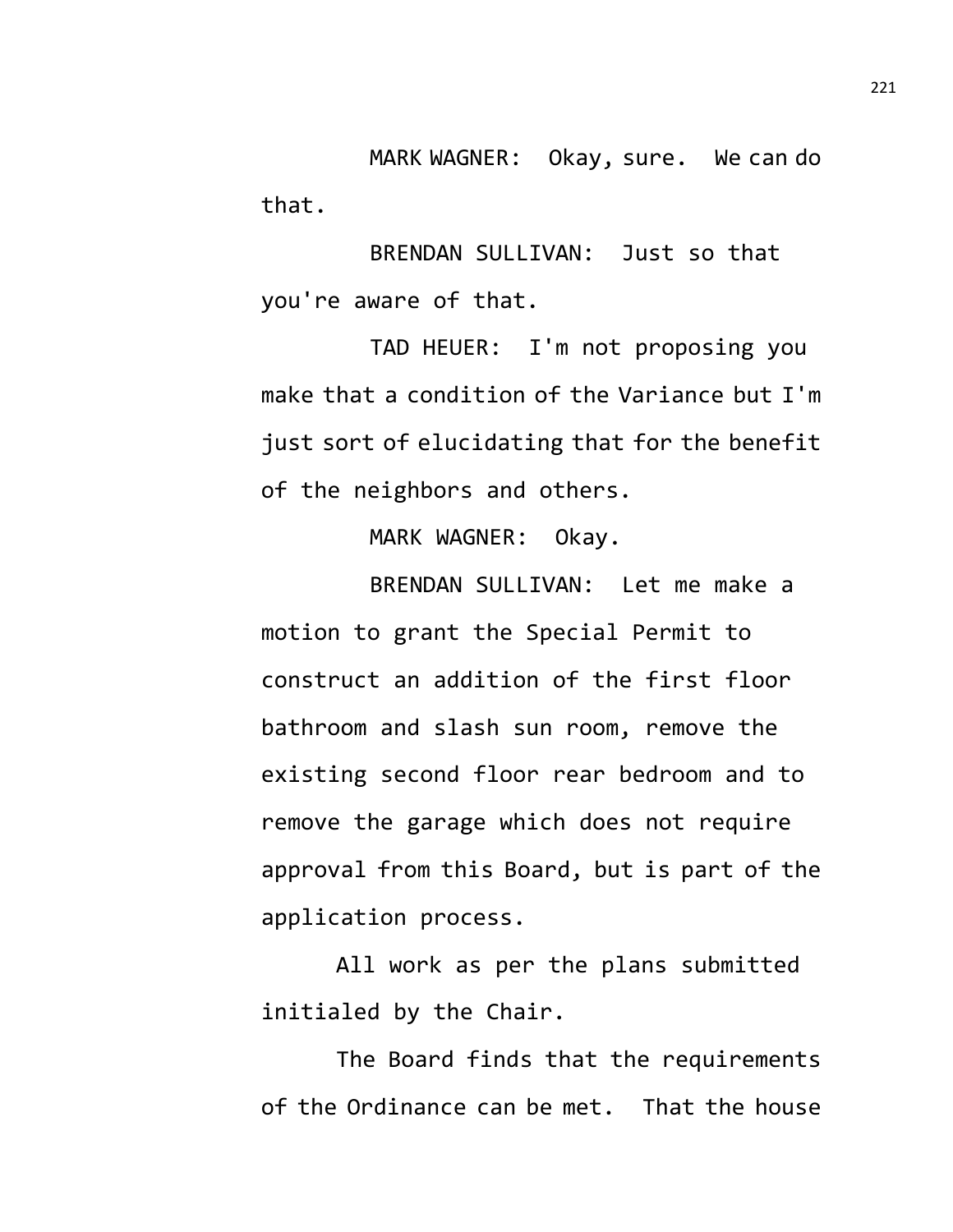MARK WAGNER: Okay, sure. We can do that.

BRENDAN SULLIVAN: Just so that you're aware of that.

TAD HEUER: I'm not proposing you make that a condition of the Variance but I'm just sort of elucidating that for the benefit of the neighbors and others.

MARK WAGNER: Okay.

BRENDAN SULLIVAN: Let me make a motion to grant the Special Permit to construct an addition of the first floor bathroom and slash sun room, remove the existing second floor rear bedroom and to remove the garage which does not require approval from this Board, but is part of the application process.

All work as per the plans submitted initialed by the Chair.

The Board finds that the requirements of the Ordinance can be met. That the house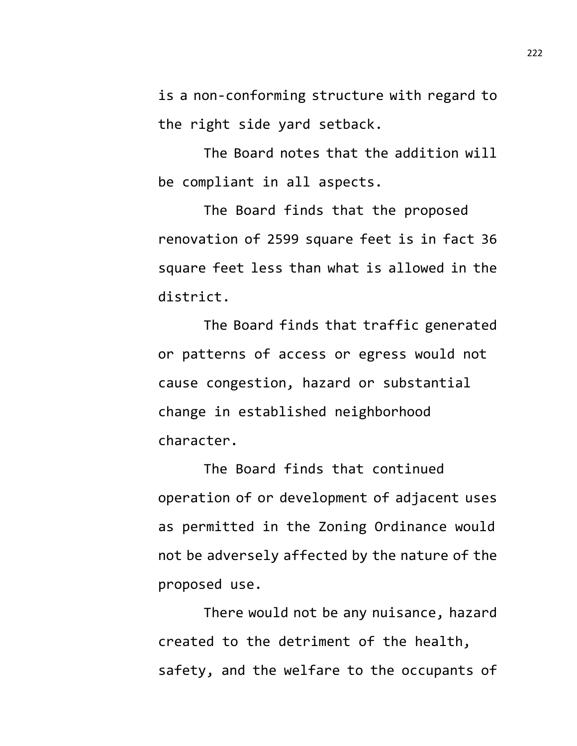is a non-conforming structure with regard to the right side yard setback.

The Board notes that the addition will be compliant in all aspects.

The Board finds that the proposed renovation of 2599 square feet is in fact 36 square feet less than what is allowed in the district.

The Board finds that traffic generated or patterns of access or egress would not cause congestion, hazard or substantial change in established neighborhood character.

The Board finds that continued operation of or development of adjacent uses as permitted in the Zoning Ordinance would not be adversely affected by the nature of the proposed use.

There would not be any nuisance, hazard created to the detriment of the health, safety, and the welfare to the occupants of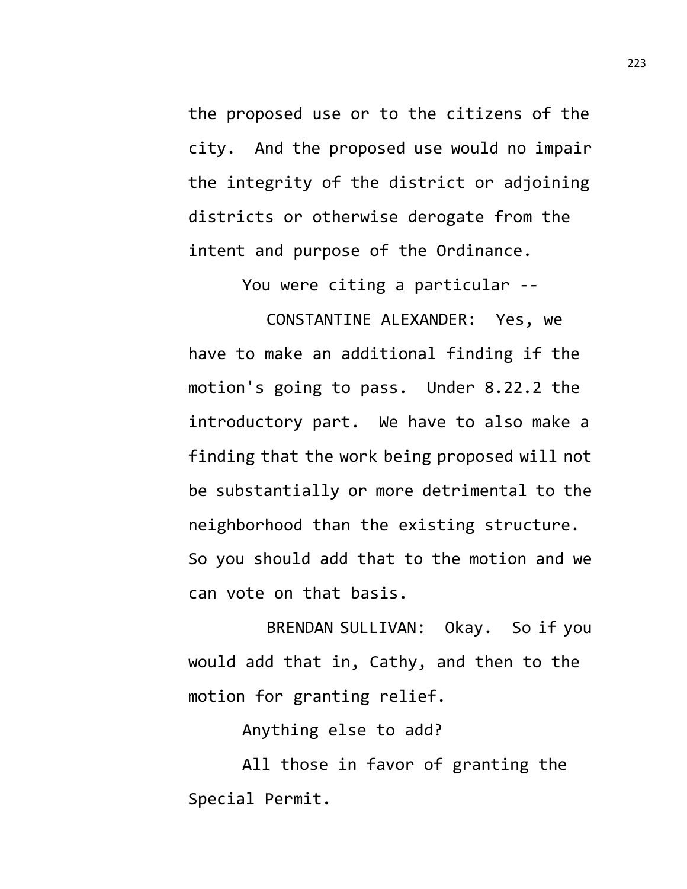the proposed use or to the citizens of the city. And the proposed use would no impair the integrity of the district or adjoining districts or otherwise derogate from the intent and purpose of the Ordinance.

You were citing a particular --

CONSTANTINE ALEXANDER: Yes, we have to make an additional finding if the motion's going to pass. Under 8.22.2 the introductory part. We have to also make a finding that the work being proposed will not be substantially or more detrimental to the neighborhood than the existing structure. So you should add that to the motion and we can vote on that basis.

BRENDAN SULLIVAN: Okay. So if you would add that in, Cathy, and then to the motion for granting relief.

Anything else to add?

All those in favor of granting the Special Permit.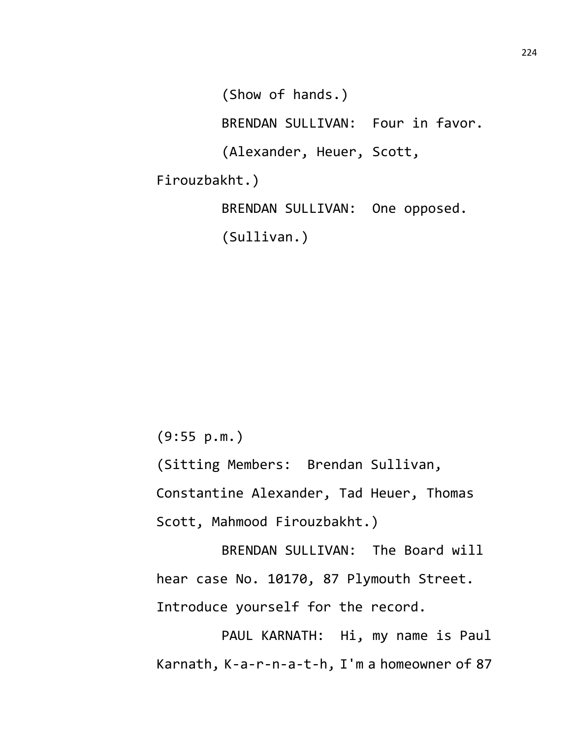(Show of hands.)

BRENDAN SULLIVAN: Four in favor.

(Alexander, Heuer, Scott, Firouzbakht.)

BRENDAN SULLIVAN: One opposed.

(Sullivan.)

(9:55 p.m.)

(Sitting Members: Brendan Sullivan, Constantine Alexander, Tad Heuer, Thomas Scott, Mahmood Firouzbakht.)

BRENDAN SULLIVAN: The Board will hear case No. 10170, 87 Plymouth Street. Introduce yourself for the record.

PAUL KARNATH: Hi, my name is Paul Karnath, K-a-r-n-a-t-h, I'm a homeowner of 87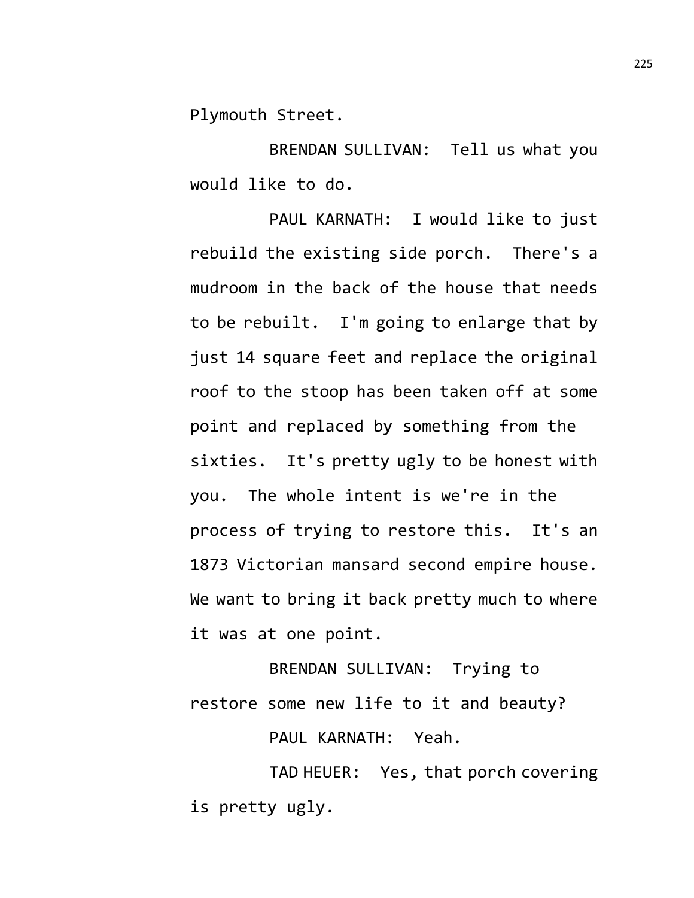Plymouth Street.

BRENDAN SULLIVAN: Tell us what you would like to do.

PAUL KARNATH: I would like to just rebuild the existing side porch. There's a mudroom in the back of the house that needs to be rebuilt. I'm going to enlarge that by just 14 square feet and replace the original roof to the stoop has been taken off at some point and replaced by something from the sixties. It's pretty ugly to be honest with you. The whole intent is we're in the process of trying to restore this. It's an 1873 Victorian mansard second empire house. We want to bring it back pretty much to where it was at one point.

BRENDAN SULLIVAN: Trying to restore some new life to it and beauty?

PAUL KARNATH: Yeah.

TAD HEUER: Yes, that porch covering is pretty ugly.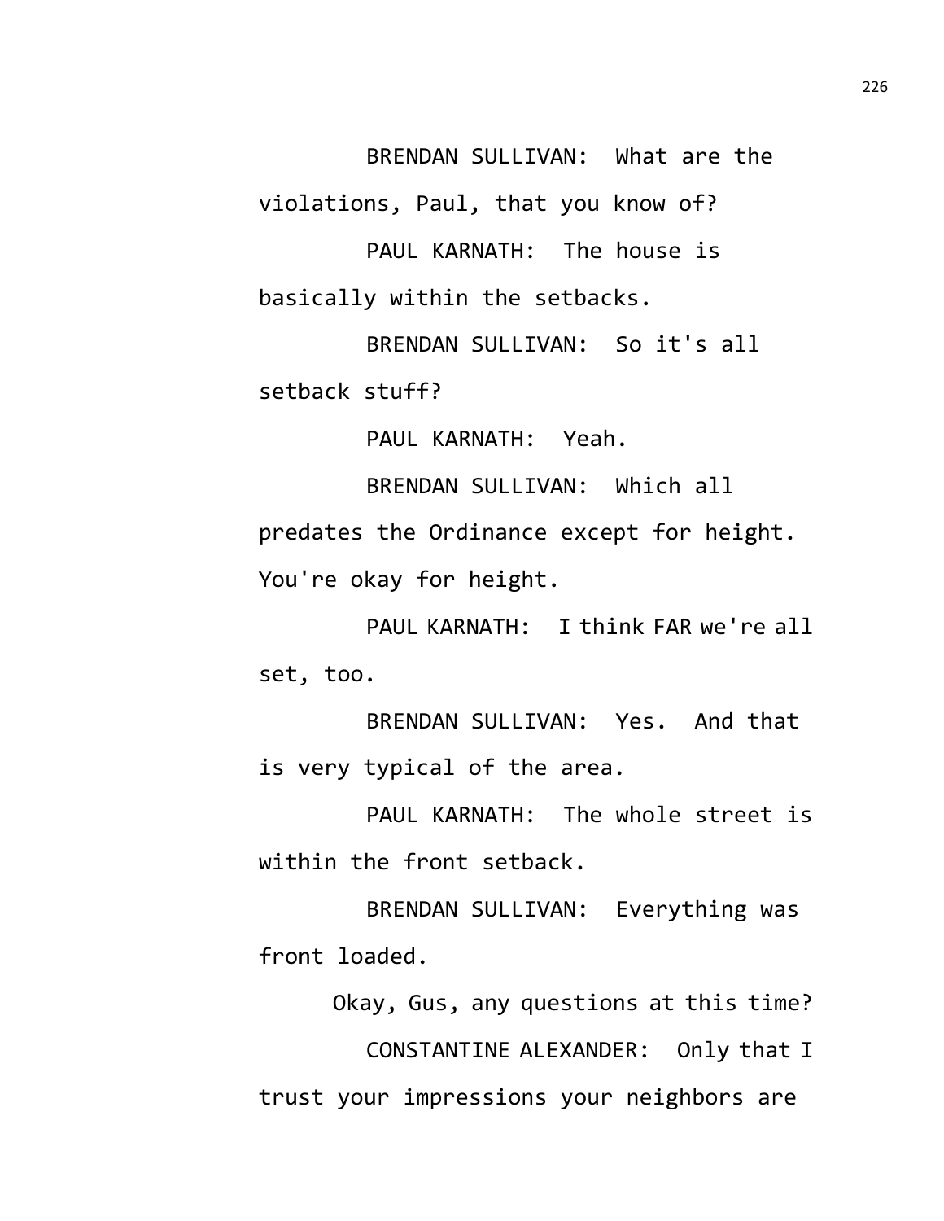BRENDAN SULLIVAN: What are the violations, Paul, that you know of?

PAUL KARNATH: The house is basically within the setbacks.

BRENDAN SULLIVAN: So it's all setback stuff?

PAUL KARNATH: Yeah.

BRENDAN SULLIVAN: Which all predates the Ordinance except for height. You're okay for height.

PAUL KARNATH: I think FAR we're all set, too.

BRENDAN SULLIVAN: Yes. And that is very typical of the area.

PAUL KARNATH: The whole street is within the front setback.

BRENDAN SULLIVAN: Everything was front loaded.

Okay, Gus, any questions at this time?

CONSTANTINE ALEXANDER: Only that I trust your impressions your neighbors are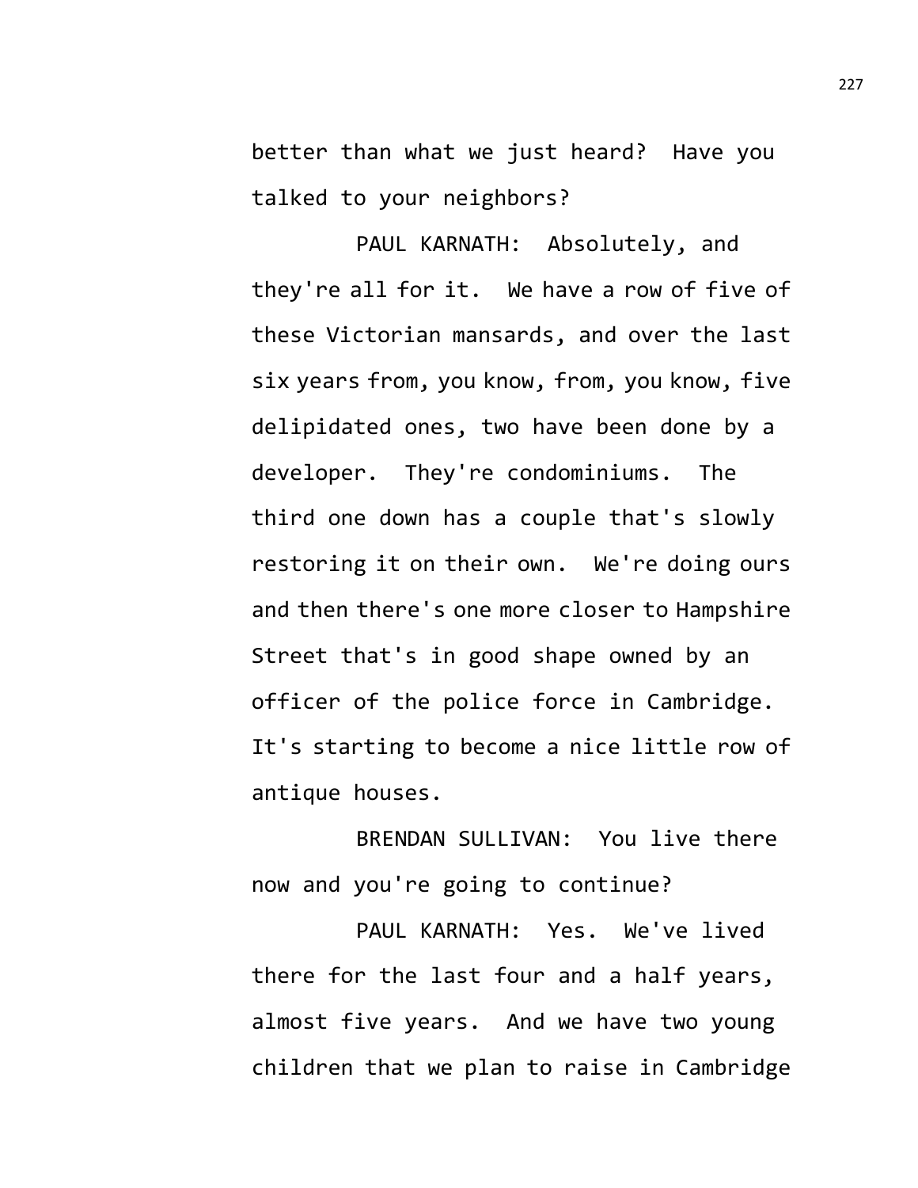better than what we just heard? Have you talked to your neighbors?

PAUL KARNATH: Absolutely, and they're all for it. We have a row of five of these Victorian mansards, and over the last six years from, you know, from, you know, five delipidated ones, two have been done by a developer. They're condominiums. The third one down has a couple that's slowly restoring it on their own. We're doing ours and then there's one more closer to Hampshire Street that's in good shape owned by an officer of the police force in Cambridge. It's starting to become a nice little row of antique houses.

BRENDAN SULLIVAN: You live there now and you're going to continue?

PAUL KARNATH: Yes. We've lived there for the last four and a half years, almost five years. And we have two young children that we plan to raise in Cambridge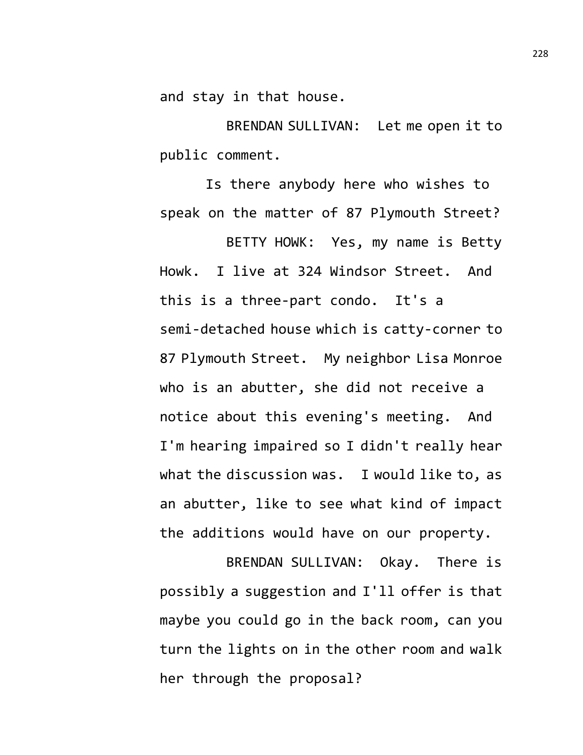and stay in that house.

BRENDAN SULLIVAN: Let me open it to public comment.

Is there anybody here who wishes to speak on the matter of 87 Plymouth Street?

BETTY HOWK: Yes, my name is Betty Howk. I live at 324 Windsor Street. And this is a three-part condo. It's a semi-detached house which is catty-corner to 87 Plymouth Street. My neighbor Lisa Monroe who is an abutter, she did not receive a notice about this evening's meeting. And I'm hearing impaired so I didn't really hear what the discussion was. I would like to, as an abutter, like to see what kind of impact the additions would have on our property.

BRENDAN SULLIVAN: Okay. There is possibly a suggestion and I'll offer is that maybe you could go in the back room, can you turn the lights on in the other room and walk her through the proposal?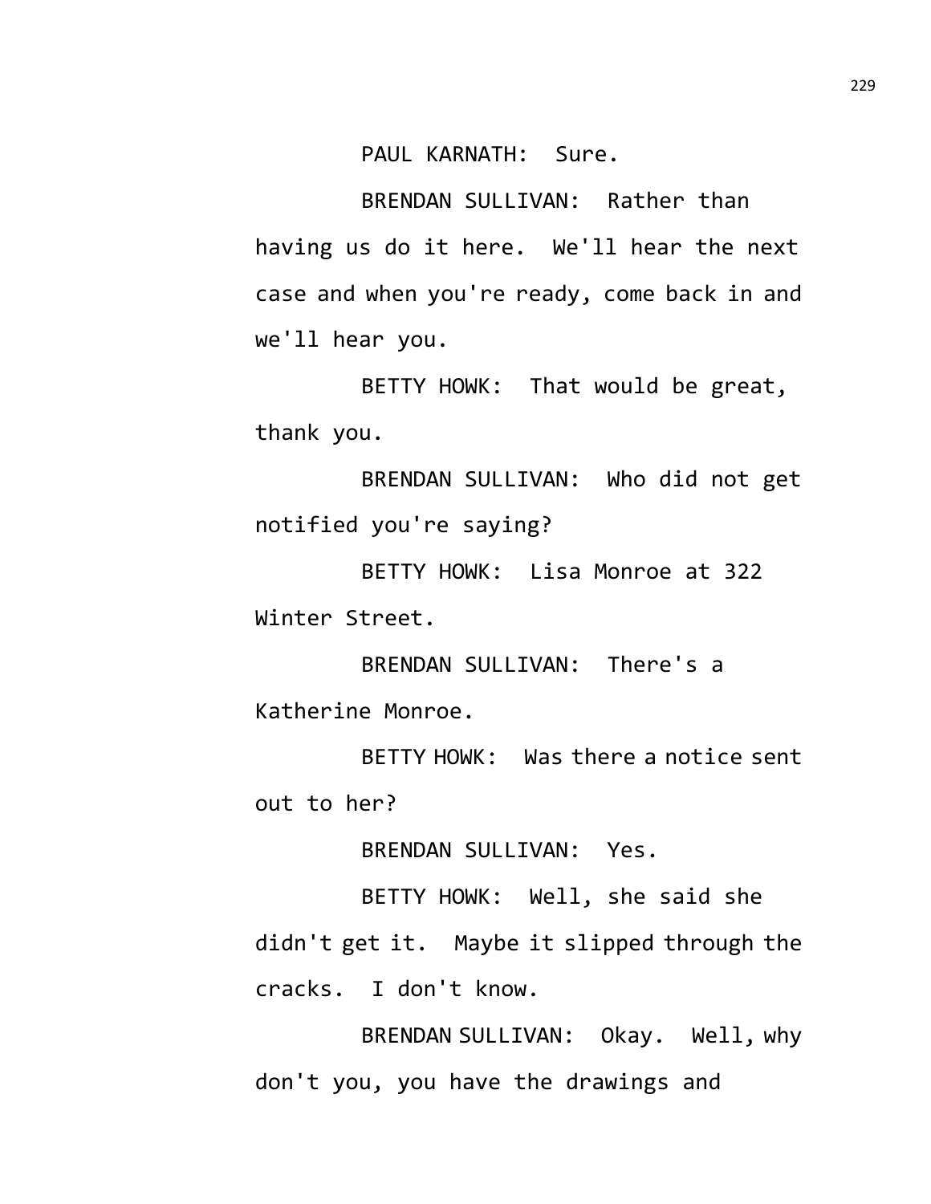PAUL KARNATH: Sure.

BRENDAN SULLIVAN: Rather than having us do it here. We'll hear the next case and when you're ready, come back in and we'll hear you.

BETTY HOWK: That would be great, thank you.

BRENDAN SULLIVAN: Who did not get notified you're saying?

BETTY HOWK: Lisa Monroe at 322 Winter Street.

BRENDAN SULLIVAN: There's a Katherine Monroe.

BETTY HOWK: Was there a notice sent out to her?

BRENDAN SULLIVAN: Yes.

BETTY HOWK: Well, she said she didn't get it. Maybe it slipped through the cracks. I don't know.

BRENDAN SULLIVAN: Okay. Well, why don't you, you have the drawings and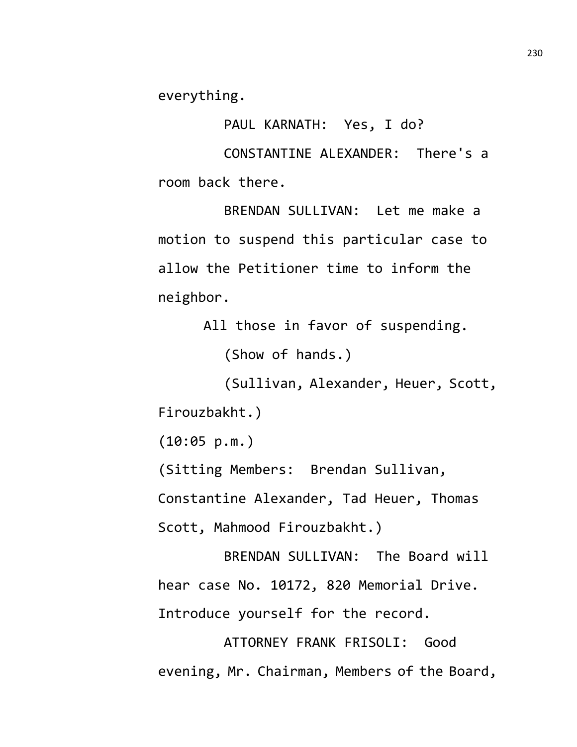everything.

PAUL KARNATH: Yes, I do?

CONSTANTINE ALEXANDER: There's a room back there.

BRENDAN SULLIVAN: Let me make a motion to suspend this particular case to allow the Petitioner time to inform the neighbor.

All those in favor of suspending.

(Show of hands.)

(Sullivan, Alexander, Heuer, Scott, Firouzbakht.)

(10:05 p.m.)

(Sitting Members: Brendan Sullivan, Constantine Alexander, Tad Heuer, Thomas Scott, Mahmood Firouzbakht.)

BRENDAN SULLIVAN: The Board will hear case No. 10172, 820 Memorial Drive. Introduce yourself for the record.

ATTORNEY FRANK FRISOLI: Good evening, Mr. Chairman, Members of the Board,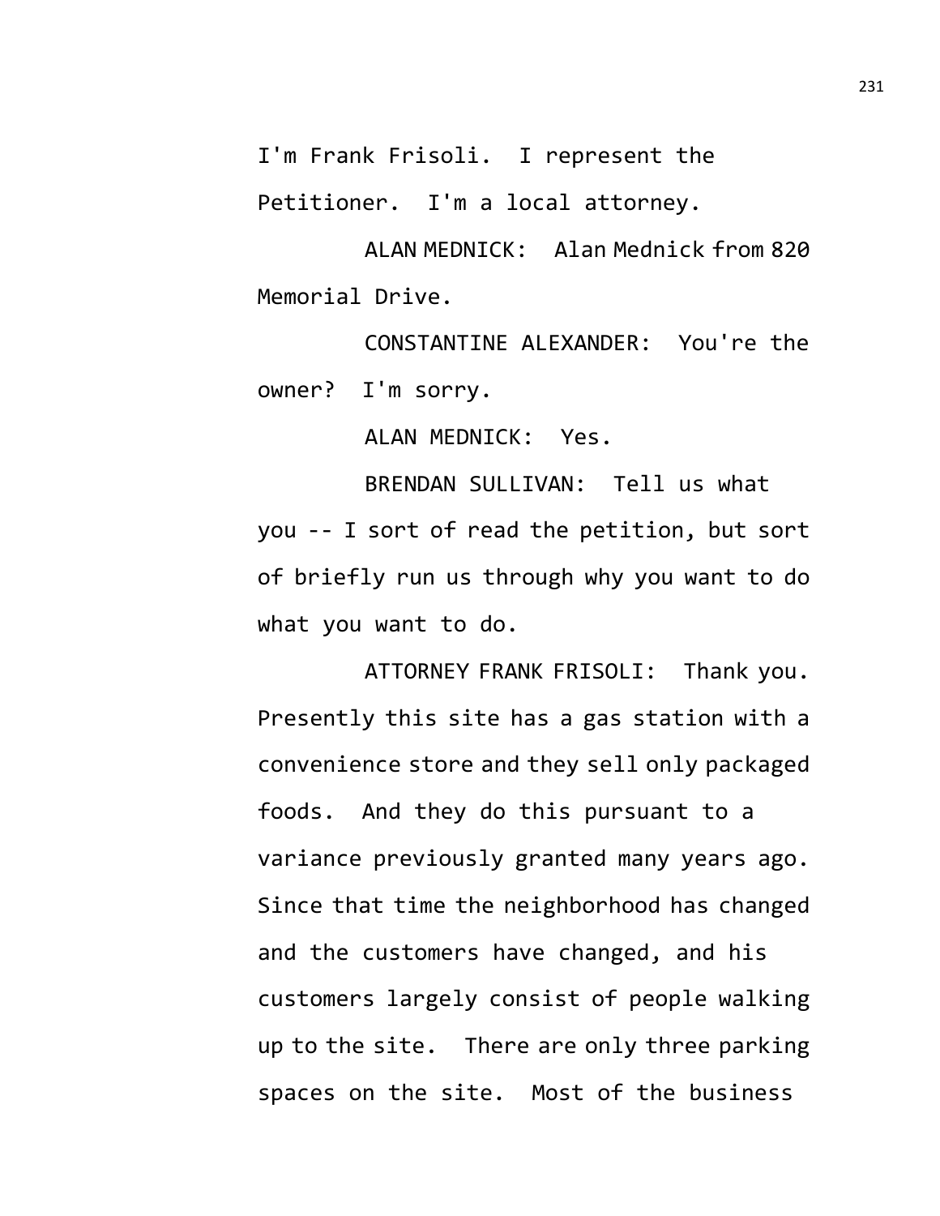I'm Frank Frisoli. I represent the Petitioner. I'm a local attorney.

ALAN MEDNICK: Alan Mednick from 820 Memorial Drive.

CONSTANTINE ALEXANDER: You're the owner? I'm sorry.

ALAN MEDNICK: Yes.

BRENDAN SULLIVAN: Tell us what you -- I sort of read the petition, but sort of briefly run us through why you want to do what you want to do.

ATTORNEY FRANK FRISOLI: Thank you. Presently this site has a gas station with a convenience store and they sell only packaged foods. And they do this pursuant to a variance previously granted many years ago. Since that time the neighborhood has changed and the customers have changed, and his customers largely consist of people walking up to the site. There are only three parking spaces on the site. Most of the business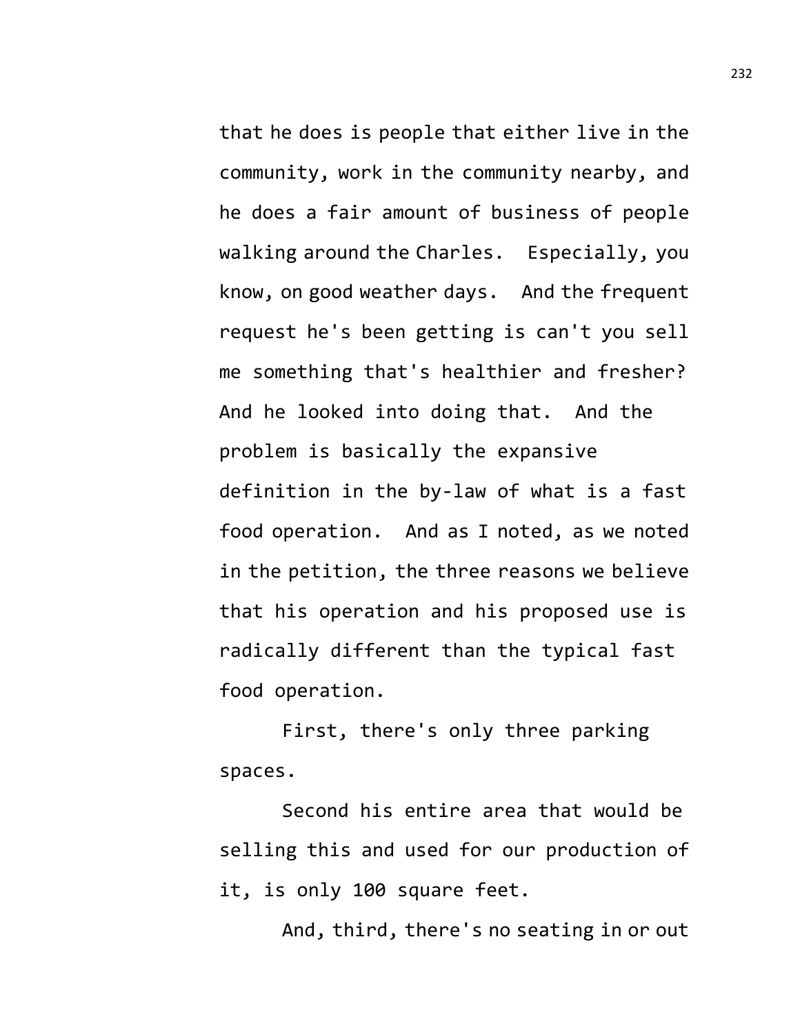that he does is people that either live in the community, work in the community nearby, and he does a fair amount of business of people walking around the Charles. Especially, you know, on good weather days. And the frequent request he's been getting is can't you sell me something that's healthier and fresher? And he looked into doing that. And the problem is basically the expansive definition in the by-law of what is a fast food operation. And as I noted, as we noted in the petition, the three reasons we believe that his operation and his proposed use is radically different than the typical fast food operation.

First, there's only three parking spaces.

Second his entire area that would be selling this and used for our production of it, is only 100 square feet.

And, third, there's no seating in or out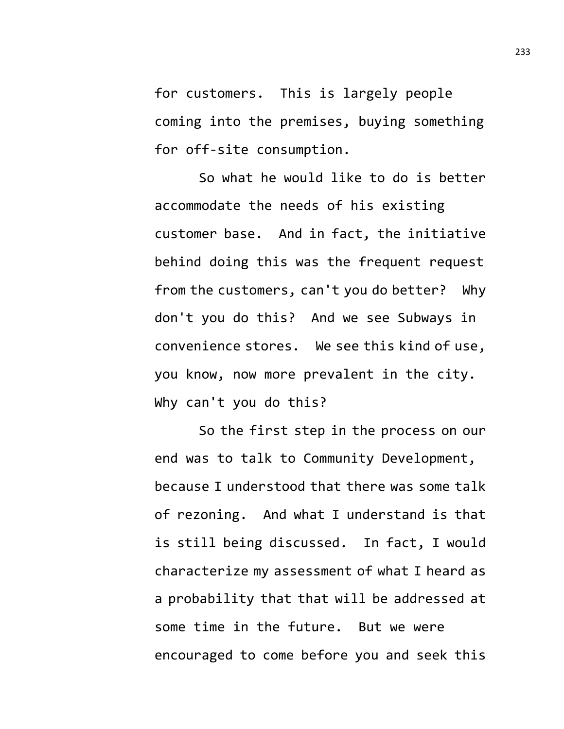for customers. This is largely people coming into the premises, buying something for off-site consumption.

So what he would like to do is better accommodate the needs of his existing customer base. And in fact, the initiative behind doing this was the frequent request from the customers, can't you do better? Why don't you do this? And we see Subways in convenience stores. We see this kind of use, you know, now more prevalent in the city. Why can't you do this?

So the first step in the process on our end was to talk to Community Development, because I understood that there was some talk of rezoning. And what I understand is that is still being discussed. In fact, I would characterize my assessment of what I heard as a probability that that will be addressed at some time in the future. But we were encouraged to come before you and seek this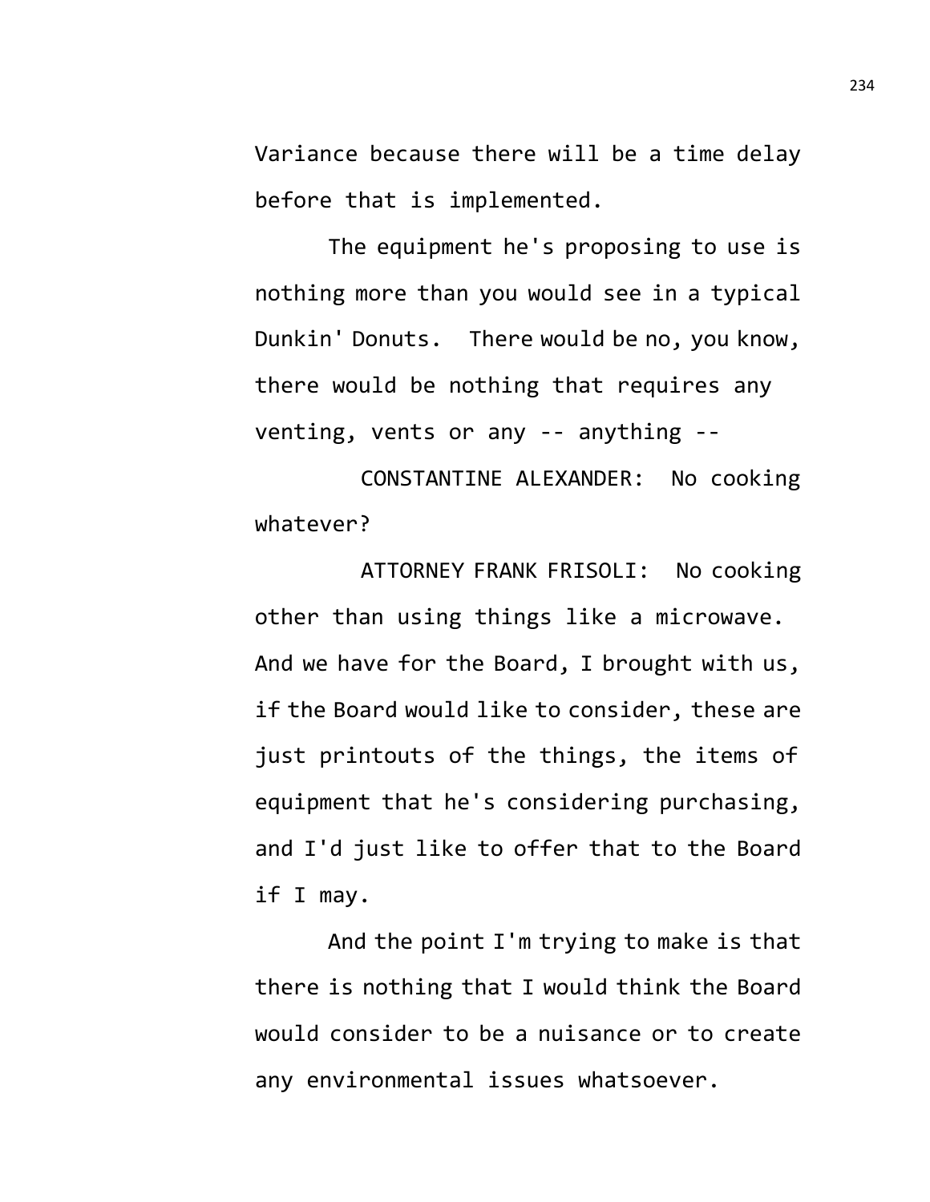Variance because there will be a time delay before that is implemented.

The equipment he's proposing to use is nothing more than you would see in a typical Dunkin' Donuts. There would be no, you know, there would be nothing that requires any venting, vents or any -- anything --

CONSTANTINE ALEXANDER: No cooking whatever?

ATTORNEY FRANK FRISOLI: No cooking other than using things like a microwave. And we have for the Board, I brought with us, if the Board would like to consider, these are just printouts of the things, the items of equipment that he's considering purchasing, and I'd just like to offer that to the Board if I may.

And the point I'm trying to make is that there is nothing that I would think the Board would consider to be a nuisance or to create any environmental issues whatsoever.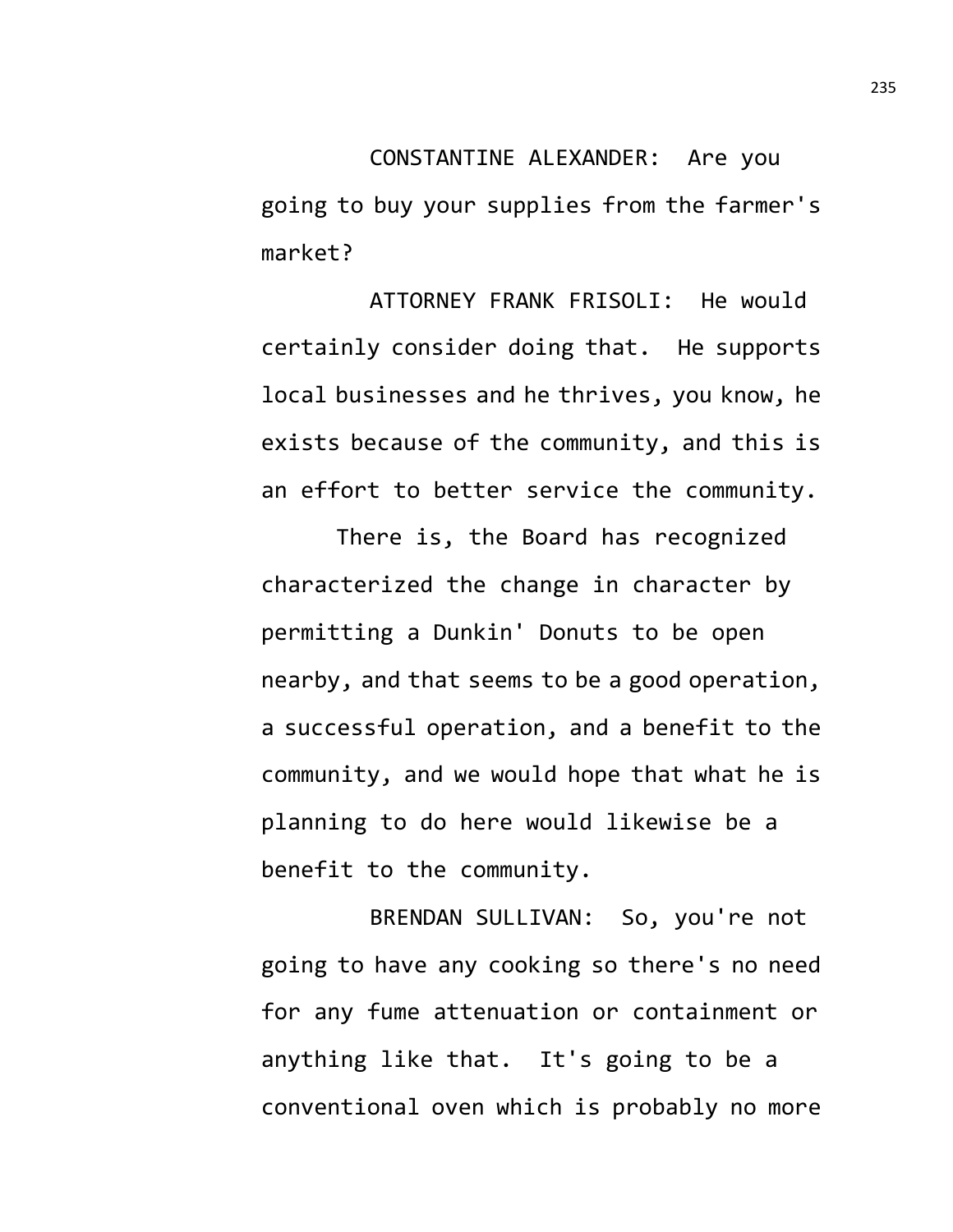CONSTANTINE ALEXANDER: Are you going to buy your supplies from the farmer's market?

ATTORNEY FRANK FRISOLI: He would certainly consider doing that. He supports local businesses and he thrives, you know, he exists because of the community, and this is an effort to better service the community.

There is, the Board has recognized characterized the change in character by permitting a Dunkin' Donuts to be open nearby, and that seems to be a good operation, a successful operation, and a benefit to the community, and we would hope that what he is planning to do here would likewise be a benefit to the community.

BRENDAN SULLIVAN: So, you're not going to have any cooking so there's no need for any fume attenuation or containment or anything like that. It's going to be a conventional oven which is probably no more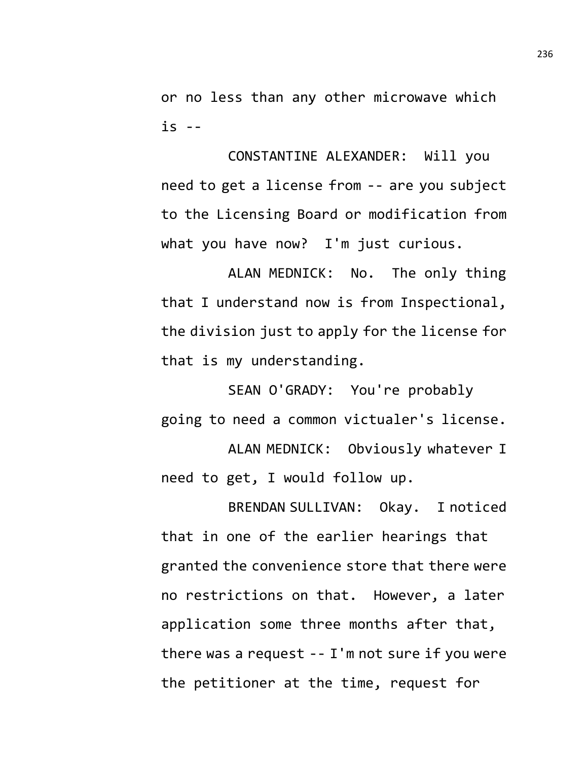or no less than any other microwave which is --

CONSTANTINE ALEXANDER: Will you need to get a license from -- are you subject to the Licensing Board or modification from what you have now? I'm just curious.

ALAN MEDNICK: No. The only thing that I understand now is from Inspectional, the division just to apply for the license for that is my understanding.

SEAN O'GRADY: You're probably going to need a common victualer's license.

ALAN MEDNICK: Obviously whatever I need to get, I would follow up.

BRENDAN SULLIVAN: Okay. I noticed that in one of the earlier hearings that granted the convenience store that there were no restrictions on that. However, a later application some three months after that, there was a request -- I'm not sure if you were the petitioner at the time, request for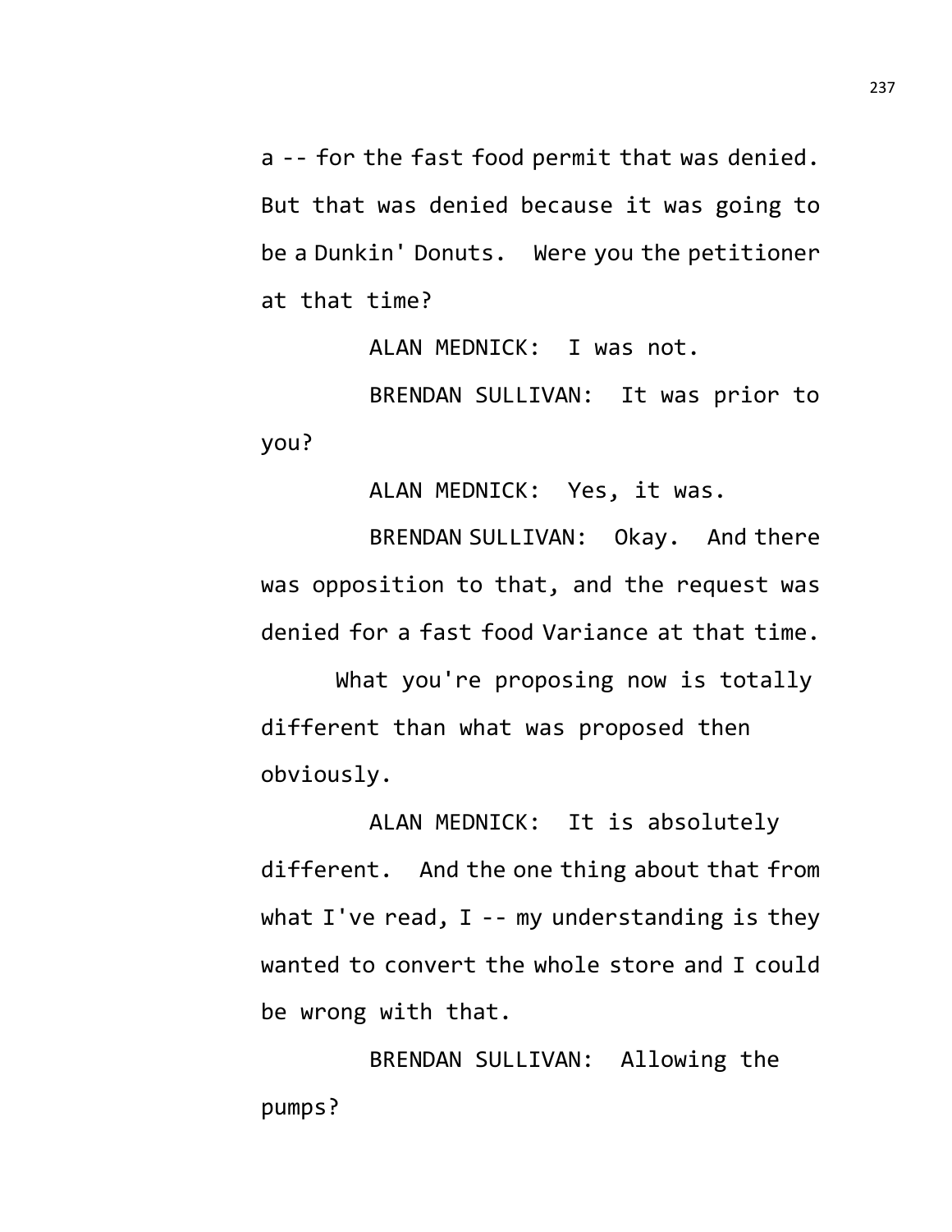a -- for the fast food permit that was denied. But that was denied because it was going to be a Dunkin' Donuts. Were you the petitioner at that time?

ALAN MEDNICK: I was not.

BRENDAN SULLIVAN: It was prior to you?

ALAN MEDNICK: Yes, it was.

BRENDAN SULLIVAN: Okay. And there was opposition to that, and the request was denied for a fast food Variance at that time.

What you're proposing now is totally different than what was proposed then obviously.

ALAN MEDNICK: It is absolutely different. And the one thing about that from what I've read, I -- my understanding is they wanted to convert the whole store and I could be wrong with that.

BRENDAN SULLIVAN: Allowing the pumps?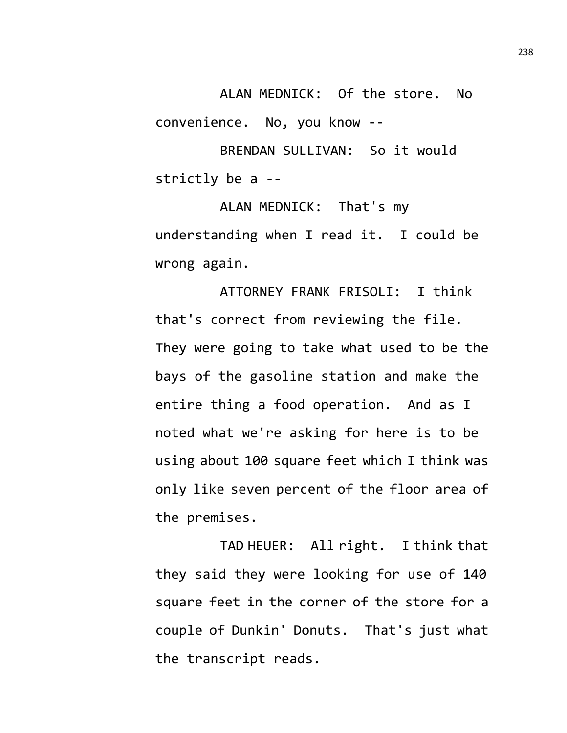ALAN MEDNICK: Of the store. No convenience. No, you know --

BRENDAN SULLIVAN: So it would strictly be a --

ALAN MEDNICK: That's my understanding when I read it. I could be wrong again.

ATTORNEY FRANK FRISOLI: I think that's correct from reviewing the file. They were going to take what used to be the bays of the gasoline station and make the entire thing a food operation. And as I noted what we're asking for here is to be using about 100 square feet which I think was only like seven percent of the floor area of the premises.

TAD HEUER: All right. I think that they said they were looking for use of 140 square feet in the corner of the store for a couple of Dunkin' Donuts. That's just what the transcript reads.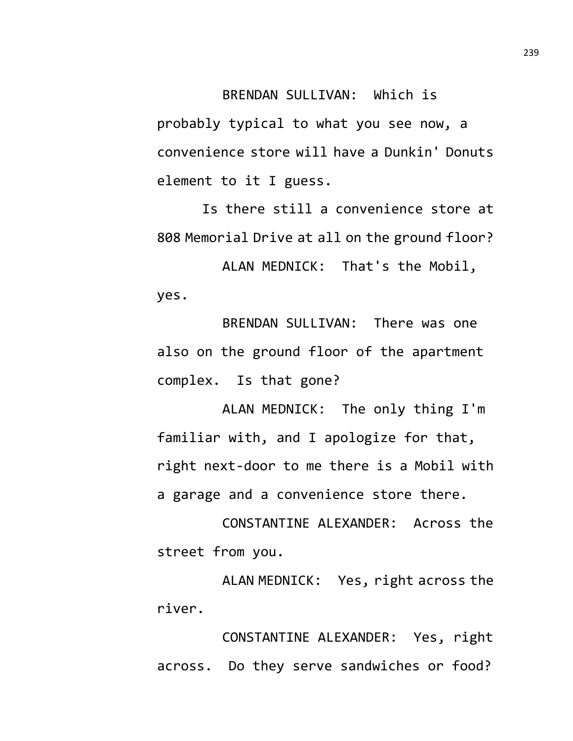BRENDAN SULLIVAN: Which is probably typical to what you see now, a convenience store will have a Dunkin' Donuts element to it I guess.

Is there still a convenience store at 808 Memorial Drive at all on the ground floor?

ALAN MEDNICK: That's the Mobil, yes.

BRENDAN SULLIVAN: There was one also on the ground floor of the apartment complex. Is that gone?

ALAN MEDNICK: The only thing I'm familiar with, and I apologize for that, right next-door to me there is a Mobil with a garage and a convenience store there.

CONSTANTINE ALEXANDER: Across the street from you.

ALAN MEDNICK: Yes, right across the river.

CONSTANTINE ALEXANDER: Yes, right across. Do they serve sandwiches or food?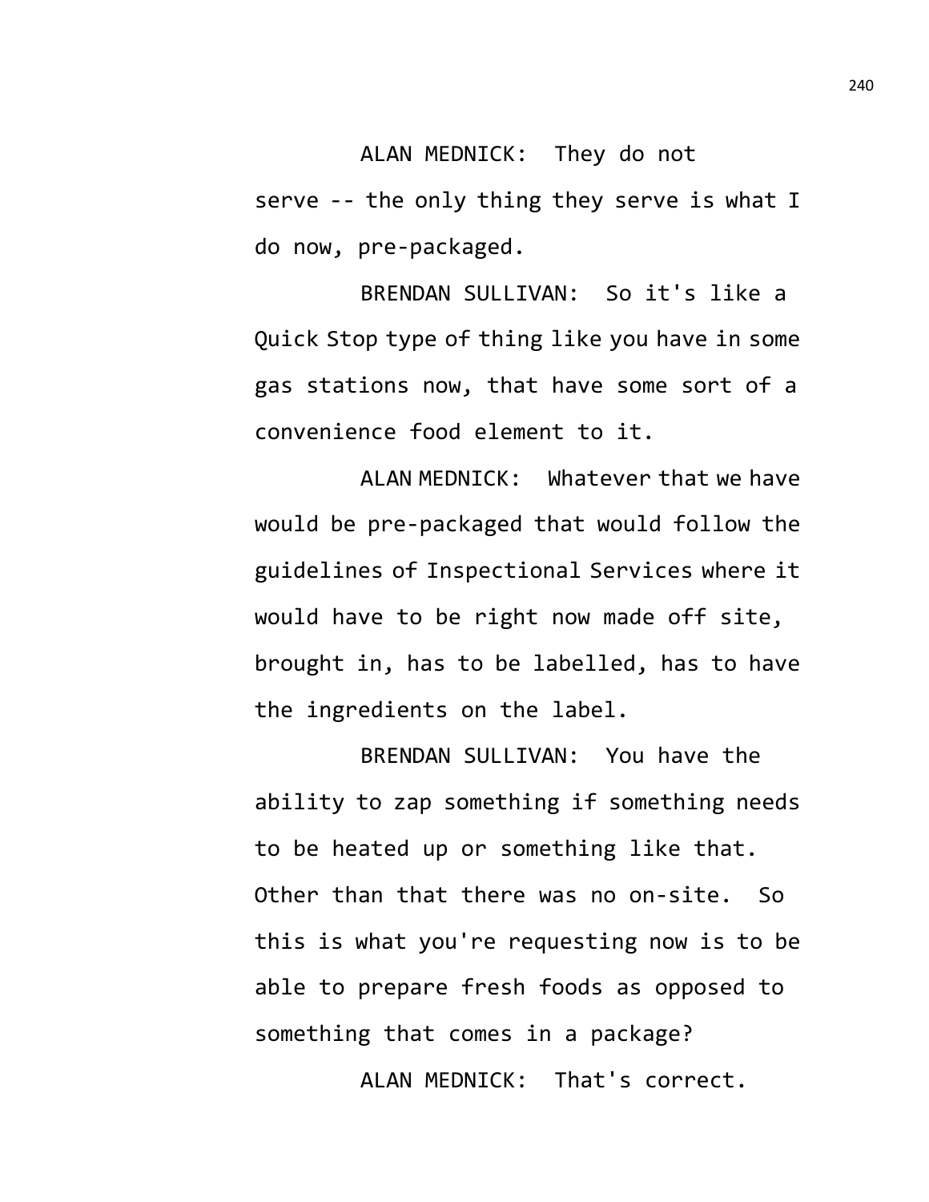ALAN MEDNICK: They do not serve -- the only thing they serve is what I do now, pre-packaged.

BRENDAN SULLIVAN: So it's like a Quick Stop type of thing like you have in some gas stations now, that have some sort of a convenience food element to it.

ALAN MEDNICK: Whatever that we have would be pre-packaged that would follow the guidelines of Inspectional Services where it would have to be right now made off site, brought in, has to be labelled, has to have the ingredients on the label.

BRENDAN SULLIVAN: You have the ability to zap something if something needs to be heated up or something like that. Other than that there was no on-site. So this is what you're requesting now is to be able to prepare fresh foods as opposed to something that comes in a package?

ALAN MEDNICK: That's correct.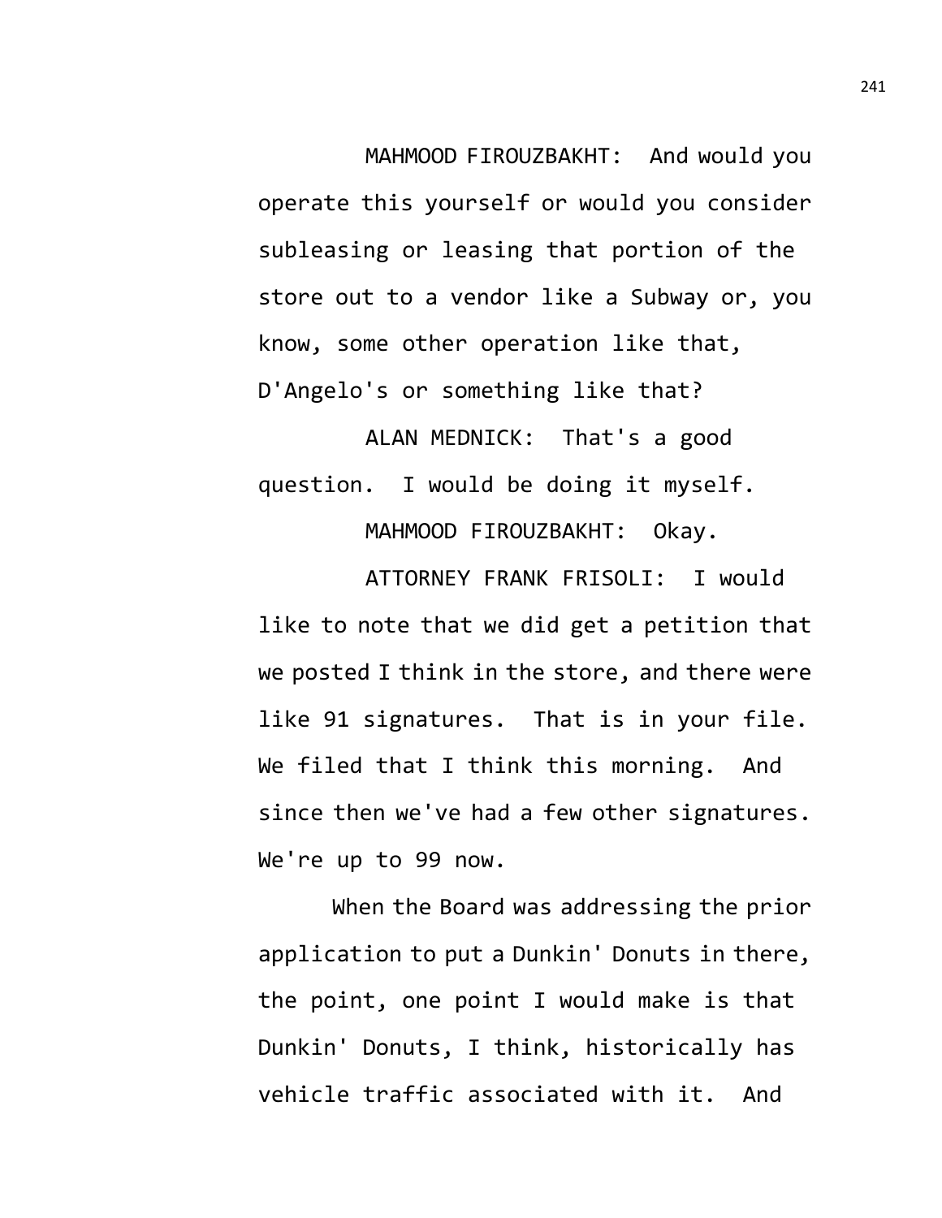MAHMOOD FIROUZBAKHT: And would you operate this yourself or would you consider subleasing or leasing that portion of the store out to a vendor like a Subway or, you know, some other operation like that, D'Angelo's or something like that?

ALAN MEDNICK: That's a good question. I would be doing it myself.

MAHMOOD FIROUZBAKHT: Okay.

ATTORNEY FRANK FRISOLI: I would like to note that we did get a petition that we posted I think in the store, and there were like 91 signatures. That is in your file. We filed that I think this morning. And since then we've had a few other signatures. We're up to 99 now.

When the Board was addressing the prior application to put a Dunkin' Donuts in there, the point, one point I would make is that Dunkin' Donuts, I think, historically has vehicle traffic associated with it. And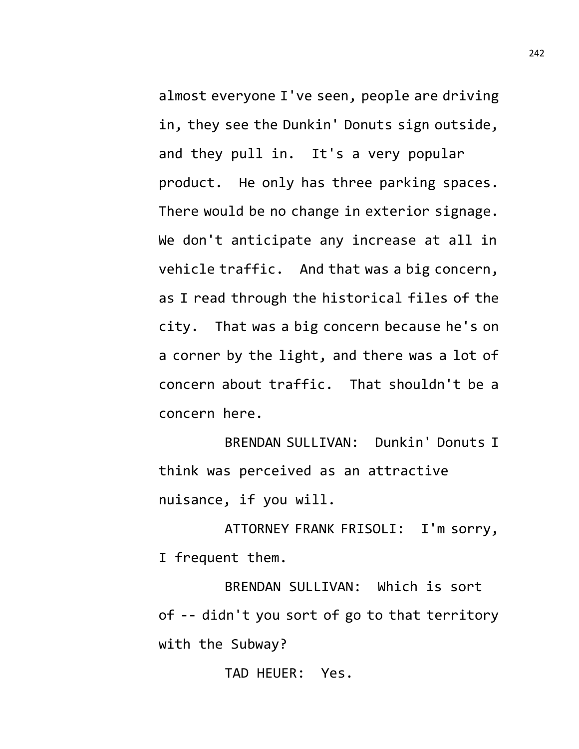almost everyone I've seen, people are driving in, they see the Dunkin' Donuts sign outside, and they pull in. It's a very popular product. He only has three parking spaces. There would be no change in exterior signage. We don't anticipate any increase at all in vehicle traffic. And that was a big concern, as I read through the historical files of the city. That was a big concern because he's on a corner by the light, and there was a lot of concern about traffic. That shouldn't be a concern here.

BRENDAN SULLIVAN: Dunkin' Donuts I think was perceived as an attractive nuisance, if you will.

ATTORNEY FRANK FRISOLI: I'm sorry, I frequent them.

BRENDAN SULLIVAN: Which is sort of -- didn't you sort of go to that territory with the Subway?

TAD HEUER: Yes.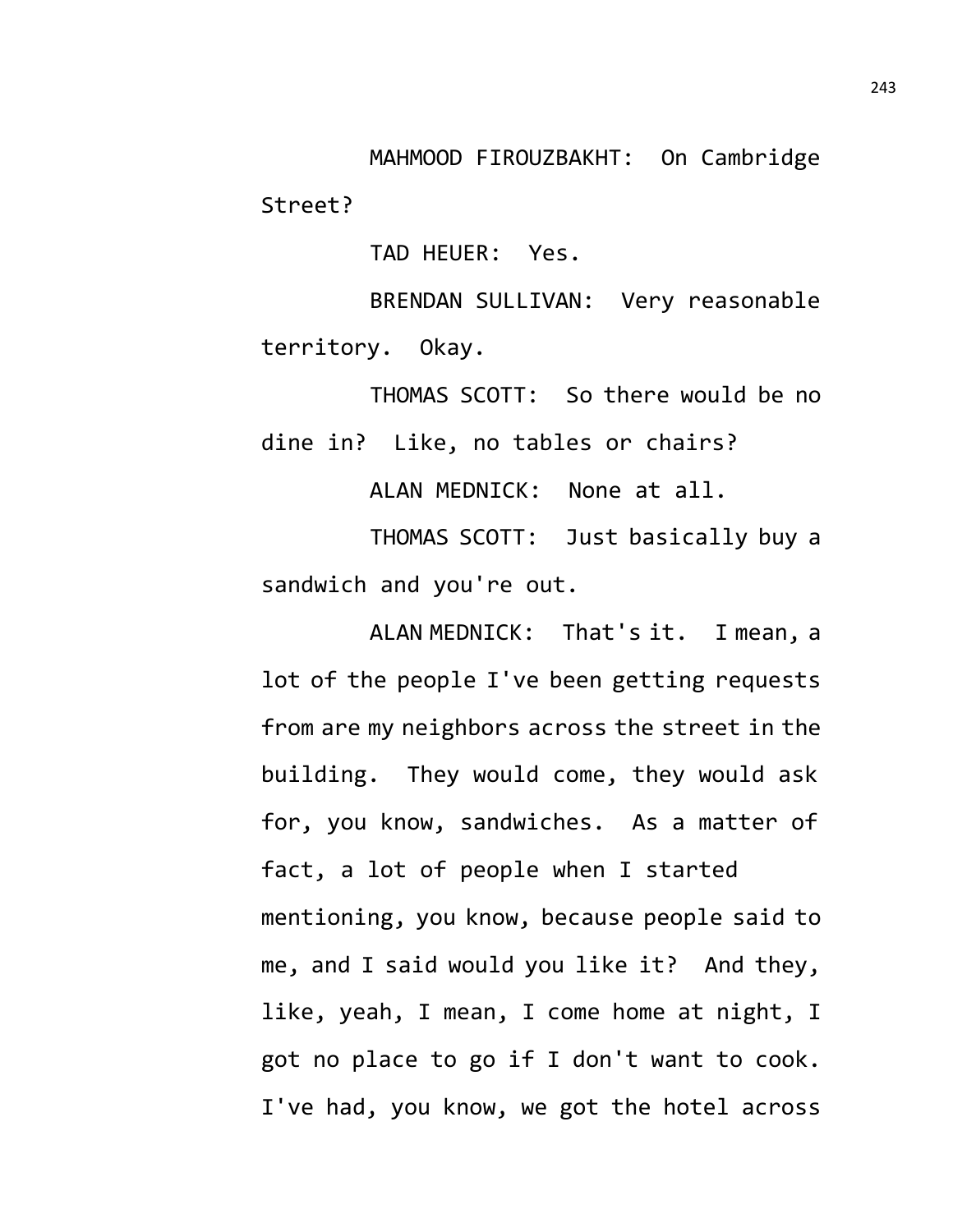MAHMOOD FIROUZBAKHT: On Cambridge Street?

TAD HEUER: Yes.

BRENDAN SULLIVAN: Very reasonable territory. Okay.

THOMAS SCOTT: So there would be no dine in? Like, no tables or chairs?

ALAN MEDNICK: None at all.

THOMAS SCOTT: Just basically buy a sandwich and you're out.

ALAN MEDNICK: That's it. I mean, a lot of the people I've been getting requests from are my neighbors across the street in the building. They would come, they would ask for, you know, sandwiches. As a matter of fact, a lot of people when I started mentioning, you know, because people said to me, and I said would you like it? And they, like, yeah, I mean, I come home at night, I got no place to go if I don't want to cook. I've had, you know, we got the hotel across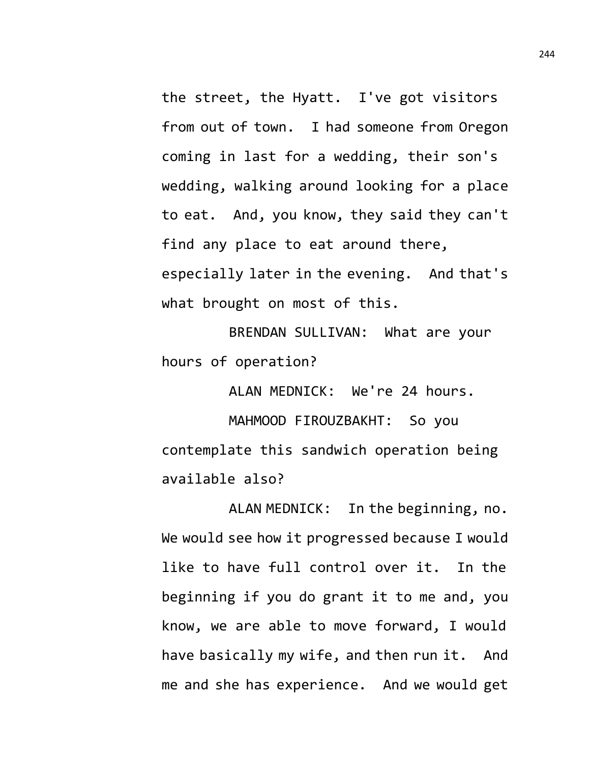the street, the Hyatt. I've got visitors from out of town. I had someone from Oregon coming in last for a wedding, their son's wedding, walking around looking for a place to eat. And, you know, they said they can't find any place to eat around there, especially later in the evening. And that's what brought on most of this.

BRENDAN SULLIVAN: What are your hours of operation?

ALAN MEDNICK: We're 24 hours.

MAHMOOD FIROUZBAKHT: So you contemplate this sandwich operation being available also?

ALAN MEDNICK: In the beginning, no. We would see how it progressed because I would like to have full control over it. In the beginning if you do grant it to me and, you know, we are able to move forward, I would have basically my wife, and then run it. And me and she has experience. And we would get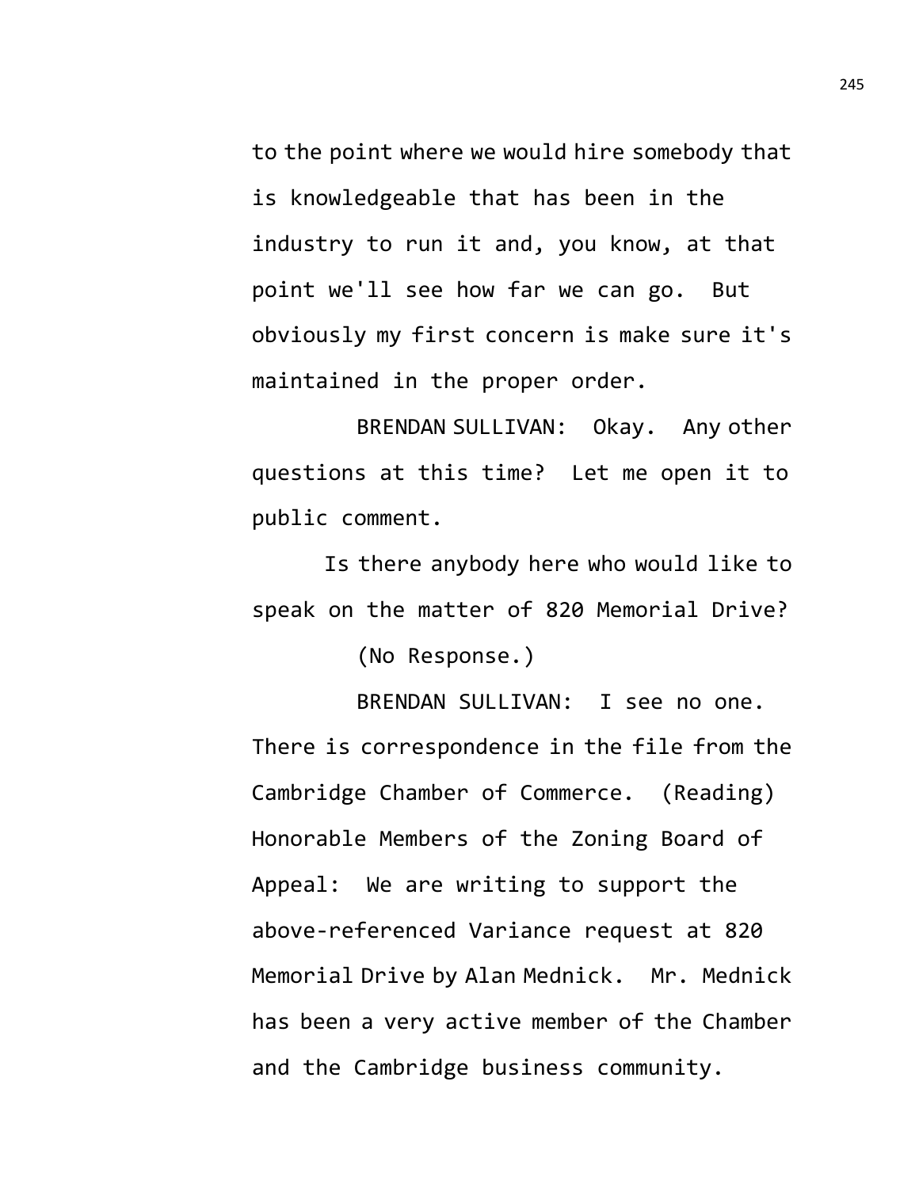to the point where we would hire somebody that is knowledgeable that has been in the industry to run it and, you know, at that point we'll see how far we can go. But obviously my first concern is make sure it's maintained in the proper order.

BRENDAN SULLIVAN: Okay. Any other questions at this time? Let me open it to public comment.

Is there anybody here who would like to speak on the matter of 820 Memorial Drive?

(No Response.)

BRENDAN SULLIVAN: I see no one. There is correspondence in the file from the Cambridge Chamber of Commerce. (Reading) Honorable Members of the Zoning Board of Appeal: We are writing to support the above-referenced Variance request at 820 Memorial Drive by Alan Mednick. Mr. Mednick has been a very active member of the Chamber and the Cambridge business community.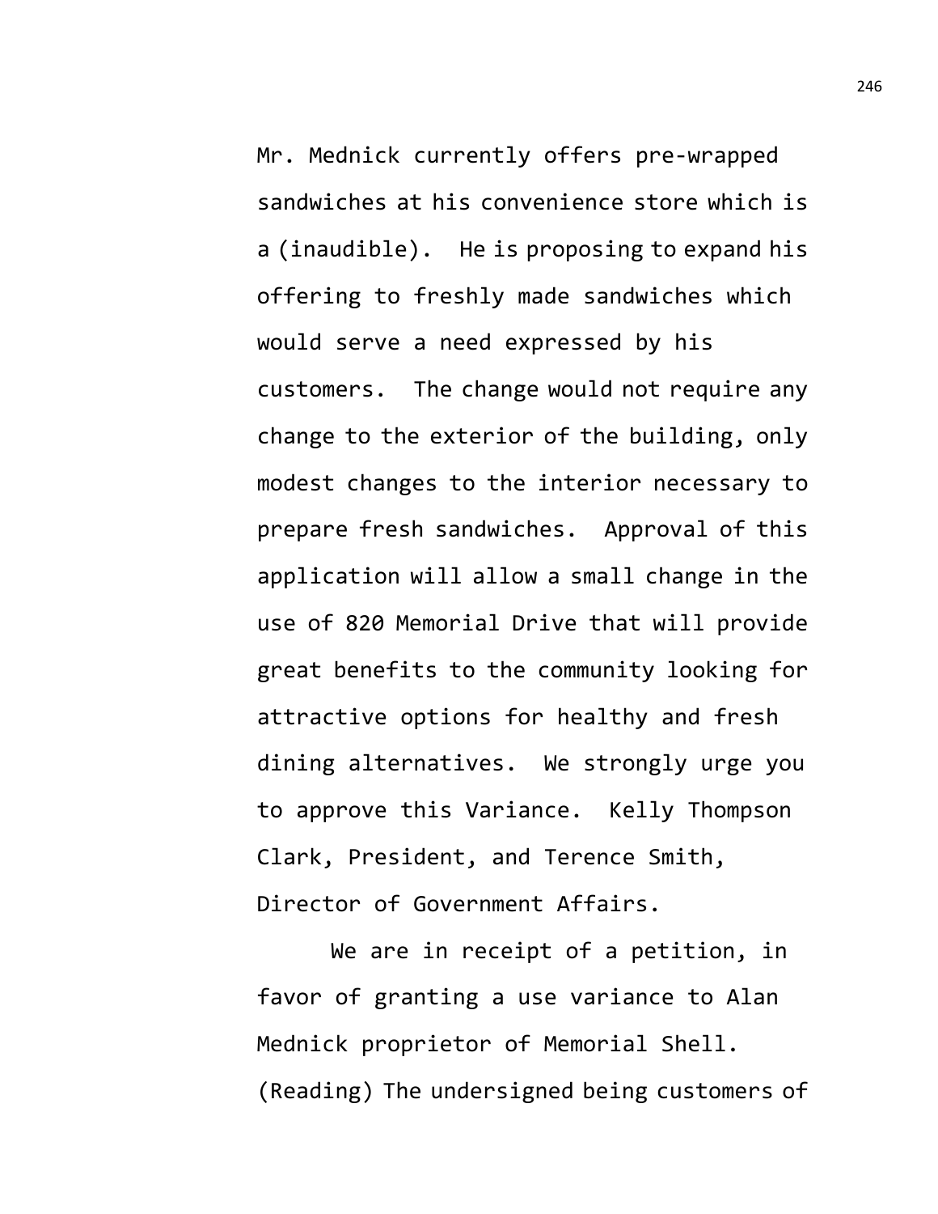Mr. Mednick currently offers pre-wrapped sandwiches at his convenience store which is a (inaudible). He is proposing to expand his offering to freshly made sandwiches which would serve a need expressed by his customers. The change would not require any change to the exterior of the building, only modest changes to the interior necessary to prepare fresh sandwiches. Approval of this application will allow a small change in the use of 820 Memorial Drive that will provide great benefits to the community looking for attractive options for healthy and fresh dining alternatives. We strongly urge you to approve this Variance. Kelly Thompson Clark, President, and Terence Smith, Director of Government Affairs.

We are in receipt of a petition, in favor of granting a use variance to Alan Mednick proprietor of Memorial Shell. (Reading) The undersigned being customers of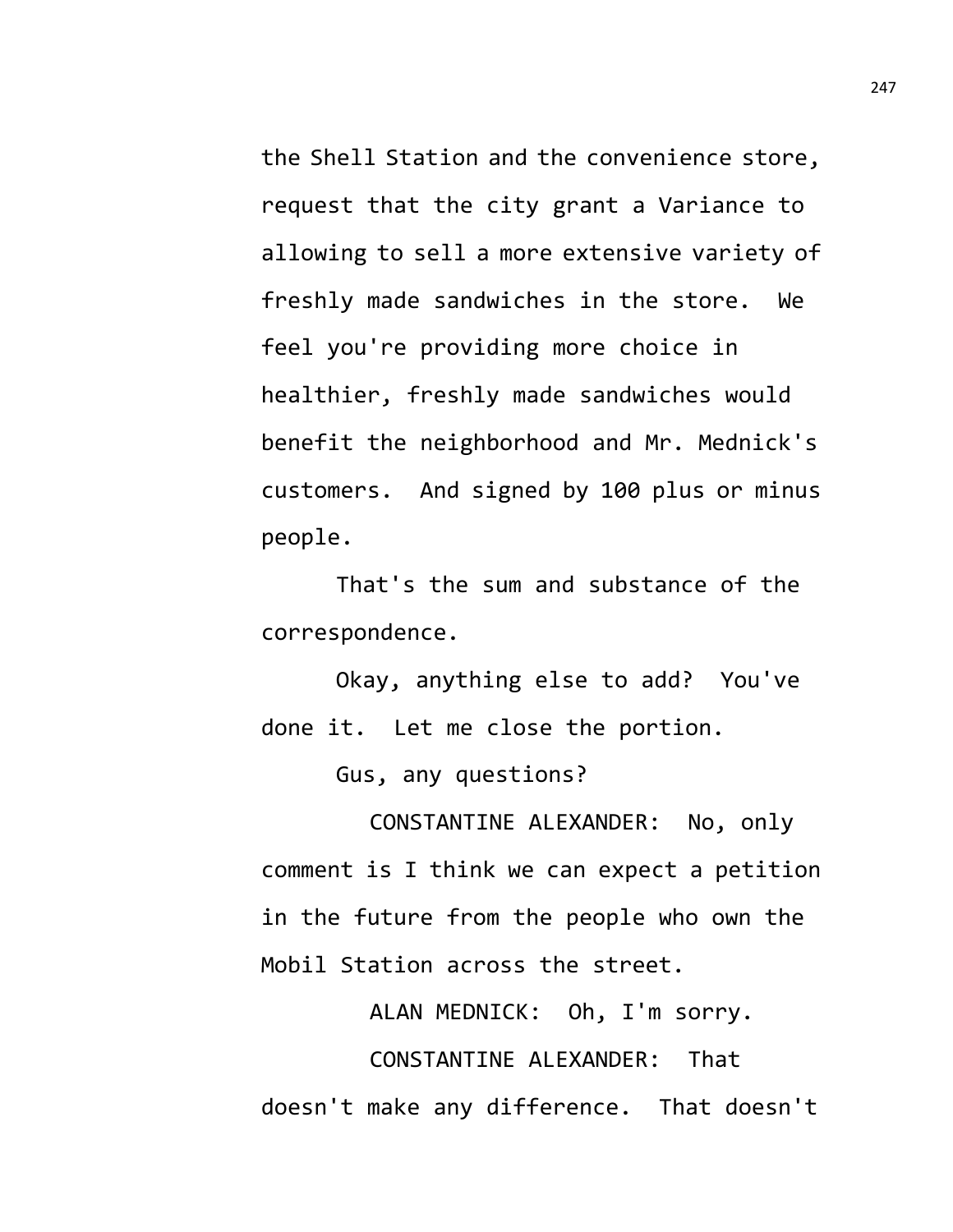the Shell Station and the convenience store, request that the city grant a Variance to allowing to sell a more extensive variety of freshly made sandwiches in the store.  We feel you're providing more choice in healthier, freshly made sandwiches would benefit the neighborhood and Mr. Mednick's customers.  And signed by 100 plus or minus people.

That's the sum and substance of the correspondence.

Okay, anything else to add?  You've done it.  Let me close the portion.

Gus, any questions?

CONSTANTINE ALEXANDER:  No, only comment is I think we can expect a petition in the future from the people who own the Mobil Station across the street.

ALAN MEDNICK:  Oh, I'm sorry.

CONSTANTINE ALEXANDER:  That doesn't make any difference.  That doesn't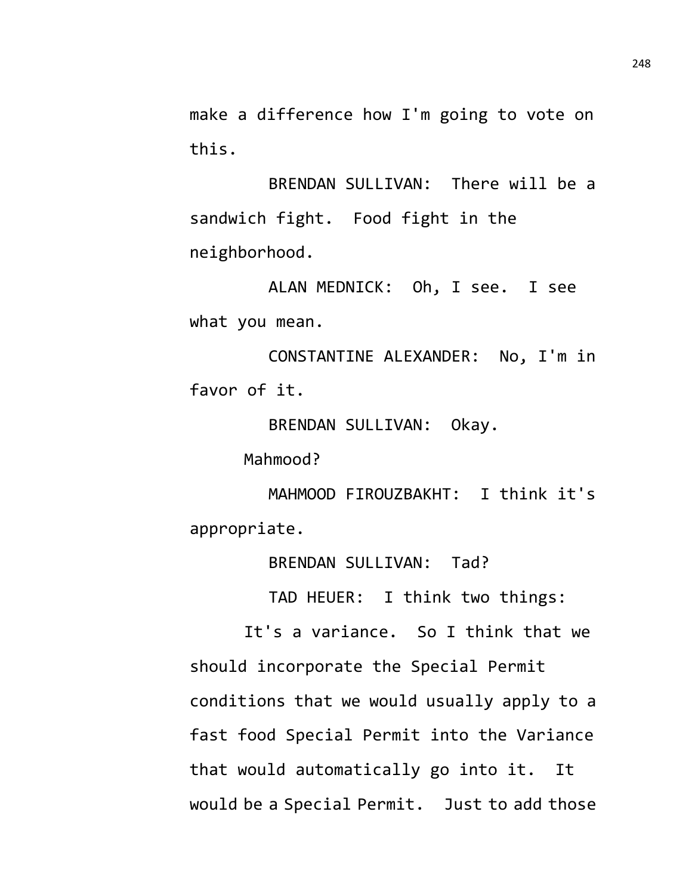make a difference how I'm going to vote on this.

BRENDAN SULLIVAN: There will be a sandwich fight. Food fight in the neighborhood.

ALAN MEDNICK: Oh, I see. I see what you mean.

CONSTANTINE ALEXANDER: No, I'm in favor of it.

BRENDAN SULLIVAN: Okay.

Mahmood?

MAHMOOD FIROUZBAKHT: I think it's appropriate.

BRENDAN SULLIVAN: Tad?

TAD HEUER: I think two things:

It's a variance. So I think that we should incorporate the Special Permit conditions that we would usually apply to a fast food Special Permit into the Variance that would automatically go into it. It would be a Special Permit. Just to add those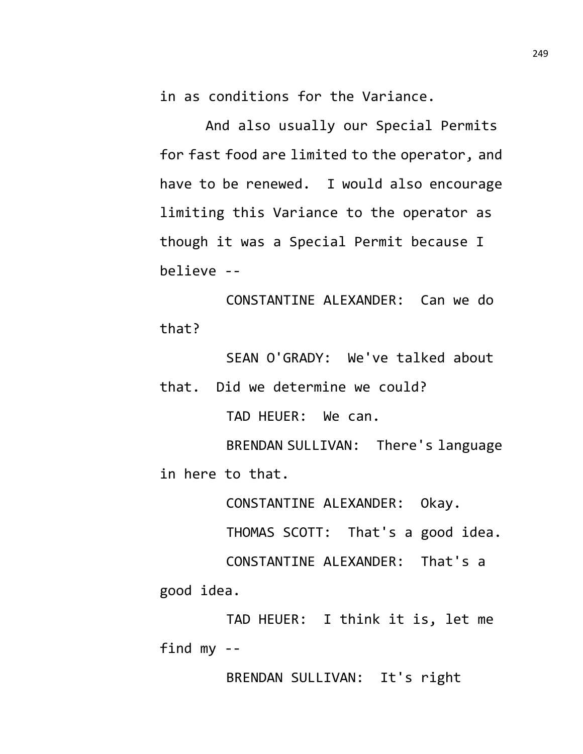in as conditions for the Variance.

And also usually our Special Permits for fast food are limited to the operator, and have to be renewed. I would also encourage limiting this Variance to the operator as though it was a Special Permit because I believe --

CONSTANTINE ALEXANDER: Can we do that?

SEAN O'GRADY: We've talked about that. Did we determine we could?

TAD HEUER: We can.

BRENDAN SULLIVAN: There's language in here to that.

CONSTANTINE ALEXANDER: Okay.

THOMAS SCOTT: That's a good idea.

CONSTANTINE ALEXANDER: That's a good idea.

TAD HEUER: I think it is, let me find my --

BRENDAN SULLIVAN: It's right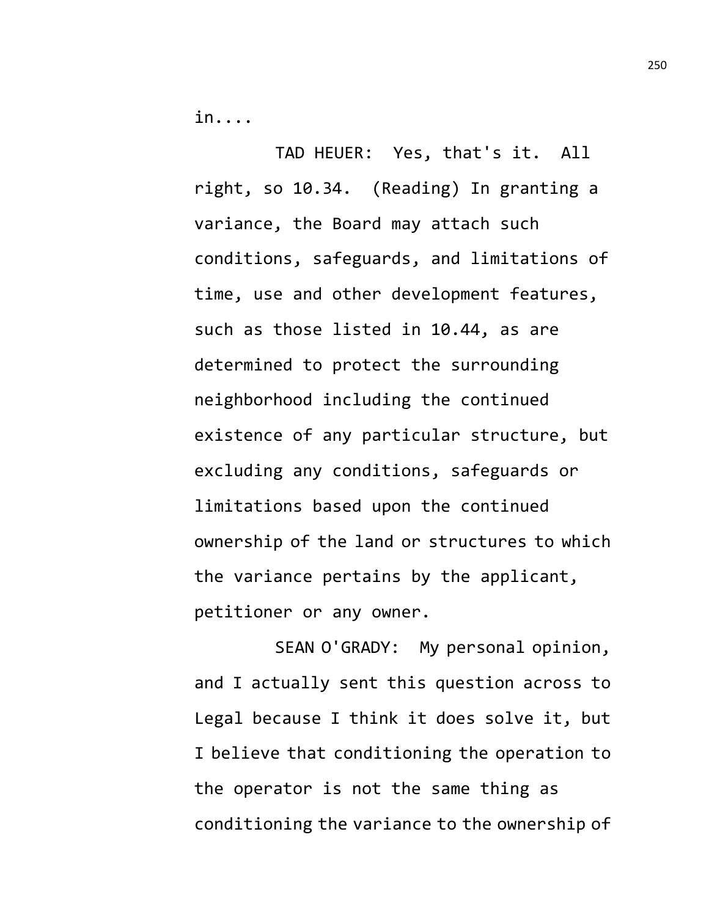in....

TAD HEUER: Yes, that's it. All right, so 10.34. (Reading) In granting a variance, the Board may attach such conditions, safeguards, and limitations of time, use and other development features, such as those listed in 10.44, as are determined to protect the surrounding neighborhood including the continued existence of any particular structure, but excluding any conditions, safeguards or limitations based upon the continued ownership of the land or structures to which the variance pertains by the applicant, petitioner or any owner.

SEAN O'GRADY: My personal opinion, and I actually sent this question across to Legal because I think it does solve it, but I believe that conditioning the operation to the operator is not the same thing as conditioning the variance to the ownership of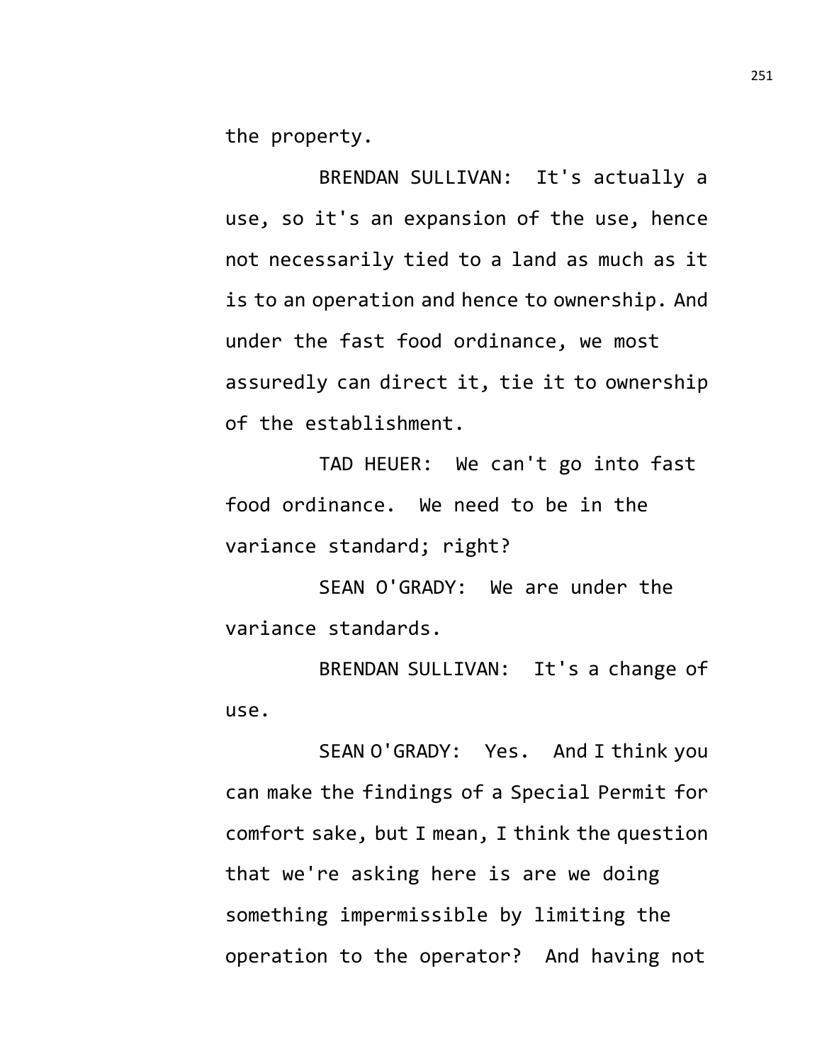the property.

BRENDAN SULLIVAN: It's actually a use, so it's an expansion of the use, hence not necessarily tied to a land as much as it is to an operation and hence to ownership. And under the fast food ordinance, we most assuredly can direct it, tie it to ownership of the establishment.

TAD HEUER: We can't go into fast food ordinance. We need to be in the variance standard; right?

SEAN O'GRADY: We are under the variance standards.

BRENDAN SULLIVAN: It's a change of use.

SEAN O'GRADY: Yes. And I think you can make the findings of a Special Permit for comfort sake, but I mean, I think the question that we're asking here is are we doing something impermissible by limiting the operation to the operator? And having not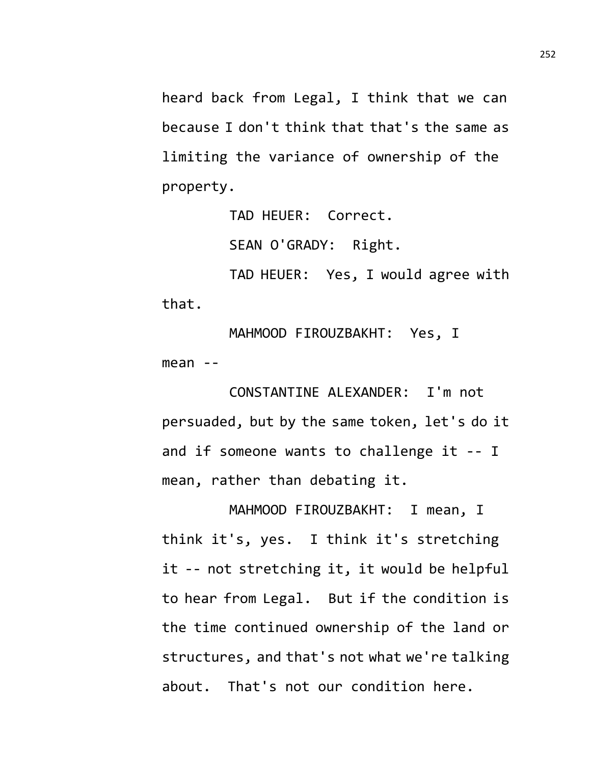heard back from Legal, I think that we can because I don't think that that's the same as limiting the variance of ownership of the property.

TAD HEUER: Correct.

SEAN O'GRADY: Right.

TAD HEUER: Yes, I would agree with that.

MAHMOOD FIROUZBAKHT: Yes, I mean --

CONSTANTINE ALEXANDER: I'm not persuaded, but by the same token, let's do it and if someone wants to challenge it -- I mean, rather than debating it.

MAHMOOD FIROUZBAKHT: I mean, I think it's, yes. I think it's stretching it -- not stretching it, it would be helpful to hear from Legal. But if the condition is the time continued ownership of the land or structures, and that's not what we're talking about. That's not our condition here.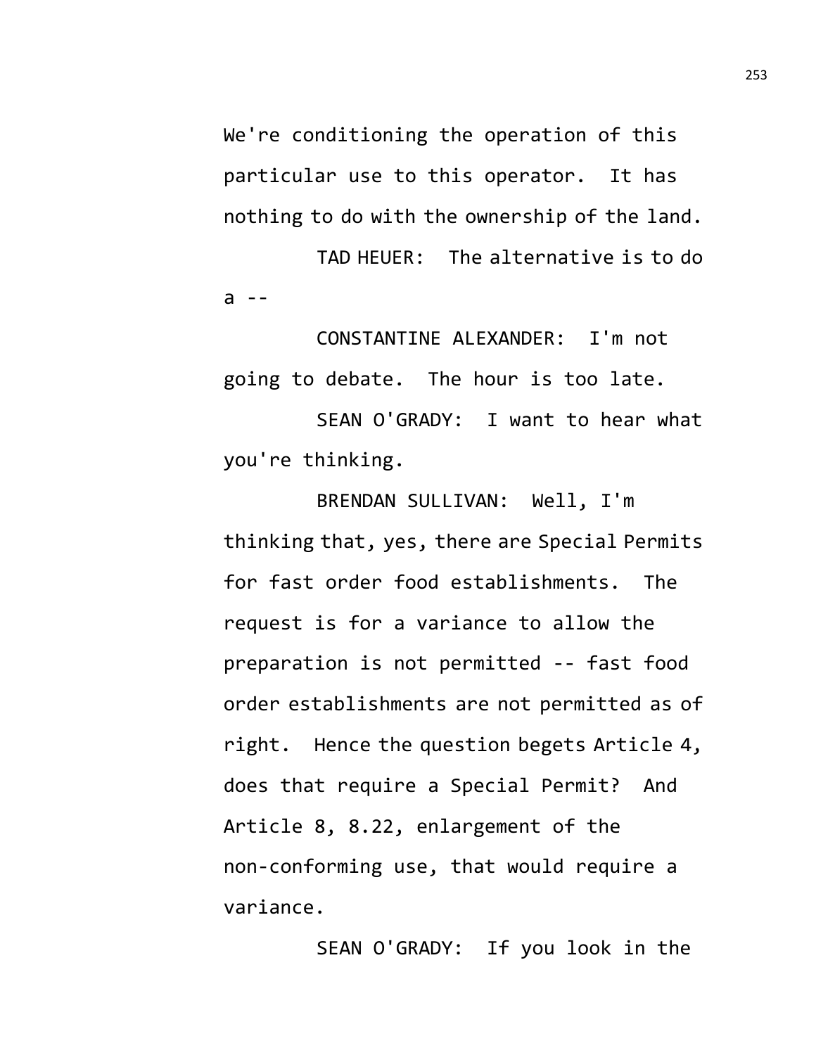We're conditioning the operation of this particular use to this operator. It has nothing to do with the ownership of the land.

TAD HEUER: The alternative is to do a --

CONSTANTINE ALEXANDER: I'm not going to debate. The hour is too late.

SEAN O'GRADY: I want to hear what you're thinking.

BRENDAN SULLIVAN: Well, I'm thinking that, yes, there are Special Permits for fast order food establishments. The request is for a variance to allow the preparation is not permitted -- fast food order establishments are not permitted as of right. Hence the question begets Article 4, does that require a Special Permit? And Article 8, 8.22, enlargement of the non-conforming use, that would require a variance.

SEAN O'GRADY: If you look in the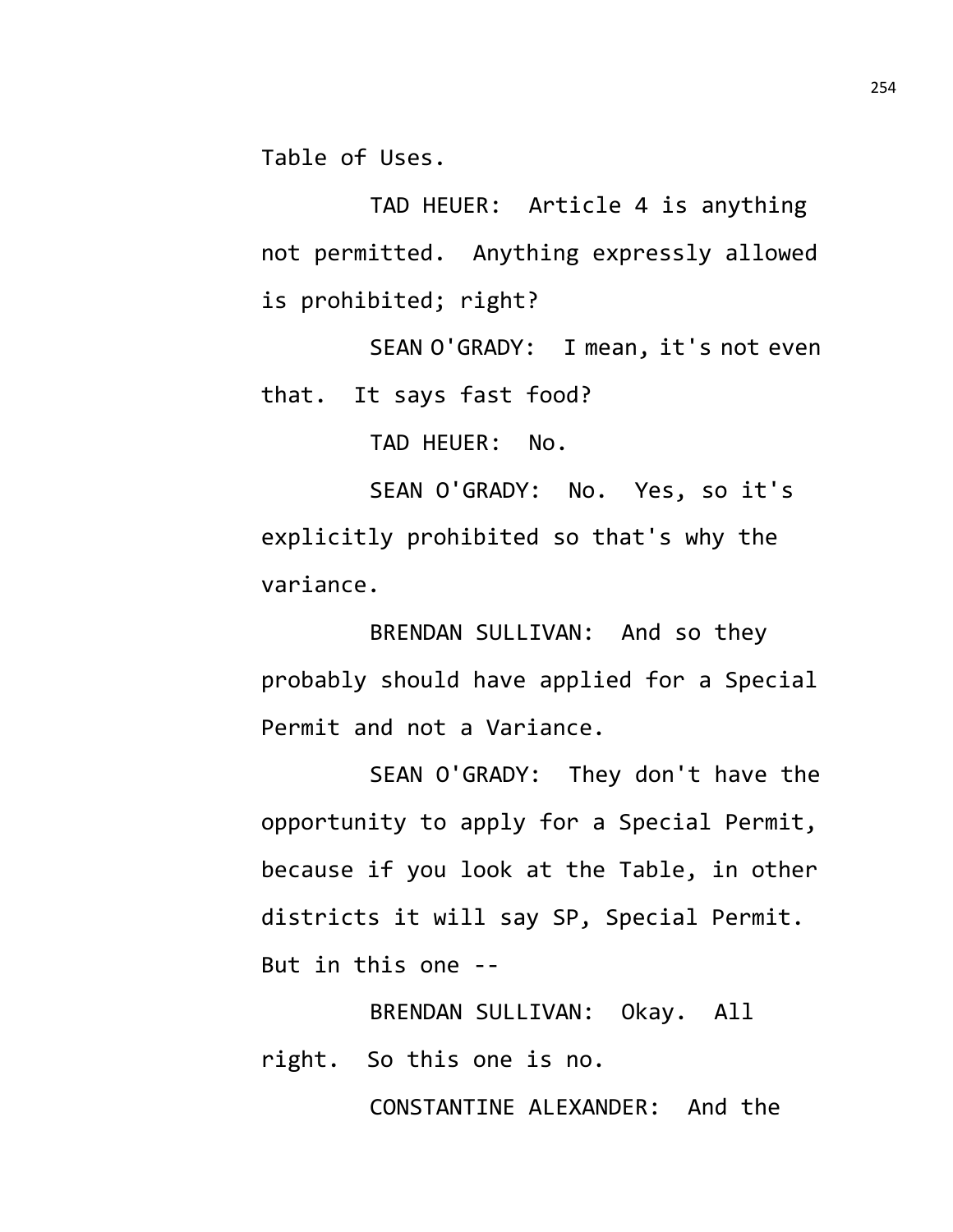Table of Uses.

TAD HEUER: Article 4 is anything not permitted. Anything expressly allowed is prohibited; right?

SEAN O'GRADY: I mean, it's not even that. It says fast food?

TAD HEUER: No.

SEAN O'GRADY: No. Yes, so it's explicitly prohibited so that's why the variance.

BRENDAN SULLIVAN: And so they probably should have applied for a Special Permit and not a Variance.

SEAN O'GRADY: They don't have the opportunity to apply for a Special Permit, because if you look at the Table, in other districts it will say SP, Special Permit. But in this one --

BRENDAN SULLIVAN: Okay. All right. So this one is no.

CONSTANTINE ALEXANDER: And the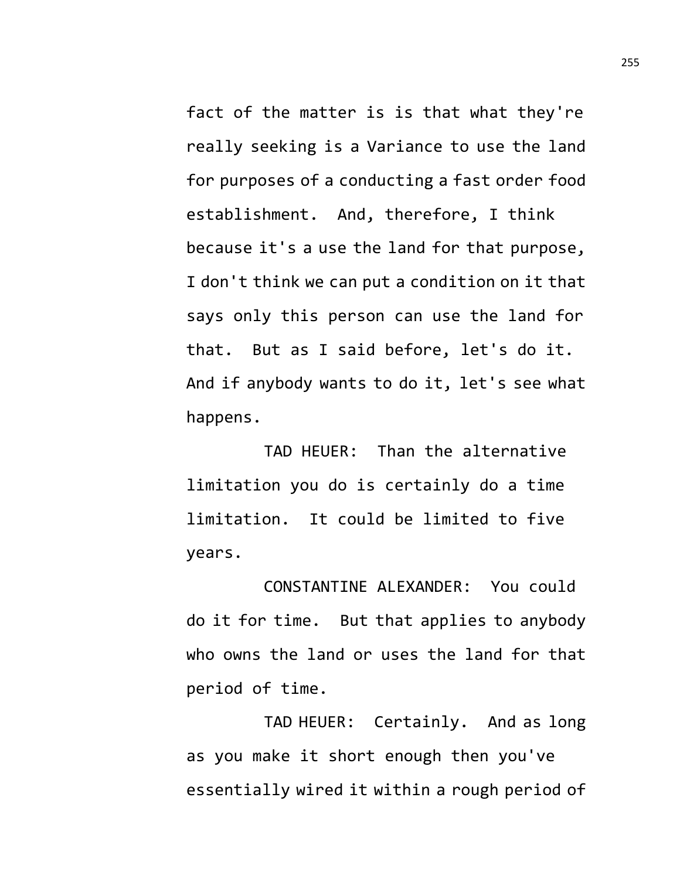fact of the matter is is that what they're really seeking is a Variance to use the land for purposes of a conducting a fast order food establishment. And, therefore, I think because it's a use the land for that purpose, I don't think we can put a condition on it that says only this person can use the land for that. But as I said before, let's do it. And if anybody wants to do it, let's see what happens.

TAD HEUER: Than the alternative limitation you do is certainly do a time limitation. It could be limited to five years.

CONSTANTINE ALEXANDER: You could do it for time. But that applies to anybody who owns the land or uses the land for that period of time.

TAD HEUER: Certainly. And as long as you make it short enough then you've essentially wired it within a rough period of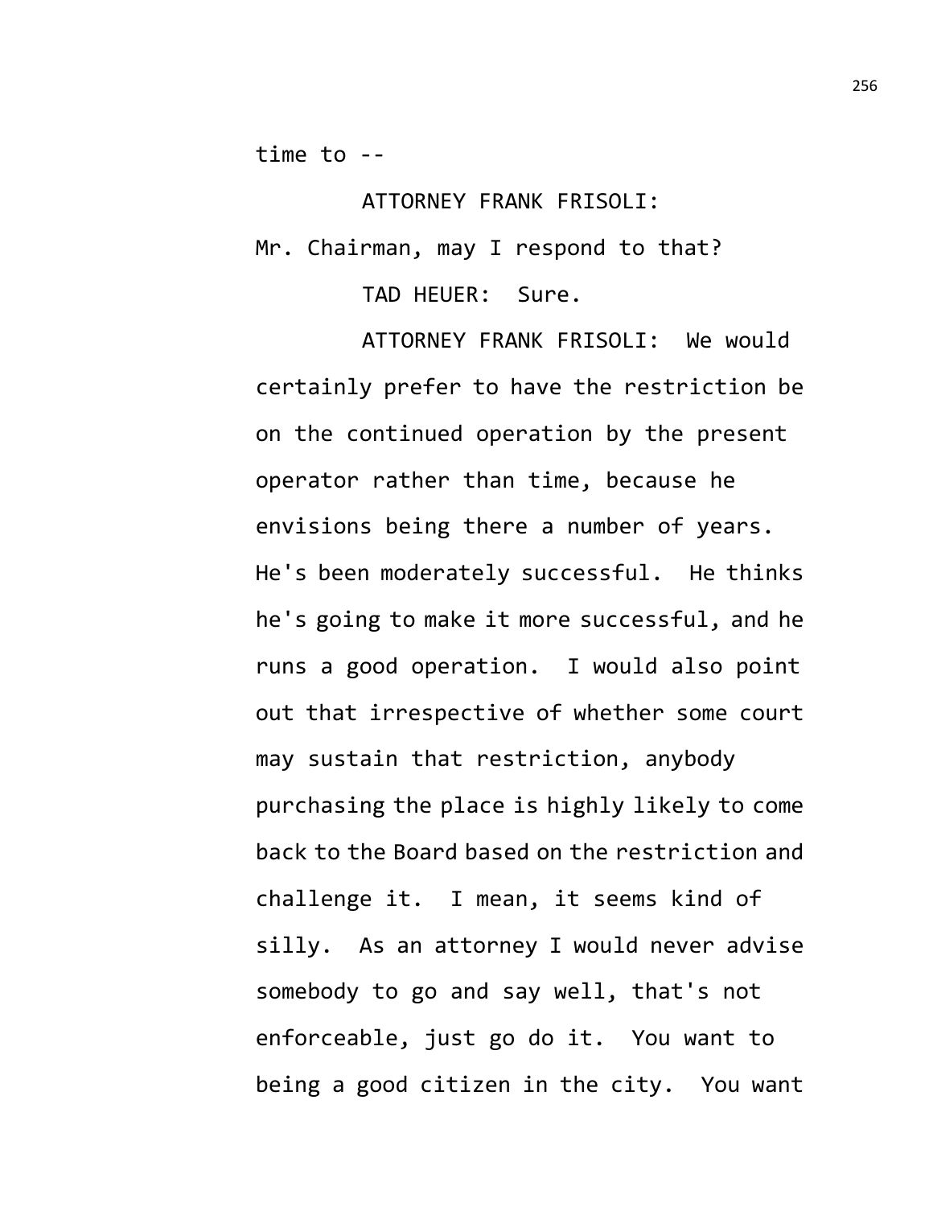time to --

ATTORNEY FRANK FRISOLI:
Mr. Chairman, may I respond to that?

TAD HEUER: Sure.

ATTORNEY FRANK FRISOLI: We would certainly prefer to have the restriction be on the continued operation by the present operator rather than time, because he envisions being there a number of years. He's been moderately successful. He thinks he's going to make it more successful, and he runs a good operation. I would also point out that irrespective of whether some court may sustain that restriction, anybody purchasing the place is highly likely to come back to the Board based on the restriction and challenge it. I mean, it seems kind of silly. As an attorney I would never advise somebody to go and say well, that's not enforceable, just go do it. You want to being a good citizen in the city. You want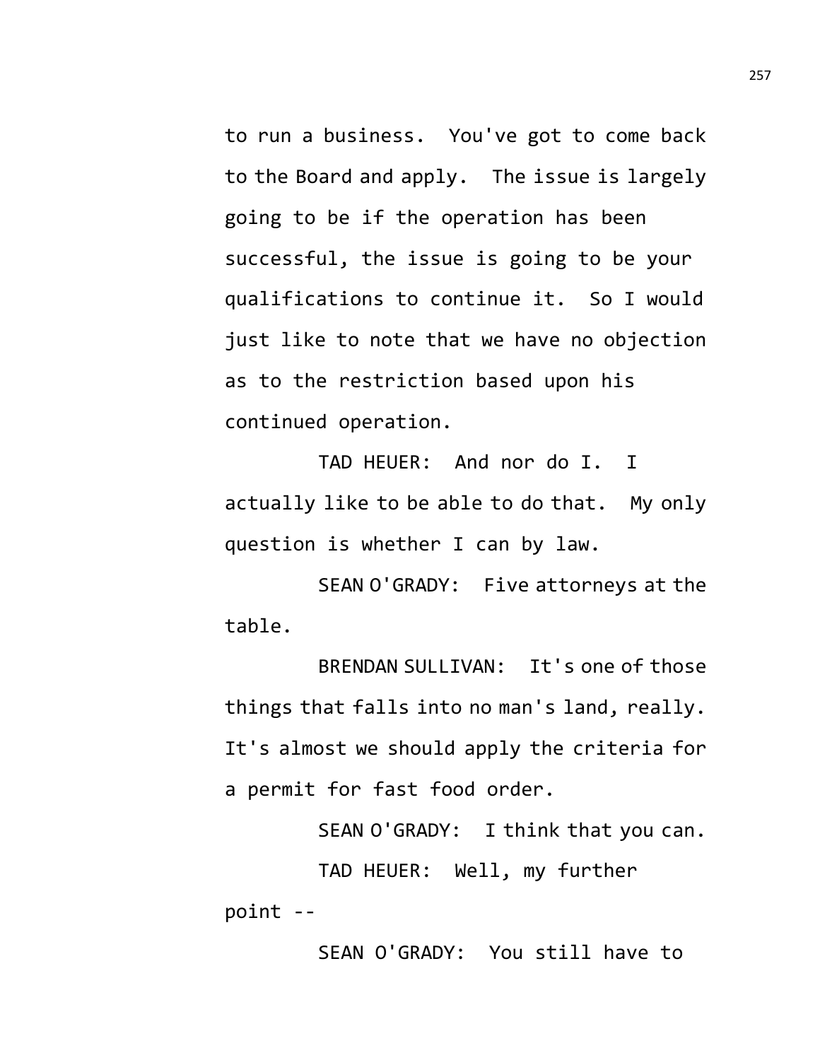to run a business. You've got to come back to the Board and apply. The issue is largely going to be if the operation has been successful, the issue is going to be your qualifications to continue it. So I would just like to note that we have no objection as to the restriction based upon his continued operation.

TAD HEUER: And nor do I. I actually like to be able to do that. My only question is whether I can by law.

SEAN O'GRADY: Five attorneys at the table.

BRENDAN SULLIVAN: It's one of those things that falls into no man's land, really. It's almost we should apply the criteria for a permit for fast food order.

SEAN O'GRADY: I think that you can.

TAD HEUER: Well, my further point --

SEAN O'GRADY: You still have to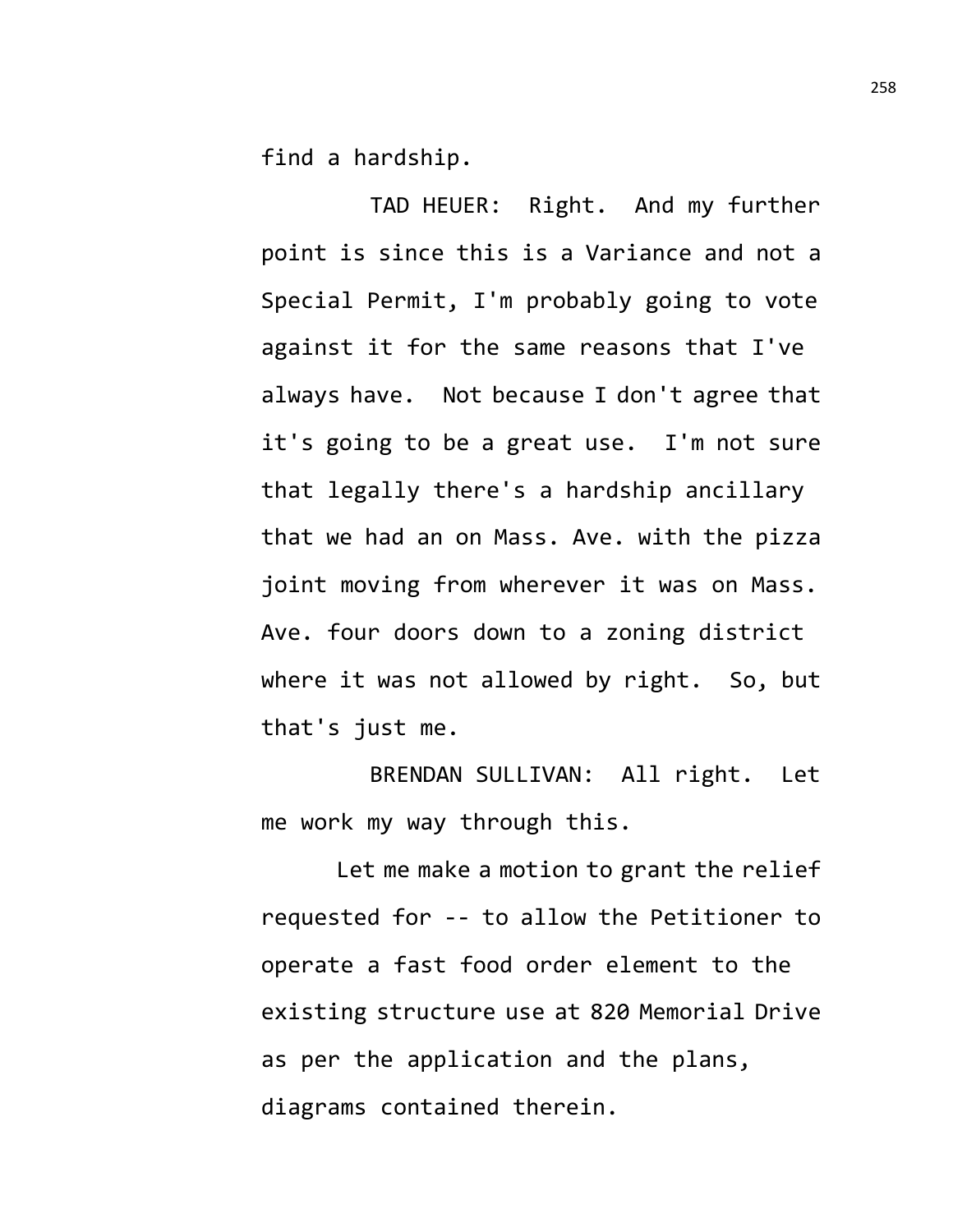find a hardship.

TAD HEUER: Right. And my further point is since this is a Variance and not a Special Permit, I'm probably going to vote against it for the same reasons that I've always have. Not because I don't agree that it's going to be a great use. I'm not sure that legally there's a hardship ancillary that we had an on Mass. Ave. with the pizza joint moving from wherever it was on Mass. Ave. four doors down to a zoning district where it was not allowed by right. So, but that's just me.

BRENDAN SULLIVAN: All right. Let me work my way through this.

Let me make a motion to grant the relief requested for -- to allow the Petitioner to operate a fast food order element to the existing structure use at 820 Memorial Drive as per the application and the plans, diagrams contained therein.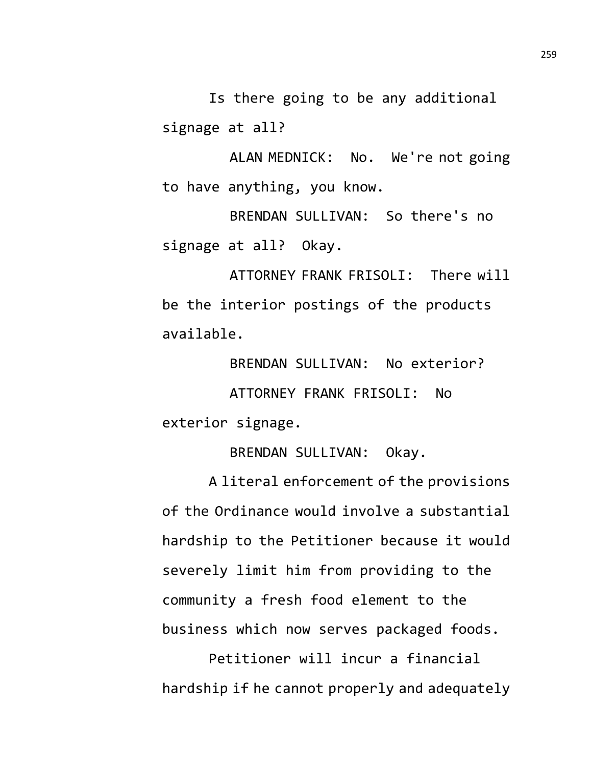Is there going to be any additional signage at all?

ALAN MEDNICK: No. We're not going to have anything, you know.

BRENDAN SULLIVAN: So there's no signage at all? Okay.

ATTORNEY FRANK FRISOLI: There will be the interior postings of the products available.

BRENDAN SULLIVAN: No exterior?

ATTORNEY FRANK FRISOLI: No exterior signage.

BRENDAN SULLIVAN: Okay.

A literal enforcement of the provisions of the Ordinance would involve a substantial hardship to the Petitioner because it would severely limit him from providing to the community a fresh food element to the business which now serves packaged foods.

Petitioner will incur a financial hardship if he cannot properly and adequately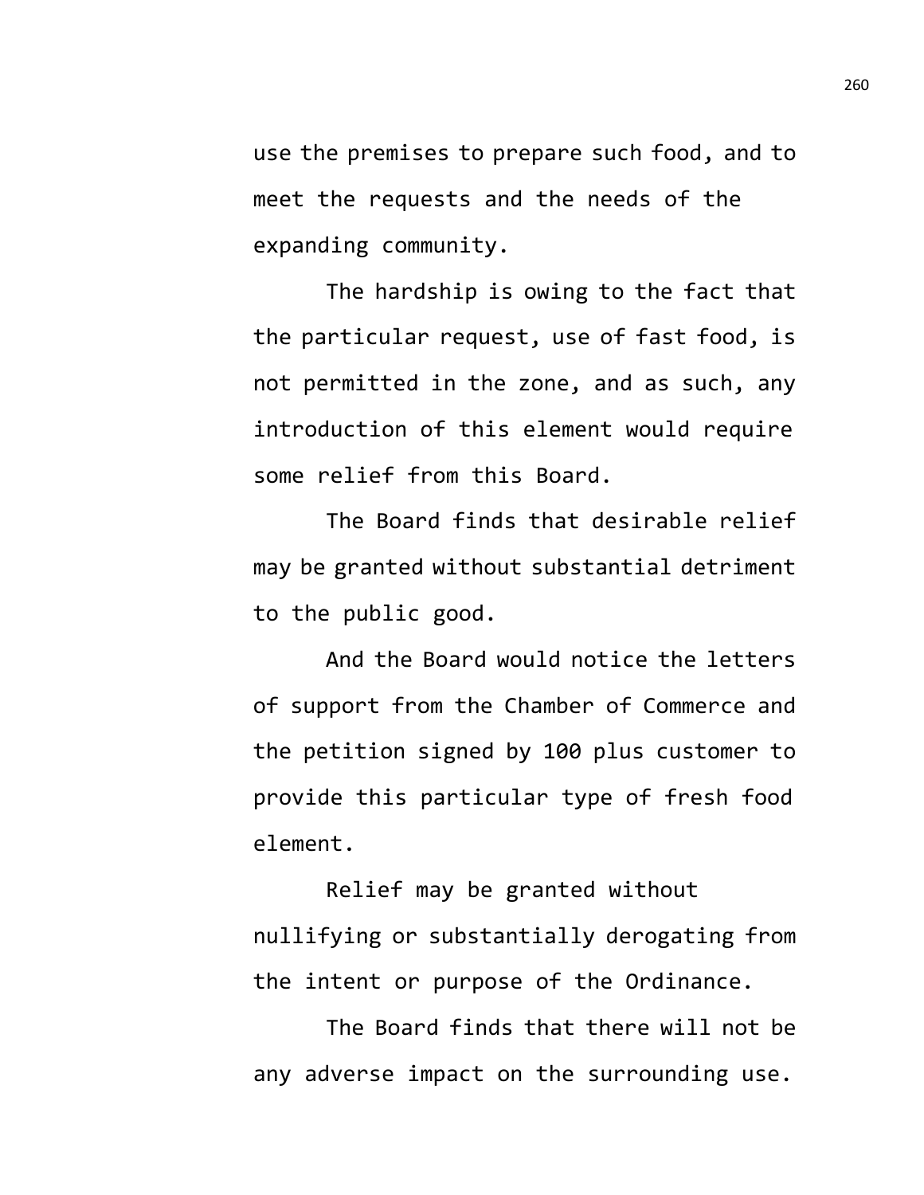use the premises to prepare such food, and to meet the requests and the needs of the expanding community.

The hardship is owing to the fact that the particular request, use of fast food, is not permitted in the zone, and as such, any introduction of this element would require some relief from this Board.

The Board finds that desirable relief may be granted without substantial detriment to the public good.

And the Board would notice the letters of support from the Chamber of Commerce and the petition signed by 100 plus customer to provide this particular type of fresh food element.

Relief may be granted without nullifying or substantially derogating from the intent or purpose of the Ordinance.

The Board finds that there will not be any adverse impact on the surrounding use.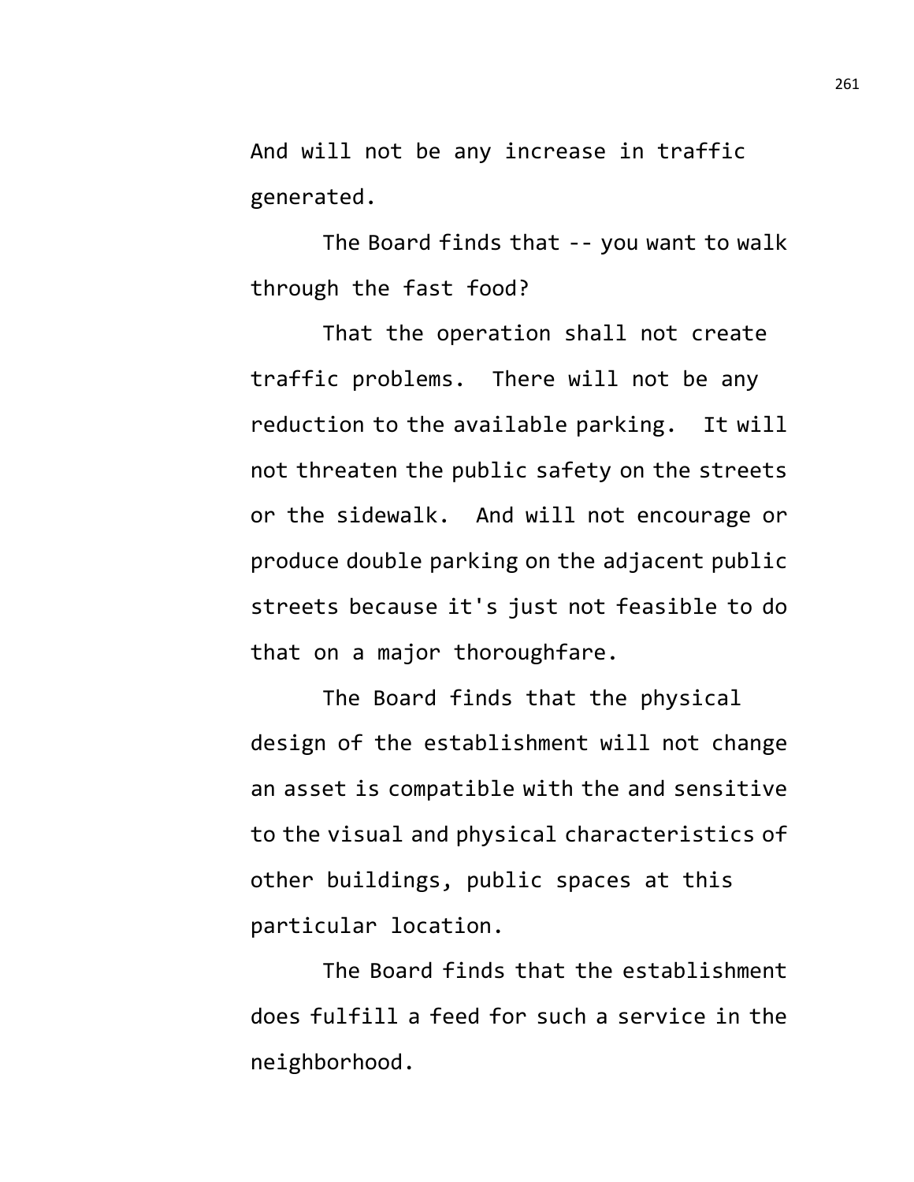And will not be any increase in traffic generated.

The Board finds that -- you want to walk through the fast food?

That the operation shall not create traffic problems. There will not be any reduction to the available parking. It will not threaten the public safety on the streets or the sidewalk. And will not encourage or produce double parking on the adjacent public streets because it's just not feasible to do that on a major thoroughfare.

The Board finds that the physical design of the establishment will not change an asset is compatible with the and sensitive to the visual and physical characteristics of other buildings, public spaces at this particular location.

The Board finds that the establishment does fulfill a feed for such a service in the neighborhood.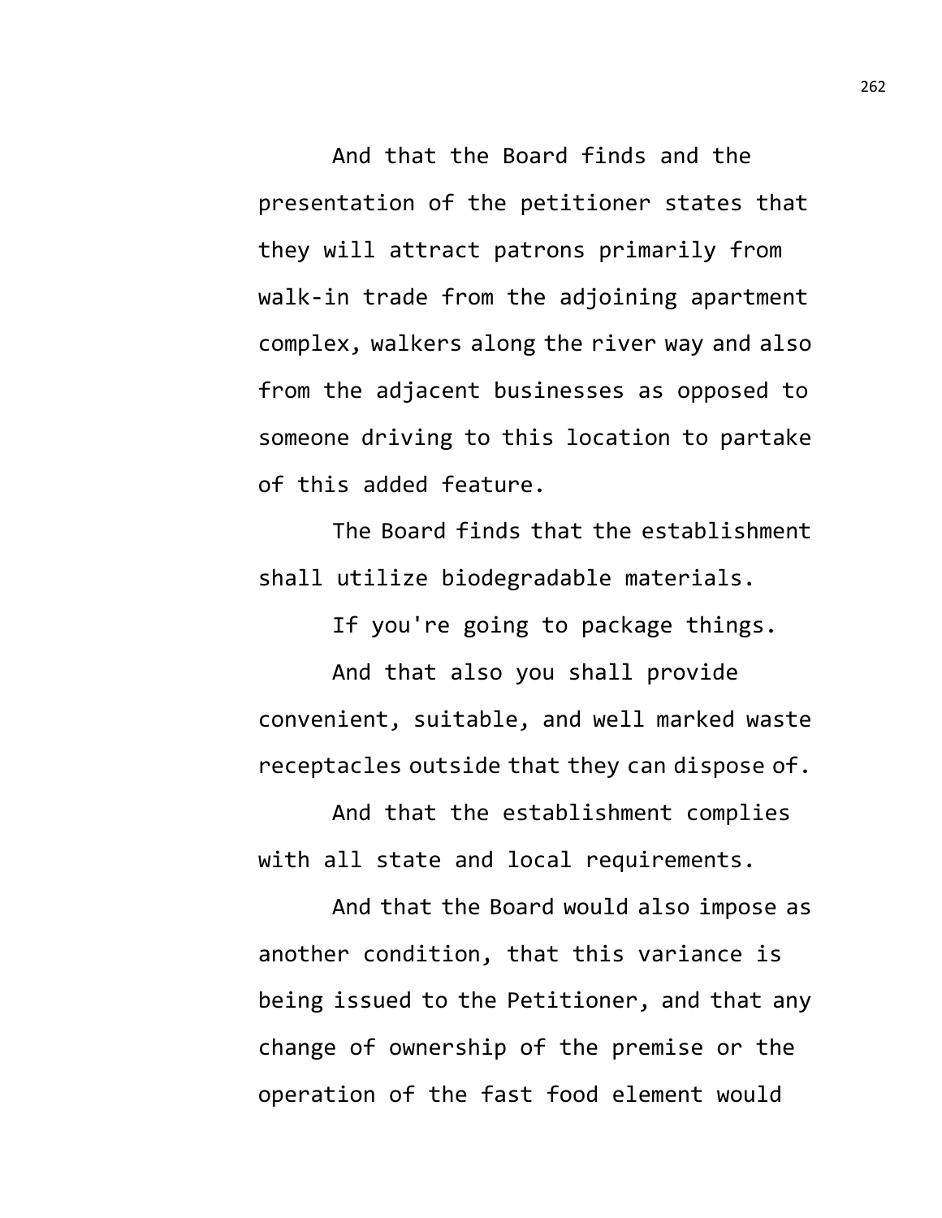And that the Board finds and the presentation of the petitioner states that they will attract patrons primarily from walk-in trade from the adjoining apartment complex, walkers along the river way and also from the adjacent businesses as opposed to someone driving to this location to partake of this added feature.

The Board finds that the establishment shall utilize biodegradable materials.

If you're going to package things.

And that also you shall provide convenient, suitable, and well marked waste receptacles outside that they can dispose of.

And that the establishment complies with all state and local requirements.

And that the Board would also impose as another condition, that this variance is being issued to the Petitioner, and that any change of ownership of the premise or the operation of the fast food element would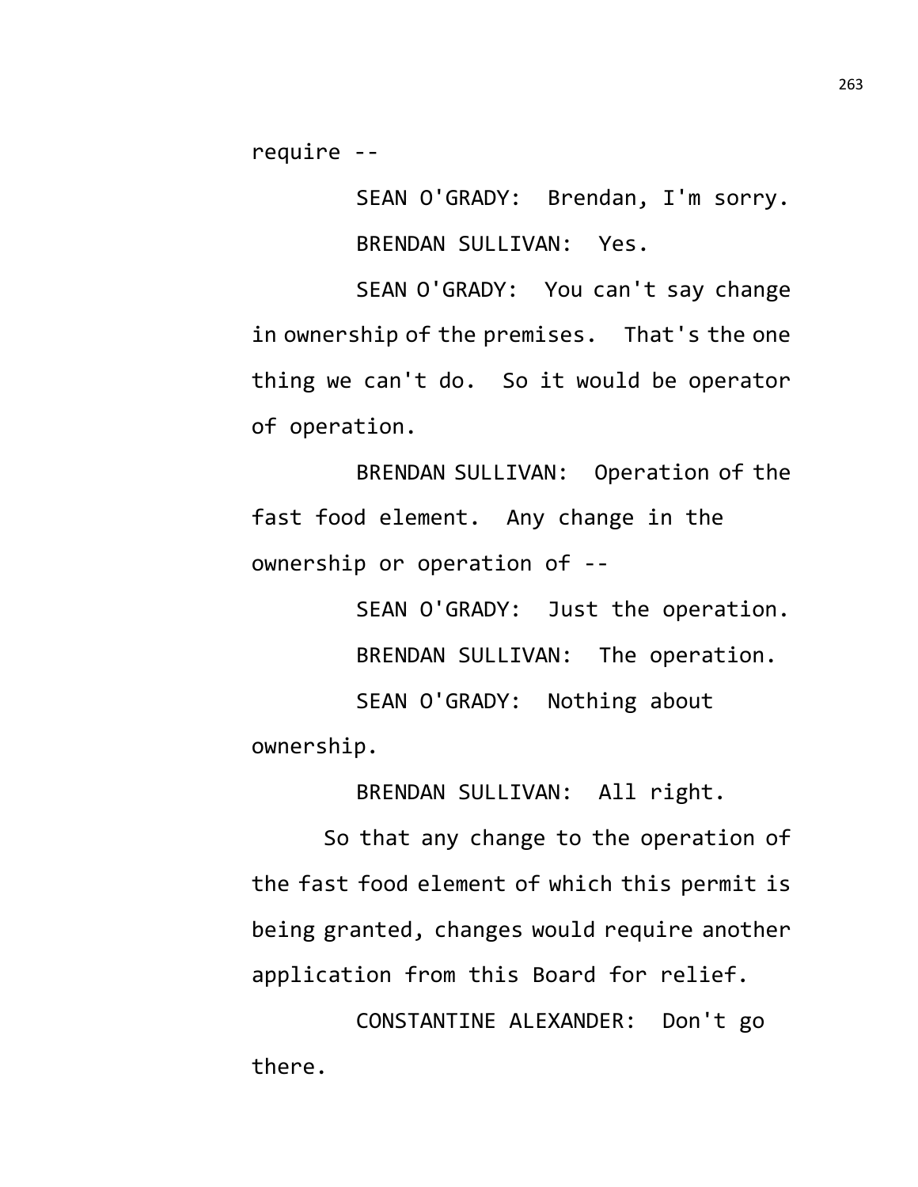require --

SEAN O'GRADY: Brendan, I'm sorry.

BRENDAN SULLIVAN: Yes.

SEAN O'GRADY: You can't say change in ownership of the premises. That's the one thing we can't do. So it would be operator of operation.

BRENDAN SULLIVAN: Operation of the fast food element. Any change in the ownership or operation of --

SEAN O'GRADY: Just the operation.

BRENDAN SULLIVAN: The operation.

SEAN O'GRADY: Nothing about ownership.

BRENDAN SULLIVAN: All right.

So that any change to the operation of the fast food element of which this permit is being granted, changes would require another application from this Board for relief.

CONSTANTINE ALEXANDER: Don't go there.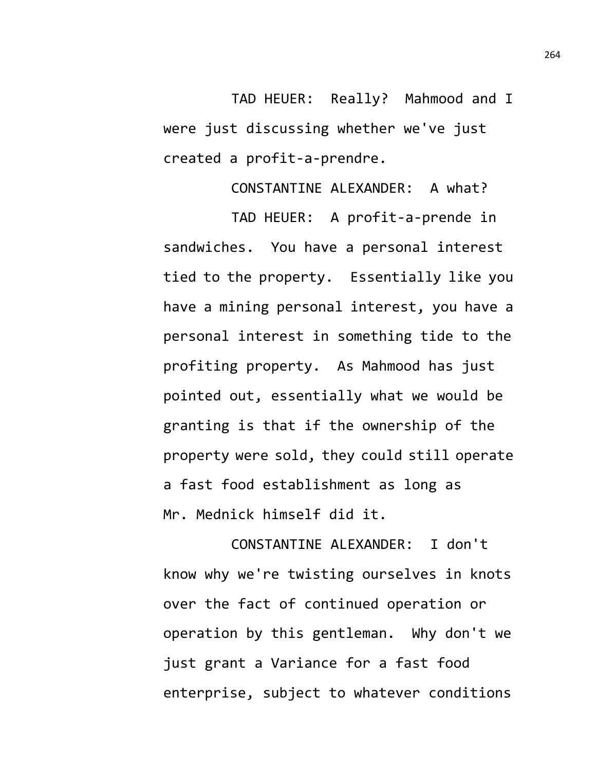TAD HEUER: Really? Mahmood and I were just discussing whether we've just created a profit-a-prendre.

CONSTANTINE ALEXANDER: A what?

TAD HEUER: A profit-a-prende in sandwiches. You have a personal interest tied to the property. Essentially like you have a mining personal interest, you have a personal interest in something tide to the profiting property. As Mahmood has just pointed out, essentially what we would be granting is that if the ownership of the property were sold, they could still operate a fast food establishment as long as Mr. Mednick himself did it.

CONSTANTINE ALEXANDER: I don't know why we're twisting ourselves in knots over the fact of continued operation or operation by this gentleman. Why don't we just grant a Variance for a fast food enterprise, subject to whatever conditions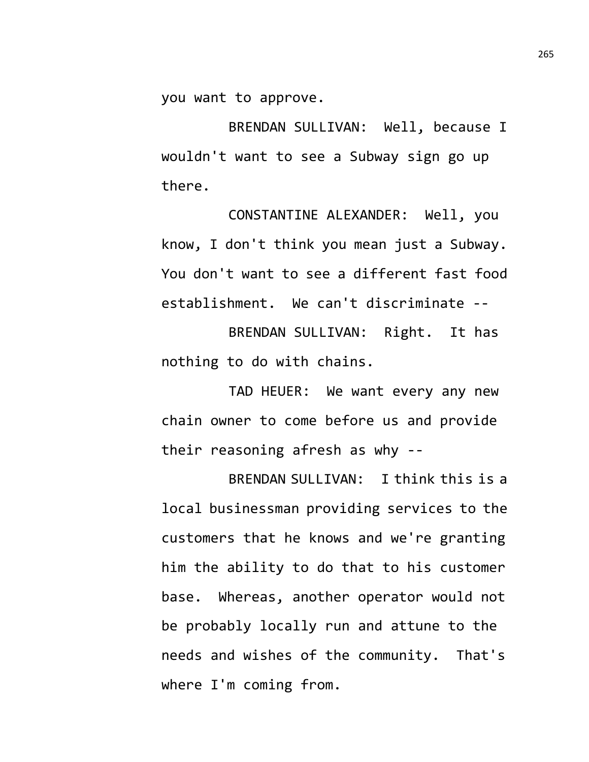you want to approve.

BRENDAN SULLIVAN: Well, because I wouldn't want to see a Subway sign go up there.

CONSTANTINE ALEXANDER: Well, you know, I don't think you mean just a Subway. You don't want to see a different fast food establishment. We can't discriminate --

BRENDAN SULLIVAN: Right. It has nothing to do with chains.

TAD HEUER: We want every any new chain owner to come before us and provide their reasoning afresh as why --

BRENDAN SULLIVAN: I think this is a local businessman providing services to the customers that he knows and we're granting him the ability to do that to his customer base. Whereas, another operator would not be probably locally run and attune to the needs and wishes of the community. That's where I'm coming from.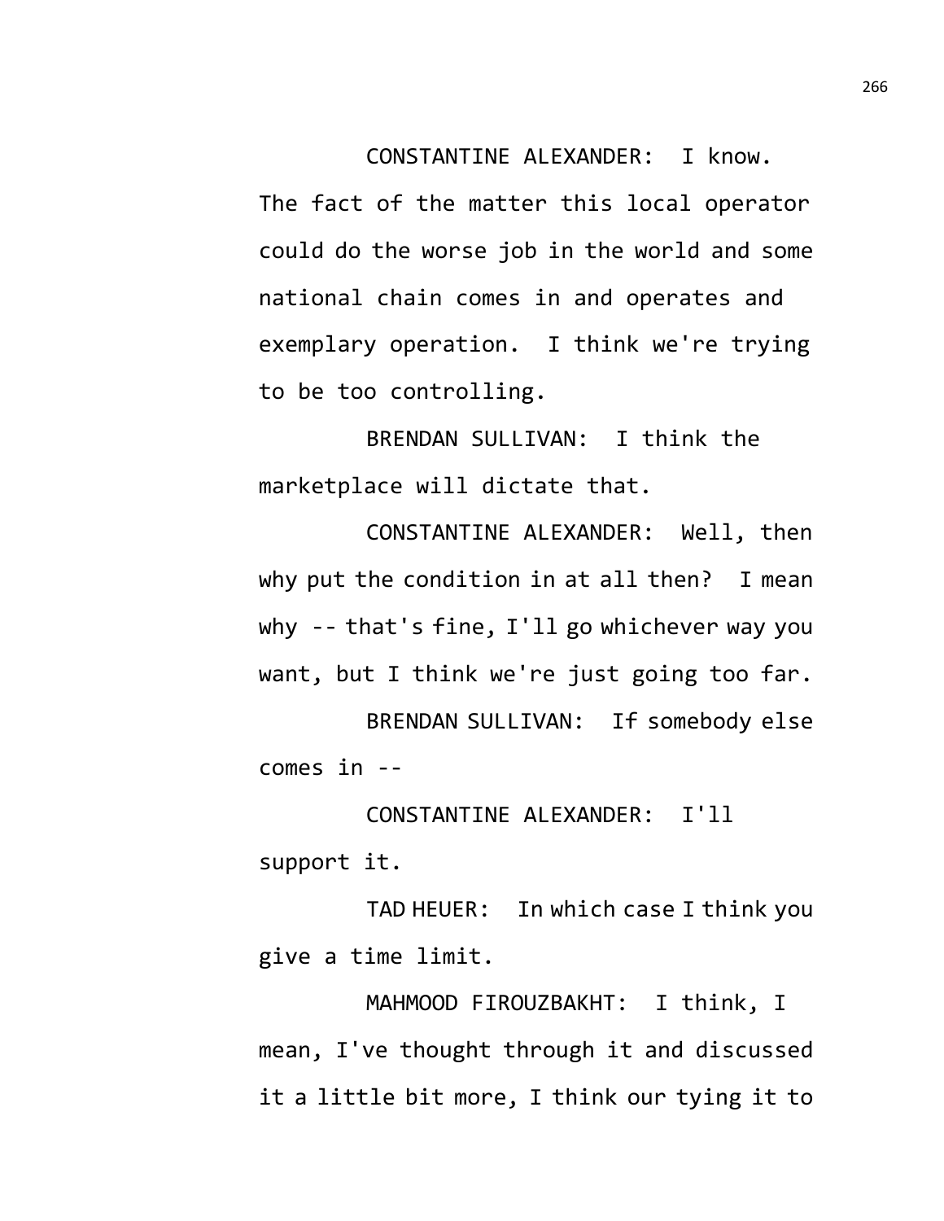CONSTANTINE ALEXANDER: I know. The fact of the matter this local operator could do the worse job in the world and some national chain comes in and operates and exemplary operation. I think we're trying to be too controlling.

BRENDAN SULLIVAN: I think the marketplace will dictate that.

CONSTANTINE ALEXANDER: Well, then why put the condition in at all then? I mean why -- that's fine, I'll go whichever way you want, but I think we're just going too far.

BRENDAN SULLIVAN: If somebody else comes in --

CONSTANTINE ALEXANDER: I'll support it.

TAD HEUER: In which case I think you give a time limit.

MAHMOOD FIROUZBAKHT: I think, I mean, I've thought through it and discussed it a little bit more, I think our tying it to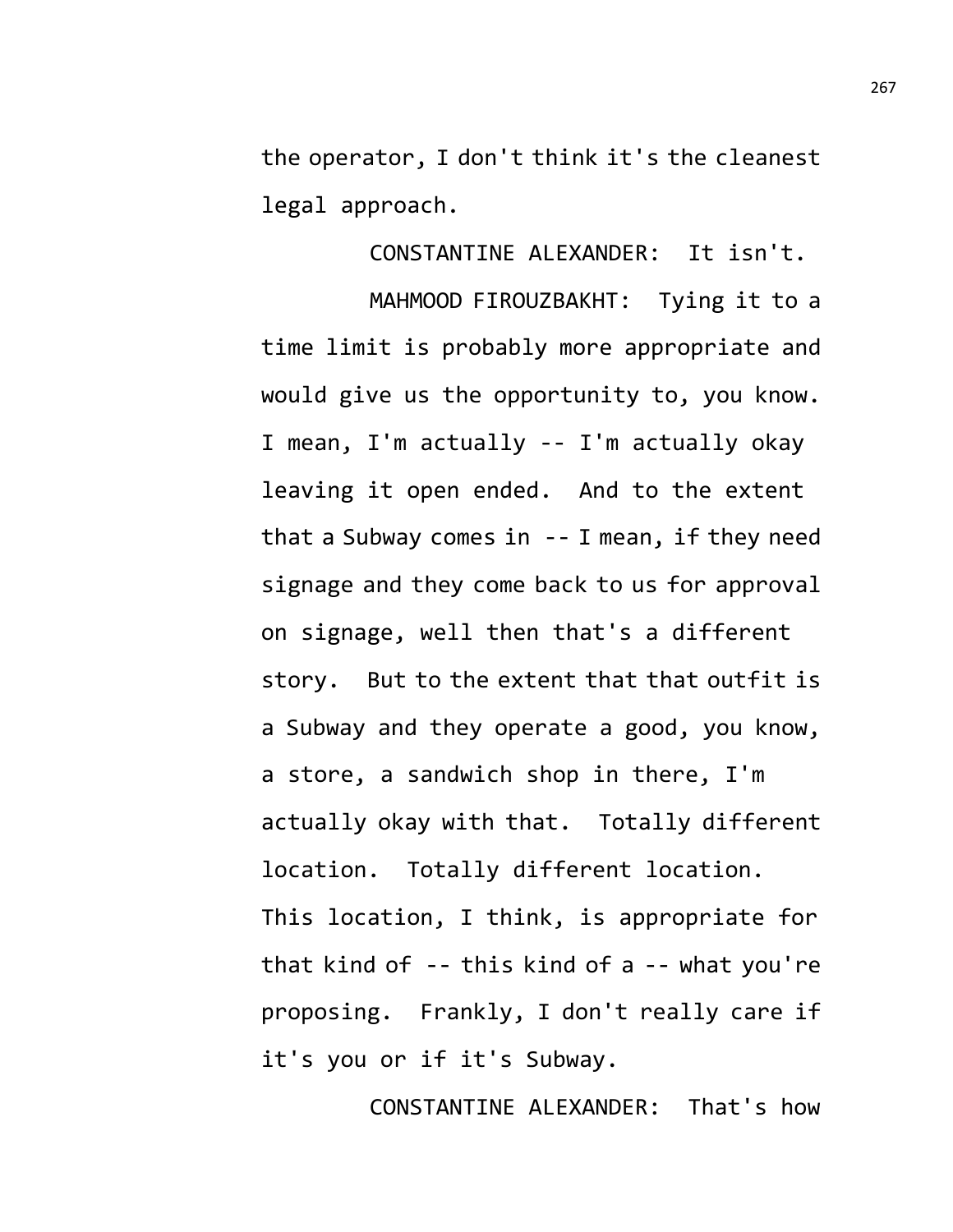the operator, I don't think it's the cleanest legal approach.

CONSTANTINE ALEXANDER: It isn't.

MAHMOOD FIROUZBAKHT: Tying it to a time limit is probably more appropriate and would give us the opportunity to, you know. I mean, I'm actually -- I'm actually okay leaving it open ended. And to the extent that a Subway comes in -- I mean, if they need signage and they come back to us for approval on signage, well then that's a different story. But to the extent that that outfit is a Subway and they operate a good, you know, a store, a sandwich shop in there, I'm actually okay with that. Totally different location. Totally different location. This location, I think, is appropriate for that kind of -- this kind of a -- what you're proposing. Frankly, I don't really care if it's you or if it's Subway.

CONSTANTINE ALEXANDER: That's how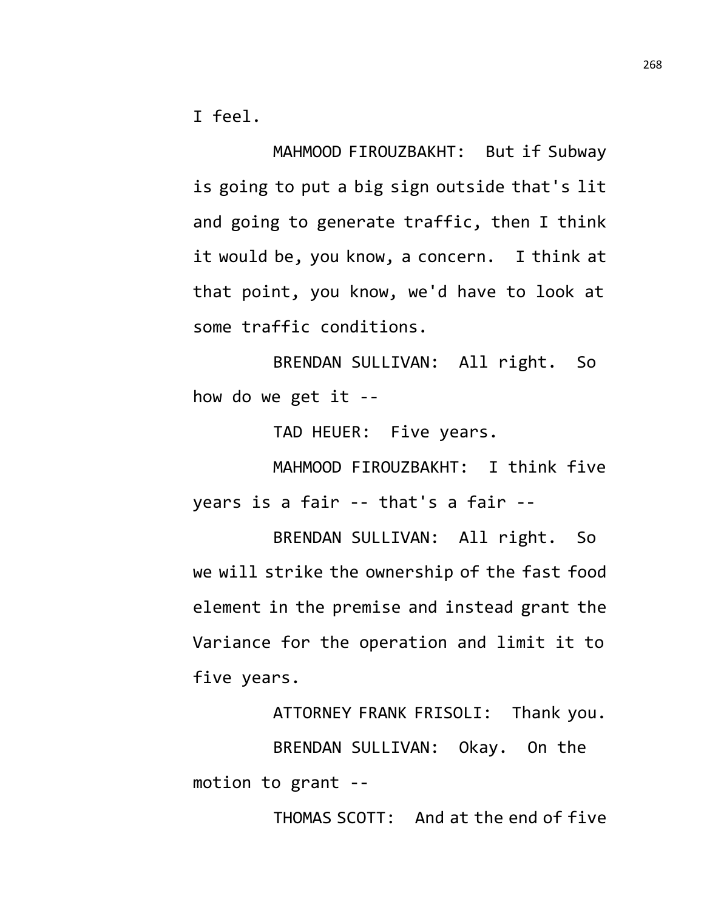I feel.

MAHMOOD FIROUZBAKHT: But if Subway is going to put a big sign outside that's lit and going to generate traffic, then I think it would be, you know, a concern. I think at that point, you know, we'd have to look at some traffic conditions.

BRENDAN SULLIVAN: All right. So how do we get it --

TAD HEUER: Five years.

MAHMOOD FIROUZBAKHT: I think five years is a fair -- that's a fair --

BRENDAN SULLIVAN: All right. So we will strike the ownership of the fast food element in the premise and instead grant the Variance for the operation and limit it to five years.

ATTORNEY FRANK FRISOLI: Thank you.

BRENDAN SULLIVAN: Okay. On the motion to grant --

THOMAS SCOTT: And at the end of five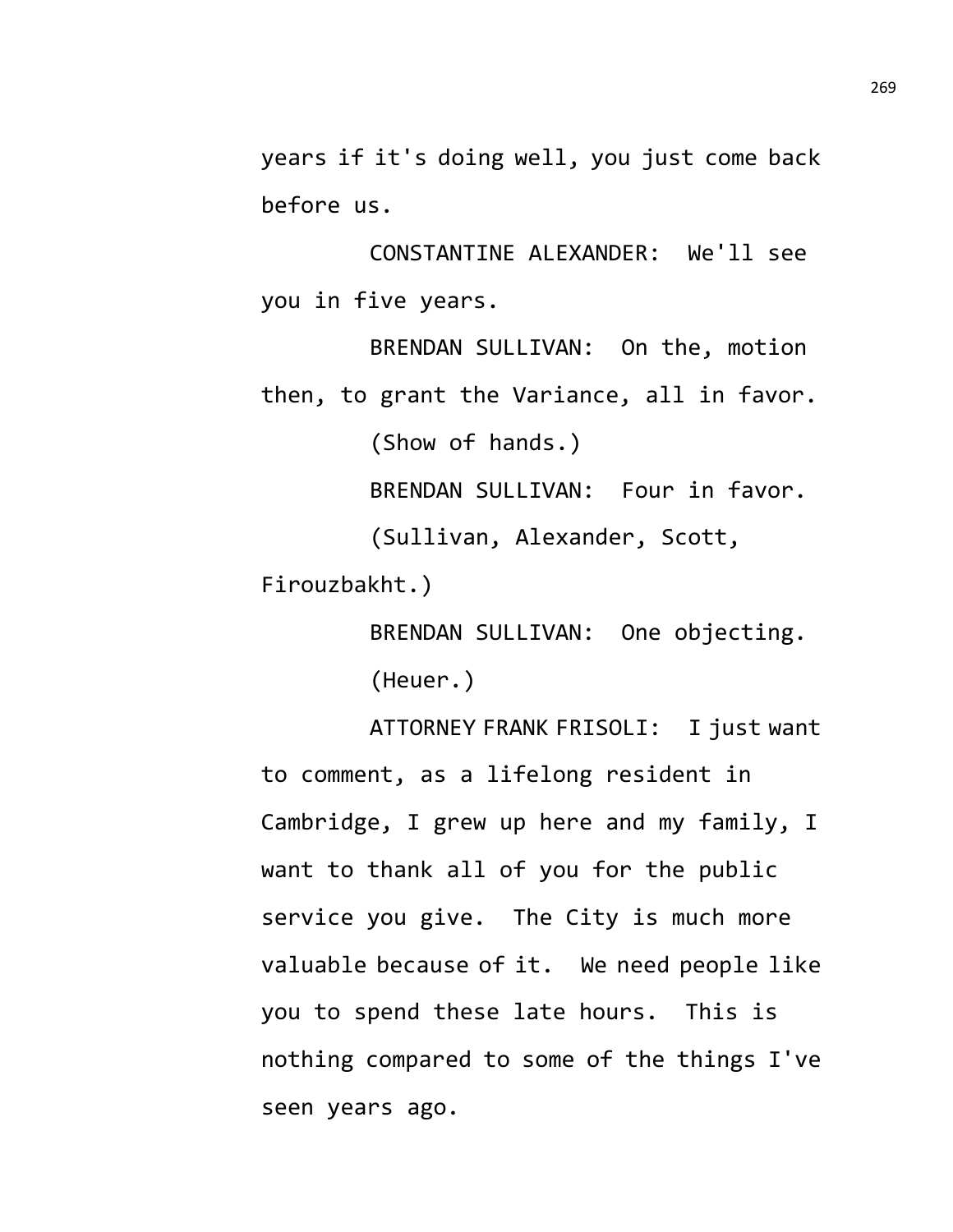years if it's doing well, you just come back before us.

CONSTANTINE ALEXANDER: We'll see you in five years.

BRENDAN SULLIVAN: On the, motion then, to grant the Variance, all in favor.

(Show of hands.)

BRENDAN SULLIVAN: Four in favor.

(Sullivan, Alexander, Scott, Firouzbakht.)

BRENDAN SULLIVAN: One objecting.

(Heuer.)

ATTORNEY FRANK FRISOLI: I just want to comment, as a lifelong resident in Cambridge, I grew up here and my family, I want to thank all of you for the public service you give. The City is much more valuable because of it. We need people like you to spend these late hours. This is nothing compared to some of the things I've seen years ago.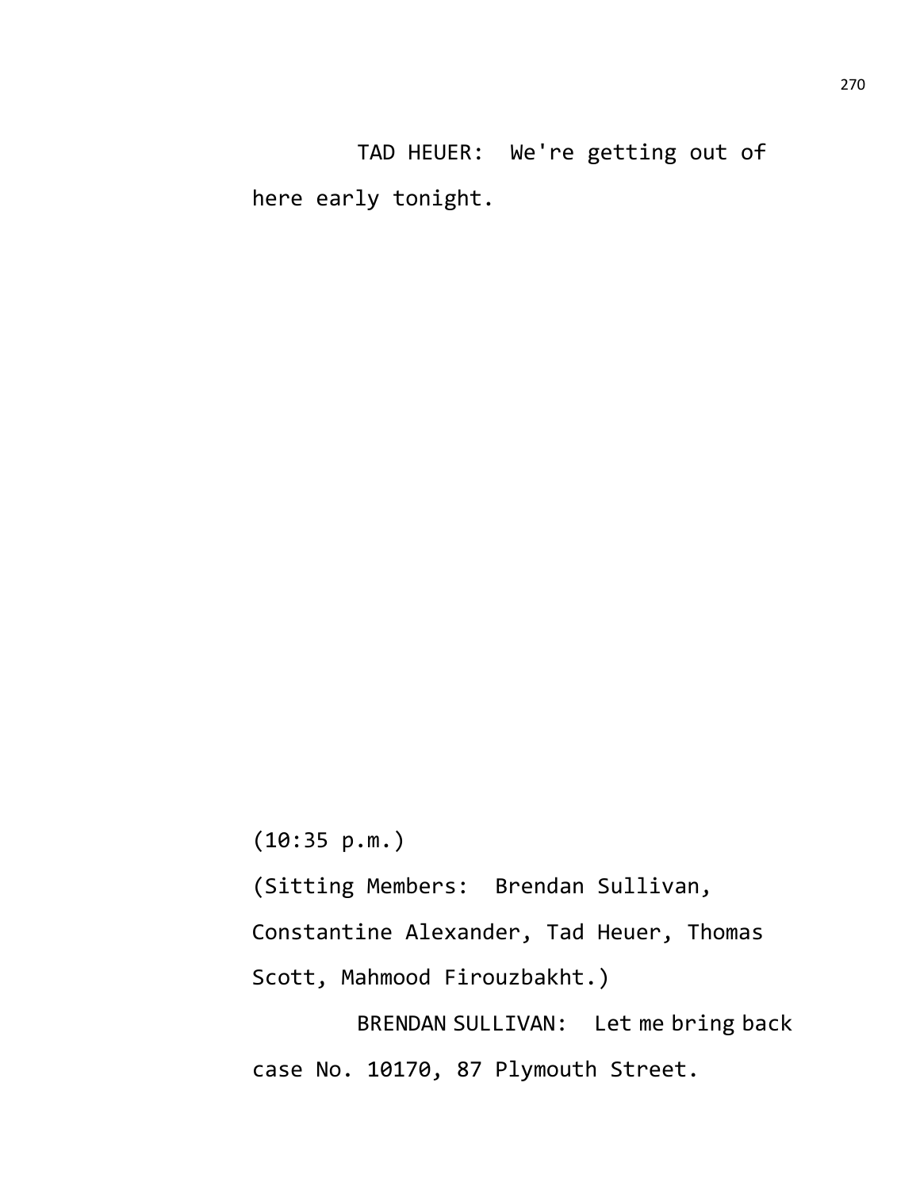TAD HEUER: We're getting out of here early tonight.

(10:35 p.m.)

(Sitting Members: Brendan Sullivan, Constantine Alexander, Tad Heuer, Thomas Scott, Mahmood Firouzbakht.)

BRENDAN SULLIVAN: Let me bring back case No. 10170, 87 Plymouth Street.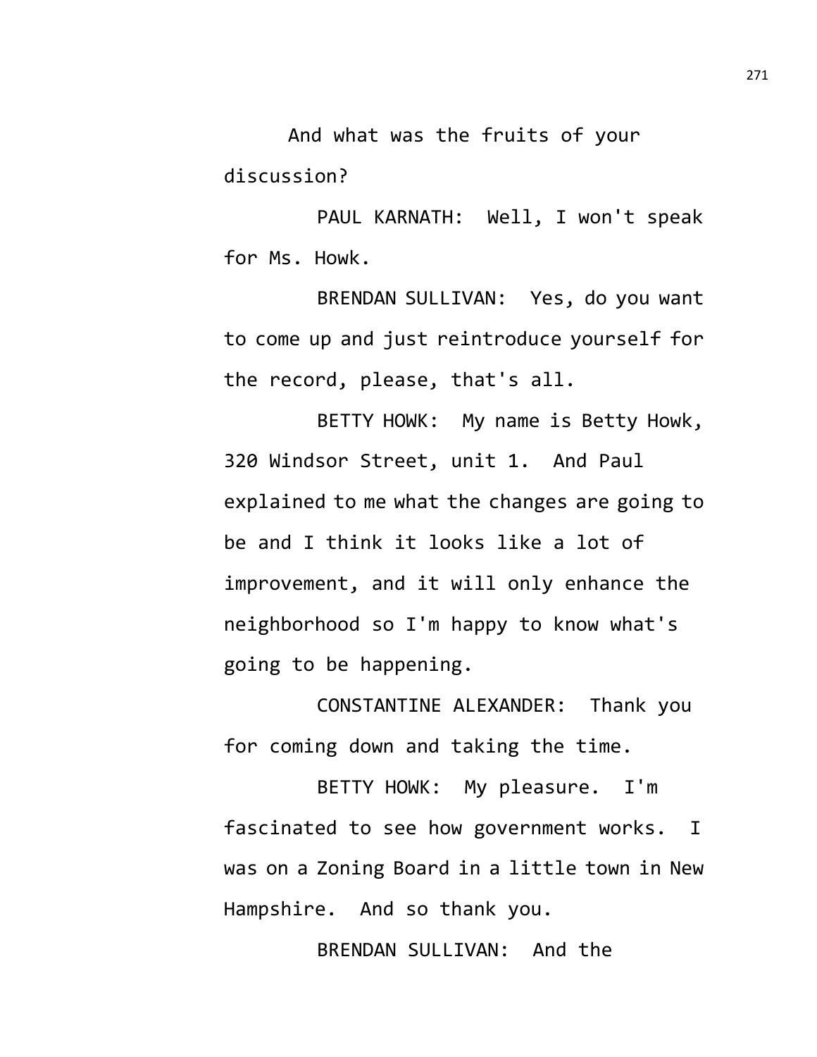And what was the fruits of your discussion?

PAUL KARNATH: Well, I won't speak for Ms. Howk.

BRENDAN SULLIVAN: Yes, do you want to come up and just reintroduce yourself for the record, please, that's all.

BETTY HOWK: My name is Betty Howk, 320 Windsor Street, unit 1. And Paul explained to me what the changes are going to be and I think it looks like a lot of improvement, and it will only enhance the neighborhood so I'm happy to know what's going to be happening.

CONSTANTINE ALEXANDER: Thank you for coming down and taking the time.

BETTY HOWK: My pleasure. I'm fascinated to see how government works. I was on a Zoning Board in a little town in New Hampshire. And so thank you.

BRENDAN SULLIVAN: And the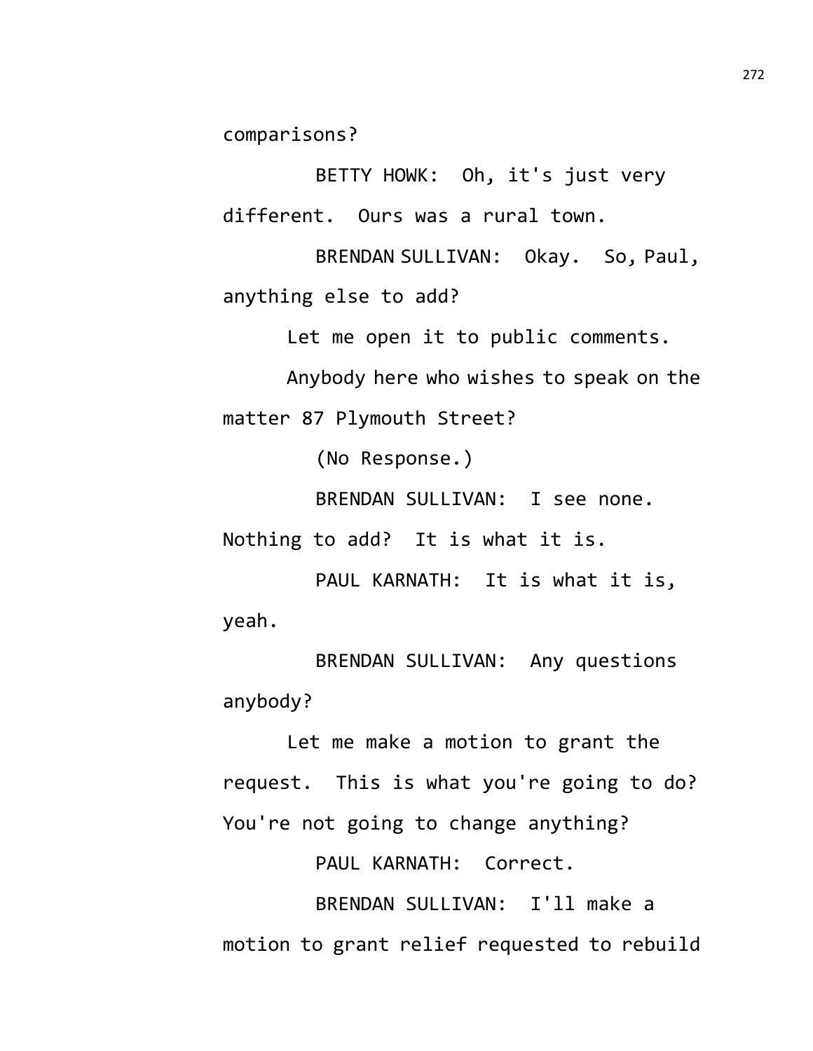comparisons?

BETTY HOWK: Oh, it's just very different. Ours was a rural town.

BRENDAN SULLIVAN: Okay. So, Paul, anything else to add?

Let me open it to public comments.

Anybody here who wishes to speak on the matter 87 Plymouth Street?

(No Response.)

BRENDAN SULLIVAN: I see none. Nothing to add? It is what it is.

PAUL KARNATH: It is what it is, yeah.

BRENDAN SULLIVAN: Any questions anybody?

Let me make a motion to grant the request. This is what you're going to do? You're not going to change anything?

PAUL KARNATH: Correct.

BRENDAN SULLIVAN: I'll make a motion to grant relief requested to rebuild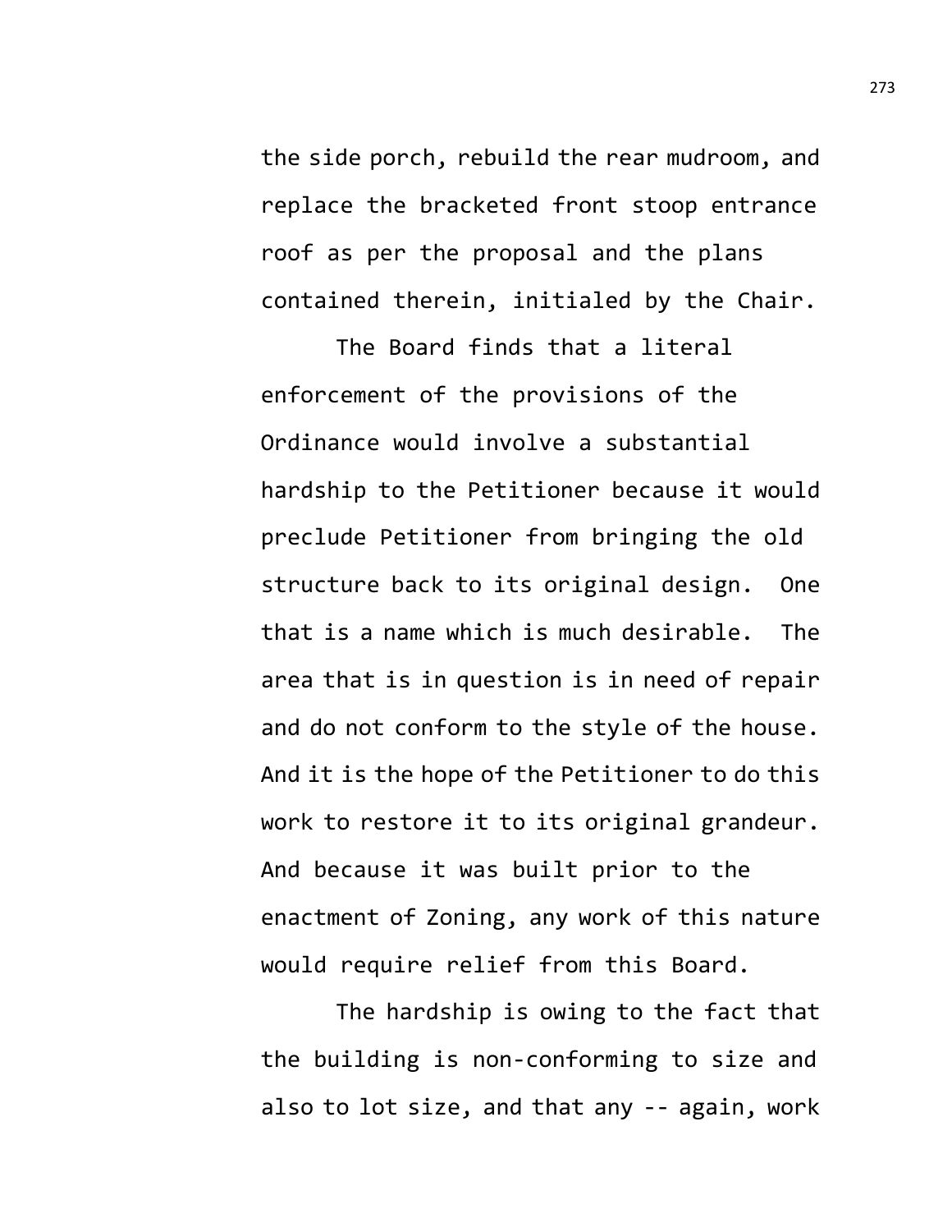the side porch, rebuild the rear mudroom, and replace the bracketed front stoop entrance roof as per the proposal and the plans contained therein, initialed by the Chair.

The Board finds that a literal enforcement of the provisions of the Ordinance would involve a substantial hardship to the Petitioner because it would preclude Petitioner from bringing the old structure back to its original design. One that is a name which is much desirable. The area that is in question is in need of repair and do not conform to the style of the house. And it is the hope of the Petitioner to do this work to restore it to its original grandeur. And because it was built prior to the enactment of Zoning, any work of this nature would require relief from this Board.

The hardship is owing to the fact that the building is non-conforming to size and also to lot size, and that any -- again, work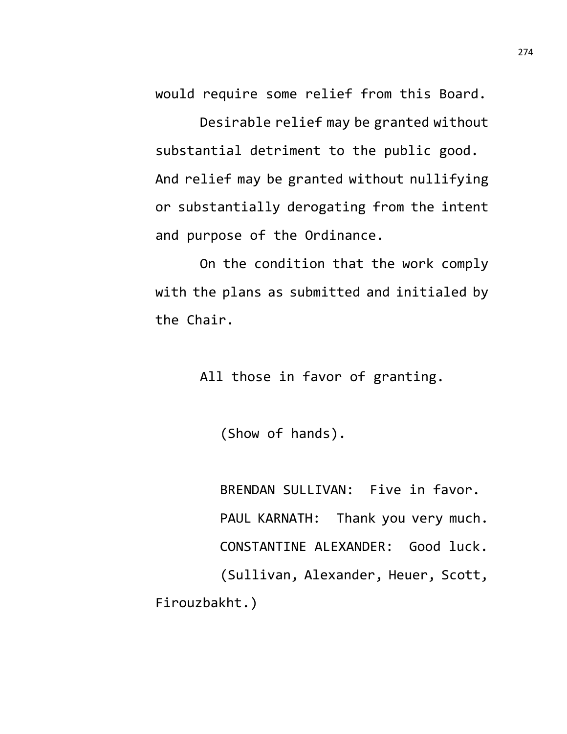would require some relief from this Board.

Desirable relief may be granted without substantial detriment to the public good. And relief may be granted without nullifying or substantially derogating from the intent and purpose of the Ordinance.

On the condition that the work comply with the plans as submitted and initialed by the Chair.

All those in favor of granting.

(Show of hands).

BRENDAN SULLIVAN: Five in favor.

PAUL KARNATH: Thank you very much.

CONSTANTINE ALEXANDER: Good luck.

(Sullivan, Alexander, Heuer, Scott, Firouzbakht.)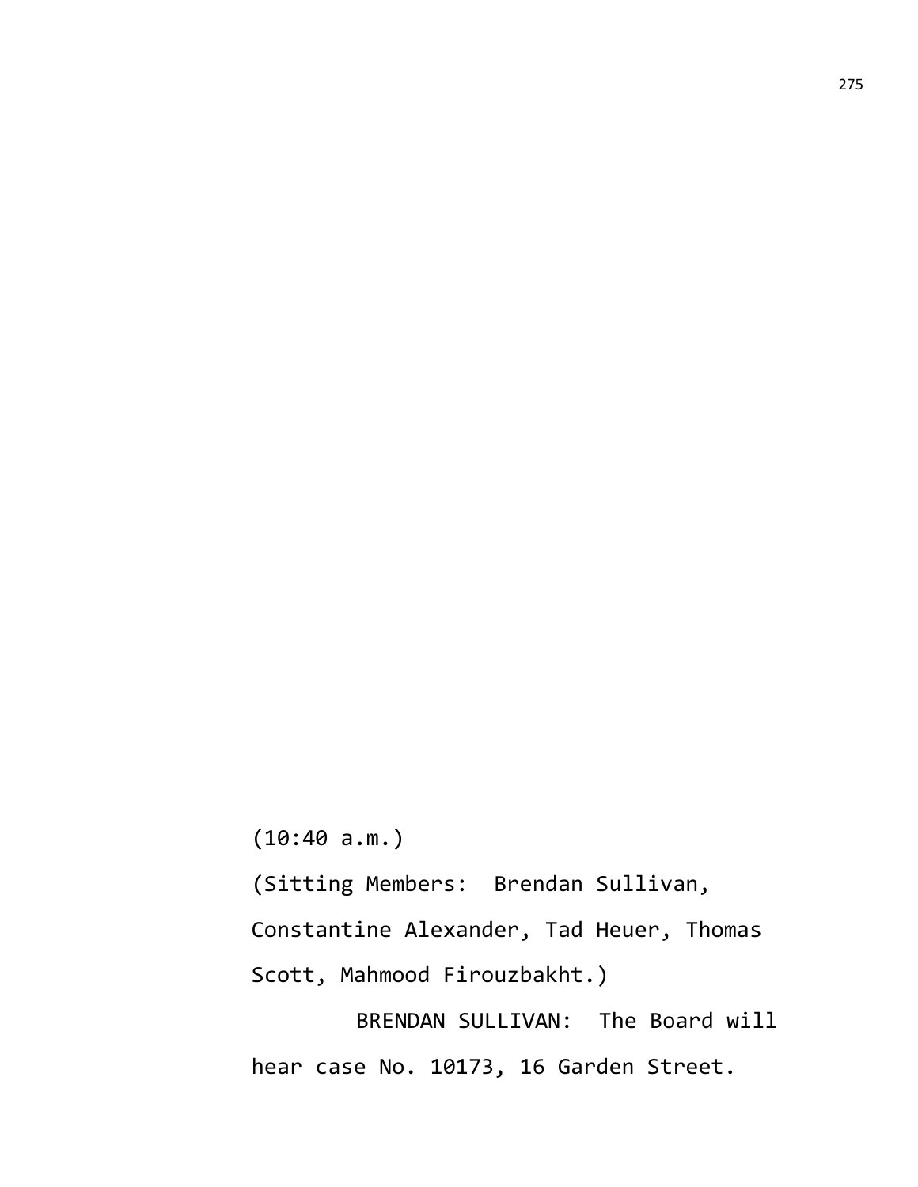(10:40 a.m.)

(Sitting Members: Brendan Sullivan, Constantine Alexander, Tad Heuer, Thomas Scott, Mahmood Firouzbakht.)

BRENDAN SULLIVAN: The Board will hear case No. 10173, 16 Garden Street.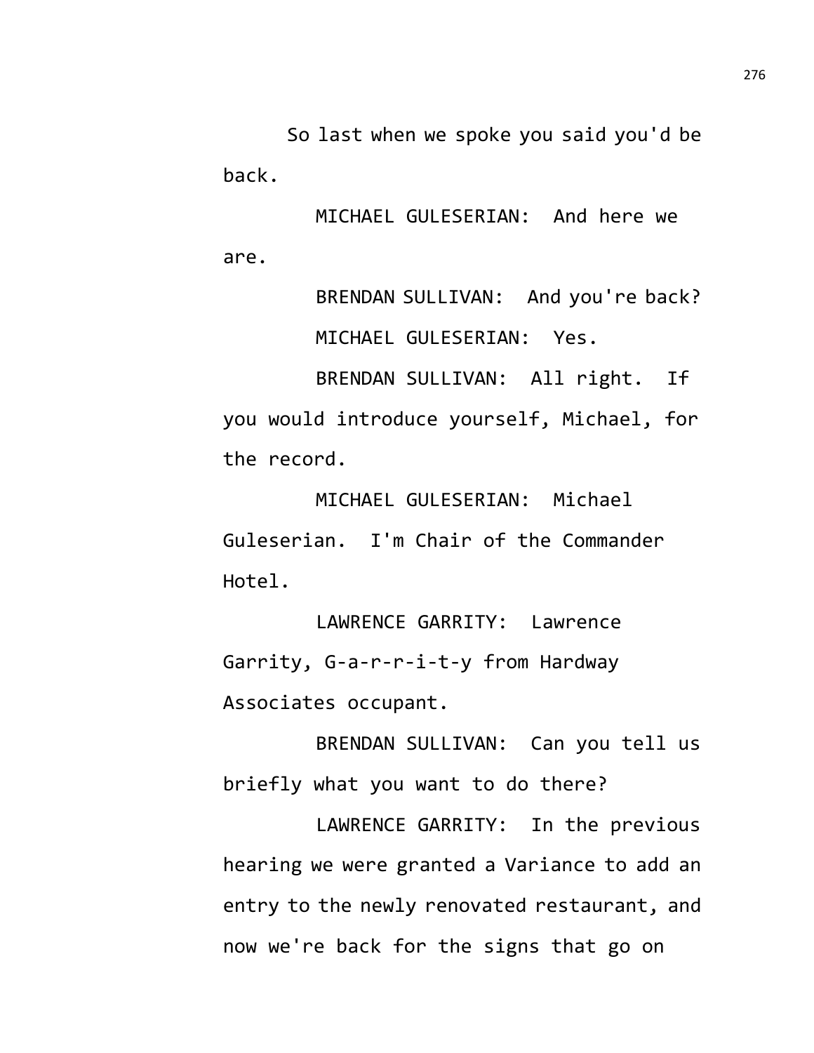So last when we spoke you said you'd be back.

MICHAEL GULESERIAN: And here we are.

BRENDAN SULLIVAN: And you're back?

MICHAEL GULESERIAN: Yes.

BRENDAN SULLIVAN: All right. If you would introduce yourself, Michael, for the record.

MICHAEL GULESERIAN: Michael Guleserian. I'm Chair of the Commander Hotel.

LAWRENCE GARRITY: Lawrence Garrity, G-a-r-r-i-t-y from Hardway Associates occupant.

BRENDAN SULLIVAN: Can you tell us briefly what you want to do there?

LAWRENCE GARRITY: In the previous hearing we were granted a Variance to add an entry to the newly renovated restaurant, and now we're back for the signs that go on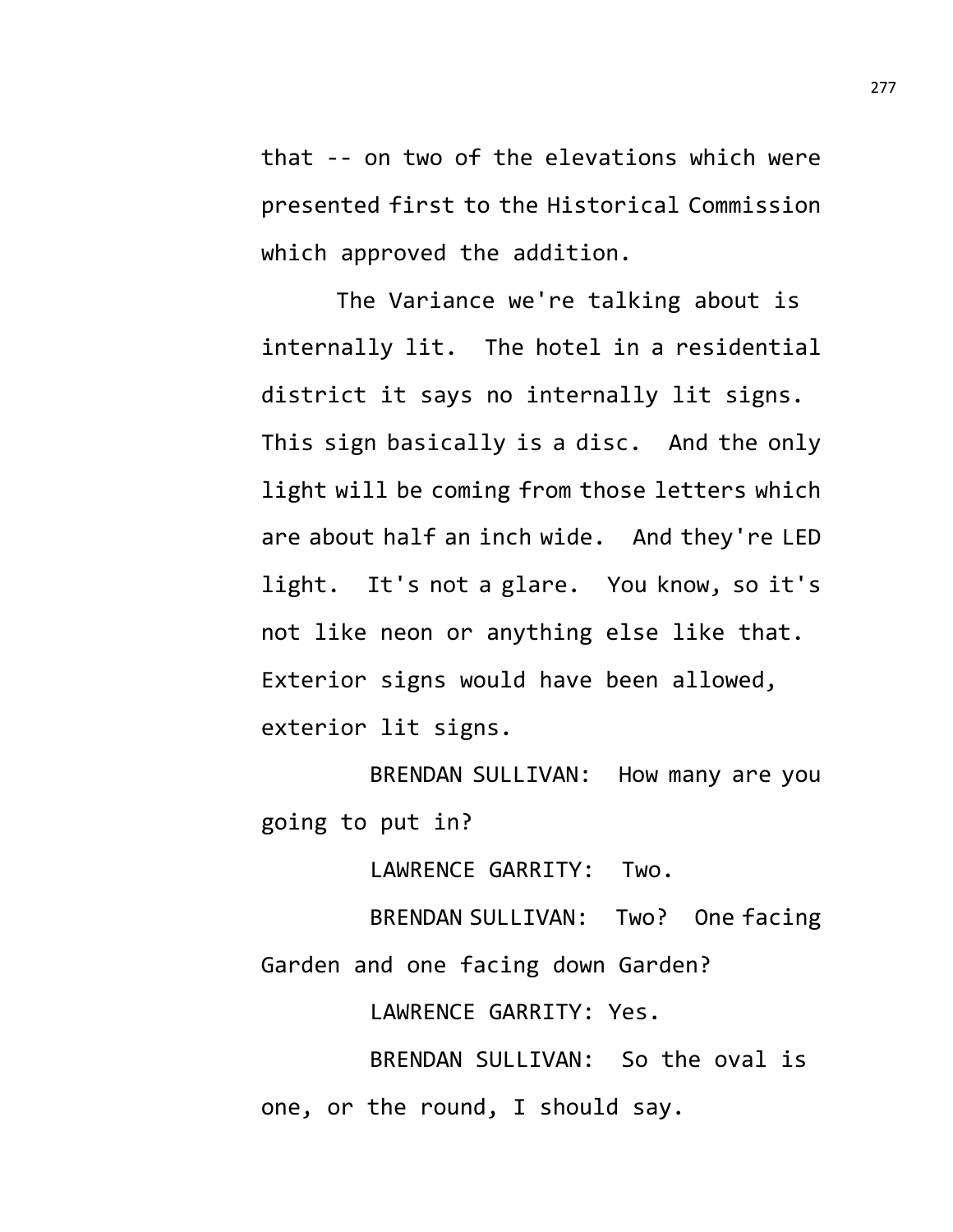that -- on two of the elevations which were presented first to the Historical Commission which approved the addition.

The Variance we're talking about is internally lit. The hotel in a residential district it says no internally lit signs. This sign basically is a disc. And the only light will be coming from those letters which are about half an inch wide. And they're LED light. It's not a glare. You know, so it's not like neon or anything else like that. Exterior signs would have been allowed, exterior lit signs.

BRENDAN SULLIVAN: How many are you going to put in?

LAWRENCE GARRITY: Two.

BRENDAN SULLIVAN: Two? One facing Garden and one facing down Garden?

LAWRENCE GARRITY: Yes.

BRENDAN SULLIVAN: So the oval is one, or the round, I should say.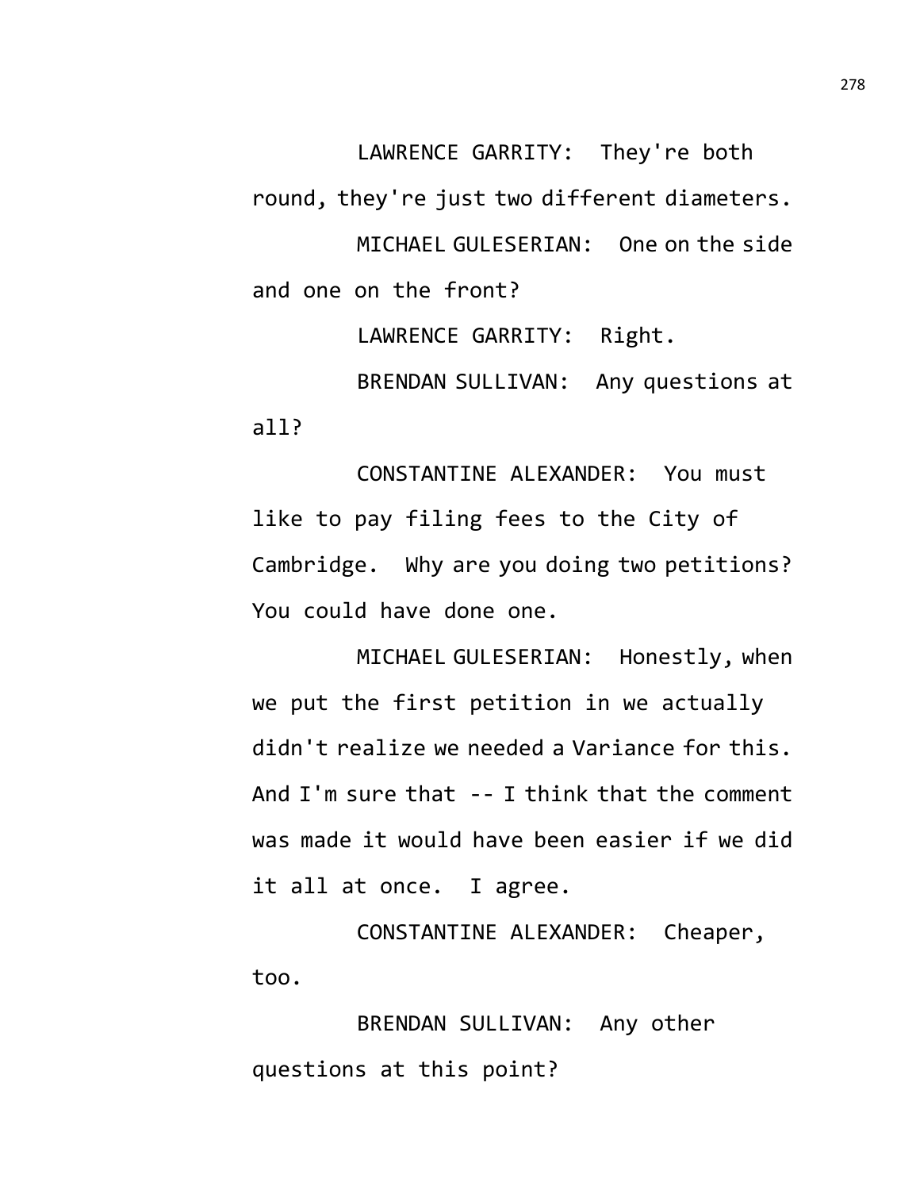LAWRENCE GARRITY: They're both round, they're just two different diameters.

MICHAEL GULESERIAN: One on the side and one on the front?

LAWRENCE GARRITY: Right.

BRENDAN SULLIVAN: Any questions at all?

CONSTANTINE ALEXANDER: You must like to pay filing fees to the City of Cambridge. Why are you doing two petitions? You could have done one.

MICHAEL GULESERIAN: Honestly, when we put the first petition in we actually didn't realize we needed a Variance for this. And I'm sure that -- I think that the comment was made it would have been easier if we did it all at once. I agree.

CONSTANTINE ALEXANDER: Cheaper, too.

BRENDAN SULLIVAN: Any other questions at this point?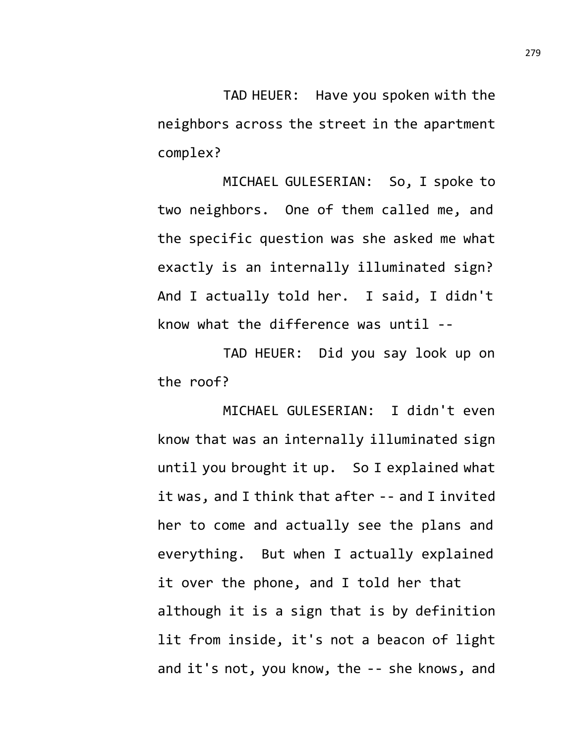TAD HEUER: Have you spoken with the neighbors across the street in the apartment complex?

MICHAEL GULESERIAN: So, I spoke to two neighbors. One of them called me, and the specific question was she asked me what exactly is an internally illuminated sign? And I actually told her. I said, I didn't know what the difference was until --

TAD HEUER: Did you say look up on the roof?

MICHAEL GULESERIAN: I didn't even know that was an internally illuminated sign until you brought it up. So I explained what it was, and I think that after -- and I invited her to come and actually see the plans and everything. But when I actually explained it over the phone, and I told her that although it is a sign that is by definition lit from inside, it's not a beacon of light and it's not, you know, the -- she knows, and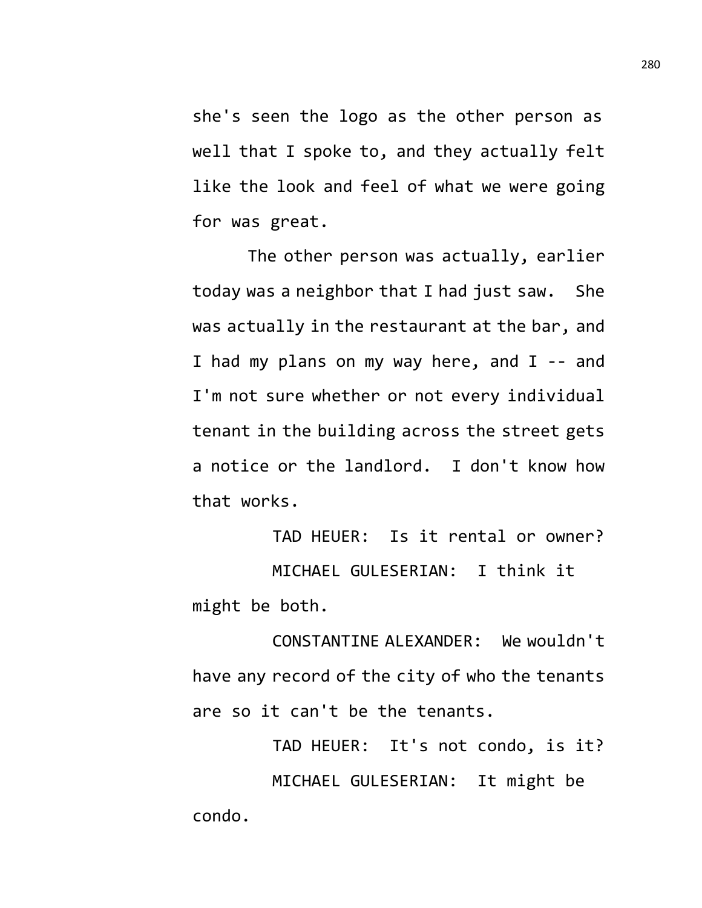she's seen the logo as the other person as well that I spoke to, and they actually felt like the look and feel of what we were going for was great.

The other person was actually, earlier today was a neighbor that I had just saw. She was actually in the restaurant at the bar, and I had my plans on my way here, and I -- and I'm not sure whether or not every individual tenant in the building across the street gets a notice or the landlord. I don't know how that works.

TAD HEUER: Is it rental or owner?

MICHAEL GULESERIAN: I think it might be both.

CONSTANTINE ALEXANDER: We wouldn't have any record of the city of who the tenants are so it can't be the tenants.

TAD HEUER: It's not condo, is it?

MICHAEL GULESERIAN: It might be condo.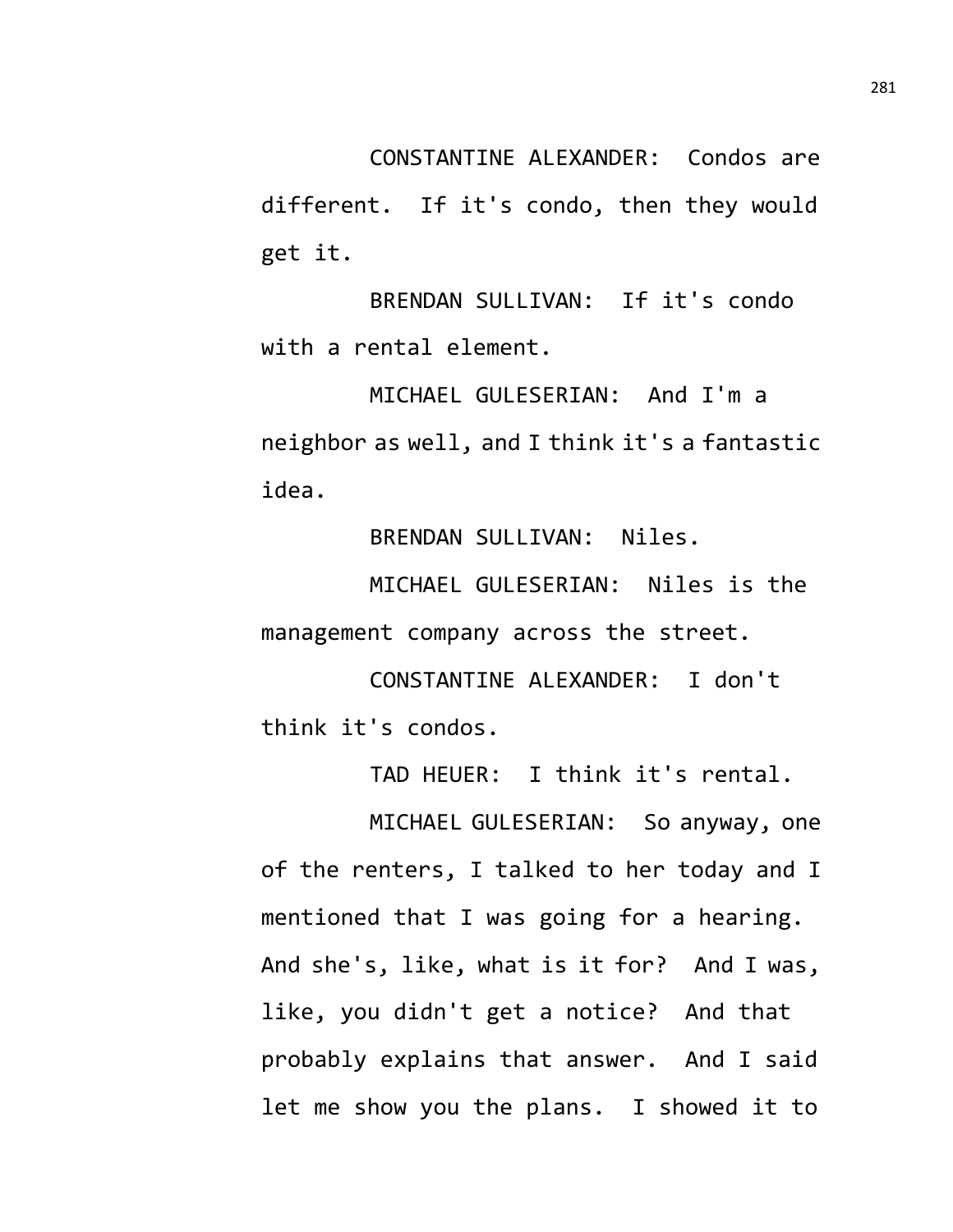CONSTANTINE ALEXANDER: Condos are different. If it's condo, then they would get it.

BRENDAN SULLIVAN: If it's condo with a rental element.

MICHAEL GULESERIAN: And I'm a neighbor as well, and I think it's a fantastic idea.

BRENDAN SULLIVAN: Niles.

MICHAEL GULESERIAN: Niles is the management company across the street.

CONSTANTINE ALEXANDER: I don't think it's condos.

TAD HEUER: I think it's rental.

MICHAEL GULESERIAN: So anyway, one of the renters, I talked to her today and I mentioned that I was going for a hearing. And she's, like, what is it for? And I was, like, you didn't get a notice? And that probably explains that answer. And I said let me show you the plans. I showed it to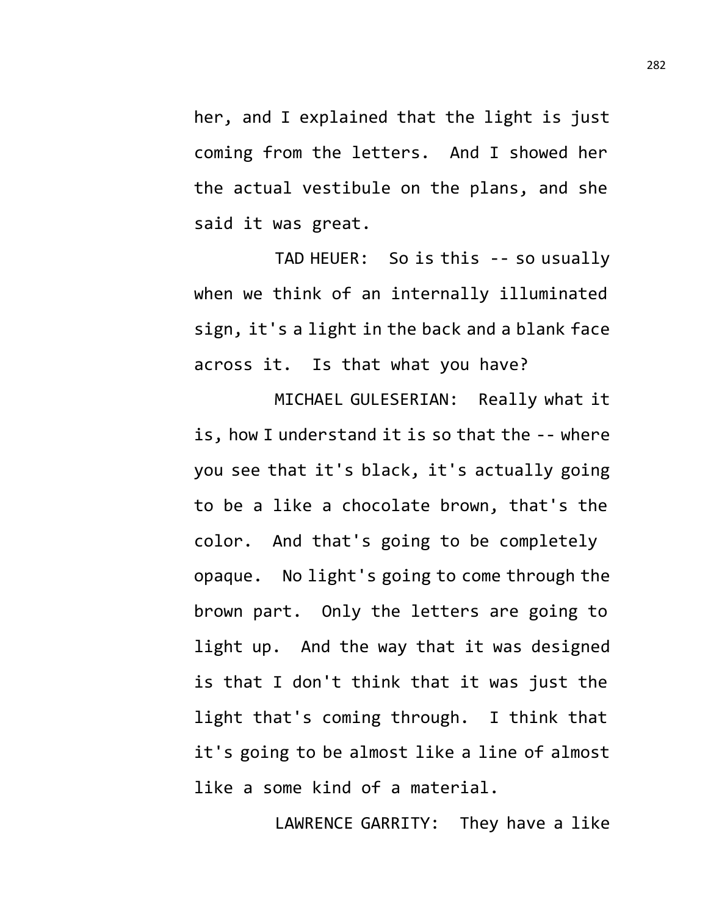her, and I explained that the light is just coming from the letters. And I showed her the actual vestibule on the plans, and she said it was great.

TAD HEUER: So is this -- so usually when we think of an internally illuminated sign, it's a light in the back and a blank face across it. Is that what you have?

MICHAEL GULESERIAN: Really what it is, how I understand it is so that the -- where you see that it's black, it's actually going to be a like a chocolate brown, that's the color. And that's going to be completely opaque. No light's going to come through the brown part. Only the letters are going to light up. And the way that it was designed is that I don't think that it was just the light that's coming through. I think that it's going to be almost like a line of almost like a some kind of a material.

LAWRENCE GARRITY: They have a like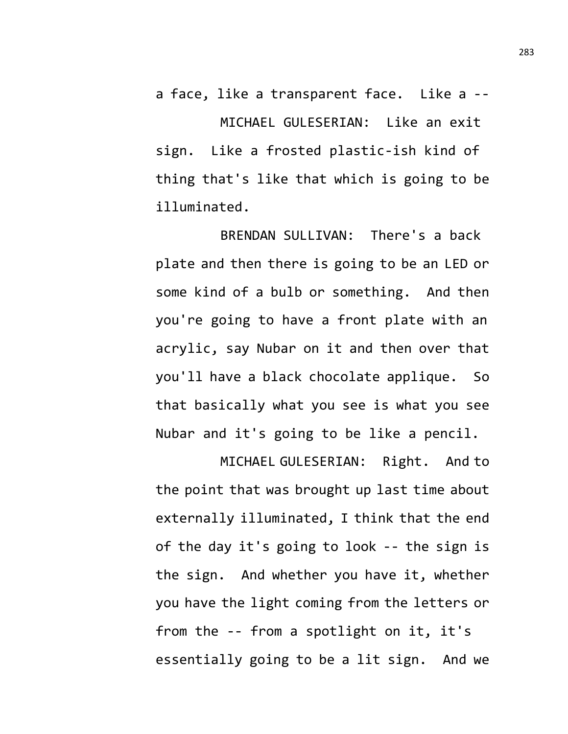a face, like a transparent face. Like a --

MICHAEL GULESERIAN: Like an exit sign. Like a frosted plastic-ish kind of thing that's like that which is going to be illuminated.

BRENDAN SULLIVAN: There's a back plate and then there is going to be an LED or some kind of a bulb or something. And then you're going to have a front plate with an acrylic, say Nubar on it and then over that you'll have a black chocolate applique. So that basically what you see is what you see Nubar and it's going to be like a pencil.

MICHAEL GULESERIAN: Right. And to the point that was brought up last time about externally illuminated, I think that the end of the day it's going to look -- the sign is the sign. And whether you have it, whether you have the light coming from the letters or from the -- from a spotlight on it, it's essentially going to be a lit sign. And we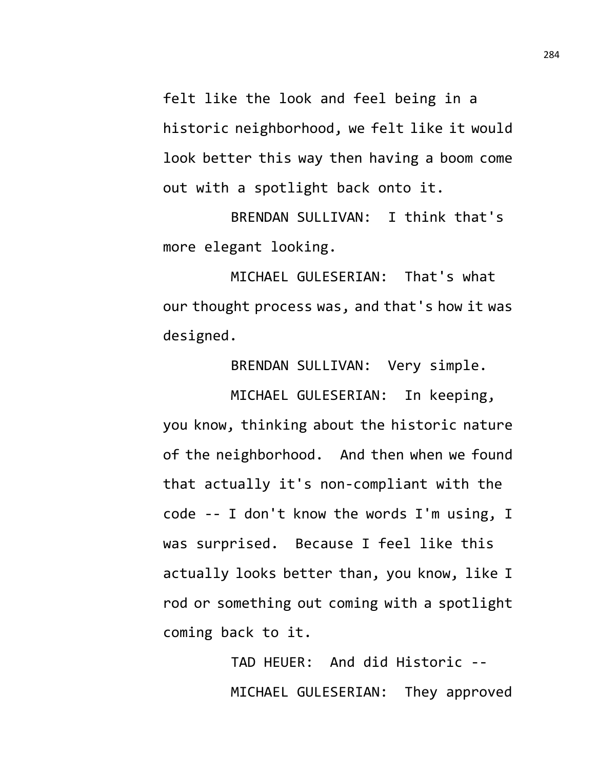felt like the look and feel being in a historic neighborhood, we felt like it would look better this way then having a boom come out with a spotlight back onto it.

BRENDAN SULLIVAN: I think that's more elegant looking.

MICHAEL GULESERIAN: That's what our thought process was, and that's how it was designed.

BRENDAN SULLIVAN: Very simple.

MICHAEL GULESERIAN: In keeping, you know, thinking about the historic nature of the neighborhood. And then when we found that actually it's non-compliant with the code -- I don't know the words I'm using, I was surprised. Because I feel like this actually looks better than, you know, like I rod or something out coming with a spotlight coming back to it.

TAD HEUER: And did Historic --

MICHAEL GULESERIAN: They approved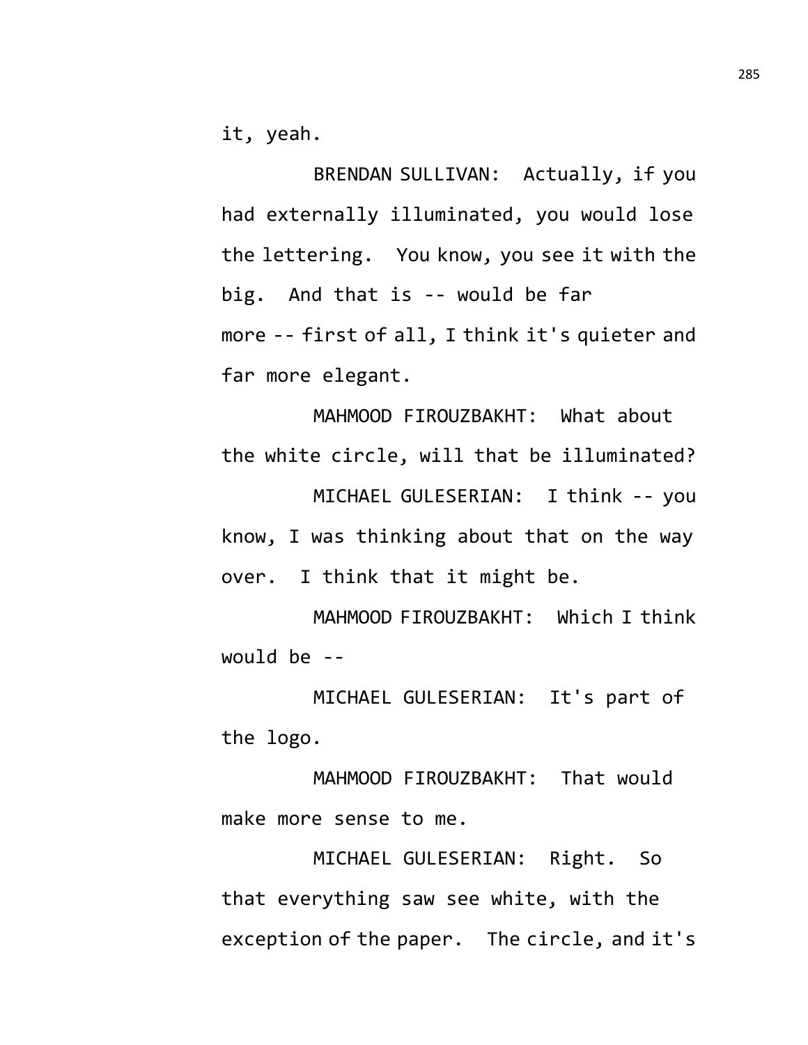it, yeah.

BRENDAN SULLIVAN: Actually, if you had externally illuminated, you would lose the lettering. You know, you see it with the big. And that is -- would be far more -- first of all, I think it's quieter and far more elegant.

MAHMOOD FIROUZBAKHT: What about the white circle, will that be illuminated?

MICHAEL GULESERIAN: I think -- you know, I was thinking about that on the way over. I think that it might be.

MAHMOOD FIROUZBAKHT: Which I think would be --

MICHAEL GULESERIAN: It's part of the logo.

MAHMOOD FIROUZBAKHT: That would make more sense to me.

MICHAEL GULESERIAN: Right. So that everything saw see white, with the exception of the paper. The circle, and it's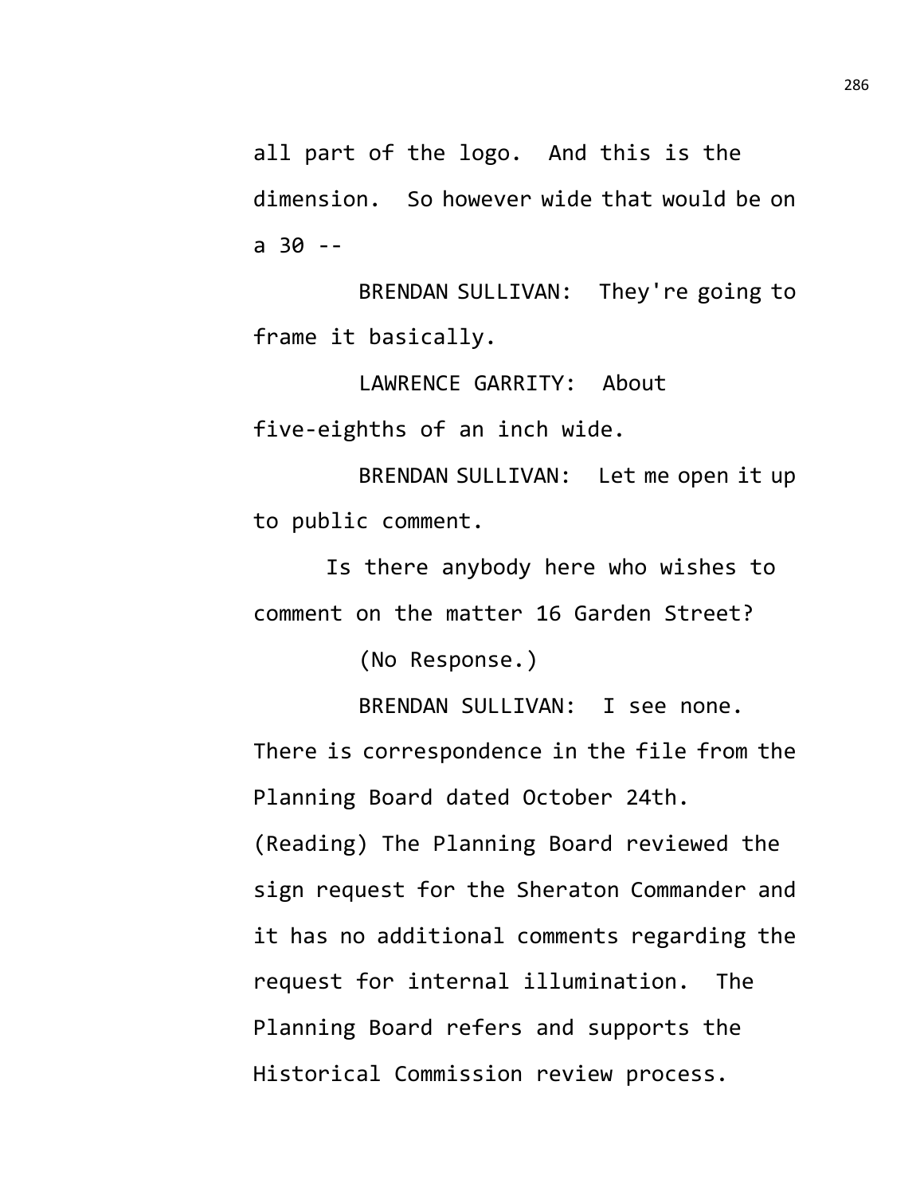all part of the logo. And this is the dimension. So however wide that would be on a 30 --

BRENDAN SULLIVAN: They're going to frame it basically.

LAWRENCE GARRITY: About five-eighths of an inch wide.

BRENDAN SULLIVAN: Let me open it up to public comment.

Is there anybody here who wishes to comment on the matter 16 Garden Street?

(No Response.)

BRENDAN SULLIVAN: I see none. There is correspondence in the file from the Planning Board dated October 24th. (Reading) The Planning Board reviewed the sign request for the Sheraton Commander and it has no additional comments regarding the request for internal illumination. The Planning Board refers and supports the Historical Commission review process.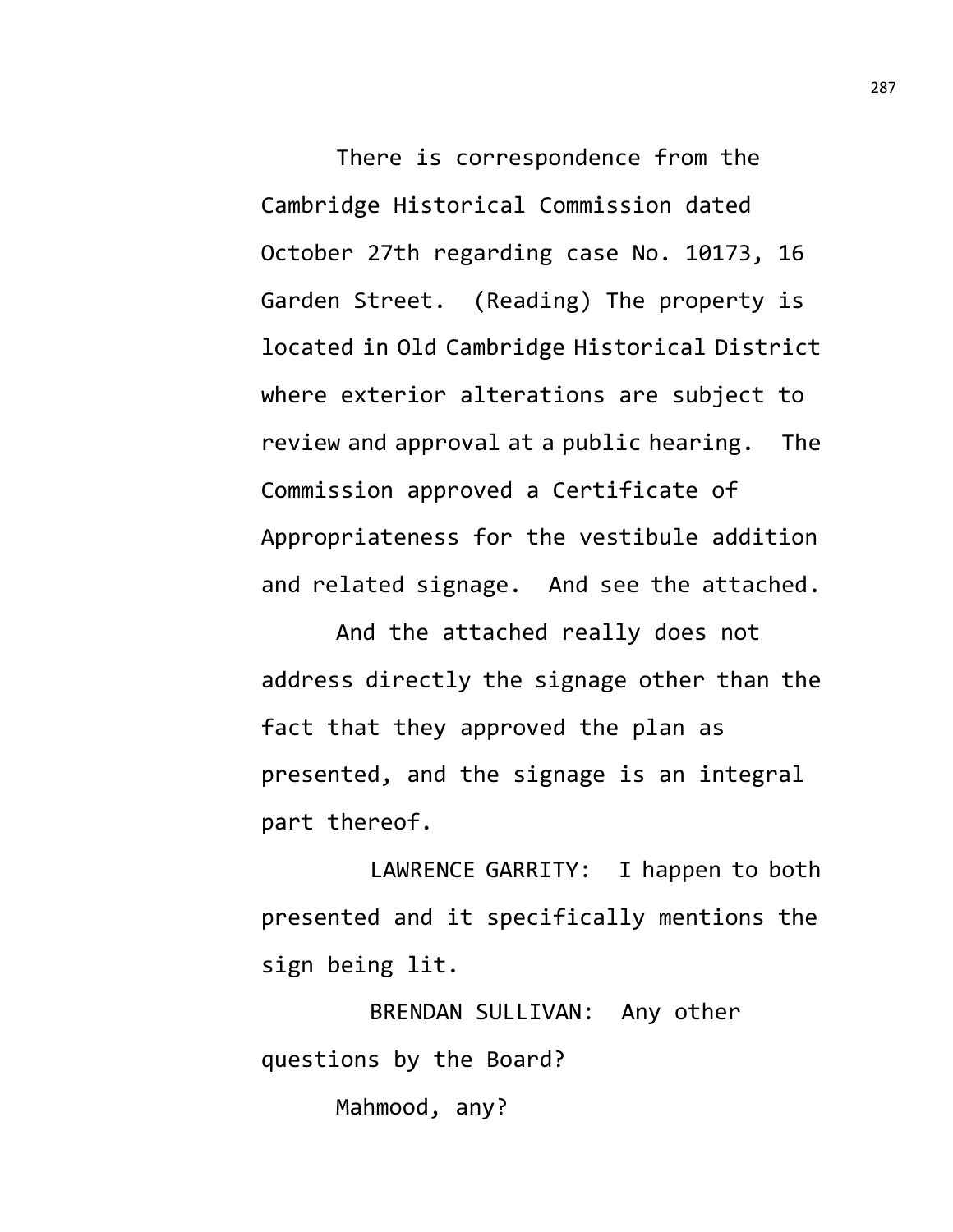There is correspondence from the Cambridge Historical Commission dated October 27th regarding case No. 10173, 16 Garden Street. (Reading) The property is located in Old Cambridge Historical District where exterior alterations are subject to review and approval at a public hearing. The Commission approved a Certificate of Appropriateness for the vestibule addition and related signage. And see the attached.

And the attached really does not address directly the signage other than the fact that they approved the plan as presented, and the signage is an integral part thereof.

LAWRENCE GARRITY: I happen to both presented and it specifically mentions the sign being lit.

BRENDAN SULLIVAN: Any other questions by the Board?

Mahmood, any?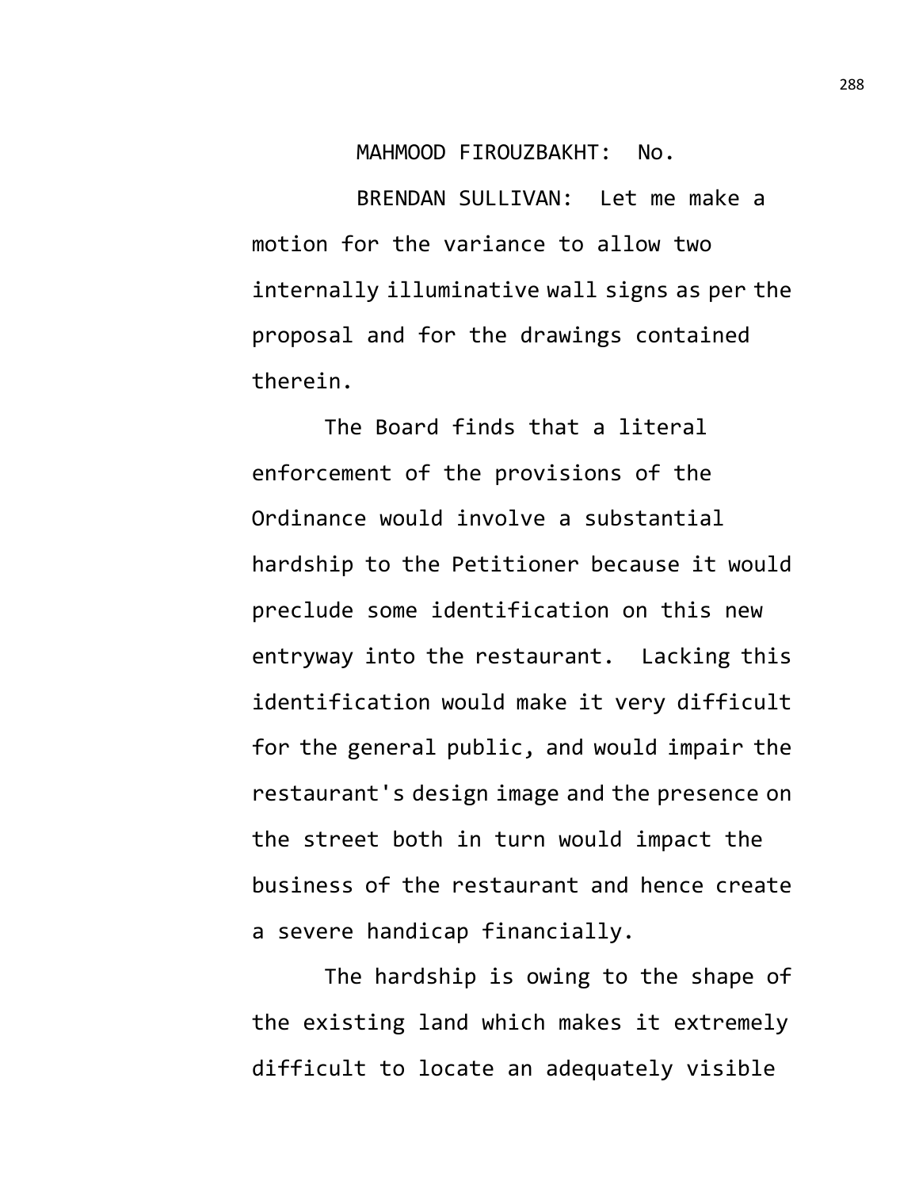MAHMOOD FIROUZBAKHT: No.

BRENDAN SULLIVAN: Let me make a motion for the variance to allow two internally illuminative wall signs as per the proposal and for the drawings contained therein.

The Board finds that a literal enforcement of the provisions of the Ordinance would involve a substantial hardship to the Petitioner because it would preclude some identification on this new entryway into the restaurant. Lacking this identification would make it very difficult for the general public, and would impair the restaurant's design image and the presence on the street both in turn would impact the business of the restaurant and hence create a severe handicap financially.

The hardship is owing to the shape of the existing land which makes it extremely difficult to locate an adequately visible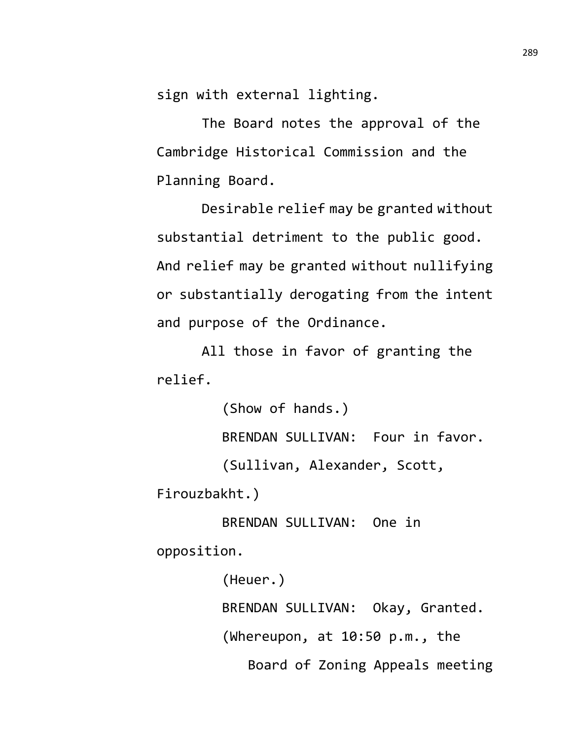sign with external lighting.

The Board notes the approval of the Cambridge Historical Commission and the Planning Board.

Desirable relief may be granted without substantial detriment to the public good. And relief may be granted without nullifying or substantially derogating from the intent and purpose of the Ordinance.

All those in favor of granting the relief.

(Show of hands.)

BRENDAN SULLIVAN: Four in favor.

(Sullivan, Alexander, Scott, Firouzbakht.)

BRENDAN SULLIVAN: One in opposition.

(Heuer.)

BRENDAN SULLIVAN: Okay, Granted.

(Whereupon, at 10:50 p.m., the Board of Zoning Appeals meeting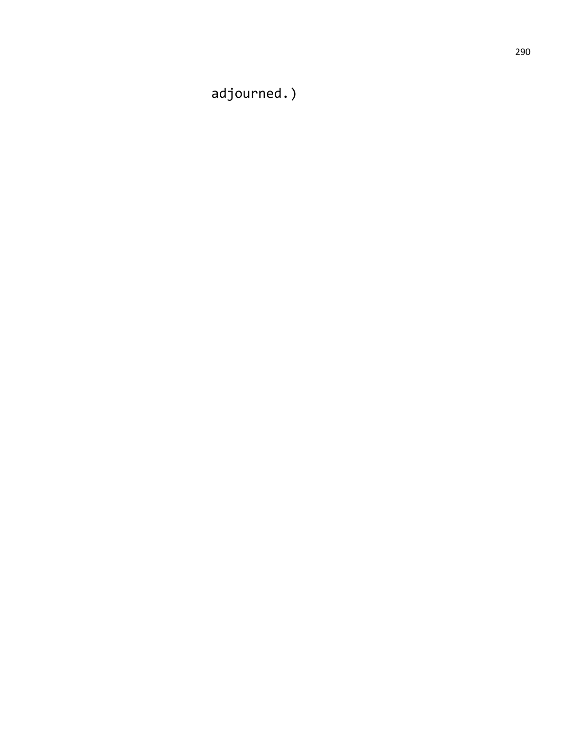adjourned.)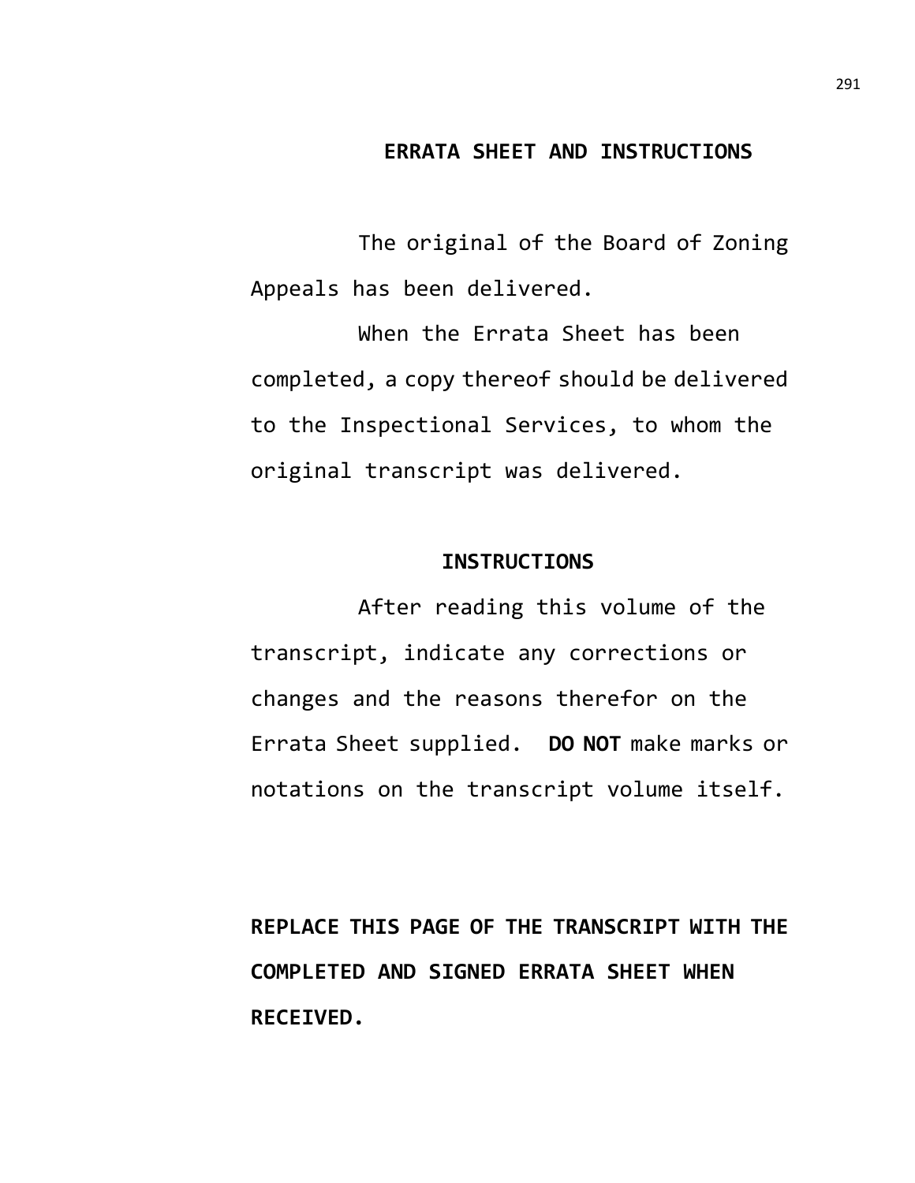## ERRATA SHEET AND INSTRUCTIONS

The original of the Board of Zoning Appeals has been delivered.

When the Errata Sheet has been completed, a copy thereof should be delivered to the Inspectional Services, to whom the original transcript was delivered.

## INSTRUCTIONS

After reading this volume of the transcript, indicate any corrections or changes and the reasons therefor on the Errata Sheet supplied. **DO NOT** make marks or notations on the transcript volume itself.

**REPLACE THIS PAGE OF THE TRANSCRIPT WITH THE COMPLETED AND SIGNED ERRATA SHEET WHEN RECEIVED.**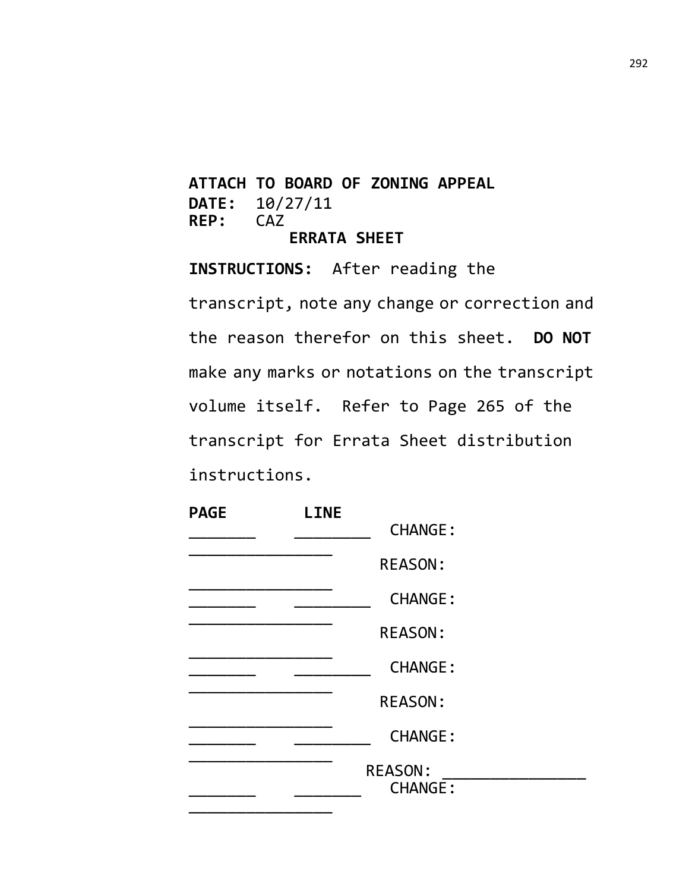**ATTACH TO BOARD OF ZONING APPEAL**
**DATE:** 10/27/11
**REP:** CAZ

**ERRATA SHEET**

**INSTRUCTIONS:** After reading the transcript, note any change or correction and the reason therefor on this sheet. **DO NOT** make any marks or notations on the transcript volume itself. Refer to Page 265 of the transcript for Errata Sheet distribution instructions.

**PAGE** **LINE**

_______ ________ CHANGE: ________________

REASON: ________________

_______ ________ CHANGE: ________________

REASON: ________________

_______ ________ CHANGE: ________________

REASON: ________________

_______ ________ CHANGE: ________________

REASON: ________________

_______ _______ CHANGE: ________________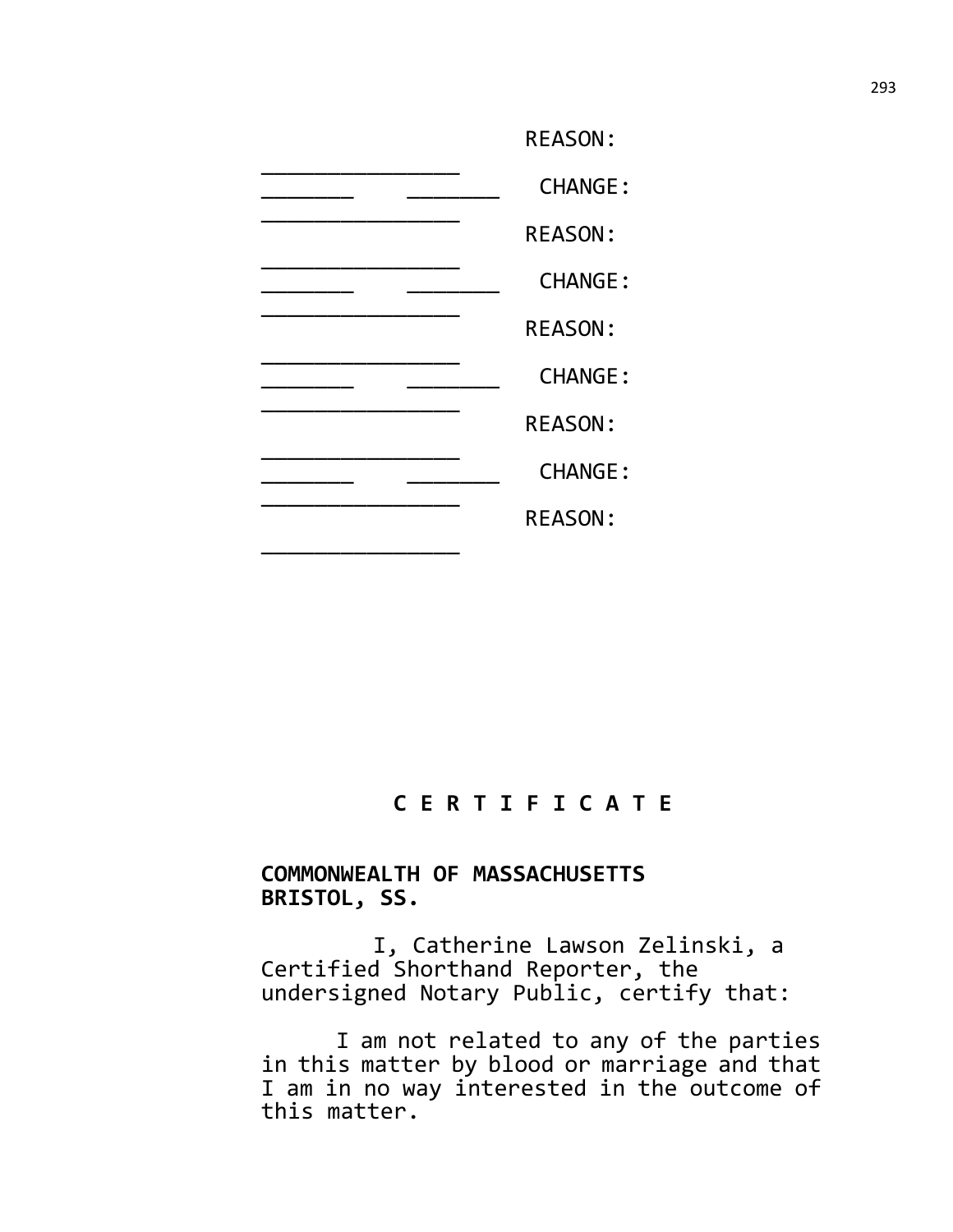REASON:

________________

_______ _______ CHANGE:

________________

REASON:

________________

_______ _______ CHANGE:

________________

REASON:

________________

_______ _______ CHANGE:

________________

REASON:

________________

_______ _______ CHANGE:

________________

REASON:

________________

**C E R T I F I C A T E**

**COMMONWEALTH OF MASSACHUSETTS**
**BRISTOL, SS.**

I, Catherine Lawson Zelinski, a Certified Shorthand Reporter, the undersigned Notary Public, certify that:

I am not related to any of the parties in this matter by blood or marriage and that I am in no way interested in the outcome of this matter.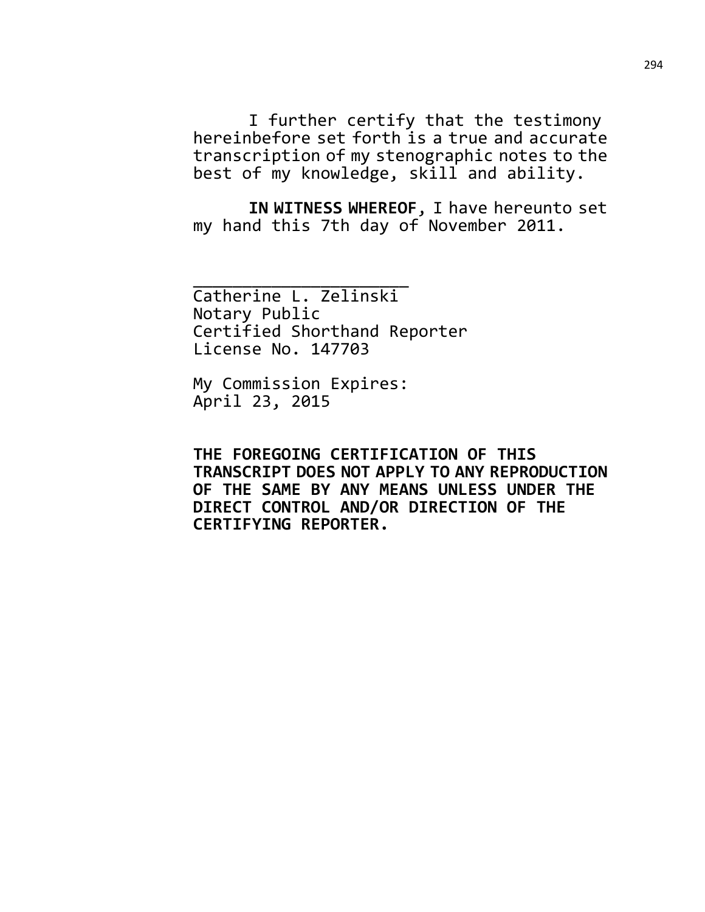I further certify that the testimony hereinbefore set forth is a true and accurate transcription of my stenographic notes to the best of my knowledge, skill and ability.

**IN WITNESS WHEREOF**, I have hereunto set my hand this 7th day of November 2011.

______________________
Catherine L. Zelinski
Notary Public
Certified Shorthand Reporter
License No. 147703

My Commission Expires:
April 23, 2015

**THE FOREGOING CERTIFICATION OF THIS TRANSCRIPT DOES NOT APPLY TO ANY REPRODUCTION OF THE SAME BY ANY MEANS UNLESS UNDER THE DIRECT CONTROL AND/OR DIRECTION OF THE CERTIFYING REPORTER.**